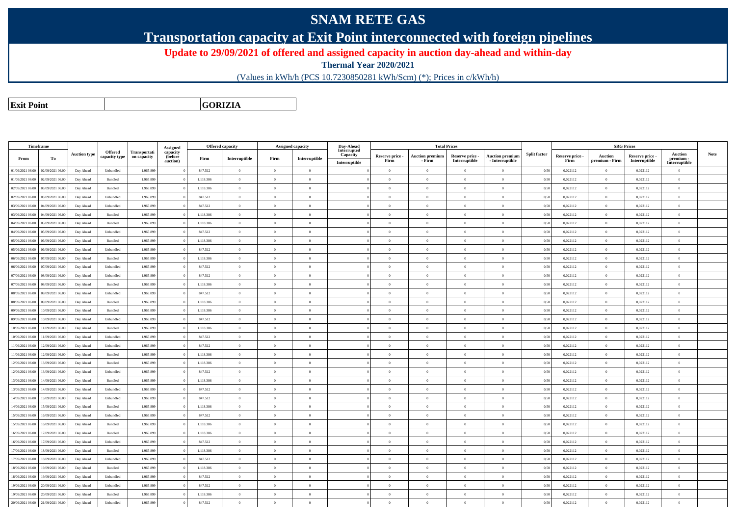# SNAM RETE GAS

## Transportation capacity at Exit Point interconnected with foreign pipelines

**Update to 29/09/2021 of offered and assigned capacity in auction day-ahead and within-day**

**Thermal Year 2020/2021**

(Values in kWh/h (PCS 10.7230850281 kWh/Scm) (*); Prices in c/kWh/h)

| **Exit Point** | | **GORIZIA** |
|---|---|---|

| Timeframe | | Auction type | Offered capacity type | Transportation capacity | Assigned capacity (before auction) | Offered capacity | | Assigned capacity | | Day-Ahead Interrupted Capacity | Total Prices | | | | Split factor | SRG Prices | | | | Note |
|---|---|---|---|---|---|---|---|---|---|---|---|---|---|---|---|---|---|---|---|---|
| From | To | | | | | Firm | Interruptible | Firm | Interruptible | Interruptible | Reserve price - Firm | Auction premium - Firm | Reserve price - Interruptible | Auction premium - Interruptible | | Reserve price - Firm | Auction premium - Firm | Reserve price - Interruptible | Auction premium - Interruptible | |
| 01/09/2021 06.00 | 02/09/2021 06.00 | Day Ahead | Unbundled | 1.965.899 | 0 | 847.512 | 0 | 0 | 0 | 0 | 0 | 0 | 0 | 0 | 0,50 | 0,022112 | 0 | 0,022112 | 0 | |
| 01/09/2021 06.00 | 02/09/2021 06.00 | Day Ahead | Bundled | 1.965.899 | 0 | 1.118.386 | 0 | 0 | 0 | 0 | 0 | 0 | 0 | 0 | 0,50 | 0,022112 | 0 | 0,022112 | 0 | |
| 02/09/2021 06.00 | 03/09/2021 06.00 | Day Ahead | Bundled | 1.965.899 | 0 | 1.118.386 | 0 | 0 | 0 | 0 | 0 | 0 | 0 | 0 | 0,50 | 0,022112 | 0 | 0,022112 | 0 | |
| 02/09/2021 06.00 | 03/09/2021 06.00 | Day Ahead | Unbundled | 1.965.899 | 0 | 847.512 | 0 | 0 | 0 | 0 | 0 | 0 | 0 | 0 | 0,50 | 0,022112 | 0 | 0,022112 | 0 | |
| 03/09/2021 06.00 | 04/09/2021 06.00 | Day Ahead | Unbundled | 1.965.899 | 0 | 847.512 | 0 | 0 | 0 | 0 | 0 | 0 | 0 | 0 | 0,50 | 0,022112 | 0 | 0,022112 | 0 | |
| 03/09/2021 06.00 | 04/09/2021 06.00 | Day Ahead | Bundled | 1.965.899 | 0 | 1.118.386 | 0 | 0 | 0 | 0 | 0 | 0 | 0 | 0 | 0,50 | 0,022112 | 0 | 0,022112 | 0 | |
| 04/09/2021 06.00 | 05/09/2021 06.00 | Day Ahead | Bundled | 1.965.899 | 0 | 1.118.386 | 0 | 0 | 0 | 0 | 0 | 0 | 0 | 0 | 0,50 | 0,022112 | 0 | 0,022112 | 0 | |
| 04/09/2021 06.00 | 05/09/2021 06.00 | Day Ahead | Unbundled | 1.965.899 | 0 | 847.512 | 0 | 0 | 0 | 0 | 0 | 0 | 0 | 0 | 0,50 | 0,022112 | 0 | 0,022112 | 0 | |
| 05/09/2021 06.00 | 06/09/2021 06.00 | Day Ahead | Bundled | 1.965.899 | 0 | 1.118.386 | 0 | 0 | 0 | 0 | 0 | 0 | 0 | 0 | 0,50 | 0,022112 | 0 | 0,022112 | 0 | |
| 05/09/2021 06.00 | 06/09/2021 06.00 | Day Ahead | Unbundled | 1.965.899 | 0 | 847.512 | 0 | 0 | 0 | 0 | 0 | 0 | 0 | 0 | 0,50 | 0,022112 | 0 | 0,022112 | 0 | |
| 06/09/2021 06.00 | 07/09/2021 06.00 | Day Ahead | Bundled | 1.965.899 | 0 | 1.118.386 | 0 | 0 | 0 | 0 | 0 | 0 | 0 | 0 | 0,50 | 0,022112 | 0 | 0,022112 | 0 | |
| 06/09/2021 06.00 | 07/09/2021 06.00 | Day Ahead | Unbundled | 1.965.899 | 0 | 847.512 | 0 | 0 | 0 | 0 | 0 | 0 | 0 | 0 | 0,50 | 0,022112 | 0 | 0,022112 | 0 | |
| 07/09/2021 06.00 | 08/09/2021 06.00 | Day Ahead | Unbundled | 1.965.899 | 0 | 847.512 | 0 | 0 | 0 | 0 | 0 | 0 | 0 | 0 | 0,50 | 0,022112 | 0 | 0,022112 | 0 | |
| 07/09/2021 06.00 | 08/09/2021 06.00 | Day Ahead | Bundled | 1.965.899 | 0 | 1.118.386 | 0 | 0 | 0 | 0 | 0 | 0 | 0 | 0 | 0,50 | 0,022112 | 0 | 0,022112 | 0 | |
| 08/09/2021 06.00 | 09/09/2021 06.00 | Day Ahead | Unbundled | 1.965.899 | 0 | 847.512 | 0 | 0 | 0 | 0 | 0 | 0 | 0 | 0 | 0,50 | 0,022112 | 0 | 0,022112 | 0 | |
| 08/09/2021 06.00 | 09/09/2021 06.00 | Day Ahead | Bundled | 1.965.899 | 0 | 1.118.386 | 0 | 0 | 0 | 0 | 0 | 0 | 0 | 0 | 0,50 | 0,022112 | 0 | 0,022112 | 0 | |
| 09/09/2021 06.00 | 10/09/2021 06.00 | Day Ahead | Bundled | 1.965.899 | 0 | 1.118.386 | 0 | 0 | 0 | 0 | 0 | 0 | 0 | 0 | 0,50 | 0,022112 | 0 | 0,022112 | 0 | |
| 09/09/2021 06.00 | 10/09/2021 06.00 | Day Ahead | Unbundled | 1.965.899 | 0 | 847.512 | 0 | 0 | 0 | 0 | 0 | 0 | 0 | 0 | 0,50 | 0,022112 | 0 | 0,022112 | 0 | |
| 10/09/2021 06.00 | 11/09/2021 06.00 | Day Ahead | Bundled | 1.965.899 | 0 | 1.118.386 | 0 | 0 | 0 | 0 | 0 | 0 | 0 | 0 | 0,50 | 0,022112 | 0 | 0,022112 | 0 | |
| 10/09/2021 06.00 | 11/09/2021 06.00 | Day Ahead | Unbundled | 1.965.899 | 0 | 847.512 | 0 | 0 | 0 | 0 | 0 | 0 | 0 | 0 | 0,50 | 0,022112 | 0 | 0,022112 | 0 | |
| 11/09/2021 06.00 | 12/09/2021 06.00 | Day Ahead | Unbundled | 1.965.899 | 0 | 847.512 | 0 | 0 | 0 | 0 | 0 | 0 | 0 | 0 | 0,50 | 0,022112 | 0 | 0,022112 | 0 | |
| 11/09/2021 06.00 | 12/09/2021 06.00 | Day Ahead | Bundled | 1.965.899 | 0 | 1.118.386 | 0 | 0 | 0 | 0 | 0 | 0 | 0 | 0 | 0,50 | 0,022112 | 0 | 0,022112 | 0 | |
| 12/09/2021 06.00 | 13/09/2021 06.00 | Day Ahead | Bundled | 1.965.899 | 0 | 1.118.386 | 0 | 0 | 0 | 0 | 0 | 0 | 0 | 0 | 0,50 | 0,022112 | 0 | 0,022112 | 0 | |
| 12/09/2021 06.00 | 13/09/2021 06.00 | Day Ahead | Unbundled | 1.965.899 | 0 | 847.512 | 0 | 0 | 0 | 0 | 0 | 0 | 0 | 0 | 0,50 | 0,022112 | 0 | 0,022112 | 0 | |
| 13/09/2021 06.00 | 14/09/2021 06.00 | Day Ahead | Bundled | 1.965.899 | 0 | 1.118.386 | 0 | 0 | 0 | 0 | 0 | 0 | 0 | 0 | 0,50 | 0,022112 | 0 | 0,022112 | 0 | |
| 13/09/2021 06.00 | 14/09/2021 06.00 | Day Ahead | Unbundled | 1.965.899 | 0 | 847.512 | 0 | 0 | 0 | 0 | 0 | 0 | 0 | 0 | 0,50 | 0,022112 | 0 | 0,022112 | 0 | |
| 14/09/2021 06.00 | 15/09/2021 06.00 | Day Ahead | Unbundled | 1.965.899 | 0 | 847.512 | 0 | 0 | 0 | 0 | 0 | 0 | 0 | 0 | 0,50 | 0,022112 | 0 | 0,022112 | 0 | |
| 14/09/2021 06.00 | 15/09/2021 06.00 | Day Ahead | Bundled | 1.965.899 | 0 | 1.118.386 | 0 | 0 | 0 | 0 | 0 | 0 | 0 | 0 | 0,50 | 0,022112 | 0 | 0,022112 | 0 | |
| 15/09/2021 06.00 | 16/09/2021 06.00 | Day Ahead | Unbundled | 1.965.899 | 0 | 847.512 | 0 | 0 | 0 | 0 | 0 | 0 | 0 | 0 | 0,50 | 0,022112 | 0 | 0,022112 | 0 | |
| 15/09/2021 06.00 | 16/09/2021 06.00 | Day Ahead | Bundled | 1.965.899 | 0 | 1.118.386 | 0 | 0 | 0 | 0 | 0 | 0 | 0 | 0 | 0,50 | 0,022112 | 0 | 0,022112 | 0 | |
| 16/09/2021 06.00 | 17/09/2021 06.00 | Day Ahead | Bundled | 1.965.899 | 0 | 1.118.386 | 0 | 0 | 0 | 0 | 0 | 0 | 0 | 0 | 0,50 | 0,022112 | 0 | 0,022112 | 0 | |
| 16/09/2021 06.00 | 17/09/2021 06.00 | Day Ahead | Unbundled | 1.965.899 | 0 | 847.512 | 0 | 0 | 0 | 0 | 0 | 0 | 0 | 0 | 0,50 | 0,022112 | 0 | 0,022112 | 0 | |
| 17/09/2021 06.00 | 18/09/2021 06.00 | Day Ahead | Bundled | 1.965.899 | 0 | 1.118.386 | 0 | 0 | 0 | 0 | 0 | 0 | 0 | 0 | 0,50 | 0,022112 | 0 | 0,022112 | 0 | |
| 17/09/2021 06.00 | 18/09/2021 06.00 | Day Ahead | Unbundled | 1.965.899 | 0 | 847.512 | 0 | 0 | 0 | 0 | 0 | 0 | 0 | 0 | 0,50 | 0,022112 | 0 | 0,022112 | 0 | |
| 18/09/2021 06.00 | 19/09/2021 06.00 | Day Ahead | Bundled | 1.965.899 | 0 | 1.118.386 | 0 | 0 | 0 | 0 | 0 | 0 | 0 | 0 | 0,50 | 0,022112 | 0 | 0,022112 | 0 | |
| 18/09/2021 06.00 | 19/09/2021 06.00 | Day Ahead | Unbundled | 1.965.899 | 0 | 847.512 | 0 | 0 | 0 | 0 | 0 | 0 | 0 | 0 | 0,50 | 0,022112 | 0 | 0,022112 | 0 | |
| 19/09/2021 06.00 | 20/09/2021 06.00 | Day Ahead | Unbundled | 1.965.899 | 0 | 847.512 | 0 | 0 | 0 | 0 | 0 | 0 | 0 | 0 | 0,50 | 0,022112 | 0 | 0,022112 | 0 | |
| 19/09/2021 06.00 | 20/09/2021 06.00 | Day Ahead | Bundled | 1.965.899 | 0 | 1.118.386 | 0 | 0 | 0 | 0 | 0 | 0 | 0 | 0 | 0,50 | 0,022112 | 0 | 0,022112 | 0 | |
| 20/09/2021 06.00 | 21/09/2021 06.00 | Day Ahead | Unbundled | 1.965.899 | 0 | 847.512 | 0 | 0 | 0 | 0 | 0 | 0 | 0 | 0 | 0,50 | 0,022112 | 0 | 0,022112 | 0 | |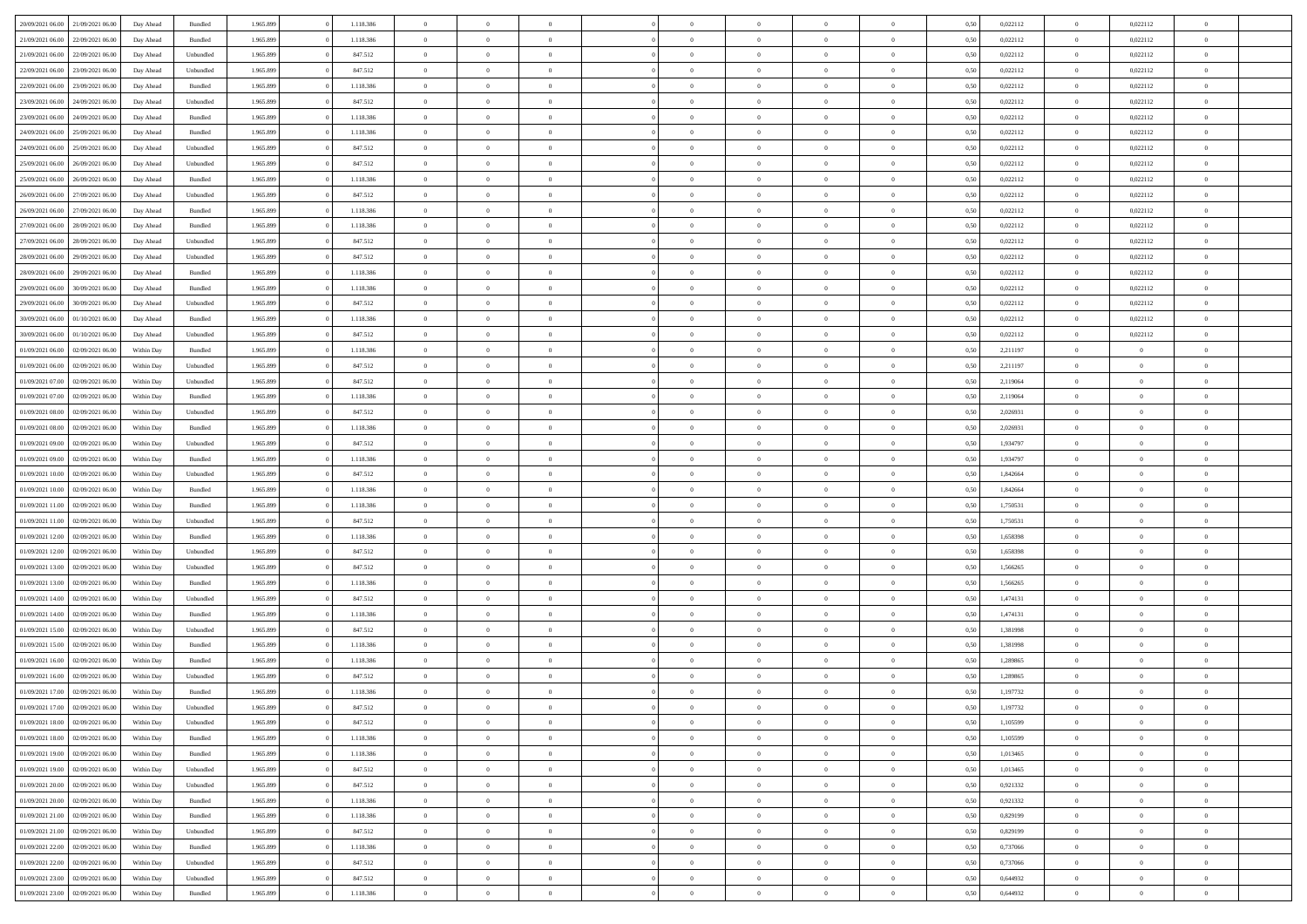| | | | | | | | | | | | | | | | | | | | | |
|---|---|---|---|---|---|---|---|---|---|---|---|---|---|---|---|---|---|---|---|---|
| 20/09/2021 06:00 | 21/09/2021 06:00 | Day Ahead | Bundled | 1.965.899 | 0 | 1.118.386 | 0 | 0 | 0 | | 0 | 0 | 0 | 0 | 0,50 | 0,022112 | 0 | 0,022112 | 0 | |
| 21/09/2021 06:00 | 22/09/2021 06:00 | Day Ahead | Bundled | 1.965.899 | 0 | 1.118.386 | 0 | 0 | 0 | | 0 | 0 | 0 | 0 | 0,50 | 0,022112 | 0 | 0,022112 | 0 | |
| 21/09/2021 06:00 | 22/09/2021 06:00 | Day Ahead | Unbundled | 1.965.899 | 0 | 847.512 | 0 | 0 | 0 | | 0 | 0 | 0 | 0 | 0,50 | 0,022112 | 0 | 0,022112 | 0 | |
| 22/09/2021 06:00 | 23/09/2021 06:00 | Day Ahead | Unbundled | 1.965.899 | 0 | 847.512 | 0 | 0 | 0 | | 0 | 0 | 0 | 0 | 0,50 | 0,022112 | 0 | 0,022112 | 0 | |
| 22/09/2021 06:00 | 23/09/2021 06:00 | Day Ahead | Bundled | 1.965.899 | 0 | 1.118.386 | 0 | 0 | 0 | | 0 | 0 | 0 | 0 | 0,50 | 0,022112 | 0 | 0,022112 | 0 | |
| 23/09/2021 06:00 | 24/09/2021 06:00 | Day Ahead | Unbundled | 1.965.899 | 0 | 847.512 | 0 | 0 | 0 | | 0 | 0 | 0 | 0 | 0,50 | 0,022112 | 0 | 0,022112 | 0 | |
| 23/09/2021 06:00 | 24/09/2021 06:00 | Day Ahead | Bundled | 1.965.899 | 0 | 1.118.386 | 0 | 0 | 0 | | 0 | 0 | 0 | 0 | 0,50 | 0,022112 | 0 | 0,022112 | 0 | |
| 24/09/2021 06:00 | 25/09/2021 06:00 | Day Ahead | Bundled | 1.965.899 | 0 | 1.118.386 | 0 | 0 | 0 | | 0 | 0 | 0 | 0 | 0,50 | 0,022112 | 0 | 0,022112 | 0 | |
| 24/09/2021 06:00 | 25/09/2021 06:00 | Day Ahead | Unbundled | 1.965.899 | 0 | 847.512 | 0 | 0 | 0 | | 0 | 0 | 0 | 0 | 0,50 | 0,022112 | 0 | 0,022112 | 0 | |
| 25/09/2021 06:00 | 26/09/2021 06:00 | Day Ahead | Unbundled | 1.965.899 | 0 | 847.512 | 0 | 0 | 0 | | 0 | 0 | 0 | 0 | 0,50 | 0,022112 | 0 | 0,022112 | 0 | |
| 25/09/2021 06:00 | 26/09/2021 06:00 | Day Ahead | Bundled | 1.965.899 | 0 | 1.118.386 | 0 | 0 | 0 | | 0 | 0 | 0 | 0 | 0,50 | 0,022112 | 0 | 0,022112 | 0 | |
| 26/09/2021 06:00 | 27/09/2021 06:00 | Day Ahead | Unbundled | 1.965.899 | 0 | 847.512 | 0 | 0 | 0 | | 0 | 0 | 0 | 0 | 0,50 | 0,022112 | 0 | 0,022112 | 0 | |
| 26/09/2021 06:00 | 27/09/2021 06:00 | Day Ahead | Bundled | 1.965.899 | 0 | 1.118.386 | 0 | 0 | 0 | | 0 | 0 | 0 | 0 | 0,50 | 0,022112 | 0 | 0,022112 | 0 | |
| 27/09/2021 06:00 | 28/09/2021 06:00 | Day Ahead | Bundled | 1.965.899 | 0 | 1.118.386 | 0 | 0 | 0 | | 0 | 0 | 0 | 0 | 0,50 | 0,022112 | 0 | 0,022112 | 0 | |
| 27/09/2021 06:00 | 28/09/2021 06:00 | Day Ahead | Unbundled | 1.965.899 | 0 | 847.512 | 0 | 0 | 0 | | 0 | 0 | 0 | 0 | 0,50 | 0,022112 | 0 | 0,022112 | 0 | |
| 28/09/2021 06:00 | 29/09/2021 06:00 | Day Ahead | Unbundled | 1.965.899 | 0 | 847.512 | 0 | 0 | 0 | | 0 | 0 | 0 | 0 | 0,50 | 0,022112 | 0 | 0,022112 | 0 | |
| 28/09/2021 06:00 | 29/09/2021 06:00 | Day Ahead | Bundled | 1.965.899 | 0 | 1.118.386 | 0 | 0 | 0 | | 0 | 0 | 0 | 0 | 0,50 | 0,022112 | 0 | 0,022112 | 0 | |
| 29/09/2021 06:00 | 30/09/2021 06:00 | Day Ahead | Bundled | 1.965.899 | 0 | 1.118.386 | 0 | 0 | 0 | | 0 | 0 | 0 | 0 | 0,50 | 0,022112 | 0 | 0,022112 | 0 | |
| 29/09/2021 06:00 | 30/09/2021 06:00 | Day Ahead | Unbundled | 1.965.899 | 0 | 847.512 | 0 | 0 | 0 | | 0 | 0 | 0 | 0 | 0,50 | 0,022112 | 0 | 0,022112 | 0 | |
| 30/09/2021 06:00 | 01/10/2021 06:00 | Day Ahead | Bundled | 1.965.899 | 0 | 1.118.386 | 0 | 0 | 0 | | 0 | 0 | 0 | 0 | 0,50 | 0,022112 | 0 | 0,022112 | 0 | |
| 30/09/2021 06:00 | 01/10/2021 06:00 | Day Ahead | Unbundled | 1.965.899 | 0 | 847.512 | 0 | 0 | 0 | | 0 | 0 | 0 | 0 | 0,50 | 0,022112 | 0 | 0,022112 | 0 | |
| 01/09/2021 06:00 | 02/09/2021 06:00 | Within Day | Bundled | 1.965.899 | 0 | 1.118.386 | 0 | 0 | 0 | | 0 | 0 | 0 | 0 | 0,50 | 2,211197 | 0 | 0 | 0 | |
| 01/09/2021 06:00 | 02/09/2021 06:00 | Within Day | Unbundled | 1.965.899 | 0 | 847.512 | 0 | 0 | 0 | | 0 | 0 | 0 | 0 | 0,50 | 2,211197 | 0 | 0 | 0 | |
| 01/09/2021 07:00 | 02/09/2021 06:00 | Within Day | Unbundled | 1.965.899 | 0 | 847.512 | 0 | 0 | 0 | | 0 | 0 | 0 | 0 | 0,50 | 2,119064 | 0 | 0 | 0 | |
| 01/09/2021 07:00 | 02/09/2021 06:00 | Within Day | Bundled | 1.965.899 | 0 | 1.118.386 | 0 | 0 | 0 | | 0 | 0 | 0 | 0 | 0,50 | 2,119064 | 0 | 0 | 0 | |
| 01/09/2021 08:00 | 02/09/2021 06:00 | Within Day | Unbundled | 1.965.899 | 0 | 847.512 | 0 | 0 | 0 | | 0 | 0 | 0 | 0 | 0,50 | 2,026931 | 0 | 0 | 0 | |
| 01/09/2021 08:00 | 02/09/2021 06:00 | Within Day | Bundled | 1.965.899 | 0 | 1.118.386 | 0 | 0 | 0 | | 0 | 0 | 0 | 0 | 0,50 | 2,026931 | 0 | 0 | 0 | |
| 01/09/2021 09:00 | 02/09/2021 06:00 | Within Day | Unbundled | 1.965.899 | 0 | 847.512 | 0 | 0 | 0 | | 0 | 0 | 0 | 0 | 0,50 | 1,934797 | 0 | 0 | 0 | |
| 01/09/2021 09:00 | 02/09/2021 06:00 | Within Day | Bundled | 1.965.899 | 0 | 1.118.386 | 0 | 0 | 0 | | 0 | 0 | 0 | 0 | 0,50 | 1,934797 | 0 | 0 | 0 | |
| 01/09/2021 10:00 | 02/09/2021 06:00 | Within Day | Unbundled | 1.965.899 | 0 | 847.512 | 0 | 0 | 0 | | 0 | 0 | 0 | 0 | 0,50 | 1,842664 | 0 | 0 | 0 | |
| 01/09/2021 10:00 | 02/09/2021 06:00 | Within Day | Bundled | 1.965.899 | 0 | 1.118.386 | 0 | 0 | 0 | | 0 | 0 | 0 | 0 | 0,50 | 1,842664 | 0 | 0 | 0 | |
| 01/09/2021 11:00 | 02/09/2021 06:00 | Within Day | Bundled | 1.965.899 | 0 | 1.118.386 | 0 | 0 | 0 | | 0 | 0 | 0 | 0 | 0,50 | 1,750531 | 0 | 0 | 0 | |
| 01/09/2021 11:00 | 02/09/2021 06:00 | Within Day | Unbundled | 1.965.899 | 0 | 847.512 | 0 | 0 | 0 | | 0 | 0 | 0 | 0 | 0,50 | 1,750531 | 0 | 0 | 0 | |
| 01/09/2021 12:00 | 02/09/2021 06:00 | Within Day | Bundled | 1.965.899 | 0 | 1.118.386 | 0 | 0 | 0 | | 0 | 0 | 0 | 0 | 0,50 | 1,658398 | 0 | 0 | 0 | |
| 01/09/2021 12:00 | 02/09/2021 06:00 | Within Day | Unbundled | 1.965.899 | 0 | 847.512 | 0 | 0 | 0 | | 0 | 0 | 0 | 0 | 0,50 | 1,658398 | 0 | 0 | 0 | |
| 01/09/2021 13:00 | 02/09/2021 06:00 | Within Day | Unbundled | 1.965.899 | 0 | 847.512 | 0 | 0 | 0 | | 0 | 0 | 0 | 0 | 0,50 | 1,566265 | 0 | 0 | 0 | |
| 01/09/2021 13:00 | 02/09/2021 06:00 | Within Day | Bundled | 1.965.899 | 0 | 1.118.386 | 0 | 0 | 0 | | 0 | 0 | 0 | 0 | 0,50 | 1,566265 | 0 | 0 | 0 | |
| 01/09/2021 14:00 | 02/09/2021 06:00 | Within Day | Unbundled | 1.965.899 | 0 | 847.512 | 0 | 0 | 0 | | 0 | 0 | 0 | 0 | 0,50 | 1,474131 | 0 | 0 | 0 | |
| 01/09/2021 14:00 | 02/09/2021 06:00 | Within Day | Bundled | 1.965.899 | 0 | 1.118.386 | 0 | 0 | 0 | | 0 | 0 | 0 | 0 | 0,50 | 1,474131 | 0 | 0 | 0 | |
| 01/09/2021 15:00 | 02/09/2021 06:00 | Within Day | Unbundled | 1.965.899 | 0 | 847.512 | 0 | 0 | 0 | | 0 | 0 | 0 | 0 | 0,50 | 1,381998 | 0 | 0 | 0 | |
| 01/09/2021 15:00 | 02/09/2021 06:00 | Within Day | Bundled | 1.965.899 | 0 | 1.118.386 | 0 | 0 | 0 | | 0 | 0 | 0 | 0 | 0,50 | 1,381998 | 0 | 0 | 0 | |
| 01/09/2021 16:00 | 02/09/2021 06:00 | Within Day | Bundled | 1.965.899 | 0 | 1.118.386 | 0 | 0 | 0 | | 0 | 0 | 0 | 0 | 0,50 | 1,289865 | 0 | 0 | 0 | |
| 01/09/2021 16:00 | 02/09/2021 06:00 | Within Day | Unbundled | 1.965.899 | 0 | 847.512 | 0 | 0 | 0 | | 0 | 0 | 0 | 0 | 0,50 | 1,289865 | 0 | 0 | 0 | |
| 01/09/2021 17:00 | 02/09/2021 06:00 | Within Day | Bundled | 1.965.899 | 0 | 1.118.386 | 0 | 0 | 0 | | 0 | 0 | 0 | 0 | 0,50 | 1,197732 | 0 | 0 | 0 | |
| 01/09/2021 17:00 | 02/09/2021 06:00 | Within Day | Unbundled | 1.965.899 | 0 | 847.512 | 0 | 0 | 0 | | 0 | 0 | 0 | 0 | 0,50 | 1,197732 | 0 | 0 | 0 | |
| 01/09/2021 18:00 | 02/09/2021 06:00 | Within Day | Unbundled | 1.965.899 | 0 | 847.512 | 0 | 0 | 0 | | 0 | 0 | 0 | 0 | 0,50 | 1,105599 | 0 | 0 | 0 | |
| 01/09/2021 18:00 | 02/09/2021 06:00 | Within Day | Bundled | 1.965.899 | 0 | 1.118.386 | 0 | 0 | 0 | | 0 | 0 | 0 | 0 | 0,50 | 1,105599 | 0 | 0 | 0 | |
| 01/09/2021 19:00 | 02/09/2021 06:00 | Within Day | Bundled | 1.965.899 | 0 | 1.118.386 | 0 | 0 | 0 | | 0 | 0 | 0 | 0 | 0,50 | 1,013465 | 0 | 0 | 0 | |
| 01/09/2021 19:00 | 02/09/2021 06:00 | Within Day | Unbundled | 1.965.899 | 0 | 847.512 | 0 | 0 | 0 | | 0 | 0 | 0 | 0 | 0,50 | 1,013465 | 0 | 0 | 0 | |
| 01/09/2021 20:00 | 02/09/2021 06:00 | Within Day | Unbundled | 1.965.899 | 0 | 847.512 | 0 | 0 | 0 | | 0 | 0 | 0 | 0 | 0,50 | 0,921332 | 0 | 0 | 0 | |
| 01/09/2021 20:00 | 02/09/2021 06:00 | Within Day | Bundled | 1.965.899 | 0 | 1.118.386 | 0 | 0 | 0 | | 0 | 0 | 0 | 0 | 0,50 | 0,921332 | 0 | 0 | 0 | |
| 01/09/2021 21:00 | 02/09/2021 06:00 | Within Day | Bundled | 1.965.899 | 0 | 1.118.386 | 0 | 0 | 0 | | 0 | 0 | 0 | 0 | 0,50 | 0,829199 | 0 | 0 | 0 | |
| 01/09/2021 21:00 | 02/09/2021 06:00 | Within Day | Unbundled | 1.965.899 | 0 | 847.512 | 0 | 0 | 0 | | 0 | 0 | 0 | 0 | 0,50 | 0,829199 | 0 | 0 | 0 | |
| 01/09/2021 22:00 | 02/09/2021 06:00 | Within Day | Bundled | 1.965.899 | 0 | 1.118.386 | 0 | 0 | 0 | | 0 | 0 | 0 | 0 | 0,50 | 0,737066 | 0 | 0 | 0 | |
| 01/09/2021 22:00 | 02/09/2021 06:00 | Within Day | Unbundled | 1.965.899 | 0 | 847.512 | 0 | 0 | 0 | | 0 | 0 | 0 | 0 | 0,50 | 0,737066 | 0 | 0 | 0 | |
| 01/09/2021 23:00 | 02/09/2021 06:00 | Within Day | Unbundled | 1.965.899 | 0 | 847.512 | 0 | 0 | 0 | | 0 | 0 | 0 | 0 | 0,50 | 0,644932 | 0 | 0 | 0 | |
| 01/09/2021 23:00 | 02/09/2021 06:00 | Within Day | Bundled | 1.965.899 | 0 | 1.118.386 | 0 | 0 | 0 | | 0 | 0 | 0 | 0 | 0,50 | 0,644932 | 0 | 0 | 0 | |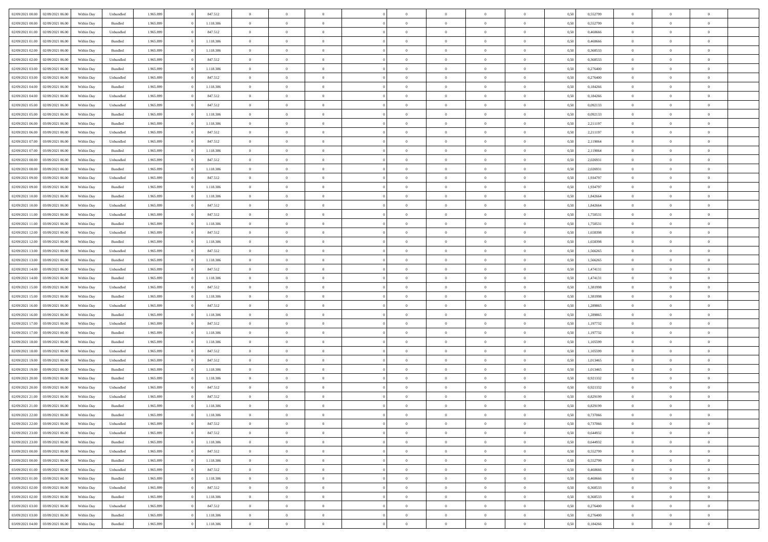| | | | | | | | | | | | | | | | | | | | | | |
|---|---|---|---|---|---|---|---|---|---|---|---|---|---|---|---|---|---|---|---|---|---|
| 02/09/2021 00:00 | 02/09/2021 06:00 | Within Day | Unbundled | 1.965.899 | 0 | 847.512 | 0 | 0 | 0 | | 0 | 0 | 0 | 0 | 0 | 0,50 | 0,552799 | 0 | 0 | 0 | |
| 02/09/2021 00:00 | 02/09/2021 06:00 | Within Day | Bundled | 1.965.899 | 0 | 1.118.386 | 0 | 0 | 0 | | 0 | 0 | 0 | 0 | 0 | 0,50 | 0,552799 | 0 | 0 | 0 | |
| 02/09/2021 01:00 | 02/09/2021 06:00 | Within Day | Unbundled | 1.965.899 | 0 | 847.512 | 0 | 0 | 0 | | 0 | 0 | 0 | 0 | 0 | 0,50 | 0,460666 | 0 | 0 | 0 | |
| 02/09/2021 01:00 | 02/09/2021 06:00 | Within Day | Bundled | 1.965.899 | 0 | 1.118.386 | 0 | 0 | 0 | | 0 | 0 | 0 | 0 | 0 | 0,50 | 0,460666 | 0 | 0 | 0 | |
| 02/09/2021 02:00 | 02/09/2021 06:00 | Within Day | Bundled | 1.965.899 | 0 | 1.118.386 | 0 | 0 | 0 | | 0 | 0 | 0 | 0 | 0 | 0,50 | 0,368533 | 0 | 0 | 0 | |
| 02/09/2021 02:00 | 02/09/2021 06:00 | Within Day | Unbundled | 1.965.899 | 0 | 847.512 | 0 | 0 | 0 | | 0 | 0 | 0 | 0 | 0 | 0,50 | 0,368533 | 0 | 0 | 0 | |
| 02/09/2021 03:00 | 02/09/2021 06:00 | Within Day | Bundled | 1.965.899 | 0 | 1.118.386 | 0 | 0 | 0 | | 0 | 0 | 0 | 0 | 0 | 0,50 | 0,276400 | 0 | 0 | 0 | |
| 02/09/2021 03:00 | 02/09/2021 06:00 | Within Day | Unbundled | 1.965.899 | 0 | 847.512 | 0 | 0 | 0 | | 0 | 0 | 0 | 0 | 0 | 0,50 | 0,276400 | 0 | 0 | 0 | |
| 02/09/2021 04:00 | 02/09/2021 06:00 | Within Day | Bundled | 1.965.899 | 0 | 1.118.386 | 0 | 0 | 0 | | 0 | 0 | 0 | 0 | 0 | 0,50 | 0,184266 | 0 | 0 | 0 | |
| 02/09/2021 04:00 | 02/09/2021 06:00 | Within Day | Unbundled | 1.965.899 | 0 | 847.512 | 0 | 0 | 0 | | 0 | 0 | 0 | 0 | 0 | 0,50 | 0,184266 | 0 | 0 | 0 | |
| 02/09/2021 05:00 | 02/09/2021 06:00 | Within Day | Unbundled | 1.965.899 | 0 | 847.512 | 0 | 0 | 0 | | 0 | 0 | 0 | 0 | 0 | 0,50 | 0,092133 | 0 | 0 | 0 | |
| 02/09/2021 05:00 | 02/09/2021 06:00 | Within Day | Bundled | 1.965.899 | 0 | 1.118.386 | 0 | 0 | 0 | | 0 | 0 | 0 | 0 | 0 | 0,50 | 0,092133 | 0 | 0 | 0 | |
| 02/09/2021 06:00 | 03/09/2021 06:00 | Within Day | Bundled | 1.965.899 | 0 | 1.118.386 | 0 | 0 | 0 | | 0 | 0 | 0 | 0 | 0 | 0,50 | 2,211197 | 0 | 0 | 0 | |
| 02/09/2021 06:00 | 03/09/2021 06:00 | Within Day | Unbundled | 1.965.899 | 0 | 847.512 | 0 | 0 | 0 | | 0 | 0 | 0 | 0 | 0 | 0,50 | 2,211197 | 0 | 0 | 0 | |
| 02/09/2021 07:00 | 03/09/2021 06:00 | Within Day | Unbundled | 1.965.899 | 0 | 847.512 | 0 | 0 | 0 | | 0 | 0 | 0 | 0 | 0 | 0,50 | 2,119064 | 0 | 0 | 0 | |
| 02/09/2021 07:00 | 03/09/2021 06:00 | Within Day | Bundled | 1.965.899 | 0 | 1.118.386 | 0 | 0 | 0 | | 0 | 0 | 0 | 0 | 0 | 0,50 | 2,119064 | 0 | 0 | 0 | |
| 02/09/2021 08:00 | 03/09/2021 06:00 | Within Day | Unbundled | 1.965.899 | 0 | 847.512 | 0 | 0 | 0 | | 0 | 0 | 0 | 0 | 0 | 0,50 | 2,026931 | 0 | 0 | 0 | |
| 02/09/2021 08:00 | 03/09/2021 06:00 | Within Day | Bundled | 1.965.899 | 0 | 1.118.386 | 0 | 0 | 0 | | 0 | 0 | 0 | 0 | 0 | 0,50 | 2,026931 | 0 | 0 | 0 | |
| 02/09/2021 09:00 | 03/09/2021 06:00 | Within Day | Unbundled | 1.965.899 | 0 | 847.512 | 0 | 0 | 0 | | 0 | 0 | 0 | 0 | 0 | 0,50 | 1,934797 | 0 | 0 | 0 | |
| 02/09/2021 09:00 | 03/09/2021 06:00 | Within Day | Bundled | 1.965.899 | 0 | 1.118.386 | 0 | 0 | 0 | | 0 | 0 | 0 | 0 | 0 | 0,50 | 1,934797 | 0 | 0 | 0 | |
| 02/09/2021 10:00 | 03/09/2021 06:00 | Within Day | Bundled | 1.965.899 | 0 | 1.118.386 | 0 | 0 | 0 | | 0 | 0 | 0 | 0 | 0 | 0,50 | 1,842664 | 0 | 0 | 0 | |
| 02/09/2021 10:00 | 03/09/2021 06:00 | Within Day | Unbundled | 1.965.899 | 0 | 847.512 | 0 | 0 | 0 | | 0 | 0 | 0 | 0 | 0 | 0,50 | 1,842664 | 0 | 0 | 0 | |
| 02/09/2021 11:00 | 03/09/2021 06:00 | Within Day | Unbundled | 1.965.899 | 0 | 847.512 | 0 | 0 | 0 | | 0 | 0 | 0 | 0 | 0 | 0,50 | 1,750531 | 0 | 0 | 0 | |
| 02/09/2021 11:00 | 03/09/2021 06:00 | Within Day | Bundled | 1.965.899 | 0 | 1.118.386 | 0 | 0 | 0 | | 0 | 0 | 0 | 0 | 0 | 0,50 | 1,750531 | 0 | 0 | 0 | |
| 02/09/2021 12:00 | 03/09/2021 06:00 | Within Day | Unbundled | 1.965.899 | 0 | 847.512 | 0 | 0 | 0 | | 0 | 0 | 0 | 0 | 0 | 0,50 | 1,658398 | 0 | 0 | 0 | |
| 02/09/2021 12:00 | 03/09/2021 06:00 | Within Day | Bundled | 1.965.899 | 0 | 1.118.386 | 0 | 0 | 0 | | 0 | 0 | 0 | 0 | 0 | 0,50 | 1,658398 | 0 | 0 | 0 | |
| 02/09/2021 13:00 | 03/09/2021 06:00 | Within Day | Unbundled | 1.965.899 | 0 | 847.512 | 0 | 0 | 0 | | 0 | 0 | 0 | 0 | 0 | 0,50 | 1,566265 | 0 | 0 | 0 | |
| 02/09/2021 13:00 | 03/09/2021 06:00 | Within Day | Bundled | 1.965.899 | 0 | 1.118.386 | 0 | 0 | 0 | | 0 | 0 | 0 | 0 | 0 | 0,50 | 1,566265 | 0 | 0 | 0 | |
| 02/09/2021 14:00 | 03/09/2021 06:00 | Within Day | Unbundled | 1.965.899 | 0 | 847.512 | 0 | 0 | 0 | | 0 | 0 | 0 | 0 | 0 | 0,50 | 1,474131 | 0 | 0 | 0 | |
| 02/09/2021 14:00 | 03/09/2021 06:00 | Within Day | Bundled | 1.965.899 | 0 | 1.118.386 | 0 | 0 | 0 | | 0 | 0 | 0 | 0 | 0 | 0,50 | 1,474131 | 0 | 0 | 0 | |
| 02/09/2021 15:00 | 03/09/2021 06:00 | Within Day | Unbundled | 1.965.899 | 0 | 847.512 | 0 | 0 | 0 | | 0 | 0 | 0 | 0 | 0 | 0,50 | 1,381998 | 0 | 0 | 0 | |
| 02/09/2021 15:00 | 03/09/2021 06:00 | Within Day | Bundled | 1.965.899 | 0 | 1.118.386 | 0 | 0 | 0 | | 0 | 0 | 0 | 0 | 0 | 0,50 | 1,381998 | 0 | 0 | 0 | |
| 02/09/2021 16:00 | 03/09/2021 06:00 | Within Day | Unbundled | 1.965.899 | 0 | 847.512 | 0 | 0 | 0 | | 0 | 0 | 0 | 0 | 0 | 0,50 | 1,289865 | 0 | 0 | 0 | |
| 02/09/2021 16:00 | 03/09/2021 06:00 | Within Day | Bundled | 1.965.899 | 0 | 1.118.386 | 0 | 0 | 0 | | 0 | 0 | 0 | 0 | 0 | 0,50 | 1,289865 | 0 | 0 | 0 | |
| 02/09/2021 17:00 | 03/09/2021 06:00 | Within Day | Unbundled | 1.965.899 | 0 | 847.512 | 0 | 0 | 0 | | 0 | 0 | 0 | 0 | 0 | 0,50 | 1,197732 | 0 | 0 | 0 | |
| 02/09/2021 17:00 | 03/09/2021 06:00 | Within Day | Bundled | 1.965.899 | 0 | 1.118.386 | 0 | 0 | 0 | | 0 | 0 | 0 | 0 | 0 | 0,50 | 1,197732 | 0 | 0 | 0 | |
| 02/09/2021 18:00 | 03/09/2021 06:00 | Within Day | Bundled | 1.965.899 | 0 | 1.118.386 | 0 | 0 | 0 | | 0 | 0 | 0 | 0 | 0 | 0,50 | 1,105599 | 0 | 0 | 0 | |
| 02/09/2021 18:00 | 03/09/2021 06:00 | Within Day | Unbundled | 1.965.899 | 0 | 847.512 | 0 | 0 | 0 | | 0 | 0 | 0 | 0 | 0 | 0,50 | 1,105599 | 0 | 0 | 0 | |
| 02/09/2021 19:00 | 03/09/2021 06:00 | Within Day | Unbundled | 1.965.899 | 0 | 847.512 | 0 | 0 | 0 | | 0 | 0 | 0 | 0 | 0 | 0,50 | 1,013465 | 0 | 0 | 0 | |
| 02/09/2021 19:00 | 03/09/2021 06:00 | Within Day | Bundled | 1.965.899 | 0 | 1.118.386 | 0 | 0 | 0 | | 0 | 0 | 0 | 0 | 0 | 0,50 | 1,013465 | 0 | 0 | 0 | |
| 02/09/2021 20:00 | 03/09/2021 06:00 | Within Day | Bundled | 1.965.899 | 0 | 1.118.386 | 0 | 0 | 0 | | 0 | 0 | 0 | 0 | 0 | 0,50 | 0,921332 | 0 | 0 | 0 | |
| 02/09/2021 20:00 | 03/09/2021 06:00 | Within Day | Unbundled | 1.965.899 | 0 | 847.512 | 0 | 0 | 0 | | 0 | 0 | 0 | 0 | 0 | 0,50 | 0,921332 | 0 | 0 | 0 | |
| 02/09/2021 21:00 | 03/09/2021 06:00 | Within Day | Unbundled | 1.965.899 | 0 | 847.512 | 0 | 0 | 0 | | 0 | 0 | 0 | 0 | 0 | 0,50 | 0,829199 | 0 | 0 | 0 | |
| 02/09/2021 21:00 | 03/09/2021 06:00 | Within Day | Bundled | 1.965.899 | 0 | 1.118.386 | 0 | 0 | 0 | | 0 | 0 | 0 | 0 | 0 | 0,50 | 0,829199 | 0 | 0 | 0 | |
| 02/09/2021 22:00 | 03/09/2021 06:00 | Within Day | Bundled | 1.965.899 | 0 | 1.118.386 | 0 | 0 | 0 | | 0 | 0 | 0 | 0 | 0 | 0,50 | 0,737066 | 0 | 0 | 0 | |
| 02/09/2021 22:00 | 03/09/2021 06:00 | Within Day | Unbundled | 1.965.899 | 0 | 847.512 | 0 | 0 | 0 | | 0 | 0 | 0 | 0 | 0 | 0,50 | 0,737066 | 0 | 0 | 0 | |
| 02/09/2021 23:00 | 03/09/2021 06:00 | Within Day | Unbundled | 1.965.899 | 0 | 847.512 | 0 | 0 | 0 | | 0 | 0 | 0 | 0 | 0 | 0,50 | 0,644932 | 0 | 0 | 0 | |
| 02/09/2021 23:00 | 03/09/2021 06:00 | Within Day | Bundled | 1.965.899 | 0 | 1.118.386 | 0 | 0 | 0 | | 0 | 0 | 0 | 0 | 0 | 0,50 | 0,644932 | 0 | 0 | 0 | |
| 03/09/2021 00:00 | 03/09/2021 06:00 | Within Day | Unbundled | 1.965.899 | 0 | 847.512 | 0 | 0 | 0 | | 0 | 0 | 0 | 0 | 0 | 0,50 | 0,552799 | 0 | 0 | 0 | |
| 03/09/2021 00:00 | 03/09/2021 06:00 | Within Day | Bundled | 1.965.899 | 0 | 1.118.386 | 0 | 0 | 0 | | 0 | 0 | 0 | 0 | 0 | 0,50 | 0,552799 | 0 | 0 | 0 | |
| 03/09/2021 01:00 | 03/09/2021 06:00 | Within Day | Unbundled | 1.965.899 | 0 | 847.512 | 0 | 0 | 0 | | 0 | 0 | 0 | 0 | 0 | 0,50 | 0,460666 | 0 | 0 | 0 | |
| 03/09/2021 01:00 | 03/09/2021 06:00 | Within Day | Bundled | 1.965.899 | 0 | 1.118.386 | 0 | 0 | 0 | | 0 | 0 | 0 | 0 | 0 | 0,50 | 0,460666 | 0 | 0 | 0 | |
| 03/09/2021 02:00 | 03/09/2021 06:00 | Within Day | Unbundled | 1.965.899 | 0 | 847.512 | 0 | 0 | 0 | | 0 | 0 | 0 | 0 | 0 | 0,50 | 0,368533 | 0 | 0 | 0 | |
| 03/09/2021 02:00 | 03/09/2021 06:00 | Within Day | Bundled | 1.965.899 | 0 | 1.118.386 | 0 | 0 | 0 | | 0 | 0 | 0 | 0 | 0 | 0,50 | 0,368533 | 0 | 0 | 0 | |
| 03/09/2021 03:00 | 03/09/2021 06:00 | Within Day | Unbundled | 1.965.899 | 0 | 847.512 | 0 | 0 | 0 | | 0 | 0 | 0 | 0 | 0 | 0,50 | 0,276400 | 0 | 0 | 0 | |
| 03/09/2021 03:00 | 03/09/2021 06:00 | Within Day | Bundled | 1.965.899 | 0 | 1.118.386 | 0 | 0 | 0 | | 0 | 0 | 0 | 0 | 0 | 0,50 | 0,276400 | 0 | 0 | 0 | |
| 03/09/2021 04:00 | 03/09/2021 06:00 | Within Day | Bundled | 1.965.899 | 0 | 1.118.386 | 0 | 0 | 0 | | 0 | 0 | 0 | 0 | 0 | 0,50 | 0,184266 | 0 | 0 | 0 | |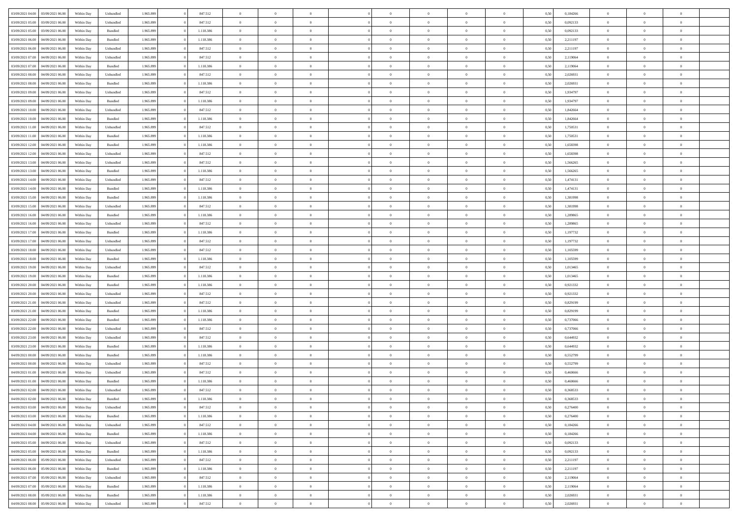| | | | | | | | | | | | | | | | | | | | | | |
|---|---|---|---|---|---|---|---|---|---|---|---|---|---|---|---|---|---|---|---|---|---|
| 03/09/2021 04:00 | 03/09/2021 06:00 | Within Day | Unbundled | 1.965.899 | 0 | 847.512 | 0 | 0 | 0 | | 0 | 0 | 0 | 0 | 0 | 0,50 | 0,184266 | 0 | 0 | 0 | |
| 03/09/2021 05:00 | 03/09/2021 06:00 | Within Day | Unbundled | 1.965.899 | 0 | 847.512 | 0 | 0 | 0 | | 0 | 0 | 0 | 0 | 0 | 0,50 | 0,092133 | 0 | 0 | 0 | |
| 03/09/2021 05:00 | 03/09/2021 06:00 | Within Day | Bundled | 1.965.899 | 0 | 1.118.386 | 0 | 0 | 0 | | 0 | 0 | 0 | 0 | 0 | 0,50 | 0,092133 | 0 | 0 | 0 | |
| 03/09/2021 06:00 | 04/09/2021 06:00 | Within Day | Bundled | 1.965.899 | 0 | 1.118.386 | 0 | 0 | 0 | | 0 | 0 | 0 | 0 | 0 | 0,50 | 2,211197 | 0 | 0 | 0 | |
| 03/09/2021 06:00 | 04/09/2021 06:00 | Within Day | Unbundled | 1.965.899 | 0 | 847.512 | 0 | 0 | 0 | | 0 | 0 | 0 | 0 | 0 | 0,50 | 2,211197 | 0 | 0 | 0 | |
| 03/09/2021 07:00 | 04/09/2021 06:00 | Within Day | Unbundled | 1.965.899 | 0 | 847.512 | 0 | 0 | 0 | | 0 | 0 | 0 | 0 | 0 | 0,50 | 2,119064 | 0 | 0 | 0 | |
| 03/09/2021 07:00 | 04/09/2021 06:00 | Within Day | Bundled | 1.965.899 | 0 | 1.118.386 | 0 | 0 | 0 | | 0 | 0 | 0 | 0 | 0 | 0,50 | 2,119064 | 0 | 0 | 0 | |
| 03/09/2021 08:00 | 04/09/2021 06:00 | Within Day | Unbundled | 1.965.899 | 0 | 847.512 | 0 | 0 | 0 | | 0 | 0 | 0 | 0 | 0 | 0,50 | 2,026931 | 0 | 0 | 0 | |
| 03/09/2021 08:00 | 04/09/2021 06:00 | Within Day | Bundled | 1.965.899 | 0 | 1.118.386 | 0 | 0 | 0 | | 0 | 0 | 0 | 0 | 0 | 0,50 | 2,026931 | 0 | 0 | 0 | |
| 03/09/2021 09:00 | 04/09/2021 06:00 | Within Day | Unbundled | 1.965.899 | 0 | 847.512 | 0 | 0 | 0 | | 0 | 0 | 0 | 0 | 0 | 0,50 | 1,934797 | 0 | 0 | 0 | |
| 03/09/2021 09:00 | 04/09/2021 06:00 | Within Day | Bundled | 1.965.899 | 0 | 1.118.386 | 0 | 0 | 0 | | 0 | 0 | 0 | 0 | 0 | 0,50 | 1,934797 | 0 | 0 | 0 | |
| 03/09/2021 10:00 | 04/09/2021 06:00 | Within Day | Unbundled | 1.965.899 | 0 | 847.512 | 0 | 0 | 0 | | 0 | 0 | 0 | 0 | 0 | 0,50 | 1,842664 | 0 | 0 | 0 | |
| 03/09/2021 10:00 | 04/09/2021 06:00 | Within Day | Bundled | 1.965.899 | 0 | 1.118.386 | 0 | 0 | 0 | | 0 | 0 | 0 | 0 | 0 | 0,50 | 1,842664 | 0 | 0 | 0 | |
| 03/09/2021 11:00 | 04/09/2021 06:00 | Within Day | Unbundled | 1.965.899 | 0 | 847.512 | 0 | 0 | 0 | | 0 | 0 | 0 | 0 | 0 | 0,50 | 1,750531 | 0 | 0 | 0 | |
| 03/09/2021 11:00 | 04/09/2021 06:00 | Within Day | Bundled | 1.965.899 | 0 | 1.118.386 | 0 | 0 | 0 | | 0 | 0 | 0 | 0 | 0 | 0,50 | 1,750531 | 0 | 0 | 0 | |
| 03/09/2021 12:00 | 04/09/2021 06:00 | Within Day | Bundled | 1.965.899 | 0 | 1.118.386 | 0 | 0 | 0 | | 0 | 0 | 0 | 0 | 0 | 0,50 | 1,658398 | 0 | 0 | 0 | |
| 03/09/2021 12:00 | 04/09/2021 06:00 | Within Day | Unbundled | 1.965.899 | 0 | 847.512 | 0 | 0 | 0 | | 0 | 0 | 0 | 0 | 0 | 0,50 | 1,658398 | 0 | 0 | 0 | |
| 03/09/2021 13:00 | 04/09/2021 06:00 | Within Day | Unbundled | 1.965.899 | 0 | 847.512 | 0 | 0 | 0 | | 0 | 0 | 0 | 0 | 0 | 0,50 | 1,566265 | 0 | 0 | 0 | |
| 03/09/2021 13:00 | 04/09/2021 06:00 | Within Day | Bundled | 1.965.899 | 0 | 1.118.386 | 0 | 0 | 0 | | 0 | 0 | 0 | 0 | 0 | 0,50 | 1,566265 | 0 | 0 | 0 | |
| 03/09/2021 14:00 | 04/09/2021 06:00 | Within Day | Unbundled | 1.965.899 | 0 | 847.512 | 0 | 0 | 0 | | 0 | 0 | 0 | 0 | 0 | 0,50 | 1,474131 | 0 | 0 | 0 | |
| 03/09/2021 14:00 | 04/09/2021 06:00 | Within Day | Bundled | 1.965.899 | 0 | 1.118.386 | 0 | 0 | 0 | | 0 | 0 | 0 | 0 | 0 | 0,50 | 1,474131 | 0 | 0 | 0 | |
| 03/09/2021 15:00 | 04/09/2021 06:00 | Within Day | Bundled | 1.965.899 | 0 | 1.118.386 | 0 | 0 | 0 | | 0 | 0 | 0 | 0 | 0 | 0,50 | 1,381998 | 0 | 0 | 0 | |
| 03/09/2021 15:00 | 04/09/2021 06:00 | Within Day | Unbundled | 1.965.899 | 0 | 847.512 | 0 | 0 | 0 | | 0 | 0 | 0 | 0 | 0 | 0,50 | 1,381998 | 0 | 0 | 0 | |
| 03/09/2021 16:00 | 04/09/2021 06:00 | Within Day | Bundled | 1.965.899 | 0 | 1.118.386 | 0 | 0 | 0 | | 0 | 0 | 0 | 0 | 0 | 0,50 | 1,289865 | 0 | 0 | 0 | |
| 03/09/2021 16:00 | 04/09/2021 06:00 | Within Day | Unbundled | 1.965.899 | 0 | 847.512 | 0 | 0 | 0 | | 0 | 0 | 0 | 0 | 0 | 0,50 | 1,289865 | 0 | 0 | 0 | |
| 03/09/2021 17:00 | 04/09/2021 06:00 | Within Day | Bundled | 1.965.899 | 0 | 1.118.386 | 0 | 0 | 0 | | 0 | 0 | 0 | 0 | 0 | 0,50 | 1,197732 | 0 | 0 | 0 | |
| 03/09/2021 17:00 | 04/09/2021 06:00 | Within Day | Unbundled | 1.965.899 | 0 | 847.512 | 0 | 0 | 0 | | 0 | 0 | 0 | 0 | 0 | 0,50 | 1,197732 | 0 | 0 | 0 | |
| 03/09/2021 18:00 | 04/09/2021 06:00 | Within Day | Unbundled | 1.965.899 | 0 | 847.512 | 0 | 0 | 0 | | 0 | 0 | 0 | 0 | 0 | 0,50 | 1,105599 | 0 | 0 | 0 | |
| 03/09/2021 18:00 | 04/09/2021 06:00 | Within Day | Bundled | 1.965.899 | 0 | 1.118.386 | 0 | 0 | 0 | | 0 | 0 | 0 | 0 | 0 | 0,50 | 1,105599 | 0 | 0 | 0 | |
| 03/09/2021 19:00 | 04/09/2021 06:00 | Within Day | Unbundled | 1.965.899 | 0 | 847.512 | 0 | 0 | 0 | | 0 | 0 | 0 | 0 | 0 | 0,50 | 1,013465 | 0 | 0 | 0 | |
| 03/09/2021 19:00 | 04/09/2021 06:00 | Within Day | Bundled | 1.965.899 | 0 | 1.118.386 | 0 | 0 | 0 | | 0 | 0 | 0 | 0 | 0 | 0,50 | 1,013465 | 0 | 0 | 0 | |
| 03/09/2021 20:00 | 04/09/2021 06:00 | Within Day | Bundled | 1.965.899 | 0 | 1.118.386 | 0 | 0 | 0 | | 0 | 0 | 0 | 0 | 0 | 0,50 | 0,921332 | 0 | 0 | 0 | |
| 03/09/2021 20:00 | 04/09/2021 06:00 | Within Day | Unbundled | 1.965.899 | 0 | 847.512 | 0 | 0 | 0 | | 0 | 0 | 0 | 0 | 0 | 0,50 | 0,921332 | 0 | 0 | 0 | |
| 03/09/2021 21:00 | 04/09/2021 06:00 | Within Day | Unbundled | 1.965.899 | 0 | 847.512 | 0 | 0 | 0 | | 0 | 0 | 0 | 0 | 0 | 0,50 | 0,829199 | 0 | 0 | 0 | |
| 03/09/2021 21:00 | 04/09/2021 06:00 | Within Day | Bundled | 1.965.899 | 0 | 1.118.386 | 0 | 0 | 0 | | 0 | 0 | 0 | 0 | 0 | 0,50 | 0,829199 | 0 | 0 | 0 | |
| 03/09/2021 22:00 | 04/09/2021 06:00 | Within Day | Bundled | 1.965.899 | 0 | 1.118.386 | 0 | 0 | 0 | | 0 | 0 | 0 | 0 | 0 | 0,50 | 0,737066 | 0 | 0 | 0 | |
| 03/09/2021 22:00 | 04/09/2021 06:00 | Within Day | Unbundled | 1.965.899 | 0 | 847.512 | 0 | 0 | 0 | | 0 | 0 | 0 | 0 | 0 | 0,50 | 0,737066 | 0 | 0 | 0 | |
| 03/09/2021 23:00 | 04/09/2021 06:00 | Within Day | Unbundled | 1.965.899 | 0 | 847.512 | 0 | 0 | 0 | | 0 | 0 | 0 | 0 | 0 | 0,50 | 0,644932 | 0 | 0 | 0 | |
| 03/09/2021 23:00 | 04/09/2021 06:00 | Within Day | Bundled | 1.965.899 | 0 | 1.118.386 | 0 | 0 | 0 | | 0 | 0 | 0 | 0 | 0 | 0,50 | 0,644932 | 0 | 0 | 0 | |
| 04/09/2021 00:00 | 04/09/2021 06:00 | Within Day | Bundled | 1.965.899 | 0 | 1.118.386 | 0 | 0 | 0 | | 0 | 0 | 0 | 0 | 0 | 0,50 | 0,552799 | 0 | 0 | 0 | |
| 04/09/2021 00:00 | 04/09/2021 06:00 | Within Day | Unbundled | 1.965.899 | 0 | 847.512 | 0 | 0 | 0 | | 0 | 0 | 0 | 0 | 0 | 0,50 | 0,552799 | 0 | 0 | 0 | |
| 04/09/2021 01:00 | 04/09/2021 06:00 | Within Day | Unbundled | 1.965.899 | 0 | 847.512 | 0 | 0 | 0 | | 0 | 0 | 0 | 0 | 0 | 0,50 | 0,460666 | 0 | 0 | 0 | |
| 04/09/2021 01:00 | 04/09/2021 06:00 | Within Day | Bundled | 1.965.899 | 0 | 1.118.386 | 0 | 0 | 0 | | 0 | 0 | 0 | 0 | 0 | 0,50 | 0,460666 | 0 | 0 | 0 | |
| 04/09/2021 02:00 | 04/09/2021 06:00 | Within Day | Unbundled | 1.965.899 | 0 | 847.512 | 0 | 0 | 0 | | 0 | 0 | 0 | 0 | 0 | 0,50 | 0,368533 | 0 | 0 | 0 | |
| 04/09/2021 02:00 | 04/09/2021 06:00 | Within Day | Bundled | 1.965.899 | 0 | 1.118.386 | 0 | 0 | 0 | | 0 | 0 | 0 | 0 | 0 | 0,50 | 0,368533 | 0 | 0 | 0 | |
| 04/09/2021 03:00 | 04/09/2021 06:00 | Within Day | Unbundled | 1.965.899 | 0 | 847.512 | 0 | 0 | 0 | | 0 | 0 | 0 | 0 | 0 | 0,50 | 0,276400 | 0 | 0 | 0 | |
| 04/09/2021 03:00 | 04/09/2021 06:00 | Within Day | Bundled | 1.965.899 | 0 | 1.118.386 | 0 | 0 | 0 | | 0 | 0 | 0 | 0 | 0 | 0,50 | 0,276400 | 0 | 0 | 0 | |
| 04/09/2021 04:00 | 04/09/2021 06:00 | Within Day | Unbundled | 1.965.899 | 0 | 847.512 | 0 | 0 | 0 | | 0 | 0 | 0 | 0 | 0 | 0,50 | 0,184266 | 0 | 0 | 0 | |
| 04/09/2021 04:00 | 04/09/2021 06:00 | Within Day | Bundled | 1.965.899 | 0 | 1.118.386 | 0 | 0 | 0 | | 0 | 0 | 0 | 0 | 0 | 0,50 | 0,184266 | 0 | 0 | 0 | |
| 04/09/2021 05:00 | 04/09/2021 06:00 | Within Day | Unbundled | 1.965.899 | 0 | 847.512 | 0 | 0 | 0 | | 0 | 0 | 0 | 0 | 0 | 0,50 | 0,092133 | 0 | 0 | 0 | |
| 04/09/2021 05:00 | 04/09/2021 06:00 | Within Day | Bundled | 1.965.899 | 0 | 1.118.386 | 0 | 0 | 0 | | 0 | 0 | 0 | 0 | 0 | 0,50 | 0,092133 | 0 | 0 | 0 | |
| 04/09/2021 06:00 | 05/09/2021 06:00 | Within Day | Unbundled | 1.965.899 | 0 | 847.512 | 0 | 0 | 0 | | 0 | 0 | 0 | 0 | 0 | 0,50 | 2,211197 | 0 | 0 | 0 | |
| 04/09/2021 06:00 | 05/09/2021 06:00 | Within Day | Bundled | 1.965.899 | 0 | 1.118.386 | 0 | 0 | 0 | | 0 | 0 | 0 | 0 | 0 | 0,50 | 2,211197 | 0 | 0 | 0 | |
| 04/09/2021 07:00 | 05/09/2021 06:00 | Within Day | Unbundled | 1.965.899 | 0 | 847.512 | 0 | 0 | 0 | | 0 | 0 | 0 | 0 | 0 | 0,50 | 2,119064 | 0 | 0 | 0 | |
| 04/09/2021 07:00 | 05/09/2021 06:00 | Within Day | Bundled | 1.965.899 | 0 | 1.118.386 | 0 | 0 | 0 | | 0 | 0 | 0 | 0 | 0 | 0,50 | 2,119064 | 0 | 0 | 0 | |
| 04/09/2021 08:00 | 05/09/2021 06:00 | Within Day | Bundled | 1.965.899 | 0 | 1.118.386 | 0 | 0 | 0 | | 0 | 0 | 0 | 0 | 0 | 0,50 | 2,026931 | 0 | 0 | 0 | |
| 04/09/2021 08:00 | 05/09/2021 06:00 | Within Day | Unbundled | 1.965.899 | 0 | 847.512 | 0 | 0 | 0 | | 0 | 0 | 0 | 0 | 0 | 0,50 | 2,026931 | 0 | 0 | 0 | |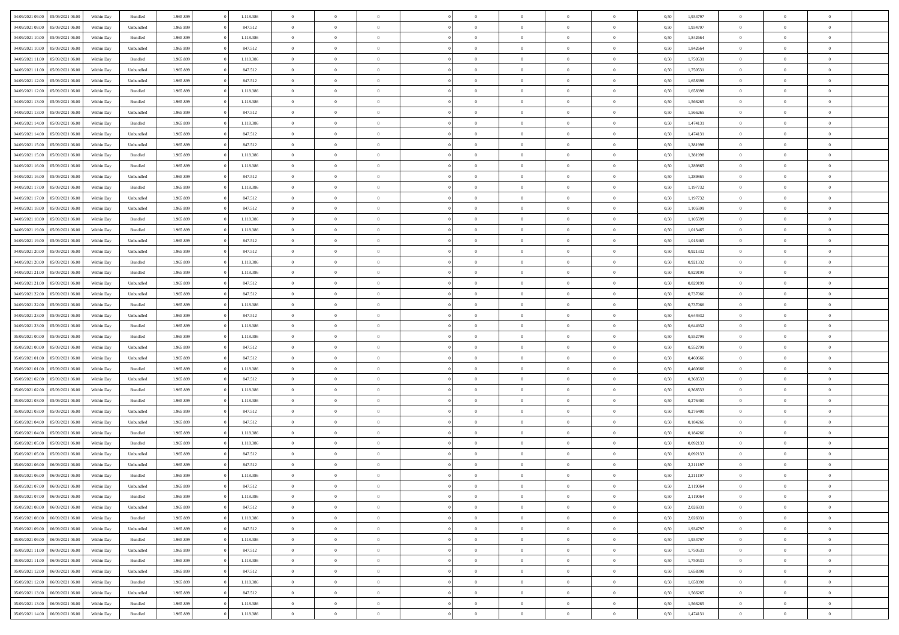| | | | | | | | | | | | | | | | | | | | | | |
|---|---|---|---|---|---|---|---|---|---|---|---|---|---|---|---|---|---|---|---|---|---|
| 04/09/2021 09:00 | 05/09/2021 06:00 | Within Day | Bundled | 1.965.899 | 0 | 1.118.386 | 0 | 0 | 0 | | 0 | 0 | 0 | 0 | 0 | 0,50 | 1,934797 | 0 | 0 | 0 | |
| 04/09/2021 09:00 | 05/09/2021 06:00 | Within Day | Unbundled | 1.965.899 | 0 | 847.512 | 0 | 0 | 0 | | 0 | 0 | 0 | 0 | 0 | 0,50 | 1,934797 | 0 | 0 | 0 | |
| 04/09/2021 10:00 | 05/09/2021 06:00 | Within Day | Bundled | 1.965.899 | 0 | 1.118.386 | 0 | 0 | 0 | | 0 | 0 | 0 | 0 | 0 | 0,50 | 1,842664 | 0 | 0 | 0 | |
| 04/09/2021 10:00 | 05/09/2021 06:00 | Within Day | Unbundled | 1.965.899 | 0 | 847.512 | 0 | 0 | 0 | | 0 | 0 | 0 | 0 | 0 | 0,50 | 1,842664 | 0 | 0 | 0 | |
| 04/09/2021 11:00 | 05/09/2021 06:00 | Within Day | Bundled | 1.965.899 | 0 | 1.118.386 | 0 | 0 | 0 | | 0 | 0 | 0 | 0 | 0 | 0,50 | 1,750531 | 0 | 0 | 0 | |
| 04/09/2021 11:00 | 05/09/2021 06:00 | Within Day | Unbundled | 1.965.899 | 0 | 847.512 | 0 | 0 | 0 | | 0 | 0 | 0 | 0 | 0 | 0,50 | 1,750531 | 0 | 0 | 0 | |
| 04/09/2021 12:00 | 05/09/2021 06:00 | Within Day | Unbundled | 1.965.899 | 0 | 847.512 | 0 | 0 | 0 | | 0 | 0 | 0 | 0 | 0 | 0,50 | 1,658398 | 0 | 0 | 0 | |
| 04/09/2021 12:00 | 05/09/2021 06:00 | Within Day | Bundled | 1.965.899 | 0 | 1.118.386 | 0 | 0 | 0 | | 0 | 0 | 0 | 0 | 0 | 0,50 | 1,658398 | 0 | 0 | 0 | |
| 04/09/2021 13:00 | 05/09/2021 06:00 | Within Day | Bundled | 1.965.899 | 0 | 1.118.386 | 0 | 0 | 0 | | 0 | 0 | 0 | 0 | 0 | 0,50 | 1,566265 | 0 | 0 | 0 | |
| 04/09/2021 13:00 | 05/09/2021 06:00 | Within Day | Unbundled | 1.965.899 | 0 | 847.512 | 0 | 0 | 0 | | 0 | 0 | 0 | 0 | 0 | 0,50 | 1,566265 | 0 | 0 | 0 | |
| 04/09/2021 14:00 | 05/09/2021 06:00 | Within Day | Bundled | 1.965.899 | 0 | 1.118.386 | 0 | 0 | 0 | | 0 | 0 | 0 | 0 | 0 | 0,50 | 1,474131 | 0 | 0 | 0 | |
| 04/09/2021 14:00 | 05/09/2021 06:00 | Within Day | Unbundled | 1.965.899 | 0 | 847.512 | 0 | 0 | 0 | | 0 | 0 | 0 | 0 | 0 | 0,50 | 1,474131 | 0 | 0 | 0 | |
| 04/09/2021 15:00 | 05/09/2021 06:00 | Within Day | Unbundled | 1.965.899 | 0 | 847.512 | 0 | 0 | 0 | | 0 | 0 | 0 | 0 | 0 | 0,50 | 1,381998 | 0 | 0 | 0 | |
| 04/09/2021 15:00 | 05/09/2021 06:00 | Within Day | Bundled | 1.965.899 | 0 | 1.118.386 | 0 | 0 | 0 | | 0 | 0 | 0 | 0 | 0 | 0,50 | 1,381998 | 0 | 0 | 0 | |
| 04/09/2021 16:00 | 05/09/2021 06:00 | Within Day | Bundled | 1.965.899 | 0 | 1.118.386 | 0 | 0 | 0 | | 0 | 0 | 0 | 0 | 0 | 0,50 | 1,289865 | 0 | 0 | 0 | |
| 04/09/2021 16:00 | 05/09/2021 06:00 | Within Day | Unbundled | 1.965.899 | 0 | 847.512 | 0 | 0 | 0 | | 0 | 0 | 0 | 0 | 0 | 0,50 | 1,289865 | 0 | 0 | 0 | |
| 04/09/2021 17:00 | 05/09/2021 06:00 | Within Day | Bundled | 1.965.899 | 0 | 1.118.386 | 0 | 0 | 0 | | 0 | 0 | 0 | 0 | 0 | 0,50 | 1,197732 | 0 | 0 | 0 | |
| 04/09/2021 17:00 | 05/09/2021 06:00 | Within Day | Unbundled | 1.965.899 | 0 | 847.512 | 0 | 0 | 0 | | 0 | 0 | 0 | 0 | 0 | 0,50 | 1,197732 | 0 | 0 | 0 | |
| 04/09/2021 18:00 | 05/09/2021 06:00 | Within Day | Unbundled | 1.965.899 | 0 | 847.512 | 0 | 0 | 0 | | 0 | 0 | 0 | 0 | 0 | 0,50 | 1,105599 | 0 | 0 | 0 | |
| 04/09/2021 18:00 | 05/09/2021 06:00 | Within Day | Bundled | 1.965.899 | 0 | 1.118.386 | 0 | 0 | 0 | | 0 | 0 | 0 | 0 | 0 | 0,50 | 1,105599 | 0 | 0 | 0 | |
| 04/09/2021 19:00 | 05/09/2021 06:00 | Within Day | Bundled | 1.965.899 | 0 | 1.118.386 | 0 | 0 | 0 | | 0 | 0 | 0 | 0 | 0 | 0,50 | 1,013465 | 0 | 0 | 0 | |
| 04/09/2021 19:00 | 05/09/2021 06:00 | Within Day | Unbundled | 1.965.899 | 0 | 847.512 | 0 | 0 | 0 | | 0 | 0 | 0 | 0 | 0 | 0,50 | 1,013465 | 0 | 0 | 0 | |
| 04/09/2021 20:00 | 05/09/2021 06:00 | Within Day | Unbundled | 1.965.899 | 0 | 847.512 | 0 | 0 | 0 | | 0 | 0 | 0 | 0 | 0 | 0,50 | 0,921332 | 0 | 0 | 0 | |
| 04/09/2021 20:00 | 05/09/2021 06:00 | Within Day | Bundled | 1.965.899 | 0 | 1.118.386 | 0 | 0 | 0 | | 0 | 0 | 0 | 0 | 0 | 0,50 | 0,921332 | 0 | 0 | 0 | |
| 04/09/2021 21:00 | 05/09/2021 06:00 | Within Day | Bundled | 1.965.899 | 0 | 1.118.386 | 0 | 0 | 0 | | 0 | 0 | 0 | 0 | 0 | 0,50 | 0,829199 | 0 | 0 | 0 | |
| 04/09/2021 21:00 | 05/09/2021 06:00 | Within Day | Unbundled | 1.965.899 | 0 | 847.512 | 0 | 0 | 0 | | 0 | 0 | 0 | 0 | 0 | 0,50 | 0,829199 | 0 | 0 | 0 | |
| 04/09/2021 22:00 | 05/09/2021 06:00 | Within Day | Unbundled | 1.965.899 | 0 | 847.512 | 0 | 0 | 0 | | 0 | 0 | 0 | 0 | 0 | 0,50 | 0,737066 | 0 | 0 | 0 | |
| 04/09/2021 22:00 | 05/09/2021 06:00 | Within Day | Bundled | 1.965.899 | 0 | 1.118.386 | 0 | 0 | 0 | | 0 | 0 | 0 | 0 | 0 | 0,50 | 0,737066 | 0 | 0 | 0 | |
| 04/09/2021 23:00 | 05/09/2021 06:00 | Within Day | Unbundled | 1.965.899 | 0 | 847.512 | 0 | 0 | 0 | | 0 | 0 | 0 | 0 | 0 | 0,50 | 0,644932 | 0 | 0 | 0 | |
| 04/09/2021 23:00 | 05/09/2021 06:00 | Within Day | Bundled | 1.965.899 | 0 | 1.118.386 | 0 | 0 | 0 | | 0 | 0 | 0 | 0 | 0 | 0,50 | 0,644932 | 0 | 0 | 0 | |
| 05/09/2021 00:00 | 05/09/2021 06:00 | Within Day | Bundled | 1.965.899 | 0 | 1.118.386 | 0 | 0 | 0 | | 0 | 0 | 0 | 0 | 0 | 0,50 | 0,552799 | 0 | 0 | 0 | |
| 05/09/2021 00:00 | 05/09/2021 06:00 | Within Day | Unbundled | 1.965.899 | 0 | 847.512 | 0 | 0 | 0 | | 0 | 0 | 0 | 0 | 0 | 0,50 | 0,552799 | 0 | 0 | 0 | |
| 05/09/2021 01:00 | 05/09/2021 06:00 | Within Day | Unbundled | 1.965.899 | 0 | 847.512 | 0 | 0 | 0 | | 0 | 0 | 0 | 0 | 0 | 0,50 | 0,460666 | 0 | 0 | 0 | |
| 05/09/2021 01:00 | 05/09/2021 06:00 | Within Day | Bundled | 1.965.899 | 0 | 1.118.386 | 0 | 0 | 0 | | 0 | 0 | 0 | 0 | 0 | 0,50 | 0,460666 | 0 | 0 | 0 | |
| 05/09/2021 02:00 | 05/09/2021 06:00 | Within Day | Unbundled | 1.965.899 | 0 | 847.512 | 0 | 0 | 0 | | 0 | 0 | 0 | 0 | 0 | 0,50 | 0,368533 | 0 | 0 | 0 | |
| 05/09/2021 02:00 | 05/09/2021 06:00 | Within Day | Bundled | 1.965.899 | 0 | 1.118.386 | 0 | 0 | 0 | | 0 | 0 | 0 | 0 | 0 | 0,50 | 0,368533 | 0 | 0 | 0 | |
| 05/09/2021 03:00 | 05/09/2021 06:00 | Within Day | Bundled | 1.965.899 | 0 | 1.118.386 | 0 | 0 | 0 | | 0 | 0 | 0 | 0 | 0 | 0,50 | 0,276400 | 0 | 0 | 0 | |
| 05/09/2021 03:00 | 05/09/2021 06:00 | Within Day | Unbundled | 1.965.899 | 0 | 847.512 | 0 | 0 | 0 | | 0 | 0 | 0 | 0 | 0 | 0,50 | 0,276400 | 0 | 0 | 0 | |
| 05/09/2021 04:00 | 05/09/2021 06:00 | Within Day | Unbundled | 1.965.899 | 0 | 847.512 | 0 | 0 | 0 | | 0 | 0 | 0 | 0 | 0 | 0,50 | 0,184266 | 0 | 0 | 0 | |
| 05/09/2021 04:00 | 05/09/2021 06:00 | Within Day | Bundled | 1.965.899 | 0 | 1.118.386 | 0 | 0 | 0 | | 0 | 0 | 0 | 0 | 0 | 0,50 | 0,184266 | 0 | 0 | 0 | |
| 05/09/2021 05:00 | 05/09/2021 06:00 | Within Day | Bundled | 1.965.899 | 0 | 1.118.386 | 0 | 0 | 0 | | 0 | 0 | 0 | 0 | 0 | 0,50 | 0,092133 | 0 | 0 | 0 | |
| 05/09/2021 05:00 | 05/09/2021 06:00 | Within Day | Unbundled | 1.965.899 | 0 | 847.512 | 0 | 0 | 0 | | 0 | 0 | 0 | 0 | 0 | 0,50 | 0,092133 | 0 | 0 | 0 | |
| 05/09/2021 06:00 | 06/09/2021 06:00 | Within Day | Unbundled | 1.965.899 | 0 | 847.512 | 0 | 0 | 0 | | 0 | 0 | 0 | 0 | 0 | 0,50 | 2,211197 | 0 | 0 | 0 | |
| 05/09/2021 06:00 | 06/09/2021 06:00 | Within Day | Bundled | 1.965.899 | 0 | 1.118.386 | 0 | 0 | 0 | | 0 | 0 | 0 | 0 | 0 | 0,50 | 2,211197 | 0 | 0 | 0 | |
| 05/09/2021 07:00 | 06/09/2021 06:00 | Within Day | Unbundled | 1.965.899 | 0 | 847.512 | 0 | 0 | 0 | | 0 | 0 | 0 | 0 | 0 | 0,50 | 2,119064 | 0 | 0 | 0 | |
| 05/09/2021 07:00 | 06/09/2021 06:00 | Within Day | Bundled | 1.965.899 | 0 | 1.118.386 | 0 | 0 | 0 | | 0 | 0 | 0 | 0 | 0 | 0,50 | 2,119064 | 0 | 0 | 0 | |
| 05/09/2021 08:00 | 06/09/2021 06:00 | Within Day | Unbundled | 1.965.899 | 0 | 847.512 | 0 | 0 | 0 | | 0 | 0 | 0 | 0 | 0 | 0,50 | 2,026931 | 0 | 0 | 0 | |
| 05/09/2021 08:00 | 06/09/2021 06:00 | Within Day | Bundled | 1.965.899 | 0 | 1.118.386 | 0 | 0 | 0 | | 0 | 0 | 0 | 0 | 0 | 0,50 | 2,026931 | 0 | 0 | 0 | |
| 05/09/2021 09:00 | 06/09/2021 06:00 | Within Day | Unbundled | 1.965.899 | 0 | 847.512 | 0 | 0 | 0 | | 0 | 0 | 0 | 0 | 0 | 0,50 | 1,934797 | 0 | 0 | 0 | |
| 05/09/2021 09:00 | 06/09/2021 06:00 | Within Day | Bundled | 1.965.899 | 0 | 1.118.386 | 0 | 0 | 0 | | 0 | 0 | 0 | 0 | 0 | 0,50 | 1,934797 | 0 | 0 | 0 | |
| 05/09/2021 11:00 | 06/09/2021 06:00 | Within Day | Unbundled | 1.965.899 | 0 | 847.512 | 0 | 0 | 0 | | 0 | 0 | 0 | 0 | 0 | 0,50 | 1,750531 | 0 | 0 | 0 | |
| 05/09/2021 11:00 | 06/09/2021 06:00 | Within Day | Bundled | 1.965.899 | 0 | 1.118.386 | 0 | 0 | 0 | | 0 | 0 | 0 | 0 | 0 | 0,50 | 1,750531 | 0 | 0 | 0 | |
| 05/09/2021 12:00 | 06/09/2021 06:00 | Within Day | Unbundled | 1.965.899 | 0 | 847.512 | 0 | 0 | 0 | | 0 | 0 | 0 | 0 | 0 | 0,50 | 1,658398 | 0 | 0 | 0 | |
| 05/09/2021 12:00 | 06/09/2021 06:00 | Within Day | Bundled | 1.965.899 | 0 | 1.118.386 | 0 | 0 | 0 | | 0 | 0 | 0 | 0 | 0 | 0,50 | 1,658398 | 0 | 0 | 0 | |
| 05/09/2021 13:00 | 06/09/2021 06:00 | Within Day | Unbundled | 1.965.899 | 0 | 847.512 | 0 | 0 | 0 | | 0 | 0 | 0 | 0 | 0 | 0,50 | 1,566265 | 0 | 0 | 0 | |
| 05/09/2021 13:00 | 06/09/2021 06:00 | Within Day | Bundled | 1.965.899 | 0 | 1.118.386 | 0 | 0 | 0 | | 0 | 0 | 0 | 0 | 0 | 0,50 | 1,566265 | 0 | 0 | 0 | |
| 05/09/2021 14:00 | 06/09/2021 06:00 | Within Day | Bundled | 1.965.899 | 0 | 1.118.386 | 0 | 0 | 0 | | 0 | 0 | 0 | 0 | 0 | 0,50 | 1,474131 | 0 | 0 | 0 | |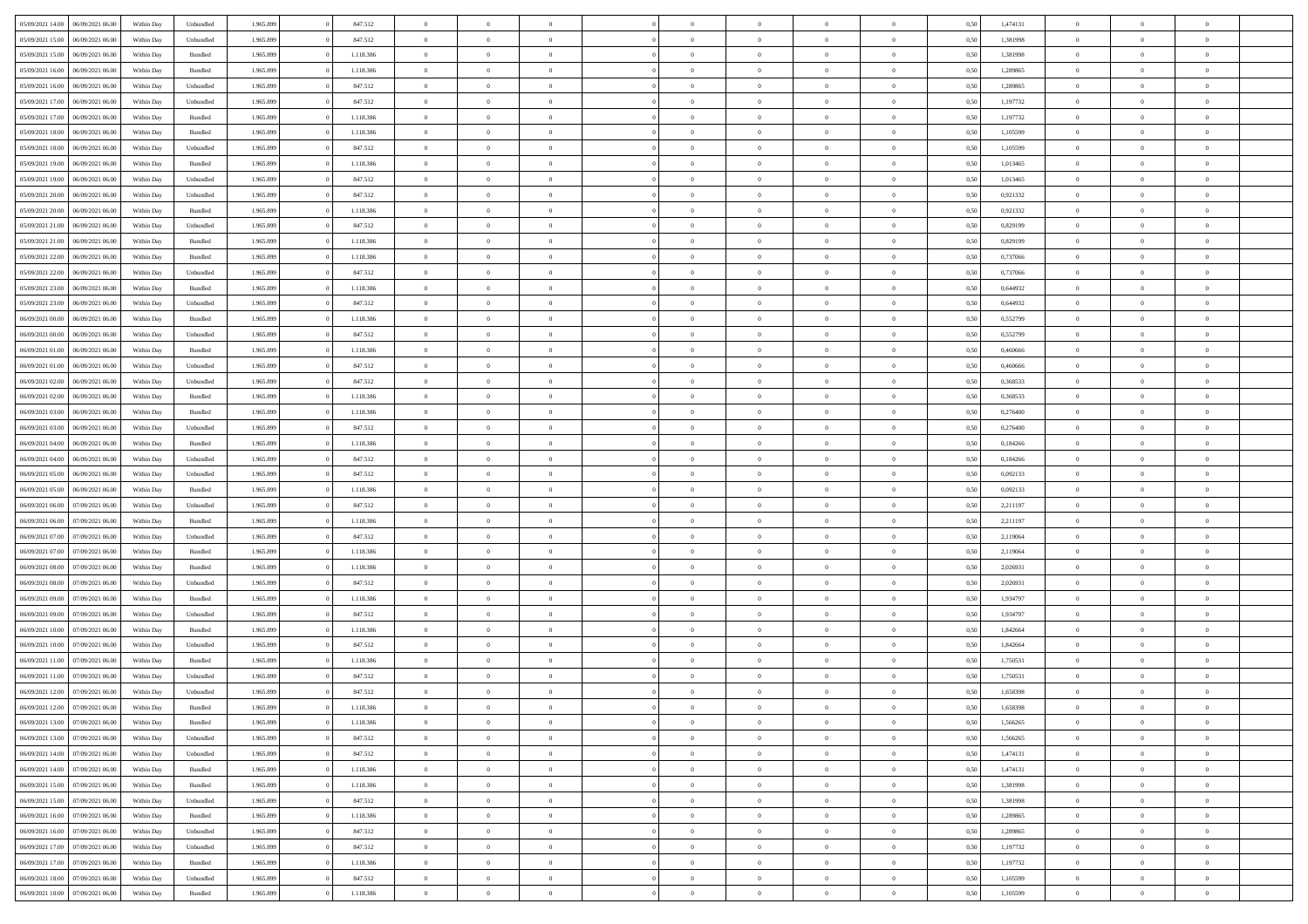| | | | | | | | | | | | | | | | | | | | | | |
|---|---|---|---|---|---|---|---|---|---|---|---|---|---|---|---|---|---|---|---|---|---|
| 05/09/2021 14:00 | 06/09/2021 06:00 | Within Day | Unbundled | 1.965.899 | 0 | 847.512 | 0 | 0 | 0 | | 0 | 0 | 0 | 0 | 0 | 0,50 | 1,474131 | 0 | 0 | 0 | |
| 05/09/2021 15:00 | 06/09/2021 06:00 | Within Day | Unbundled | 1.965.899 | 0 | 847.512 | 0 | 0 | 0 | | 0 | 0 | 0 | 0 | 0 | 0,50 | 1,381998 | 0 | 0 | 0 | |
| 05/09/2021 15:00 | 06/09/2021 06:00 | Within Day | Bundled | 1.965.899 | 0 | 1.118.386 | 0 | 0 | 0 | | 0 | 0 | 0 | 0 | 0 | 0,50 | 1,381998 | 0 | 0 | 0 | |
| 05/09/2021 16:00 | 06/09/2021 06:00 | Within Day | Bundled | 1.965.899 | 0 | 1.118.386 | 0 | 0 | 0 | | 0 | 0 | 0 | 0 | 0 | 0,50 | 1,289865 | 0 | 0 | 0 | |
| 05/09/2021 16:00 | 06/09/2021 06:00 | Within Day | Unbundled | 1.965.899 | 0 | 847.512 | 0 | 0 | 0 | | 0 | 0 | 0 | 0 | 0 | 0,50 | 1,289865 | 0 | 0 | 0 | |
| 05/09/2021 17:00 | 06/09/2021 06:00 | Within Day | Unbundled | 1.965.899 | 0 | 847.512 | 0 | 0 | 0 | | 0 | 0 | 0 | 0 | 0 | 0,50 | 1,197732 | 0 | 0 | 0 | |
| 05/09/2021 17:00 | 06/09/2021 06:00 | Within Day | Bundled | 1.965.899 | 0 | 1.118.386 | 0 | 0 | 0 | | 0 | 0 | 0 | 0 | 0 | 0,50 | 1,197732 | 0 | 0 | 0 | |
| 05/09/2021 18:00 | 06/09/2021 06:00 | Within Day | Bundled | 1.965.899 | 0 | 1.118.386 | 0 | 0 | 0 | | 0 | 0 | 0 | 0 | 0 | 0,50 | 1,105599 | 0 | 0 | 0 | |
| 05/09/2021 18:00 | 06/09/2021 06:00 | Within Day | Unbundled | 1.965.899 | 0 | 847.512 | 0 | 0 | 0 | | 0 | 0 | 0 | 0 | 0 | 0,50 | 1,105599 | 0 | 0 | 0 | |
| 05/09/2021 19:00 | 06/09/2021 06:00 | Within Day | Bundled | 1.965.899 | 0 | 1.118.386 | 0 | 0 | 0 | | 0 | 0 | 0 | 0 | 0 | 0,50 | 1,013465 | 0 | 0 | 0 | |
| 05/09/2021 19:00 | 06/09/2021 06:00 | Within Day | Unbundled | 1.965.899 | 0 | 847.512 | 0 | 0 | 0 | | 0 | 0 | 0 | 0 | 0 | 0,50 | 1,013465 | 0 | 0 | 0 | |
| 05/09/2021 20:00 | 06/09/2021 06:00 | Within Day | Unbundled | 1.965.899 | 0 | 847.512 | 0 | 0 | 0 | | 0 | 0 | 0 | 0 | 0 | 0,50 | 0,921332 | 0 | 0 | 0 | |
| 05/09/2021 20:00 | 06/09/2021 06:00 | Within Day | Bundled | 1.965.899 | 0 | 1.118.386 | 0 | 0 | 0 | | 0 | 0 | 0 | 0 | 0 | 0,50 | 0,921332 | 0 | 0 | 0 | |
| 05/09/2021 21:00 | 06/09/2021 06:00 | Within Day | Unbundled | 1.965.899 | 0 | 847.512 | 0 | 0 | 0 | | 0 | 0 | 0 | 0 | 0 | 0,50 | 0,829199 | 0 | 0 | 0 | |
| 05/09/2021 21:00 | 06/09/2021 06:00 | Within Day | Bundled | 1.965.899 | 0 | 1.118.386 | 0 | 0 | 0 | | 0 | 0 | 0 | 0 | 0 | 0,50 | 0,829199 | 0 | 0 | 0 | |
| 05/09/2021 22:00 | 06/09/2021 06:00 | Within Day | Bundled | 1.965.899 | 0 | 1.118.386 | 0 | 0 | 0 | | 0 | 0 | 0 | 0 | 0 | 0,50 | 0,737066 | 0 | 0 | 0 | |
| 05/09/2021 22:00 | 06/09/2021 06:00 | Within Day | Unbundled | 1.965.899 | 0 | 847.512 | 0 | 0 | 0 | | 0 | 0 | 0 | 0 | 0 | 0,50 | 0,737066 | 0 | 0 | 0 | |
| 05/09/2021 23:00 | 06/09/2021 06:00 | Within Day | Bundled | 1.965.899 | 0 | 1.118.386 | 0 | 0 | 0 | | 0 | 0 | 0 | 0 | 0 | 0,50 | 0,644932 | 0 | 0 | 0 | |
| 05/09/2021 23:00 | 06/09/2021 06:00 | Within Day | Unbundled | 1.965.899 | 0 | 847.512 | 0 | 0 | 0 | | 0 | 0 | 0 | 0 | 0 | 0,50 | 0,644932 | 0 | 0 | 0 | |
| 06/09/2021 00:00 | 06/09/2021 06:00 | Within Day | Bundled | 1.965.899 | 0 | 1.118.386 | 0 | 0 | 0 | | 0 | 0 | 0 | 0 | 0 | 0,50 | 0,552799 | 0 | 0 | 0 | |
| 06/09/2021 00:00 | 06/09/2021 06:00 | Within Day | Unbundled | 1.965.899 | 0 | 847.512 | 0 | 0 | 0 | | 0 | 0 | 0 | 0 | 0 | 0,50 | 0,552799 | 0 | 0 | 0 | |
| 06/09/2021 01:00 | 06/09/2021 06:00 | Within Day | Bundled | 1.965.899 | 0 | 1.118.386 | 0 | 0 | 0 | | 0 | 0 | 0 | 0 | 0 | 0,50 | 0,460666 | 0 | 0 | 0 | |
| 06/09/2021 01:00 | 06/09/2021 06:00 | Within Day | Unbundled | 1.965.899 | 0 | 847.512 | 0 | 0 | 0 | | 0 | 0 | 0 | 0 | 0 | 0,50 | 0,460666 | 0 | 0 | 0 | |
| 06/09/2021 02:00 | 06/09/2021 06:00 | Within Day | Unbundled | 1.965.899 | 0 | 847.512 | 0 | 0 | 0 | | 0 | 0 | 0 | 0 | 0 | 0,50 | 0,368533 | 0 | 0 | 0 | |
| 06/09/2021 02:00 | 06/09/2021 06:00 | Within Day | Bundled | 1.965.899 | 0 | 1.118.386 | 0 | 0 | 0 | | 0 | 0 | 0 | 0 | 0 | 0,50 | 0,368533 | 0 | 0 | 0 | |
| 06/09/2021 03:00 | 06/09/2021 06:00 | Within Day | Bundled | 1.965.899 | 0 | 1.118.386 | 0 | 0 | 0 | | 0 | 0 | 0 | 0 | 0 | 0,50 | 0,276400 | 0 | 0 | 0 | |
| 06/09/2021 03:00 | 06/09/2021 06:00 | Within Day | Unbundled | 1.965.899 | 0 | 847.512 | 0 | 0 | 0 | | 0 | 0 | 0 | 0 | 0 | 0,50 | 0,276400 | 0 | 0 | 0 | |
| 06/09/2021 04:00 | 06/09/2021 06:00 | Within Day | Bundled | 1.965.899 | 0 | 1.118.386 | 0 | 0 | 0 | | 0 | 0 | 0 | 0 | 0 | 0,50 | 0,184266 | 0 | 0 | 0 | |
| 06/09/2021 04:00 | 06/09/2021 06:00 | Within Day | Unbundled | 1.965.899 | 0 | 847.512 | 0 | 0 | 0 | | 0 | 0 | 0 | 0 | 0 | 0,50 | 0,184266 | 0 | 0 | 0 | |
| 06/09/2021 05:00 | 06/09/2021 06:00 | Within Day | Unbundled | 1.965.899 | 0 | 847.512 | 0 | 0 | 0 | | 0 | 0 | 0 | 0 | 0 | 0,50 | 0,092133 | 0 | 0 | 0 | |
| 06/09/2021 05:00 | 06/09/2021 06:00 | Within Day | Bundled | 1.965.899 | 0 | 1.118.386 | 0 | 0 | 0 | | 0 | 0 | 0 | 0 | 0 | 0,50 | 0,092133 | 0 | 0 | 0 | |
| 06/09/2021 06:00 | 07/09/2021 06:00 | Within Day | Unbundled | 1.965.899 | 0 | 847.512 | 0 | 0 | 0 | | 0 | 0 | 0 | 0 | 0 | 0,50 | 2,211197 | 0 | 0 | 0 | |
| 06/09/2021 06:00 | 07/09/2021 06:00 | Within Day | Bundled | 1.965.899 | 0 | 1.118.386 | 0 | 0 | 0 | | 0 | 0 | 0 | 0 | 0 | 0,50 | 2,211197 | 0 | 0 | 0 | |
| 06/09/2021 07:00 | 07/09/2021 06:00 | Within Day | Unbundled | 1.965.899 | 0 | 847.512 | 0 | 0 | 0 | | 0 | 0 | 0 | 0 | 0 | 0,50 | 2,119064 | 0 | 0 | 0 | |
| 06/09/2021 07:00 | 07/09/2021 06:00 | Within Day | Bundled | 1.965.899 | 0 | 1.118.386 | 0 | 0 | 0 | | 0 | 0 | 0 | 0 | 0 | 0,50 | 2,119064 | 0 | 0 | 0 | |
| 06/09/2021 08:00 | 07/09/2021 06:00 | Within Day | Bundled | 1.965.899 | 0 | 1.118.386 | 0 | 0 | 0 | | 0 | 0 | 0 | 0 | 0 | 0,50 | 2,026931 | 0 | 0 | 0 | |
| 06/09/2021 08:00 | 07/09/2021 06:00 | Within Day | Unbundled | 1.965.899 | 0 | 847.512 | 0 | 0 | 0 | | 0 | 0 | 0 | 0 | 0 | 0,50 | 2,026931 | 0 | 0 | 0 | |
| 06/09/2021 09:00 | 07/09/2021 06:00 | Within Day | Bundled | 1.965.899 | 0 | 1.118.386 | 0 | 0 | 0 | | 0 | 0 | 0 | 0 | 0 | 0,50 | 1,934797 | 0 | 0 | 0 | |
| 06/09/2021 09:00 | 07/09/2021 06:00 | Within Day | Unbundled | 1.965.899 | 0 | 847.512 | 0 | 0 | 0 | | 0 | 0 | 0 | 0 | 0 | 0,50 | 1,934797 | 0 | 0 | 0 | |
| 06/09/2021 10:00 | 07/09/2021 06:00 | Within Day | Bundled | 1.965.899 | 0 | 1.118.386 | 0 | 0 | 0 | | 0 | 0 | 0 | 0 | 0 | 0,50 | 1,842664 | 0 | 0 | 0 | |
| 06/09/2021 10:00 | 07/09/2021 06:00 | Within Day | Unbundled | 1.965.899 | 0 | 847.512 | 0 | 0 | 0 | | 0 | 0 | 0 | 0 | 0 | 0,50 | 1,842664 | 0 | 0 | 0 | |
| 06/09/2021 11:00 | 07/09/2021 06:00 | Within Day | Bundled | 1.965.899 | 0 | 1.118.386 | 0 | 0 | 0 | | 0 | 0 | 0 | 0 | 0 | 0,50 | 1,750531 | 0 | 0 | 0 | |
| 06/09/2021 11:00 | 07/09/2021 06:00 | Within Day | Unbundled | 1.965.899 | 0 | 847.512 | 0 | 0 | 0 | | 0 | 0 | 0 | 0 | 0 | 0,50 | 1,750531 | 0 | 0 | 0 | |
| 06/09/2021 12:00 | 07/09/2021 06:00 | Within Day | Unbundled | 1.965.899 | 0 | 847.512 | 0 | 0 | 0 | | 0 | 0 | 0 | 0 | 0 | 0,50 | 1,658398 | 0 | 0 | 0 | |
| 06/09/2021 12:00 | 07/09/2021 06:00 | Within Day | Bundled | 1.965.899 | 0 | 1.118.386 | 0 | 0 | 0 | | 0 | 0 | 0 | 0 | 0 | 0,50 | 1,658398 | 0 | 0 | 0 | |
| 06/09/2021 13:00 | 07/09/2021 06:00 | Within Day | Bundled | 1.965.899 | 0 | 1.118.386 | 0 | 0 | 0 | | 0 | 0 | 0 | 0 | 0 | 0,50 | 1,566265 | 0 | 0 | 0 | |
| 06/09/2021 13:00 | 07/09/2021 06:00 | Within Day | Unbundled | 1.965.899 | 0 | 847.512 | 0 | 0 | 0 | | 0 | 0 | 0 | 0 | 0 | 0,50 | 1,566265 | 0 | 0 | 0 | |
| 06/09/2021 14:00 | 07/09/2021 06:00 | Within Day | Unbundled | 1.965.899 | 0 | 847.512 | 0 | 0 | 0 | | 0 | 0 | 0 | 0 | 0 | 0,50 | 1,474131 | 0 | 0 | 0 | |
| 06/09/2021 14:00 | 07/09/2021 06:00 | Within Day | Bundled | 1.965.899 | 0 | 1.118.386 | 0 | 0 | 0 | | 0 | 0 | 0 | 0 | 0 | 0,50 | 1,474131 | 0 | 0 | 0 | |
| 06/09/2021 15:00 | 07/09/2021 06:00 | Within Day | Bundled | 1.965.899 | 0 | 1.118.386 | 0 | 0 | 0 | | 0 | 0 | 0 | 0 | 0 | 0,50 | 1,381998 | 0 | 0 | 0 | |
| 06/09/2021 15:00 | 07/09/2021 06:00 | Within Day | Unbundled | 1.965.899 | 0 | 847.512 | 0 | 0 | 0 | | 0 | 0 | 0 | 0 | 0 | 0,50 | 1,381998 | 0 | 0 | 0 | |
| 06/09/2021 16:00 | 07/09/2021 06:00 | Within Day | Bundled | 1.965.899 | 0 | 1.118.386 | 0 | 0 | 0 | | 0 | 0 | 0 | 0 | 0 | 0,50 | 1,289865 | 0 | 0 | 0 | |
| 06/09/2021 16:00 | 07/09/2021 06:00 | Within Day | Unbundled | 1.965.899 | 0 | 847.512 | 0 | 0 | 0 | | 0 | 0 | 0 | 0 | 0 | 0,50 | 1,289865 | 0 | 0 | 0 | |
| 06/09/2021 17:00 | 07/09/2021 06:00 | Within Day | Unbundled | 1.965.899 | 0 | 847.512 | 0 | 0 | 0 | | 0 | 0 | 0 | 0 | 0 | 0,50 | 1,197732 | 0 | 0 | 0 | |
| 06/09/2021 17:00 | 07/09/2021 06:00 | Within Day | Bundled | 1.965.899 | 0 | 1.118.386 | 0 | 0 | 0 | | 0 | 0 | 0 | 0 | 0 | 0,50 | 1,197732 | 0 | 0 | 0 | |
| 06/09/2021 18:00 | 07/09/2021 06:00 | Within Day | Unbundled | 1.965.899 | 0 | 847.512 | 0 | 0 | 0 | | 0 | 0 | 0 | 0 | 0 | 0,50 | 1,105599 | 0 | 0 | 0 | |
| 06/09/2021 18:00 | 07/09/2021 06:00 | Within Day | Bundled | 1.965.899 | 0 | 1.118.386 | 0 | 0 | 0 | | 0 | 0 | 0 | 0 | 0 | 0,50 | 1,105599 | 0 | 0 | 0 | |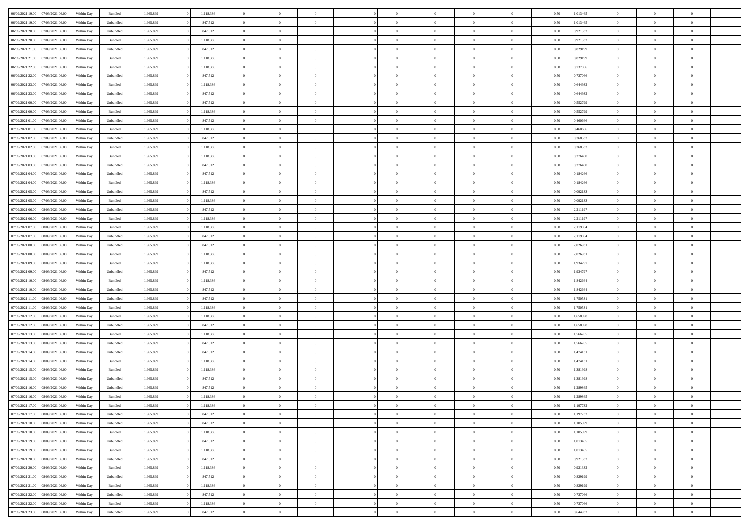| 06/09/2021 19:00 | 07/09/2021 06:00 | Within Day | Bundled | 1.965.899 | 0 | 1.118.386 | 0 | 0 | 0 | | 0 | 0 | 0 | 0 | 0,50 | 1,013465 | 0 | 0 | 0 | |
|---|---|---|---|---|---|---|---|---|---|---|---|---|---|---|---|---|---|---|---|---|
| 06/09/2021 19:00 | 07/09/2021 06:00 | Within Day | Unbundled | 1.965.899 | 0 | 847.512 | 0 | 0 | 0 | | 0 | 0 | 0 | 0 | 0,50 | 1,013465 | 0 | 0 | 0 | |
| 06/09/2021 20:00 | 07/09/2021 06:00 | Within Day | Unbundled | 1.965.899 | 0 | 847.512 | 0 | 0 | 0 | | 0 | 0 | 0 | 0 | 0,50 | 0,921332 | 0 | 0 | 0 | |
| 06/09/2021 20:00 | 07/09/2021 06:00 | Within Day | Bundled | 1.965.899 | 0 | 1.118.386 | 0 | 0 | 0 | | 0 | 0 | 0 | 0 | 0,50 | 0,921332 | 0 | 0 | 0 | |
| 06/09/2021 21:00 | 07/09/2021 06:00 | Within Day | Unbundled | 1.965.899 | 0 | 847.512 | 0 | 0 | 0 | | 0 | 0 | 0 | 0 | 0,50 | 0,829199 | 0 | 0 | 0 | |
| 06/09/2021 21:00 | 07/09/2021 06:00 | Within Day | Bundled | 1.965.899 | 0 | 1.118.386 | 0 | 0 | 0 | | 0 | 0 | 0 | 0 | 0,50 | 0,829199 | 0 | 0 | 0 | |
| 06/09/2021 22:00 | 07/09/2021 06:00 | Within Day | Bundled | 1.965.899 | 0 | 1.118.386 | 0 | 0 | 0 | | 0 | 0 | 0 | 0 | 0,50 | 0,737066 | 0 | 0 | 0 | |
| 06/09/2021 22:00 | 07/09/2021 06:00 | Within Day | Unbundled | 1.965.899 | 0 | 847.512 | 0 | 0 | 0 | | 0 | 0 | 0 | 0 | 0,50 | 0,737066 | 0 | 0 | 0 | |
| 06/09/2021 23:00 | 07/09/2021 06:00 | Within Day | Bundled | 1.965.899 | 0 | 1.118.386 | 0 | 0 | 0 | | 0 | 0 | 0 | 0 | 0,50 | 0,644932 | 0 | 0 | 0 | |
| 06/09/2021 23:00 | 07/09/2021 06:00 | Within Day | Unbundled | 1.965.899 | 0 | 847.512 | 0 | 0 | 0 | | 0 | 0 | 0 | 0 | 0,50 | 0,644932 | 0 | 0 | 0 | |
| 07/09/2021 00:00 | 07/09/2021 06:00 | Within Day | Unbundled | 1.965.899 | 0 | 847.512 | 0 | 0 | 0 | | 0 | 0 | 0 | 0 | 0,50 | 0,552799 | 0 | 0 | 0 | |
| 07/09/2021 00:00 | 07/09/2021 06:00 | Within Day | Bundled | 1.965.899 | 0 | 1.118.386 | 0 | 0 | 0 | | 0 | 0 | 0 | 0 | 0,50 | 0,552799 | 0 | 0 | 0 | |
| 07/09/2021 01:00 | 07/09/2021 06:00 | Within Day | Unbundled | 1.965.899 | 0 | 847.512 | 0 | 0 | 0 | | 0 | 0 | 0 | 0 | 0,50 | 0,460666 | 0 | 0 | 0 | |
| 07/09/2021 01:00 | 07/09/2021 06:00 | Within Day | Bundled | 1.965.899 | 0 | 1.118.386 | 0 | 0 | 0 | | 0 | 0 | 0 | 0 | 0,50 | 0,460666 | 0 | 0 | 0 | |
| 07/09/2021 02:00 | 07/09/2021 06:00 | Within Day | Unbundled | 1.965.899 | 0 | 847.512 | 0 | 0 | 0 | | 0 | 0 | 0 | 0 | 0,50 | 0,368533 | 0 | 0 | 0 | |
| 07/09/2021 02:00 | 07/09/2021 06:00 | Within Day | Bundled | 1.965.899 | 0 | 1.118.386 | 0 | 0 | 0 | | 0 | 0 | 0 | 0 | 0,50 | 0,368533 | 0 | 0 | 0 | |
| 07/09/2021 03:00 | 07/09/2021 06:00 | Within Day | Bundled | 1.965.899 | 0 | 1.118.386 | 0 | 0 | 0 | | 0 | 0 | 0 | 0 | 0,50 | 0,276400 | 0 | 0 | 0 | |
| 07/09/2021 03:00 | 07/09/2021 06:00 | Within Day | Unbundled | 1.965.899 | 0 | 847.512 | 0 | 0 | 0 | | 0 | 0 | 0 | 0 | 0,50 | 0,276400 | 0 | 0 | 0 | |
| 07/09/2021 04:00 | 07/09/2021 06:00 | Within Day | Unbundled | 1.965.899 | 0 | 847.512 | 0 | 0 | 0 | | 0 | 0 | 0 | 0 | 0,50 | 0,184266 | 0 | 0 | 0 | |
| 07/09/2021 04:00 | 07/09/2021 06:00 | Within Day | Bundled | 1.965.899 | 0 | 1.118.386 | 0 | 0 | 0 | | 0 | 0 | 0 | 0 | 0,50 | 0,184266 | 0 | 0 | 0 | |
| 07/09/2021 05:00 | 07/09/2021 06:00 | Within Day | Unbundled | 1.965.899 | 0 | 847.512 | 0 | 0 | 0 | | 0 | 0 | 0 | 0 | 0,50 | 0,092133 | 0 | 0 | 0 | |
| 07/09/2021 05:00 | 07/09/2021 06:00 | Within Day | Bundled | 1.965.899 | 0 | 1.118.386 | 0 | 0 | 0 | | 0 | 0 | 0 | 0 | 0,50 | 0,092133 | 0 | 0 | 0 | |
| 07/09/2021 06:00 | 08/09/2021 06:00 | Within Day | Unbundled | 1.965.899 | 0 | 847.512 | 0 | 0 | 0 | | 0 | 0 | 0 | 0 | 0,50 | 2,211197 | 0 | 0 | 0 | |
| 07/09/2021 06:00 | 08/09/2021 06:00 | Within Day | Bundled | 1.965.899 | 0 | 1.118.386 | 0 | 0 | 0 | | 0 | 0 | 0 | 0 | 0,50 | 2,211197 | 0 | 0 | 0 | |
| 07/09/2021 07:00 | 08/09/2021 06:00 | Within Day | Bundled | 1.965.899 | 0 | 1.118.386 | 0 | 0 | 0 | | 0 | 0 | 0 | 0 | 0,50 | 2,119064 | 0 | 0 | 0 | |
| 07/09/2021 07:00 | 08/09/2021 06:00 | Within Day | Unbundled | 1.965.899 | 0 | 847.512 | 0 | 0 | 0 | | 0 | 0 | 0 | 0 | 0,50 | 2,119064 | 0 | 0 | 0 | |
| 07/09/2021 08:00 | 08/09/2021 06:00 | Within Day | Unbundled | 1.965.899 | 0 | 847.512 | 0 | 0 | 0 | | 0 | 0 | 0 | 0 | 0,50 | 2,026931 | 0 | 0 | 0 | |
| 07/09/2021 08:00 | 08/09/2021 06:00 | Within Day | Bundled | 1.965.899 | 0 | 1.118.386 | 0 | 0 | 0 | | 0 | 0 | 0 | 0 | 0,50 | 2,026931 | 0 | 0 | 0 | |
| 07/09/2021 09:00 | 08/09/2021 06:00 | Within Day | Bundled | 1.965.899 | 0 | 1.118.386 | 0 | 0 | 0 | | 0 | 0 | 0 | 0 | 0,50 | 1,934797 | 0 | 0 | 0 | |
| 07/09/2021 09:00 | 08/09/2021 06:00 | Within Day | Unbundled | 1.965.899 | 0 | 847.512 | 0 | 0 | 0 | | 0 | 0 | 0 | 0 | 0,50 | 1,934797 | 0 | 0 | 0 | |
| 07/09/2021 10:00 | 08/09/2021 06:00 | Within Day | Bundled | 1.965.899 | 0 | 1.118.386 | 0 | 0 | 0 | | 0 | 0 | 0 | 0 | 0,50 | 1,842664 | 0 | 0 | 0 | |
| 07/09/2021 10:00 | 08/09/2021 06:00 | Within Day | Unbundled | 1.965.899 | 0 | 847.512 | 0 | 0 | 0 | | 0 | 0 | 0 | 0 | 0,50 | 1,842664 | 0 | 0 | 0 | |
| 07/09/2021 11:00 | 08/09/2021 06:00 | Within Day | Unbundled | 1.965.899 | 0 | 847.512 | 0 | 0 | 0 | | 0 | 0 | 0 | 0 | 0,50 | 1,750531 | 0 | 0 | 0 | |
| 07/09/2021 11:00 | 08/09/2021 06:00 | Within Day | Bundled | 1.965.899 | 0 | 1.118.386 | 0 | 0 | 0 | | 0 | 0 | 0 | 0 | 0,50 | 1,750531 | 0 | 0 | 0 | |
| 07/09/2021 12:00 | 08/09/2021 06:00 | Within Day | Bundled | 1.965.899 | 0 | 1.118.386 | 0 | 0 | 0 | | 0 | 0 | 0 | 0 | 0,50 | 1,658398 | 0 | 0 | 0 | |
| 07/09/2021 12:00 | 08/09/2021 06:00 | Within Day | Unbundled | 1.965.899 | 0 | 847.512 | 0 | 0 | 0 | | 0 | 0 | 0 | 0 | 0,50 | 1,658398 | 0 | 0 | 0 | |
| 07/09/2021 13:00 | 08/09/2021 06:00 | Within Day | Bundled | 1.965.899 | 0 | 1.118.386 | 0 | 0 | 0 | | 0 | 0 | 0 | 0 | 0,50 | 1,566265 | 0 | 0 | 0 | |
| 07/09/2021 13:00 | 08/09/2021 06:00 | Within Day | Unbundled | 1.965.899 | 0 | 847.512 | 0 | 0 | 0 | | 0 | 0 | 0 | 0 | 0,50 | 1,566265 | 0 | 0 | 0 | |
| 07/09/2021 14:00 | 08/09/2021 06:00 | Within Day | Unbundled | 1.965.899 | 0 | 847.512 | 0 | 0 | 0 | | 0 | 0 | 0 | 0 | 0,50 | 1,474131 | 0 | 0 | 0 | |
| 07/09/2021 14:00 | 08/09/2021 06:00 | Within Day | Bundled | 1.965.899 | 0 | 1.118.386 | 0 | 0 | 0 | | 0 | 0 | 0 | 0 | 0,50 | 1,474131 | 0 | 0 | 0 | |
| 07/09/2021 15:00 | 08/09/2021 06:00 | Within Day | Bundled | 1.965.899 | 0 | 1.118.386 | 0 | 0 | 0 | | 0 | 0 | 0 | 0 | 0,50 | 1,381998 | 0 | 0 | 0 | |
| 07/09/2021 15:00 | 08/09/2021 06:00 | Within Day | Unbundled | 1.965.899 | 0 | 847.512 | 0 | 0 | 0 | | 0 | 0 | 0 | 0 | 0,50 | 1,381998 | 0 | 0 | 0 | |
| 07/09/2021 16:00 | 08/09/2021 06:00 | Within Day | Unbundled | 1.965.899 | 0 | 847.512 | 0 | 0 | 0 | | 0 | 0 | 0 | 0 | 0,50 | 1,289865 | 0 | 0 | 0 | |
| 07/09/2021 16:00 | 08/09/2021 06:00 | Within Day | Bundled | 1.965.899 | 0 | 1.118.386 | 0 | 0 | 0 | | 0 | 0 | 0 | 0 | 0,50 | 1,289865 | 0 | 0 | 0 | |
| 07/09/2021 17:00 | 08/09/2021 06:00 | Within Day | Bundled | 1.965.899 | 0 | 1.118.386 | 0 | 0 | 0 | | 0 | 0 | 0 | 0 | 0,50 | 1,197732 | 0 | 0 | 0 | |
| 07/09/2021 17:00 | 08/09/2021 06:00 | Within Day | Unbundled | 1.965.899 | 0 | 847.512 | 0 | 0 | 0 | | 0 | 0 | 0 | 0 | 0,50 | 1,197732 | 0 | 0 | 0 | |
| 07/09/2021 18:00 | 08/09/2021 06:00 | Within Day | Unbundled | 1.965.899 | 0 | 847.512 | 0 | 0 | 0 | | 0 | 0 | 0 | 0 | 0,50 | 1,105599 | 0 | 0 | 0 | |
| 07/09/2021 18:00 | 08/09/2021 06:00 | Within Day | Bundled | 1.965.899 | 0 | 1.118.386 | 0 | 0 | 0 | | 0 | 0 | 0 | 0 | 0,50 | 1,105599 | 0 | 0 | 0 | |
| 07/09/2021 19:00 | 08/09/2021 06:00 | Within Day | Unbundled | 1.965.899 | 0 | 847.512 | 0 | 0 | 0 | | 0 | 0 | 0 | 0 | 0,50 | 1,013465 | 0 | 0 | 0 | |
| 07/09/2021 19:00 | 08/09/2021 06:00 | Within Day | Bundled | 1.965.899 | 0 | 1.118.386 | 0 | 0 | 0 | | 0 | 0 | 0 | 0 | 0,50 | 1,013465 | 0 | 0 | 0 | |
| 07/09/2021 20:00 | 08/09/2021 06:00 | Within Day | Unbundled | 1.965.899 | 0 | 847.512 | 0 | 0 | 0 | | 0 | 0 | 0 | 0 | 0,50 | 0,921332 | 0 | 0 | 0 | |
| 07/09/2021 20:00 | 08/09/2021 06:00 | Within Day | Bundled | 1.965.899 | 0 | 1.118.386 | 0 | 0 | 0 | | 0 | 0 | 0 | 0 | 0,50 | 0,921332 | 0 | 0 | 0 | |
| 07/09/2021 21:00 | 08/09/2021 06:00 | Within Day | Unbundled | 1.965.899 | 0 | 847.512 | 0 | 0 | 0 | | 0 | 0 | 0 | 0 | 0,50 | 0,829199 | 0 | 0 | 0 | |
| 07/09/2021 21:00 | 08/09/2021 06:00 | Within Day | Bundled | 1.965.899 | 0 | 1.118.386 | 0 | 0 | 0 | | 0 | 0 | 0 | 0 | 0,50 | 0,829199 | 0 | 0 | 0 | |
| 07/09/2021 22:00 | 08/09/2021 06:00 | Within Day | Unbundled | 1.965.899 | 0 | 847.512 | 0 | 0 | 0 | | 0 | 0 | 0 | 0 | 0,50 | 0,737066 | 0 | 0 | 0 | |
| 07/09/2021 22:00 | 08/09/2021 06:00 | Within Day | Bundled | 1.965.899 | 0 | 1.118.386 | 0 | 0 | 0 | | 0 | 0 | 0 | 0 | 0,50 | 0,737066 | 0 | 0 | 0 | |
| 07/09/2021 23:00 | 08/09/2021 06:00 | Within Day | Unbundled | 1.965.899 | 0 | 847.512 | 0 | 0 | 0 | | 0 | 0 | 0 | 0 | 0,50 | 0,644932 | 0 | 0 | 0 | |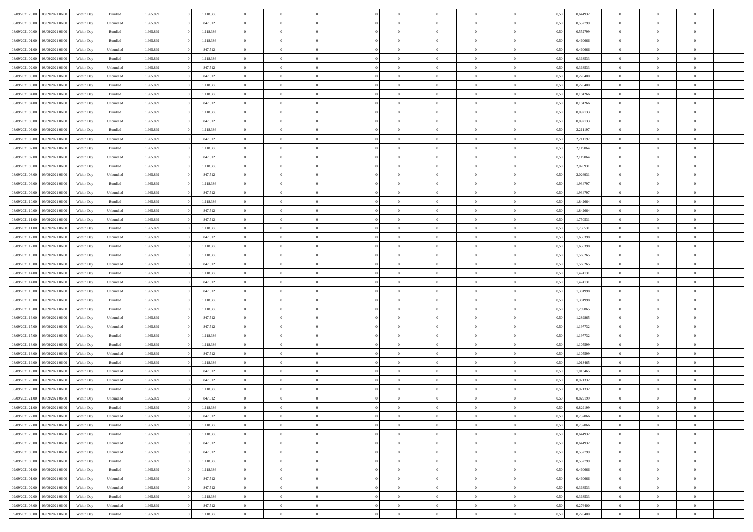| 07/09/2021 23:00 | 08/09/2021 06:00 | Within Day | Bundled | 1.965.899 | 0 | 1.118.386 | 0 | 0 | 0 | | 0 | 0 | 0 | 0 | 0 | 0,50 | 0,644932 | 0 | 0 | 0 | |
|---|---|---|---|---|---|---|---|---|---|---|---|---|---|---|---|---|---|---|---|---|---|
| 08/09/2021 00:00 | 08/09/2021 06:00 | Within Day | Unbundled | 1.965.899 | 0 | 847.512 | 0 | 0 | 0 | | 0 | 0 | 0 | 0 | 0 | 0,50 | 0,552799 | 0 | 0 | 0 | |
| 08/09/2021 00:00 | 08/09/2021 06:00 | Within Day | Bundled | 1.965.899 | 0 | 1.118.386 | 0 | 0 | 0 | | 0 | 0 | 0 | 0 | 0 | 0,50 | 0,552799 | 0 | 0 | 0 | |
| 08/09/2021 01:00 | 08/09/2021 06:00 | Within Day | Bundled | 1.965.899 | 0 | 1.118.386 | 0 | 0 | 0 | | 0 | 0 | 0 | 0 | 0 | 0,50 | 0,460666 | 0 | 0 | 0 | |
| 08/09/2021 01:00 | 08/09/2021 06:00 | Within Day | Unbundled | 1.965.899 | 0 | 847.512 | 0 | 0 | 0 | | 0 | 0 | 0 | 0 | 0 | 0,50 | 0,460666 | 0 | 0 | 0 | |
| 08/09/2021 02:00 | 08/09/2021 06:00 | Within Day | Bundled | 1.965.899 | 0 | 1.118.386 | 0 | 0 | 0 | | 0 | 0 | 0 | 0 | 0 | 0,50 | 0,368533 | 0 | 0 | 0 | |
| 08/09/2021 02:00 | 08/09/2021 06:00 | Within Day | Unbundled | 1.965.899 | 0 | 847.512 | 0 | 0 | 0 | | 0 | 0 | 0 | 0 | 0 | 0,50 | 0,368533 | 0 | 0 | 0 | |
| 08/09/2021 03:00 | 08/09/2021 06:00 | Within Day | Unbundled | 1.965.899 | 0 | 847.512 | 0 | 0 | 0 | | 0 | 0 | 0 | 0 | 0 | 0,50 | 0,276400 | 0 | 0 | 0 | |
| 08/09/2021 03:00 | 08/09/2021 06:00 | Within Day | Bundled | 1.965.899 | 0 | 1.118.386 | 0 | 0 | 0 | | 0 | 0 | 0 | 0 | 0 | 0,50 | 0,276400 | 0 | 0 | 0 | |
| 08/09/2021 04:00 | 08/09/2021 06:00 | Within Day | Bundled | 1.965.899 | 0 | 1.118.386 | 0 | 0 | 0 | | 0 | 0 | 0 | 0 | 0 | 0,50 | 0,184266 | 0 | 0 | 0 | |
| 08/09/2021 04:00 | 08/09/2021 06:00 | Within Day | Unbundled | 1.965.899 | 0 | 847.512 | 0 | 0 | 0 | | 0 | 0 | 0 | 0 | 0 | 0,50 | 0,184266 | 0 | 0 | 0 | |
| 08/09/2021 05:00 | 08/09/2021 06:00 | Within Day | Bundled | 1.965.899 | 0 | 1.118.386 | 0 | 0 | 0 | | 0 | 0 | 0 | 0 | 0 | 0,50 | 0,092133 | 0 | 0 | 0 | |
| 08/09/2021 05:00 | 08/09/2021 06:00 | Within Day | Unbundled | 1.965.899 | 0 | 847.512 | 0 | 0 | 0 | | 0 | 0 | 0 | 0 | 0 | 0,50 | 0,092133 | 0 | 0 | 0 | |
| 08/09/2021 06:00 | 09/09/2021 06:00 | Within Day | Bundled | 1.965.899 | 0 | 1.118.386 | 0 | 0 | 0 | | 0 | 0 | 0 | 0 | 0 | 0,50 | 2,211197 | 0 | 0 | 0 | |
| 08/09/2021 06:00 | 09/09/2021 06:00 | Within Day | Unbundled | 1.965.899 | 0 | 847.512 | 0 | 0 | 0 | | 0 | 0 | 0 | 0 | 0 | 0,50 | 2,211197 | 0 | 0 | 0 | |
| 08/09/2021 07:00 | 09/09/2021 06:00 | Within Day | Bundled | 1.965.899 | 0 | 1.118.386 | 0 | 0 | 0 | | 0 | 0 | 0 | 0 | 0 | 0,50 | 2,119064 | 0 | 0 | 0 | |
| 08/09/2021 07:00 | 09/09/2021 06:00 | Within Day | Unbundled | 1.965.899 | 0 | 847.512 | 0 | 0 | 0 | | 0 | 0 | 0 | 0 | 0 | 0,50 | 2,119064 | 0 | 0 | 0 | |
| 08/09/2021 08:00 | 09/09/2021 06:00 | Within Day | Bundled | 1.965.899 | 0 | 1.118.386 | 0 | 0 | 0 | | 0 | 0 | 0 | 0 | 0 | 0,50 | 2,026931 | 0 | 0 | 0 | |
| 08/09/2021 08:00 | 09/09/2021 06:00 | Within Day | Unbundled | 1.965.899 | 0 | 847.512 | 0 | 0 | 0 | | 0 | 0 | 0 | 0 | 0 | 0,50 | 2,026931 | 0 | 0 | 0 | |
| 08/09/2021 09:00 | 09/09/2021 06:00 | Within Day | Bundled | 1.965.899 | 0 | 1.118.386 | 0 | 0 | 0 | | 0 | 0 | 0 | 0 | 0 | 0,50 | 1,934797 | 0 | 0 | 0 | |
| 08/09/2021 09:00 | 09/09/2021 06:00 | Within Day | Unbundled | 1.965.899 | 0 | 847.512 | 0 | 0 | 0 | | 0 | 0 | 0 | 0 | 0 | 0,50 | 1,934797 | 0 | 0 | 0 | |
| 08/09/2021 10:00 | 09/09/2021 06:00 | Within Day | Bundled | 1.965.899 | 0 | 1.118.386 | 0 | 0 | 0 | | 0 | 0 | 0 | 0 | 0 | 0,50 | 1,842664 | 0 | 0 | 0 | |
| 08/09/2021 10:00 | 09/09/2021 06:00 | Within Day | Unbundled | 1.965.899 | 0 | 847.512 | 0 | 0 | 0 | | 0 | 0 | 0 | 0 | 0 | 0,50 | 1,842664 | 0 | 0 | 0 | |
| 08/09/2021 11:00 | 09/09/2021 06:00 | Within Day | Unbundled | 1.965.899 | 0 | 847.512 | 0 | 0 | 0 | | 0 | 0 | 0 | 0 | 0 | 0,50 | 1,750531 | 0 | 0 | 0 | |
| 08/09/2021 11:00 | 09/09/2021 06:00 | Within Day | Bundled | 1.965.899 | 0 | 1.118.386 | 0 | 0 | 0 | | 0 | 0 | 0 | 0 | 0 | 0,50 | 1,750531 | 0 | 0 | 0 | |
| 08/09/2021 12:00 | 09/09/2021 06:00 | Within Day | Unbundled | 1.965.899 | 0 | 847.512 | 0 | 0 | 0 | | 0 | 0 | 0 | 0 | 0 | 0,50 | 1,658398 | 0 | 0 | 0 | |
| 08/09/2021 12:00 | 09/09/2021 06:00 | Within Day | Bundled | 1.965.899 | 0 | 1.118.386 | 0 | 0 | 0 | | 0 | 0 | 0 | 0 | 0 | 0,50 | 1,658398 | 0 | 0 | 0 | |
| 08/09/2021 13:00 | 09/09/2021 06:00 | Within Day | Bundled | 1.965.899 | 0 | 1.118.386 | 0 | 0 | 0 | | 0 | 0 | 0 | 0 | 0 | 0,50 | 1,566265 | 0 | 0 | 0 | |
| 08/09/2021 13:00 | 09/09/2021 06:00 | Within Day | Unbundled | 1.965.899 | 0 | 847.512 | 0 | 0 | 0 | | 0 | 0 | 0 | 0 | 0 | 0,50 | 1,566265 | 0 | 0 | 0 | |
| 08/09/2021 14:00 | 09/09/2021 06:00 | Within Day | Bundled | 1.965.899 | 0 | 1.118.386 | 0 | 0 | 0 | | 0 | 0 | 0 | 0 | 0 | 0,50 | 1,474131 | 0 | 0 | 0 | |
| 08/09/2021 14:00 | 09/09/2021 06:00 | Within Day | Unbundled | 1.965.899 | 0 | 847.512 | 0 | 0 | 0 | | 0 | 0 | 0 | 0 | 0 | 0,50 | 1,474131 | 0 | 0 | 0 | |
| 08/09/2021 15:00 | 09/09/2021 06:00 | Within Day | Unbundled | 1.965.899 | 0 | 847.512 | 0 | 0 | 0 | | 0 | 0 | 0 | 0 | 0 | 0,50 | 1,381998 | 0 | 0 | 0 | |
| 08/09/2021 15:00 | 09/09/2021 06:00 | Within Day | Bundled | 1.965.899 | 0 | 1.118.386 | 0 | 0 | 0 | | 0 | 0 | 0 | 0 | 0 | 0,50 | 1,381998 | 0 | 0 | 0 | |
| 08/09/2021 16:00 | 09/09/2021 06:00 | Within Day | Bundled | 1.965.899 | 0 | 1.118.386 | 0 | 0 | 0 | | 0 | 0 | 0 | 0 | 0 | 0,50 | 1,289865 | 0 | 0 | 0 | |
| 08/09/2021 16:00 | 09/09/2021 06:00 | Within Day | Unbundled | 1.965.899 | 0 | 847.512 | 0 | 0 | 0 | | 0 | 0 | 0 | 0 | 0 | 0,50 | 1,289865 | 0 | 0 | 0 | |
| 08/09/2021 17:00 | 09/09/2021 06:00 | Within Day | Unbundled | 1.965.899 | 0 | 847.512 | 0 | 0 | 0 | | 0 | 0 | 0 | 0 | 0 | 0,50 | 1,197732 | 0 | 0 | 0 | |
| 08/09/2021 17:00 | 09/09/2021 06:00 | Within Day | Bundled | 1.965.899 | 0 | 1.118.386 | 0 | 0 | 0 | | 0 | 0 | 0 | 0 | 0 | 0,50 | 1,197732 | 0 | 0 | 0 | |
| 08/09/2021 18:00 | 09/09/2021 06:00 | Within Day | Bundled | 1.965.899 | 0 | 1.118.386 | 0 | 0 | 0 | | 0 | 0 | 0 | 0 | 0 | 0,50 | 1,105599 | 0 | 0 | 0 | |
| 08/09/2021 18:00 | 09/09/2021 06:00 | Within Day | Unbundled | 1.965.899 | 0 | 847.512 | 0 | 0 | 0 | | 0 | 0 | 0 | 0 | 0 | 0,50 | 1,105599 | 0 | 0 | 0 | |
| 08/09/2021 19:00 | 09/09/2021 06:00 | Within Day | Bundled | 1.965.899 | 0 | 1.118.386 | 0 | 0 | 0 | | 0 | 0 | 0 | 0 | 0 | 0,50 | 1,013465 | 0 | 0 | 0 | |
| 08/09/2021 19:00 | 09/09/2021 06:00 | Within Day | Unbundled | 1.965.899 | 0 | 847.512 | 0 | 0 | 0 | | 0 | 0 | 0 | 0 | 0 | 0,50 | 1,013465 | 0 | 0 | 0 | |
| 08/09/2021 20:00 | 09/09/2021 06:00 | Within Day | Unbundled | 1.965.899 | 0 | 847.512 | 0 | 0 | 0 | | 0 | 0 | 0 | 0 | 0 | 0,50 | 0,921332 | 0 | 0 | 0 | |
| 08/09/2021 20:00 | 09/09/2021 06:00 | Within Day | Bundled | 1.965.899 | 0 | 1.118.386 | 0 | 0 | 0 | | 0 | 0 | 0 | 0 | 0 | 0,50 | 0,921332 | 0 | 0 | 0 | |
| 08/09/2021 21:00 | 09/09/2021 06:00 | Within Day | Unbundled | 1.965.899 | 0 | 847.512 | 0 | 0 | 0 | | 0 | 0 | 0 | 0 | 0 | 0,50 | 0,829199 | 0 | 0 | 0 | |
| 08/09/2021 21:00 | 09/09/2021 06:00 | Within Day | Bundled | 1.965.899 | 0 | 1.118.386 | 0 | 0 | 0 | | 0 | 0 | 0 | 0 | 0 | 0,50 | 0,829199 | 0 | 0 | 0 | |
| 08/09/2021 22:00 | 09/09/2021 06:00 | Within Day | Unbundled | 1.965.899 | 0 | 847.512 | 0 | 0 | 0 | | 0 | 0 | 0 | 0 | 0 | 0,50 | 0,737066 | 0 | 0 | 0 | |
| 08/09/2021 22:00 | 09/09/2021 06:00 | Within Day | Bundled | 1.965.899 | 0 | 1.118.386 | 0 | 0 | 0 | | 0 | 0 | 0 | 0 | 0 | 0,50 | 0,737066 | 0 | 0 | 0 | |
| 08/09/2021 23:00 | 09/09/2021 06:00 | Within Day | Bundled | 1.965.899 | 0 | 1.118.386 | 0 | 0 | 0 | | 0 | 0 | 0 | 0 | 0 | 0,50 | 0,644932 | 0 | 0 | 0 | |
| 08/09/2021 23:00 | 09/09/2021 06:00 | Within Day | Unbundled | 1.965.899 | 0 | 847.512 | 0 | 0 | 0 | | 0 | 0 | 0 | 0 | 0 | 0,50 | 0,644932 | 0 | 0 | 0 | |
| 09/09/2021 00:00 | 09/09/2021 06:00 | Within Day | Unbundled | 1.965.899 | 0 | 847.512 | 0 | 0 | 0 | | 0 | 0 | 0 | 0 | 0 | 0,50 | 0,552799 | 0 | 0 | 0 | |
| 09/09/2021 00:00 | 09/09/2021 06:00 | Within Day | Bundled | 1.965.899 | 0 | 1.118.386 | 0 | 0 | 0 | | 0 | 0 | 0 | 0 | 0 | 0,50 | 0,552799 | 0 | 0 | 0 | |
| 09/09/2021 01:00 | 09/09/2021 06:00 | Within Day | Bundled | 1.965.899 | 0 | 1.118.386 | 0 | 0 | 0 | | 0 | 0 | 0 | 0 | 0 | 0,50 | 0,460666 | 0 | 0 | 0 | |
| 09/09/2021 01:00 | 09/09/2021 06:00 | Within Day | Unbundled | 1.965.899 | 0 | 847.512 | 0 | 0 | 0 | | 0 | 0 | 0 | 0 | 0 | 0,50 | 0,460666 | 0 | 0 | 0 | |
| 09/09/2021 02:00 | 09/09/2021 06:00 | Within Day | Unbundled | 1.965.899 | 0 | 847.512 | 0 | 0 | 0 | | 0 | 0 | 0 | 0 | 0 | 0,50 | 0,368533 | 0 | 0 | 0 | |
| 09/09/2021 02:00 | 09/09/2021 06:00 | Within Day | Bundled | 1.965.899 | 0 | 1.118.386 | 0 | 0 | 0 | | 0 | 0 | 0 | 0 | 0 | 0,50 | 0,368533 | 0 | 0 | 0 | |
| 09/09/2021 03:00 | 09/09/2021 06:00 | Within Day | Unbundled | 1.965.899 | 0 | 847.512 | 0 | 0 | 0 | | 0 | 0 | 0 | 0 | 0 | 0,50 | 0,276400 | 0 | 0 | 0 | |
| 09/09/2021 03:00 | 09/09/2021 06:00 | Within Day | Bundled | 1.965.899 | 0 | 1.118.386 | 0 | 0 | 0 | | 0 | 0 | 0 | 0 | 0 | 0,50 | 0,276400 | 0 | 0 | 0 | |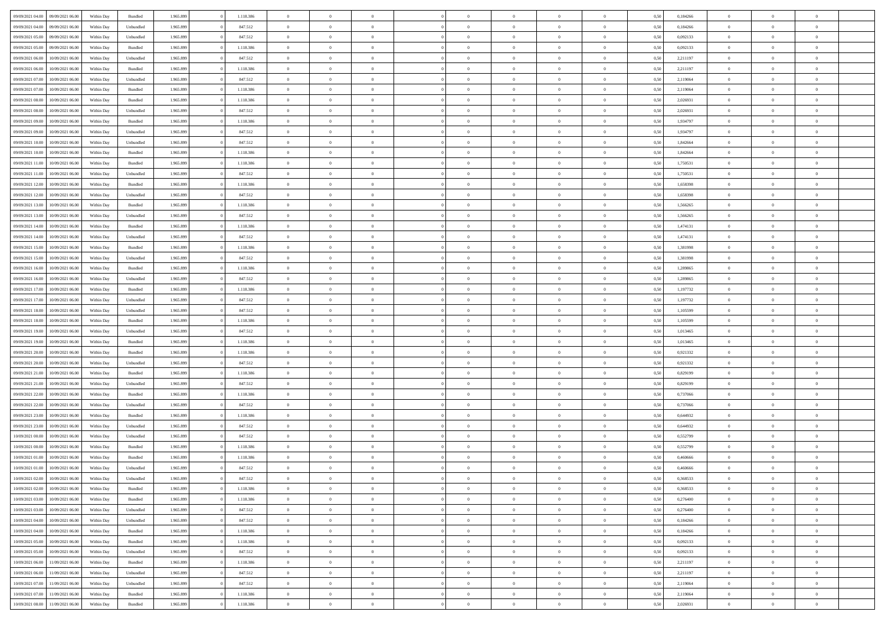| | | | | | | | | | | | | | | | | | | | | |
|---|---|---|---|---|---|---|---|---|---|---|---|---|---|---|---|---|---|---|---|---|
| 09/09/2021 04:00 | 09/09/2021 06:00 | Within Day | Bundled | 1.965.899 | 0 | 1.118.386 | 0 | 0 | 0 | | 0 | 0 | 0 | 0 | 0,50 | 0,184266 | 0 | 0 | 0 | |
| 09/09/2021 04:00 | 09/09/2021 06:00 | Within Day | Unbundled | 1.965.899 | 0 | 847.512 | 0 | 0 | 0 | | 0 | 0 | 0 | 0 | 0,50 | 0,184266 | 0 | 0 | 0 | |
| 09/09/2021 05:00 | 09/09/2021 06:00 | Within Day | Unbundled | 1.965.899 | 0 | 847.512 | 0 | 0 | 0 | | 0 | 0 | 0 | 0 | 0,50 | 0,092133 | 0 | 0 | 0 | |
| 09/09/2021 05:00 | 09/09/2021 06:00 | Within Day | Bundled | 1.965.899 | 0 | 1.118.386 | 0 | 0 | 0 | | 0 | 0 | 0 | 0 | 0,50 | 0,092133 | 0 | 0 | 0 | |
| 09/09/2021 06:00 | 10/09/2021 06:00 | Within Day | Unbundled | 1.965.899 | 0 | 847.512 | 0 | 0 | 0 | | 0 | 0 | 0 | 0 | 0,50 | 2,211197 | 0 | 0 | 0 | |
| 09/09/2021 06:00 | 10/09/2021 06:00 | Within Day | Bundled | 1.965.899 | 0 | 1.118.386 | 0 | 0 | 0 | | 0 | 0 | 0 | 0 | 0,50 | 2,211197 | 0 | 0 | 0 | |
| 09/09/2021 07:00 | 10/09/2021 06:00 | Within Day | Unbundled | 1.965.899 | 0 | 847.512 | 0 | 0 | 0 | | 0 | 0 | 0 | 0 | 0,50 | 2,119064 | 0 | 0 | 0 | |
| 09/09/2021 07:00 | 10/09/2021 06:00 | Within Day | Bundled | 1.965.899 | 0 | 1.118.386 | 0 | 0 | 0 | | 0 | 0 | 0 | 0 | 0,50 | 2,119064 | 0 | 0 | 0 | |
| 09/09/2021 08:00 | 10/09/2021 06:00 | Within Day | Bundled | 1.965.899 | 0 | 1.118.386 | 0 | 0 | 0 | | 0 | 0 | 0 | 0 | 0,50 | 2,026931 | 0 | 0 | 0 | |
| 09/09/2021 08:00 | 10/09/2021 06:00 | Within Day | Unbundled | 1.965.899 | 0 | 847.512 | 0 | 0 | 0 | | 0 | 0 | 0 | 0 | 0,50 | 2,026931 | 0 | 0 | 0 | |
| 09/09/2021 09:00 | 10/09/2021 06:00 | Within Day | Bundled | 1.965.899 | 0 | 1.118.386 | 0 | 0 | 0 | | 0 | 0 | 0 | 0 | 0,50 | 1,934797 | 0 | 0 | 0 | |
| 09/09/2021 09:00 | 10/09/2021 06:00 | Within Day | Unbundled | 1.965.899 | 0 | 847.512 | 0 | 0 | 0 | | 0 | 0 | 0 | 0 | 0,50 | 1,934797 | 0 | 0 | 0 | |
| 09/09/2021 10:00 | 10/09/2021 06:00 | Within Day | Unbundled | 1.965.899 | 0 | 847.512 | 0 | 0 | 0 | | 0 | 0 | 0 | 0 | 0,50 | 1,842664 | 0 | 0 | 0 | |
| 09/09/2021 10:00 | 10/09/2021 06:00 | Within Day | Bundled | 1.965.899 | 0 | 1.118.386 | 0 | 0 | 0 | | 0 | 0 | 0 | 0 | 0,50 | 1,842664 | 0 | 0 | 0 | |
| 09/09/2021 11:00 | 10/09/2021 06:00 | Within Day | Bundled | 1.965.899 | 0 | 1.118.386 | 0 | 0 | 0 | | 0 | 0 | 0 | 0 | 0,50 | 1,750531 | 0 | 0 | 0 | |
| 09/09/2021 11:00 | 10/09/2021 06:00 | Within Day | Unbundled | 1.965.899 | 0 | 847.512 | 0 | 0 | 0 | | 0 | 0 | 0 | 0 | 0,50 | 1,750531 | 0 | 0 | 0 | |
| 09/09/2021 12:00 | 10/09/2021 06:00 | Within Day | Bundled | 1.965.899 | 0 | 1.118.386 | 0 | 0 | 0 | | 0 | 0 | 0 | 0 | 0,50 | 1,658398 | 0 | 0 | 0 | |
| 09/09/2021 12:00 | 10/09/2021 06:00 | Within Day | Unbundled | 1.965.899 | 0 | 847.512 | 0 | 0 | 0 | | 0 | 0 | 0 | 0 | 0,50 | 1,658398 | 0 | 0 | 0 | |
| 09/09/2021 13:00 | 10/09/2021 06:00 | Within Day | Bundled | 1.965.899 | 0 | 1.118.386 | 0 | 0 | 0 | | 0 | 0 | 0 | 0 | 0,50 | 1,566265 | 0 | 0 | 0 | |
| 09/09/2021 13:00 | 10/09/2021 06:00 | Within Day | Unbundled | 1.965.899 | 0 | 847.512 | 0 | 0 | 0 | | 0 | 0 | 0 | 0 | 0,50 | 1,566265 | 0 | 0 | 0 | |
| 09/09/2021 14:00 | 10/09/2021 06:00 | Within Day | Bundled | 1.965.899 | 0 | 1.118.386 | 0 | 0 | 0 | | 0 | 0 | 0 | 0 | 0,50 | 1,474131 | 0 | 0 | 0 | |
| 09/09/2021 14:00 | 10/09/2021 06:00 | Within Day | Unbundled | 1.965.899 | 0 | 847.512 | 0 | 0 | 0 | | 0 | 0 | 0 | 0 | 0,50 | 1,474131 | 0 | 0 | 0 | |
| 09/09/2021 15:00 | 10/09/2021 06:00 | Within Day | Bundled | 1.965.899 | 0 | 1.118.386 | 0 | 0 | 0 | | 0 | 0 | 0 | 0 | 0,50 | 1,381998 | 0 | 0 | 0 | |
| 09/09/2021 15:00 | 10/09/2021 06:00 | Within Day | Unbundled | 1.965.899 | 0 | 847.512 | 0 | 0 | 0 | | 0 | 0 | 0 | 0 | 0,50 | 1,381998 | 0 | 0 | 0 | |
| 09/09/2021 16:00 | 10/09/2021 06:00 | Within Day | Bundled | 1.965.899 | 0 | 1.118.386 | 0 | 0 | 0 | | 0 | 0 | 0 | 0 | 0,50 | 1,289865 | 0 | 0 | 0 | |
| 09/09/2021 16:00 | 10/09/2021 06:00 | Within Day | Unbundled | 1.965.899 | 0 | 847.512 | 0 | 0 | 0 | | 0 | 0 | 0 | 0 | 0,50 | 1,289865 | 0 | 0 | 0 | |
| 09/09/2021 17:00 | 10/09/2021 06:00 | Within Day | Bundled | 1.965.899 | 0 | 1.118.386 | 0 | 0 | 0 | | 0 | 0 | 0 | 0 | 0,50 | 1,197732 | 0 | 0 | 0 | |
| 09/09/2021 17:00 | 10/09/2021 06:00 | Within Day | Unbundled | 1.965.899 | 0 | 847.512 | 0 | 0 | 0 | | 0 | 0 | 0 | 0 | 0,50 | 1,197732 | 0 | 0 | 0 | |
| 09/09/2021 18:00 | 10/09/2021 06:00 | Within Day | Unbundled | 1.965.899 | 0 | 847.512 | 0 | 0 | 0 | | 0 | 0 | 0 | 0 | 0,50 | 1,105599 | 0 | 0 | 0 | |
| 09/09/2021 18:00 | 10/09/2021 06:00 | Within Day | Bundled | 1.965.899 | 0 | 1.118.386 | 0 | 0 | 0 | | 0 | 0 | 0 | 0 | 0,50 | 1,105599 | 0 | 0 | 0 | |
| 09/09/2021 19:00 | 10/09/2021 06:00 | Within Day | Unbundled | 1.965.899 | 0 | 847.512 | 0 | 0 | 0 | | 0 | 0 | 0 | 0 | 0,50 | 1,013465 | 0 | 0 | 0 | |
| 09/09/2021 19:00 | 10/09/2021 06:00 | Within Day | Bundled | 1.965.899 | 0 | 1.118.386 | 0 | 0 | 0 | | 0 | 0 | 0 | 0 | 0,50 | 1,013465 | 0 | 0 | 0 | |
| 09/09/2021 20:00 | 10/09/2021 06:00 | Within Day | Bundled | 1.965.899 | 0 | 1.118.386 | 0 | 0 | 0 | | 0 | 0 | 0 | 0 | 0,50 | 0,921332 | 0 | 0 | 0 | |
| 09/09/2021 20:00 | 10/09/2021 06:00 | Within Day | Unbundled | 1.965.899 | 0 | 847.512 | 0 | 0 | 0 | | 0 | 0 | 0 | 0 | 0,50 | 0,921332 | 0 | 0 | 0 | |
| 09/09/2021 21:00 | 10/09/2021 06:00 | Within Day | Bundled | 1.965.899 | 0 | 1.118.386 | 0 | 0 | 0 | | 0 | 0 | 0 | 0 | 0,50 | 0,829199 | 0 | 0 | 0 | |
| 09/09/2021 21:00 | 10/09/2021 06:00 | Within Day | Unbundled | 1.965.899 | 0 | 847.512 | 0 | 0 | 0 | | 0 | 0 | 0 | 0 | 0,50 | 0,829199 | 0 | 0 | 0 | |
| 09/09/2021 22:00 | 10/09/2021 06:00 | Within Day | Bundled | 1.965.899 | 0 | 1.118.386 | 0 | 0 | 0 | | 0 | 0 | 0 | 0 | 0,50 | 0,737066 | 0 | 0 | 0 | |
| 09/09/2021 22:00 | 10/09/2021 06:00 | Within Day | Unbundled | 1.965.899 | 0 | 847.512 | 0 | 0 | 0 | | 0 | 0 | 0 | 0 | 0,50 | 0,737066 | 0 | 0 | 0 | |
| 09/09/2021 23:00 | 10/09/2021 06:00 | Within Day | Bundled | 1.965.899 | 0 | 1.118.386 | 0 | 0 | 0 | | 0 | 0 | 0 | 0 | 0,50 | 0,644932 | 0 | 0 | 0 | |
| 09/09/2021 23:00 | 10/09/2021 06:00 | Within Day | Unbundled | 1.965.899 | 0 | 847.512 | 0 | 0 | 0 | | 0 | 0 | 0 | 0 | 0,50 | 0,644932 | 0 | 0 | 0 | |
| 10/09/2021 00:00 | 10/09/2021 06:00 | Within Day | Unbundled | 1.965.899 | 0 | 847.512 | 0 | 0 | 0 | | 0 | 0 | 0 | 0 | 0,50 | 0,552799 | 0 | 0 | 0 | |
| 10/09/2021 00:00 | 10/09/2021 06:00 | Within Day | Bundled | 1.965.899 | 0 | 1.118.386 | 0 | 0 | 0 | | 0 | 0 | 0 | 0 | 0,50 | 0,552799 | 0 | 0 | 0 | |
| 10/09/2021 01:00 | 10/09/2021 06:00 | Within Day | Bundled | 1.965.899 | 0 | 1.118.386 | 0 | 0 | 0 | | 0 | 0 | 0 | 0 | 0,50 | 0,460666 | 0 | 0 | 0 | |
| 10/09/2021 01:00 | 10/09/2021 06:00 | Within Day | Unbundled | 1.965.899 | 0 | 847.512 | 0 | 0 | 0 | | 0 | 0 | 0 | 0 | 0,50 | 0,460666 | 0 | 0 | 0 | |
| 10/09/2021 02:00 | 10/09/2021 06:00 | Within Day | Unbundled | 1.965.899 | 0 | 847.512 | 0 | 0 | 0 | | 0 | 0 | 0 | 0 | 0,50 | 0,368533 | 0 | 0 | 0 | |
| 10/09/2021 02:00 | 10/09/2021 06:00 | Within Day | Bundled | 1.965.899 | 0 | 1.118.386 | 0 | 0 | 0 | | 0 | 0 | 0 | 0 | 0,50 | 0,368533 | 0 | 0 | 0 | |
| 10/09/2021 03:00 | 10/09/2021 06:00 | Within Day | Bundled | 1.965.899 | 0 | 1.118.386 | 0 | 0 | 0 | | 0 | 0 | 0 | 0 | 0,50 | 0,276400 | 0 | 0 | 0 | |
| 10/09/2021 03:00 | 10/09/2021 06:00 | Within Day | Unbundled | 1.965.899 | 0 | 847.512 | 0 | 0 | 0 | | 0 | 0 | 0 | 0 | 0,50 | 0,276400 | 0 | 0 | 0 | |
| 10/09/2021 04:00 | 10/09/2021 06:00 | Within Day | Unbundled | 1.965.899 | 0 | 847.512 | 0 | 0 | 0 | | 0 | 0 | 0 | 0 | 0,50 | 0,184266 | 0 | 0 | 0 | |
| 10/09/2021 04:00 | 10/09/2021 06:00 | Within Day | Bundled | 1.965.899 | 0 | 1.118.386 | 0 | 0 | 0 | | 0 | 0 | 0 | 0 | 0,50 | 0,184266 | 0 | 0 | 0 | |
| 10/09/2021 05:00 | 10/09/2021 06:00 | Within Day | Bundled | 1.965.899 | 0 | 1.118.386 | 0 | 0 | 0 | | 0 | 0 | 0 | 0 | 0,50 | 0,092133 | 0 | 0 | 0 | |
| 10/09/2021 05:00 | 10/09/2021 06:00 | Within Day | Unbundled | 1.965.899 | 0 | 847.512 | 0 | 0 | 0 | | 0 | 0 | 0 | 0 | 0,50 | 0,092133 | 0 | 0 | 0 | |
| 10/09/2021 06:00 | 11/09/2021 06:00 | Within Day | Bundled | 1.965.899 | 0 | 1.118.386 | 0 | 0 | 0 | | 0 | 0 | 0 | 0 | 0,50 | 2,211197 | 0 | 0 | 0 | |
| 10/09/2021 06:00 | 11/09/2021 06:00 | Within Day | Unbundled | 1.965.899 | 0 | 847.512 | 0 | 0 | 0 | | 0 | 0 | 0 | 0 | 0,50 | 2,211197 | 0 | 0 | 0 | |
| 10/09/2021 07:00 | 11/09/2021 06:00 | Within Day | Unbundled | 1.965.899 | 0 | 847.512 | 0 | 0 | 0 | | 0 | 0 | 0 | 0 | 0,50 | 2,119064 | 0 | 0 | 0 | |
| 10/09/2021 07:00 | 11/09/2021 06:00 | Within Day | Bundled | 1.965.899 | 0 | 1.118.386 | 0 | 0 | 0 | | 0 | 0 | 0 | 0 | 0,50 | 2,119064 | 0 | 0 | 0 | |
| 10/09/2021 08:00 | 11/09/2021 06:00 | Within Day | Bundled | 1.965.899 | 0 | 1.118.386 | 0 | 0 | 0 | | 0 | 0 | 0 | 0 | 0,50 | 2,026931 | 0 | 0 | 0 | |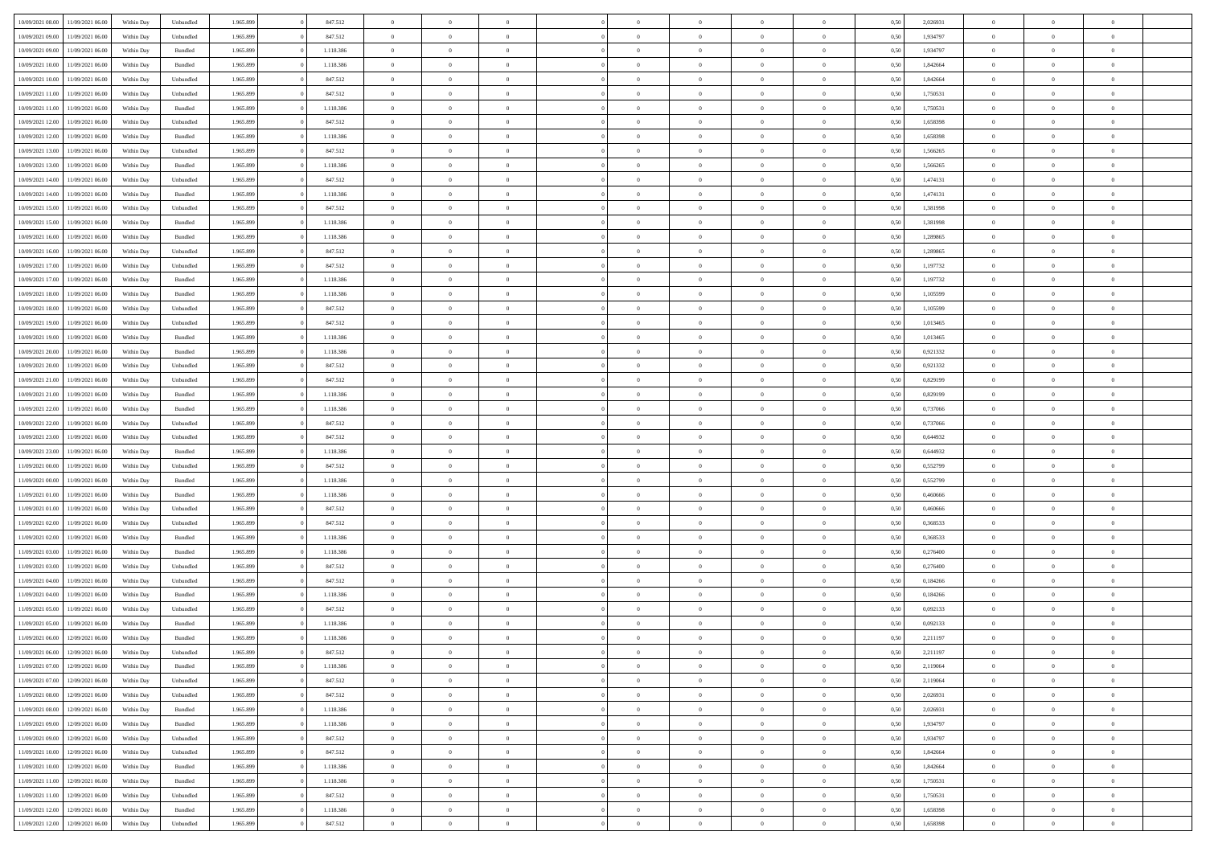| | | | | | | | | | | | | | | | | | | | | | |
|---|---|---|---|---|---|---|---|---|---|---|---|---|---|---|---|---|---|---|---|---|---|
| 10/09/2021 08:00 | 11/09/2021 06:00 | Within Day | Unbundled | 1.965.899 | 0 | 847.512 | 0 | 0 | 0 | | 0 | 0 | 0 | 0 | 0 | 0,50 | 2,026931 | 0 | 0 | 0 | |
| 10/09/2021 09:00 | 11/09/2021 06:00 | Within Day | Unbundled | 1.965.899 | 0 | 847.512 | 0 | 0 | 0 | | 0 | 0 | 0 | 0 | 0 | 0,50 | 1,934797 | 0 | 0 | 0 | |
| 10/09/2021 09:00 | 11/09/2021 06:00 | Within Day | Bundled | 1.965.899 | 0 | 1.118.386 | 0 | 0 | 0 | | 0 | 0 | 0 | 0 | 0 | 0,50 | 1,934797 | 0 | 0 | 0 | |
| 10/09/2021 10:00 | 11/09/2021 06:00 | Within Day | Bundled | 1.965.899 | 0 | 1.118.386 | 0 | 0 | 0 | | 0 | 0 | 0 | 0 | 0 | 0,50 | 1,842664 | 0 | 0 | 0 | |
| 10/09/2021 10:00 | 11/09/2021 06:00 | Within Day | Unbundled | 1.965.899 | 0 | 847.512 | 0 | 0 | 0 | | 0 | 0 | 0 | 0 | 0 | 0,50 | 1,842664 | 0 | 0 | 0 | |
| 10/09/2021 11:00 | 11/09/2021 06:00 | Within Day | Unbundled | 1.965.899 | 0 | 847.512 | 0 | 0 | 0 | | 0 | 0 | 0 | 0 | 0 | 0,50 | 1,750531 | 0 | 0 | 0 | |
| 10/09/2021 11:00 | 11/09/2021 06:00 | Within Day | Bundled | 1.965.899 | 0 | 1.118.386 | 0 | 0 | 0 | | 0 | 0 | 0 | 0 | 0 | 0,50 | 1,750531 | 0 | 0 | 0 | |
| 10/09/2021 12:00 | 11/09/2021 06:00 | Within Day | Unbundled | 1.965.899 | 0 | 847.512 | 0 | 0 | 0 | | 0 | 0 | 0 | 0 | 0 | 0,50 | 1,658398 | 0 | 0 | 0 | |
| 10/09/2021 12:00 | 11/09/2021 06:00 | Within Day | Bundled | 1.965.899 | 0 | 1.118.386 | 0 | 0 | 0 | | 0 | 0 | 0 | 0 | 0 | 0,50 | 1,658398 | 0 | 0 | 0 | |
| 10/09/2021 13:00 | 11/09/2021 06:00 | Within Day | Unbundled | 1.965.899 | 0 | 847.512 | 0 | 0 | 0 | | 0 | 0 | 0 | 0 | 0 | 0,50 | 1,566265 | 0 | 0 | 0 | |
| 10/09/2021 13:00 | 11/09/2021 06:00 | Within Day | Bundled | 1.965.899 | 0 | 1.118.386 | 0 | 0 | 0 | | 0 | 0 | 0 | 0 | 0 | 0,50 | 1,566265 | 0 | 0 | 0 | |
| 10/09/2021 14:00 | 11/09/2021 06:00 | Within Day | Unbundled | 1.965.899 | 0 | 847.512 | 0 | 0 | 0 | | 0 | 0 | 0 | 0 | 0 | 0,50 | 1,474131 | 0 | 0 | 0 | |
| 10/09/2021 14:00 | 11/09/2021 06:00 | Within Day | Bundled | 1.965.899 | 0 | 1.118.386 | 0 | 0 | 0 | | 0 | 0 | 0 | 0 | 0 | 0,50 | 1,474131 | 0 | 0 | 0 | |
| 10/09/2021 15:00 | 11/09/2021 06:00 | Within Day | Unbundled | 1.965.899 | 0 | 847.512 | 0 | 0 | 0 | | 0 | 0 | 0 | 0 | 0 | 0,50 | 1,381998 | 0 | 0 | 0 | |
| 10/09/2021 15:00 | 11/09/2021 06:00 | Within Day | Bundled | 1.965.899 | 0 | 1.118.386 | 0 | 0 | 0 | | 0 | 0 | 0 | 0 | 0 | 0,50 | 1,381998 | 0 | 0 | 0 | |
| 10/09/2021 16:00 | 11/09/2021 06:00 | Within Day | Bundled | 1.965.899 | 0 | 1.118.386 | 0 | 0 | 0 | | 0 | 0 | 0 | 0 | 0 | 0,50 | 1,289865 | 0 | 0 | 0 | |
| 10/09/2021 16:00 | 11/09/2021 06:00 | Within Day | Unbundled | 1.965.899 | 0 | 847.512 | 0 | 0 | 0 | | 0 | 0 | 0 | 0 | 0 | 0,50 | 1,289865 | 0 | 0 | 0 | |
| 10/09/2021 17:00 | 11/09/2021 06:00 | Within Day | Unbundled | 1.965.899 | 0 | 847.512 | 0 | 0 | 0 | | 0 | 0 | 0 | 0 | 0 | 0,50 | 1,197732 | 0 | 0 | 0 | |
| 10/09/2021 17:00 | 11/09/2021 06:00 | Within Day | Bundled | 1.965.899 | 0 | 1.118.386 | 0 | 0 | 0 | | 0 | 0 | 0 | 0 | 0 | 0,50 | 1,197732 | 0 | 0 | 0 | |
| 10/09/2021 18:00 | 11/09/2021 06:00 | Within Day | Bundled | 1.965.899 | 0 | 1.118.386 | 0 | 0 | 0 | | 0 | 0 | 0 | 0 | 0 | 0,50 | 1,105599 | 0 | 0 | 0 | |
| 10/09/2021 18:00 | 11/09/2021 06:00 | Within Day | Unbundled | 1.965.899 | 0 | 847.512 | 0 | 0 | 0 | | 0 | 0 | 0 | 0 | 0 | 0,50 | 1,105599 | 0 | 0 | 0 | |
| 10/09/2021 19:00 | 11/09/2021 06:00 | Within Day | Unbundled | 1.965.899 | 0 | 847.512 | 0 | 0 | 0 | | 0 | 0 | 0 | 0 | 0 | 0,50 | 1,013465 | 0 | 0 | 0 | |
| 10/09/2021 19:00 | 11/09/2021 06:00 | Within Day | Bundled | 1.965.899 | 0 | 1.118.386 | 0 | 0 | 0 | | 0 | 0 | 0 | 0 | 0 | 0,50 | 1,013465 | 0 | 0 | 0 | |
| 10/09/2021 20:00 | 11/09/2021 06:00 | Within Day | Bundled | 1.965.899 | 0 | 1.118.386 | 0 | 0 | 0 | | 0 | 0 | 0 | 0 | 0 | 0,50 | 0,921332 | 0 | 0 | 0 | |
| 10/09/2021 20:00 | 11/09/2021 06:00 | Within Day | Unbundled | 1.965.899 | 0 | 847.512 | 0 | 0 | 0 | | 0 | 0 | 0 | 0 | 0 | 0,50 | 0,921332 | 0 | 0 | 0 | |
| 10/09/2021 21:00 | 11/09/2021 06:00 | Within Day | Unbundled | 1.965.899 | 0 | 847.512 | 0 | 0 | 0 | | 0 | 0 | 0 | 0 | 0 | 0,50 | 0,829199 | 0 | 0 | 0 | |
| 10/09/2021 21:00 | 11/09/2021 06:00 | Within Day | Bundled | 1.965.899 | 0 | 1.118.386 | 0 | 0 | 0 | | 0 | 0 | 0 | 0 | 0 | 0,50 | 0,829199 | 0 | 0 | 0 | |
| 10/09/2021 22:00 | 11/09/2021 06:00 | Within Day | Bundled | 1.965.899 | 0 | 1.118.386 | 0 | 0 | 0 | | 0 | 0 | 0 | 0 | 0 | 0,50 | 0,737066 | 0 | 0 | 0 | |
| 10/09/2021 22:00 | 11/09/2021 06:00 | Within Day | Unbundled | 1.965.899 | 0 | 847.512 | 0 | 0 | 0 | | 0 | 0 | 0 | 0 | 0 | 0,50 | 0,737066 | 0 | 0 | 0 | |
| 10/09/2021 23:00 | 11/09/2021 06:00 | Within Day | Unbundled | 1.965.899 | 0 | 847.512 | 0 | 0 | 0 | | 0 | 0 | 0 | 0 | 0 | 0,50 | 0,644932 | 0 | 0 | 0 | |
| 10/09/2021 23:00 | 11/09/2021 06:00 | Within Day | Bundled | 1.965.899 | 0 | 1.118.386 | 0 | 0 | 0 | | 0 | 0 | 0 | 0 | 0 | 0,50 | 0,644932 | 0 | 0 | 0 | |
| 11/09/2021 00:00 | 11/09/2021 06:00 | Within Day | Unbundled | 1.965.899 | 0 | 847.512 | 0 | 0 | 0 | | 0 | 0 | 0 | 0 | 0 | 0,50 | 0,552799 | 0 | 0 | 0 | |
| 11/09/2021 00:00 | 11/09/2021 06:00 | Within Day | Bundled | 1.965.899 | 0 | 1.118.386 | 0 | 0 | 0 | | 0 | 0 | 0 | 0 | 0 | 0,50 | 0,552799 | 0 | 0 | 0 | |
| 11/09/2021 01:00 | 11/09/2021 06:00 | Within Day | Bundled | 1.965.899 | 0 | 1.118.386 | 0 | 0 | 0 | | 0 | 0 | 0 | 0 | 0 | 0,50 | 0,460666 | 0 | 0 | 0 | |
| 11/09/2021 01:00 | 11/09/2021 06:00 | Within Day | Unbundled | 1.965.899 | 0 | 847.512 | 0 | 0 | 0 | | 0 | 0 | 0 | 0 | 0 | 0,50 | 0,460666 | 0 | 0 | 0 | |
| 11/09/2021 02:00 | 11/09/2021 06:00 | Within Day | Unbundled | 1.965.899 | 0 | 847.512 | 0 | 0 | 0 | | 0 | 0 | 0 | 0 | 0 | 0,50 | 0,368533 | 0 | 0 | 0 | |
| 11/09/2021 02:00 | 11/09/2021 06:00 | Within Day | Bundled | 1.965.899 | 0 | 1.118.386 | 0 | 0 | 0 | | 0 | 0 | 0 | 0 | 0 | 0,50 | 0,368533 | 0 | 0 | 0 | |
| 11/09/2021 03:00 | 11/09/2021 06:00 | Within Day | Bundled | 1.965.899 | 0 | 1.118.386 | 0 | 0 | 0 | | 0 | 0 | 0 | 0 | 0 | 0,50 | 0,276400 | 0 | 0 | 0 | |
| 11/09/2021 03:00 | 11/09/2021 06:00 | Within Day | Unbundled | 1.965.899 | 0 | 847.512 | 0 | 0 | 0 | | 0 | 0 | 0 | 0 | 0 | 0,50 | 0,276400 | 0 | 0 | 0 | |
| 11/09/2021 04:00 | 11/09/2021 06:00 | Within Day | Unbundled | 1.965.899 | 0 | 847.512 | 0 | 0 | 0 | | 0 | 0 | 0 | 0 | 0 | 0,50 | 0,184266 | 0 | 0 | 0 | |
| 11/09/2021 04:00 | 11/09/2021 06:00 | Within Day | Bundled | 1.965.899 | 0 | 1.118.386 | 0 | 0 | 0 | | 0 | 0 | 0 | 0 | 0 | 0,50 | 0,184266 | 0 | 0 | 0 | |
| 11/09/2021 05:00 | 11/09/2021 06:00 | Within Day | Unbundled | 1.965.899 | 0 | 847.512 | 0 | 0 | 0 | | 0 | 0 | 0 | 0 | 0 | 0,50 | 0,092133 | 0 | 0 | 0 | |
| 11/09/2021 05:00 | 11/09/2021 06:00 | Within Day | Bundled | 1.965.899 | 0 | 1.118.386 | 0 | 0 | 0 | | 0 | 0 | 0 | 0 | 0 | 0,50 | 0,092133 | 0 | 0 | 0 | |
| 11/09/2021 06:00 | 12/09/2021 06:00 | Within Day | Bundled | 1.965.899 | 0 | 1.118.386 | 0 | 0 | 0 | | 0 | 0 | 0 | 0 | 0 | 0,50 | 2,211197 | 0 | 0 | 0 | |
| 11/09/2021 06:00 | 12/09/2021 06:00 | Within Day | Unbundled | 1.965.899 | 0 | 847.512 | 0 | 0 | 0 | | 0 | 0 | 0 | 0 | 0 | 0,50 | 2,211197 | 0 | 0 | 0 | |
| 11/09/2021 07:00 | 12/09/2021 06:00 | Within Day | Bundled | 1.965.899 | 0 | 1.118.386 | 0 | 0 | 0 | | 0 | 0 | 0 | 0 | 0 | 0,50 | 2,119064 | 0 | 0 | 0 | |
| 11/09/2021 07:00 | 12/09/2021 06:00 | Within Day | Unbundled | 1.965.899 | 0 | 847.512 | 0 | 0 | 0 | | 0 | 0 | 0 | 0 | 0 | 0,50 | 2,119064 | 0 | 0 | 0 | |
| 11/09/2021 08:00 | 12/09/2021 06:00 | Within Day | Unbundled | 1.965.899 | 0 | 847.512 | 0 | 0 | 0 | | 0 | 0 | 0 | 0 | 0 | 0,50 | 2,026931 | 0 | 0 | 0 | |
| 11/09/2021 08:00 | 12/09/2021 06:00 | Within Day | Bundled | 1.965.899 | 0 | 1.118.386 | 0 | 0 | 0 | | 0 | 0 | 0 | 0 | 0 | 0,50 | 2,026931 | 0 | 0 | 0 | |
| 11/09/2021 09:00 | 12/09/2021 06:00 | Within Day | Bundled | 1.965.899 | 0 | 1.118.386 | 0 | 0 | 0 | | 0 | 0 | 0 | 0 | 0 | 0,50 | 1,934797 | 0 | 0 | 0 | |
| 11/09/2021 09:00 | 12/09/2021 06:00 | Within Day | Unbundled | 1.965.899 | 0 | 847.512 | 0 | 0 | 0 | | 0 | 0 | 0 | 0 | 0 | 0,50 | 1,934797 | 0 | 0 | 0 | |
| 11/09/2021 10:00 | 12/09/2021 06:00 | Within Day | Unbundled | 1.965.899 | 0 | 847.512 | 0 | 0 | 0 | | 0 | 0 | 0 | 0 | 0 | 0,50 | 1,842664 | 0 | 0 | 0 | |
| 11/09/2021 10:00 | 12/09/2021 06:00 | Within Day | Bundled | 1.965.899 | 0 | 1.118.386 | 0 | 0 | 0 | | 0 | 0 | 0 | 0 | 0 | 0,50 | 1,842664 | 0 | 0 | 0 | |
| 11/09/2021 11:00 | 12/09/2021 06:00 | Within Day | Bundled | 1.965.899 | 0 | 1.118.386 | 0 | 0 | 0 | | 0 | 0 | 0 | 0 | 0 | 0,50 | 1,750531 | 0 | 0 | 0 | |
| 11/09/2021 11:00 | 12/09/2021 06:00 | Within Day | Unbundled | 1.965.899 | 0 | 847.512 | 0 | 0 | 0 | | 0 | 0 | 0 | 0 | 0 | 0,50 | 1,750531 | 0 | 0 | 0 | |
| 11/09/2021 12:00 | 12/09/2021 06:00 | Within Day | Bundled | 1.965.899 | 0 | 1.118.386 | 0 | 0 | 0 | | 0 | 0 | 0 | 0 | 0 | 0,50 | 1,658398 | 0 | 0 | 0 | |
| 11/09/2021 12:00 | 12/09/2021 06:00 | Within Day | Unbundled | 1.965.899 | 0 | 847.512 | 0 | 0 | 0 | | 0 | 0 | 0 | 0 | 0 | 0,50 | 1,658398 | 0 | 0 | 0 | |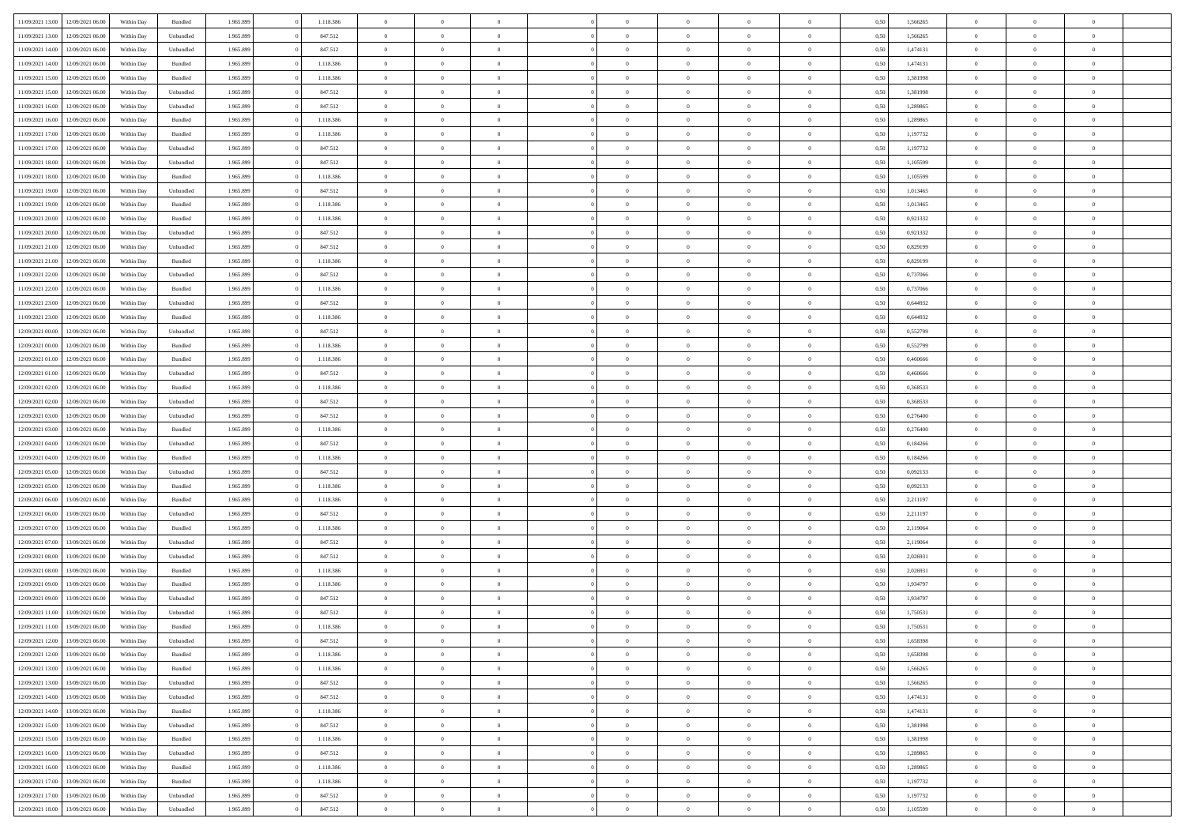| | | | | | | | | | | | | | | | | | | | | |
|---|---|---|---|---|---|---|---|---|---|---|---|---|---|---|---|---|---|---|---|---|
| 11/09/2021 13:00 | 12/09/2021 06:00 | Within Day | Bundled | 1.965.899 | 0 | 1.118.386 | 0 | 0 | 0 | | 0 | 0 | 0 | 0 | 0,50 | 1,566265 | 0 | 0 | 0 | |
| 11/09/2021 13:00 | 12/09/2021 06:00 | Within Day | Unbundled | 1.965.899 | 0 | 847.512 | 0 | 0 | 0 | | 0 | 0 | 0 | 0 | 0,50 | 1,566265 | 0 | 0 | 0 | |
| 11/09/2021 14:00 | 12/09/2021 06:00 | Within Day | Unbundled | 1.965.899 | 0 | 847.512 | 0 | 0 | 0 | | 0 | 0 | 0 | 0 | 0,50 | 1,474131 | 0 | 0 | 0 | |
| 11/09/2021 14:00 | 12/09/2021 06:00 | Within Day | Bundled | 1.965.899 | 0 | 1.118.386 | 0 | 0 | 0 | | 0 | 0 | 0 | 0 | 0,50 | 1,474131 | 0 | 0 | 0 | |
| 11/09/2021 15:00 | 12/09/2021 06:00 | Within Day | Bundled | 1.965.899 | 0 | 1.118.386 | 0 | 0 | 0 | | 0 | 0 | 0 | 0 | 0,50 | 1,381998 | 0 | 0 | 0 | |
| 11/09/2021 15:00 | 12/09/2021 06:00 | Within Day | Unbundled | 1.965.899 | 0 | 847.512 | 0 | 0 | 0 | | 0 | 0 | 0 | 0 | 0,50 | 1,381998 | 0 | 0 | 0 | |
| 11/09/2021 16:00 | 12/09/2021 06:00 | Within Day | Unbundled | 1.965.899 | 0 | 847.512 | 0 | 0 | 0 | | 0 | 0 | 0 | 0 | 0,50 | 1,289865 | 0 | 0 | 0 | |
| 11/09/2021 16:00 | 12/09/2021 06:00 | Within Day | Bundled | 1.965.899 | 0 | 1.118.386 | 0 | 0 | 0 | | 0 | 0 | 0 | 0 | 0,50 | 1,289865 | 0 | 0 | 0 | |
| 11/09/2021 17:00 | 12/09/2021 06:00 | Within Day | Bundled | 1.965.899 | 0 | 1.118.386 | 0 | 0 | 0 | | 0 | 0 | 0 | 0 | 0,50 | 1,197732 | 0 | 0 | 0 | |
| 11/09/2021 17:00 | 12/09/2021 06:00 | Within Day | Unbundled | 1.965.899 | 0 | 847.512 | 0 | 0 | 0 | | 0 | 0 | 0 | 0 | 0,50 | 1,197732 | 0 | 0 | 0 | |
| 11/09/2021 18:00 | 12/09/2021 06:00 | Within Day | Unbundled | 1.965.899 | 0 | 847.512 | 0 | 0 | 0 | | 0 | 0 | 0 | 0 | 0,50 | 1,105599 | 0 | 0 | 0 | |
| 11/09/2021 18:00 | 12/09/2021 06:00 | Within Day | Bundled | 1.965.899 | 0 | 1.118.386 | 0 | 0 | 0 | | 0 | 0 | 0 | 0 | 0,50 | 1,105599 | 0 | 0 | 0 | |
| 11/09/2021 19:00 | 12/09/2021 06:00 | Within Day | Unbundled | 1.965.899 | 0 | 847.512 | 0 | 0 | 0 | | 0 | 0 | 0 | 0 | 0,50 | 1,013465 | 0 | 0 | 0 | |
| 11/09/2021 19:00 | 12/09/2021 06:00 | Within Day | Bundled | 1.965.899 | 0 | 1.118.386 | 0 | 0 | 0 | | 0 | 0 | 0 | 0 | 0,50 | 1,013465 | 0 | 0 | 0 | |
| 11/09/2021 20:00 | 12/09/2021 06:00 | Within Day | Bundled | 1.965.899 | 0 | 1.118.386 | 0 | 0 | 0 | | 0 | 0 | 0 | 0 | 0,50 | 0,921332 | 0 | 0 | 0 | |
| 11/09/2021 20:00 | 12/09/2021 06:00 | Within Day | Unbundled | 1.965.899 | 0 | 847.512 | 0 | 0 | 0 | | 0 | 0 | 0 | 0 | 0,50 | 0,921332 | 0 | 0 | 0 | |
| 11/09/2021 21:00 | 12/09/2021 06:00 | Within Day | Unbundled | 1.965.899 | 0 | 847.512 | 0 | 0 | 0 | | 0 | 0 | 0 | 0 | 0,50 | 0,829199 | 0 | 0 | 0 | |
| 11/09/2021 21:00 | 12/09/2021 06:00 | Within Day | Bundled | 1.965.899 | 0 | 1.118.386 | 0 | 0 | 0 | | 0 | 0 | 0 | 0 | 0,50 | 0,829199 | 0 | 0 | 0 | |
| 11/09/2021 22:00 | 12/09/2021 06:00 | Within Day | Unbundled | 1.965.899 | 0 | 847.512 | 0 | 0 | 0 | | 0 | 0 | 0 | 0 | 0,50 | 0,737066 | 0 | 0 | 0 | |
| 11/09/2021 22:00 | 12/09/2021 06:00 | Within Day | Bundled | 1.965.899 | 0 | 1.118.386 | 0 | 0 | 0 | | 0 | 0 | 0 | 0 | 0,50 | 0,737066 | 0 | 0 | 0 | |
| 11/09/2021 23:00 | 12/09/2021 06:00 | Within Day | Unbundled | 1.965.899 | 0 | 847.512 | 0 | 0 | 0 | | 0 | 0 | 0 | 0 | 0,50 | 0,644932 | 0 | 0 | 0 | |
| 11/09/2021 23:00 | 12/09/2021 06:00 | Within Day | Bundled | 1.965.899 | 0 | 1.118.386 | 0 | 0 | 0 | | 0 | 0 | 0 | 0 | 0,50 | 0,644932 | 0 | 0 | 0 | |
| 12/09/2021 00:00 | 12/09/2021 06:00 | Within Day | Unbundled | 1.965.899 | 0 | 847.512 | 0 | 0 | 0 | | 0 | 0 | 0 | 0 | 0,50 | 0,552799 | 0 | 0 | 0 | |
| 12/09/2021 00:00 | 12/09/2021 06:00 | Within Day | Bundled | 1.965.899 | 0 | 1.118.386 | 0 | 0 | 0 | | 0 | 0 | 0 | 0 | 0,50 | 0,552799 | 0 | 0 | 0 | |
| 12/09/2021 01:00 | 12/09/2021 06:00 | Within Day | Bundled | 1.965.899 | 0 | 1.118.386 | 0 | 0 | 0 | | 0 | 0 | 0 | 0 | 0,50 | 0,460666 | 0 | 0 | 0 | |
| 12/09/2021 01:00 | 12/09/2021 06:00 | Within Day | Unbundled | 1.965.899 | 0 | 847.512 | 0 | 0 | 0 | | 0 | 0 | 0 | 0 | 0,50 | 0,460666 | 0 | 0 | 0 | |
| 12/09/2021 02:00 | 12/09/2021 06:00 | Within Day | Bundled | 1.965.899 | 0 | 1.118.386 | 0 | 0 | 0 | | 0 | 0 | 0 | 0 | 0,50 | 0,368533 | 0 | 0 | 0 | |
| 12/09/2021 02:00 | 12/09/2021 06:00 | Within Day | Unbundled | 1.965.899 | 0 | 847.512 | 0 | 0 | 0 | | 0 | 0 | 0 | 0 | 0,50 | 0,368533 | 0 | 0 | 0 | |
| 12/09/2021 03:00 | 12/09/2021 06:00 | Within Day | Unbundled | 1.965.899 | 0 | 847.512 | 0 | 0 | 0 | | 0 | 0 | 0 | 0 | 0,50 | 0,276400 | 0 | 0 | 0 | |
| 12/09/2021 03:00 | 12/09/2021 06:00 | Within Day | Bundled | 1.965.899 | 0 | 1.118.386 | 0 | 0 | 0 | | 0 | 0 | 0 | 0 | 0,50 | 0,276400 | 0 | 0 | 0 | |
| 12/09/2021 04:00 | 12/09/2021 06:00 | Within Day | Unbundled | 1.965.899 | 0 | 847.512 | 0 | 0 | 0 | | 0 | 0 | 0 | 0 | 0,50 | 0,184266 | 0 | 0 | 0 | |
| 12/09/2021 04:00 | 12/09/2021 06:00 | Within Day | Bundled | 1.965.899 | 0 | 1.118.386 | 0 | 0 | 0 | | 0 | 0 | 0 | 0 | 0,50 | 0,184266 | 0 | 0 | 0 | |
| 12/09/2021 05:00 | 12/09/2021 06:00 | Within Day | Unbundled | 1.965.899 | 0 | 847.512 | 0 | 0 | 0 | | 0 | 0 | 0 | 0 | 0,50 | 0,092133 | 0 | 0 | 0 | |
| 12/09/2021 05:00 | 12/09/2021 06:00 | Within Day | Bundled | 1.965.899 | 0 | 1.118.386 | 0 | 0 | 0 | | 0 | 0 | 0 | 0 | 0,50 | 0,092133 | 0 | 0 | 0 | |
| 12/09/2021 06:00 | 13/09/2021 06:00 | Within Day | Bundled | 1.965.899 | 0 | 1.118.386 | 0 | 0 | 0 | | 0 | 0 | 0 | 0 | 0,50 | 2,211197 | 0 | 0 | 0 | |
| 12/09/2021 06:00 | 13/09/2021 06:00 | Within Day | Unbundled | 1.965.899 | 0 | 847.512 | 0 | 0 | 0 | | 0 | 0 | 0 | 0 | 0,50 | 2,211197 | 0 | 0 | 0 | |
| 12/09/2021 07:00 | 13/09/2021 06:00 | Within Day | Bundled | 1.965.899 | 0 | 1.118.386 | 0 | 0 | 0 | | 0 | 0 | 0 | 0 | 0,50 | 2,119064 | 0 | 0 | 0 | |
| 12/09/2021 07:00 | 13/09/2021 06:00 | Within Day | Unbundled | 1.965.899 | 0 | 847.512 | 0 | 0 | 0 | | 0 | 0 | 0 | 0 | 0,50 | 2,119064 | 0 | 0 | 0 | |
| 12/09/2021 08:00 | 13/09/2021 06:00 | Within Day | Unbundled | 1.965.899 | 0 | 847.512 | 0 | 0 | 0 | | 0 | 0 | 0 | 0 | 0,50 | 2,026931 | 0 | 0 | 0 | |
| 12/09/2021 08:00 | 13/09/2021 06:00 | Within Day | Bundled | 1.965.899 | 0 | 1.118.386 | 0 | 0 | 0 | | 0 | 0 | 0 | 0 | 0,50 | 2,026931 | 0 | 0 | 0 | |
| 12/09/2021 09:00 | 13/09/2021 06:00 | Within Day | Bundled | 1.965.899 | 0 | 1.118.386 | 0 | 0 | 0 | | 0 | 0 | 0 | 0 | 0,50 | 1,934797 | 0 | 0 | 0 | |
| 12/09/2021 09:00 | 13/09/2021 06:00 | Within Day | Unbundled | 1.965.899 | 0 | 847.512 | 0 | 0 | 0 | | 0 | 0 | 0 | 0 | 0,50 | 1,934797 | 0 | 0 | 0 | |
| 12/09/2021 11:00 | 13/09/2021 06:00 | Within Day | Unbundled | 1.965.899 | 0 | 847.512 | 0 | 0 | 0 | | 0 | 0 | 0 | 0 | 0,50 | 1,750531 | 0 | 0 | 0 | |
| 12/09/2021 11:00 | 13/09/2021 06:00 | Within Day | Bundled | 1.965.899 | 0 | 1.118.386 | 0 | 0 | 0 | | 0 | 0 | 0 | 0 | 0,50 | 1,750531 | 0 | 0 | 0 | |
| 12/09/2021 12:00 | 13/09/2021 06:00 | Within Day | Unbundled | 1.965.899 | 0 | 847.512 | 0 | 0 | 0 | | 0 | 0 | 0 | 0 | 0,50 | 1,658398 | 0 | 0 | 0 | |
| 12/09/2021 12:00 | 13/09/2021 06:00 | Within Day | Bundled | 1.965.899 | 0 | 1.118.386 | 0 | 0 | 0 | | 0 | 0 | 0 | 0 | 0,50 | 1,658398 | 0 | 0 | 0 | |
| 12/09/2021 13:00 | 13/09/2021 06:00 | Within Day | Bundled | 1.965.899 | 0 | 1.118.386 | 0 | 0 | 0 | | 0 | 0 | 0 | 0 | 0,50 | 1,566265 | 0 | 0 | 0 | |
| 12/09/2021 13:00 | 13/09/2021 06:00 | Within Day | Unbundled | 1.965.899 | 0 | 847.512 | 0 | 0 | 0 | | 0 | 0 | 0 | 0 | 0,50 | 1,566265 | 0 | 0 | 0 | |
| 12/09/2021 14:00 | 13/09/2021 06:00 | Within Day | Unbundled | 1.965.899 | 0 | 847.512 | 0 | 0 | 0 | | 0 | 0 | 0 | 0 | 0,50 | 1,474131 | 0 | 0 | 0 | |
| 12/09/2021 14:00 | 13/09/2021 06:00 | Within Day | Bundled | 1.965.899 | 0 | 1.118.386 | 0 | 0 | 0 | | 0 | 0 | 0 | 0 | 0,50 | 1,474131 | 0 | 0 | 0 | |
| 12/09/2021 15:00 | 13/09/2021 06:00 | Within Day | Unbundled | 1.965.899 | 0 | 847.512 | 0 | 0 | 0 | | 0 | 0 | 0 | 0 | 0,50 | 1,381998 | 0 | 0 | 0 | |
| 12/09/2021 15:00 | 13/09/2021 06:00 | Within Day | Bundled | 1.965.899 | 0 | 1.118.386 | 0 | 0 | 0 | | 0 | 0 | 0 | 0 | 0,50 | 1,381998 | 0 | 0 | 0 | |
| 12/09/2021 16:00 | 13/09/2021 06:00 | Within Day | Unbundled | 1.965.899 | 0 | 847.512 | 0 | 0 | 0 | | 0 | 0 | 0 | 0 | 0,50 | 1,289865 | 0 | 0 | 0 | |
| 12/09/2021 16:00 | 13/09/2021 06:00 | Within Day | Bundled | 1.965.899 | 0 | 1.118.386 | 0 | 0 | 0 | | 0 | 0 | 0 | 0 | 0,50 | 1,289865 | 0 | 0 | 0 | |
| 12/09/2021 17:00 | 13/09/2021 06:00 | Within Day | Bundled | 1.965.899 | 0 | 1.118.386 | 0 | 0 | 0 | | 0 | 0 | 0 | 0 | 0,50 | 1,197732 | 0 | 0 | 0 | |
| 12/09/2021 17:00 | 13/09/2021 06:00 | Within Day | Unbundled | 1.965.899 | 0 | 847.512 | 0 | 0 | 0 | | 0 | 0 | 0 | 0 | 0,50 | 1,197732 | 0 | 0 | 0 | |
| 12/09/2021 18:00 | 13/09/2021 06:00 | Within Day | Unbundled | 1.965.899 | 0 | 847.512 | 0 | 0 | 0 | | 0 | 0 | 0 | 0 | 0,50 | 1,105599 | 0 | 0 | 0 | |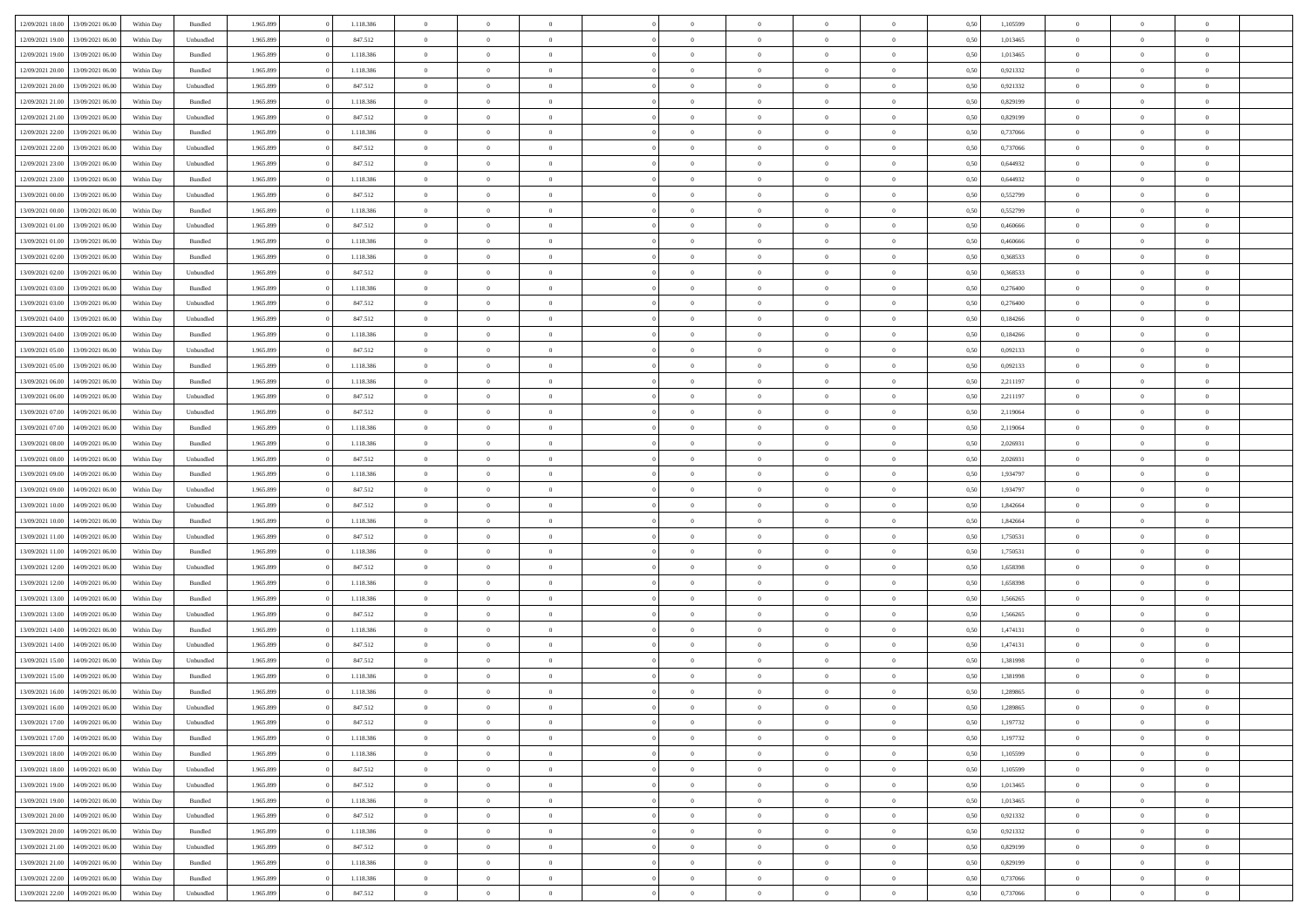| | | | | | | | | | | | | | | | | | | | | |
|---|---|---|---|---|---|---|---|---|---|---|---|---|---|---|---|---|---|---|---|---|
| 12/09/2021 18:00 | 13/09/2021 06:00 | Within Day | Bundled | 1.965.899 | 0 | 1.118.386 | 0 | 0 | 0 | | 0 | 0 | 0 | 0 | 0,50 | 1,105599 | 0 | 0 | 0 | |
| 12/09/2021 19:00 | 13/09/2021 06:00 | Within Day | Unbundled | 1.965.899 | 0 | 847.512 | 0 | 0 | 0 | | 0 | 0 | 0 | 0 | 0,50 | 1,013465 | 0 | 0 | 0 | |
| 12/09/2021 19:00 | 13/09/2021 06:00 | Within Day | Bundled | 1.965.899 | 0 | 1.118.386 | 0 | 0 | 0 | | 0 | 0 | 0 | 0 | 0,50 | 1,013465 | 0 | 0 | 0 | |
| 12/09/2021 20:00 | 13/09/2021 06:00 | Within Day | Bundled | 1.965.899 | 0 | 1.118.386 | 0 | 0 | 0 | | 0 | 0 | 0 | 0 | 0,50 | 0,921332 | 0 | 0 | 0 | |
| 12/09/2021 20:00 | 13/09/2021 06:00 | Within Day | Unbundled | 1.965.899 | 0 | 847.512 | 0 | 0 | 0 | | 0 | 0 | 0 | 0 | 0,50 | 0,921332 | 0 | 0 | 0 | |
| 12/09/2021 21:00 | 13/09/2021 06:00 | Within Day | Bundled | 1.965.899 | 0 | 1.118.386 | 0 | 0 | 0 | | 0 | 0 | 0 | 0 | 0,50 | 0,829199 | 0 | 0 | 0 | |
| 12/09/2021 21:00 | 13/09/2021 06:00 | Within Day | Unbundled | 1.965.899 | 0 | 847.512 | 0 | 0 | 0 | | 0 | 0 | 0 | 0 | 0,50 | 0,829199 | 0 | 0 | 0 | |
| 12/09/2021 22:00 | 13/09/2021 06:00 | Within Day | Bundled | 1.965.899 | 0 | 1.118.386 | 0 | 0 | 0 | | 0 | 0 | 0 | 0 | 0,50 | 0,737066 | 0 | 0 | 0 | |
| 12/09/2021 22:00 | 13/09/2021 06:00 | Within Day | Unbundled | 1.965.899 | 0 | 847.512 | 0 | 0 | 0 | | 0 | 0 | 0 | 0 | 0,50 | 0,737066 | 0 | 0 | 0 | |
| 12/09/2021 23:00 | 13/09/2021 06:00 | Within Day | Unbundled | 1.965.899 | 0 | 847.512 | 0 | 0 | 0 | | 0 | 0 | 0 | 0 | 0,50 | 0,644932 | 0 | 0 | 0 | |
| 12/09/2021 23:00 | 13/09/2021 06:00 | Within Day | Bundled | 1.965.899 | 0 | 1.118.386 | 0 | 0 | 0 | | 0 | 0 | 0 | 0 | 0,50 | 0,644932 | 0 | 0 | 0 | |
| 13/09/2021 00:00 | 13/09/2021 06:00 | Within Day | Unbundled | 1.965.899 | 0 | 847.512 | 0 | 0 | 0 | | 0 | 0 | 0 | 0 | 0,50 | 0,552799 | 0 | 0 | 0 | |
| 13/09/2021 00:00 | 13/09/2021 06:00 | Within Day | Bundled | 1.965.899 | 0 | 1.118.386 | 0 | 0 | 0 | | 0 | 0 | 0 | 0 | 0,50 | 0,552799 | 0 | 0 | 0 | |
| 13/09/2021 01:00 | 13/09/2021 06:00 | Within Day | Unbundled | 1.965.899 | 0 | 847.512 | 0 | 0 | 0 | | 0 | 0 | 0 | 0 | 0,50 | 0,460666 | 0 | 0 | 0 | |
| 13/09/2021 01:00 | 13/09/2021 06:00 | Within Day | Bundled | 1.965.899 | 0 | 1.118.386 | 0 | 0 | 0 | | 0 | 0 | 0 | 0 | 0,50 | 0,460666 | 0 | 0 | 0 | |
| 13/09/2021 02:00 | 13/09/2021 06:00 | Within Day | Bundled | 1.965.899 | 0 | 1.118.386 | 0 | 0 | 0 | | 0 | 0 | 0 | 0 | 0,50 | 0,368533 | 0 | 0 | 0 | |
| 13/09/2021 02:00 | 13/09/2021 06:00 | Within Day | Unbundled | 1.965.899 | 0 | 847.512 | 0 | 0 | 0 | | 0 | 0 | 0 | 0 | 0,50 | 0,368533 | 0 | 0 | 0 | |
| 13/09/2021 03:00 | 13/09/2021 06:00 | Within Day | Bundled | 1.965.899 | 0 | 1.118.386 | 0 | 0 | 0 | | 0 | 0 | 0 | 0 | 0,50 | 0,276400 | 0 | 0 | 0 | |
| 13/09/2021 03:00 | 13/09/2021 06:00 | Within Day | Unbundled | 1.965.899 | 0 | 847.512 | 0 | 0 | 0 | | 0 | 0 | 0 | 0 | 0,50 | 0,276400 | 0 | 0 | 0 | |
| 13/09/2021 04:00 | 13/09/2021 06:00 | Within Day | Unbundled | 1.965.899 | 0 | 847.512 | 0 | 0 | 0 | | 0 | 0 | 0 | 0 | 0,50 | 0,184266 | 0 | 0 | 0 | |
| 13/09/2021 04:00 | 13/09/2021 06:00 | Within Day | Bundled | 1.965.899 | 0 | 1.118.386 | 0 | 0 | 0 | | 0 | 0 | 0 | 0 | 0,50 | 0,184266 | 0 | 0 | 0 | |
| 13/09/2021 05:00 | 13/09/2021 06:00 | Within Day | Unbundled | 1.965.899 | 0 | 847.512 | 0 | 0 | 0 | | 0 | 0 | 0 | 0 | 0,50 | 0,092133 | 0 | 0 | 0 | |
| 13/09/2021 05:00 | 13/09/2021 06:00 | Within Day | Bundled | 1.965.899 | 0 | 1.118.386 | 0 | 0 | 0 | | 0 | 0 | 0 | 0 | 0,50 | 0,092133 | 0 | 0 | 0 | |
| 13/09/2021 06:00 | 14/09/2021 06:00 | Within Day | Bundled | 1.965.899 | 0 | 1.118.386 | 0 | 0 | 0 | | 0 | 0 | 0 | 0 | 0,50 | 2,211197 | 0 | 0 | 0 | |
| 13/09/2021 06:00 | 14/09/2021 06:00 | Within Day | Unbundled | 1.965.899 | 0 | 847.512 | 0 | 0 | 0 | | 0 | 0 | 0 | 0 | 0,50 | 2,211197 | 0 | 0 | 0 | |
| 13/09/2021 07:00 | 14/09/2021 06:00 | Within Day | Unbundled | 1.965.899 | 0 | 847.512 | 0 | 0 | 0 | | 0 | 0 | 0 | 0 | 0,50 | 2,119064 | 0 | 0 | 0 | |
| 13/09/2021 07:00 | 14/09/2021 06:00 | Within Day | Bundled | 1.965.899 | 0 | 1.118.386 | 0 | 0 | 0 | | 0 | 0 | 0 | 0 | 0,50 | 2,119064 | 0 | 0 | 0 | |
| 13/09/2021 08:00 | 14/09/2021 06:00 | Within Day | Bundled | 1.965.899 | 0 | 1.118.386 | 0 | 0 | 0 | | 0 | 0 | 0 | 0 | 0,50 | 2,026931 | 0 | 0 | 0 | |
| 13/09/2021 08:00 | 14/09/2021 06:00 | Within Day | Unbundled | 1.965.899 | 0 | 847.512 | 0 | 0 | 0 | | 0 | 0 | 0 | 0 | 0,50 | 2,026931 | 0 | 0 | 0 | |
| 13/09/2021 09:00 | 14/09/2021 06:00 | Within Day | Bundled | 1.965.899 | 0 | 1.118.386 | 0 | 0 | 0 | | 0 | 0 | 0 | 0 | 0,50 | 1,934797 | 0 | 0 | 0 | |
| 13/09/2021 09:00 | 14/09/2021 06:00 | Within Day | Unbundled | 1.965.899 | 0 | 847.512 | 0 | 0 | 0 | | 0 | 0 | 0 | 0 | 0,50 | 1,934797 | 0 | 0 | 0 | |
| 13/09/2021 10:00 | 14/09/2021 06:00 | Within Day | Unbundled | 1.965.899 | 0 | 847.512 | 0 | 0 | 0 | | 0 | 0 | 0 | 0 | 0,50 | 1,842664 | 0 | 0 | 0 | |
| 13/09/2021 10:00 | 14/09/2021 06:00 | Within Day | Bundled | 1.965.899 | 0 | 1.118.386 | 0 | 0 | 0 | | 0 | 0 | 0 | 0 | 0,50 | 1,842664 | 0 | 0 | 0 | |
| 13/09/2021 11:00 | 14/09/2021 06:00 | Within Day | Unbundled | 1.965.899 | 0 | 847.512 | 0 | 0 | 0 | | 0 | 0 | 0 | 0 | 0,50 | 1,750531 | 0 | 0 | 0 | |
| 13/09/2021 11:00 | 14/09/2021 06:00 | Within Day | Bundled | 1.965.899 | 0 | 1.118.386 | 0 | 0 | 0 | | 0 | 0 | 0 | 0 | 0,50 | 1,750531 | 0 | 0 | 0 | |
| 13/09/2021 12:00 | 14/09/2021 06:00 | Within Day | Unbundled | 1.965.899 | 0 | 847.512 | 0 | 0 | 0 | | 0 | 0 | 0 | 0 | 0,50 | 1,658398 | 0 | 0 | 0 | |
| 13/09/2021 12:00 | 14/09/2021 06:00 | Within Day | Bundled | 1.965.899 | 0 | 1.118.386 | 0 | 0 | 0 | | 0 | 0 | 0 | 0 | 0,50 | 1,658398 | 0 | 0 | 0 | |
| 13/09/2021 13:00 | 14/09/2021 06:00 | Within Day | Bundled | 1.965.899 | 0 | 1.118.386 | 0 | 0 | 0 | | 0 | 0 | 0 | 0 | 0,50 | 1,566265 | 0 | 0 | 0 | |
| 13/09/2021 13:00 | 14/09/2021 06:00 | Within Day | Unbundled | 1.965.899 | 0 | 847.512 | 0 | 0 | 0 | | 0 | 0 | 0 | 0 | 0,50 | 1,566265 | 0 | 0 | 0 | |
| 13/09/2021 14:00 | 14/09/2021 06:00 | Within Day | Bundled | 1.965.899 | 0 | 1.118.386 | 0 | 0 | 0 | | 0 | 0 | 0 | 0 | 0,50 | 1,474131 | 0 | 0 | 0 | |
| 13/09/2021 14:00 | 14/09/2021 06:00 | Within Day | Unbundled | 1.965.899 | 0 | 847.512 | 0 | 0 | 0 | | 0 | 0 | 0 | 0 | 0,50 | 1,474131 | 0 | 0 | 0 | |
| 13/09/2021 15:00 | 14/09/2021 06:00 | Within Day | Unbundled | 1.965.899 | 0 | 847.512 | 0 | 0 | 0 | | 0 | 0 | 0 | 0 | 0,50 | 1,381998 | 0 | 0 | 0 | |
| 13/09/2021 15:00 | 14/09/2021 06:00 | Within Day | Bundled | 1.965.899 | 0 | 1.118.386 | 0 | 0 | 0 | | 0 | 0 | 0 | 0 | 0,50 | 1,381998 | 0 | 0 | 0 | |
| 13/09/2021 16:00 | 14/09/2021 06:00 | Within Day | Bundled | 1.965.899 | 0 | 1.118.386 | 0 | 0 | 0 | | 0 | 0 | 0 | 0 | 0,50 | 1,289865 | 0 | 0 | 0 | |
| 13/09/2021 16:00 | 14/09/2021 06:00 | Within Day | Unbundled | 1.965.899 | 0 | 847.512 | 0 | 0 | 0 | | 0 | 0 | 0 | 0 | 0,50 | 1,289865 | 0 | 0 | 0 | |
| 13/09/2021 17:00 | 14/09/2021 06:00 | Within Day | Unbundled | 1.965.899 | 0 | 847.512 | 0 | 0 | 0 | | 0 | 0 | 0 | 0 | 0,50 | 1,197732 | 0 | 0 | 0 | |
| 13/09/2021 17:00 | 14/09/2021 06:00 | Within Day | Bundled | 1.965.899 | 0 | 1.118.386 | 0 | 0 | 0 | | 0 | 0 | 0 | 0 | 0,50 | 1,197732 | 0 | 0 | 0 | |
| 13/09/2021 18:00 | 14/09/2021 06:00 | Within Day | Bundled | 1.965.899 | 0 | 1.118.386 | 0 | 0 | 0 | | 0 | 0 | 0 | 0 | 0,50 | 1,105599 | 0 | 0 | 0 | |
| 13/09/2021 18:00 | 14/09/2021 06:00 | Within Day | Unbundled | 1.965.899 | 0 | 847.512 | 0 | 0 | 0 | | 0 | 0 | 0 | 0 | 0,50 | 1,105599 | 0 | 0 | 0 | |
| 13/09/2021 19:00 | 14/09/2021 06:00 | Within Day | Unbundled | 1.965.899 | 0 | 847.512 | 0 | 0 | 0 | | 0 | 0 | 0 | 0 | 0,50 | 1,013465 | 0 | 0 | 0 | |
| 13/09/2021 19:00 | 14/09/2021 06:00 | Within Day | Bundled | 1.965.899 | 0 | 1.118.386 | 0 | 0 | 0 | | 0 | 0 | 0 | 0 | 0,50 | 1,013465 | 0 | 0 | 0 | |
| 13/09/2021 20:00 | 14/09/2021 06:00 | Within Day | Unbundled | 1.965.899 | 0 | 847.512 | 0 | 0 | 0 | | 0 | 0 | 0 | 0 | 0,50 | 0,921332 | 0 | 0 | 0 | |
| 13/09/2021 20:00 | 14/09/2021 06:00 | Within Day | Bundled | 1.965.899 | 0 | 1.118.386 | 0 | 0 | 0 | | 0 | 0 | 0 | 0 | 0,50 | 0,921332 | 0 | 0 | 0 | |
| 13/09/2021 21:00 | 14/09/2021 06:00 | Within Day | Unbundled | 1.965.899 | 0 | 847.512 | 0 | 0 | 0 | | 0 | 0 | 0 | 0 | 0,50 | 0,829199 | 0 | 0 | 0 | |
| 13/09/2021 21:00 | 14/09/2021 06:00 | Within Day | Bundled | 1.965.899 | 0 | 1.118.386 | 0 | 0 | 0 | | 0 | 0 | 0 | 0 | 0,50 | 0,829199 | 0 | 0 | 0 | |
| 13/09/2021 22:00 | 14/09/2021 06:00 | Within Day | Bundled | 1.965.899 | 0 | 1.118.386 | 0 | 0 | 0 | | 0 | 0 | 0 | 0 | 0,50 | 0,737066 | 0 | 0 | 0 | |
| 13/09/2021 22:00 | 14/09/2021 06:00 | Within Day | Unbundled | 1.965.899 | 0 | 847.512 | 0 | 0 | 0 | | 0 | 0 | 0 | 0 | 0,50 | 0,737066 | 0 | 0 | 0 | |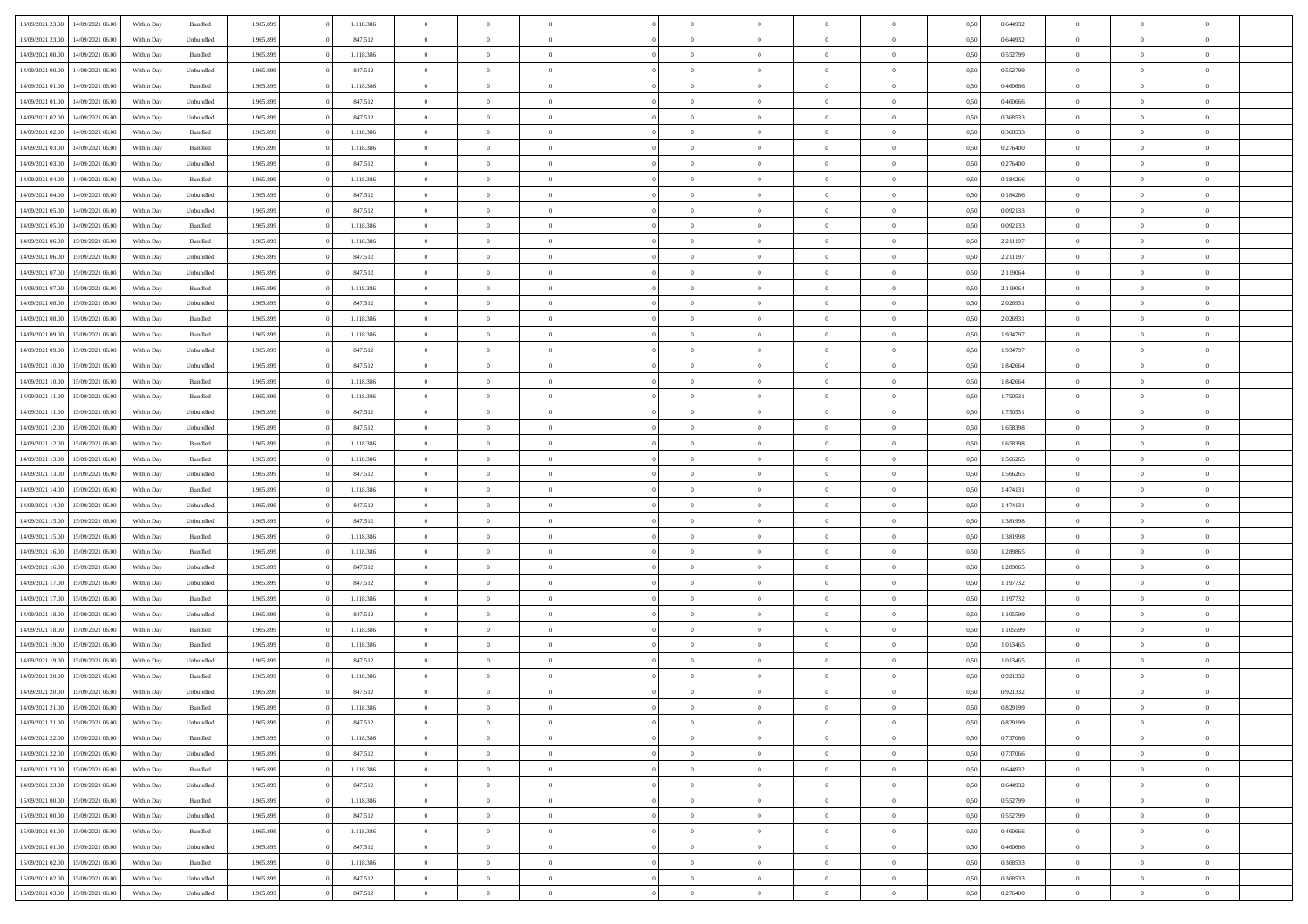| | | | | | | | | | | | | | | | | | | | | | |
|---|---|---|---|---|---|---|---|---|---|---|---|---|---|---|---|---|---|---|---|---|---|
| 13/09/2021 23.00 | 14/09/2021 06.00 | Within Day | Bundled | 1.965.899 | 0 | 1.118.386 | 0 | 0 | 0 | | 0 | 0 | 0 | 0 | 0 | 0,50 | 0,644932 | 0 | 0 | 0 | |
| 13/09/2021 23.00 | 14/09/2021 06.00 | Within Day | Unbundled | 1.965.899 | 0 | 847.512 | 0 | 0 | 0 | | 0 | 0 | 0 | 0 | 0 | 0,50 | 0,644932 | 0 | 0 | 0 | |
| 14/09/2021 00.00 | 14/09/2021 06.00 | Within Day | Bundled | 1.965.899 | 0 | 1.118.386 | 0 | 0 | 0 | | 0 | 0 | 0 | 0 | 0 | 0,50 | 0,552799 | 0 | 0 | 0 | |
| 14/09/2021 00.00 | 14/09/2021 06.00 | Within Day | Unbundled | 1.965.899 | 0 | 847.512 | 0 | 0 | 0 | | 0 | 0 | 0 | 0 | 0 | 0,50 | 0,552799 | 0 | 0 | 0 | |
| 14/09/2021 01.00 | 14/09/2021 06.00 | Within Day | Bundled | 1.965.899 | 0 | 1.118.386 | 0 | 0 | 0 | | 0 | 0 | 0 | 0 | 0 | 0,50 | 0,460666 | 0 | 0 | 0 | |
| 14/09/2021 01.00 | 14/09/2021 06.00 | Within Day | Unbundled | 1.965.899 | 0 | 847.512 | 0 | 0 | 0 | | 0 | 0 | 0 | 0 | 0 | 0,50 | 0,460666 | 0 | 0 | 0 | |
| 14/09/2021 02.00 | 14/09/2021 06.00 | Within Day | Unbundled | 1.965.899 | 0 | 847.512 | 0 | 0 | 0 | | 0 | 0 | 0 | 0 | 0 | 0,50 | 0,368533 | 0 | 0 | 0 | |
| 14/09/2021 02.00 | 14/09/2021 06.00 | Within Day | Bundled | 1.965.899 | 0 | 1.118.386 | 0 | 0 | 0 | | 0 | 0 | 0 | 0 | 0 | 0,50 | 0,368533 | 0 | 0 | 0 | |
| 14/09/2021 03.00 | 14/09/2021 06.00 | Within Day | Bundled | 1.965.899 | 0 | 1.118.386 | 0 | 0 | 0 | | 0 | 0 | 0 | 0 | 0 | 0,50 | 0,276400 | 0 | 0 | 0 | |
| 14/09/2021 03.00 | 14/09/2021 06.00 | Within Day | Unbundled | 1.965.899 | 0 | 847.512 | 0 | 0 | 0 | | 0 | 0 | 0 | 0 | 0 | 0,50 | 0,276400 | 0 | 0 | 0 | |
| 14/09/2021 04.00 | 14/09/2021 06.00 | Within Day | Bundled | 1.965.899 | 0 | 1.118.386 | 0 | 0 | 0 | | 0 | 0 | 0 | 0 | 0 | 0,50 | 0,184266 | 0 | 0 | 0 | |
| 14/09/2021 04.00 | 14/09/2021 06.00 | Within Day | Unbundled | 1.965.899 | 0 | 847.512 | 0 | 0 | 0 | | 0 | 0 | 0 | 0 | 0 | 0,50 | 0,184266 | 0 | 0 | 0 | |
| 14/09/2021 05.00 | 14/09/2021 06.00 | Within Day | Unbundled | 1.965.899 | 0 | 847.512 | 0 | 0 | 0 | | 0 | 0 | 0 | 0 | 0 | 0,50 | 0,092133 | 0 | 0 | 0 | |
| 14/09/2021 05.00 | 14/09/2021 06.00 | Within Day | Bundled | 1.965.899 | 0 | 1.118.386 | 0 | 0 | 0 | | 0 | 0 | 0 | 0 | 0 | 0,50 | 0,092133 | 0 | 0 | 0 | |
| 14/09/2021 06.00 | 15/09/2021 06.00 | Within Day | Bundled | 1.965.899 | 0 | 1.118.386 | 0 | 0 | 0 | | 0 | 0 | 0 | 0 | 0 | 0,50 | 2,211197 | 0 | 0 | 0 | |
| 14/09/2021 06.00 | 15/09/2021 06.00 | Within Day | Unbundled | 1.965.899 | 0 | 847.512 | 0 | 0 | 0 | | 0 | 0 | 0 | 0 | 0 | 0,50 | 2,211197 | 0 | 0 | 0 | |
| 14/09/2021 07.00 | 15/09/2021 06.00 | Within Day | Unbundled | 1.965.899 | 0 | 847.512 | 0 | 0 | 0 | | 0 | 0 | 0 | 0 | 0 | 0,50 | 2,119064 | 0 | 0 | 0 | |
| 14/09/2021 07.00 | 15/09/2021 06.00 | Within Day | Bundled | 1.965.899 | 0 | 1.118.386 | 0 | 0 | 0 | | 0 | 0 | 0 | 0 | 0 | 0,50 | 2,119064 | 0 | 0 | 0 | |
| 14/09/2021 08.00 | 15/09/2021 06.00 | Within Day | Unbundled | 1.965.899 | 0 | 847.512 | 0 | 0 | 0 | | 0 | 0 | 0 | 0 | 0 | 0,50 | 2,026931 | 0 | 0 | 0 | |
| 14/09/2021 08.00 | 15/09/2021 06.00 | Within Day | Bundled | 1.965.899 | 0 | 1.118.386 | 0 | 0 | 0 | | 0 | 0 | 0 | 0 | 0 | 0,50 | 2,026931 | 0 | 0 | 0 | |
| 14/09/2021 09.00 | 15/09/2021 06.00 | Within Day | Bundled | 1.965.899 | 0 | 1.118.386 | 0 | 0 | 0 | | 0 | 0 | 0 | 0 | 0 | 0,50 | 1,934797 | 0 | 0 | 0 | |
| 14/09/2021 09.00 | 15/09/2021 06.00 | Within Day | Unbundled | 1.965.899 | 0 | 847.512 | 0 | 0 | 0 | | 0 | 0 | 0 | 0 | 0 | 0,50 | 1,934797 | 0 | 0 | 0 | |
| 14/09/2021 10.00 | 15/09/2021 06.00 | Within Day | Unbundled | 1.965.899 | 0 | 847.512 | 0 | 0 | 0 | | 0 | 0 | 0 | 0 | 0 | 0,50 | 1,842664 | 0 | 0 | 0 | |
| 14/09/2021 10.00 | 15/09/2021 06.00 | Within Day | Bundled | 1.965.899 | 0 | 1.118.386 | 0 | 0 | 0 | | 0 | 0 | 0 | 0 | 0 | 0,50 | 1,842664 | 0 | 0 | 0 | |
| 14/09/2021 11.00 | 15/09/2021 06.00 | Within Day | Bundled | 1.965.899 | 0 | 1.118.386 | 0 | 0 | 0 | | 0 | 0 | 0 | 0 | 0 | 0,50 | 1,750531 | 0 | 0 | 0 | |
| 14/09/2021 11.00 | 15/09/2021 06.00 | Within Day | Unbundled | 1.965.899 | 0 | 847.512 | 0 | 0 | 0 | | 0 | 0 | 0 | 0 | 0 | 0,50 | 1,750531 | 0 | 0 | 0 | |
| 14/09/2021 12.00 | 15/09/2021 06.00 | Within Day | Unbundled | 1.965.899 | 0 | 847.512 | 0 | 0 | 0 | | 0 | 0 | 0 | 0 | 0 | 0,50 | 1,658398 | 0 | 0 | 0 | |
| 14/09/2021 12.00 | 15/09/2021 06.00 | Within Day | Bundled | 1.965.899 | 0 | 1.118.386 | 0 | 0 | 0 | | 0 | 0 | 0 | 0 | 0 | 0,50 | 1,658398 | 0 | 0 | 0 | |
| 14/09/2021 13.00 | 15/09/2021 06.00 | Within Day | Bundled | 1.965.899 | 0 | 1.118.386 | 0 | 0 | 0 | | 0 | 0 | 0 | 0 | 0 | 0,50 | 1,566265 | 0 | 0 | 0 | |
| 14/09/2021 13.00 | 15/09/2021 06.00 | Within Day | Unbundled | 1.965.899 | 0 | 847.512 | 0 | 0 | 0 | | 0 | 0 | 0 | 0 | 0 | 0,50 | 1,566265 | 0 | 0 | 0 | |
| 14/09/2021 14.00 | 15/09/2021 06.00 | Within Day | Bundled | 1.965.899 | 0 | 1.118.386 | 0 | 0 | 0 | | 0 | 0 | 0 | 0 | 0 | 0,50 | 1,474131 | 0 | 0 | 0 | |
| 14/09/2021 14.00 | 15/09/2021 06.00 | Within Day | Unbundled | 1.965.899 | 0 | 847.512 | 0 | 0 | 0 | | 0 | 0 | 0 | 0 | 0 | 0,50 | 1,474131 | 0 | 0 | 0 | |
| 14/09/2021 15.00 | 15/09/2021 06.00 | Within Day | Unbundled | 1.965.899 | 0 | 847.512 | 0 | 0 | 0 | | 0 | 0 | 0 | 0 | 0 | 0,50 | 1,381998 | 0 | 0 | 0 | |
| 14/09/2021 15.00 | 15/09/2021 06.00 | Within Day | Bundled | 1.965.899 | 0 | 1.118.386 | 0 | 0 | 0 | | 0 | 0 | 0 | 0 | 0 | 0,50 | 1,381998 | 0 | 0 | 0 | |
| 14/09/2021 16.00 | 15/09/2021 06.00 | Within Day | Bundled | 1.965.899 | 0 | 1.118.386 | 0 | 0 | 0 | | 0 | 0 | 0 | 0 | 0 | 0,50 | 1,289865 | 0 | 0 | 0 | |
| 14/09/2021 16.00 | 15/09/2021 06.00 | Within Day | Unbundled | 1.965.899 | 0 | 847.512 | 0 | 0 | 0 | | 0 | 0 | 0 | 0 | 0 | 0,50 | 1,289865 | 0 | 0 | 0 | |
| 14/09/2021 17.00 | 15/09/2021 06.00 | Within Day | Unbundled | 1.965.899 | 0 | 847.512 | 0 | 0 | 0 | | 0 | 0 | 0 | 0 | 0 | 0,50 | 1,197732 | 0 | 0 | 0 | |
| 14/09/2021 17.00 | 15/09/2021 06.00 | Within Day | Bundled | 1.965.899 | 0 | 1.118.386 | 0 | 0 | 0 | | 0 | 0 | 0 | 0 | 0 | 0,50 | 1,197732 | 0 | 0 | 0 | |
| 14/09/2021 18.00 | 15/09/2021 06.00 | Within Day | Unbundled | 1.965.899 | 0 | 847.512 | 0 | 0 | 0 | | 0 | 0 | 0 | 0 | 0 | 0,50 | 1,105599 | 0 | 0 | 0 | |
| 14/09/2021 18.00 | 15/09/2021 06.00 | Within Day | Bundled | 1.965.899 | 0 | 1.118.386 | 0 | 0 | 0 | | 0 | 0 | 0 | 0 | 0 | 0,50 | 1,105599 | 0 | 0 | 0 | |
| 14/09/2021 19.00 | 15/09/2021 06.00 | Within Day | Bundled | 1.965.899 | 0 | 1.118.386 | 0 | 0 | 0 | | 0 | 0 | 0 | 0 | 0 | 0,50 | 1,013465 | 0 | 0 | 0 | |
| 14/09/2021 19.00 | 15/09/2021 06.00 | Within Day | Unbundled | 1.965.899 | 0 | 847.512 | 0 | 0 | 0 | | 0 | 0 | 0 | 0 | 0 | 0,50 | 1,013465 | 0 | 0 | 0 | |
| 14/09/2021 20.00 | 15/09/2021 06.00 | Within Day | Bundled | 1.965.899 | 0 | 1.118.386 | 0 | 0 | 0 | | 0 | 0 | 0 | 0 | 0 | 0,50 | 0,921332 | 0 | 0 | 0 | |
| 14/09/2021 20.00 | 15/09/2021 06.00 | Within Day | Unbundled | 1.965.899 | 0 | 847.512 | 0 | 0 | 0 | | 0 | 0 | 0 | 0 | 0 | 0,50 | 0,921332 | 0 | 0 | 0 | |
| 14/09/2021 21.00 | 15/09/2021 06.00 | Within Day | Bundled | 1.965.899 | 0 | 1.118.386 | 0 | 0 | 0 | | 0 | 0 | 0 | 0 | 0 | 0,50 | 0,829199 | 0 | 0 | 0 | |
| 14/09/2021 21.00 | 15/09/2021 06.00 | Within Day | Unbundled | 1.965.899 | 0 | 847.512 | 0 | 0 | 0 | | 0 | 0 | 0 | 0 | 0 | 0,50 | 0,829199 | 0 | 0 | 0 | |
| 14/09/2021 22.00 | 15/09/2021 06.00 | Within Day | Bundled | 1.965.899 | 0 | 1.118.386 | 0 | 0 | 0 | | 0 | 0 | 0 | 0 | 0 | 0,50 | 0,737066 | 0 | 0 | 0 | |
| 14/09/2021 22.00 | 15/09/2021 06.00 | Within Day | Unbundled | 1.965.899 | 0 | 847.512 | 0 | 0 | 0 | | 0 | 0 | 0 | 0 | 0 | 0,50 | 0,737066 | 0 | 0 | 0 | |
| 14/09/2021 23.00 | 15/09/2021 06.00 | Within Day | Bundled | 1.965.899 | 0 | 1.118.386 | 0 | 0 | 0 | | 0 | 0 | 0 | 0 | 0 | 0,50 | 0,644932 | 0 | 0 | 0 | |
| 14/09/2021 23.00 | 15/09/2021 06.00 | Within Day | Unbundled | 1.965.899 | 0 | 847.512 | 0 | 0 | 0 | | 0 | 0 | 0 | 0 | 0 | 0,50 | 0,644932 | 0 | 0 | 0 | |
| 15/09/2021 00.00 | 15/09/2021 06.00 | Within Day | Bundled | 1.965.899 | 0 | 1.118.386 | 0 | 0 | 0 | | 0 | 0 | 0 | 0 | 0 | 0,50 | 0,552799 | 0 | 0 | 0 | |
| 15/09/2021 00.00 | 15/09/2021 06.00 | Within Day | Unbundled | 1.965.899 | 0 | 847.512 | 0 | 0 | 0 | | 0 | 0 | 0 | 0 | 0 | 0,50 | 0,552799 | 0 | 0 | 0 | |
| 15/09/2021 01.00 | 15/09/2021 06.00 | Within Day | Bundled | 1.965.899 | 0 | 1.118.386 | 0 | 0 | 0 | | 0 | 0 | 0 | 0 | 0 | 0,50 | 0,460666 | 0 | 0 | 0 | |
| 15/09/2021 01.00 | 15/09/2021 06.00 | Within Day | Unbundled | 1.965.899 | 0 | 847.512 | 0 | 0 | 0 | | 0 | 0 | 0 | 0 | 0 | 0,50 | 0,460666 | 0 | 0 | 0 | |
| 15/09/2021 02.00 | 15/09/2021 06.00 | Within Day | Bundled | 1.965.899 | 0 | 1.118.386 | 0 | 0 | 0 | | 0 | 0 | 0 | 0 | 0 | 0,50 | 0,368533 | 0 | 0 | 0 | |
| 15/09/2021 02.00 | 15/09/2021 06.00 | Within Day | Unbundled | 1.965.899 | 0 | 847.512 | 0 | 0 | 0 | | 0 | 0 | 0 | 0 | 0 | 0,50 | 0,368533 | 0 | 0 | 0 | |
| 15/09/2021 03.00 | 15/09/2021 06.00 | Within Day | Unbundled | 1.965.899 | 0 | 847.512 | 0 | 0 | 0 | | 0 | 0 | 0 | 0 | 0 | 0,50 | 0,276400 | 0 | 0 | 0 | |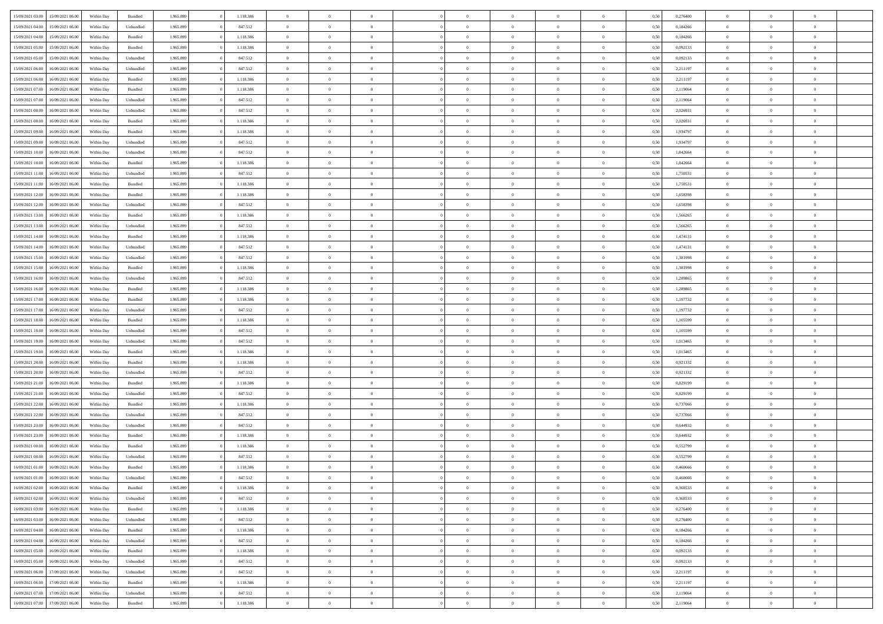| | | | | | | | | | | | | | | | | | | | | |
|---|---|---|---|---|---|---|---|---|---|---|---|---|---|---|---|---|---|---|---|---|
| 15/09/2021 03:00 | 15/09/2021 06:00 | Within Day | Bundled | 1.965.899 | 0 | 1.118.386 | 0 | 0 | 0 | | 0 | 0 | 0 | 0 | 0,50 | 0,276400 | 0 | 0 | 0 | |
| 15/09/2021 04:00 | 15/09/2021 06:00 | Within Day | Unbundled | 1.965.899 | 0 | 847.512 | 0 | 0 | 0 | | 0 | 0 | 0 | 0 | 0,50 | 0,184266 | 0 | 0 | 0 | |
| 15/09/2021 04:00 | 15/09/2021 06:00 | Within Day | Bundled | 1.965.899 | 0 | 1.118.386 | 0 | 0 | 0 | | 0 | 0 | 0 | 0 | 0,50 | 0,184266 | 0 | 0 | 0 | |
| 15/09/2021 05:00 | 15/09/2021 06:00 | Within Day | Bundled | 1.965.899 | 0 | 1.118.386 | 0 | 0 | 0 | | 0 | 0 | 0 | 0 | 0,50 | 0,092133 | 0 | 0 | 0 | |
| 15/09/2021 05:00 | 15/09/2021 06:00 | Within Day | Unbundled | 1.965.899 | 0 | 847.512 | 0 | 0 | 0 | | 0 | 0 | 0 | 0 | 0,50 | 0,092133 | 0 | 0 | 0 | |
| 15/09/2021 06:00 | 16/09/2021 06:00 | Within Day | Unbundled | 1.965.899 | 0 | 847.512 | 0 | 0 | 0 | | 0 | 0 | 0 | 0 | 0,50 | 2,211197 | 0 | 0 | 0 | |
| 15/09/2021 06:00 | 16/09/2021 06:00 | Within Day | Bundled | 1.965.899 | 0 | 1.118.386 | 0 | 0 | 0 | | 0 | 0 | 0 | 0 | 0,50 | 2,211197 | 0 | 0 | 0 | |
| 15/09/2021 07:00 | 16/09/2021 06:00 | Within Day | Bundled | 1.965.899 | 0 | 1.118.386 | 0 | 0 | 0 | | 0 | 0 | 0 | 0 | 0,50 | 2,119064 | 0 | 0 | 0 | |
| 15/09/2021 07:00 | 16/09/2021 06:00 | Within Day | Unbundled | 1.965.899 | 0 | 847.512 | 0 | 0 | 0 | | 0 | 0 | 0 | 0 | 0,50 | 2,119064 | 0 | 0 | 0 | |
| 15/09/2021 08:00 | 16/09/2021 06:00 | Within Day | Unbundled | 1.965.899 | 0 | 847.512 | 0 | 0 | 0 | | 0 | 0 | 0 | 0 | 0,50 | 2,026931 | 0 | 0 | 0 | |
| 15/09/2021 08:00 | 16/09/2021 06:00 | Within Day | Bundled | 1.965.899 | 0 | 1.118.386 | 0 | 0 | 0 | | 0 | 0 | 0 | 0 | 0,50 | 2,026931 | 0 | 0 | 0 | |
| 15/09/2021 09:00 | 16/09/2021 06:00 | Within Day | Bundled | 1.965.899 | 0 | 1.118.386 | 0 | 0 | 0 | | 0 | 0 | 0 | 0 | 0,50 | 1,934797 | 0 | 0 | 0 | |
| 15/09/2021 09:00 | 16/09/2021 06:00 | Within Day | Unbundled | 1.965.899 | 0 | 847.512 | 0 | 0 | 0 | | 0 | 0 | 0 | 0 | 0,50 | 1,934797 | 0 | 0 | 0 | |
| 15/09/2021 10:00 | 16/09/2021 06:00 | Within Day | Unbundled | 1.965.899 | 0 | 847.512 | 0 | 0 | 0 | | 0 | 0 | 0 | 0 | 0,50 | 1,842664 | 0 | 0 | 0 | |
| 15/09/2021 10:00 | 16/09/2021 06:00 | Within Day | Bundled | 1.965.899 | 0 | 1.118.386 | 0 | 0 | 0 | | 0 | 0 | 0 | 0 | 0,50 | 1,842664 | 0 | 0 | 0 | |
| 15/09/2021 11:00 | 16/09/2021 06:00 | Within Day | Unbundled | 1.965.899 | 0 | 847.512 | 0 | 0 | 0 | | 0 | 0 | 0 | 0 | 0,50 | 1,750531 | 0 | 0 | 0 | |
| 15/09/2021 11:00 | 16/09/2021 06:00 | Within Day | Bundled | 1.965.899 | 0 | 1.118.386 | 0 | 0 | 0 | | 0 | 0 | 0 | 0 | 0,50 | 1,750531 | 0 | 0 | 0 | |
| 15/09/2021 12:00 | 16/09/2021 06:00 | Within Day | Bundled | 1.965.899 | 0 | 1.118.386 | 0 | 0 | 0 | | 0 | 0 | 0 | 0 | 0,50 | 1,658398 | 0 | 0 | 0 | |
| 15/09/2021 12:00 | 16/09/2021 06:00 | Within Day | Unbundled | 1.965.899 | 0 | 847.512 | 0 | 0 | 0 | | 0 | 0 | 0 | 0 | 0,50 | 1,658398 | 0 | 0 | 0 | |
| 15/09/2021 13:00 | 16/09/2021 06:00 | Within Day | Bundled | 1.965.899 | 0 | 1.118.386 | 0 | 0 | 0 | | 0 | 0 | 0 | 0 | 0,50 | 1,566265 | 0 | 0 | 0 | |
| 15/09/2021 13:00 | 16/09/2021 06:00 | Within Day | Unbundled | 1.965.899 | 0 | 847.512 | 0 | 0 | 0 | | 0 | 0 | 0 | 0 | 0,50 | 1,566265 | 0 | 0 | 0 | |
| 15/09/2021 14:00 | 16/09/2021 06:00 | Within Day | Bundled | 1.965.899 | 0 | 1.118.386 | 0 | 0 | 0 | | 0 | 0 | 0 | 0 | 0,50 | 1,474131 | 0 | 0 | 0 | |
| 15/09/2021 14:00 | 16/09/2021 06:00 | Within Day | Unbundled | 1.965.899 | 0 | 847.512 | 0 | 0 | 0 | | 0 | 0 | 0 | 0 | 0,50 | 1,474131 | 0 | 0 | 0 | |
| 15/09/2021 15:00 | 16/09/2021 06:00 | Within Day | Unbundled | 1.965.899 | 0 | 847.512 | 0 | 0 | 0 | | 0 | 0 | 0 | 0 | 0,50 | 1,381998 | 0 | 0 | 0 | |
| 15/09/2021 15:00 | 16/09/2021 06:00 | Within Day | Bundled | 1.965.899 | 0 | 1.118.386 | 0 | 0 | 0 | | 0 | 0 | 0 | 0 | 0,50 | 1,381998 | 0 | 0 | 0 | |
| 15/09/2021 16:00 | 16/09/2021 06:00 | Within Day | Unbundled | 1.965.899 | 0 | 847.512 | 0 | 0 | 0 | | 0 | 0 | 0 | 0 | 0,50 | 1,289865 | 0 | 0 | 0 | |
| 15/09/2021 16:00 | 16/09/2021 06:00 | Within Day | Bundled | 1.965.899 | 0 | 1.118.386 | 0 | 0 | 0 | | 0 | 0 | 0 | 0 | 0,50 | 1,289865 | 0 | 0 | 0 | |
| 15/09/2021 17:00 | 16/09/2021 06:00 | Within Day | Bundled | 1.965.899 | 0 | 1.118.386 | 0 | 0 | 0 | | 0 | 0 | 0 | 0 | 0,50 | 1,197732 | 0 | 0 | 0 | |
| 15/09/2021 17:00 | 16/09/2021 06:00 | Within Day | Unbundled | 1.965.899 | 0 | 847.512 | 0 | 0 | 0 | | 0 | 0 | 0 | 0 | 0,50 | 1,197732 | 0 | 0 | 0 | |
| 15/09/2021 18:00 | 16/09/2021 06:00 | Within Day | Bundled | 1.965.899 | 0 | 1.118.386 | 0 | 0 | 0 | | 0 | 0 | 0 | 0 | 0,50 | 1,105599 | 0 | 0 | 0 | |
| 15/09/2021 18:00 | 16/09/2021 06:00 | Within Day | Unbundled | 1.965.899 | 0 | 847.512 | 0 | 0 | 0 | | 0 | 0 | 0 | 0 | 0,50 | 1,105599 | 0 | 0 | 0 | |
| 15/09/2021 19:00 | 16/09/2021 06:00 | Within Day | Unbundled | 1.965.899 | 0 | 847.512 | 0 | 0 | 0 | | 0 | 0 | 0 | 0 | 0,50 | 1,013465 | 0 | 0 | 0 | |
| 15/09/2021 19:00 | 16/09/2021 06:00 | Within Day | Bundled | 1.965.899 | 0 | 1.118.386 | 0 | 0 | 0 | | 0 | 0 | 0 | 0 | 0,50 | 1,013465 | 0 | 0 | 0 | |
| 15/09/2021 20:00 | 16/09/2021 06:00 | Within Day | Bundled | 1.965.899 | 0 | 1.118.386 | 0 | 0 | 0 | | 0 | 0 | 0 | 0 | 0,50 | 0,921332 | 0 | 0 | 0 | |
| 15/09/2021 20:00 | 16/09/2021 06:00 | Within Day | Unbundled | 1.965.899 | 0 | 847.512 | 0 | 0 | 0 | | 0 | 0 | 0 | 0 | 0,50 | 0,921332 | 0 | 0 | 0 | |
| 15/09/2021 21:00 | 16/09/2021 06:00 | Within Day | Bundled | 1.965.899 | 0 | 1.118.386 | 0 | 0 | 0 | | 0 | 0 | 0 | 0 | 0,50 | 0,829199 | 0 | 0 | 0 | |
| 15/09/2021 21:00 | 16/09/2021 06:00 | Within Day | Unbundled | 1.965.899 | 0 | 847.512 | 0 | 0 | 0 | | 0 | 0 | 0 | 0 | 0,50 | 0,829199 | 0 | 0 | 0 | |
| 15/09/2021 22:00 | 16/09/2021 06:00 | Within Day | Bundled | 1.965.899 | 0 | 1.118.386 | 0 | 0 | 0 | | 0 | 0 | 0 | 0 | 0,50 | 0,737066 | 0 | 0 | 0 | |
| 15/09/2021 22:00 | 16/09/2021 06:00 | Within Day | Unbundled | 1.965.899 | 0 | 847.512 | 0 | 0 | 0 | | 0 | 0 | 0 | 0 | 0,50 | 0,737066 | 0 | 0 | 0 | |
| 15/09/2021 23:00 | 16/09/2021 06:00 | Within Day | Unbundled | 1.965.899 | 0 | 847.512 | 0 | 0 | 0 | | 0 | 0 | 0 | 0 | 0,50 | 0,644932 | 0 | 0 | 0 | |
| 15/09/2021 23:00 | 16/09/2021 06:00 | Within Day | Bundled | 1.965.899 | 0 | 1.118.386 | 0 | 0 | 0 | | 0 | 0 | 0 | 0 | 0,50 | 0,644932 | 0 | 0 | 0 | |
| 16/09/2021 00:00 | 16/09/2021 06:00 | Within Day | Bundled | 1.965.899 | 0 | 1.118.386 | 0 | 0 | 0 | | 0 | 0 | 0 | 0 | 0,50 | 0,552799 | 0 | 0 | 0 | |
| 16/09/2021 00:00 | 16/09/2021 06:00 | Within Day | Unbundled | 1.965.899 | 0 | 847.512 | 0 | 0 | 0 | | 0 | 0 | 0 | 0 | 0,50 | 0,552799 | 0 | 0 | 0 | |
| 16/09/2021 01:00 | 16/09/2021 06:00 | Within Day | Bundled | 1.965.899 | 0 | 1.118.386 | 0 | 0 | 0 | | 0 | 0 | 0 | 0 | 0,50 | 0,460666 | 0 | 0 | 0 | |
| 16/09/2021 01:00 | 16/09/2021 06:00 | Within Day | Unbundled | 1.965.899 | 0 | 847.512 | 0 | 0 | 0 | | 0 | 0 | 0 | 0 | 0,50 | 0,460666 | 0 | 0 | 0 | |
| 16/09/2021 02:00 | 16/09/2021 06:00 | Within Day | Bundled | 1.965.899 | 0 | 1.118.386 | 0 | 0 | 0 | | 0 | 0 | 0 | 0 | 0,50 | 0,368533 | 0 | 0 | 0 | |
| 16/09/2021 02:00 | 16/09/2021 06:00 | Within Day | Unbundled | 1.965.899 | 0 | 847.512 | 0 | 0 | 0 | | 0 | 0 | 0 | 0 | 0,50 | 0,368533 | 0 | 0 | 0 | |
| 16/09/2021 03:00 | 16/09/2021 06:00 | Within Day | Bundled | 1.965.899 | 0 | 1.118.386 | 0 | 0 | 0 | | 0 | 0 | 0 | 0 | 0,50 | 0,276400 | 0 | 0 | 0 | |
| 16/09/2021 03:00 | 16/09/2021 06:00 | Within Day | Unbundled | 1.965.899 | 0 | 847.512 | 0 | 0 | 0 | | 0 | 0 | 0 | 0 | 0,50 | 0,276400 | 0 | 0 | 0 | |
| 16/09/2021 04:00 | 16/09/2021 06:00 | Within Day | Bundled | 1.965.899 | 0 | 1.118.386 | 0 | 0 | 0 | | 0 | 0 | 0 | 0 | 0,50 | 0,184266 | 0 | 0 | 0 | |
| 16/09/2021 04:00 | 16/09/2021 06:00 | Within Day | Unbundled | 1.965.899 | 0 | 847.512 | 0 | 0 | 0 | | 0 | 0 | 0 | 0 | 0,50 | 0,184266 | 0 | 0 | 0 | |
| 16/09/2021 05:00 | 16/09/2021 06:00 | Within Day | Bundled | 1.965.899 | 0 | 1.118.386 | 0 | 0 | 0 | | 0 | 0 | 0 | 0 | 0,50 | 0,092133 | 0 | 0 | 0 | |
| 16/09/2021 05:00 | 16/09/2021 06:00 | Within Day | Unbundled | 1.965.899 | 0 | 847.512 | 0 | 0 | 0 | | 0 | 0 | 0 | 0 | 0,50 | 0,092133 | 0 | 0 | 0 | |
| 16/09/2021 06:00 | 17/09/2021 06:00 | Within Day | Unbundled | 1.965.899 | 0 | 847.512 | 0 | 0 | 0 | | 0 | 0 | 0 | 0 | 0,50 | 2,211197 | 0 | 0 | 0 | |
| 16/09/2021 06:00 | 17/09/2021 06:00 | Within Day | Bundled | 1.965.899 | 0 | 1.118.386 | 0 | 0 | 0 | | 0 | 0 | 0 | 0 | 0,50 | 2,211197 | 0 | 0 | 0 | |
| 16/09/2021 07:00 | 17/09/2021 06:00 | Within Day | Unbundled | 1.965.899 | 0 | 847.512 | 0 | 0 | 0 | | 0 | 0 | 0 | 0 | 0,50 | 2,119064 | 0 | 0 | 0 | |
| 16/09/2021 07:00 | 17/09/2021 06:00 | Within Day | Bundled | 1.965.899 | 0 | 1.118.386 | 0 | 0 | 0 | | 0 | 0 | 0 | 0 | 0,50 | 2,119064 | 0 | 0 | 0 | |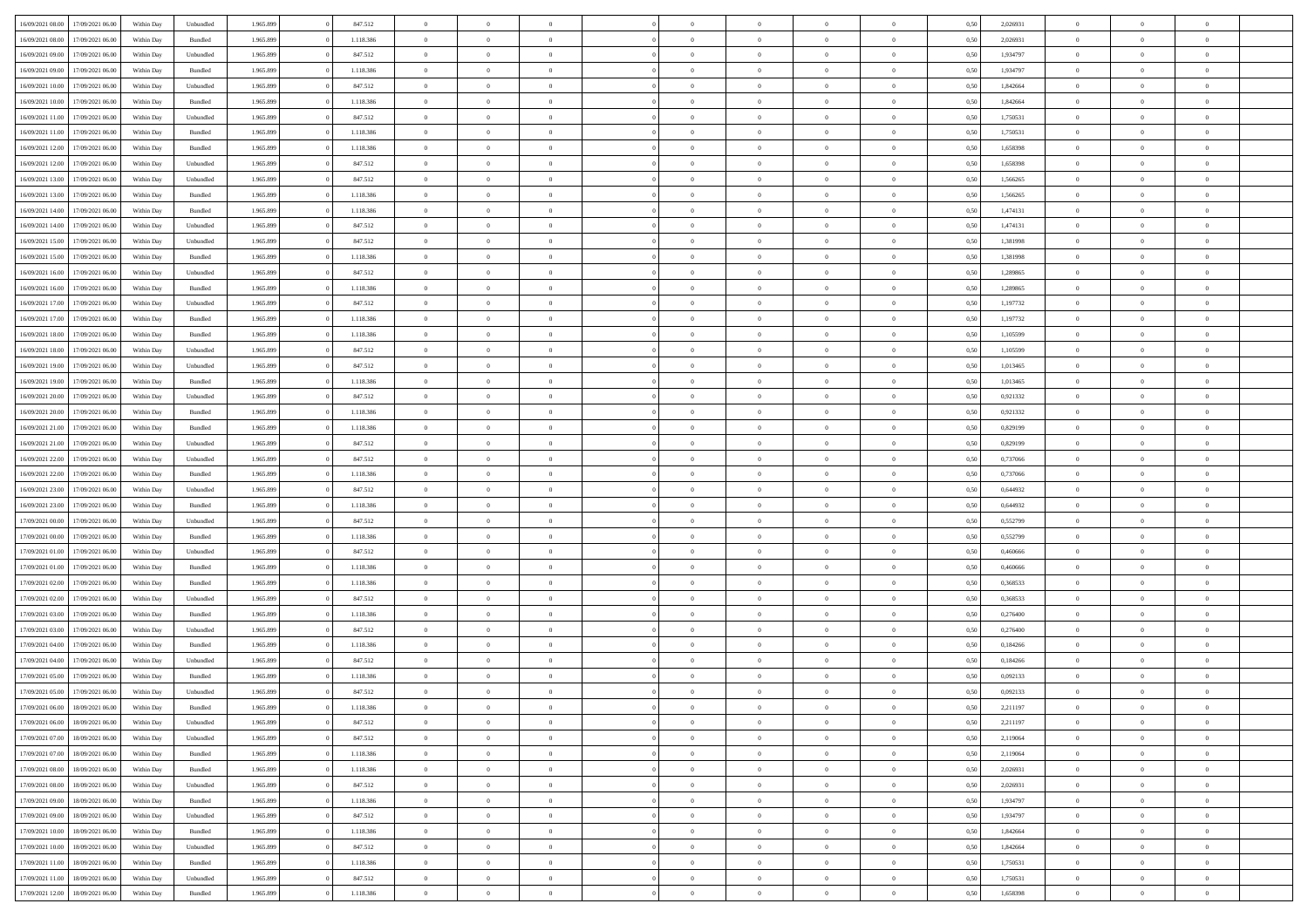| | | | | | | | | | | | | | | | | | | | | | |
|---|---|---|---|---|---|---|---|---|---|---|---|---|---|---|---|---|---|---|---|---|---|
| 16/09/2021 08:00 | 17/09/2021 06:00 | Within Day | Unbundled | 1.965.899 | 0 | 847.512 | 0 | 0 | 0 | | 0 | 0 | 0 | 0 | 0 | 0,50 | 2,026931 | 0 | 0 | 0 | |
| 16/09/2021 08:00 | 17/09/2021 06:00 | Within Day | Bundled | 1.965.899 | 0 | 1.118.386 | 0 | 0 | 0 | | 0 | 0 | 0 | 0 | 0 | 0,50 | 2,026931 | 0 | 0 | 0 | |
| 16/09/2021 09:00 | 17/09/2021 06:00 | Within Day | Unbundled | 1.965.899 | 0 | 847.512 | 0 | 0 | 0 | | 0 | 0 | 0 | 0 | 0 | 0,50 | 1,934797 | 0 | 0 | 0 | |
| 16/09/2021 09:00 | 17/09/2021 06:00 | Within Day | Bundled | 1.965.899 | 0 | 1.118.386 | 0 | 0 | 0 | | 0 | 0 | 0 | 0 | 0 | 0,50 | 1,934797 | 0 | 0 | 0 | |
| 16/09/2021 10:00 | 17/09/2021 06:00 | Within Day | Unbundled | 1.965.899 | 0 | 847.512 | 0 | 0 | 0 | | 0 | 0 | 0 | 0 | 0 | 0,50 | 1,842664 | 0 | 0 | 0 | |
| 16/09/2021 10:00 | 17/09/2021 06:00 | Within Day | Bundled | 1.965.899 | 0 | 1.118.386 | 0 | 0 | 0 | | 0 | 0 | 0 | 0 | 0 | 0,50 | 1,842664 | 0 | 0 | 0 | |
| 16/09/2021 11:00 | 17/09/2021 06:00 | Within Day | Unbundled | 1.965.899 | 0 | 847.512 | 0 | 0 | 0 | | 0 | 0 | 0 | 0 | 0 | 0,50 | 1,750531 | 0 | 0 | 0 | |
| 16/09/2021 11:00 | 17/09/2021 06:00 | Within Day | Bundled | 1.965.899 | 0 | 1.118.386 | 0 | 0 | 0 | | 0 | 0 | 0 | 0 | 0 | 0,50 | 1,750531 | 0 | 0 | 0 | |
| 16/09/2021 12:00 | 17/09/2021 06:00 | Within Day | Bundled | 1.965.899 | 0 | 1.118.386 | 0 | 0 | 0 | | 0 | 0 | 0 | 0 | 0 | 0,50 | 1,658398 | 0 | 0 | 0 | |
| 16/09/2021 12:00 | 17/09/2021 06:00 | Within Day | Unbundled | 1.965.899 | 0 | 847.512 | 0 | 0 | 0 | | 0 | 0 | 0 | 0 | 0 | 0,50 | 1,658398 | 0 | 0 | 0 | |
| 16/09/2021 13:00 | 17/09/2021 06:00 | Within Day | Unbundled | 1.965.899 | 0 | 847.512 | 0 | 0 | 0 | | 0 | 0 | 0 | 0 | 0 | 0,50 | 1,566265 | 0 | 0 | 0 | |
| 16/09/2021 13:00 | 17/09/2021 06:00 | Within Day | Bundled | 1.965.899 | 0 | 1.118.386 | 0 | 0 | 0 | | 0 | 0 | 0 | 0 | 0 | 0,50 | 1,566265 | 0 | 0 | 0 | |
| 16/09/2021 14:00 | 17/09/2021 06:00 | Within Day | Bundled | 1.965.899 | 0 | 1.118.386 | 0 | 0 | 0 | | 0 | 0 | 0 | 0 | 0 | 0,50 | 1,474131 | 0 | 0 | 0 | |
| 16/09/2021 14:00 | 17/09/2021 06:00 | Within Day | Unbundled | 1.965.899 | 0 | 847.512 | 0 | 0 | 0 | | 0 | 0 | 0 | 0 | 0 | 0,50 | 1,474131 | 0 | 0 | 0 | |
| 16/09/2021 15:00 | 17/09/2021 06:00 | Within Day | Unbundled | 1.965.899 | 0 | 847.512 | 0 | 0 | 0 | | 0 | 0 | 0 | 0 | 0 | 0,50 | 1,381998 | 0 | 0 | 0 | |
| 16/09/2021 15:00 | 17/09/2021 06:00 | Within Day | Bundled | 1.965.899 | 0 | 1.118.386 | 0 | 0 | 0 | | 0 | 0 | 0 | 0 | 0 | 0,50 | 1,381998 | 0 | 0 | 0 | |
| 16/09/2021 16:00 | 17/09/2021 06:00 | Within Day | Unbundled | 1.965.899 | 0 | 847.512 | 0 | 0 | 0 | | 0 | 0 | 0 | 0 | 0 | 0,50 | 1,289865 | 0 | 0 | 0 | |
| 16/09/2021 16:00 | 17/09/2021 06:00 | Within Day | Bundled | 1.965.899 | 0 | 1.118.386 | 0 | 0 | 0 | | 0 | 0 | 0 | 0 | 0 | 0,50 | 1,289865 | 0 | 0 | 0 | |
| 16/09/2021 17:00 | 17/09/2021 06:00 | Within Day | Unbundled | 1.965.899 | 0 | 847.512 | 0 | 0 | 0 | | 0 | 0 | 0 | 0 | 0 | 0,50 | 1,197732 | 0 | 0 | 0 | |
| 16/09/2021 17:00 | 17/09/2021 06:00 | Within Day | Bundled | 1.965.899 | 0 | 1.118.386 | 0 | 0 | 0 | | 0 | 0 | 0 | 0 | 0 | 0,50 | 1,197732 | 0 | 0 | 0 | |
| 16/09/2021 18:00 | 17/09/2021 06:00 | Within Day | Bundled | 1.965.899 | 0 | 1.118.386 | 0 | 0 | 0 | | 0 | 0 | 0 | 0 | 0 | 0,50 | 1,105599 | 0 | 0 | 0 | |
| 16/09/2021 18:00 | 17/09/2021 06:00 | Within Day | Unbundled | 1.965.899 | 0 | 847.512 | 0 | 0 | 0 | | 0 | 0 | 0 | 0 | 0 | 0,50 | 1,105599 | 0 | 0 | 0 | |
| 16/09/2021 19:00 | 17/09/2021 06:00 | Within Day | Unbundled | 1.965.899 | 0 | 847.512 | 0 | 0 | 0 | | 0 | 0 | 0 | 0 | 0 | 0,50 | 1,013465 | 0 | 0 | 0 | |
| 16/09/2021 19:00 | 17/09/2021 06:00 | Within Day | Bundled | 1.965.899 | 0 | 1.118.386 | 0 | 0 | 0 | | 0 | 0 | 0 | 0 | 0 | 0,50 | 1,013465 | 0 | 0 | 0 | |
| 16/09/2021 20:00 | 17/09/2021 06:00 | Within Day | Unbundled | 1.965.899 | 0 | 847.512 | 0 | 0 | 0 | | 0 | 0 | 0 | 0 | 0 | 0,50 | 0,921332 | 0 | 0 | 0 | |
| 16/09/2021 20:00 | 17/09/2021 06:00 | Within Day | Bundled | 1.965.899 | 0 | 1.118.386 | 0 | 0 | 0 | | 0 | 0 | 0 | 0 | 0 | 0,50 | 0,921332 | 0 | 0 | 0 | |
| 16/09/2021 21:00 | 17/09/2021 06:00 | Within Day | Bundled | 1.965.899 | 0 | 1.118.386 | 0 | 0 | 0 | | 0 | 0 | 0 | 0 | 0 | 0,50 | 0,829199 | 0 | 0 | 0 | |
| 16/09/2021 21:00 | 17/09/2021 06:00 | Within Day | Unbundled | 1.965.899 | 0 | 847.512 | 0 | 0 | 0 | | 0 | 0 | 0 | 0 | 0 | 0,50 | 0,829199 | 0 | 0 | 0 | |
| 16/09/2021 22:00 | 17/09/2021 06:00 | Within Day | Unbundled | 1.965.899 | 0 | 847.512 | 0 | 0 | 0 | | 0 | 0 | 0 | 0 | 0 | 0,50 | 0,737066 | 0 | 0 | 0 | |
| 16/09/2021 22:00 | 17/09/2021 06:00 | Within Day | Bundled | 1.965.899 | 0 | 1.118.386 | 0 | 0 | 0 | | 0 | 0 | 0 | 0 | 0 | 0,50 | 0,737066 | 0 | 0 | 0 | |
| 16/09/2021 23:00 | 17/09/2021 06:00 | Within Day | Unbundled | 1.965.899 | 0 | 847.512 | 0 | 0 | 0 | | 0 | 0 | 0 | 0 | 0 | 0,50 | 0,644932 | 0 | 0 | 0 | |
| 16/09/2021 23:00 | 17/09/2021 06:00 | Within Day | Bundled | 1.965.899 | 0 | 1.118.386 | 0 | 0 | 0 | | 0 | 0 | 0 | 0 | 0 | 0,50 | 0,644932 | 0 | 0 | 0 | |
| 17/09/2021 00:00 | 17/09/2021 06:00 | Within Day | Unbundled | 1.965.899 | 0 | 847.512 | 0 | 0 | 0 | | 0 | 0 | 0 | 0 | 0 | 0,50 | 0,552799 | 0 | 0 | 0 | |
| 17/09/2021 00:00 | 17/09/2021 06:00 | Within Day | Bundled | 1.965.899 | 0 | 1.118.386 | 0 | 0 | 0 | | 0 | 0 | 0 | 0 | 0 | 0,50 | 0,552799 | 0 | 0 | 0 | |
| 17/09/2021 01:00 | 17/09/2021 06:00 | Within Day | Unbundled | 1.965.899 | 0 | 847.512 | 0 | 0 | 0 | | 0 | 0 | 0 | 0 | 0 | 0,50 | 0,460666 | 0 | 0 | 0 | |
| 17/09/2021 01:00 | 17/09/2021 06:00 | Within Day | Bundled | 1.965.899 | 0 | 1.118.386 | 0 | 0 | 0 | | 0 | 0 | 0 | 0 | 0 | 0,50 | 0,460666 | 0 | 0 | 0 | |
| 17/09/2021 02:00 | 17/09/2021 06:00 | Within Day | Bundled | 1.965.899 | 0 | 1.118.386 | 0 | 0 | 0 | | 0 | 0 | 0 | 0 | 0 | 0,50 | 0,368533 | 0 | 0 | 0 | |
| 17/09/2021 02:00 | 17/09/2021 06:00 | Within Day | Unbundled | 1.965.899 | 0 | 847.512 | 0 | 0 | 0 | | 0 | 0 | 0 | 0 | 0 | 0,50 | 0,368533 | 0 | 0 | 0 | |
| 17/09/2021 03:00 | 17/09/2021 06:00 | Within Day | Bundled | 1.965.899 | 0 | 1.118.386 | 0 | 0 | 0 | | 0 | 0 | 0 | 0 | 0 | 0,50 | 0,276400 | 0 | 0 | 0 | |
| 17/09/2021 03:00 | 17/09/2021 06:00 | Within Day | Unbundled | 1.965.899 | 0 | 847.512 | 0 | 0 | 0 | | 0 | 0 | 0 | 0 | 0 | 0,50 | 0,276400 | 0 | 0 | 0 | |
| 17/09/2021 04:00 | 17/09/2021 06:00 | Within Day | Bundled | 1.965.899 | 0 | 1.118.386 | 0 | 0 | 0 | | 0 | 0 | 0 | 0 | 0 | 0,50 | 0,184266 | 0 | 0 | 0 | |
| 17/09/2021 04:00 | 17/09/2021 06:00 | Within Day | Unbundled | 1.965.899 | 0 | 847.512 | 0 | 0 | 0 | | 0 | 0 | 0 | 0 | 0 | 0,50 | 0,184266 | 0 | 0 | 0 | |
| 17/09/2021 05:00 | 17/09/2021 06:00 | Within Day | Bundled | 1.965.899 | 0 | 1.118.386 | 0 | 0 | 0 | | 0 | 0 | 0 | 0 | 0 | 0,50 | 0,092133 | 0 | 0 | 0 | |
| 17/09/2021 05:00 | 17/09/2021 06:00 | Within Day | Unbundled | 1.965.899 | 0 | 847.512 | 0 | 0 | 0 | | 0 | 0 | 0 | 0 | 0 | 0,50 | 0,092133 | 0 | 0 | 0 | |
| 17/09/2021 06:00 | 18/09/2021 06:00 | Within Day | Bundled | 1.965.899 | 0 | 1.118.386 | 0 | 0 | 0 | | 0 | 0 | 0 | 0 | 0 | 0,50 | 2,211197 | 0 | 0 | 0 | |
| 17/09/2021 06:00 | 18/09/2021 06:00 | Within Day | Unbundled | 1.965.899 | 0 | 847.512 | 0 | 0 | 0 | | 0 | 0 | 0 | 0 | 0 | 0,50 | 2,211197 | 0 | 0 | 0 | |
| 17/09/2021 07:00 | 18/09/2021 06:00 | Within Day | Unbundled | 1.965.899 | 0 | 847.512 | 0 | 0 | 0 | | 0 | 0 | 0 | 0 | 0 | 0,50 | 2,119064 | 0 | 0 | 0 | |
| 17/09/2021 07:00 | 18/09/2021 06:00 | Within Day | Bundled | 1.965.899 | 0 | 1.118.386 | 0 | 0 | 0 | | 0 | 0 | 0 | 0 | 0 | 0,50 | 2,119064 | 0 | 0 | 0 | |
| 17/09/2021 08:00 | 18/09/2021 06:00 | Within Day | Bundled | 1.965.899 | 0 | 1.118.386 | 0 | 0 | 0 | | 0 | 0 | 0 | 0 | 0 | 0,50 | 2,026931 | 0 | 0 | 0 | |
| 17/09/2021 08:00 | 18/09/2021 06:00 | Within Day | Unbundled | 1.965.899 | 0 | 847.512 | 0 | 0 | 0 | | 0 | 0 | 0 | 0 | 0 | 0,50 | 2,026931 | 0 | 0 | 0 | |
| 17/09/2021 09:00 | 18/09/2021 06:00 | Within Day | Bundled | 1.965.899 | 0 | 1.118.386 | 0 | 0 | 0 | | 0 | 0 | 0 | 0 | 0 | 0,50 | 1,934797 | 0 | 0 | 0 | |
| 17/09/2021 09:00 | 18/09/2021 06:00 | Within Day | Unbundled | 1.965.899 | 0 | 847.512 | 0 | 0 | 0 | | 0 | 0 | 0 | 0 | 0 | 0,50 | 1,934797 | 0 | 0 | 0 | |
| 17/09/2021 10:00 | 18/09/2021 06:00 | Within Day | Bundled | 1.965.899 | 0 | 1.118.386 | 0 | 0 | 0 | | 0 | 0 | 0 | 0 | 0 | 0,50 | 1,842664 | 0 | 0 | 0 | |
| 17/09/2021 10:00 | 18/09/2021 06:00 | Within Day | Unbundled | 1.965.899 | 0 | 847.512 | 0 | 0 | 0 | | 0 | 0 | 0 | 0 | 0 | 0,50 | 1,842664 | 0 | 0 | 0 | |
| 17/09/2021 11:00 | 18/09/2021 06:00 | Within Day | Bundled | 1.965.899 | 0 | 1.118.386 | 0 | 0 | 0 | | 0 | 0 | 0 | 0 | 0 | 0,50 | 1,750531 | 0 | 0 | 0 | |
| 17/09/2021 11:00 | 18/09/2021 06:00 | Within Day | Unbundled | 1.965.899 | 0 | 847.512 | 0 | 0 | 0 | | 0 | 0 | 0 | 0 | 0 | 0,50 | 1,750531 | 0 | 0 | 0 | |
| 17/09/2021 12:00 | 18/09/2021 06:00 | Within Day | Bundled | 1.965.899 | 0 | 1.118.386 | 0 | 0 | 0 | | 0 | 0 | 0 | 0 | 0 | 0,50 | 1,658398 | 0 | 0 | 0 | |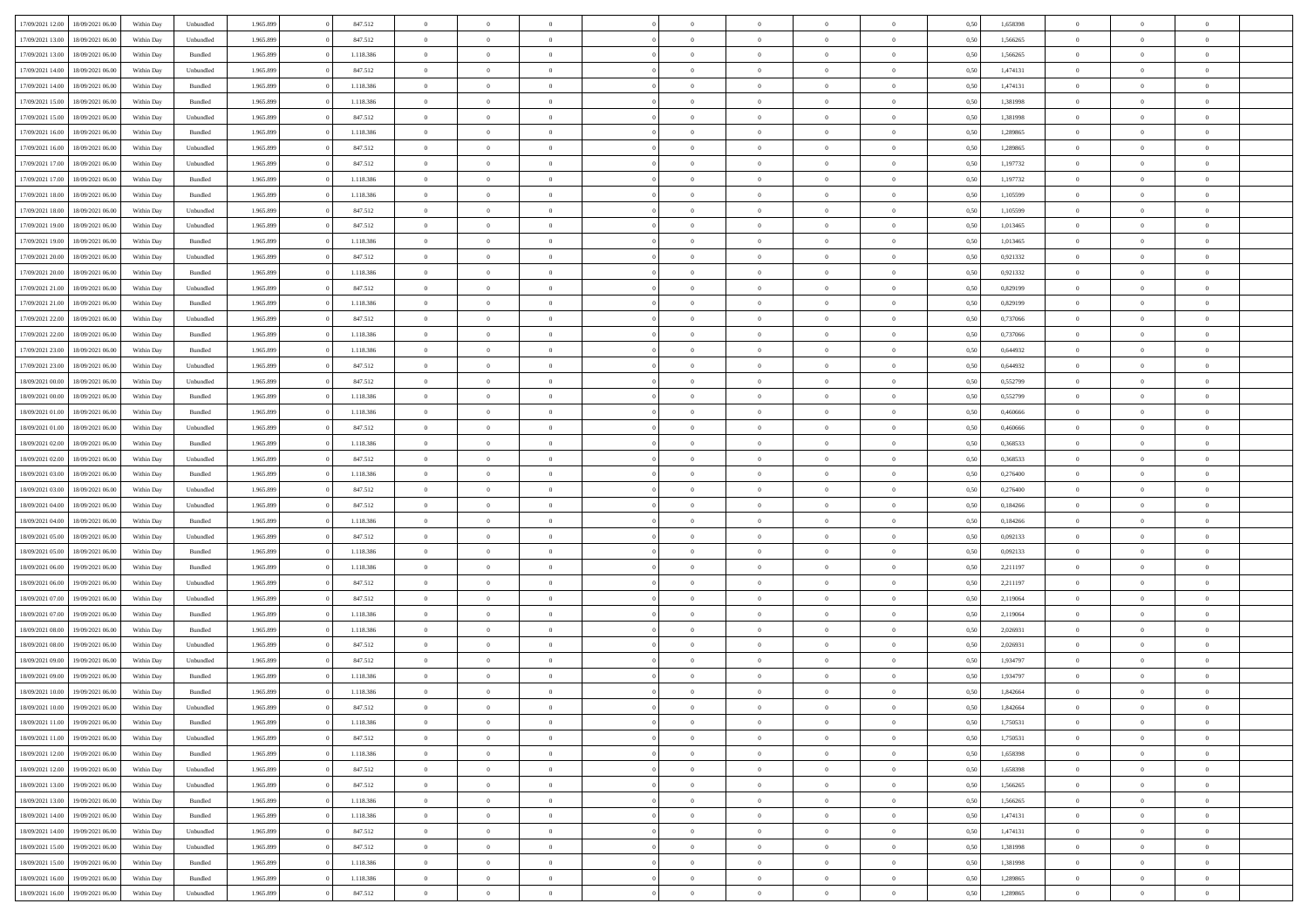| | | | | | | | | | | | | | | | | | | | | |
|---|---|---|---|---|---|---|---|---|---|---|---|---|---|---|---|---|---|---|---|---|
| 17/09/2021 12:00 | 18/09/2021 06:00 | Within Day | Unbundled | 1.965.899 | 0 | 847.512 | 0 | 0 | 0 | | 0 | 0 | 0 | 0 | 0,50 | 1,658398 | 0 | 0 | 0 | |
| 17/09/2021 13:00 | 18/09/2021 06:00 | Within Day | Unbundled | 1.965.899 | 0 | 847.512 | 0 | 0 | 0 | | 0 | 0 | 0 | 0 | 0,50 | 1,566265 | 0 | 0 | 0 | |
| 17/09/2021 13:00 | 18/09/2021 06:00 | Within Day | Bundled | 1.965.899 | 0 | 1.118.386 | 0 | 0 | 0 | | 0 | 0 | 0 | 0 | 0,50 | 1,566265 | 0 | 0 | 0 | |
| 17/09/2021 14:00 | 18/09/2021 06:00 | Within Day | Unbundled | 1.965.899 | 0 | 847.512 | 0 | 0 | 0 | | 0 | 0 | 0 | 0 | 0,50 | 1,474131 | 0 | 0 | 0 | |
| 17/09/2021 14:00 | 18/09/2021 06:00 | Within Day | Bundled | 1.965.899 | 0 | 1.118.386 | 0 | 0 | 0 | | 0 | 0 | 0 | 0 | 0,50 | 1,474131 | 0 | 0 | 0 | |
| 17/09/2021 15:00 | 18/09/2021 06:00 | Within Day | Bundled | 1.965.899 | 0 | 1.118.386 | 0 | 0 | 0 | | 0 | 0 | 0 | 0 | 0,50 | 1,381998 | 0 | 0 | 0 | |
| 17/09/2021 15:00 | 18/09/2021 06:00 | Within Day | Unbundled | 1.965.899 | 0 | 847.512 | 0 | 0 | 0 | | 0 | 0 | 0 | 0 | 0,50 | 1,381998 | 0 | 0 | 0 | |
| 17/09/2021 16:00 | 18/09/2021 06:00 | Within Day | Bundled | 1.965.899 | 0 | 1.118.386 | 0 | 0 | 0 | | 0 | 0 | 0 | 0 | 0,50 | 1,289865 | 0 | 0 | 0 | |
| 17/09/2021 16:00 | 18/09/2021 06:00 | Within Day | Unbundled | 1.965.899 | 0 | 847.512 | 0 | 0 | 0 | | 0 | 0 | 0 | 0 | 0,50 | 1,289865 | 0 | 0 | 0 | |
| 17/09/2021 17:00 | 18/09/2021 06:00 | Within Day | Unbundled | 1.965.899 | 0 | 847.512 | 0 | 0 | 0 | | 0 | 0 | 0 | 0 | 0,50 | 1,197732 | 0 | 0 | 0 | |
| 17/09/2021 17:00 | 18/09/2021 06:00 | Within Day | Bundled | 1.965.899 | 0 | 1.118.386 | 0 | 0 | 0 | | 0 | 0 | 0 | 0 | 0,50 | 1,197732 | 0 | 0 | 0 | |
| 17/09/2021 18:00 | 18/09/2021 06:00 | Within Day | Bundled | 1.965.899 | 0 | 1.118.386 | 0 | 0 | 0 | | 0 | 0 | 0 | 0 | 0,50 | 1,105599 | 0 | 0 | 0 | |
| 17/09/2021 18:00 | 18/09/2021 06:00 | Within Day | Unbundled | 1.965.899 | 0 | 847.512 | 0 | 0 | 0 | | 0 | 0 | 0 | 0 | 0,50 | 1,105599 | 0 | 0 | 0 | |
| 17/09/2021 19:00 | 18/09/2021 06:00 | Within Day | Unbundled | 1.965.899 | 0 | 847.512 | 0 | 0 | 0 | | 0 | 0 | 0 | 0 | 0,50 | 1,013465 | 0 | 0 | 0 | |
| 17/09/2021 19:00 | 18/09/2021 06:00 | Within Day | Bundled | 1.965.899 | 0 | 1.118.386 | 0 | 0 | 0 | | 0 | 0 | 0 | 0 | 0,50 | 1,013465 | 0 | 0 | 0 | |
| 17/09/2021 20:00 | 18/09/2021 06:00 | Within Day | Unbundled | 1.965.899 | 0 | 847.512 | 0 | 0 | 0 | | 0 | 0 | 0 | 0 | 0,50 | 0,921332 | 0 | 0 | 0 | |
| 17/09/2021 20:00 | 18/09/2021 06:00 | Within Day | Bundled | 1.965.899 | 0 | 1.118.386 | 0 | 0 | 0 | | 0 | 0 | 0 | 0 | 0,50 | 0,921332 | 0 | 0 | 0 | |
| 17/09/2021 21:00 | 18/09/2021 06:00 | Within Day | Unbundled | 1.965.899 | 0 | 847.512 | 0 | 0 | 0 | | 0 | 0 | 0 | 0 | 0,50 | 0,829199 | 0 | 0 | 0 | |
| 17/09/2021 21:00 | 18/09/2021 06:00 | Within Day | Bundled | 1.965.899 | 0 | 1.118.386 | 0 | 0 | 0 | | 0 | 0 | 0 | 0 | 0,50 | 0,829199 | 0 | 0 | 0 | |
| 17/09/2021 22:00 | 18/09/2021 06:00 | Within Day | Unbundled | 1.965.899 | 0 | 847.512 | 0 | 0 | 0 | | 0 | 0 | 0 | 0 | 0,50 | 0,737066 | 0 | 0 | 0 | |
| 17/09/2021 22:00 | 18/09/2021 06:00 | Within Day | Bundled | 1.965.899 | 0 | 1.118.386 | 0 | 0 | 0 | | 0 | 0 | 0 | 0 | 0,50 | 0,737066 | 0 | 0 | 0 | |
| 17/09/2021 23:00 | 18/09/2021 06:00 | Within Day | Bundled | 1.965.899 | 0 | 1.118.386 | 0 | 0 | 0 | | 0 | 0 | 0 | 0 | 0,50 | 0,644932 | 0 | 0 | 0 | |
| 17/09/2021 23:00 | 18/09/2021 06:00 | Within Day | Unbundled | 1.965.899 | 0 | 847.512 | 0 | 0 | 0 | | 0 | 0 | 0 | 0 | 0,50 | 0,644932 | 0 | 0 | 0 | |
| 18/09/2021 00:00 | 18/09/2021 06:00 | Within Day | Unbundled | 1.965.899 | 0 | 847.512 | 0 | 0 | 0 | | 0 | 0 | 0 | 0 | 0,50 | 0,552799 | 0 | 0 | 0 | |
| 18/09/2021 00:00 | 18/09/2021 06:00 | Within Day | Bundled | 1.965.899 | 0 | 1.118.386 | 0 | 0 | 0 | | 0 | 0 | 0 | 0 | 0,50 | 0,552799 | 0 | 0 | 0 | |
| 18/09/2021 01:00 | 18/09/2021 06:00 | Within Day | Bundled | 1.965.899 | 0 | 1.118.386 | 0 | 0 | 0 | | 0 | 0 | 0 | 0 | 0,50 | 0,460666 | 0 | 0 | 0 | |
| 18/09/2021 01:00 | 18/09/2021 06:00 | Within Day | Unbundled | 1.965.899 | 0 | 847.512 | 0 | 0 | 0 | | 0 | 0 | 0 | 0 | 0,50 | 0,460666 | 0 | 0 | 0 | |
| 18/09/2021 02:00 | 18/09/2021 06:00 | Within Day | Bundled | 1.965.899 | 0 | 1.118.386 | 0 | 0 | 0 | | 0 | 0 | 0 | 0 | 0,50 | 0,368533 | 0 | 0 | 0 | |
| 18/09/2021 02:00 | 18/09/2021 06:00 | Within Day | Unbundled | 1.965.899 | 0 | 847.512 | 0 | 0 | 0 | | 0 | 0 | 0 | 0 | 0,50 | 0,368533 | 0 | 0 | 0 | |
| 18/09/2021 03:00 | 18/09/2021 06:00 | Within Day | Bundled | 1.965.899 | 0 | 1.118.386 | 0 | 0 | 0 | | 0 | 0 | 0 | 0 | 0,50 | 0,276400 | 0 | 0 | 0 | |
| 18/09/2021 03:00 | 18/09/2021 06:00 | Within Day | Unbundled | 1.965.899 | 0 | 847.512 | 0 | 0 | 0 | | 0 | 0 | 0 | 0 | 0,50 | 0,276400 | 0 | 0 | 0 | |
| 18/09/2021 04:00 | 18/09/2021 06:00 | Within Day | Unbundled | 1.965.899 | 0 | 847.512 | 0 | 0 | 0 | | 0 | 0 | 0 | 0 | 0,50 | 0,184266 | 0 | 0 | 0 | |
| 18/09/2021 04:00 | 18/09/2021 06:00 | Within Day | Bundled | 1.965.899 | 0 | 1.118.386 | 0 | 0 | 0 | | 0 | 0 | 0 | 0 | 0,50 | 0,184266 | 0 | 0 | 0 | |
| 18/09/2021 05:00 | 18/09/2021 06:00 | Within Day | Unbundled | 1.965.899 | 0 | 847.512 | 0 | 0 | 0 | | 0 | 0 | 0 | 0 | 0,50 | 0,092133 | 0 | 0 | 0 | |
| 18/09/2021 05:00 | 18/09/2021 06:00 | Within Day | Bundled | 1.965.899 | 0 | 1.118.386 | 0 | 0 | 0 | | 0 | 0 | 0 | 0 | 0,50 | 0,092133 | 0 | 0 | 0 | |
| 18/09/2021 06:00 | 19/09/2021 06:00 | Within Day | Bundled | 1.965.899 | 0 | 1.118.386 | 0 | 0 | 0 | | 0 | 0 | 0 | 0 | 0,50 | 2,211197 | 0 | 0 | 0 | |
| 18/09/2021 06:00 | 19/09/2021 06:00 | Within Day | Unbundled | 1.965.899 | 0 | 847.512 | 0 | 0 | 0 | | 0 | 0 | 0 | 0 | 0,50 | 2,211197 | 0 | 0 | 0 | |
| 18/09/2021 07:00 | 19/09/2021 06:00 | Within Day | Unbundled | 1.965.899 | 0 | 847.512 | 0 | 0 | 0 | | 0 | 0 | 0 | 0 | 0,50 | 2,119064 | 0 | 0 | 0 | |
| 18/09/2021 07:00 | 19/09/2021 06:00 | Within Day | Bundled | 1.965.899 | 0 | 1.118.386 | 0 | 0 | 0 | | 0 | 0 | 0 | 0 | 0,50 | 2,119064 | 0 | 0 | 0 | |
| 18/09/2021 08:00 | 19/09/2021 06:00 | Within Day | Bundled | 1.965.899 | 0 | 1.118.386 | 0 | 0 | 0 | | 0 | 0 | 0 | 0 | 0,50 | 2,026931 | 0 | 0 | 0 | |
| 18/09/2021 08:00 | 19/09/2021 06:00 | Within Day | Unbundled | 1.965.899 | 0 | 847.512 | 0 | 0 | 0 | | 0 | 0 | 0 | 0 | 0,50 | 2,026931 | 0 | 0 | 0 | |
| 18/09/2021 09:00 | 19/09/2021 06:00 | Within Day | Unbundled | 1.965.899 | 0 | 847.512 | 0 | 0 | 0 | | 0 | 0 | 0 | 0 | 0,50 | 1,934797 | 0 | 0 | 0 | |
| 18/09/2021 09:00 | 19/09/2021 06:00 | Within Day | Bundled | 1.965.899 | 0 | 1.118.386 | 0 | 0 | 0 | | 0 | 0 | 0 | 0 | 0,50 | 1,934797 | 0 | 0 | 0 | |
| 18/09/2021 10:00 | 19/09/2021 06:00 | Within Day | Bundled | 1.965.899 | 0 | 1.118.386 | 0 | 0 | 0 | | 0 | 0 | 0 | 0 | 0,50 | 1,842664 | 0 | 0 | 0 | |
| 18/09/2021 10:00 | 19/09/2021 06:00 | Within Day | Unbundled | 1.965.899 | 0 | 847.512 | 0 | 0 | 0 | | 0 | 0 | 0 | 0 | 0,50 | 1,842664 | 0 | 0 | 0 | |
| 18/09/2021 11:00 | 19/09/2021 06:00 | Within Day | Bundled | 1.965.899 | 0 | 1.118.386 | 0 | 0 | 0 | | 0 | 0 | 0 | 0 | 0,50 | 1,750531 | 0 | 0 | 0 | |
| 18/09/2021 11:00 | 19/09/2021 06:00 | Within Day | Unbundled | 1.965.899 | 0 | 847.512 | 0 | 0 | 0 | | 0 | 0 | 0 | 0 | 0,50 | 1,750531 | 0 | 0 | 0 | |
| 18/09/2021 12:00 | 19/09/2021 06:00 | Within Day | Bundled | 1.965.899 | 0 | 1.118.386 | 0 | 0 | 0 | | 0 | 0 | 0 | 0 | 0,50 | 1,658398 | 0 | 0 | 0 | |
| 18/09/2021 12:00 | 19/09/2021 06:00 | Within Day | Unbundled | 1.965.899 | 0 | 847.512 | 0 | 0 | 0 | | 0 | 0 | 0 | 0 | 0,50 | 1,658398 | 0 | 0 | 0 | |
| 18/09/2021 13:00 | 19/09/2021 06:00 | Within Day | Unbundled | 1.965.899 | 0 | 847.512 | 0 | 0 | 0 | | 0 | 0 | 0 | 0 | 0,50 | 1,566265 | 0 | 0 | 0 | |
| 18/09/2021 13:00 | 19/09/2021 06:00 | Within Day | Bundled | 1.965.899 | 0 | 1.118.386 | 0 | 0 | 0 | | 0 | 0 | 0 | 0 | 0,50 | 1,566265 | 0 | 0 | 0 | |
| 18/09/2021 14:00 | 19/09/2021 06:00 | Within Day | Bundled | 1.965.899 | 0 | 1.118.386 | 0 | 0 | 0 | | 0 | 0 | 0 | 0 | 0,50 | 1,474131 | 0 | 0 | 0 | |
| 18/09/2021 14:00 | 19/09/2021 06:00 | Within Day | Unbundled | 1.965.899 | 0 | 847.512 | 0 | 0 | 0 | | 0 | 0 | 0 | 0 | 0,50 | 1,474131 | 0 | 0 | 0 | |
| 18/09/2021 15:00 | 19/09/2021 06:00 | Within Day | Unbundled | 1.965.899 | 0 | 847.512 | 0 | 0 | 0 | | 0 | 0 | 0 | 0 | 0,50 | 1,381998 | 0 | 0 | 0 | |
| 18/09/2021 15:00 | 19/09/2021 06:00 | Within Day | Bundled | 1.965.899 | 0 | 1.118.386 | 0 | 0 | 0 | | 0 | 0 | 0 | 0 | 0,50 | 1,381998 | 0 | 0 | 0 | |
| 18/09/2021 16:00 | 19/09/2021 06:00 | Within Day | Bundled | 1.965.899 | 0 | 1.118.386 | 0 | 0 | 0 | | 0 | 0 | 0 | 0 | 0,50 | 1,289865 | 0 | 0 | 0 | |
| 18/09/2021 16:00 | 19/09/2021 06:00 | Within Day | Unbundled | 1.965.899 | 0 | 847.512 | 0 | 0 | 0 | | 0 | 0 | 0 | 0 | 0,50 | 1,289865 | 0 | 0 | 0 | |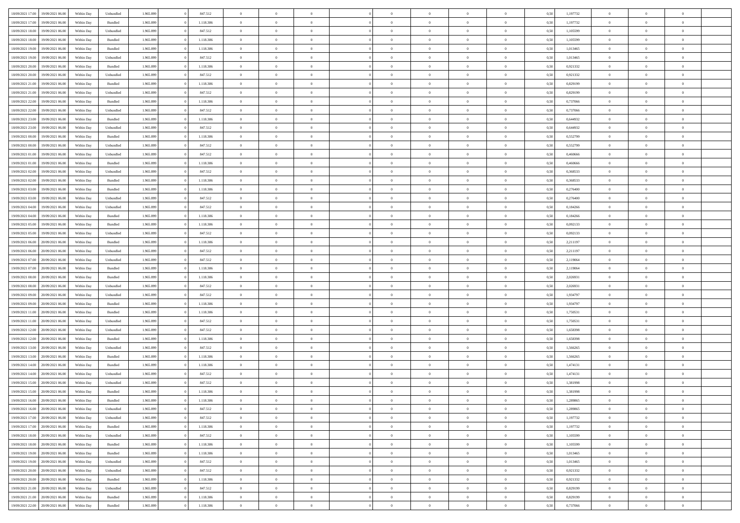| | | | | | | | | | | | | | | | | | | | | | |
|---|---|---|---|---|---|---|---|---|---|---|---|---|---|---|---|---|---|---|---|---|---|
| 18/09/2021 17:00 | 19/09/2021 06:00 | Within Day | Unbundled | 1.965.899 | 0 | 847.512 | 0 | 0 | 0 | | 0 | 0 | 0 | 0 | 0 | 0,50 | 1,197732 | 0 | 0 | 0 | |
| 18/09/2021 17:00 | 19/09/2021 06:00 | Within Day | Bundled | 1.965.899 | 0 | 1.118.386 | 0 | 0 | 0 | | 0 | 0 | 0 | 0 | 0 | 0,50 | 1,197732 | 0 | 0 | 0 | |
| 18/09/2021 18:00 | 19/09/2021 06:00 | Within Day | Unbundled | 1.965.899 | 0 | 847.512 | 0 | 0 | 0 | | 0 | 0 | 0 | 0 | 0 | 0,50 | 1,105599 | 0 | 0 | 0 | |
| 18/09/2021 18:00 | 19/09/2021 06:00 | Within Day | Bundled | 1.965.899 | 0 | 1.118.386 | 0 | 0 | 0 | | 0 | 0 | 0 | 0 | 0 | 0,50 | 1,105599 | 0 | 0 | 0 | |
| 18/09/2021 19:00 | 19/09/2021 06:00 | Within Day | Bundled | 1.965.899 | 0 | 1.118.386 | 0 | 0 | 0 | | 0 | 0 | 0 | 0 | 0 | 0,50 | 1,013465 | 0 | 0 | 0 | |
| 18/09/2021 19:00 | 19/09/2021 06:00 | Within Day | Unbundled | 1.965.899 | 0 | 847.512 | 0 | 0 | 0 | | 0 | 0 | 0 | 0 | 0 | 0,50 | 1,013465 | 0 | 0 | 0 | |
| 18/09/2021 20:00 | 19/09/2021 06:00 | Within Day | Bundled | 1.965.899 | 0 | 1.118.386 | 0 | 0 | 0 | | 0 | 0 | 0 | 0 | 0 | 0,50 | 0,921332 | 0 | 0 | 0 | |
| 18/09/2021 20:00 | 19/09/2021 06:00 | Within Day | Unbundled | 1.965.899 | 0 | 847.512 | 0 | 0 | 0 | | 0 | 0 | 0 | 0 | 0 | 0,50 | 0,921332 | 0 | 0 | 0 | |
| 18/09/2021 21:00 | 19/09/2021 06:00 | Within Day | Bundled | 1.965.899 | 0 | 1.118.386 | 0 | 0 | 0 | | 0 | 0 | 0 | 0 | 0 | 0,50 | 0,829199 | 0 | 0 | 0 | |
| 18/09/2021 21:00 | 19/09/2021 06:00 | Within Day | Unbundled | 1.965.899 | 0 | 847.512 | 0 | 0 | 0 | | 0 | 0 | 0 | 0 | 0 | 0,50 | 0,829199 | 0 | 0 | 0 | |
| 18/09/2021 22:00 | 19/09/2021 06:00 | Within Day | Bundled | 1.965.899 | 0 | 1.118.386 | 0 | 0 | 0 | | 0 | 0 | 0 | 0 | 0 | 0,50 | 0,737066 | 0 | 0 | 0 | |
| 18/09/2021 22:00 | 19/09/2021 06:00 | Within Day | Unbundled | 1.965.899 | 0 | 847.512 | 0 | 0 | 0 | | 0 | 0 | 0 | 0 | 0 | 0,50 | 0,737066 | 0 | 0 | 0 | |
| 18/09/2021 23:00 | 19/09/2021 06:00 | Within Day | Bundled | 1.965.899 | 0 | 1.118.386 | 0 | 0 | 0 | | 0 | 0 | 0 | 0 | 0 | 0,50 | 0,644932 | 0 | 0 | 0 | |
| 18/09/2021 23:00 | 19/09/2021 06:00 | Within Day | Unbundled | 1.965.899 | 0 | 847.512 | 0 | 0 | 0 | | 0 | 0 | 0 | 0 | 0 | 0,50 | 0,644932 | 0 | 0 | 0 | |
| 19/09/2021 00:00 | 19/09/2021 06:00 | Within Day | Bundled | 1.965.899 | 0 | 1.118.386 | 0 | 0 | 0 | | 0 | 0 | 0 | 0 | 0 | 0,50 | 0,552799 | 0 | 0 | 0 | |
| 19/09/2021 00:00 | 19/09/2021 06:00 | Within Day | Unbundled | 1.965.899 | 0 | 847.512 | 0 | 0 | 0 | | 0 | 0 | 0 | 0 | 0 | 0,50 | 0,552799 | 0 | 0 | 0 | |
| 19/09/2021 01:00 | 19/09/2021 06:00 | Within Day | Unbundled | 1.965.899 | 0 | 847.512 | 0 | 0 | 0 | | 0 | 0 | 0 | 0 | 0 | 0,50 | 0,460666 | 0 | 0 | 0 | |
| 19/09/2021 01:00 | 19/09/2021 06:00 | Within Day | Bundled | 1.965.899 | 0 | 1.118.386 | 0 | 0 | 0 | | 0 | 0 | 0 | 0 | 0 | 0,50 | 0,460666 | 0 | 0 | 0 | |
| 19/09/2021 02:00 | 19/09/2021 06:00 | Within Day | Unbundled | 1.965.899 | 0 | 847.512 | 0 | 0 | 0 | | 0 | 0 | 0 | 0 | 0 | 0,50 | 0,368533 | 0 | 0 | 0 | |
| 19/09/2021 02:00 | 19/09/2021 06:00 | Within Day | Bundled | 1.965.899 | 0 | 1.118.386 | 0 | 0 | 0 | | 0 | 0 | 0 | 0 | 0 | 0,50 | 0,368533 | 0 | 0 | 0 | |
| 19/09/2021 03:00 | 19/09/2021 06:00 | Within Day | Bundled | 1.965.899 | 0 | 1.118.386 | 0 | 0 | 0 | | 0 | 0 | 0 | 0 | 0 | 0,50 | 0,276400 | 0 | 0 | 0 | |
| 19/09/2021 03:00 | 19/09/2021 06:00 | Within Day | Unbundled | 1.965.899 | 0 | 847.512 | 0 | 0 | 0 | | 0 | 0 | 0 | 0 | 0 | 0,50 | 0,276400 | 0 | 0 | 0 | |
| 19/09/2021 04:00 | 19/09/2021 06:00 | Within Day | Unbundled | 1.965.899 | 0 | 847.512 | 0 | 0 | 0 | | 0 | 0 | 0 | 0 | 0 | 0,50 | 0,184266 | 0 | 0 | 0 | |
| 19/09/2021 04:00 | 19/09/2021 06:00 | Within Day | Bundled | 1.965.899 | 0 | 1.118.386 | 0 | 0 | 0 | | 0 | 0 | 0 | 0 | 0 | 0,50 | 0,184266 | 0 | 0 | 0 | |
| 19/09/2021 05:00 | 19/09/2021 06:00 | Within Day | Bundled | 1.965.899 | 0 | 1.118.386 | 0 | 0 | 0 | | 0 | 0 | 0 | 0 | 0 | 0,50 | 0,092133 | 0 | 0 | 0 | |
| 19/09/2021 05:00 | 19/09/2021 06:00 | Within Day | Unbundled | 1.965.899 | 0 | 847.512 | 0 | 0 | 0 | | 0 | 0 | 0 | 0 | 0 | 0,50 | 0,092133 | 0 | 0 | 0 | |
| 19/09/2021 06:00 | 20/09/2021 06:00 | Within Day | Bundled | 1.965.899 | 0 | 1.118.386 | 0 | 0 | 0 | | 0 | 0 | 0 | 0 | 0 | 0,50 | 2,211197 | 0 | 0 | 0 | |
| 19/09/2021 06:00 | 20/09/2021 06:00 | Within Day | Unbundled | 1.965.899 | 0 | 847.512 | 0 | 0 | 0 | | 0 | 0 | 0 | 0 | 0 | 0,50 | 2,211197 | 0 | 0 | 0 | |
| 19/09/2021 07:00 | 20/09/2021 06:00 | Within Day | Unbundled | 1.965.899 | 0 | 847.512 | 0 | 0 | 0 | | 0 | 0 | 0 | 0 | 0 | 0,50 | 2,119064 | 0 | 0 | 0 | |
| 19/09/2021 07:00 | 20/09/2021 06:00 | Within Day | Bundled | 1.965.899 | 0 | 1.118.386 | 0 | 0 | 0 | | 0 | 0 | 0 | 0 | 0 | 0,50 | 2,119064 | 0 | 0 | 0 | |
| 19/09/2021 08:00 | 20/09/2021 06:00 | Within Day | Bundled | 1.965.899 | 0 | 1.118.386 | 0 | 0 | 0 | | 0 | 0 | 0 | 0 | 0 | 0,50 | 2,026931 | 0 | 0 | 0 | |
| 19/09/2021 08:00 | 20/09/2021 06:00 | Within Day | Unbundled | 1.965.899 | 0 | 847.512 | 0 | 0 | 0 | | 0 | 0 | 0 | 0 | 0 | 0,50 | 2,026931 | 0 | 0 | 0 | |
| 19/09/2021 09:00 | 20/09/2021 06:00 | Within Day | Unbundled | 1.965.899 | 0 | 847.512 | 0 | 0 | 0 | | 0 | 0 | 0 | 0 | 0 | 0,50 | 1,934797 | 0 | 0 | 0 | |
| 19/09/2021 09:00 | 20/09/2021 06:00 | Within Day | Bundled | 1.965.899 | 0 | 1.118.386 | 0 | 0 | 0 | | 0 | 0 | 0 | 0 | 0 | 0,50 | 1,934797 | 0 | 0 | 0 | |
| 19/09/2021 11:00 | 20/09/2021 06:00 | Within Day | Bundled | 1.965.899 | 0 | 1.118.386 | 0 | 0 | 0 | | 0 | 0 | 0 | 0 | 0 | 0,50 | 1,750531 | 0 | 0 | 0 | |
| 19/09/2021 11:00 | 20/09/2021 06:00 | Within Day | Unbundled | 1.965.899 | 0 | 847.512 | 0 | 0 | 0 | | 0 | 0 | 0 | 0 | 0 | 0,50 | 1,750531 | 0 | 0 | 0 | |
| 19/09/2021 12:00 | 20/09/2021 06:00 | Within Day | Unbundled | 1.965.899 | 0 | 847.512 | 0 | 0 | 0 | | 0 | 0 | 0 | 0 | 0 | 0,50 | 1,658398 | 0 | 0 | 0 | |
| 19/09/2021 12:00 | 20/09/2021 06:00 | Within Day | Bundled | 1.965.899 | 0 | 1.118.386 | 0 | 0 | 0 | | 0 | 0 | 0 | 0 | 0 | 0,50 | 1,658398 | 0 | 0 | 0 | |
| 19/09/2021 13:00 | 20/09/2021 06:00 | Within Day | Unbundled | 1.965.899 | 0 | 847.512 | 0 | 0 | 0 | | 0 | 0 | 0 | 0 | 0 | 0,50 | 1,566265 | 0 | 0 | 0 | |
| 19/09/2021 13:00 | 20/09/2021 06:00 | Within Day | Bundled | 1.965.899 | 0 | 1.118.386 | 0 | 0 | 0 | | 0 | 0 | 0 | 0 | 0 | 0,50 | 1,566265 | 0 | 0 | 0 | |
| 19/09/2021 14:00 | 20/09/2021 06:00 | Within Day | Bundled | 1.965.899 | 0 | 1.118.386 | 0 | 0 | 0 | | 0 | 0 | 0 | 0 | 0 | 0,50 | 1,474131 | 0 | 0 | 0 | |
| 19/09/2021 14:00 | 20/09/2021 06:00 | Within Day | Unbundled | 1.965.899 | 0 | 847.512 | 0 | 0 | 0 | | 0 | 0 | 0 | 0 | 0 | 0,50 | 1,474131 | 0 | 0 | 0 | |
| 19/09/2021 15:00 | 20/09/2021 06:00 | Within Day | Unbundled | 1.965.899 | 0 | 847.512 | 0 | 0 | 0 | | 0 | 0 | 0 | 0 | 0 | 0,50 | 1,381998 | 0 | 0 | 0 | |
| 19/09/2021 15:00 | 20/09/2021 06:00 | Within Day | Bundled | 1.965.899 | 0 | 1.118.386 | 0 | 0 | 0 | | 0 | 0 | 0 | 0 | 0 | 0,50 | 1,381998 | 0 | 0 | 0 | |
| 19/09/2021 16:00 | 20/09/2021 06:00 | Within Day | Bundled | 1.965.899 | 0 | 1.118.386 | 0 | 0 | 0 | | 0 | 0 | 0 | 0 | 0 | 0,50 | 1,289865 | 0 | 0 | 0 | |
| 19/09/2021 16:00 | 20/09/2021 06:00 | Within Day | Unbundled | 1.965.899 | 0 | 847.512 | 0 | 0 | 0 | | 0 | 0 | 0 | 0 | 0 | 0,50 | 1,289865 | 0 | 0 | 0 | |
| 19/09/2021 17:00 | 20/09/2021 06:00 | Within Day | Unbundled | 1.965.899 | 0 | 847.512 | 0 | 0 | 0 | | 0 | 0 | 0 | 0 | 0 | 0,50 | 1,197732 | 0 | 0 | 0 | |
| 19/09/2021 17:00 | 20/09/2021 06:00 | Within Day | Bundled | 1.965.899 | 0 | 1.118.386 | 0 | 0 | 0 | | 0 | 0 | 0 | 0 | 0 | 0,50 | 1,197732 | 0 | 0 | 0 | |
| 19/09/2021 18:00 | 20/09/2021 06:00 | Within Day | Unbundled | 1.965.899 | 0 | 847.512 | 0 | 0 | 0 | | 0 | 0 | 0 | 0 | 0 | 0,50 | 1,105599 | 0 | 0 | 0 | |
| 19/09/2021 18:00 | 20/09/2021 06:00 | Within Day | Bundled | 1.965.899 | 0 | 1.118.386 | 0 | 0 | 0 | | 0 | 0 | 0 | 0 | 0 | 0,50 | 1,105599 | 0 | 0 | 0 | |
| 19/09/2021 19:00 | 20/09/2021 06:00 | Within Day | Bundled | 1.965.899 | 0 | 1.118.386 | 0 | 0 | 0 | | 0 | 0 | 0 | 0 | 0 | 0,50 | 1,013465 | 0 | 0 | 0 | |
| 19/09/2021 19:00 | 20/09/2021 06:00 | Within Day | Unbundled | 1.965.899 | 0 | 847.512 | 0 | 0 | 0 | | 0 | 0 | 0 | 0 | 0 | 0,50 | 1,013465 | 0 | 0 | 0 | |
| 19/09/2021 20:00 | 20/09/2021 06:00 | Within Day | Unbundled | 1.965.899 | 0 | 847.512 | 0 | 0 | 0 | | 0 | 0 | 0 | 0 | 0 | 0,50 | 0,921332 | 0 | 0 | 0 | |
| 19/09/2021 20:00 | 20/09/2021 06:00 | Within Day | Bundled | 1.965.899 | 0 | 1.118.386 | 0 | 0 | 0 | | 0 | 0 | 0 | 0 | 0 | 0,50 | 0,921332 | 0 | 0 | 0 | |
| 19/09/2021 21:00 | 20/09/2021 06:00 | Within Day | Unbundled | 1.965.899 | 0 | 847.512 | 0 | 0 | 0 | | 0 | 0 | 0 | 0 | 0 | 0,50 | 0,829199 | 0 | 0 | 0 | |
| 19/09/2021 21:00 | 20/09/2021 06:00 | Within Day | Bundled | 1.965.899 | 0 | 1.118.386 | 0 | 0 | 0 | | 0 | 0 | 0 | 0 | 0 | 0,50 | 0,829199 | 0 | 0 | 0 | |
| 19/09/2021 22:00 | 20/09/2021 06:00 | Within Day | Bundled | 1.965.899 | 0 | 1.118.386 | 0 | 0 | 0 | | 0 | 0 | 0 | 0 | 0 | 0,50 | 0,737066 | 0 | 0 | 0 | |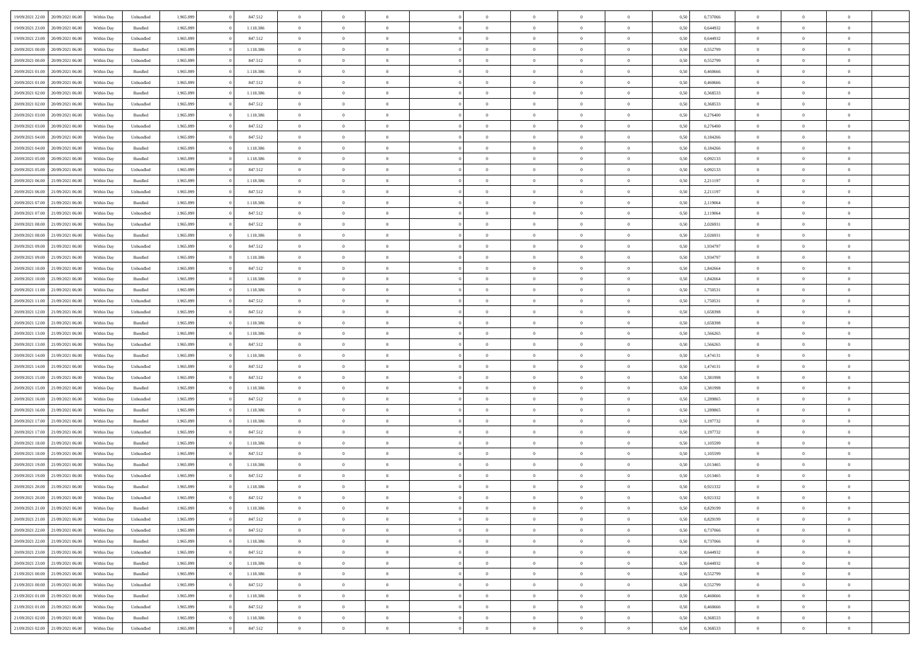| | | | | | | | | | | | | | | | | | | | | |
|---|---|---|---|---|---|---|---|---|---|---|---|---|---|---|---|---|---|---|---|---|
| 19/09/2021 22:00 | 20/09/2021 06:00 | Within Day | Unbundled | 1.965.899 | 0 | 847.512 | 0 | 0 | 0 | | 0 | 0 | 0 | 0 | 0,50 | 0,737066 | 0 | 0 | 0 | |
| 19/09/2021 23:00 | 20/09/2021 06:00 | Within Day | Bundled | 1.965.899 | 0 | 1.118.386 | 0 | 0 | 0 | | 0 | 0 | 0 | 0 | 0,50 | 0,644932 | 0 | 0 | 0 | |
| 19/09/2021 23:00 | 20/09/2021 06:00 | Within Day | Unbundled | 1.965.899 | 0 | 847.512 | 0 | 0 | 0 | | 0 | 0 | 0 | 0 | 0,50 | 0,644932 | 0 | 0 | 0 | |
| 20/09/2021 00:00 | 20/09/2021 06:00 | Within Day | Bundled | 1.965.899 | 0 | 1.118.386 | 0 | 0 | 0 | | 0 | 0 | 0 | 0 | 0,50 | 0,552799 | 0 | 0 | 0 | |
| 20/09/2021 00:00 | 20/09/2021 06:00 | Within Day | Unbundled | 1.965.899 | 0 | 847.512 | 0 | 0 | 0 | | 0 | 0 | 0 | 0 | 0,50 | 0,552799 | 0 | 0 | 0 | |
| 20/09/2021 01:00 | 20/09/2021 06:00 | Within Day | Bundled | 1.965.899 | 0 | 1.118.386 | 0 | 0 | 0 | | 0 | 0 | 0 | 0 | 0,50 | 0,460666 | 0 | 0 | 0 | |
| 20/09/2021 01:00 | 20/09/2021 06:00 | Within Day | Unbundled | 1.965.899 | 0 | 847.512 | 0 | 0 | 0 | | 0 | 0 | 0 | 0 | 0,50 | 0,460666 | 0 | 0 | 0 | |
| 20/09/2021 02:00 | 20/09/2021 06:00 | Within Day | Bundled | 1.965.899 | 0 | 1.118.386 | 0 | 0 | 0 | | 0 | 0 | 0 | 0 | 0,50 | 0,368533 | 0 | 0 | 0 | |
| 20/09/2021 02:00 | 20/09/2021 06:00 | Within Day | Unbundled | 1.965.899 | 0 | 847.512 | 0 | 0 | 0 | | 0 | 0 | 0 | 0 | 0,50 | 0,368533 | 0 | 0 | 0 | |
| 20/09/2021 03:00 | 20/09/2021 06:00 | Within Day | Bundled | 1.965.899 | 0 | 1.118.386 | 0 | 0 | 0 | | 0 | 0 | 0 | 0 | 0,50 | 0,276400 | 0 | 0 | 0 | |
| 20/09/2021 03:00 | 20/09/2021 06:00 | Within Day | Unbundled | 1.965.899 | 0 | 847.512 | 0 | 0 | 0 | | 0 | 0 | 0 | 0 | 0,50 | 0,276400 | 0 | 0 | 0 | |
| 20/09/2021 04:00 | 20/09/2021 06:00 | Within Day | Unbundled | 1.965.899 | 0 | 847.512 | 0 | 0 | 0 | | 0 | 0 | 0 | 0 | 0,50 | 0,184266 | 0 | 0 | 0 | |
| 20/09/2021 04:00 | 20/09/2021 06:00 | Within Day | Bundled | 1.965.899 | 0 | 1.118.386 | 0 | 0 | 0 | | 0 | 0 | 0 | 0 | 0,50 | 0,184266 | 0 | 0 | 0 | |
| 20/09/2021 05:00 | 20/09/2021 06:00 | Within Day | Bundled | 1.965.899 | 0 | 1.118.386 | 0 | 0 | 0 | | 0 | 0 | 0 | 0 | 0,50 | 0,092133 | 0 | 0 | 0 | |
| 20/09/2021 05:00 | 20/09/2021 06:00 | Within Day | Unbundled | 1.965.899 | 0 | 847.512 | 0 | 0 | 0 | | 0 | 0 | 0 | 0 | 0,50 | 0,092133 | 0 | 0 | 0 | |
| 20/09/2021 06:00 | 21/09/2021 06:00 | Within Day | Bundled | 1.965.899 | 0 | 1.118.386 | 0 | 0 | 0 | | 0 | 0 | 0 | 0 | 0,50 | 2,211197 | 0 | 0 | 0 | |
| 20/09/2021 06:00 | 21/09/2021 06:00 | Within Day | Unbundled | 1.965.899 | 0 | 847.512 | 0 | 0 | 0 | | 0 | 0 | 0 | 0 | 0,50 | 2,211197 | 0 | 0 | 0 | |
| 20/09/2021 07:00 | 21/09/2021 06:00 | Within Day | Bundled | 1.965.899 | 0 | 1.118.386 | 0 | 0 | 0 | | 0 | 0 | 0 | 0 | 0,50 | 2,119064 | 0 | 0 | 0 | |
| 20/09/2021 07:00 | 21/09/2021 06:00 | Within Day | Unbundled | 1.965.899 | 0 | 847.512 | 0 | 0 | 0 | | 0 | 0 | 0 | 0 | 0,50 | 2,119064 | 0 | 0 | 0 | |
| 20/09/2021 08:00 | 21/09/2021 06:00 | Within Day | Unbundled | 1.965.899 | 0 | 847.512 | 0 | 0 | 0 | | 0 | 0 | 0 | 0 | 0,50 | 2,026931 | 0 | 0 | 0 | |
| 20/09/2021 08:00 | 21/09/2021 06:00 | Within Day | Bundled | 1.965.899 | 0 | 1.118.386 | 0 | 0 | 0 | | 0 | 0 | 0 | 0 | 0,50 | 2,026931 | 0 | 0 | 0 | |
| 20/09/2021 09:00 | 21/09/2021 06:00 | Within Day | Unbundled | 1.965.899 | 0 | 847.512 | 0 | 0 | 0 | | 0 | 0 | 0 | 0 | 0,50 | 1,934797 | 0 | 0 | 0 | |
| 20/09/2021 09:00 | 21/09/2021 06:00 | Within Day | Bundled | 1.965.899 | 0 | 1.118.386 | 0 | 0 | 0 | | 0 | 0 | 0 | 0 | 0,50 | 1,934797 | 0 | 0 | 0 | |
| 20/09/2021 10:00 | 21/09/2021 06:00 | Within Day | Unbundled | 1.965.899 | 0 | 847.512 | 0 | 0 | 0 | | 0 | 0 | 0 | 0 | 0,50 | 1,842664 | 0 | 0 | 0 | |
| 20/09/2021 10:00 | 21/09/2021 06:00 | Within Day | Bundled | 1.965.899 | 0 | 1.118.386 | 0 | 0 | 0 | | 0 | 0 | 0 | 0 | 0,50 | 1,842664 | 0 | 0 | 0 | |
| 20/09/2021 11:00 | 21/09/2021 06:00 | Within Day | Bundled | 1.965.899 | 0 | 1.118.386 | 0 | 0 | 0 | | 0 | 0 | 0 | 0 | 0,50 | 1,750531 | 0 | 0 | 0 | |
| 20/09/2021 11:00 | 21/09/2021 06:00 | Within Day | Unbundled | 1.965.899 | 0 | 847.512 | 0 | 0 | 0 | | 0 | 0 | 0 | 0 | 0,50 | 1,750531 | 0 | 0 | 0 | |
| 20/09/2021 12:00 | 21/09/2021 06:00 | Within Day | Unbundled | 1.965.899 | 0 | 847.512 | 0 | 0 | 0 | | 0 | 0 | 0 | 0 | 0,50 | 1,658398 | 0 | 0 | 0 | |
| 20/09/2021 12:00 | 21/09/2021 06:00 | Within Day | Bundled | 1.965.899 | 0 | 1.118.386 | 0 | 0 | 0 | | 0 | 0 | 0 | 0 | 0,50 | 1,658398 | 0 | 0 | 0 | |
| 20/09/2021 13:00 | 21/09/2021 06:00 | Within Day | Bundled | 1.965.899 | 0 | 1.118.386 | 0 | 0 | 0 | | 0 | 0 | 0 | 0 | 0,50 | 1,566265 | 0 | 0 | 0 | |
| 20/09/2021 13:00 | 21/09/2021 06:00 | Within Day | Unbundled | 1.965.899 | 0 | 847.512 | 0 | 0 | 0 | | 0 | 0 | 0 | 0 | 0,50 | 1,566265 | 0 | 0 | 0 | |
| 20/09/2021 14:00 | 21/09/2021 06:00 | Within Day | Bundled | 1.965.899 | 0 | 1.118.386 | 0 | 0 | 0 | | 0 | 0 | 0 | 0 | 0,50 | 1,474131 | 0 | 0 | 0 | |
| 20/09/2021 14:00 | 21/09/2021 06:00 | Within Day | Unbundled | 1.965.899 | 0 | 847.512 | 0 | 0 | 0 | | 0 | 0 | 0 | 0 | 0,50 | 1,474131 | 0 | 0 | 0 | |
| 20/09/2021 15:00 | 21/09/2021 06:00 | Within Day | Unbundled | 1.965.899 | 0 | 847.512 | 0 | 0 | 0 | | 0 | 0 | 0 | 0 | 0,50 | 1,381998 | 0 | 0 | 0 | |
| 20/09/2021 15:00 | 21/09/2021 06:00 | Within Day | Bundled | 1.965.899 | 0 | 1.118.386 | 0 | 0 | 0 | | 0 | 0 | 0 | 0 | 0,50 | 1,381998 | 0 | 0 | 0 | |
| 20/09/2021 16:00 | 21/09/2021 06:00 | Within Day | Unbundled | 1.965.899 | 0 | 847.512 | 0 | 0 | 0 | | 0 | 0 | 0 | 0 | 0,50 | 1,289865 | 0 | 0 | 0 | |
| 20/09/2021 16:00 | 21/09/2021 06:00 | Within Day | Bundled | 1.965.899 | 0 | 1.118.386 | 0 | 0 | 0 | | 0 | 0 | 0 | 0 | 0,50 | 1,289865 | 0 | 0 | 0 | |
| 20/09/2021 17:00 | 21/09/2021 06:00 | Within Day | Bundled | 1.965.899 | 0 | 1.118.386 | 0 | 0 | 0 | | 0 | 0 | 0 | 0 | 0,50 | 1,197732 | 0 | 0 | 0 | |
| 20/09/2021 17:00 | 21/09/2021 06:00 | Within Day | Unbundled | 1.965.899 | 0 | 847.512 | 0 | 0 | 0 | | 0 | 0 | 0 | 0 | 0,50 | 1,197732 | 0 | 0 | 0 | |
| 20/09/2021 18:00 | 21/09/2021 06:00 | Within Day | Bundled | 1.965.899 | 0 | 1.118.386 | 0 | 0 | 0 | | 0 | 0 | 0 | 0 | 0,50 | 1,105599 | 0 | 0 | 0 | |
| 20/09/2021 18:00 | 21/09/2021 06:00 | Within Day | Unbundled | 1.965.899 | 0 | 847.512 | 0 | 0 | 0 | | 0 | 0 | 0 | 0 | 0,50 | 1,105599 | 0 | 0 | 0 | |
| 20/09/2021 19:00 | 21/09/2021 06:00 | Within Day | Bundled | 1.965.899 | 0 | 1.118.386 | 0 | 0 | 0 | | 0 | 0 | 0 | 0 | 0,50 | 1,013465 | 0 | 0 | 0 | |
| 20/09/2021 19:00 | 21/09/2021 06:00 | Within Day | Unbundled | 1.965.899 | 0 | 847.512 | 0 | 0 | 0 | | 0 | 0 | 0 | 0 | 0,50 | 1,013465 | 0 | 0 | 0 | |
| 20/09/2021 20:00 | 21/09/2021 06:00 | Within Day | Bundled | 1.965.899 | 0 | 1.118.386 | 0 | 0 | 0 | | 0 | 0 | 0 | 0 | 0,50 | 0,921332 | 0 | 0 | 0 | |
| 20/09/2021 20:00 | 21/09/2021 06:00 | Within Day | Unbundled | 1.965.899 | 0 | 847.512 | 0 | 0 | 0 | | 0 | 0 | 0 | 0 | 0,50 | 0,921332 | 0 | 0 | 0 | |
| 20/09/2021 21:00 | 21/09/2021 06:00 | Within Day | Bundled | 1.965.899 | 0 | 1.118.386 | 0 | 0 | 0 | | 0 | 0 | 0 | 0 | 0,50 | 0,829199 | 0 | 0 | 0 | |
| 20/09/2021 21:00 | 21/09/2021 06:00 | Within Day | Unbundled | 1.965.899 | 0 | 847.512 | 0 | 0 | 0 | | 0 | 0 | 0 | 0 | 0,50 | 0,829199 | 0 | 0 | 0 | |
| 20/09/2021 22:00 | 21/09/2021 06:00 | Within Day | Unbundled | 1.965.899 | 0 | 847.512 | 0 | 0 | 0 | | 0 | 0 | 0 | 0 | 0,50 | 0,737066 | 0 | 0 | 0 | |
| 20/09/2021 22:00 | 21/09/2021 06:00 | Within Day | Bundled | 1.965.899 | 0 | 1.118.386 | 0 | 0 | 0 | | 0 | 0 | 0 | 0 | 0,50 | 0,737066 | 0 | 0 | 0 | |
| 20/09/2021 23:00 | 21/09/2021 06:00 | Within Day | Unbundled | 1.965.899 | 0 | 847.512 | 0 | 0 | 0 | | 0 | 0 | 0 | 0 | 0,50 | 0,644932 | 0 | 0 | 0 | |
| 20/09/2021 23:00 | 21/09/2021 06:00 | Within Day | Bundled | 1.965.899 | 0 | 1.118.386 | 0 | 0 | 0 | | 0 | 0 | 0 | 0 | 0,50 | 0,644932 | 0 | 0 | 0 | |
| 21/09/2021 00:00 | 21/09/2021 06:00 | Within Day | Bundled | 1.965.899 | 0 | 1.118.386 | 0 | 0 | 0 | | 0 | 0 | 0 | 0 | 0,50 | 0,552799 | 0 | 0 | 0 | |
| 21/09/2021 00:00 | 21/09/2021 06:00 | Within Day | Unbundled | 1.965.899 | 0 | 847.512 | 0 | 0 | 0 | | 0 | 0 | 0 | 0 | 0,50 | 0,552799 | 0 | 0 | 0 | |
| 21/09/2021 01:00 | 21/09/2021 06:00 | Within Day | Bundled | 1.965.899 | 0 | 1.118.386 | 0 | 0 | 0 | | 0 | 0 | 0 | 0 | 0,50 | 0,460666 | 0 | 0 | 0 | |
| 21/09/2021 01:00 | 21/09/2021 06:00 | Within Day | Unbundled | 1.965.899 | 0 | 847.512 | 0 | 0 | 0 | | 0 | 0 | 0 | 0 | 0,50 | 0,460666 | 0 | 0 | 0 | |
| 21/09/2021 02:00 | 21/09/2021 06:00 | Within Day | Bundled | 1.965.899 | 0 | 1.118.386 | 0 | 0 | 0 | | 0 | 0 | 0 | 0 | 0,50 | 0,368533 | 0 | 0 | 0 | |
| 21/09/2021 02:00 | 21/09/2021 06:00 | Within Day | Unbundled | 1.965.899 | 0 | 847.512 | 0 | 0 | 0 | | 0 | 0 | 0 | 0 | 0,50 | 0,368533 | 0 | 0 | 0 | |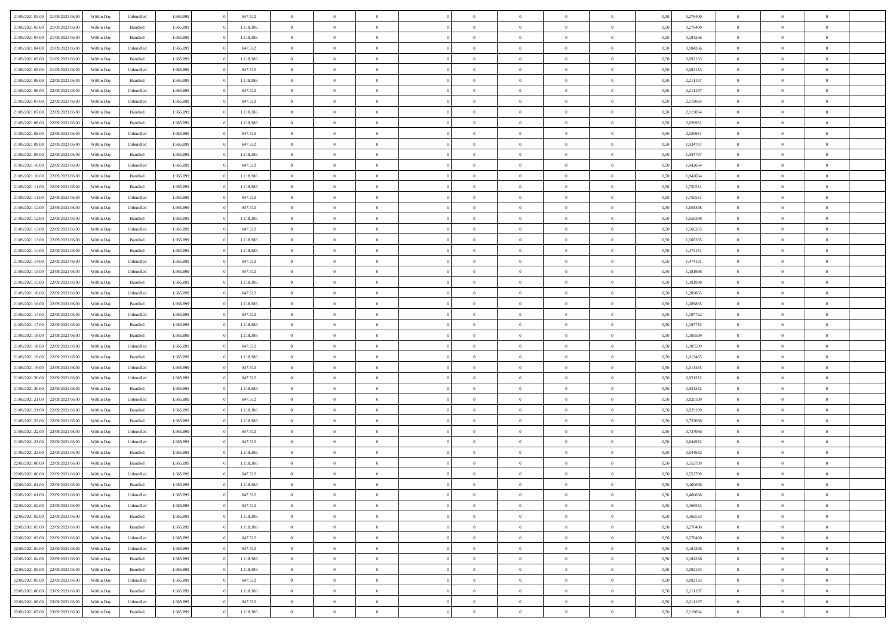| | | | | | | | | | | | | | | | | | | | | | |
|---|---|---|---|---|---|---|---|---|---|---|---|---|---|---|---|---|---|---|---|---|---|
| 21/09/2021 03:00 | 21/09/2021 06:00 | Within Day | Unbundled | 1.965.899 | 0 | 847.512 | 0 | 0 | 0 | | 0 | 0 | 0 | 0 | 0 | 0,50 | 0,276400 | 0 | 0 | 0 | |
| 21/09/2021 03:00 | 21/09/2021 06:00 | Within Day | Bundled | 1.965.899 | 0 | 1.118.386 | 0 | 0 | 0 | | 0 | 0 | 0 | 0 | 0 | 0,50 | 0,276400 | 0 | 0 | 0 | |
| 21/09/2021 04:00 | 21/09/2021 06:00 | Within Day | Bundled | 1.965.899 | 0 | 1.118.386 | 0 | 0 | 0 | | 0 | 0 | 0 | 0 | 0 | 0,50 | 0,184266 | 0 | 0 | 0 | |
| 21/09/2021 04:00 | 21/09/2021 06:00 | Within Day | Unbundled | 1.965.899 | 0 | 847.512 | 0 | 0 | 0 | | 0 | 0 | 0 | 0 | 0 | 0,50 | 0,184266 | 0 | 0 | 0 | |
| 21/09/2021 05:00 | 21/09/2021 06:00 | Within Day | Bundled | 1.965.899 | 0 | 1.118.386 | 0 | 0 | 0 | | 0 | 0 | 0 | 0 | 0 | 0,50 | 0,092133 | 0 | 0 | 0 | |
| 21/09/2021 05:00 | 21/09/2021 06:00 | Within Day | Unbundled | 1.965.899 | 0 | 847.512 | 0 | 0 | 0 | | 0 | 0 | 0 | 0 | 0 | 0,50 | 0,092133 | 0 | 0 | 0 | |
| 21/09/2021 06:00 | 22/09/2021 06:00 | Within Day | Bundled | 1.965.899 | 0 | 1.118.386 | 0 | 0 | 0 | | 0 | 0 | 0 | 0 | 0 | 0,50 | 2,211197 | 0 | 0 | 0 | |
| 21/09/2021 06:00 | 22/09/2021 06:00 | Within Day | Unbundled | 1.965.899 | 0 | 847.512 | 0 | 0 | 0 | | 0 | 0 | 0 | 0 | 0 | 0,50 | 2,211197 | 0 | 0 | 0 | |
| 21/09/2021 07:00 | 22/09/2021 06:00 | Within Day | Unbundled | 1.965.899 | 0 | 847.512 | 0 | 0 | 0 | | 0 | 0 | 0 | 0 | 0 | 0,50 | 2,119064 | 0 | 0 | 0 | |
| 21/09/2021 07:00 | 22/09/2021 06:00 | Within Day | Bundled | 1.965.899 | 0 | 1.118.386 | 0 | 0 | 0 | | 0 | 0 | 0 | 0 | 0 | 0,50 | 2,119064 | 0 | 0 | 0 | |
| 21/09/2021 08:00 | 22/09/2021 06:00 | Within Day | Bundled | 1.965.899 | 0 | 1.118.386 | 0 | 0 | 0 | | 0 | 0 | 0 | 0 | 0 | 0,50 | 2,026931 | 0 | 0 | 0 | |
| 21/09/2021 08:00 | 22/09/2021 06:00 | Within Day | Unbundled | 1.965.899 | 0 | 847.512 | 0 | 0 | 0 | | 0 | 0 | 0 | 0 | 0 | 0,50 | 2,026931 | 0 | 0 | 0 | |
| 21/09/2021 09:00 | 22/09/2021 06:00 | Within Day | Unbundled | 1.965.899 | 0 | 847.512 | 0 | 0 | 0 | | 0 | 0 | 0 | 0 | 0 | 0,50 | 1,934797 | 0 | 0 | 0 | |
| 21/09/2021 09:00 | 22/09/2021 06:00 | Within Day | Bundled | 1.965.899 | 0 | 1.118.386 | 0 | 0 | 0 | | 0 | 0 | 0 | 0 | 0 | 0,50 | 1,934797 | 0 | 0 | 0 | |
| 21/09/2021 10:00 | 22/09/2021 06:00 | Within Day | Unbundled | 1.965.899 | 0 | 847.512 | 0 | 0 | 0 | | 0 | 0 | 0 | 0 | 0 | 0,50 | 1,842664 | 0 | 0 | 0 | |
| 21/09/2021 10:00 | 22/09/2021 06:00 | Within Day | Bundled | 1.965.899 | 0 | 1.118.386 | 0 | 0 | 0 | | 0 | 0 | 0 | 0 | 0 | 0,50 | 1,842664 | 0 | 0 | 0 | |
| 21/09/2021 11:00 | 22/09/2021 06:00 | Within Day | Bundled | 1.965.899 | 0 | 1.118.386 | 0 | 0 | 0 | | 0 | 0 | 0 | 0 | 0 | 0,50 | 1,750531 | 0 | 0 | 0 | |
| 21/09/2021 11:00 | 22/09/2021 06:00 | Within Day | Unbundled | 1.965.899 | 0 | 847.512 | 0 | 0 | 0 | | 0 | 0 | 0 | 0 | 0 | 0,50 | 1,750531 | 0 | 0 | 0 | |
| 21/09/2021 12:00 | 22/09/2021 06:00 | Within Day | Unbundled | 1.965.899 | 0 | 847.512 | 0 | 0 | 0 | | 0 | 0 | 0 | 0 | 0 | 0,50 | 1,658398 | 0 | 0 | 0 | |
| 21/09/2021 12:00 | 22/09/2021 06:00 | Within Day | Bundled | 1.965.899 | 0 | 1.118.386 | 0 | 0 | 0 | | 0 | 0 | 0 | 0 | 0 | 0,50 | 1,658398 | 0 | 0 | 0 | |
| 21/09/2021 13:00 | 22/09/2021 06:00 | Within Day | Unbundled | 1.965.899 | 0 | 847.512 | 0 | 0 | 0 | | 0 | 0 | 0 | 0 | 0 | 0,50 | 1,566265 | 0 | 0 | 0 | |
| 21/09/2021 13:00 | 22/09/2021 06:00 | Within Day | Bundled | 1.965.899 | 0 | 1.118.386 | 0 | 0 | 0 | | 0 | 0 | 0 | 0 | 0 | 0,50 | 1,566265 | 0 | 0 | 0 | |
| 21/09/2021 14:00 | 22/09/2021 06:00 | Within Day | Bundled | 1.965.899 | 0 | 1.118.386 | 0 | 0 | 0 | | 0 | 0 | 0 | 0 | 0 | 0,50 | 1,474131 | 0 | 0 | 0 | |
| 21/09/2021 14:00 | 22/09/2021 06:00 | Within Day | Unbundled | 1.965.899 | 0 | 847.512 | 0 | 0 | 0 | | 0 | 0 | 0 | 0 | 0 | 0,50 | 1,474131 | 0 | 0 | 0 | |
| 21/09/2021 15:00 | 22/09/2021 06:00 | Within Day | Unbundled | 1.965.899 | 0 | 847.512 | 0 | 0 | 0 | | 0 | 0 | 0 | 0 | 0 | 0,50 | 1,381998 | 0 | 0 | 0 | |
| 21/09/2021 15:00 | 22/09/2021 06:00 | Within Day | Bundled | 1.965.899 | 0 | 1.118.386 | 0 | 0 | 0 | | 0 | 0 | 0 | 0 | 0 | 0,50 | 1,381998 | 0 | 0 | 0 | |
| 21/09/2021 16:00 | 22/09/2021 06:00 | Within Day | Unbundled | 1.965.899 | 0 | 847.512 | 0 | 0 | 0 | | 0 | 0 | 0 | 0 | 0 | 0,50 | 1,289865 | 0 | 0 | 0 | |
| 21/09/2021 16:00 | 22/09/2021 06:00 | Within Day | Bundled | 1.965.899 | 0 | 1.118.386 | 0 | 0 | 0 | | 0 | 0 | 0 | 0 | 0 | 0,50 | 1,289865 | 0 | 0 | 0 | |
| 21/09/2021 17:00 | 22/09/2021 06:00 | Within Day | Unbundled | 1.965.899 | 0 | 847.512 | 0 | 0 | 0 | | 0 | 0 | 0 | 0 | 0 | 0,50 | 1,197732 | 0 | 0 | 0 | |
| 21/09/2021 17:00 | 22/09/2021 06:00 | Within Day | Bundled | 1.965.899 | 0 | 1.118.386 | 0 | 0 | 0 | | 0 | 0 | 0 | 0 | 0 | 0,50 | 1,197732 | 0 | 0 | 0 | |
| 21/09/2021 18:00 | 22/09/2021 06:00 | Within Day | Bundled | 1.965.899 | 0 | 1.118.386 | 0 | 0 | 0 | | 0 | 0 | 0 | 0 | 0 | 0,50 | 1,105599 | 0 | 0 | 0 | |
| 21/09/2021 18:00 | 22/09/2021 06:00 | Within Day | Unbundled | 1.965.899 | 0 | 847.512 | 0 | 0 | 0 | | 0 | 0 | 0 | 0 | 0 | 0,50 | 1,105599 | 0 | 0 | 0 | |
| 21/09/2021 19:00 | 22/09/2021 06:00 | Within Day | Bundled | 1.965.899 | 0 | 1.118.386 | 0 | 0 | 0 | | 0 | 0 | 0 | 0 | 0 | 0,50 | 1,013465 | 0 | 0 | 0 | |
| 21/09/2021 19:00 | 22/09/2021 06:00 | Within Day | Unbundled | 1.965.899 | 0 | 847.512 | 0 | 0 | 0 | | 0 | 0 | 0 | 0 | 0 | 0,50 | 1,013465 | 0 | 0 | 0 | |
| 21/09/2021 20:00 | 22/09/2021 06:00 | Within Day | Unbundled | 1.965.899 | 0 | 847.512 | 0 | 0 | 0 | | 0 | 0 | 0 | 0 | 0 | 0,50 | 0,921332 | 0 | 0 | 0 | |
| 21/09/2021 20:00 | 22/09/2021 06:00 | Within Day | Bundled | 1.965.899 | 0 | 1.118.386 | 0 | 0 | 0 | | 0 | 0 | 0 | 0 | 0 | 0,50 | 0,921332 | 0 | 0 | 0 | |
| 21/09/2021 21:00 | 22/09/2021 06:00 | Within Day | Unbundled | 1.965.899 | 0 | 847.512 | 0 | 0 | 0 | | 0 | 0 | 0 | 0 | 0 | 0,50 | 0,829199 | 0 | 0 | 0 | |
| 21/09/2021 21:00 | 22/09/2021 06:00 | Within Day | Bundled | 1.965.899 | 0 | 1.118.386 | 0 | 0 | 0 | | 0 | 0 | 0 | 0 | 0 | 0,50 | 0,829199 | 0 | 0 | 0 | |
| 21/09/2021 22:00 | 22/09/2021 06:00 | Within Day | Bundled | 1.965.899 | 0 | 1.118.386 | 0 | 0 | 0 | | 0 | 0 | 0 | 0 | 0 | 0,50 | 0,737066 | 0 | 0 | 0 | |
| 21/09/2021 22:00 | 22/09/2021 06:00 | Within Day | Unbundled | 1.965.899 | 0 | 847.512 | 0 | 0 | 0 | | 0 | 0 | 0 | 0 | 0 | 0,50 | 0,737066 | 0 | 0 | 0 | |
| 21/09/2021 23:00 | 22/09/2021 06:00 | Within Day | Unbundled | 1.965.899 | 0 | 847.512 | 0 | 0 | 0 | | 0 | 0 | 0 | 0 | 0 | 0,50 | 0,644932 | 0 | 0 | 0 | |
| 21/09/2021 23:00 | 22/09/2021 06:00 | Within Day | Bundled | 1.965.899 | 0 | 1.118.386 | 0 | 0 | 0 | | 0 | 0 | 0 | 0 | 0 | 0,50 | 0,644932 | 0 | 0 | 0 | |
| 22/09/2021 00:00 | 22/09/2021 06:00 | Within Day | Bundled | 1.965.899 | 0 | 1.118.386 | 0 | 0 | 0 | | 0 | 0 | 0 | 0 | 0 | 0,50 | 0,552799 | 0 | 0 | 0 | |
| 22/09/2021 00:00 | 22/09/2021 06:00 | Within Day | Unbundled | 1.965.899 | 0 | 847.512 | 0 | 0 | 0 | | 0 | 0 | 0 | 0 | 0 | 0,50 | 0,552799 | 0 | 0 | 0 | |
| 22/09/2021 01:00 | 22/09/2021 06:00 | Within Day | Bundled | 1.965.899 | 0 | 1.118.386 | 0 | 0 | 0 | | 0 | 0 | 0 | 0 | 0 | 0,50 | 0,460666 | 0 | 0 | 0 | |
| 22/09/2021 01:00 | 22/09/2021 06:00 | Within Day | Unbundled | 1.965.899 | 0 | 847.512 | 0 | 0 | 0 | | 0 | 0 | 0 | 0 | 0 | 0,50 | 0,460666 | 0 | 0 | 0 | |
| 22/09/2021 02:00 | 22/09/2021 06:00 | Within Day | Unbundled | 1.965.899 | 0 | 847.512 | 0 | 0 | 0 | | 0 | 0 | 0 | 0 | 0 | 0,50 | 0,368533 | 0 | 0 | 0 | |
| 22/09/2021 02:00 | 22/09/2021 06:00 | Within Day | Bundled | 1.965.899 | 0 | 1.118.386 | 0 | 0 | 0 | | 0 | 0 | 0 | 0 | 0 | 0,50 | 0,368533 | 0 | 0 | 0 | |
| 22/09/2021 03:00 | 22/09/2021 06:00 | Within Day | Bundled | 1.965.899 | 0 | 1.118.386 | 0 | 0 | 0 | | 0 | 0 | 0 | 0 | 0 | 0,50 | 0,276400 | 0 | 0 | 0 | |
| 22/09/2021 03:00 | 22/09/2021 06:00 | Within Day | Unbundled | 1.965.899 | 0 | 847.512 | 0 | 0 | 0 | | 0 | 0 | 0 | 0 | 0 | 0,50 | 0,276400 | 0 | 0 | 0 | |
| 22/09/2021 04:00 | 22/09/2021 06:00 | Within Day | Unbundled | 1.965.899 | 0 | 847.512 | 0 | 0 | 0 | | 0 | 0 | 0 | 0 | 0 | 0,50 | 0,184266 | 0 | 0 | 0 | |
| 22/09/2021 04:00 | 22/09/2021 06:00 | Within Day | Bundled | 1.965.899 | 0 | 1.118.386 | 0 | 0 | 0 | | 0 | 0 | 0 | 0 | 0 | 0,50 | 0,184266 | 0 | 0 | 0 | |
| 22/09/2021 05:00 | 22/09/2021 06:00 | Within Day | Bundled | 1.965.899 | 0 | 1.118.386 | 0 | 0 | 0 | | 0 | 0 | 0 | 0 | 0 | 0,50 | 0,092133 | 0 | 0 | 0 | |
| 22/09/2021 05:00 | 22/09/2021 06:00 | Within Day | Unbundled | 1.965.899 | 0 | 847.512 | 0 | 0 | 0 | | 0 | 0 | 0 | 0 | 0 | 0,50 | 0,092133 | 0 | 0 | 0 | |
| 22/09/2021 06:00 | 23/09/2021 06:00 | Within Day | Bundled | 1.965.899 | 0 | 1.118.386 | 0 | 0 | 0 | | 0 | 0 | 0 | 0 | 0 | 0,50 | 2,211197 | 0 | 0 | 0 | |
| 22/09/2021 06:00 | 23/09/2021 06:00 | Within Day | Unbundled | 1.965.899 | 0 | 847.512 | 0 | 0 | 0 | | 0 | 0 | 0 | 0 | 0 | 0,50 | 2,211197 | 0 | 0 | 0 | |
| 22/09/2021 07:00 | 23/09/2021 06:00 | Within Day | Bundled | 1.965.899 | 0 | 1.118.386 | 0 | 0 | 0 | | 0 | 0 | 0 | 0 | 0 | 0,50 | 2,119064 | 0 | 0 | 0 | |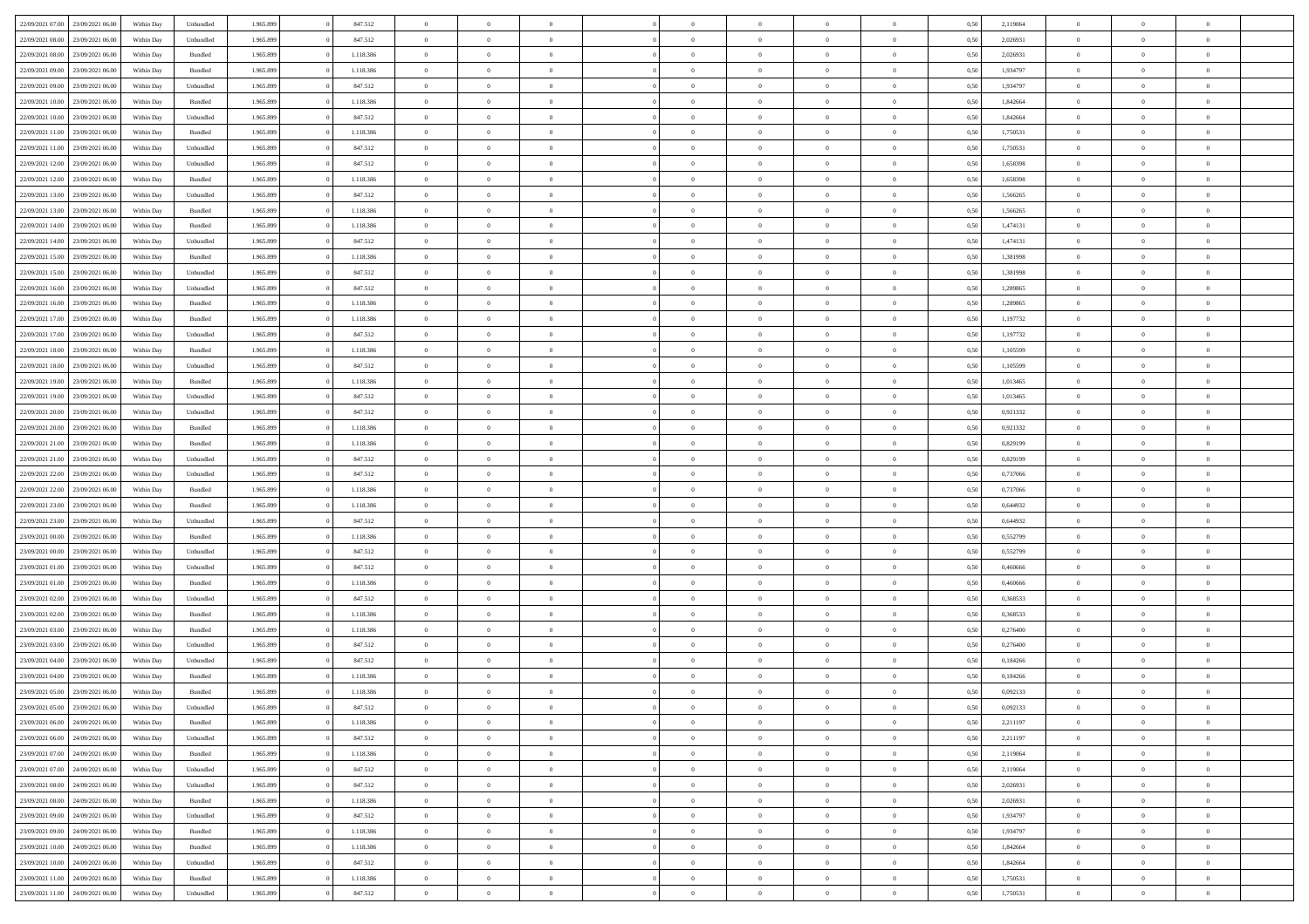| | | | | | | | | | | | | | | | | | | | | | |
|---|---|---|---|---|---|---|---|---|---|---|---|---|---|---|---|---|---|---|---|---|---|
| 22/09/2021 07:00 | 23/09/2021 06:00 | Within Day | Unbundled | 1.965.899 | 0 | 847.512 | 0 | 0 | 0 | | 0 | 0 | 0 | 0 | 0 | 0,50 | 2,119064 | 0 | 0 | 0 | |
| 22/09/2021 08:00 | 23/09/2021 06:00 | Within Day | Unbundled | 1.965.899 | 0 | 847.512 | 0 | 0 | 0 | | 0 | 0 | 0 | 0 | 0 | 0,50 | 2,026931 | 0 | 0 | 0 | |
| 22/09/2021 08:00 | 23/09/2021 06:00 | Within Day | Bundled | 1.965.899 | 0 | 1.118.386 | 0 | 0 | 0 | | 0 | 0 | 0 | 0 | 0 | 0,50 | 2,026931 | 0 | 0 | 0 | |
| 22/09/2021 09:00 | 23/09/2021 06:00 | Within Day | Bundled | 1.965.899 | 0 | 1.118.386 | 0 | 0 | 0 | | 0 | 0 | 0 | 0 | 0 | 0,50 | 1,934797 | 0 | 0 | 0 | |
| 22/09/2021 09:00 | 23/09/2021 06:00 | Within Day | Unbundled | 1.965.899 | 0 | 847.512 | 0 | 0 | 0 | | 0 | 0 | 0 | 0 | 0 | 0,50 | 1,934797 | 0 | 0 | 0 | |
| 22/09/2021 10:00 | 23/09/2021 06:00 | Within Day | Bundled | 1.965.899 | 0 | 1.118.386 | 0 | 0 | 0 | | 0 | 0 | 0 | 0 | 0 | 0,50 | 1,842664 | 0 | 0 | 0 | |
| 22/09/2021 10:00 | 23/09/2021 06:00 | Within Day | Unbundled | 1.965.899 | 0 | 847.512 | 0 | 0 | 0 | | 0 | 0 | 0 | 0 | 0 | 0,50 | 1,842664 | 0 | 0 | 0 | |
| 22/09/2021 11:00 | 23/09/2021 06:00 | Within Day | Bundled | 1.965.899 | 0 | 1.118.386 | 0 | 0 | 0 | | 0 | 0 | 0 | 0 | 0 | 0,50 | 1,750531 | 0 | 0 | 0 | |
| 22/09/2021 11:00 | 23/09/2021 06:00 | Within Day | Unbundled | 1.965.899 | 0 | 847.512 | 0 | 0 | 0 | | 0 | 0 | 0 | 0 | 0 | 0,50 | 1,750531 | 0 | 0 | 0 | |
| 22/09/2021 12:00 | 23/09/2021 06:00 | Within Day | Unbundled | 1.965.899 | 0 | 847.512 | 0 | 0 | 0 | | 0 | 0 | 0 | 0 | 0 | 0,50 | 1,658398 | 0 | 0 | 0 | |
| 22/09/2021 12:00 | 23/09/2021 06:00 | Within Day | Bundled | 1.965.899 | 0 | 1.118.386 | 0 | 0 | 0 | | 0 | 0 | 0 | 0 | 0 | 0,50 | 1,658398 | 0 | 0 | 0 | |
| 22/09/2021 13:00 | 23/09/2021 06:00 | Within Day | Unbundled | 1.965.899 | 0 | 847.512 | 0 | 0 | 0 | | 0 | 0 | 0 | 0 | 0 | 0,50 | 1,566265 | 0 | 0 | 0 | |
| 22/09/2021 13:00 | 23/09/2021 06:00 | Within Day | Bundled | 1.965.899 | 0 | 1.118.386 | 0 | 0 | 0 | | 0 | 0 | 0 | 0 | 0 | 0,50 | 1,566265 | 0 | 0 | 0 | |
| 22/09/2021 14:00 | 23/09/2021 06:00 | Within Day | Bundled | 1.965.899 | 0 | 1.118.386 | 0 | 0 | 0 | | 0 | 0 | 0 | 0 | 0 | 0,50 | 1,474131 | 0 | 0 | 0 | |
| 22/09/2021 14:00 | 23/09/2021 06:00 | Within Day | Unbundled | 1.965.899 | 0 | 847.512 | 0 | 0 | 0 | | 0 | 0 | 0 | 0 | 0 | 0,50 | 1,474131 | 0 | 0 | 0 | |
| 22/09/2021 15:00 | 23/09/2021 06:00 | Within Day | Bundled | 1.965.899 | 0 | 1.118.386 | 0 | 0 | 0 | | 0 | 0 | 0 | 0 | 0 | 0,50 | 1,381998 | 0 | 0 | 0 | |
| 22/09/2021 15:00 | 23/09/2021 06:00 | Within Day | Unbundled | 1.965.899 | 0 | 847.512 | 0 | 0 | 0 | | 0 | 0 | 0 | 0 | 0 | 0,50 | 1,381998 | 0 | 0 | 0 | |
| 22/09/2021 16:00 | 23/09/2021 06:00 | Within Day | Unbundled | 1.965.899 | 0 | 847.512 | 0 | 0 | 0 | | 0 | 0 | 0 | 0 | 0 | 0,50 | 1,289865 | 0 | 0 | 0 | |
| 22/09/2021 16:00 | 23/09/2021 06:00 | Within Day | Bundled | 1.965.899 | 0 | 1.118.386 | 0 | 0 | 0 | | 0 | 0 | 0 | 0 | 0 | 0,50 | 1,289865 | 0 | 0 | 0 | |
| 22/09/2021 17:00 | 23/09/2021 06:00 | Within Day | Bundled | 1.965.899 | 0 | 1.118.386 | 0 | 0 | 0 | | 0 | 0 | 0 | 0 | 0 | 0,50 | 1,197732 | 0 | 0 | 0 | |
| 22/09/2021 17:00 | 23/09/2021 06:00 | Within Day | Unbundled | 1.965.899 | 0 | 847.512 | 0 | 0 | 0 | | 0 | 0 | 0 | 0 | 0 | 0,50 | 1,197732 | 0 | 0 | 0 | |
| 22/09/2021 18:00 | 23/09/2021 06:00 | Within Day | Bundled | 1.965.899 | 0 | 1.118.386 | 0 | 0 | 0 | | 0 | 0 | 0 | 0 | 0 | 0,50 | 1,105599 | 0 | 0 | 0 | |
| 22/09/2021 18:00 | 23/09/2021 06:00 | Within Day | Unbundled | 1.965.899 | 0 | 847.512 | 0 | 0 | 0 | | 0 | 0 | 0 | 0 | 0 | 0,50 | 1,105599 | 0 | 0 | 0 | |
| 22/09/2021 19:00 | 23/09/2021 06:00 | Within Day | Bundled | 1.965.899 | 0 | 1.118.386 | 0 | 0 | 0 | | 0 | 0 | 0 | 0 | 0 | 0,50 | 1,013465 | 0 | 0 | 0 | |
| 22/09/2021 19:00 | 23/09/2021 06:00 | Within Day | Unbundled | 1.965.899 | 0 | 847.512 | 0 | 0 | 0 | | 0 | 0 | 0 | 0 | 0 | 0,50 | 1,013465 | 0 | 0 | 0 | |
| 22/09/2021 20:00 | 23/09/2021 06:00 | Within Day | Unbundled | 1.965.899 | 0 | 847.512 | 0 | 0 | 0 | | 0 | 0 | 0 | 0 | 0 | 0,50 | 0,921332 | 0 | 0 | 0 | |
| 22/09/2021 20:00 | 23/09/2021 06:00 | Within Day | Bundled | 1.965.899 | 0 | 1.118.386 | 0 | 0 | 0 | | 0 | 0 | 0 | 0 | 0 | 0,50 | 0,921332 | 0 | 0 | 0 | |
| 22/09/2021 21:00 | 23/09/2021 06:00 | Within Day | Bundled | 1.965.899 | 0 | 1.118.386 | 0 | 0 | 0 | | 0 | 0 | 0 | 0 | 0 | 0,50 | 0,829199 | 0 | 0 | 0 | |
| 22/09/2021 21:00 | 23/09/2021 06:00 | Within Day | Unbundled | 1.965.899 | 0 | 847.512 | 0 | 0 | 0 | | 0 | 0 | 0 | 0 | 0 | 0,50 | 0,829199 | 0 | 0 | 0 | |
| 22/09/2021 22:00 | 23/09/2021 06:00 | Within Day | Unbundled | 1.965.899 | 0 | 847.512 | 0 | 0 | 0 | | 0 | 0 | 0 | 0 | 0 | 0,50 | 0,737066 | 0 | 0 | 0 | |
| 22/09/2021 22:00 | 23/09/2021 06:00 | Within Day | Bundled | 1.965.899 | 0 | 1.118.386 | 0 | 0 | 0 | | 0 | 0 | 0 | 0 | 0 | 0,50 | 0,737066 | 0 | 0 | 0 | |
| 22/09/2021 23:00 | 23/09/2021 06:00 | Within Day | Bundled | 1.965.899 | 0 | 1.118.386 | 0 | 0 | 0 | | 0 | 0 | 0 | 0 | 0 | 0,50 | 0,644932 | 0 | 0 | 0 | |
| 22/09/2021 23:00 | 23/09/2021 06:00 | Within Day | Unbundled | 1.965.899 | 0 | 847.512 | 0 | 0 | 0 | | 0 | 0 | 0 | 0 | 0 | 0,50 | 0,644932 | 0 | 0 | 0 | |
| 23/09/2021 00:00 | 23/09/2021 06:00 | Within Day | Bundled | 1.965.899 | 0 | 1.118.386 | 0 | 0 | 0 | | 0 | 0 | 0 | 0 | 0 | 0,50 | 0,552799 | 0 | 0 | 0 | |
| 23/09/2021 00:00 | 23/09/2021 06:00 | Within Day | Unbundled | 1.965.899 | 0 | 847.512 | 0 | 0 | 0 | | 0 | 0 | 0 | 0 | 0 | 0,50 | 0,552799 | 0 | 0 | 0 | |
| 23/09/2021 01:00 | 23/09/2021 06:00 | Within Day | Unbundled | 1.965.899 | 0 | 847.512 | 0 | 0 | 0 | | 0 | 0 | 0 | 0 | 0 | 0,50 | 0,460666 | 0 | 0 | 0 | |
| 23/09/2021 01:00 | 23/09/2021 06:00 | Within Day | Bundled | 1.965.899 | 0 | 1.118.386 | 0 | 0 | 0 | | 0 | 0 | 0 | 0 | 0 | 0,50 | 0,460666 | 0 | 0 | 0 | |
| 23/09/2021 02:00 | 23/09/2021 06:00 | Within Day | Unbundled | 1.965.899 | 0 | 847.512 | 0 | 0 | 0 | | 0 | 0 | 0 | 0 | 0 | 0,50 | 0,368533 | 0 | 0 | 0 | |
| 23/09/2021 02:00 | 23/09/2021 06:00 | Within Day | Bundled | 1.965.899 | 0 | 1.118.386 | 0 | 0 | 0 | | 0 | 0 | 0 | 0 | 0 | 0,50 | 0,368533 | 0 | 0 | 0 | |
| 23/09/2021 03:00 | 23/09/2021 06:00 | Within Day | Bundled | 1.965.899 | 0 | 1.118.386 | 0 | 0 | 0 | | 0 | 0 | 0 | 0 | 0 | 0,50 | 0,276400 | 0 | 0 | 0 | |
| 23/09/2021 03:00 | 23/09/2021 06:00 | Within Day | Unbundled | 1.965.899 | 0 | 847.512 | 0 | 0 | 0 | | 0 | 0 | 0 | 0 | 0 | 0,50 | 0,276400 | 0 | 0 | 0 | |
| 23/09/2021 04:00 | 23/09/2021 06:00 | Within Day | Unbundled | 1.965.899 | 0 | 847.512 | 0 | 0 | 0 | | 0 | 0 | 0 | 0 | 0 | 0,50 | 0,184266 | 0 | 0 | 0 | |
| 23/09/2021 04:00 | 23/09/2021 06:00 | Within Day | Bundled | 1.965.899 | 0 | 1.118.386 | 0 | 0 | 0 | | 0 | 0 | 0 | 0 | 0 | 0,50 | 0,184266 | 0 | 0 | 0 | |
| 23/09/2021 05:00 | 23/09/2021 06:00 | Within Day | Bundled | 1.965.899 | 0 | 1.118.386 | 0 | 0 | 0 | | 0 | 0 | 0 | 0 | 0 | 0,50 | 0,092133 | 0 | 0 | 0 | |
| 23/09/2021 05:00 | 23/09/2021 06:00 | Within Day | Unbundled | 1.965.899 | 0 | 847.512 | 0 | 0 | 0 | | 0 | 0 | 0 | 0 | 0 | 0,50 | 0,092133 | 0 | 0 | 0 | |
| 23/09/2021 06:00 | 24/09/2021 06:00 | Within Day | Bundled | 1.965.899 | 0 | 1.118.386 | 0 | 0 | 0 | | 0 | 0 | 0 | 0 | 0 | 0,50 | 2,211197 | 0 | 0 | 0 | |
| 23/09/2021 06:00 | 24/09/2021 06:00 | Within Day | Unbundled | 1.965.899 | 0 | 847.512 | 0 | 0 | 0 | | 0 | 0 | 0 | 0 | 0 | 0,50 | 2,211197 | 0 | 0 | 0 | |
| 23/09/2021 07:00 | 24/09/2021 06:00 | Within Day | Bundled | 1.965.899 | 0 | 1.118.386 | 0 | 0 | 0 | | 0 | 0 | 0 | 0 | 0 | 0,50 | 2,119064 | 0 | 0 | 0 | |
| 23/09/2021 07:00 | 24/09/2021 06:00 | Within Day | Unbundled | 1.965.899 | 0 | 847.512 | 0 | 0 | 0 | | 0 | 0 | 0 | 0 | 0 | 0,50 | 2,119064 | 0 | 0 | 0 | |
| 23/09/2021 08:00 | 24/09/2021 06:00 | Within Day | Unbundled | 1.965.899 | 0 | 847.512 | 0 | 0 | 0 | | 0 | 0 | 0 | 0 | 0 | 0,50 | 2,026931 | 0 | 0 | 0 | |
| 23/09/2021 08:00 | 24/09/2021 06:00 | Within Day | Bundled | 1.965.899 | 0 | 1.118.386 | 0 | 0 | 0 | | 0 | 0 | 0 | 0 | 0 | 0,50 | 2,026931 | 0 | 0 | 0 | |
| 23/09/2021 09:00 | 24/09/2021 06:00 | Within Day | Unbundled | 1.965.899 | 0 | 847.512 | 0 | 0 | 0 | | 0 | 0 | 0 | 0 | 0 | 0,50 | 1,934797 | 0 | 0 | 0 | |
| 23/09/2021 09:00 | 24/09/2021 06:00 | Within Day | Bundled | 1.965.899 | 0 | 1.118.386 | 0 | 0 | 0 | | 0 | 0 | 0 | 0 | 0 | 0,50 | 1,934797 | 0 | 0 | 0 | |
| 23/09/2021 10:00 | 24/09/2021 06:00 | Within Day | Bundled | 1.965.899 | 0 | 1.118.386 | 0 | 0 | 0 | | 0 | 0 | 0 | 0 | 0 | 0,50 | 1,842664 | 0 | 0 | 0 | |
| 23/09/2021 10:00 | 24/09/2021 06:00 | Within Day | Unbundled | 1.965.899 | 0 | 847.512 | 0 | 0 | 0 | | 0 | 0 | 0 | 0 | 0 | 0,50 | 1,842664 | 0 | 0 | 0 | |
| 23/09/2021 11:00 | 24/09/2021 06:00 | Within Day | Bundled | 1.965.899 | 0 | 1.118.386 | 0 | 0 | 0 | | 0 | 0 | 0 | 0 | 0 | 0,50 | 1,750531 | 0 | 0 | 0 | |
| 23/09/2021 11:00 | 24/09/2021 06:00 | Within Day | Unbundled | 1.965.899 | 0 | 847.512 | 0 | 0 | 0 | | 0 | 0 | 0 | 0 | 0 | 0,50 | 1,750531 | 0 | 0 | 0 | |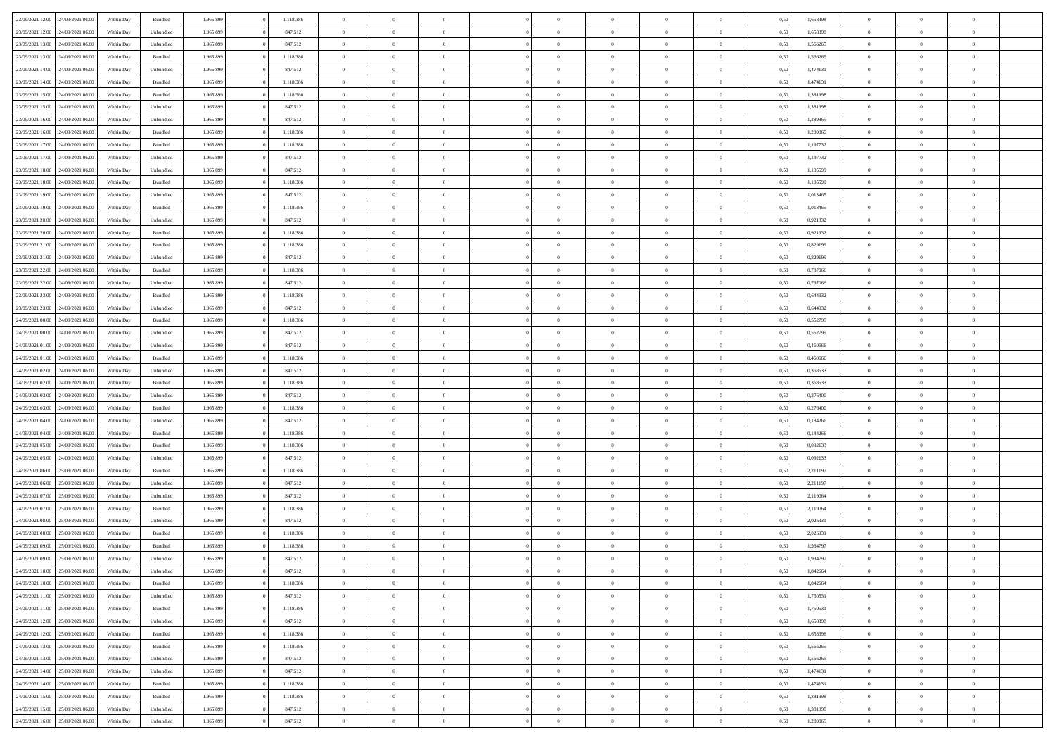| | | | | | | | | | | | | | | | | | | | | |
|---|---|---|---|---|---|---|---|---|---|---|---|---|---|---|---|---|---|---|---|---|
| 23/09/2021 12:00 | 24/09/2021 06:00 | Within Day | Bundled | 1.965.899 | 0 | 1.118.386 | 0 | 0 | 0 | | 0 | 0 | 0 | 0 | 0,50 | 1,658398 | 0 | 0 | 0 | |
| 23/09/2021 12:00 | 24/09/2021 06:00 | Within Day | Unbundled | 1.965.899 | 0 | 847.512 | 0 | 0 | 0 | | 0 | 0 | 0 | 0 | 0,50 | 1,658398 | 0 | 0 | 0 | |
| 23/09/2021 13:00 | 24/09/2021 06:00 | Within Day | Unbundled | 1.965.899 | 0 | 847.512 | 0 | 0 | 0 | | 0 | 0 | 0 | 0 | 0,50 | 1,566265 | 0 | 0 | 0 | |
| 23/09/2021 13:00 | 24/09/2021 06:00 | Within Day | Bundled | 1.965.899 | 0 | 1.118.386 | 0 | 0 | 0 | | 0 | 0 | 0 | 0 | 0,50 | 1,566265 | 0 | 0 | 0 | |
| 23/09/2021 14:00 | 24/09/2021 06:00 | Within Day | Unbundled | 1.965.899 | 0 | 847.512 | 0 | 0 | 0 | | 0 | 0 | 0 | 0 | 0,50 | 1,474131 | 0 | 0 | 0 | |
| 23/09/2021 14:00 | 24/09/2021 06:00 | Within Day | Bundled | 1.965.899 | 0 | 1.118.386 | 0 | 0 | 0 | | 0 | 0 | 0 | 0 | 0,50 | 1,474131 | 0 | 0 | 0 | |
| 23/09/2021 15:00 | 24/09/2021 06:00 | Within Day | Bundled | 1.965.899 | 0 | 1.118.386 | 0 | 0 | 0 | | 0 | 0 | 0 | 0 | 0,50 | 1,381998 | 0 | 0 | 0 | |
| 23/09/2021 15:00 | 24/09/2021 06:00 | Within Day | Unbundled | 1.965.899 | 0 | 847.512 | 0 | 0 | 0 | | 0 | 0 | 0 | 0 | 0,50 | 1,381998 | 0 | 0 | 0 | |
| 23/09/2021 16:00 | 24/09/2021 06:00 | Within Day | Unbundled | 1.965.899 | 0 | 847.512 | 0 | 0 | 0 | | 0 | 0 | 0 | 0 | 0,50 | 1,289865 | 0 | 0 | 0 | |
| 23/09/2021 16:00 | 24/09/2021 06:00 | Within Day | Bundled | 1.965.899 | 0 | 1.118.386 | 0 | 0 | 0 | | 0 | 0 | 0 | 0 | 0,50 | 1,289865 | 0 | 0 | 0 | |
| 23/09/2021 17:00 | 24/09/2021 06:00 | Within Day | Bundled | 1.965.899 | 0 | 1.118.386 | 0 | 0 | 0 | | 0 | 0 | 0 | 0 | 0,50 | 1,197732 | 0 | 0 | 0 | |
| 23/09/2021 17:00 | 24/09/2021 06:00 | Within Day | Unbundled | 1.965.899 | 0 | 847.512 | 0 | 0 | 0 | | 0 | 0 | 0 | 0 | 0,50 | 1,197732 | 0 | 0 | 0 | |
| 23/09/2021 18:00 | 24/09/2021 06:00 | Within Day | Unbundled | 1.965.899 | 0 | 847.512 | 0 | 0 | 0 | | 0 | 0 | 0 | 0 | 0,50 | 1,105599 | 0 | 0 | 0 | |
| 23/09/2021 18:00 | 24/09/2021 06:00 | Within Day | Bundled | 1.965.899 | 0 | 1.118.386 | 0 | 0 | 0 | | 0 | 0 | 0 | 0 | 0,50 | 1,105599 | 0 | 0 | 0 | |
| 23/09/2021 19:00 | 24/09/2021 06:00 | Within Day | Unbundled | 1.965.899 | 0 | 847.512 | 0 | 0 | 0 | | 0 | 0 | 0 | 0 | 0,50 | 1,013465 | 0 | 0 | 0 | |
| 23/09/2021 19:00 | 24/09/2021 06:00 | Within Day | Bundled | 1.965.899 | 0 | 1.118.386 | 0 | 0 | 0 | | 0 | 0 | 0 | 0 | 0,50 | 1,013465 | 0 | 0 | 0 | |
| 23/09/2021 20:00 | 24/09/2021 06:00 | Within Day | Unbundled | 1.965.899 | 0 | 847.512 | 0 | 0 | 0 | | 0 | 0 | 0 | 0 | 0,50 | 0,921332 | 0 | 0 | 0 | |
| 23/09/2021 20:00 | 24/09/2021 06:00 | Within Day | Bundled | 1.965.899 | 0 | 1.118.386 | 0 | 0 | 0 | | 0 | 0 | 0 | 0 | 0,50 | 0,921332 | 0 | 0 | 0 | |
| 23/09/2021 21:00 | 24/09/2021 06:00 | Within Day | Bundled | 1.965.899 | 0 | 1.118.386 | 0 | 0 | 0 | | 0 | 0 | 0 | 0 | 0,50 | 0,829199 | 0 | 0 | 0 | |
| 23/09/2021 21:00 | 24/09/2021 06:00 | Within Day | Unbundled | 1.965.899 | 0 | 847.512 | 0 | 0 | 0 | | 0 | 0 | 0 | 0 | 0,50 | 0,829199 | 0 | 0 | 0 | |
| 23/09/2021 22:00 | 24/09/2021 06:00 | Within Day | Bundled | 1.965.899 | 0 | 1.118.386 | 0 | 0 | 0 | | 0 | 0 | 0 | 0 | 0,50 | 0,737066 | 0 | 0 | 0 | |
| 23/09/2021 22:00 | 24/09/2021 06:00 | Within Day | Unbundled | 1.965.899 | 0 | 847.512 | 0 | 0 | 0 | | 0 | 0 | 0 | 0 | 0,50 | 0,737066 | 0 | 0 | 0 | |
| 23/09/2021 23:00 | 24/09/2021 06:00 | Within Day | Bundled | 1.965.899 | 0 | 1.118.386 | 0 | 0 | 0 | | 0 | 0 | 0 | 0 | 0,50 | 0,644932 | 0 | 0 | 0 | |
| 23/09/2021 23:00 | 24/09/2021 06:00 | Within Day | Unbundled | 1.965.899 | 0 | 847.512 | 0 | 0 | 0 | | 0 | 0 | 0 | 0 | 0,50 | 0,644932 | 0 | 0 | 0 | |
| 24/09/2021 00:00 | 24/09/2021 06:00 | Within Day | Bundled | 1.965.899 | 0 | 1.118.386 | 0 | 0 | 0 | | 0 | 0 | 0 | 0 | 0,50 | 0,552799 | 0 | 0 | 0 | |
| 24/09/2021 00:00 | 24/09/2021 06:00 | Within Day | Unbundled | 1.965.899 | 0 | 847.512 | 0 | 0 | 0 | | 0 | 0 | 0 | 0 | 0,50 | 0,552799 | 0 | 0 | 0 | |
| 24/09/2021 01:00 | 24/09/2021 06:00 | Within Day | Unbundled | 1.965.899 | 0 | 847.512 | 0 | 0 | 0 | | 0 | 0 | 0 | 0 | 0,50 | 0,460666 | 0 | 0 | 0 | |
| 24/09/2021 01:00 | 24/09/2021 06:00 | Within Day | Bundled | 1.965.899 | 0 | 1.118.386 | 0 | 0 | 0 | | 0 | 0 | 0 | 0 | 0,50 | 0,460666 | 0 | 0 | 0 | |
| 24/09/2021 02:00 | 24/09/2021 06:00 | Within Day | Unbundled | 1.965.899 | 0 | 847.512 | 0 | 0 | 0 | | 0 | 0 | 0 | 0 | 0,50 | 0,368533 | 0 | 0 | 0 | |
| 24/09/2021 02:00 | 24/09/2021 06:00 | Within Day | Bundled | 1.965.899 | 0 | 1.118.386 | 0 | 0 | 0 | | 0 | 0 | 0 | 0 | 0,50 | 0,368533 | 0 | 0 | 0 | |
| 24/09/2021 03:00 | 24/09/2021 06:00 | Within Day | Unbundled | 1.965.899 | 0 | 847.512 | 0 | 0 | 0 | | 0 | 0 | 0 | 0 | 0,50 | 0,276400 | 0 | 0 | 0 | |
| 24/09/2021 03:00 | 24/09/2021 06:00 | Within Day | Bundled | 1.965.899 | 0 | 1.118.386 | 0 | 0 | 0 | | 0 | 0 | 0 | 0 | 0,50 | 0,276400 | 0 | 0 | 0 | |
| 24/09/2021 04:00 | 24/09/2021 06:00 | Within Day | Unbundled | 1.965.899 | 0 | 847.512 | 0 | 0 | 0 | | 0 | 0 | 0 | 0 | 0,50 | 0,184266 | 0 | 0 | 0 | |
| 24/09/2021 04:00 | 24/09/2021 06:00 | Within Day | Bundled | 1.965.899 | 0 | 1.118.386 | 0 | 0 | 0 | | 0 | 0 | 0 | 0 | 0,50 | 0,184266 | 0 | 0 | 0 | |
| 24/09/2021 05:00 | 24/09/2021 06:00 | Within Day | Bundled | 1.965.899 | 0 | 1.118.386 | 0 | 0 | 0 | | 0 | 0 | 0 | 0 | 0,50 | 0,092133 | 0 | 0 | 0 | |
| 24/09/2021 05:00 | 24/09/2021 06:00 | Within Day | Unbundled | 1.965.899 | 0 | 847.512 | 0 | 0 | 0 | | 0 | 0 | 0 | 0 | 0,50 | 0,092133 | 0 | 0 | 0 | |
| 24/09/2021 06:00 | 25/09/2021 06:00 | Within Day | Bundled | 1.965.899 | 0 | 1.118.386 | 0 | 0 | 0 | | 0 | 0 | 0 | 0 | 0,50 | 2,211197 | 0 | 0 | 0 | |
| 24/09/2021 06:00 | 25/09/2021 06:00 | Within Day | Unbundled | 1.965.899 | 0 | 847.512 | 0 | 0 | 0 | | 0 | 0 | 0 | 0 | 0,50 | 2,211197 | 0 | 0 | 0 | |
| 24/09/2021 07:00 | 25/09/2021 06:00 | Within Day | Unbundled | 1.965.899 | 0 | 847.512 | 0 | 0 | 0 | | 0 | 0 | 0 | 0 | 0,50 | 2,119064 | 0 | 0 | 0 | |
| 24/09/2021 07:00 | 25/09/2021 06:00 | Within Day | Bundled | 1.965.899 | 0 | 1.118.386 | 0 | 0 | 0 | | 0 | 0 | 0 | 0 | 0,50 | 2,119064 | 0 | 0 | 0 | |
| 24/09/2021 08:00 | 25/09/2021 06:00 | Within Day | Unbundled | 1.965.899 | 0 | 847.512 | 0 | 0 | 0 | | 0 | 0 | 0 | 0 | 0,50 | 2,026931 | 0 | 0 | 0 | |
| 24/09/2021 08:00 | 25/09/2021 06:00 | Within Day | Bundled | 1.965.899 | 0 | 1.118.386 | 0 | 0 | 0 | | 0 | 0 | 0 | 0 | 0,50 | 2,026931 | 0 | 0 | 0 | |
| 24/09/2021 09:00 | 25/09/2021 06:00 | Within Day | Bundled | 1.965.899 | 0 | 1.118.386 | 0 | 0 | 0 | | 0 | 0 | 0 | 0 | 0,50 | 1,934797 | 0 | 0 | 0 | |
| 24/09/2021 09:00 | 25/09/2021 06:00 | Within Day | Unbundled | 1.965.899 | 0 | 847.512 | 0 | 0 | 0 | | 0 | 0 | 0 | 0 | 0,50 | 1,934797 | 0 | 0 | 0 | |
| 24/09/2021 10:00 | 25/09/2021 06:00 | Within Day | Unbundled | 1.965.899 | 0 | 847.512 | 0 | 0 | 0 | | 0 | 0 | 0 | 0 | 0,50 | 1,842664 | 0 | 0 | 0 | |
| 24/09/2021 10:00 | 25/09/2021 06:00 | Within Day | Bundled | 1.965.899 | 0 | 1.118.386 | 0 | 0 | 0 | | 0 | 0 | 0 | 0 | 0,50 | 1,842664 | 0 | 0 | 0 | |
| 24/09/2021 11:00 | 25/09/2021 06:00 | Within Day | Unbundled | 1.965.899 | 0 | 847.512 | 0 | 0 | 0 | | 0 | 0 | 0 | 0 | 0,50 | 1,750531 | 0 | 0 | 0 | |
| 24/09/2021 11:00 | 25/09/2021 06:00 | Within Day | Bundled | 1.965.899 | 0 | 1.118.386 | 0 | 0 | 0 | | 0 | 0 | 0 | 0 | 0,50 | 1,750531 | 0 | 0 | 0 | |
| 24/09/2021 12:00 | 25/09/2021 06:00 | Within Day | Unbundled | 1.965.899 | 0 | 847.512 | 0 | 0 | 0 | | 0 | 0 | 0 | 0 | 0,50 | 1,658398 | 0 | 0 | 0 | |
| 24/09/2021 12:00 | 25/09/2021 06:00 | Within Day | Bundled | 1.965.899 | 0 | 1.118.386 | 0 | 0 | 0 | | 0 | 0 | 0 | 0 | 0,50 | 1,658398 | 0 | 0 | 0 | |
| 24/09/2021 13:00 | 25/09/2021 06:00 | Within Day | Bundled | 1.965.899 | 0 | 1.118.386 | 0 | 0 | 0 | | 0 | 0 | 0 | 0 | 0,50 | 1,566265 | 0 | 0 | 0 | |
| 24/09/2021 13:00 | 25/09/2021 06:00 | Within Day | Unbundled | 1.965.899 | 0 | 847.512 | 0 | 0 | 0 | | 0 | 0 | 0 | 0 | 0,50 | 1,566265 | 0 | 0 | 0 | |
| 24/09/2021 14:00 | 25/09/2021 06:00 | Within Day | Unbundled | 1.965.899 | 0 | 847.512 | 0 | 0 | 0 | | 0 | 0 | 0 | 0 | 0,50 | 1,474131 | 0 | 0 | 0 | |
| 24/09/2021 14:00 | 25/09/2021 06:00 | Within Day | Bundled | 1.965.899 | 0 | 1.118.386 | 0 | 0 | 0 | | 0 | 0 | 0 | 0 | 0,50 | 1,474131 | 0 | 0 | 0 | |
| 24/09/2021 15:00 | 25/09/2021 06:00 | Within Day | Bundled | 1.965.899 | 0 | 1.118.386 | 0 | 0 | 0 | | 0 | 0 | 0 | 0 | 0,50 | 1,381998 | 0 | 0 | 0 | |
| 24/09/2021 15:00 | 25/09/2021 06:00 | Within Day | Unbundled | 1.965.899 | 0 | 847.512 | 0 | 0 | 0 | | 0 | 0 | 0 | 0 | 0,50 | 1,381998 | 0 | 0 | 0 | |
| 24/09/2021 16:00 | 25/09/2021 06:00 | Within Day | Unbundled | 1.965.899 | 0 | 847.512 | 0 | 0 | 0 | | 0 | 0 | 0 | 0 | 0,50 | 1,289865 | 0 | 0 | 0 | |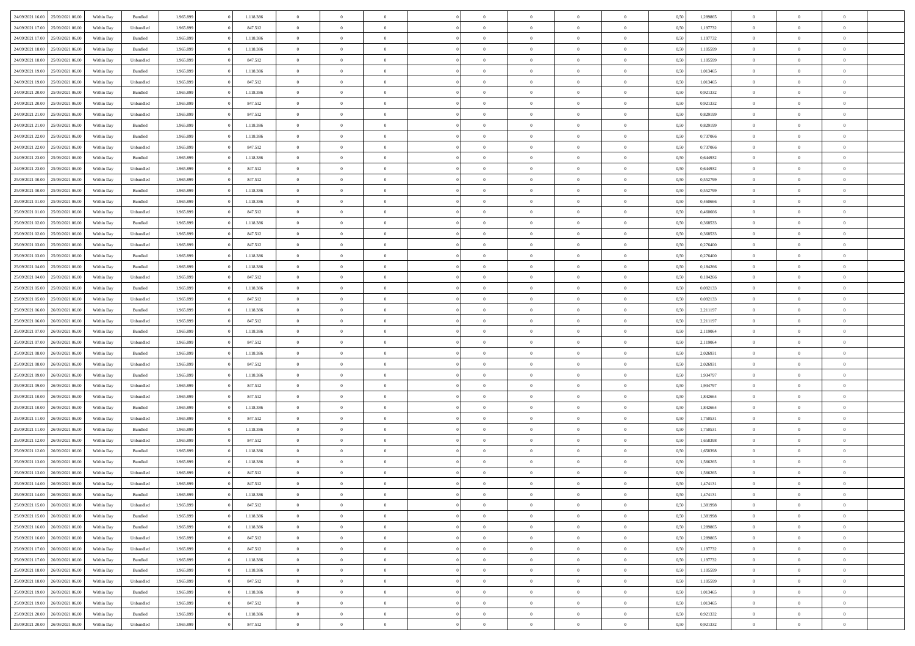| | | | | | | | | | | | | | | | | | | | | |
|---|---|---|---|---|---|---|---|---|---|---|---|---|---|---|---|---|---|---|---|---|
| 24/09/2021 16:00 | 25/09/2021 06:00 | Within Day | Bundled | 1.965.899 | 0 | 1.118.386 | 0 | 0 | 0 | | 0 | 0 | 0 | 0 | 0,50 | 1,289865 | 0 | 0 | 0 | |
| 24/09/2021 17:00 | 25/09/2021 06:00 | Within Day | Unbundled | 1.965.899 | 0 | 847.512 | 0 | 0 | 0 | | 0 | 0 | 0 | 0 | 0,50 | 1,197732 | 0 | 0 | 0 | |
| 24/09/2021 17:00 | 25/09/2021 06:00 | Within Day | Bundled | 1.965.899 | 0 | 1.118.386 | 0 | 0 | 0 | | 0 | 0 | 0 | 0 | 0,50 | 1,197732 | 0 | 0 | 0 | |
| 24/09/2021 18:00 | 25/09/2021 06:00 | Within Day | Bundled | 1.965.899 | 0 | 1.118.386 | 0 | 0 | 0 | | 0 | 0 | 0 | 0 | 0,50 | 1,105599 | 0 | 0 | 0 | |
| 24/09/2021 18:00 | 25/09/2021 06:00 | Within Day | Unbundled | 1.965.899 | 0 | 847.512 | 0 | 0 | 0 | | 0 | 0 | 0 | 0 | 0,50 | 1,105599 | 0 | 0 | 0 | |
| 24/09/2021 19:00 | 25/09/2021 06:00 | Within Day | Bundled | 1.965.899 | 0 | 1.118.386 | 0 | 0 | 0 | | 0 | 0 | 0 | 0 | 0,50 | 1,013465 | 0 | 0 | 0 | |
| 24/09/2021 19:00 | 25/09/2021 06:00 | Within Day | Unbundled | 1.965.899 | 0 | 847.512 | 0 | 0 | 0 | | 0 | 0 | 0 | 0 | 0,50 | 1,013465 | 0 | 0 | 0 | |
| 24/09/2021 20:00 | 25/09/2021 06:00 | Within Day | Bundled | 1.965.899 | 0 | 1.118.386 | 0 | 0 | 0 | | 0 | 0 | 0 | 0 | 0,50 | 0,921332 | 0 | 0 | 0 | |
| 24/09/2021 20:00 | 25/09/2021 06:00 | Within Day | Unbundled | 1.965.899 | 0 | 847.512 | 0 | 0 | 0 | | 0 | 0 | 0 | 0 | 0,50 | 0,921332 | 0 | 0 | 0 | |
| 24/09/2021 21:00 | 25/09/2021 06:00 | Within Day | Unbundled | 1.965.899 | 0 | 847.512 | 0 | 0 | 0 | | 0 | 0 | 0 | 0 | 0,50 | 0,829199 | 0 | 0 | 0 | |
| 24/09/2021 21:00 | 25/09/2021 06:00 | Within Day | Bundled | 1.965.899 | 0 | 1.118.386 | 0 | 0 | 0 | | 0 | 0 | 0 | 0 | 0,50 | 0,829199 | 0 | 0 | 0 | |
| 24/09/2021 22:00 | 25/09/2021 06:00 | Within Day | Bundled | 1.965.899 | 0 | 1.118.386 | 0 | 0 | 0 | | 0 | 0 | 0 | 0 | 0,50 | 0,737066 | 0 | 0 | 0 | |
| 24/09/2021 22:00 | 25/09/2021 06:00 | Within Day | Unbundled | 1.965.899 | 0 | 847.512 | 0 | 0 | 0 | | 0 | 0 | 0 | 0 | 0,50 | 0,737066 | 0 | 0 | 0 | |
| 24/09/2021 23:00 | 25/09/2021 06:00 | Within Day | Bundled | 1.965.899 | 0 | 1.118.386 | 0 | 0 | 0 | | 0 | 0 | 0 | 0 | 0,50 | 0,644932 | 0 | 0 | 0 | |
| 24/09/2021 23:00 | 25/09/2021 06:00 | Within Day | Unbundled | 1.965.899 | 0 | 847.512 | 0 | 0 | 0 | | 0 | 0 | 0 | 0 | 0,50 | 0,644932 | 0 | 0 | 0 | |
| 25/09/2021 00:00 | 25/09/2021 06:00 | Within Day | Unbundled | 1.965.899 | 0 | 847.512 | 0 | 0 | 0 | | 0 | 0 | 0 | 0 | 0,50 | 0,552799 | 0 | 0 | 0 | |
| 25/09/2021 00:00 | 25/09/2021 06:00 | Within Day | Bundled | 1.965.899 | 0 | 1.118.386 | 0 | 0 | 0 | | 0 | 0 | 0 | 0 | 0,50 | 0,552799 | 0 | 0 | 0 | |
| 25/09/2021 01:00 | 25/09/2021 06:00 | Within Day | Bundled | 1.965.899 | 0 | 1.118.386 | 0 | 0 | 0 | | 0 | 0 | 0 | 0 | 0,50 | 0,460666 | 0 | 0 | 0 | |
| 25/09/2021 01:00 | 25/09/2021 06:00 | Within Day | Unbundled | 1.965.899 | 0 | 847.512 | 0 | 0 | 0 | | 0 | 0 | 0 | 0 | 0,50 | 0,460666 | 0 | 0 | 0 | |
| 25/09/2021 02:00 | 25/09/2021 06:00 | Within Day | Bundled | 1.965.899 | 0 | 1.118.386 | 0 | 0 | 0 | | 0 | 0 | 0 | 0 | 0,50 | 0,368533 | 0 | 0 | 0 | |
| 25/09/2021 02:00 | 25/09/2021 06:00 | Within Day | Unbundled | 1.965.899 | 0 | 847.512 | 0 | 0 | 0 | | 0 | 0 | 0 | 0 | 0,50 | 0,368533 | 0 | 0 | 0 | |
| 25/09/2021 03:00 | 25/09/2021 06:00 | Within Day | Unbundled | 1.965.899 | 0 | 847.512 | 0 | 0 | 0 | | 0 | 0 | 0 | 0 | 0,50 | 0,276400 | 0 | 0 | 0 | |
| 25/09/2021 03:00 | 25/09/2021 06:00 | Within Day | Bundled | 1.965.899 | 0 | 1.118.386 | 0 | 0 | 0 | | 0 | 0 | 0 | 0 | 0,50 | 0,276400 | 0 | 0 | 0 | |
| 25/09/2021 04:00 | 25/09/2021 06:00 | Within Day | Bundled | 1.965.899 | 0 | 1.118.386 | 0 | 0 | 0 | | 0 | 0 | 0 | 0 | 0,50 | 0,184266 | 0 | 0 | 0 | |
| 25/09/2021 04:00 | 25/09/2021 06:00 | Within Day | Unbundled | 1.965.899 | 0 | 847.512 | 0 | 0 | 0 | | 0 | 0 | 0 | 0 | 0,50 | 0,184266 | 0 | 0 | 0 | |
| 25/09/2021 05:00 | 25/09/2021 06:00 | Within Day | Bundled | 1.965.899 | 0 | 1.118.386 | 0 | 0 | 0 | | 0 | 0 | 0 | 0 | 0,50 | 0,092133 | 0 | 0 | 0 | |
| 25/09/2021 05:00 | 25/09/2021 06:00 | Within Day | Unbundled | 1.965.899 | 0 | 847.512 | 0 | 0 | 0 | | 0 | 0 | 0 | 0 | 0,50 | 0,092133 | 0 | 0 | 0 | |
| 25/09/2021 06:00 | 26/09/2021 06:00 | Within Day | Bundled | 1.965.899 | 0 | 1.118.386 | 0 | 0 | 0 | | 0 | 0 | 0 | 0 | 0,50 | 2,211197 | 0 | 0 | 0 | |
| 25/09/2021 06:00 | 26/09/2021 06:00 | Within Day | Unbundled | 1.965.899 | 0 | 847.512 | 0 | 0 | 0 | | 0 | 0 | 0 | 0 | 0,50 | 2,211197 | 0 | 0 | 0 | |
| 25/09/2021 07:00 | 26/09/2021 06:00 | Within Day | Bundled | 1.965.899 | 0 | 1.118.386 | 0 | 0 | 0 | | 0 | 0 | 0 | 0 | 0,50 | 2,119064 | 0 | 0 | 0 | |
| 25/09/2021 07:00 | 26/09/2021 06:00 | Within Day | Unbundled | 1.965.899 | 0 | 847.512 | 0 | 0 | 0 | | 0 | 0 | 0 | 0 | 0,50 | 2,119064 | 0 | 0 | 0 | |
| 25/09/2021 08:00 | 26/09/2021 06:00 | Within Day | Bundled | 1.965.899 | 0 | 1.118.386 | 0 | 0 | 0 | | 0 | 0 | 0 | 0 | 0,50 | 2,026931 | 0 | 0 | 0 | |
| 25/09/2021 08:00 | 26/09/2021 06:00 | Within Day | Unbundled | 1.965.899 | 0 | 847.512 | 0 | 0 | 0 | | 0 | 0 | 0 | 0 | 0,50 | 2,026931 | 0 | 0 | 0 | |
| 25/09/2021 09:00 | 26/09/2021 06:00 | Within Day | Bundled | 1.965.899 | 0 | 1.118.386 | 0 | 0 | 0 | | 0 | 0 | 0 | 0 | 0,50 | 1,934797 | 0 | 0 | 0 | |
| 25/09/2021 09:00 | 26/09/2021 06:00 | Within Day | Unbundled | 1.965.899 | 0 | 847.512 | 0 | 0 | 0 | | 0 | 0 | 0 | 0 | 0,50 | 1,934797 | 0 | 0 | 0 | |
| 25/09/2021 10:00 | 26/09/2021 06:00 | Within Day | Unbundled | 1.965.899 | 0 | 847.512 | 0 | 0 | 0 | | 0 | 0 | 0 | 0 | 0,50 | 1,842664 | 0 | 0 | 0 | |
| 25/09/2021 10:00 | 26/09/2021 06:00 | Within Day | Bundled | 1.965.899 | 0 | 1.118.386 | 0 | 0 | 0 | | 0 | 0 | 0 | 0 | 0,50 | 1,842664 | 0 | 0 | 0 | |
| 25/09/2021 11:00 | 26/09/2021 06:00 | Within Day | Unbundled | 1.965.899 | 0 | 847.512 | 0 | 0 | 0 | | 0 | 0 | 0 | 0 | 0,50 | 1,750531 | 0 | 0 | 0 | |
| 25/09/2021 11:00 | 26/09/2021 06:00 | Within Day | Bundled | 1.965.899 | 0 | 1.118.386 | 0 | 0 | 0 | | 0 | 0 | 0 | 0 | 0,50 | 1,750531 | 0 | 0 | 0 | |
| 25/09/2021 12:00 | 26/09/2021 06:00 | Within Day | Unbundled | 1.965.899 | 0 | 847.512 | 0 | 0 | 0 | | 0 | 0 | 0 | 0 | 0,50 | 1,658398 | 0 | 0 | 0 | |
| 25/09/2021 12:00 | 26/09/2021 06:00 | Within Day | Bundled | 1.965.899 | 0 | 1.118.386 | 0 | 0 | 0 | | 0 | 0 | 0 | 0 | 0,50 | 1,658398 | 0 | 0 | 0 | |
| 25/09/2021 13:00 | 26/09/2021 06:00 | Within Day | Bundled | 1.965.899 | 0 | 1.118.386 | 0 | 0 | 0 | | 0 | 0 | 0 | 0 | 0,50 | 1,566265 | 0 | 0 | 0 | |
| 25/09/2021 13:00 | 26/09/2021 06:00 | Within Day | Unbundled | 1.965.899 | 0 | 847.512 | 0 | 0 | 0 | | 0 | 0 | 0 | 0 | 0,50 | 1,566265 | 0 | 0 | 0 | |
| 25/09/2021 14:00 | 26/09/2021 06:00 | Within Day | Unbundled | 1.965.899 | 0 | 847.512 | 0 | 0 | 0 | | 0 | 0 | 0 | 0 | 0,50 | 1,474131 | 0 | 0 | 0 | |
| 25/09/2021 14:00 | 26/09/2021 06:00 | Within Day | Bundled | 1.965.899 | 0 | 1.118.386 | 0 | 0 | 0 | | 0 | 0 | 0 | 0 | 0,50 | 1,474131 | 0 | 0 | 0 | |
| 25/09/2021 15:00 | 26/09/2021 06:00 | Within Day | Unbundled | 1.965.899 | 0 | 847.512 | 0 | 0 | 0 | | 0 | 0 | 0 | 0 | 0,50 | 1,381998 | 0 | 0 | 0 | |
| 25/09/2021 15:00 | 26/09/2021 06:00 | Within Day | Bundled | 1.965.899 | 0 | 1.118.386 | 0 | 0 | 0 | | 0 | 0 | 0 | 0 | 0,50 | 1,381998 | 0 | 0 | 0 | |
| 25/09/2021 16:00 | 26/09/2021 06:00 | Within Day | Bundled | 1.965.899 | 0 | 1.118.386 | 0 | 0 | 0 | | 0 | 0 | 0 | 0 | 0,50 | 1,289865 | 0 | 0 | 0 | |
| 25/09/2021 16:00 | 26/09/2021 06:00 | Within Day | Unbundled | 1.965.899 | 0 | 847.512 | 0 | 0 | 0 | | 0 | 0 | 0 | 0 | 0,50 | 1,289865 | 0 | 0 | 0 | |
| 25/09/2021 17:00 | 26/09/2021 06:00 | Within Day | Unbundled | 1.965.899 | 0 | 847.512 | 0 | 0 | 0 | | 0 | 0 | 0 | 0 | 0,50 | 1,197732 | 0 | 0 | 0 | |
| 25/09/2021 17:00 | 26/09/2021 06:00 | Within Day | Bundled | 1.965.899 | 0 | 1.118.386 | 0 | 0 | 0 | | 0 | 0 | 0 | 0 | 0,50 | 1,197732 | 0 | 0 | 0 | |
| 25/09/2021 18:00 | 26/09/2021 06:00 | Within Day | Bundled | 1.965.899 | 0 | 1.118.386 | 0 | 0 | 0 | | 0 | 0 | 0 | 0 | 0,50 | 1,105599 | 0 | 0 | 0 | |
| 25/09/2021 18:00 | 26/09/2021 06:00 | Within Day | Unbundled | 1.965.899 | 0 | 847.512 | 0 | 0 | 0 | | 0 | 0 | 0 | 0 | 0,50 | 1,105599 | 0 | 0 | 0 | |
| 25/09/2021 19:00 | 26/09/2021 06:00 | Within Day | Bundled | 1.965.899 | 0 | 1.118.386 | 0 | 0 | 0 | | 0 | 0 | 0 | 0 | 0,50 | 1,013465 | 0 | 0 | 0 | |
| 25/09/2021 19:00 | 26/09/2021 06:00 | Within Day | Unbundled | 1.965.899 | 0 | 847.512 | 0 | 0 | 0 | | 0 | 0 | 0 | 0 | 0,50 | 1,013465 | 0 | 0 | 0 | |
| 25/09/2021 20:00 | 26/09/2021 06:00 | Within Day | Bundled | 1.965.899 | 0 | 1.118.386 | 0 | 0 | 0 | | 0 | 0 | 0 | 0 | 0,50 | 0,921332 | 0 | 0 | 0 | |
| 25/09/2021 20:00 | 26/09/2021 06:00 | Within Day | Unbundled | 1.965.899 | 0 | 847.512 | 0 | 0 | 0 | | 0 | 0 | 0 | 0 | 0,50 | 0,921332 | 0 | 0 | 0 | |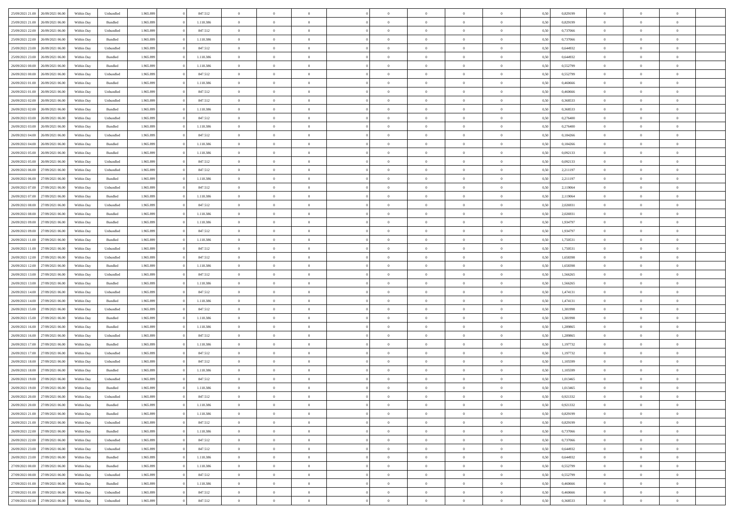| 25/09/2021 21:00 | 26/09/2021 06:00 | Within Day | Unbundled | 1.965.899 | 0 | 847.512 | 0 | 0 | 0 | | 0 | 0 | 0 | 0 | 0,50 | 0,829199 | 0 | 0 | 0 | |
|---|---|---|---|---|---|---|---|---|---|---|---|---|---|---|---|---|---|---|---|---|
| 25/09/2021 21:00 | 26/09/2021 06:00 | Within Day | Bundled | 1.965.899 | 0 | 1.118.386 | 0 | 0 | 0 | | 0 | 0 | 0 | 0 | 0,50 | 0,829199 | 0 | 0 | 0 | |
| 25/09/2021 22:00 | 26/09/2021 06:00 | Within Day | Unbundled | 1.965.899 | 0 | 847.512 | 0 | 0 | 0 | | 0 | 0 | 0 | 0 | 0,50 | 0,737066 | 0 | 0 | 0 | |
| 25/09/2021 22:00 | 26/09/2021 06:00 | Within Day | Bundled | 1.965.899 | 0 | 1.118.386 | 0 | 0 | 0 | | 0 | 0 | 0 | 0 | 0,50 | 0,737066 | 0 | 0 | 0 | |
| 25/09/2021 23:00 | 26/09/2021 06:00 | Within Day | Unbundled | 1.965.899 | 0 | 847.512 | 0 | 0 | 0 | | 0 | 0 | 0 | 0 | 0,50 | 0,644932 | 0 | 0 | 0 | |
| 25/09/2021 23:00 | 26/09/2021 06:00 | Within Day | Bundled | 1.965.899 | 0 | 1.118.386 | 0 | 0 | 0 | | 0 | 0 | 0 | 0 | 0,50 | 0,644932 | 0 | 0 | 0 | |
| 26/09/2021 00:00 | 26/09/2021 06:00 | Within Day | Bundled | 1.965.899 | 0 | 1.118.386 | 0 | 0 | 0 | | 0 | 0 | 0 | 0 | 0,50 | 0,552799 | 0 | 0 | 0 | |
| 26/09/2021 00:00 | 26/09/2021 06:00 | Within Day | Unbundled | 1.965.899 | 0 | 847.512 | 0 | 0 | 0 | | 0 | 0 | 0 | 0 | 0,50 | 0,552799 | 0 | 0 | 0 | |
| 26/09/2021 01:00 | 26/09/2021 06:00 | Within Day | Bundled | 1.965.899 | 0 | 1.118.386 | 0 | 0 | 0 | | 0 | 0 | 0 | 0 | 0,50 | 0,460666 | 0 | 0 | 0 | |
| 26/09/2021 01:00 | 26/09/2021 06:00 | Within Day | Unbundled | 1.965.899 | 0 | 847.512 | 0 | 0 | 0 | | 0 | 0 | 0 | 0 | 0,50 | 0,460666 | 0 | 0 | 0 | |
| 26/09/2021 02:00 | 26/09/2021 06:00 | Within Day | Unbundled | 1.965.899 | 0 | 847.512 | 0 | 0 | 0 | | 0 | 0 | 0 | 0 | 0,50 | 0,368533 | 0 | 0 | 0 | |
| 26/09/2021 02:00 | 26/09/2021 06:00 | Within Day | Bundled | 1.965.899 | 0 | 1.118.386 | 0 | 0 | 0 | | 0 | 0 | 0 | 0 | 0,50 | 0,368533 | 0 | 0 | 0 | |
| 26/09/2021 03:00 | 26/09/2021 06:00 | Within Day | Unbundled | 1.965.899 | 0 | 847.512 | 0 | 0 | 0 | | 0 | 0 | 0 | 0 | 0,50 | 0,276400 | 0 | 0 | 0 | |
| 26/09/2021 03:00 | 26/09/2021 06:00 | Within Day | Bundled | 1.965.899 | 0 | 1.118.386 | 0 | 0 | 0 | | 0 | 0 | 0 | 0 | 0,50 | 0,276400 | 0 | 0 | 0 | |
| 26/09/2021 04:00 | 26/09/2021 06:00 | Within Day | Unbundled | 1.965.899 | 0 | 847.512 | 0 | 0 | 0 | | 0 | 0 | 0 | 0 | 0,50 | 0,184266 | 0 | 0 | 0 | |
| 26/09/2021 04:00 | 26/09/2021 06:00 | Within Day | Bundled | 1.965.899 | 0 | 1.118.386 | 0 | 0 | 0 | | 0 | 0 | 0 | 0 | 0,50 | 0,184266 | 0 | 0 | 0 | |
| 26/09/2021 05:00 | 26/09/2021 06:00 | Within Day | Bundled | 1.965.899 | 0 | 1.118.386 | 0 | 0 | 0 | | 0 | 0 | 0 | 0 | 0,50 | 0,092133 | 0 | 0 | 0 | |
| 26/09/2021 05:00 | 26/09/2021 06:00 | Within Day | Unbundled | 1.965.899 | 0 | 847.512 | 0 | 0 | 0 | | 0 | 0 | 0 | 0 | 0,50 | 0,092133 | 0 | 0 | 0 | |
| 26/09/2021 06:00 | 27/09/2021 06:00 | Within Day | Unbundled | 1.965.899 | 0 | 847.512 | 0 | 0 | 0 | | 0 | 0 | 0 | 0 | 0,50 | 2,211197 | 0 | 0 | 0 | |
| 26/09/2021 06:00 | 27/09/2021 06:00 | Within Day | Bundled | 1.965.899 | 0 | 1.118.386 | 0 | 0 | 0 | | 0 | 0 | 0 | 0 | 0,50 | 2,211197 | 0 | 0 | 0 | |
| 26/09/2021 07:00 | 27/09/2021 06:00 | Within Day | Unbundled | 1.965.899 | 0 | 847.512 | 0 | 0 | 0 | | 0 | 0 | 0 | 0 | 0,50 | 2,119064 | 0 | 0 | 0 | |
| 26/09/2021 07:00 | 27/09/2021 06:00 | Within Day | Bundled | 1.965.899 | 0 | 1.118.386 | 0 | 0 | 0 | | 0 | 0 | 0 | 0 | 0,50 | 2,119064 | 0 | 0 | 0 | |
| 26/09/2021 08:00 | 27/09/2021 06:00 | Within Day | Unbundled | 1.965.899 | 0 | 847.512 | 0 | 0 | 0 | | 0 | 0 | 0 | 0 | 0,50 | 2,026931 | 0 | 0 | 0 | |
| 26/09/2021 08:00 | 27/09/2021 06:00 | Within Day | Bundled | 1.965.899 | 0 | 1.118.386 | 0 | 0 | 0 | | 0 | 0 | 0 | 0 | 0,50 | 2,026931 | 0 | 0 | 0 | |
| 26/09/2021 09:00 | 27/09/2021 06:00 | Within Day | Bundled | 1.965.899 | 0 | 1.118.386 | 0 | 0 | 0 | | 0 | 0 | 0 | 0 | 0,50 | 1,934797 | 0 | 0 | 0 | |
| 26/09/2021 09:00 | 27/09/2021 06:00 | Within Day | Unbundled | 1.965.899 | 0 | 847.512 | 0 | 0 | 0 | | 0 | 0 | 0 | 0 | 0,50 | 1,934797 | 0 | 0 | 0 | |
| 26/09/2021 11:00 | 27/09/2021 06:00 | Within Day | Bundled | 1.965.899 | 0 | 1.118.386 | 0 | 0 | 0 | | 0 | 0 | 0 | 0 | 0,50 | 1,750531 | 0 | 0 | 0 | |
| 26/09/2021 11:00 | 27/09/2021 06:00 | Within Day | Unbundled | 1.965.899 | 0 | 847.512 | 0 | 0 | 0 | | 0 | 0 | 0 | 0 | 0,50 | 1,750531 | 0 | 0 | 0 | |
| 26/09/2021 12:00 | 27/09/2021 06:00 | Within Day | Unbundled | 1.965.899 | 0 | 847.512 | 0 | 0 | 0 | | 0 | 0 | 0 | 0 | 0,50 | 1,658398 | 0 | 0 | 0 | |
| 26/09/2021 12:00 | 27/09/2021 06:00 | Within Day | Bundled | 1.965.899 | 0 | 1.118.386 | 0 | 0 | 0 | | 0 | 0 | 0 | 0 | 0,50 | 1,658398 | 0 | 0 | 0 | |
| 26/09/2021 13:00 | 27/09/2021 06:00 | Within Day | Unbundled | 1.965.899 | 0 | 847.512 | 0 | 0 | 0 | | 0 | 0 | 0 | 0 | 0,50 | 1,566265 | 0 | 0 | 0 | |
| 26/09/2021 13:00 | 27/09/2021 06:00 | Within Day | Bundled | 1.965.899 | 0 | 1.118.386 | 0 | 0 | 0 | | 0 | 0 | 0 | 0 | 0,50 | 1,566265 | 0 | 0 | 0 | |
| 26/09/2021 14:00 | 27/09/2021 06:00 | Within Day | Unbundled | 1.965.899 | 0 | 847.512 | 0 | 0 | 0 | | 0 | 0 | 0 | 0 | 0,50 | 1,474131 | 0 | 0 | 0 | |
| 26/09/2021 14:00 | 27/09/2021 06:00 | Within Day | Bundled | 1.965.899 | 0 | 1.118.386 | 0 | 0 | 0 | | 0 | 0 | 0 | 0 | 0,50 | 1,474131 | 0 | 0 | 0 | |
| 26/09/2021 15:00 | 27/09/2021 06:00 | Within Day | Unbundled | 1.965.899 | 0 | 847.512 | 0 | 0 | 0 | | 0 | 0 | 0 | 0 | 0,50 | 1,381998 | 0 | 0 | 0 | |
| 26/09/2021 15:00 | 27/09/2021 06:00 | Within Day | Bundled | 1.965.899 | 0 | 1.118.386 | 0 | 0 | 0 | | 0 | 0 | 0 | 0 | 0,50 | 1,381998 | 0 | 0 | 0 | |
| 26/09/2021 16:00 | 27/09/2021 06:00 | Within Day | Bundled | 1.965.899 | 0 | 1.118.386 | 0 | 0 | 0 | | 0 | 0 | 0 | 0 | 0,50 | 1,289865 | 0 | 0 | 0 | |
| 26/09/2021 16:00 | 27/09/2021 06:00 | Within Day | Unbundled | 1.965.899 | 0 | 847.512 | 0 | 0 | 0 | | 0 | 0 | 0 | 0 | 0,50 | 1,289865 | 0 | 0 | 0 | |
| 26/09/2021 17:00 | 27/09/2021 06:00 | Within Day | Bundled | 1.965.899 | 0 | 1.118.386 | 0 | 0 | 0 | | 0 | 0 | 0 | 0 | 0,50 | 1,197732 | 0 | 0 | 0 | |
| 26/09/2021 17:00 | 27/09/2021 06:00 | Within Day | Unbundled | 1.965.899 | 0 | 847.512 | 0 | 0 | 0 | | 0 | 0 | 0 | 0 | 0,50 | 1,197732 | 0 | 0 | 0 | |
| 26/09/2021 18:00 | 27/09/2021 06:00 | Within Day | Unbundled | 1.965.899 | 0 | 847.512 | 0 | 0 | 0 | | 0 | 0 | 0 | 0 | 0,50 | 1,105599 | 0 | 0 | 0 | |
| 26/09/2021 18:00 | 27/09/2021 06:00 | Within Day | Bundled | 1.965.899 | 0 | 1.118.386 | 0 | 0 | 0 | | 0 | 0 | 0 | 0 | 0,50 | 1,105599 | 0 | 0 | 0 | |
| 26/09/2021 19:00 | 27/09/2021 06:00 | Within Day | Unbundled | 1.965.899 | 0 | 847.512 | 0 | 0 | 0 | | 0 | 0 | 0 | 0 | 0,50 | 1,013465 | 0 | 0 | 0 | |
| 26/09/2021 19:00 | 27/09/2021 06:00 | Within Day | Bundled | 1.965.899 | 0 | 1.118.386 | 0 | 0 | 0 | | 0 | 0 | 0 | 0 | 0,50 | 1,013465 | 0 | 0 | 0 | |
| 26/09/2021 20:00 | 27/09/2021 06:00 | Within Day | Unbundled | 1.965.899 | 0 | 847.512 | 0 | 0 | 0 | | 0 | 0 | 0 | 0 | 0,50 | 0,921332 | 0 | 0 | 0 | |
| 26/09/2021 20:00 | 27/09/2021 06:00 | Within Day | Bundled | 1.965.899 | 0 | 1.118.386 | 0 | 0 | 0 | | 0 | 0 | 0 | 0 | 0,50 | 0,921332 | 0 | 0 | 0 | |
| 26/09/2021 21:00 | 27/09/2021 06:00 | Within Day | Bundled | 1.965.899 | 0 | 1.118.386 | 0 | 0 | 0 | | 0 | 0 | 0 | 0 | 0,50 | 0,829199 | 0 | 0 | 0 | |
| 26/09/2021 21:00 | 27/09/2021 06:00 | Within Day | Unbundled | 1.965.899 | 0 | 847.512 | 0 | 0 | 0 | | 0 | 0 | 0 | 0 | 0,50 | 0,829199 | 0 | 0 | 0 | |
| 26/09/2021 22:00 | 27/09/2021 06:00 | Within Day | Bundled | 1.965.899 | 0 | 1.118.386 | 0 | 0 | 0 | | 0 | 0 | 0 | 0 | 0,50 | 0,737066 | 0 | 0 | 0 | |
| 26/09/2021 22:00 | 27/09/2021 06:00 | Within Day | Unbundled | 1.965.899 | 0 | 847.512 | 0 | 0 | 0 | | 0 | 0 | 0 | 0 | 0,50 | 0,737066 | 0 | 0 | 0 | |
| 26/09/2021 23:00 | 27/09/2021 06:00 | Within Day | Unbundled | 1.965.899 | 0 | 847.512 | 0 | 0 | 0 | | 0 | 0 | 0 | 0 | 0,50 | 0,644932 | 0 | 0 | 0 | |
| 26/09/2021 23:00 | 27/09/2021 06:00 | Within Day | Bundled | 1.965.899 | 0 | 1.118.386 | 0 | 0 | 0 | | 0 | 0 | 0 | 0 | 0,50 | 0,644932 | 0 | 0 | 0 | |
| 27/09/2021 00:00 | 27/09/2021 06:00 | Within Day | Bundled | 1.965.899 | 0 | 1.118.386 | 0 | 0 | 0 | | 0 | 0 | 0 | 0 | 0,50 | 0,552799 | 0 | 0 | 0 | |
| 27/09/2021 00:00 | 27/09/2021 06:00 | Within Day | Unbundled | 1.965.899 | 0 | 847.512 | 0 | 0 | 0 | | 0 | 0 | 0 | 0 | 0,50 | 0,552799 | 0 | 0 | 0 | |
| 27/09/2021 01:00 | 27/09/2021 06:00 | Within Day | Bundled | 1.965.899 | 0 | 1.118.386 | 0 | 0 | 0 | | 0 | 0 | 0 | 0 | 0,50 | 0,460666 | 0 | 0 | 0 | |
| 27/09/2021 01:00 | 27/09/2021 06:00 | Within Day | Unbundled | 1.965.899 | 0 | 847.512 | 0 | 0 | 0 | | 0 | 0 | 0 | 0 | 0,50 | 0,460666 | 0 | 0 | 0 | |
| 27/09/2021 02:00 | 27/09/2021 06:00 | Within Day | Unbundled | 1.965.899 | 0 | 847.512 | 0 | 0 | 0 | | 0 | 0 | 0 | 0 | 0,50 | 0,368533 | 0 | 0 | 0 | |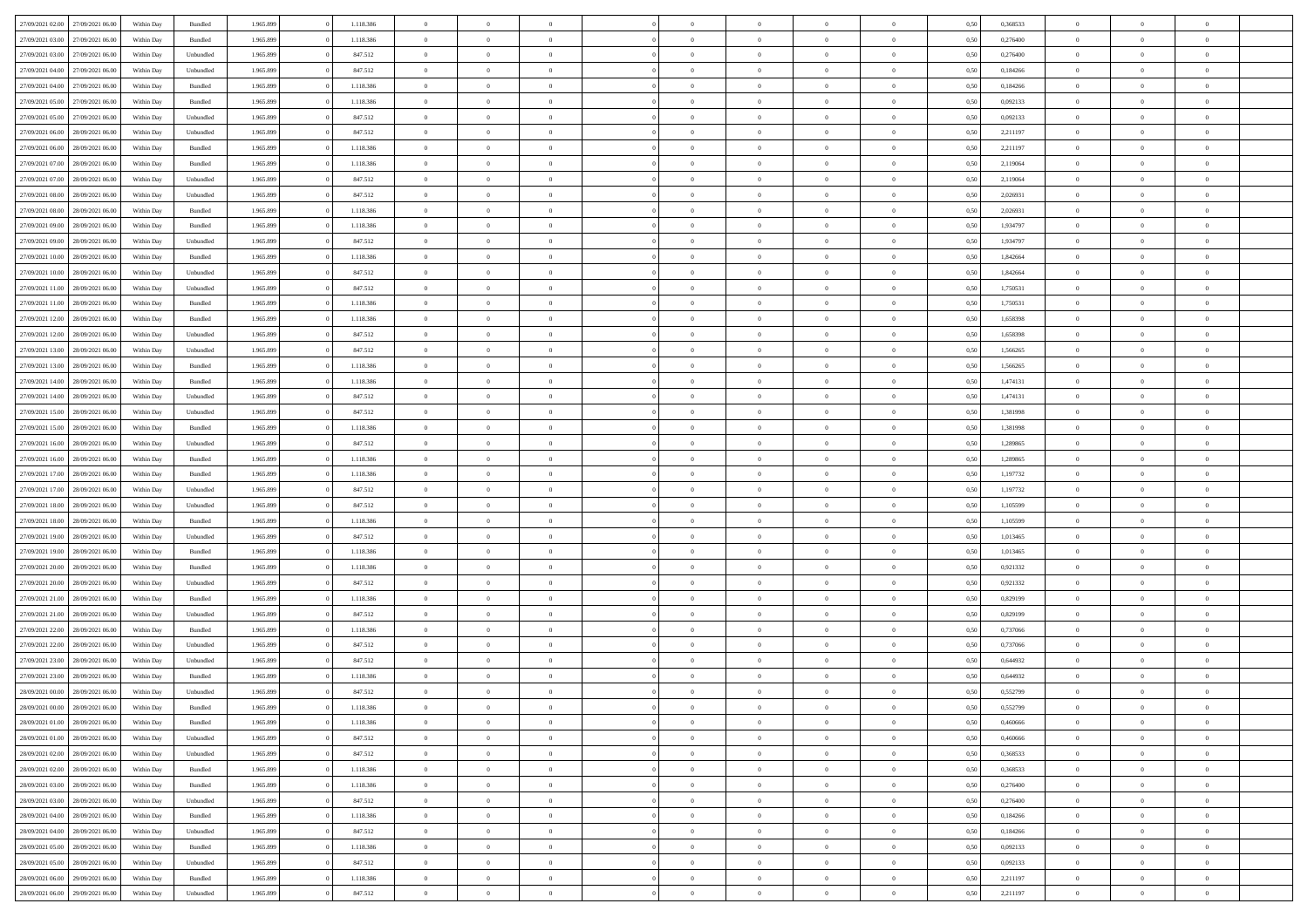| | | | | | | | | | | | | | | | | | | | | | |
|---|---|---|---|---|---|---|---|---|---|---|---|---|---|---|---|---|---|---|---|---|---|
| 27/09/2021 02:00 | 27/09/2021 06:00 | Within Day | Bundled | 1.965.899 | 0 | 1.118.386 | 0 | 0 | 0 | | 0 | 0 | 0 | 0 | 0 | 0,50 | 0,368533 | 0 | 0 | 0 | |
| 27/09/2021 03:00 | 27/09/2021 06:00 | Within Day | Bundled | 1.965.899 | 0 | 1.118.386 | 0 | 0 | 0 | | 0 | 0 | 0 | 0 | 0 | 0,50 | 0,276400 | 0 | 0 | 0 | |
| 27/09/2021 03:00 | 27/09/2021 06:00 | Within Day | Unbundled | 1.965.899 | 0 | 847.512 | 0 | 0 | 0 | | 0 | 0 | 0 | 0 | 0 | 0,50 | 0,276400 | 0 | 0 | 0 | |
| 27/09/2021 04:00 | 27/09/2021 06:00 | Within Day | Unbundled | 1.965.899 | 0 | 847.512 | 0 | 0 | 0 | | 0 | 0 | 0 | 0 | 0 | 0,50 | 0,184266 | 0 | 0 | 0 | |
| 27/09/2021 04:00 | 27/09/2021 06:00 | Within Day | Bundled | 1.965.899 | 0 | 1.118.386 | 0 | 0 | 0 | | 0 | 0 | 0 | 0 | 0 | 0,50 | 0,184266 | 0 | 0 | 0 | |
| 27/09/2021 05:00 | 27/09/2021 06:00 | Within Day | Bundled | 1.965.899 | 0 | 1.118.386 | 0 | 0 | 0 | | 0 | 0 | 0 | 0 | 0 | 0,50 | 0,092133 | 0 | 0 | 0 | |
| 27/09/2021 05:00 | 27/09/2021 06:00 | Within Day | Unbundled | 1.965.899 | 0 | 847.512 | 0 | 0 | 0 | | 0 | 0 | 0 | 0 | 0 | 0,50 | 0,092133 | 0 | 0 | 0 | |
| 27/09/2021 06:00 | 28/09/2021 06:00 | Within Day | Unbundled | 1.965.899 | 0 | 847.512 | 0 | 0 | 0 | | 0 | 0 | 0 | 0 | 0 | 0,50 | 2,211197 | 0 | 0 | 0 | |
| 27/09/2021 06:00 | 28/09/2021 06:00 | Within Day | Bundled | 1.965.899 | 0 | 1.118.386 | 0 | 0 | 0 | | 0 | 0 | 0 | 0 | 0 | 0,50 | 2,211197 | 0 | 0 | 0 | |
| 27/09/2021 07:00 | 28/09/2021 06:00 | Within Day | Bundled | 1.965.899 | 0 | 1.118.386 | 0 | 0 | 0 | | 0 | 0 | 0 | 0 | 0 | 0,50 | 2,119064 | 0 | 0 | 0 | |
| 27/09/2021 07:00 | 28/09/2021 06:00 | Within Day | Unbundled | 1.965.899 | 0 | 847.512 | 0 | 0 | 0 | | 0 | 0 | 0 | 0 | 0 | 0,50 | 2,119064 | 0 | 0 | 0 | |
| 27/09/2021 08:00 | 28/09/2021 06:00 | Within Day | Unbundled | 1.965.899 | 0 | 847.512 | 0 | 0 | 0 | | 0 | 0 | 0 | 0 | 0 | 0,50 | 2,026931 | 0 | 0 | 0 | |
| 27/09/2021 08:00 | 28/09/2021 06:00 | Within Day | Bundled | 1.965.899 | 0 | 1.118.386 | 0 | 0 | 0 | | 0 | 0 | 0 | 0 | 0 | 0,50 | 2,026931 | 0 | 0 | 0 | |
| 27/09/2021 09:00 | 28/09/2021 06:00 | Within Day | Bundled | 1.965.899 | 0 | 1.118.386 | 0 | 0 | 0 | | 0 | 0 | 0 | 0 | 0 | 0,50 | 1,934797 | 0 | 0 | 0 | |
| 27/09/2021 09:00 | 28/09/2021 06:00 | Within Day | Unbundled | 1.965.899 | 0 | 847.512 | 0 | 0 | 0 | | 0 | 0 | 0 | 0 | 0 | 0,50 | 1,934797 | 0 | 0 | 0 | |
| 27/09/2021 10:00 | 28/09/2021 06:00 | Within Day | Bundled | 1.965.899 | 0 | 1.118.386 | 0 | 0 | 0 | | 0 | 0 | 0 | 0 | 0 | 0,50 | 1,842664 | 0 | 0 | 0 | |
| 27/09/2021 10:00 | 28/09/2021 06:00 | Within Day | Unbundled | 1.965.899 | 0 | 847.512 | 0 | 0 | 0 | | 0 | 0 | 0 | 0 | 0 | 0,50 | 1,842664 | 0 | 0 | 0 | |
| 27/09/2021 11:00 | 28/09/2021 06:00 | Within Day | Unbundled | 1.965.899 | 0 | 847.512 | 0 | 0 | 0 | | 0 | 0 | 0 | 0 | 0 | 0,50 | 1,750531 | 0 | 0 | 0 | |
| 27/09/2021 11:00 | 28/09/2021 06:00 | Within Day | Bundled | 1.965.899 | 0 | 1.118.386 | 0 | 0 | 0 | | 0 | 0 | 0 | 0 | 0 | 0,50 | 1,750531 | 0 | 0 | 0 | |
| 27/09/2021 12:00 | 28/09/2021 06:00 | Within Day | Bundled | 1.965.899 | 0 | 1.118.386 | 0 | 0 | 0 | | 0 | 0 | 0 | 0 | 0 | 0,50 | 1,658398 | 0 | 0 | 0 | |
| 27/09/2021 12:00 | 28/09/2021 06:00 | Within Day | Unbundled | 1.965.899 | 0 | 847.512 | 0 | 0 | 0 | | 0 | 0 | 0 | 0 | 0 | 0,50 | 1,658398 | 0 | 0 | 0 | |
| 27/09/2021 13:00 | 28/09/2021 06:00 | Within Day | Unbundled | 1.965.899 | 0 | 847.512 | 0 | 0 | 0 | | 0 | 0 | 0 | 0 | 0 | 0,50 | 1,566265 | 0 | 0 | 0 | |
| 27/09/2021 13:00 | 28/09/2021 06:00 | Within Day | Bundled | 1.965.899 | 0 | 1.118.386 | 0 | 0 | 0 | | 0 | 0 | 0 | 0 | 0 | 0,50 | 1,566265 | 0 | 0 | 0 | |
| 27/09/2021 14:00 | 28/09/2021 06:00 | Within Day | Bundled | 1.965.899 | 0 | 1.118.386 | 0 | 0 | 0 | | 0 | 0 | 0 | 0 | 0 | 0,50 | 1,474131 | 0 | 0 | 0 | |
| 27/09/2021 14:00 | 28/09/2021 06:00 | Within Day | Unbundled | 1.965.899 | 0 | 847.512 | 0 | 0 | 0 | | 0 | 0 | 0 | 0 | 0 | 0,50 | 1,474131 | 0 | 0 | 0 | |
| 27/09/2021 15:00 | 28/09/2021 06:00 | Within Day | Unbundled | 1.965.899 | 0 | 847.512 | 0 | 0 | 0 | | 0 | 0 | 0 | 0 | 0 | 0,50 | 1,381998 | 0 | 0 | 0 | |
| 27/09/2021 15:00 | 28/09/2021 06:00 | Within Day | Bundled | 1.965.899 | 0 | 1.118.386 | 0 | 0 | 0 | | 0 | 0 | 0 | 0 | 0 | 0,50 | 1,381998 | 0 | 0 | 0 | |
| 27/09/2021 16:00 | 28/09/2021 06:00 | Within Day | Unbundled | 1.965.899 | 0 | 847.512 | 0 | 0 | 0 | | 0 | 0 | 0 | 0 | 0 | 0,50 | 1,289865 | 0 | 0 | 0 | |
| 27/09/2021 16:00 | 28/09/2021 06:00 | Within Day | Bundled | 1.965.899 | 0 | 1.118.386 | 0 | 0 | 0 | | 0 | 0 | 0 | 0 | 0 | 0,50 | 1,289865 | 0 | 0 | 0 | |
| 27/09/2021 17:00 | 28/09/2021 06:00 | Within Day | Bundled | 1.965.899 | 0 | 1.118.386 | 0 | 0 | 0 | | 0 | 0 | 0 | 0 | 0 | 0,50 | 1,197732 | 0 | 0 | 0 | |
| 27/09/2021 17:00 | 28/09/2021 06:00 | Within Day | Unbundled | 1.965.899 | 0 | 847.512 | 0 | 0 | 0 | | 0 | 0 | 0 | 0 | 0 | 0,50 | 1,197732 | 0 | 0 | 0 | |
| 27/09/2021 18:00 | 28/09/2021 06:00 | Within Day | Unbundled | 1.965.899 | 0 | 847.512 | 0 | 0 | 0 | | 0 | 0 | 0 | 0 | 0 | 0,50 | 1,105599 | 0 | 0 | 0 | |
| 27/09/2021 18:00 | 28/09/2021 06:00 | Within Day | Bundled | 1.965.899 | 0 | 1.118.386 | 0 | 0 | 0 | | 0 | 0 | 0 | 0 | 0 | 0,50 | 1,105599 | 0 | 0 | 0 | |
| 27/09/2021 19:00 | 28/09/2021 06:00 | Within Day | Unbundled | 1.965.899 | 0 | 847.512 | 0 | 0 | 0 | | 0 | 0 | 0 | 0 | 0 | 0,50 | 1,013465 | 0 | 0 | 0 | |
| 27/09/2021 19:00 | 28/09/2021 06:00 | Within Day | Bundled | 1.965.899 | 0 | 1.118.386 | 0 | 0 | 0 | | 0 | 0 | 0 | 0 | 0 | 0,50 | 1,013465 | 0 | 0 | 0 | |
| 27/09/2021 20:00 | 28/09/2021 06:00 | Within Day | Bundled | 1.965.899 | 0 | 1.118.386 | 0 | 0 | 0 | | 0 | 0 | 0 | 0 | 0 | 0,50 | 0,921332 | 0 | 0 | 0 | |
| 27/09/2021 20:00 | 28/09/2021 06:00 | Within Day | Unbundled | 1.965.899 | 0 | 847.512 | 0 | 0 | 0 | | 0 | 0 | 0 | 0 | 0 | 0,50 | 0,921332 | 0 | 0 | 0 | |
| 27/09/2021 21:00 | 28/09/2021 06:00 | Within Day | Bundled | 1.965.899 | 0 | 1.118.386 | 0 | 0 | 0 | | 0 | 0 | 0 | 0 | 0 | 0,50 | 0,829199 | 0 | 0 | 0 | |
| 27/09/2021 21:00 | 28/09/2021 06:00 | Within Day | Unbundled | 1.965.899 | 0 | 847.512 | 0 | 0 | 0 | | 0 | 0 | 0 | 0 | 0 | 0,50 | 0,829199 | 0 | 0 | 0 | |
| 27/09/2021 22:00 | 28/09/2021 06:00 | Within Day | Bundled | 1.965.899 | 0 | 1.118.386 | 0 | 0 | 0 | | 0 | 0 | 0 | 0 | 0 | 0,50 | 0,737066 | 0 | 0 | 0 | |
| 27/09/2021 22:00 | 28/09/2021 06:00 | Within Day | Unbundled | 1.965.899 | 0 | 847.512 | 0 | 0 | 0 | | 0 | 0 | 0 | 0 | 0 | 0,50 | 0,737066 | 0 | 0 | 0 | |
| 27/09/2021 23:00 | 28/09/2021 06:00 | Within Day | Unbundled | 1.965.899 | 0 | 847.512 | 0 | 0 | 0 | | 0 | 0 | 0 | 0 | 0 | 0,50 | 0,644932 | 0 | 0 | 0 | |
| 27/09/2021 23:00 | 28/09/2021 06:00 | Within Day | Bundled | 1.965.899 | 0 | 1.118.386 | 0 | 0 | 0 | | 0 | 0 | 0 | 0 | 0 | 0,50 | 0,644932 | 0 | 0 | 0 | |
| 28/09/2021 00:00 | 28/09/2021 06:00 | Within Day | Unbundled | 1.965.899 | 0 | 847.512 | 0 | 0 | 0 | | 0 | 0 | 0 | 0 | 0 | 0,50 | 0,552799 | 0 | 0 | 0 | |
| 28/09/2021 00:00 | 28/09/2021 06:00 | Within Day | Bundled | 1.965.899 | 0 | 1.118.386 | 0 | 0 | 0 | | 0 | 0 | 0 | 0 | 0 | 0,50 | 0,552799 | 0 | 0 | 0 | |
| 28/09/2021 01:00 | 28/09/2021 06:00 | Within Day | Bundled | 1.965.899 | 0 | 1.118.386 | 0 | 0 | 0 | | 0 | 0 | 0 | 0 | 0 | 0,50 | 0,460666 | 0 | 0 | 0 | |
| 28/09/2021 01:00 | 28/09/2021 06:00 | Within Day | Unbundled | 1.965.899 | 0 | 847.512 | 0 | 0 | 0 | | 0 | 0 | 0 | 0 | 0 | 0,50 | 0,460666 | 0 | 0 | 0 | |
| 28/09/2021 02:00 | 28/09/2021 06:00 | Within Day | Unbundled | 1.965.899 | 0 | 847.512 | 0 | 0 | 0 | | 0 | 0 | 0 | 0 | 0 | 0,50 | 0,368533 | 0 | 0 | 0 | |
| 28/09/2021 02:00 | 28/09/2021 06:00 | Within Day | Bundled | 1.965.899 | 0 | 1.118.386 | 0 | 0 | 0 | | 0 | 0 | 0 | 0 | 0 | 0,50 | 0,368533 | 0 | 0 | 0 | |
| 28/09/2021 03:00 | 28/09/2021 06:00 | Within Day | Bundled | 1.965.899 | 0 | 1.118.386 | 0 | 0 | 0 | | 0 | 0 | 0 | 0 | 0 | 0,50 | 0,276400 | 0 | 0 | 0 | |
| 28/09/2021 03:00 | 28/09/2021 06:00 | Within Day | Unbundled | 1.965.899 | 0 | 847.512 | 0 | 0 | 0 | | 0 | 0 | 0 | 0 | 0 | 0,50 | 0,276400 | 0 | 0 | 0 | |
| 28/09/2021 04:00 | 28/09/2021 06:00 | Within Day | Bundled | 1.965.899 | 0 | 1.118.386 | 0 | 0 | 0 | | 0 | 0 | 0 | 0 | 0 | 0,50 | 0,184266 | 0 | 0 | 0 | |
| 28/09/2021 04:00 | 28/09/2021 06:00 | Within Day | Unbundled | 1.965.899 | 0 | 847.512 | 0 | 0 | 0 | | 0 | 0 | 0 | 0 | 0 | 0,50 | 0,184266 | 0 | 0 | 0 | |
| 28/09/2021 05:00 | 28/09/2021 06:00 | Within Day | Bundled | 1.965.899 | 0 | 1.118.386 | 0 | 0 | 0 | | 0 | 0 | 0 | 0 | 0 | 0,50 | 0,092133 | 0 | 0 | 0 | |
| 28/09/2021 05:00 | 28/09/2021 06:00 | Within Day | Unbundled | 1.965.899 | 0 | 847.512 | 0 | 0 | 0 | | 0 | 0 | 0 | 0 | 0 | 0,50 | 0,092133 | 0 | 0 | 0 | |
| 28/09/2021 06:00 | 29/09/2021 06:00 | Within Day | Bundled | 1.965.899 | 0 | 1.118.386 | 0 | 0 | 0 | | 0 | 0 | 0 | 0 | 0 | 0,50 | 2,211197 | 0 | 0 | 0 | |
| 28/09/2021 06:00 | 29/09/2021 06:00 | Within Day | Unbundled | 1.965.899 | 0 | 847.512 | 0 | 0 | 0 | | 0 | 0 | 0 | 0 | 0 | 0,50 | 2,211197 | 0 | 0 | 0 | |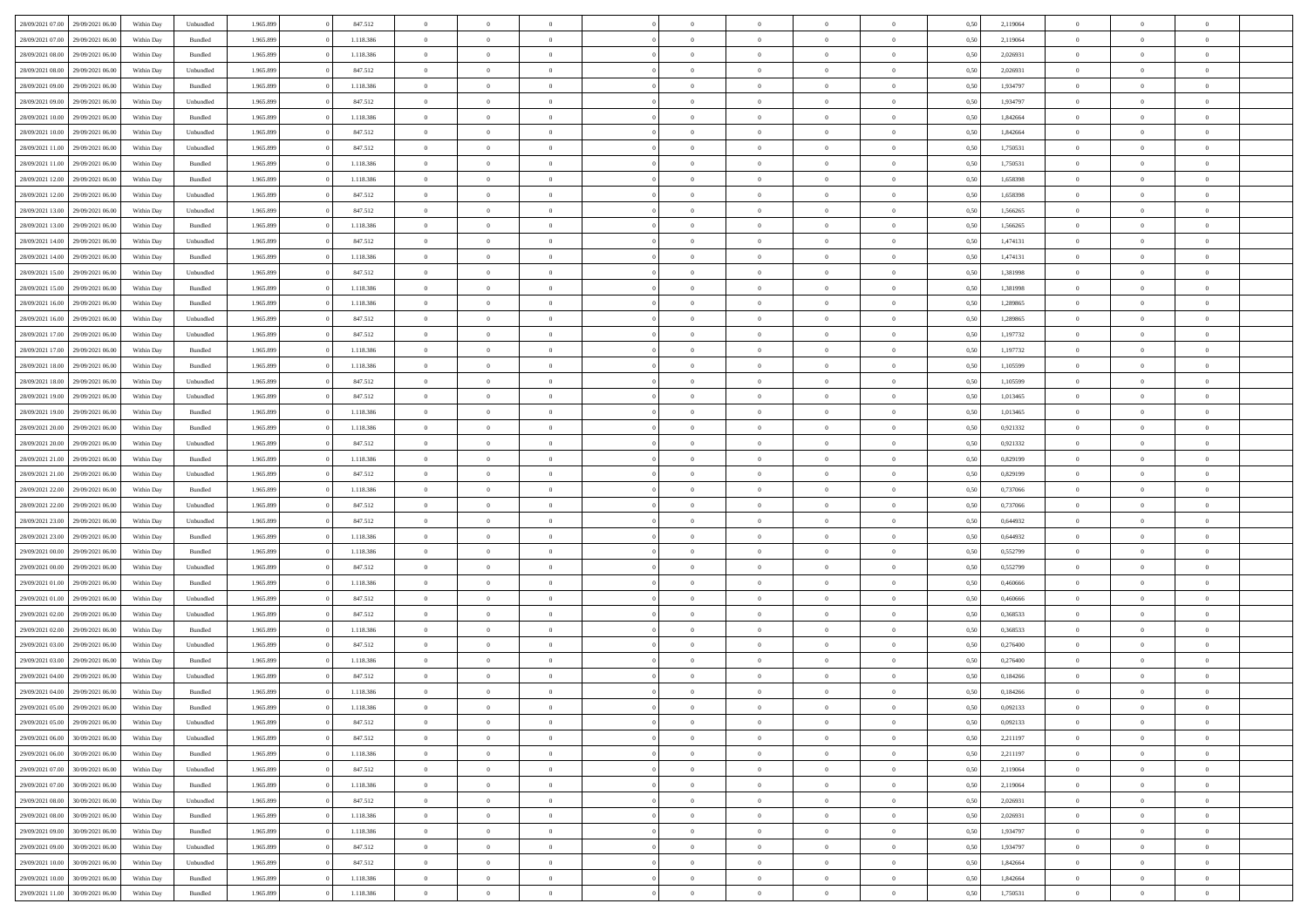| | | | | | | | | | | | | | | | | | | | | |
|---|---|---|---|---|---|---|---|---|---|---|---|---|---|---|---|---|---|---|---|---|
| 28/09/2021 07:00 | 29/09/2021 06:00 | Within Day | Unbundled | 1.965.899 | 0 | 847.512 | 0 | 0 | 0 | | 0 | 0 | 0 | 0 | 0,50 | 2,119064 | 0 | 0 | 0 | |
| 28/09/2021 07:00 | 29/09/2021 06:00 | Within Day | Bundled | 1.965.899 | 0 | 1.118.386 | 0 | 0 | 0 | | 0 | 0 | 0 | 0 | 0,50 | 2,119064 | 0 | 0 | 0 | |
| 28/09/2021 08:00 | 29/09/2021 06:00 | Within Day | Bundled | 1.965.899 | 0 | 1.118.386 | 0 | 0 | 0 | | 0 | 0 | 0 | 0 | 0,50 | 2,026931 | 0 | 0 | 0 | |
| 28/09/2021 08:00 | 29/09/2021 06:00 | Within Day | Unbundled | 1.965.899 | 0 | 847.512 | 0 | 0 | 0 | | 0 | 0 | 0 | 0 | 0,50 | 2,026931 | 0 | 0 | 0 | |
| 28/09/2021 09:00 | 29/09/2021 06:00 | Within Day | Bundled | 1.965.899 | 0 | 1.118.386 | 0 | 0 | 0 | | 0 | 0 | 0 | 0 | 0,50 | 1,934797 | 0 | 0 | 0 | |
| 28/09/2021 09:00 | 29/09/2021 06:00 | Within Day | Unbundled | 1.965.899 | 0 | 847.512 | 0 | 0 | 0 | | 0 | 0 | 0 | 0 | 0,50 | 1,934797 | 0 | 0 | 0 | |
| 28/09/2021 10:00 | 29/09/2021 06:00 | Within Day | Bundled | 1.965.899 | 0 | 1.118.386 | 0 | 0 | 0 | | 0 | 0 | 0 | 0 | 0,50 | 1,842664 | 0 | 0 | 0 | |
| 28/09/2021 10:00 | 29/09/2021 06:00 | Within Day | Unbundled | 1.965.899 | 0 | 847.512 | 0 | 0 | 0 | | 0 | 0 | 0 | 0 | 0,50 | 1,842664 | 0 | 0 | 0 | |
| 28/09/2021 11:00 | 29/09/2021 06:00 | Within Day | Unbundled | 1.965.899 | 0 | 847.512 | 0 | 0 | 0 | | 0 | 0 | 0 | 0 | 0,50 | 1,750531 | 0 | 0 | 0 | |
| 28/09/2021 11:00 | 29/09/2021 06:00 | Within Day | Bundled | 1.965.899 | 0 | 1.118.386 | 0 | 0 | 0 | | 0 | 0 | 0 | 0 | 0,50 | 1,750531 | 0 | 0 | 0 | |
| 28/09/2021 12:00 | 29/09/2021 06:00 | Within Day | Bundled | 1.965.899 | 0 | 1.118.386 | 0 | 0 | 0 | | 0 | 0 | 0 | 0 | 0,50 | 1,658398 | 0 | 0 | 0 | |
| 28/09/2021 12:00 | 29/09/2021 06:00 | Within Day | Unbundled | 1.965.899 | 0 | 847.512 | 0 | 0 | 0 | | 0 | 0 | 0 | 0 | 0,50 | 1,658398 | 0 | 0 | 0 | |
| 28/09/2021 13:00 | 29/09/2021 06:00 | Within Day | Unbundled | 1.965.899 | 0 | 847.512 | 0 | 0 | 0 | | 0 | 0 | 0 | 0 | 0,50 | 1,566265 | 0 | 0 | 0 | |
| 28/09/2021 13:00 | 29/09/2021 06:00 | Within Day | Bundled | 1.965.899 | 0 | 1.118.386 | 0 | 0 | 0 | | 0 | 0 | 0 | 0 | 0,50 | 1,566265 | 0 | 0 | 0 | |
| 28/09/2021 14:00 | 29/09/2021 06:00 | Within Day | Unbundled | 1.965.899 | 0 | 847.512 | 0 | 0 | 0 | | 0 | 0 | 0 | 0 | 0,50 | 1,474131 | 0 | 0 | 0 | |
| 28/09/2021 14:00 | 29/09/2021 06:00 | Within Day | Bundled | 1.965.899 | 0 | 1.118.386 | 0 | 0 | 0 | | 0 | 0 | 0 | 0 | 0,50 | 1,474131 | 0 | 0 | 0 | |
| 28/09/2021 15:00 | 29/09/2021 06:00 | Within Day | Unbundled | 1.965.899 | 0 | 847.512 | 0 | 0 | 0 | | 0 | 0 | 0 | 0 | 0,50 | 1,381998 | 0 | 0 | 0 | |
| 28/09/2021 15:00 | 29/09/2021 06:00 | Within Day | Bundled | 1.965.899 | 0 | 1.118.386 | 0 | 0 | 0 | | 0 | 0 | 0 | 0 | 0,50 | 1,381998 | 0 | 0 | 0 | |
| 28/09/2021 16:00 | 29/09/2021 06:00 | Within Day | Bundled | 1.965.899 | 0 | 1.118.386 | 0 | 0 | 0 | | 0 | 0 | 0 | 0 | 0,50 | 1,289865 | 0 | 0 | 0 | |
| 28/09/2021 16:00 | 29/09/2021 06:00 | Within Day | Unbundled | 1.965.899 | 0 | 847.512 | 0 | 0 | 0 | | 0 | 0 | 0 | 0 | 0,50 | 1,289865 | 0 | 0 | 0 | |
| 28/09/2021 17:00 | 29/09/2021 06:00 | Within Day | Unbundled | 1.965.899 | 0 | 847.512 | 0 | 0 | 0 | | 0 | 0 | 0 | 0 | 0,50 | 1,197732 | 0 | 0 | 0 | |
| 28/09/2021 17:00 | 29/09/2021 06:00 | Within Day | Bundled | 1.965.899 | 0 | 1.118.386 | 0 | 0 | 0 | | 0 | 0 | 0 | 0 | 0,50 | 1,197732 | 0 | 0 | 0 | |
| 28/09/2021 18:00 | 29/09/2021 06:00 | Within Day | Bundled | 1.965.899 | 0 | 1.118.386 | 0 | 0 | 0 | | 0 | 0 | 0 | 0 | 0,50 | 1,105599 | 0 | 0 | 0 | |
| 28/09/2021 18:00 | 29/09/2021 06:00 | Within Day | Unbundled | 1.965.899 | 0 | 847.512 | 0 | 0 | 0 | | 0 | 0 | 0 | 0 | 0,50 | 1,105599 | 0 | 0 | 0 | |
| 28/09/2021 19:00 | 29/09/2021 06:00 | Within Day | Unbundled | 1.965.899 | 0 | 847.512 | 0 | 0 | 0 | | 0 | 0 | 0 | 0 | 0,50 | 1,013465 | 0 | 0 | 0 | |
| 28/09/2021 19:00 | 29/09/2021 06:00 | Within Day | Bundled | 1.965.899 | 0 | 1.118.386 | 0 | 0 | 0 | | 0 | 0 | 0 | 0 | 0,50 | 1,013465 | 0 | 0 | 0 | |
| 28/09/2021 20:00 | 29/09/2021 06:00 | Within Day | Bundled | 1.965.899 | 0 | 1.118.386 | 0 | 0 | 0 | | 0 | 0 | 0 | 0 | 0,50 | 0,921332 | 0 | 0 | 0 | |
| 28/09/2021 20:00 | 29/09/2021 06:00 | Within Day | Unbundled | 1.965.899 | 0 | 847.512 | 0 | 0 | 0 | | 0 | 0 | 0 | 0 | 0,50 | 0,921332 | 0 | 0 | 0 | |
| 28/09/2021 21:00 | 29/09/2021 06:00 | Within Day | Bundled | 1.965.899 | 0 | 1.118.386 | 0 | 0 | 0 | | 0 | 0 | 0 | 0 | 0,50 | 0,829199 | 0 | 0 | 0 | |
| 28/09/2021 21:00 | 29/09/2021 06:00 | Within Day | Unbundled | 1.965.899 | 0 | 847.512 | 0 | 0 | 0 | | 0 | 0 | 0 | 0 | 0,50 | 0,829199 | 0 | 0 | 0 | |
| 28/09/2021 22:00 | 29/09/2021 06:00 | Within Day | Bundled | 1.965.899 | 0 | 1.118.386 | 0 | 0 | 0 | | 0 | 0 | 0 | 0 | 0,50 | 0,737066 | 0 | 0 | 0 | |
| 28/09/2021 22:00 | 29/09/2021 06:00 | Within Day | Unbundled | 1.965.899 | 0 | 847.512 | 0 | 0 | 0 | | 0 | 0 | 0 | 0 | 0,50 | 0,737066 | 0 | 0 | 0 | |
| 28/09/2021 23:00 | 29/09/2021 06:00 | Within Day | Unbundled | 1.965.899 | 0 | 847.512 | 0 | 0 | 0 | | 0 | 0 | 0 | 0 | 0,50 | 0,644932 | 0 | 0 | 0 | |
| 28/09/2021 23:00 | 29/09/2021 06:00 | Within Day | Bundled | 1.965.899 | 0 | 1.118.386 | 0 | 0 | 0 | | 0 | 0 | 0 | 0 | 0,50 | 0,644932 | 0 | 0 | 0 | |
| 29/09/2021 00:00 | 29/09/2021 06:00 | Within Day | Bundled | 1.965.899 | 0 | 1.118.386 | 0 | 0 | 0 | | 0 | 0 | 0 | 0 | 0,50 | 0,552799 | 0 | 0 | 0 | |
| 29/09/2021 00:00 | 29/09/2021 06:00 | Within Day | Unbundled | 1.965.899 | 0 | 847.512 | 0 | 0 | 0 | | 0 | 0 | 0 | 0 | 0,50 | 0,552799 | 0 | 0 | 0 | |
| 29/09/2021 01:00 | 29/09/2021 06:00 | Within Day | Bundled | 1.965.899 | 0 | 1.118.386 | 0 | 0 | 0 | | 0 | 0 | 0 | 0 | 0,50 | 0,460666 | 0 | 0 | 0 | |
| 29/09/2021 01:00 | 29/09/2021 06:00 | Within Day | Unbundled | 1.965.899 | 0 | 847.512 | 0 | 0 | 0 | | 0 | 0 | 0 | 0 | 0,50 | 0,460666 | 0 | 0 | 0 | |
| 29/09/2021 02:00 | 29/09/2021 06:00 | Within Day | Unbundled | 1.965.899 | 0 | 847.512 | 0 | 0 | 0 | | 0 | 0 | 0 | 0 | 0,50 | 0,368533 | 0 | 0 | 0 | |
| 29/09/2021 02:00 | 29/09/2021 06:00 | Within Day | Bundled | 1.965.899 | 0 | 1.118.386 | 0 | 0 | 0 | | 0 | 0 | 0 | 0 | 0,50 | 0,368533 | 0 | 0 | 0 | |
| 29/09/2021 03:00 | 29/09/2021 06:00 | Within Day | Unbundled | 1.965.899 | 0 | 847.512 | 0 | 0 | 0 | | 0 | 0 | 0 | 0 | 0,50 | 0,276400 | 0 | 0 | 0 | |
| 29/09/2021 03:00 | 29/09/2021 06:00 | Within Day | Bundled | 1.965.899 | 0 | 1.118.386 | 0 | 0 | 0 | | 0 | 0 | 0 | 0 | 0,50 | 0,276400 | 0 | 0 | 0 | |
| 29/09/2021 04:00 | 29/09/2021 06:00 | Within Day | Unbundled | 1.965.899 | 0 | 847.512 | 0 | 0 | 0 | | 0 | 0 | 0 | 0 | 0,50 | 0,184266 | 0 | 0 | 0 | |
| 29/09/2021 04:00 | 29/09/2021 06:00 | Within Day | Bundled | 1.965.899 | 0 | 1.118.386 | 0 | 0 | 0 | | 0 | 0 | 0 | 0 | 0,50 | 0,184266 | 0 | 0 | 0 | |
| 29/09/2021 05:00 | 29/09/2021 06:00 | Within Day | Bundled | 1.965.899 | 0 | 1.118.386 | 0 | 0 | 0 | | 0 | 0 | 0 | 0 | 0,50 | 0,092133 | 0 | 0 | 0 | |
| 29/09/2021 05:00 | 29/09/2021 06:00 | Within Day | Unbundled | 1.965.899 | 0 | 847.512 | 0 | 0 | 0 | | 0 | 0 | 0 | 0 | 0,50 | 0,092133 | 0 | 0 | 0 | |
| 29/09/2021 06:00 | 30/09/2021 06:00 | Within Day | Unbundled | 1.965.899 | 0 | 847.512 | 0 | 0 | 0 | | 0 | 0 | 0 | 0 | 0,50 | 2,211197 | 0 | 0 | 0 | |
| 29/09/2021 06:00 | 30/09/2021 06:00 | Within Day | Bundled | 1.965.899 | 0 | 1.118.386 | 0 | 0 | 0 | | 0 | 0 | 0 | 0 | 0,50 | 2,211197 | 0 | 0 | 0 | |
| 29/09/2021 07:00 | 30/09/2021 06:00 | Within Day | Unbundled | 1.965.899 | 0 | 847.512 | 0 | 0 | 0 | | 0 | 0 | 0 | 0 | 0,50 | 2,119064 | 0 | 0 | 0 | |
| 29/09/2021 07:00 | 30/09/2021 06:00 | Within Day | Bundled | 1.965.899 | 0 | 1.118.386 | 0 | 0 | 0 | | 0 | 0 | 0 | 0 | 0,50 | 2,119064 | 0 | 0 | 0 | |
| 29/09/2021 08:00 | 30/09/2021 06:00 | Within Day | Unbundled | 1.965.899 | 0 | 847.512 | 0 | 0 | 0 | | 0 | 0 | 0 | 0 | 0,50 | 2,026931 | 0 | 0 | 0 | |
| 29/09/2021 08:00 | 30/09/2021 06:00 | Within Day | Bundled | 1.965.899 | 0 | 1.118.386 | 0 | 0 | 0 | | 0 | 0 | 0 | 0 | 0,50 | 2,026931 | 0 | 0 | 0 | |
| 29/09/2021 09:00 | 30/09/2021 06:00 | Within Day | Bundled | 1.965.899 | 0 | 1.118.386 | 0 | 0 | 0 | | 0 | 0 | 0 | 0 | 0,50 | 1,934797 | 0 | 0 | 0 | |
| 29/09/2021 09:00 | 30/09/2021 06:00 | Within Day | Unbundled | 1.965.899 | 0 | 847.512 | 0 | 0 | 0 | | 0 | 0 | 0 | 0 | 0,50 | 1,934797 | 0 | 0 | 0 | |
| 29/09/2021 10:00 | 30/09/2021 06:00 | Within Day | Unbundled | 1.965.899 | 0 | 847.512 | 0 | 0 | 0 | | 0 | 0 | 0 | 0 | 0,50 | 1,842664 | 0 | 0 | 0 | |
| 29/09/2021 10:00 | 30/09/2021 06:00 | Within Day | Bundled | 1.965.899 | 0 | 1.118.386 | 0 | 0 | 0 | | 0 | 0 | 0 | 0 | 0,50 | 1,842664 | 0 | 0 | 0 | |
| 29/09/2021 11:00 | 30/09/2021 06:00 | Within Day | Bundled | 1.965.899 | 0 | 1.118.386 | 0 | 0 | 0 | | 0 | 0 | 0 | 0 | 0,50 | 1,750531 | 0 | 0 | 0 | |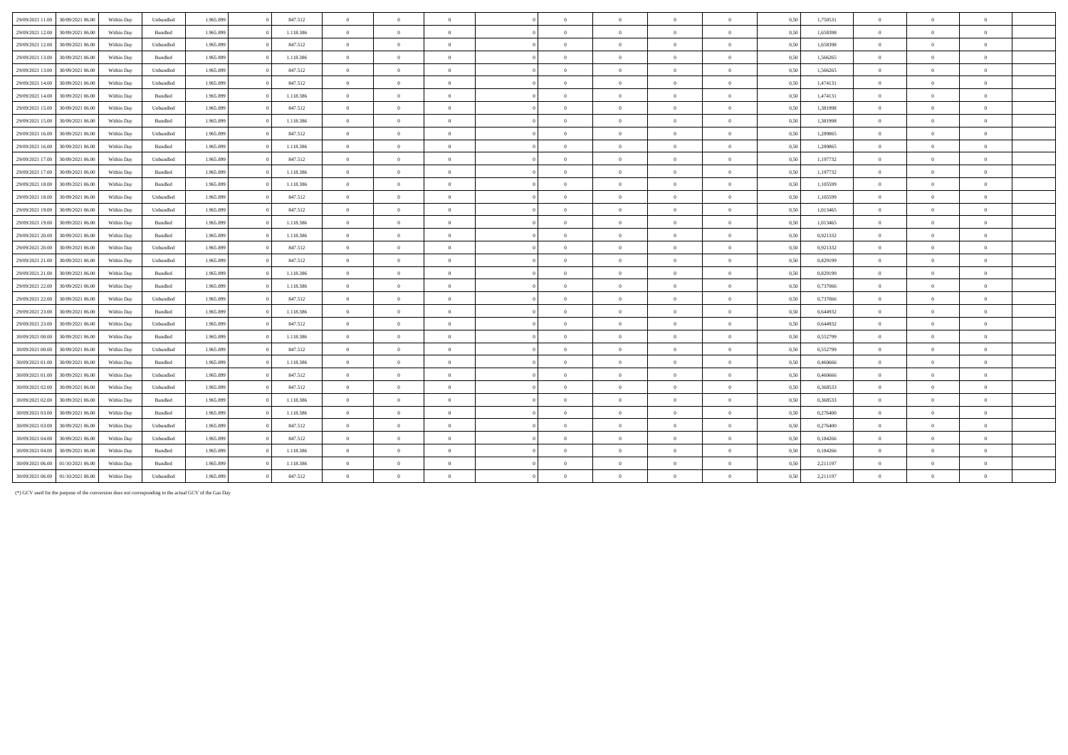| | | | | | | | | | | | | | | | | | | | | |
|---|---|---|---|---|---|---|---|---|---|---|---|---|---|---|---|---|---|---|---|---|
| 29/09/2021 11:00 | 30/09/2021 06:00 | Within Day | Unbundled | 1.965.899 | 0 | 847.512 | 0 | 0 | 0 | 0 | 0 | 0 | 0 | 0 | 0,50 | 1,750531 | 0 | 0 | 0 | |
| 29/09/2021 12:00 | 30/09/2021 06:00 | Within Day | Bundled | 1.965.899 | 0 | 1.118.386 | 0 | 0 | 0 | 0 | 0 | 0 | 0 | 0 | 0,50 | 1,658398 | 0 | 0 | 0 | |
| 29/09/2021 12:00 | 30/09/2021 06:00 | Within Day | Unbundled | 1.965.899 | 0 | 847.512 | 0 | 0 | 0 | 0 | 0 | 0 | 0 | 0 | 0,50 | 1,658398 | 0 | 0 | 0 | |
| 29/09/2021 13:00 | 30/09/2021 06:00 | Within Day | Bundled | 1.965.899 | 0 | 1.118.386 | 0 | 0 | 0 | 0 | 0 | 0 | 0 | 0 | 0,50 | 1,566265 | 0 | 0 | 0 | |
| 29/09/2021 13:00 | 30/09/2021 06:00 | Within Day | Unbundled | 1.965.899 | 0 | 847.512 | 0 | 0 | 0 | 0 | 0 | 0 | 0 | 0 | 0,50 | 1,566265 | 0 | 0 | 0 | |
| 29/09/2021 14:00 | 30/09/2021 06:00 | Within Day | Unbundled | 1.965.899 | 0 | 847.512 | 0 | 0 | 0 | 0 | 0 | 0 | 0 | 0 | 0,50 | 1,474131 | 0 | 0 | 0 | |
| 29/09/2021 14:00 | 30/09/2021 06:00 | Within Day | Bundled | 1.965.899 | 0 | 1.118.386 | 0 | 0 | 0 | 0 | 0 | 0 | 0 | 0 | 0,50 | 1,474131 | 0 | 0 | 0 | |
| 29/09/2021 15:00 | 30/09/2021 06:00 | Within Day | Unbundled | 1.965.899 | 0 | 847.512 | 0 | 0 | 0 | 0 | 0 | 0 | 0 | 0 | 0,50 | 1,381998 | 0 | 0 | 0 | |
| 29/09/2021 15:00 | 30/09/2021 06:00 | Within Day | Bundled | 1.965.899 | 0 | 1.118.386 | 0 | 0 | 0 | 0 | 0 | 0 | 0 | 0 | 0,50 | 1,381998 | 0 | 0 | 0 | |
| 29/09/2021 16:00 | 30/09/2021 06:00 | Within Day | Unbundled | 1.965.899 | 0 | 847.512 | 0 | 0 | 0 | 0 | 0 | 0 | 0 | 0 | 0,50 | 1,289865 | 0 | 0 | 0 | |
| 29/09/2021 16:00 | 30/09/2021 06:00 | Within Day | Bundled | 1.965.899 | 0 | 1.118.386 | 0 | 0 | 0 | 0 | 0 | 0 | 0 | 0 | 0,50 | 1,289865 | 0 | 0 | 0 | |
| 29/09/2021 17:00 | 30/09/2021 06:00 | Within Day | Unbundled | 1.965.899 | 0 | 847.512 | 0 | 0 | 0 | 0 | 0 | 0 | 0 | 0 | 0,50 | 1,197732 | 0 | 0 | 0 | |
| 29/09/2021 17:00 | 30/09/2021 06:00 | Within Day | Bundled | 1.965.899 | 0 | 1.118.386 | 0 | 0 | 0 | 0 | 0 | 0 | 0 | 0 | 0,50 | 1,197732 | 0 | 0 | 0 | |
| 29/09/2021 18:00 | 30/09/2021 06:00 | Within Day | Bundled | 1.965.899 | 0 | 1.118.386 | 0 | 0 | 0 | 0 | 0 | 0 | 0 | 0 | 0,50 | 1,105599 | 0 | 0 | 0 | |
| 29/09/2021 18:00 | 30/09/2021 06:00 | Within Day | Unbundled | 1.965.899 | 0 | 847.512 | 0 | 0 | 0 | 0 | 0 | 0 | 0 | 0 | 0,50 | 1,105599 | 0 | 0 | 0 | |
| 29/09/2021 19:00 | 30/09/2021 06:00 | Within Day | Unbundled | 1.965.899 | 0 | 847.512 | 0 | 0 | 0 | 0 | 0 | 0 | 0 | 0 | 0,50 | 1,013465 | 0 | 0 | 0 | |
| 29/09/2021 19:00 | 30/09/2021 06:00 | Within Day | Bundled | 1.965.899 | 0 | 1.118.386 | 0 | 0 | 0 | 0 | 0 | 0 | 0 | 0 | 0,50 | 1,013465 | 0 | 0 | 0 | |
| 29/09/2021 20:00 | 30/09/2021 06:00 | Within Day | Bundled | 1.965.899 | 0 | 1.118.386 | 0 | 0 | 0 | 0 | 0 | 0 | 0 | 0 | 0,50 | 0,921332 | 0 | 0 | 0 | |
| 29/09/2021 20:00 | 30/09/2021 06:00 | Within Day | Unbundled | 1.965.899 | 0 | 847.512 | 0 | 0 | 0 | 0 | 0 | 0 | 0 | 0 | 0,50 | 0,921332 | 0 | 0 | 0 | |
| 29/09/2021 21:00 | 30/09/2021 06:00 | Within Day | Unbundled | 1.965.899 | 0 | 847.512 | 0 | 0 | 0 | 0 | 0 | 0 | 0 | 0 | 0,50 | 0,829199 | 0 | 0 | 0 | |
| 29/09/2021 21:00 | 30/09/2021 06:00 | Within Day | Bundled | 1.965.899 | 0 | 1.118.386 | 0 | 0 | 0 | 0 | 0 | 0 | 0 | 0 | 0,50 | 0,829199 | 0 | 0 | 0 | |
| 29/09/2021 22:00 | 30/09/2021 06:00 | Within Day | Bundled | 1.965.899 | 0 | 1.118.386 | 0 | 0 | 0 | 0 | 0 | 0 | 0 | 0 | 0,50 | 0,737066 | 0 | 0 | 0 | |
| 29/09/2021 22:00 | 30/09/2021 06:00 | Within Day | Unbundled | 1.965.899 | 0 | 847.512 | 0 | 0 | 0 | 0 | 0 | 0 | 0 | 0 | 0,50 | 0,737066 | 0 | 0 | 0 | |
| 29/09/2021 23:00 | 30/09/2021 06:00 | Within Day | Bundled | 1.965.899 | 0 | 1.118.386 | 0 | 0 | 0 | 0 | 0 | 0 | 0 | 0 | 0,50 | 0,644932 | 0 | 0 | 0 | |
| 29/09/2021 23:00 | 30/09/2021 06:00 | Within Day | Unbundled | 1.965.899 | 0 | 847.512 | 0 | 0 | 0 | 0 | 0 | 0 | 0 | 0 | 0,50 | 0,644932 | 0 | 0 | 0 | |
| 30/09/2021 00:00 | 30/09/2021 06:00 | Within Day | Bundled | 1.965.899 | 0 | 1.118.386 | 0 | 0 | 0 | 0 | 0 | 0 | 0 | 0 | 0,50 | 0,552799 | 0 | 0 | 0 | |
| 30/09/2021 00:00 | 30/09/2021 06:00 | Within Day | Unbundled | 1.965.899 | 0 | 847.512 | 0 | 0 | 0 | 0 | 0 | 0 | 0 | 0 | 0,50 | 0,552799 | 0 | 0 | 0 | |
| 30/09/2021 01:00 | 30/09/2021 06:00 | Within Day | Bundled | 1.965.899 | 0 | 1.118.386 | 0 | 0 | 0 | 0 | 0 | 0 | 0 | 0 | 0,50 | 0,460666 | 0 | 0 | 0 | |
| 30/09/2021 01:00 | 30/09/2021 06:00 | Within Day | Unbundled | 1.965.899 | 0 | 847.512 | 0 | 0 | 0 | 0 | 0 | 0 | 0 | 0 | 0,50 | 0,460666 | 0 | 0 | 0 | |
| 30/09/2021 02:00 | 30/09/2021 06:00 | Within Day | Unbundled | 1.965.899 | 0 | 847.512 | 0 | 0 | 0 | 0 | 0 | 0 | 0 | 0 | 0,50 | 0,368533 | 0 | 0 | 0 | |
| 30/09/2021 02:00 | 30/09/2021 06:00 | Within Day | Bundled | 1.965.899 | 0 | 1.118.386 | 0 | 0 | 0 | 0 | 0 | 0 | 0 | 0 | 0,50 | 0,368533 | 0 | 0 | 0 | |
| 30/09/2021 03:00 | 30/09/2021 06:00 | Within Day | Bundled | 1.965.899 | 0 | 1.118.386 | 0 | 0 | 0 | 0 | 0 | 0 | 0 | 0 | 0,50 | 0,276400 | 0 | 0 | 0 | |
| 30/09/2021 03:00 | 30/09/2021 06:00 | Within Day | Unbundled | 1.965.899 | 0 | 847.512 | 0 | 0 | 0 | 0 | 0 | 0 | 0 | 0 | 0,50 | 0,276400 | 0 | 0 | 0 | |
| 30/09/2021 04:00 | 30/09/2021 06:00 | Within Day | Unbundled | 1.965.899 | 0 | 847.512 | 0 | 0 | 0 | 0 | 0 | 0 | 0 | 0 | 0,50 | 0,184266 | 0 | 0 | 0 | |
| 30/09/2021 04:00 | 30/09/2021 06:00 | Within Day | Bundled | 1.965.899 | 0 | 1.118.386 | 0 | 0 | 0 | 0 | 0 | 0 | 0 | 0 | 0,50 | 0,184266 | 0 | 0 | 0 | |
| 30/09/2021 06:00 | 01/10/2021 06:00 | Within Day | Bundled | 1.965.899 | 0 | 1.118.386 | 0 | 0 | 0 | 0 | 0 | 0 | 0 | 0 | 0,50 | 2,211197 | 0 | 0 | 0 | |
| 30/09/2021 06:00 | 01/10/2021 06:00 | Within Day | Unbundled | 1.965.899 | 0 | 847.512 | 0 | 0 | 0 | 0 | 0 | 0 | 0 | 0 | 0,50 | 2,211197 | 0 | 0 | 0 | |

(*) GCV used for the purpose of the conversion does not corresponding to the actual GCV of the Gas Day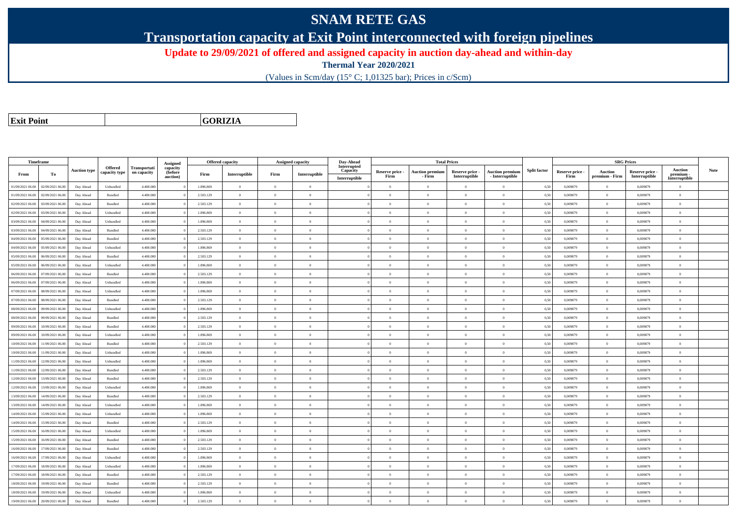# SNAM RETE GAS

## Transportation capacity at Exit Point interconnected with foreign pipelines

### Update to 29/09/2021 of offered and assigned capacity in auction day-ahead and within-day

**Thermal Year 2020/2021**

(Values in Scm/day (15° C; 1,01325 bar); Prices in c/Scm)

| **Exit Point** | | **GORIZIA** |
|---|---|---|

| Timeframe | | Auction type | Offered capacity type | Transportation capacity | Assigned capacity (before auction) | Offered capacity | | Assigned capacity | | Day-Ahead Interrupted Capacity | Total Prices | | | | Split factor | SRG Prices | | | | Note |
|---|---|---|---|---|---|---|---|---|---|---|---|---|---|---|---|---|---|---|---|---|
| From | To | | | | | Firm | Interruptible | Firm | Interruptible | Interruptible | Reserve price - Firm | Auction premium - Firm | Reserve price - Interruptible | Auction premium - Interruptible | | Reserve price - Firm | Auction premium - Firm | Reserve price - Interruptible | Auction premium - Interruptible | |
| 01/09/2021 06.00 | 02/09/2021 06.00 | Day Ahead | Unbundled | 4.400.000 | 0 | 1.896.869 | 0 | 0 | 0 | 0 | 0 | 0 | 0 | 0 | 0,50 | 0,009879 | 0 | 0,009879 | 0 | |
| 01/09/2021 06.00 | 02/09/2021 06.00 | Day Ahead | Bundled | 4.400.000 | 0 | 2.503.129 | 0 | 0 | 0 | 0 | 0 | 0 | 0 | 0 | 0,50 | 0,009879 | 0 | 0,009879 | 0 | |
| 02/09/2021 06.00 | 03/09/2021 06.00 | Day Ahead | Bundled | 4.400.000 | 0 | 2.503.129 | 0 | 0 | 0 | 0 | 0 | 0 | 0 | 0 | 0,50 | 0,009879 | 0 | 0,009879 | 0 | |
| 02/09/2021 06.00 | 03/09/2021 06.00 | Day Ahead | Unbundled | 4.400.000 | 0 | 1.896.869 | 0 | 0 | 0 | 0 | 0 | 0 | 0 | 0 | 0,50 | 0,009879 | 0 | 0,009879 | 0 | |
| 03/09/2021 06.00 | 04/09/2021 06.00 | Day Ahead | Unbundled | 4.400.000 | 0 | 1.896.869 | 0 | 0 | 0 | 0 | 0 | 0 | 0 | 0 | 0,50 | 0,009879 | 0 | 0,009879 | 0 | |
| 03/09/2021 06.00 | 04/09/2021 06.00 | Day Ahead | Bundled | 4.400.000 | 0 | 2.503.129 | 0 | 0 | 0 | 0 | 0 | 0 | 0 | 0 | 0,50 | 0,009879 | 0 | 0,009879 | 0 | |
| 04/09/2021 06.00 | 05/09/2021 06.00 | Day Ahead | Bundled | 4.400.000 | 0 | 2.503.129 | 0 | 0 | 0 | 0 | 0 | 0 | 0 | 0 | 0,50 | 0,009879 | 0 | 0,009879 | 0 | |
| 04/09/2021 06.00 | 05/09/2021 06.00 | Day Ahead | Unbundled | 4.400.000 | 0 | 1.896.869 | 0 | 0 | 0 | 0 | 0 | 0 | 0 | 0 | 0,50 | 0,009879 | 0 | 0,009879 | 0 | |
| 05/09/2021 06.00 | 06/09/2021 06.00 | Day Ahead | Bundled | 4.400.000 | 0 | 2.503.129 | 0 | 0 | 0 | 0 | 0 | 0 | 0 | 0 | 0,50 | 0,009879 | 0 | 0,009879 | 0 | |
| 05/09/2021 06.00 | 06/09/2021 06.00 | Day Ahead | Unbundled | 4.400.000 | 0 | 1.896.869 | 0 | 0 | 0 | 0 | 0 | 0 | 0 | 0 | 0,50 | 0,009879 | 0 | 0,009879 | 0 | |
| 06/09/2021 06.00 | 07/09/2021 06.00 | Day Ahead | Bundled | 4.400.000 | 0 | 2.503.129 | 0 | 0 | 0 | 0 | 0 | 0 | 0 | 0 | 0,50 | 0,009879 | 0 | 0,009879 | 0 | |
| 06/09/2021 06.00 | 07/09/2021 06.00 | Day Ahead | Unbundled | 4.400.000 | 0 | 1.896.869 | 0 | 0 | 0 | 0 | 0 | 0 | 0 | 0 | 0,50 | 0,009879 | 0 | 0,009879 | 0 | |
| 07/09/2021 06.00 | 08/09/2021 06.00 | Day Ahead | Unbundled | 4.400.000 | 0 | 1.896.869 | 0 | 0 | 0 | 0 | 0 | 0 | 0 | 0 | 0,50 | 0,009879 | 0 | 0,009879 | 0 | |
| 07/09/2021 06.00 | 08/09/2021 06.00 | Day Ahead | Bundled | 4.400.000 | 0 | 2.503.129 | 0 | 0 | 0 | 0 | 0 | 0 | 0 | 0 | 0,50 | 0,009879 | 0 | 0,009879 | 0 | |
| 08/09/2021 06.00 | 09/09/2021 06.00 | Day Ahead | Unbundled | 4.400.000 | 0 | 1.896.869 | 0 | 0 | 0 | 0 | 0 | 0 | 0 | 0 | 0,50 | 0,009879 | 0 | 0,009879 | 0 | |
| 08/09/2021 06.00 | 09/09/2021 06.00 | Day Ahead | Bundled | 4.400.000 | 0 | 2.503.129 | 0 | 0 | 0 | 0 | 0 | 0 | 0 | 0 | 0,50 | 0,009879 | 0 | 0,009879 | 0 | |
| 09/09/2021 06.00 | 10/09/2021 06.00 | Day Ahead | Bundled | 4.400.000 | 0 | 2.503.129 | 0 | 0 | 0 | 0 | 0 | 0 | 0 | 0 | 0,50 | 0,009879 | 0 | 0,009879 | 0 | |
| 09/09/2021 06.00 | 10/09/2021 06.00 | Day Ahead | Unbundled | 4.400.000 | 0 | 1.896.869 | 0 | 0 | 0 | 0 | 0 | 0 | 0 | 0 | 0,50 | 0,009879 | 0 | 0,009879 | 0 | |
| 10/09/2021 06.00 | 11/09/2021 06.00 | Day Ahead | Bundled | 4.400.000 | 0 | 2.503.129 | 0 | 0 | 0 | 0 | 0 | 0 | 0 | 0 | 0,50 | 0,009879 | 0 | 0,009879 | 0 | |
| 10/09/2021 06.00 | 11/09/2021 06.00 | Day Ahead | Unbundled | 4.400.000 | 0 | 1.896.869 | 0 | 0 | 0 | 0 | 0 | 0 | 0 | 0 | 0,50 | 0,009879 | 0 | 0,009879 | 0 | |
| 11/09/2021 06.00 | 12/09/2021 06.00 | Day Ahead | Unbundled | 4.400.000 | 0 | 1.896.869 | 0 | 0 | 0 | 0 | 0 | 0 | 0 | 0 | 0,50 | 0,009879 | 0 | 0,009879 | 0 | |
| 11/09/2021 06.00 | 12/09/2021 06.00 | Day Ahead | Bundled | 4.400.000 | 0 | 2.503.129 | 0 | 0 | 0 | 0 | 0 | 0 | 0 | 0 | 0,50 | 0,009879 | 0 | 0,009879 | 0 | |
| 12/09/2021 06.00 | 13/09/2021 06.00 | Day Ahead | Bundled | 4.400.000 | 0 | 2.503.129 | 0 | 0 | 0 | 0 | 0 | 0 | 0 | 0 | 0,50 | 0,009879 | 0 | 0,009879 | 0 | |
| 12/09/2021 06.00 | 13/09/2021 06.00 | Day Ahead | Unbundled | 4.400.000 | 0 | 1.896.869 | 0 | 0 | 0 | 0 | 0 | 0 | 0 | 0 | 0,50 | 0,009879 | 0 | 0,009879 | 0 | |
| 13/09/2021 06.00 | 14/09/2021 06.00 | Day Ahead | Bundled | 4.400.000 | 0 | 2.503.129 | 0 | 0 | 0 | 0 | 0 | 0 | 0 | 0 | 0,50 | 0,009879 | 0 | 0,009879 | 0 | |
| 13/09/2021 06.00 | 14/09/2021 06.00 | Day Ahead | Unbundled | 4.400.000 | 0 | 1.896.869 | 0 | 0 | 0 | 0 | 0 | 0 | 0 | 0 | 0,50 | 0,009879 | 0 | 0,009879 | 0 | |
| 14/09/2021 06.00 | 15/09/2021 06.00 | Day Ahead | Unbundled | 4.400.000 | 0 | 1.896.869 | 0 | 0 | 0 | 0 | 0 | 0 | 0 | 0 | 0,50 | 0,009879 | 0 | 0,009879 | 0 | |
| 14/09/2021 06.00 | 15/09/2021 06.00 | Day Ahead | Bundled | 4.400.000 | 0 | 2.503.129 | 0 | 0 | 0 | 0 | 0 | 0 | 0 | 0 | 0,50 | 0,009879 | 0 | 0,009879 | 0 | |
| 15/09/2021 06.00 | 16/09/2021 06.00 | Day Ahead | Unbundled | 4.400.000 | 0 | 1.896.869 | 0 | 0 | 0 | 0 | 0 | 0 | 0 | 0 | 0,50 | 0,009879 | 0 | 0,009879 | 0 | |
| 15/09/2021 06.00 | 16/09/2021 06.00 | Day Ahead | Bundled | 4.400.000 | 0 | 2.503.129 | 0 | 0 | 0 | 0 | 0 | 0 | 0 | 0 | 0,50 | 0,009879 | 0 | 0,009879 | 0 | |
| 16/09/2021 06.00 | 17/09/2021 06.00 | Day Ahead | Bundled | 4.400.000 | 0 | 2.503.129 | 0 | 0 | 0 | 0 | 0 | 0 | 0 | 0 | 0,50 | 0,009879 | 0 | 0,009879 | 0 | |
| 16/09/2021 06.00 | 17/09/2021 06.00 | Day Ahead | Unbundled | 4.400.000 | 0 | 1.896.869 | 0 | 0 | 0 | 0 | 0 | 0 | 0 | 0 | 0,50 | 0,009879 | 0 | 0,009879 | 0 | |
| 17/09/2021 06.00 | 18/09/2021 06.00 | Day Ahead | Unbundled | 4.400.000 | 0 | 1.896.869 | 0 | 0 | 0 | 0 | 0 | 0 | 0 | 0 | 0,50 | 0,009879 | 0 | 0,009879 | 0 | |
| 17/09/2021 06.00 | 18/09/2021 06.00 | Day Ahead | Bundled | 4.400.000 | 0 | 2.503.129 | 0 | 0 | 0 | 0 | 0 | 0 | 0 | 0 | 0,50 | 0,009879 | 0 | 0,009879 | 0 | |
| 18/09/2021 06.00 | 19/09/2021 06.00 | Day Ahead | Bundled | 4.400.000 | 0 | 2.503.129 | 0 | 0 | 0 | 0 | 0 | 0 | 0 | 0 | 0,50 | 0,009879 | 0 | 0,009879 | 0 | |
| 18/09/2021 06.00 | 19/09/2021 06.00 | Day Ahead | Unbundled | 4.400.000 | 0 | 1.896.869 | 0 | 0 | 0 | 0 | 0 | 0 | 0 | 0 | 0,50 | 0,009879 | 0 | 0,009879 | 0 | |
| 19/09/2021 06.00 | 20/09/2021 06.00 | Day Ahead | Bundled | 4.400.000 | 0 | 2.503.129 | 0 | 0 | 0 | 0 | 0 | 0 | 0 | 0 | 0,50 | 0,009879 | 0 | 0,009879 | 0 | |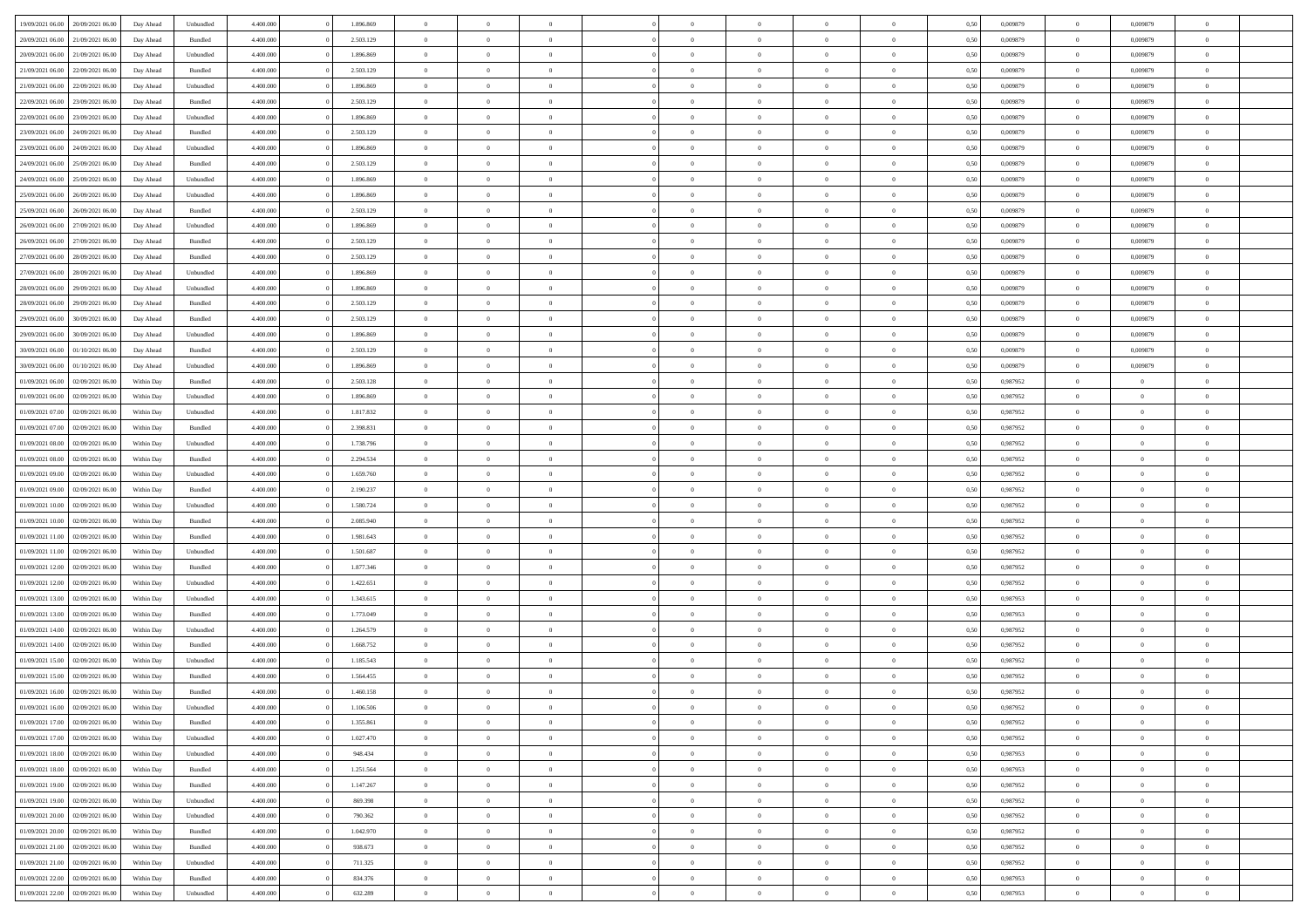| | | | | | | | | | | | | | | | | | | | | |
|---|---|---|---|---|---|---|---|---|---|---|---|---|---|---|---|---|---|---|---|---|
| 19/09/2021 06.00 | 20/09/2021 06.00 | Day Ahead | Unbundled | 4.400.000 | 0 | 1.896.869 | 0 | 0 | 0 | | 0 | 0 | 0 | 0 | 0,50 | 0,009879 | 0 | 0,009879 | 0 | |
| 20/09/2021 06.00 | 21/09/2021 06.00 | Day Ahead | Bundled | 4.400.000 | 0 | 2.503.129 | 0 | 0 | 0 | | 0 | 0 | 0 | 0 | 0,50 | 0,009879 | 0 | 0,009879 | 0 | |
| 20/09/2021 06.00 | 21/09/2021 06.00 | Day Ahead | Unbundled | 4.400.000 | 0 | 1.896.869 | 0 | 0 | 0 | | 0 | 0 | 0 | 0 | 0,50 | 0,009879 | 0 | 0,009879 | 0 | |
| 21/09/2021 06.00 | 22/09/2021 06.00 | Day Ahead | Bundled | 4.400.000 | 0 | 2.503.129 | 0 | 0 | 0 | | 0 | 0 | 0 | 0 | 0,50 | 0,009879 | 0 | 0,009879 | 0 | |
| 21/09/2021 06.00 | 22/09/2021 06.00 | Day Ahead | Unbundled | 4.400.000 | 0 | 1.896.869 | 0 | 0 | 0 | | 0 | 0 | 0 | 0 | 0,50 | 0,009879 | 0 | 0,009879 | 0 | |
| 22/09/2021 06.00 | 23/09/2021 06.00 | Day Ahead | Bundled | 4.400.000 | 0 | 2.503.129 | 0 | 0 | 0 | | 0 | 0 | 0 | 0 | 0,50 | 0,009879 | 0 | 0,009879 | 0 | |
| 22/09/2021 06.00 | 23/09/2021 06.00 | Day Ahead | Unbundled | 4.400.000 | 0 | 1.896.869 | 0 | 0 | 0 | | 0 | 0 | 0 | 0 | 0,50 | 0,009879 | 0 | 0,009879 | 0 | |
| 23/09/2021 06.00 | 24/09/2021 06.00 | Day Ahead | Bundled | 4.400.000 | 0 | 2.503.129 | 0 | 0 | 0 | | 0 | 0 | 0 | 0 | 0,50 | 0,009879 | 0 | 0,009879 | 0 | |
| 23/09/2021 06.00 | 24/09/2021 06.00 | Day Ahead | Unbundled | 4.400.000 | 0 | 1.896.869 | 0 | 0 | 0 | | 0 | 0 | 0 | 0 | 0,50 | 0,009879 | 0 | 0,009879 | 0 | |
| 24/09/2021 06.00 | 25/09/2021 06.00 | Day Ahead | Bundled | 4.400.000 | 0 | 2.503.129 | 0 | 0 | 0 | | 0 | 0 | 0 | 0 | 0,50 | 0,009879 | 0 | 0,009879 | 0 | |
| 24/09/2021 06.00 | 25/09/2021 06.00 | Day Ahead | Unbundled | 4.400.000 | 0 | 1.896.869 | 0 | 0 | 0 | | 0 | 0 | 0 | 0 | 0,50 | 0,009879 | 0 | 0,009879 | 0 | |
| 25/09/2021 06.00 | 26/09/2021 06.00 | Day Ahead | Unbundled | 4.400.000 | 0 | 1.896.869 | 0 | 0 | 0 | | 0 | 0 | 0 | 0 | 0,50 | 0,009879 | 0 | 0,009879 | 0 | |
| 25/09/2021 06.00 | 26/09/2021 06.00 | Day Ahead | Bundled | 4.400.000 | 0 | 2.503.129 | 0 | 0 | 0 | | 0 | 0 | 0 | 0 | 0,50 | 0,009879 | 0 | 0,009879 | 0 | |
| 26/09/2021 06.00 | 27/09/2021 06.00 | Day Ahead | Unbundled | 4.400.000 | 0 | 1.896.869 | 0 | 0 | 0 | | 0 | 0 | 0 | 0 | 0,50 | 0,009879 | 0 | 0,009879 | 0 | |
| 26/09/2021 06.00 | 27/09/2021 06.00 | Day Ahead | Bundled | 4.400.000 | 0 | 2.503.129 | 0 | 0 | 0 | | 0 | 0 | 0 | 0 | 0,50 | 0,009879 | 0 | 0,009879 | 0 | |
| 27/09/2021 06.00 | 28/09/2021 06.00 | Day Ahead | Bundled | 4.400.000 | 0 | 2.503.129 | 0 | 0 | 0 | | 0 | 0 | 0 | 0 | 0,50 | 0,009879 | 0 | 0,009879 | 0 | |
| 27/09/2021 06.00 | 28/09/2021 06.00 | Day Ahead | Unbundled | 4.400.000 | 0 | 1.896.869 | 0 | 0 | 0 | | 0 | 0 | 0 | 0 | 0,50 | 0,009879 | 0 | 0,009879 | 0 | |
| 28/09/2021 06.00 | 29/09/2021 06.00 | Day Ahead | Unbundled | 4.400.000 | 0 | 1.896.869 | 0 | 0 | 0 | | 0 | 0 | 0 | 0 | 0,50 | 0,009879 | 0 | 0,009879 | 0 | |
| 28/09/2021 06.00 | 29/09/2021 06.00 | Day Ahead | Bundled | 4.400.000 | 0 | 2.503.129 | 0 | 0 | 0 | | 0 | 0 | 0 | 0 | 0,50 | 0,009879 | 0 | 0,009879 | 0 | |
| 29/09/2021 06.00 | 30/09/2021 06.00 | Day Ahead | Bundled | 4.400.000 | 0 | 2.503.129 | 0 | 0 | 0 | | 0 | 0 | 0 | 0 | 0,50 | 0,009879 | 0 | 0,009879 | 0 | |
| 29/09/2021 06.00 | 30/09/2021 06.00 | Day Ahead | Unbundled | 4.400.000 | 0 | 1.896.869 | 0 | 0 | 0 | | 0 | 0 | 0 | 0 | 0,50 | 0,009879 | 0 | 0,009879 | 0 | |
| 30/09/2021 06.00 | 01/10/2021 06.00 | Day Ahead | Bundled | 4.400.000 | 0 | 2.503.129 | 0 | 0 | 0 | | 0 | 0 | 0 | 0 | 0,50 | 0,009879 | 0 | 0,009879 | 0 | |
| 30/09/2021 06.00 | 01/10/2021 06.00 | Day Ahead | Unbundled | 4.400.000 | 0 | 1.896.869 | 0 | 0 | 0 | | 0 | 0 | 0 | 0 | 0,50 | 0,009879 | 0 | 0,009879 | 0 | |
| 01/09/2021 06.00 | 02/09/2021 06.00 | Within Day | Bundled | 4.400.000 | 0 | 2.503.128 | 0 | 0 | 0 | | 0 | 0 | 0 | 0 | 0,50 | 0,987952 | 0 | 0 | 0 | |
| 01/09/2021 06.00 | 02/09/2021 06.00 | Within Day | Unbundled | 4.400.000 | 0 | 1.896.869 | 0 | 0 | 0 | | 0 | 0 | 0 | 0 | 0,50 | 0,987952 | 0 | 0 | 0 | |
| 01/09/2021 07.00 | 02/09/2021 06.00 | Within Day | Unbundled | 4.400.000 | 0 | 1.817.832 | 0 | 0 | 0 | | 0 | 0 | 0 | 0 | 0,50 | 0,987952 | 0 | 0 | 0 | |
| 01/09/2021 07.00 | 02/09/2021 06.00 | Within Day | Bundled | 4.400.000 | 0 | 2.398.831 | 0 | 0 | 0 | | 0 | 0 | 0 | 0 | 0,50 | 0,987952 | 0 | 0 | 0 | |
| 01/09/2021 08.00 | 02/09/2021 06.00 | Within Day | Unbundled | 4.400.000 | 0 | 1.738.796 | 0 | 0 | 0 | | 0 | 0 | 0 | 0 | 0,50 | 0,987952 | 0 | 0 | 0 | |
| 01/09/2021 08.00 | 02/09/2021 06.00 | Within Day | Bundled | 4.400.000 | 0 | 2.294.534 | 0 | 0 | 0 | | 0 | 0 | 0 | 0 | 0,50 | 0,987952 | 0 | 0 | 0 | |
| 01/09/2021 09.00 | 02/09/2021 06.00 | Within Day | Unbundled | 4.400.000 | 0 | 1.659.760 | 0 | 0 | 0 | | 0 | 0 | 0 | 0 | 0,50 | 0,987952 | 0 | 0 | 0 | |
| 01/09/2021 09.00 | 02/09/2021 06.00 | Within Day | Bundled | 4.400.000 | 0 | 2.190.237 | 0 | 0 | 0 | | 0 | 0 | 0 | 0 | 0,50 | 0,987952 | 0 | 0 | 0 | |
| 01/09/2021 10.00 | 02/09/2021 06.00 | Within Day | Unbundled | 4.400.000 | 0 | 1.580.724 | 0 | 0 | 0 | | 0 | 0 | 0 | 0 | 0,50 | 0,987952 | 0 | 0 | 0 | |
| 01/09/2021 10.00 | 02/09/2021 06.00 | Within Day | Bundled | 4.400.000 | 0 | 2.085.940 | 0 | 0 | 0 | | 0 | 0 | 0 | 0 | 0,50 | 0,987952 | 0 | 0 | 0 | |
| 01/09/2021 11.00 | 02/09/2021 06.00 | Within Day | Bundled | 4.400.000 | 0 | 1.981.643 | 0 | 0 | 0 | | 0 | 0 | 0 | 0 | 0,50 | 0,987952 | 0 | 0 | 0 | |
| 01/09/2021 11.00 | 02/09/2021 06.00 | Within Day | Unbundled | 4.400.000 | 0 | 1.501.687 | 0 | 0 | 0 | | 0 | 0 | 0 | 0 | 0,50 | 0,987952 | 0 | 0 | 0 | |
| 01/09/2021 12.00 | 02/09/2021 06.00 | Within Day | Bundled | 4.400.000 | 0 | 1.877.346 | 0 | 0 | 0 | | 0 | 0 | 0 | 0 | 0,50 | 0,987952 | 0 | 0 | 0 | |
| 01/09/2021 12.00 | 02/09/2021 06.00 | Within Day | Unbundled | 4.400.000 | 0 | 1.422.651 | 0 | 0 | 0 | | 0 | 0 | 0 | 0 | 0,50 | 0,987952 | 0 | 0 | 0 | |
| 01/09/2021 13.00 | 02/09/2021 06.00 | Within Day | Unbundled | 4.400.000 | 0 | 1.343.615 | 0 | 0 | 0 | | 0 | 0 | 0 | 0 | 0,50 | 0,987953 | 0 | 0 | 0 | |
| 01/09/2021 13.00 | 02/09/2021 06.00 | Within Day | Bundled | 4.400.000 | 0 | 1.773.049 | 0 | 0 | 0 | | 0 | 0 | 0 | 0 | 0,50 | 0,987953 | 0 | 0 | 0 | |
| 01/09/2021 14.00 | 02/09/2021 06.00 | Within Day | Unbundled | 4.400.000 | 0 | 1.264.579 | 0 | 0 | 0 | | 0 | 0 | 0 | 0 | 0,50 | 0,987952 | 0 | 0 | 0 | |
| 01/09/2021 14.00 | 02/09/2021 06.00 | Within Day | Bundled | 4.400.000 | 0 | 1.668.752 | 0 | 0 | 0 | | 0 | 0 | 0 | 0 | 0,50 | 0,987952 | 0 | 0 | 0 | |
| 01/09/2021 15.00 | 02/09/2021 06.00 | Within Day | Unbundled | 4.400.000 | 0 | 1.185.543 | 0 | 0 | 0 | | 0 | 0 | 0 | 0 | 0,50 | 0,987952 | 0 | 0 | 0 | |
| 01/09/2021 15.00 | 02/09/2021 06.00 | Within Day | Bundled | 4.400.000 | 0 | 1.564.455 | 0 | 0 | 0 | | 0 | 0 | 0 | 0 | 0,50 | 0,987952 | 0 | 0 | 0 | |
| 01/09/2021 16.00 | 02/09/2021 06.00 | Within Day | Bundled | 4.400.000 | 0 | 1.460.158 | 0 | 0 | 0 | | 0 | 0 | 0 | 0 | 0,50 | 0,987952 | 0 | 0 | 0 | |
| 01/09/2021 16.00 | 02/09/2021 06.00 | Within Day | Unbundled | 4.400.000 | 0 | 1.106.506 | 0 | 0 | 0 | | 0 | 0 | 0 | 0 | 0,50 | 0,987952 | 0 | 0 | 0 | |
| 01/09/2021 17.00 | 02/09/2021 06.00 | Within Day | Bundled | 4.400.000 | 0 | 1.355.861 | 0 | 0 | 0 | | 0 | 0 | 0 | 0 | 0,50 | 0,987952 | 0 | 0 | 0 | |
| 01/09/2021 17.00 | 02/09/2021 06.00 | Within Day | Unbundled | 4.400.000 | 0 | 1.027.470 | 0 | 0 | 0 | | 0 | 0 | 0 | 0 | 0,50 | 0,987952 | 0 | 0 | 0 | |
| 01/09/2021 18.00 | 02/09/2021 06.00 | Within Day | Unbundled | 4.400.000 | 0 | 948.434 | 0 | 0 | 0 | | 0 | 0 | 0 | 0 | 0,50 | 0,987953 | 0 | 0 | 0 | |
| 01/09/2021 18.00 | 02/09/2021 06.00 | Within Day | Bundled | 4.400.000 | 0 | 1.251.564 | 0 | 0 | 0 | | 0 | 0 | 0 | 0 | 0,50 | 0,987953 | 0 | 0 | 0 | |
| 01/09/2021 19.00 | 02/09/2021 06.00 | Within Day | Bundled | 4.400.000 | 0 | 1.147.267 | 0 | 0 | 0 | | 0 | 0 | 0 | 0 | 0,50 | 0,987952 | 0 | 0 | 0 | |
| 01/09/2021 19.00 | 02/09/2021 06.00 | Within Day | Unbundled | 4.400.000 | 0 | 869.398 | 0 | 0 | 0 | | 0 | 0 | 0 | 0 | 0,50 | 0,987952 | 0 | 0 | 0 | |
| 01/09/2021 20.00 | 02/09/2021 06.00 | Within Day | Unbundled | 4.400.000 | 0 | 790.362 | 0 | 0 | 0 | | 0 | 0 | 0 | 0 | 0,50 | 0,987952 | 0 | 0 | 0 | |
| 01/09/2021 20.00 | 02/09/2021 06.00 | Within Day | Bundled | 4.400.000 | 0 | 1.042.970 | 0 | 0 | 0 | | 0 | 0 | 0 | 0 | 0,50 | 0,987952 | 0 | 0 | 0 | |
| 01/09/2021 21.00 | 02/09/2021 06.00 | Within Day | Bundled | 4.400.000 | 0 | 938.673 | 0 | 0 | 0 | | 0 | 0 | 0 | 0 | 0,50 | 0,987952 | 0 | 0 | 0 | |
| 01/09/2021 21.00 | 02/09/2021 06.00 | Within Day | Unbundled | 4.400.000 | 0 | 711.325 | 0 | 0 | 0 | | 0 | 0 | 0 | 0 | 0,50 | 0,987952 | 0 | 0 | 0 | |
| 01/09/2021 22.00 | 02/09/2021 06.00 | Within Day | Bundled | 4.400.000 | 0 | 834.376 | 0 | 0 | 0 | | 0 | 0 | 0 | 0 | 0,50 | 0,987953 | 0 | 0 | 0 | |
| 01/09/2021 22.00 | 02/09/2021 06.00 | Within Day | Unbundled | 4.400.000 | 0 | 632.289 | 0 | 0 | 0 | | 0 | 0 | 0 | 0 | 0,50 | 0,987953 | 0 | 0 | 0 | |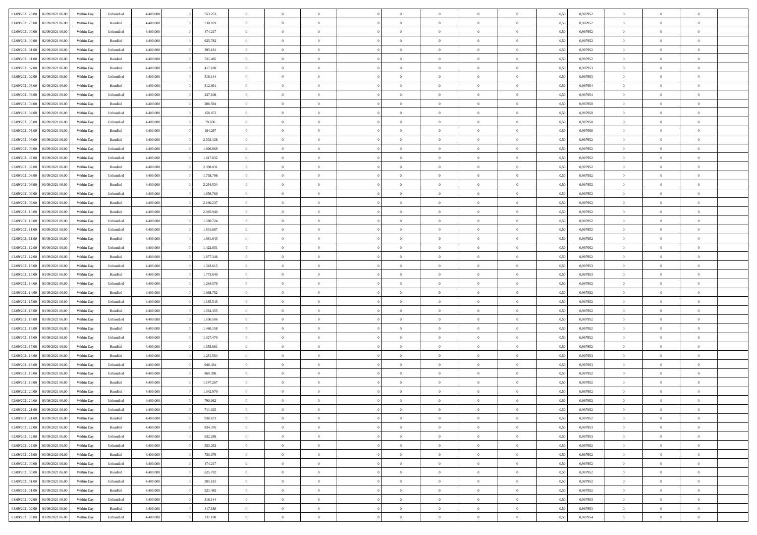| | | | | | | | | | | | | | | | | | | | | | |
|---|---|---|---|---|---|---|---|---|---|---|---|---|---|---|---|---|---|---|---|---|---|
| 01/09/2021 23:00 | 02/09/2021 06:00 | Within Day | Unbundled | 4.400.000 | 0 | 553.253 | 0 | 0 | 0 | | 0 | 0 | 0 | 0 | 0 | 0,50 | 0,987952 | 0 | 0 | 0 | |
| 01/09/2021 23:00 | 02/09/2021 06:00 | Within Day | Bundled | 4.400.000 | 0 | 730.079 | 0 | 0 | 0 | | 0 | 0 | 0 | 0 | 0 | 0,50 | 0,987952 | 0 | 0 | 0 | |
| 02/09/2021 00:00 | 02/09/2021 06:00 | Within Day | Unbundled | 4.400.000 | 0 | 474.217 | 0 | 0 | 0 | | 0 | 0 | 0 | 0 | 0 | 0,50 | 0,987952 | 0 | 0 | 0 | |
| 02/09/2021 00:00 | 02/09/2021 06:00 | Within Day | Bundled | 4.400.000 | 0 | 625.782 | 0 | 0 | 0 | | 0 | 0 | 0 | 0 | 0 | 0,50 | 0,987952 | 0 | 0 | 0 | |
| 02/09/2021 01:00 | 02/09/2021 06:00 | Within Day | Unbundled | 4.400.000 | 0 | 395.181 | 0 | 0 | 0 | | 0 | 0 | 0 | 0 | 0 | 0,50 | 0,987952 | 0 | 0 | 0 | |
| 02/09/2021 01:00 | 02/09/2021 06:00 | Within Day | Bundled | 4.400.000 | 0 | 521.485 | 0 | 0 | 0 | | 0 | 0 | 0 | 0 | 0 | 0,50 | 0,987952 | 0 | 0 | 0 | |
| 02/09/2021 02:00 | 02/09/2021 06:00 | Within Day | Bundled | 4.400.000 | 0 | 417.188 | 0 | 0 | 0 | | 0 | 0 | 0 | 0 | 0 | 0,50 | 0,987953 | 0 | 0 | 0 | |
| 02/09/2021 02:00 | 02/09/2021 06:00 | Within Day | Unbundled | 4.400.000 | 0 | 316.144 | 0 | 0 | 0 | | 0 | 0 | 0 | 0 | 0 | 0,50 | 0,987953 | 0 | 0 | 0 | |
| 02/09/2021 03:00 | 02/09/2021 06:00 | Within Day | Bundled | 4.400.000 | 0 | 312.891 | 0 | 0 | 0 | | 0 | 0 | 0 | 0 | 0 | 0,50 | 0,987954 | 0 | 0 | 0 | |
| 02/09/2021 03:00 | 02/09/2021 06:00 | Within Day | Unbundled | 4.400.000 | 0 | 237.108 | 0 | 0 | 0 | | 0 | 0 | 0 | 0 | 0 | 0,50 | 0,987954 | 0 | 0 | 0 | |
| 02/09/2021 04:00 | 02/09/2021 06:00 | Within Day | Bundled | 4.400.000 | 0 | 208.594 | 0 | 0 | 0 | | 0 | 0 | 0 | 0 | 0 | 0,50 | 0,987950 | 0 | 0 | 0 | |
| 02/09/2021 04:00 | 02/09/2021 06:00 | Within Day | Unbundled | 4.400.000 | 0 | 158.072 | 0 | 0 | 0 | | 0 | 0 | 0 | 0 | 0 | 0,50 | 0,987950 | 0 | 0 | 0 | |
| 02/09/2021 05:00 | 02/09/2021 06:00 | Within Day | Unbundled | 4.400.000 | 0 | 79.036 | 0 | 0 | 0 | | 0 | 0 | 0 | 0 | 0 | 0,50 | 0,987950 | 0 | 0 | 0 | |
| 02/09/2021 05:00 | 02/09/2021 06:00 | Within Day | Bundled | 4.400.000 | 0 | 104.297 | 0 | 0 | 0 | | 0 | 0 | 0 | 0 | 0 | 0,50 | 0,987950 | 0 | 0 | 0 | |
| 02/09/2021 06:00 | 03/09/2021 06:00 | Within Day | Bundled | 4.400.000 | 0 | 2.503.128 | 0 | 0 | 0 | | 0 | 0 | 0 | 0 | 0 | 0,50 | 0,987952 | 0 | 0 | 0 | |
| 02/09/2021 06:00 | 03/09/2021 06:00 | Within Day | Unbundled | 4.400.000 | 0 | 1.896.869 | 0 | 0 | 0 | | 0 | 0 | 0 | 0 | 0 | 0,50 | 0,987952 | 0 | 0 | 0 | |
| 02/09/2021 07:00 | 03/09/2021 06:00 | Within Day | Unbundled | 4.400.000 | 0 | 1.817.832 | 0 | 0 | 0 | | 0 | 0 | 0 | 0 | 0 | 0,50 | 0,987952 | 0 | 0 | 0 | |
| 02/09/2021 07:00 | 03/09/2021 06:00 | Within Day | Bundled | 4.400.000 | 0 | 2.398.831 | 0 | 0 | 0 | | 0 | 0 | 0 | 0 | 0 | 0,50 | 0,987952 | 0 | 0 | 0 | |
| 02/09/2021 08:00 | 03/09/2021 06:00 | Within Day | Unbundled | 4.400.000 | 0 | 1.738.796 | 0 | 0 | 0 | | 0 | 0 | 0 | 0 | 0 | 0,50 | 0,987952 | 0 | 0 | 0 | |
| 02/09/2021 08:00 | 03/09/2021 06:00 | Within Day | Bundled | 4.400.000 | 0 | 2.294.534 | 0 | 0 | 0 | | 0 | 0 | 0 | 0 | 0 | 0,50 | 0,987952 | 0 | 0 | 0 | |
| 02/09/2021 09:00 | 03/09/2021 06:00 | Within Day | Unbundled | 4.400.000 | 0 | 1.659.760 | 0 | 0 | 0 | | 0 | 0 | 0 | 0 | 0 | 0,50 | 0,987952 | 0 | 0 | 0 | |
| 02/09/2021 09:00 | 03/09/2021 06:00 | Within Day | Bundled | 4.400.000 | 0 | 2.190.237 | 0 | 0 | 0 | | 0 | 0 | 0 | 0 | 0 | 0,50 | 0,987952 | 0 | 0 | 0 | |
| 02/09/2021 10:00 | 03/09/2021 06:00 | Within Day | Bundled | 4.400.000 | 0 | 2.085.940 | 0 | 0 | 0 | | 0 | 0 | 0 | 0 | 0 | 0,50 | 0,987952 | 0 | 0 | 0 | |
| 02/09/2021 10:00 | 03/09/2021 06:00 | Within Day | Unbundled | 4.400.000 | 0 | 1.580.724 | 0 | 0 | 0 | | 0 | 0 | 0 | 0 | 0 | 0,50 | 0,987952 | 0 | 0 | 0 | |
| 02/09/2021 11:00 | 03/09/2021 06:00 | Within Day | Unbundled | 4.400.000 | 0 | 1.501.687 | 0 | 0 | 0 | | 0 | 0 | 0 | 0 | 0 | 0,50 | 0,987952 | 0 | 0 | 0 | |
| 02/09/2021 11:00 | 03/09/2021 06:00 | Within Day | Bundled | 4.400.000 | 0 | 1.981.643 | 0 | 0 | 0 | | 0 | 0 | 0 | 0 | 0 | 0,50 | 0,987952 | 0 | 0 | 0 | |
| 02/09/2021 12:00 | 03/09/2021 06:00 | Within Day | Unbundled | 4.400.000 | 0 | 1.422.651 | 0 | 0 | 0 | | 0 | 0 | 0 | 0 | 0 | 0,50 | 0,987952 | 0 | 0 | 0 | |
| 02/09/2021 12:00 | 03/09/2021 06:00 | Within Day | Bundled | 4.400.000 | 0 | 1.877.346 | 0 | 0 | 0 | | 0 | 0 | 0 | 0 | 0 | 0,50 | 0,987952 | 0 | 0 | 0 | |
| 02/09/2021 13:00 | 03/09/2021 06:00 | Within Day | Unbundled | 4.400.000 | 0 | 1.343.615 | 0 | 0 | 0 | | 0 | 0 | 0 | 0 | 0 | 0,50 | 0,987953 | 0 | 0 | 0 | |
| 02/09/2021 13:00 | 03/09/2021 06:00 | Within Day | Bundled | 4.400.000 | 0 | 1.773.049 | 0 | 0 | 0 | | 0 | 0 | 0 | 0 | 0 | 0,50 | 0,987953 | 0 | 0 | 0 | |
| 02/09/2021 14:00 | 03/09/2021 06:00 | Within Day | Unbundled | 4.400.000 | 0 | 1.264.579 | 0 | 0 | 0 | | 0 | 0 | 0 | 0 | 0 | 0,50 | 0,987952 | 0 | 0 | 0 | |
| 02/09/2021 14:00 | 03/09/2021 06:00 | Within Day | Bundled | 4.400.000 | 0 | 1.668.752 | 0 | 0 | 0 | | 0 | 0 | 0 | 0 | 0 | 0,50 | 0,987952 | 0 | 0 | 0 | |
| 02/09/2021 15:00 | 03/09/2021 06:00 | Within Day | Unbundled | 4.400.000 | 0 | 1.185.543 | 0 | 0 | 0 | | 0 | 0 | 0 | 0 | 0 | 0,50 | 0,987952 | 0 | 0 | 0 | |
| 02/09/2021 15:00 | 03/09/2021 06:00 | Within Day | Bundled | 4.400.000 | 0 | 1.564.455 | 0 | 0 | 0 | | 0 | 0 | 0 | 0 | 0 | 0,50 | 0,987952 | 0 | 0 | 0 | |
| 02/09/2021 16:00 | 03/09/2021 06:00 | Within Day | Unbundled | 4.400.000 | 0 | 1.106.506 | 0 | 0 | 0 | | 0 | 0 | 0 | 0 | 0 | 0,50 | 0,987952 | 0 | 0 | 0 | |
| 02/09/2021 16:00 | 03/09/2021 06:00 | Within Day | Bundled | 4.400.000 | 0 | 1.460.158 | 0 | 0 | 0 | | 0 | 0 | 0 | 0 | 0 | 0,50 | 0,987952 | 0 | 0 | 0 | |
| 02/09/2021 17:00 | 03/09/2021 06:00 | Within Day | Unbundled | 4.400.000 | 0 | 1.027.470 | 0 | 0 | 0 | | 0 | 0 | 0 | 0 | 0 | 0,50 | 0,987952 | 0 | 0 | 0 | |
| 02/09/2021 17:00 | 03/09/2021 06:00 | Within Day | Bundled | 4.400.000 | 0 | 1.355.861 | 0 | 0 | 0 | | 0 | 0 | 0 | 0 | 0 | 0,50 | 0,987952 | 0 | 0 | 0 | |
| 02/09/2021 18:00 | 03/09/2021 06:00 | Within Day | Bundled | 4.400.000 | 0 | 1.251.564 | 0 | 0 | 0 | | 0 | 0 | 0 | 0 | 0 | 0,50 | 0,987953 | 0 | 0 | 0 | |
| 02/09/2021 18:00 | 03/09/2021 06:00 | Within Day | Unbundled | 4.400.000 | 0 | 948.434 | 0 | 0 | 0 | | 0 | 0 | 0 | 0 | 0 | 0,50 | 0,987953 | 0 | 0 | 0 | |
| 02/09/2021 19:00 | 03/09/2021 06:00 | Within Day | Unbundled | 4.400.000 | 0 | 869.398 | 0 | 0 | 0 | | 0 | 0 | 0 | 0 | 0 | 0,50 | 0,987952 | 0 | 0 | 0 | |
| 02/09/2021 19:00 | 03/09/2021 06:00 | Within Day | Bundled | 4.400.000 | 0 | 1.147.267 | 0 | 0 | 0 | | 0 | 0 | 0 | 0 | 0 | 0,50 | 0,987952 | 0 | 0 | 0 | |
| 02/09/2021 20:00 | 03/09/2021 06:00 | Within Day | Bundled | 4.400.000 | 0 | 1.042.970 | 0 | 0 | 0 | | 0 | 0 | 0 | 0 | 0 | 0,50 | 0,987952 | 0 | 0 | 0 | |
| 02/09/2021 20:00 | 03/09/2021 06:00 | Within Day | Unbundled | 4.400.000 | 0 | 790.362 | 0 | 0 | 0 | | 0 | 0 | 0 | 0 | 0 | 0,50 | 0,987952 | 0 | 0 | 0 | |
| 02/09/2021 21:00 | 03/09/2021 06:00 | Within Day | Unbundled | 4.400.000 | 0 | 711.325 | 0 | 0 | 0 | | 0 | 0 | 0 | 0 | 0 | 0,50 | 0,987952 | 0 | 0 | 0 | |
| 02/09/2021 21:00 | 03/09/2021 06:00 | Within Day | Bundled | 4.400.000 | 0 | 938.673 | 0 | 0 | 0 | | 0 | 0 | 0 | 0 | 0 | 0,50 | 0,987952 | 0 | 0 | 0 | |
| 02/09/2021 22:00 | 03/09/2021 06:00 | Within Day | Bundled | 4.400.000 | 0 | 834.376 | 0 | 0 | 0 | | 0 | 0 | 0 | 0 | 0 | 0,50 | 0,987953 | 0 | 0 | 0 | |
| 02/09/2021 22:00 | 03/09/2021 06:00 | Within Day | Unbundled | 4.400.000 | 0 | 632.289 | 0 | 0 | 0 | | 0 | 0 | 0 | 0 | 0 | 0,50 | 0,987953 | 0 | 0 | 0 | |
| 02/09/2021 23:00 | 03/09/2021 06:00 | Within Day | Unbundled | 4.400.000 | 0 | 553.253 | 0 | 0 | 0 | | 0 | 0 | 0 | 0 | 0 | 0,50 | 0,987952 | 0 | 0 | 0 | |
| 02/09/2021 23:00 | 03/09/2021 06:00 | Within Day | Bundled | 4.400.000 | 0 | 730.079 | 0 | 0 | 0 | | 0 | 0 | 0 | 0 | 0 | 0,50 | 0,987952 | 0 | 0 | 0 | |
| 03/09/2021 00:00 | 03/09/2021 06:00 | Within Day | Unbundled | 4.400.000 | 0 | 474.217 | 0 | 0 | 0 | | 0 | 0 | 0 | 0 | 0 | 0,50 | 0,987952 | 0 | 0 | 0 | |
| 03/09/2021 00:00 | 03/09/2021 06:00 | Within Day | Bundled | 4.400.000 | 0 | 625.782 | 0 | 0 | 0 | | 0 | 0 | 0 | 0 | 0 | 0,50 | 0,987952 | 0 | 0 | 0 | |
| 03/09/2021 01:00 | 03/09/2021 06:00 | Within Day | Unbundled | 4.400.000 | 0 | 395.181 | 0 | 0 | 0 | | 0 | 0 | 0 | 0 | 0 | 0,50 | 0,987952 | 0 | 0 | 0 | |
| 03/09/2021 01:00 | 03/09/2021 06:00 | Within Day | Bundled | 4.400.000 | 0 | 521.485 | 0 | 0 | 0 | | 0 | 0 | 0 | 0 | 0 | 0,50 | 0,987952 | 0 | 0 | 0 | |
| 03/09/2021 02:00 | 03/09/2021 06:00 | Within Day | Unbundled | 4.400.000 | 0 | 316.144 | 0 | 0 | 0 | | 0 | 0 | 0 | 0 | 0 | 0,50 | 0,987953 | 0 | 0 | 0 | |
| 03/09/2021 02:00 | 03/09/2021 06:00 | Within Day | Bundled | 4.400.000 | 0 | 417.188 | 0 | 0 | 0 | | 0 | 0 | 0 | 0 | 0 | 0,50 | 0,987953 | 0 | 0 | 0 | |
| 03/09/2021 03:00 | 03/09/2021 06:00 | Within Day | Unbundled | 4.400.000 | 0 | 237.108 | 0 | 0 | 0 | | 0 | 0 | 0 | 0 | 0 | 0,50 | 0,987954 | 0 | 0 | 0 | |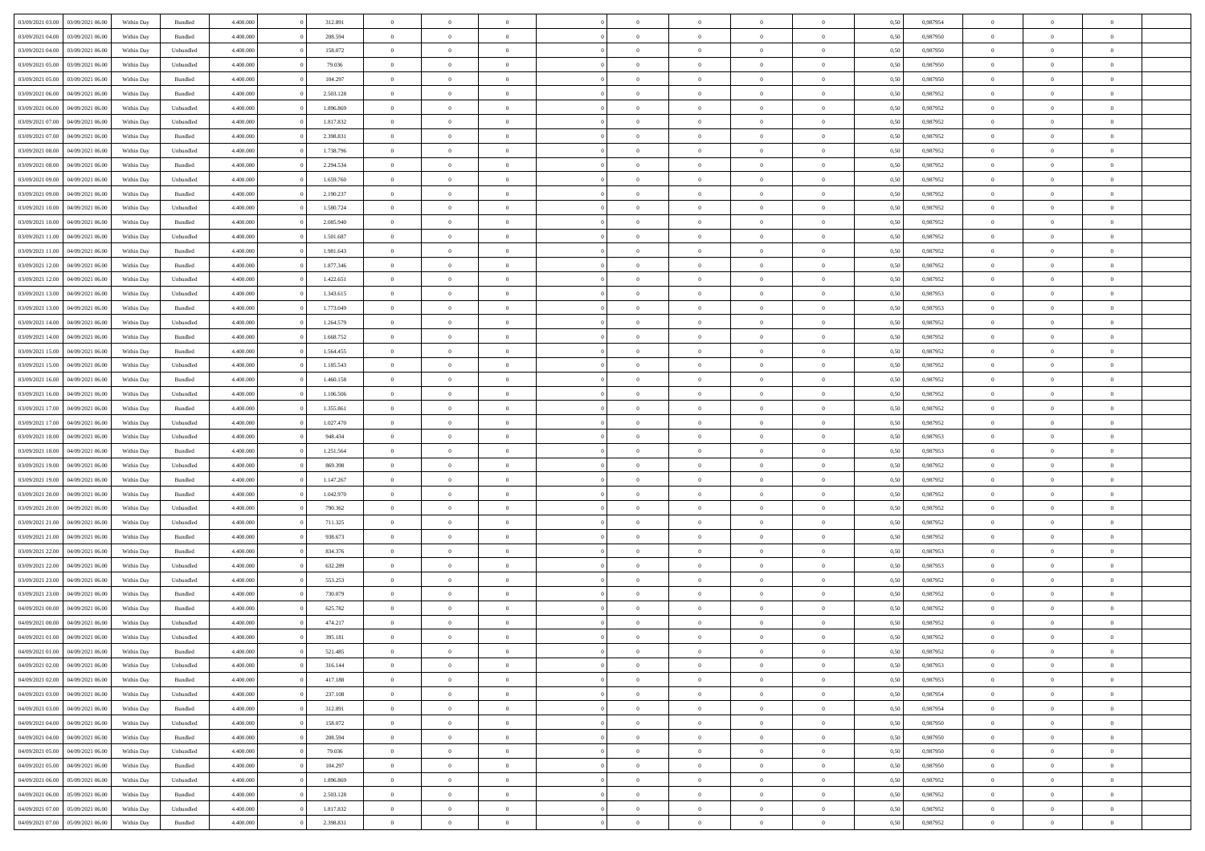| | | | | | | | | | | | | | | | | | | | | |
|---|---|---|---|---|---|---|---|---|---|---|---|---|---|---|---|---|---|---|---|---|
| 03/09/2021 03:00 | 03/09/2021 06:00 | Within Day | Bundled | 4.400.000 | 0 | 312.891 | 0 | 0 | 0 | | 0 | 0 | 0 | 0 | 0 | 0,50 | 0,987954 | 0 | 0 | 0 |
| 03/09/2021 04:00 | 03/09/2021 06:00 | Within Day | Bundled | 4.400.000 | 0 | 208.594 | 0 | 0 | 0 | | 0 | 0 | 0 | 0 | 0 | 0,50 | 0,987950 | 0 | 0 | 0 |
| 03/09/2021 04:00 | 03/09/2021 06:00 | Within Day | Unbundled | 4.400.000 | 0 | 158.072 | 0 | 0 | 0 | | 0 | 0 | 0 | 0 | 0 | 0,50 | 0,987950 | 0 | 0 | 0 |
| 03/09/2021 05:00 | 03/09/2021 06:00 | Within Day | Unbundled | 4.400.000 | 0 | 79.036 | 0 | 0 | 0 | | 0 | 0 | 0 | 0 | 0 | 0,50 | 0,987950 | 0 | 0 | 0 |
| 03/09/2021 05:00 | 03/09/2021 06:00 | Within Day | Bundled | 4.400.000 | 0 | 104.297 | 0 | 0 | 0 | | 0 | 0 | 0 | 0 | 0 | 0,50 | 0,987950 | 0 | 0 | 0 |
| 03/09/2021 06:00 | 04/09/2021 06:00 | Within Day | Bundled | 4.400.000 | 0 | 2.503.128 | 0 | 0 | 0 | | 0 | 0 | 0 | 0 | 0 | 0,50 | 0,987952 | 0 | 0 | 0 |
| 03/09/2021 06:00 | 04/09/2021 06:00 | Within Day | Unbundled | 4.400.000 | 0 | 1.896.869 | 0 | 0 | 0 | | 0 | 0 | 0 | 0 | 0 | 0,50 | 0,987952 | 0 | 0 | 0 |
| 03/09/2021 07:00 | 04/09/2021 06:00 | Within Day | Unbundled | 4.400.000 | 0 | 1.817.832 | 0 | 0 | 0 | | 0 | 0 | 0 | 0 | 0 | 0,50 | 0,987952 | 0 | 0 | 0 |
| 03/09/2021 07:00 | 04/09/2021 06:00 | Within Day | Bundled | 4.400.000 | 0 | 2.398.831 | 0 | 0 | 0 | | 0 | 0 | 0 | 0 | 0 | 0,50 | 0,987952 | 0 | 0 | 0 |
| 03/09/2021 08:00 | 04/09/2021 06:00 | Within Day | Unbundled | 4.400.000 | 0 | 1.738.796 | 0 | 0 | 0 | | 0 | 0 | 0 | 0 | 0 | 0,50 | 0,987952 | 0 | 0 | 0 |
| 03/09/2021 08:00 | 04/09/2021 06:00 | Within Day | Bundled | 4.400.000 | 0 | 2.294.534 | 0 | 0 | 0 | | 0 | 0 | 0 | 0 | 0 | 0,50 | 0,987952 | 0 | 0 | 0 |
| 03/09/2021 09:00 | 04/09/2021 06:00 | Within Day | Unbundled | 4.400.000 | 0 | 1.659.760 | 0 | 0 | 0 | | 0 | 0 | 0 | 0 | 0 | 0,50 | 0,987952 | 0 | 0 | 0 |
| 03/09/2021 09:00 | 04/09/2021 06:00 | Within Day | Bundled | 4.400.000 | 0 | 2.190.237 | 0 | 0 | 0 | | 0 | 0 | 0 | 0 | 0 | 0,50 | 0,987952 | 0 | 0 | 0 |
| 03/09/2021 10:00 | 04/09/2021 06:00 | Within Day | Unbundled | 4.400.000 | 0 | 1.580.724 | 0 | 0 | 0 | | 0 | 0 | 0 | 0 | 0 | 0,50 | 0,987952 | 0 | 0 | 0 |
| 03/09/2021 10:00 | 04/09/2021 06:00 | Within Day | Bundled | 4.400.000 | 0 | 2.085.940 | 0 | 0 | 0 | | 0 | 0 | 0 | 0 | 0 | 0,50 | 0,987952 | 0 | 0 | 0 |
| 03/09/2021 11:00 | 04/09/2021 06:00 | Within Day | Unbundled | 4.400.000 | 0 | 1.501.687 | 0 | 0 | 0 | | 0 | 0 | 0 | 0 | 0 | 0,50 | 0,987952 | 0 | 0 | 0 |
| 03/09/2021 11:00 | 04/09/2021 06:00 | Within Day | Bundled | 4.400.000 | 0 | 1.981.643 | 0 | 0 | 0 | | 0 | 0 | 0 | 0 | 0 | 0,50 | 0,987952 | 0 | 0 | 0 |
| 03/09/2021 12:00 | 04/09/2021 06:00 | Within Day | Bundled | 4.400.000 | 0 | 1.877.346 | 0 | 0 | 0 | | 0 | 0 | 0 | 0 | 0 | 0,50 | 0,987952 | 0 | 0 | 0 |
| 03/09/2021 12:00 | 04/09/2021 06:00 | Within Day | Unbundled | 4.400.000 | 0 | 1.422.651 | 0 | 0 | 0 | | 0 | 0 | 0 | 0 | 0 | 0,50 | 0,987952 | 0 | 0 | 0 |
| 03/09/2021 13:00 | 04/09/2021 06:00 | Within Day | Unbundled | 4.400.000 | 0 | 1.343.615 | 0 | 0 | 0 | | 0 | 0 | 0 | 0 | 0 | 0,50 | 0,987953 | 0 | 0 | 0 |
| 03/09/2021 13:00 | 04/09/2021 06:00 | Within Day | Bundled | 4.400.000 | 0 | 1.773.049 | 0 | 0 | 0 | | 0 | 0 | 0 | 0 | 0 | 0,50 | 0,987953 | 0 | 0 | 0 |
| 03/09/2021 14:00 | 04/09/2021 06:00 | Within Day | Unbundled | 4.400.000 | 0 | 1.264.579 | 0 | 0 | 0 | | 0 | 0 | 0 | 0 | 0 | 0,50 | 0,987952 | 0 | 0 | 0 |
| 03/09/2021 14:00 | 04/09/2021 06:00 | Within Day | Bundled | 4.400.000 | 0 | 1.668.752 | 0 | 0 | 0 | | 0 | 0 | 0 | 0 | 0 | 0,50 | 0,987952 | 0 | 0 | 0 |
| 03/09/2021 15:00 | 04/09/2021 06:00 | Within Day | Bundled | 4.400.000 | 0 | 1.564.455 | 0 | 0 | 0 | | 0 | 0 | 0 | 0 | 0 | 0,50 | 0,987952 | 0 | 0 | 0 |
| 03/09/2021 15:00 | 04/09/2021 06:00 | Within Day | Unbundled | 4.400.000 | 0 | 1.185.543 | 0 | 0 | 0 | | 0 | 0 | 0 | 0 | 0 | 0,50 | 0,987952 | 0 | 0 | 0 |
| 03/09/2021 16:00 | 04/09/2021 06:00 | Within Day | Bundled | 4.400.000 | 0 | 1.460.158 | 0 | 0 | 0 | | 0 | 0 | 0 | 0 | 0 | 0,50 | 0,987952 | 0 | 0 | 0 |
| 03/09/2021 16:00 | 04/09/2021 06:00 | Within Day | Unbundled | 4.400.000 | 0 | 1.106.506 | 0 | 0 | 0 | | 0 | 0 | 0 | 0 | 0 | 0,50 | 0,987952 | 0 | 0 | 0 |
| 03/09/2021 17:00 | 04/09/2021 06:00 | Within Day | Bundled | 4.400.000 | 0 | 1.355.861 | 0 | 0 | 0 | | 0 | 0 | 0 | 0 | 0 | 0,50 | 0,987952 | 0 | 0 | 0 |
| 03/09/2021 17:00 | 04/09/2021 06:00 | Within Day | Unbundled | 4.400.000 | 0 | 1.027.470 | 0 | 0 | 0 | | 0 | 0 | 0 | 0 | 0 | 0,50 | 0,987952 | 0 | 0 | 0 |
| 03/09/2021 18:00 | 04/09/2021 06:00 | Within Day | Unbundled | 4.400.000 | 0 | 948.434 | 0 | 0 | 0 | | 0 | 0 | 0 | 0 | 0 | 0,50 | 0,987953 | 0 | 0 | 0 |
| 03/09/2021 18:00 | 04/09/2021 06:00 | Within Day | Bundled | 4.400.000 | 0 | 1.251.564 | 0 | 0 | 0 | | 0 | 0 | 0 | 0 | 0 | 0,50 | 0,987953 | 0 | 0 | 0 |
| 03/09/2021 19:00 | 04/09/2021 06:00 | Within Day | Unbundled | 4.400.000 | 0 | 869.398 | 0 | 0 | 0 | | 0 | 0 | 0 | 0 | 0 | 0,50 | 0,987952 | 0 | 0 | 0 |
| 03/09/2021 19:00 | 04/09/2021 06:00 | Within Day | Bundled | 4.400.000 | 0 | 1.147.267 | 0 | 0 | 0 | | 0 | 0 | 0 | 0 | 0 | 0,50 | 0,987952 | 0 | 0 | 0 |
| 03/09/2021 20:00 | 04/09/2021 06:00 | Within Day | Bundled | 4.400.000 | 0 | 1.042.970 | 0 | 0 | 0 | | 0 | 0 | 0 | 0 | 0 | 0,50 | 0,987952 | 0 | 0 | 0 |
| 03/09/2021 20:00 | 04/09/2021 06:00 | Within Day | Unbundled | 4.400.000 | 0 | 790.362 | 0 | 0 | 0 | | 0 | 0 | 0 | 0 | 0 | 0,50 | 0,987952 | 0 | 0 | 0 |
| 03/09/2021 21:00 | 04/09/2021 06:00 | Within Day | Unbundled | 4.400.000 | 0 | 711.325 | 0 | 0 | 0 | | 0 | 0 | 0 | 0 | 0 | 0,50 | 0,987952 | 0 | 0 | 0 |
| 03/09/2021 21:00 | 04/09/2021 06:00 | Within Day | Bundled | 4.400.000 | 0 | 938.673 | 0 | 0 | 0 | | 0 | 0 | 0 | 0 | 0 | 0,50 | 0,987952 | 0 | 0 | 0 |
| 03/09/2021 22:00 | 04/09/2021 06:00 | Within Day | Bundled | 4.400.000 | 0 | 834.376 | 0 | 0 | 0 | | 0 | 0 | 0 | 0 | 0 | 0,50 | 0,987953 | 0 | 0 | 0 |
| 03/09/2021 22:00 | 04/09/2021 06:00 | Within Day | Unbundled | 4.400.000 | 0 | 632.289 | 0 | 0 | 0 | | 0 | 0 | 0 | 0 | 0 | 0,50 | 0,987953 | 0 | 0 | 0 |
| 03/09/2021 23:00 | 04/09/2021 06:00 | Within Day | Unbundled | 4.400.000 | 0 | 553.253 | 0 | 0 | 0 | | 0 | 0 | 0 | 0 | 0 | 0,50 | 0,987952 | 0 | 0 | 0 |
| 03/09/2021 23:00 | 04/09/2021 06:00 | Within Day | Bundled | 4.400.000 | 0 | 730.079 | 0 | 0 | 0 | | 0 | 0 | 0 | 0 | 0 | 0,50 | 0,987952 | 0 | 0 | 0 |
| 04/09/2021 00:00 | 04/09/2021 06:00 | Within Day | Bundled | 4.400.000 | 0 | 625.782 | 0 | 0 | 0 | | 0 | 0 | 0 | 0 | 0 | 0,50 | 0,987952 | 0 | 0 | 0 |
| 04/09/2021 00:00 | 04/09/2021 06:00 | Within Day | Unbundled | 4.400.000 | 0 | 474.217 | 0 | 0 | 0 | | 0 | 0 | 0 | 0 | 0 | 0,50 | 0,987952 | 0 | 0 | 0 |
| 04/09/2021 01:00 | 04/09/2021 06:00 | Within Day | Unbundled | 4.400.000 | 0 | 395.181 | 0 | 0 | 0 | | 0 | 0 | 0 | 0 | 0 | 0,50 | 0,987952 | 0 | 0 | 0 |
| 04/09/2021 01:00 | 04/09/2021 06:00 | Within Day | Bundled | 4.400.000 | 0 | 521.485 | 0 | 0 | 0 | | 0 | 0 | 0 | 0 | 0 | 0,50 | 0,987952 | 0 | 0 | 0 |
| 04/09/2021 02:00 | 04/09/2021 06:00 | Within Day | Unbundled | 4.400.000 | 0 | 316.144 | 0 | 0 | 0 | | 0 | 0 | 0 | 0 | 0 | 0,50 | 0,987953 | 0 | 0 | 0 |
| 04/09/2021 02:00 | 04/09/2021 06:00 | Within Day | Bundled | 4.400.000 | 0 | 417.188 | 0 | 0 | 0 | | 0 | 0 | 0 | 0 | 0 | 0,50 | 0,987953 | 0 | 0 | 0 |
| 04/09/2021 03:00 | 04/09/2021 06:00 | Within Day | Unbundled | 4.400.000 | 0 | 237.108 | 0 | 0 | 0 | | 0 | 0 | 0 | 0 | 0 | 0,50 | 0,987954 | 0 | 0 | 0 |
| 04/09/2021 03:00 | 04/09/2021 06:00 | Within Day | Bundled | 4.400.000 | 0 | 312.891 | 0 | 0 | 0 | | 0 | 0 | 0 | 0 | 0 | 0,50 | 0,987954 | 0 | 0 | 0 |
| 04/09/2021 04:00 | 04/09/2021 06:00 | Within Day | Unbundled | 4.400.000 | 0 | 158.072 | 0 | 0 | 0 | | 0 | 0 | 0 | 0 | 0 | 0,50 | 0,987950 | 0 | 0 | 0 |
| 04/09/2021 04:00 | 04/09/2021 06:00 | Within Day | Bundled | 4.400.000 | 0 | 208.594 | 0 | 0 | 0 | | 0 | 0 | 0 | 0 | 0 | 0,50 | 0,987950 | 0 | 0 | 0 |
| 04/09/2021 05:00 | 04/09/2021 06:00 | Within Day | Unbundled | 4.400.000 | 0 | 79.036 | 0 | 0 | 0 | | 0 | 0 | 0 | 0 | 0 | 0,50 | 0,987950 | 0 | 0 | 0 |
| 04/09/2021 05:00 | 04/09/2021 06:00 | Within Day | Bundled | 4.400.000 | 0 | 104.297 | 0 | 0 | 0 | | 0 | 0 | 0 | 0 | 0 | 0,50 | 0,987950 | 0 | 0 | 0 |
| 04/09/2021 06:00 | 05/09/2021 06:00 | Within Day | Unbundled | 4.400.000 | 0 | 1.896.869 | 0 | 0 | 0 | | 0 | 0 | 0 | 0 | 0 | 0,50 | 0,987952 | 0 | 0 | 0 |
| 04/09/2021 06:00 | 05/09/2021 06:00 | Within Day | Bundled | 4.400.000 | 0 | 2.503.128 | 0 | 0 | 0 | | 0 | 0 | 0 | 0 | 0 | 0,50 | 0,987952 | 0 | 0 | 0 |
| 04/09/2021 07:00 | 05/09/2021 06:00 | Within Day | Unbundled | 4.400.000 | 0 | 1.817.832 | 0 | 0 | 0 | | 0 | 0 | 0 | 0 | 0 | 0,50 | 0,987952 | 0 | 0 | 0 |
| 04/09/2021 07:00 | 05/09/2021 06:00 | Within Day | Bundled | 4.400.000 | 0 | 2.398.831 | 0 | 0 | 0 | | 0 | 0 | 0 | 0 | 0 | 0,50 | 0,987952 | 0 | 0 | 0 |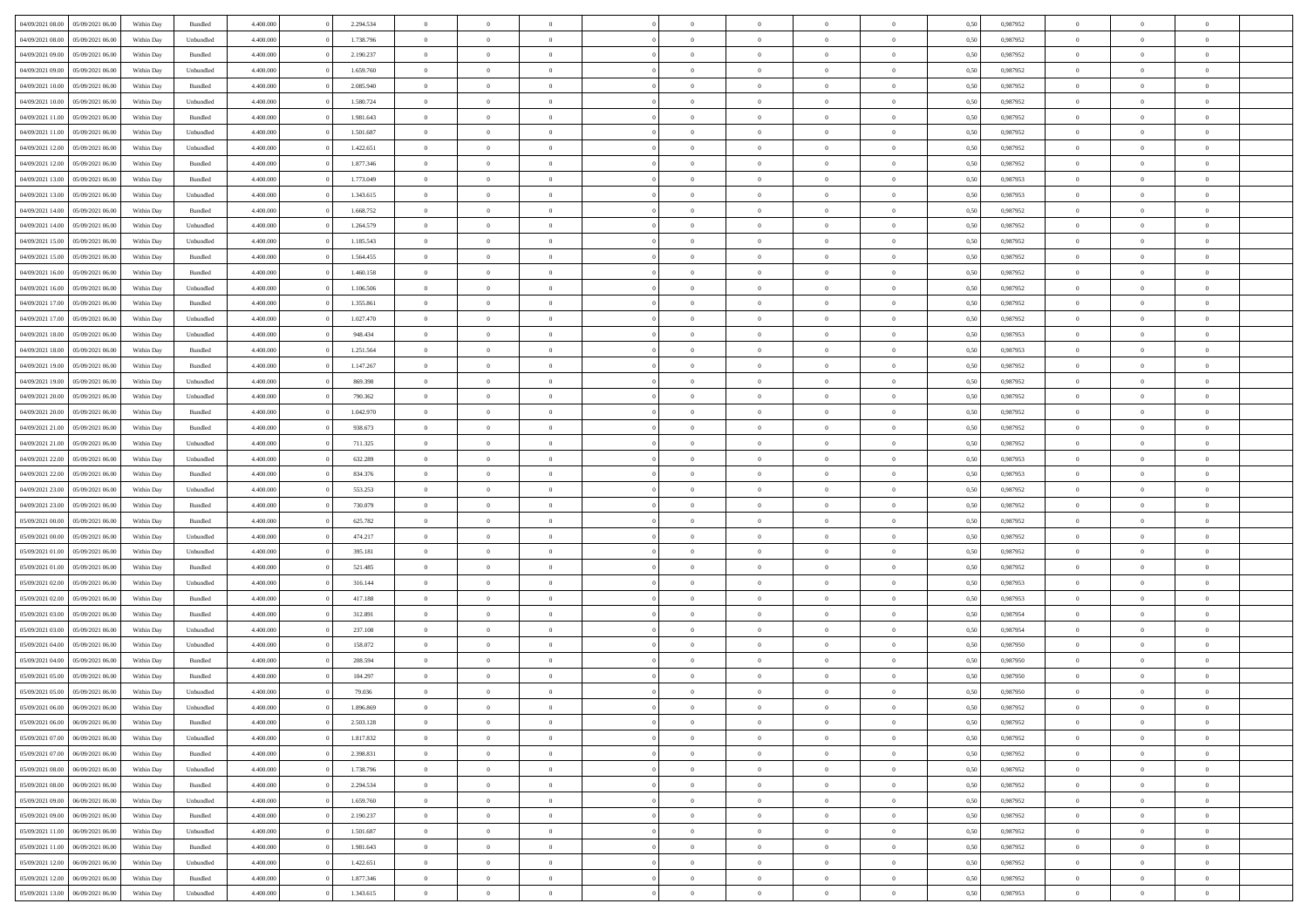| | | | | | | | | | | | | | | | | | | | | | |
|---|---|---|---|---|---|---|---|---|---|---|---|---|---|---|---|---|---|---|---|---|---|
| 04/09/2021 08:00 | 05/09/2021 06:00 | Within Day | Bundled | 4.400.000 | 0 | 2.294.534 | 0 | 0 | 0 | | 0 | 0 | 0 | 0 | 0,50 | 0,987952 | 0 | 0 | 0 | |
| 04/09/2021 08:00 | 05/09/2021 06:00 | Within Day | Unbundled | 4.400.000 | 0 | 1.738.796 | 0 | 0 | 0 | | 0 | 0 | 0 | 0 | 0,50 | 0,987952 | 0 | 0 | 0 | |
| 04/09/2021 09:00 | 05/09/2021 06:00 | Within Day | Bundled | 4.400.000 | 0 | 2.190.237 | 0 | 0 | 0 | | 0 | 0 | 0 | 0 | 0,50 | 0,987952 | 0 | 0 | 0 | |
| 04/09/2021 09:00 | 05/09/2021 06:00 | Within Day | Unbundled | 4.400.000 | 0 | 1.659.760 | 0 | 0 | 0 | | 0 | 0 | 0 | 0 | 0,50 | 0,987952 | 0 | 0 | 0 | |
| 04/09/2021 10:00 | 05/09/2021 06:00 | Within Day | Bundled | 4.400.000 | 0 | 2.085.940 | 0 | 0 | 0 | | 0 | 0 | 0 | 0 | 0,50 | 0,987952 | 0 | 0 | 0 | |
| 04/09/2021 10:00 | 05/09/2021 06:00 | Within Day | Unbundled | 4.400.000 | 0 | 1.580.724 | 0 | 0 | 0 | | 0 | 0 | 0 | 0 | 0,50 | 0,987952 | 0 | 0 | 0 | |
| 04/09/2021 11:00 | 05/09/2021 06:00 | Within Day | Bundled | 4.400.000 | 0 | 1.981.643 | 0 | 0 | 0 | | 0 | 0 | 0 | 0 | 0,50 | 0,987952 | 0 | 0 | 0 | |
| 04/09/2021 11:00 | 05/09/2021 06:00 | Within Day | Unbundled | 4.400.000 | 0 | 1.501.687 | 0 | 0 | 0 | | 0 | 0 | 0 | 0 | 0,50 | 0,987952 | 0 | 0 | 0 | |
| 04/09/2021 12:00 | 05/09/2021 06:00 | Within Day | Unbundled | 4.400.000 | 0 | 1.422.651 | 0 | 0 | 0 | | 0 | 0 | 0 | 0 | 0,50 | 0,987952 | 0 | 0 | 0 | |
| 04/09/2021 12:00 | 05/09/2021 06:00 | Within Day | Bundled | 4.400.000 | 0 | 1.877.346 | 0 | 0 | 0 | | 0 | 0 | 0 | 0 | 0,50 | 0,987952 | 0 | 0 | 0 | |
| 04/09/2021 13:00 | 05/09/2021 06:00 | Within Day | Bundled | 4.400.000 | 0 | 1.773.049 | 0 | 0 | 0 | | 0 | 0 | 0 | 0 | 0,50 | 0,987953 | 0 | 0 | 0 | |
| 04/09/2021 13:00 | 05/09/2021 06:00 | Within Day | Unbundled | 4.400.000 | 0 | 1.343.615 | 0 | 0 | 0 | | 0 | 0 | 0 | 0 | 0,50 | 0,987953 | 0 | 0 | 0 | |
| 04/09/2021 14:00 | 05/09/2021 06:00 | Within Day | Bundled | 4.400.000 | 0 | 1.668.752 | 0 | 0 | 0 | | 0 | 0 | 0 | 0 | 0,50 | 0,987952 | 0 | 0 | 0 | |
| 04/09/2021 14:00 | 05/09/2021 06:00 | Within Day | Unbundled | 4.400.000 | 0 | 1.264.579 | 0 | 0 | 0 | | 0 | 0 | 0 | 0 | 0,50 | 0,987952 | 0 | 0 | 0 | |
| 04/09/2021 15:00 | 05/09/2021 06:00 | Within Day | Unbundled | 4.400.000 | 0 | 1.185.543 | 0 | 0 | 0 | | 0 | 0 | 0 | 0 | 0,50 | 0,987952 | 0 | 0 | 0 | |
| 04/09/2021 15:00 | 05/09/2021 06:00 | Within Day | Bundled | 4.400.000 | 0 | 1.564.455 | 0 | 0 | 0 | | 0 | 0 | 0 | 0 | 0,50 | 0,987952 | 0 | 0 | 0 | |
| 04/09/2021 16:00 | 05/09/2021 06:00 | Within Day | Bundled | 4.400.000 | 0 | 1.460.158 | 0 | 0 | 0 | | 0 | 0 | 0 | 0 | 0,50 | 0,987952 | 0 | 0 | 0 | |
| 04/09/2021 16:00 | 05/09/2021 06:00 | Within Day | Unbundled | 4.400.000 | 0 | 1.106.506 | 0 | 0 | 0 | | 0 | 0 | 0 | 0 | 0,50 | 0,987952 | 0 | 0 | 0 | |
| 04/09/2021 17:00 | 05/09/2021 06:00 | Within Day | Bundled | 4.400.000 | 0 | 1.355.861 | 0 | 0 | 0 | | 0 | 0 | 0 | 0 | 0,50 | 0,987952 | 0 | 0 | 0 | |
| 04/09/2021 17:00 | 05/09/2021 06:00 | Within Day | Unbundled | 4.400.000 | 0 | 1.027.470 | 0 | 0 | 0 | | 0 | 0 | 0 | 0 | 0,50 | 0,987952 | 0 | 0 | 0 | |
| 04/09/2021 18:00 | 05/09/2021 06:00 | Within Day | Unbundled | 4.400.000 | 0 | 948.434 | 0 | 0 | 0 | | 0 | 0 | 0 | 0 | 0,50 | 0,987953 | 0 | 0 | 0 | |
| 04/09/2021 18:00 | 05/09/2021 06:00 | Within Day | Bundled | 4.400.000 | 0 | 1.251.564 | 0 | 0 | 0 | | 0 | 0 | 0 | 0 | 0,50 | 0,987953 | 0 | 0 | 0 | |
| 04/09/2021 19:00 | 05/09/2021 06:00 | Within Day | Bundled | 4.400.000 | 0 | 1.147.267 | 0 | 0 | 0 | | 0 | 0 | 0 | 0 | 0,50 | 0,987952 | 0 | 0 | 0 | |
| 04/09/2021 19:00 | 05/09/2021 06:00 | Within Day | Unbundled | 4.400.000 | 0 | 869.398 | 0 | 0 | 0 | | 0 | 0 | 0 | 0 | 0,50 | 0,987952 | 0 | 0 | 0 | |
| 04/09/2021 20:00 | 05/09/2021 06:00 | Within Day | Unbundled | 4.400.000 | 0 | 790.362 | 0 | 0 | 0 | | 0 | 0 | 0 | 0 | 0,50 | 0,987952 | 0 | 0 | 0 | |
| 04/09/2021 20:00 | 05/09/2021 06:00 | Within Day | Bundled | 4.400.000 | 0 | 1.042.970 | 0 | 0 | 0 | | 0 | 0 | 0 | 0 | 0,50 | 0,987952 | 0 | 0 | 0 | |
| 04/09/2021 21:00 | 05/09/2021 06:00 | Within Day | Bundled | 4.400.000 | 0 | 938.673 | 0 | 0 | 0 | | 0 | 0 | 0 | 0 | 0,50 | 0,987952 | 0 | 0 | 0 | |
| 04/09/2021 21:00 | 05/09/2021 06:00 | Within Day | Unbundled | 4.400.000 | 0 | 711.325 | 0 | 0 | 0 | | 0 | 0 | 0 | 0 | 0,50 | 0,987952 | 0 | 0 | 0 | |
| 04/09/2021 22:00 | 05/09/2021 06:00 | Within Day | Unbundled | 4.400.000 | 0 | 632.289 | 0 | 0 | 0 | | 0 | 0 | 0 | 0 | 0,50 | 0,987953 | 0 | 0 | 0 | |
| 04/09/2021 22:00 | 05/09/2021 06:00 | Within Day | Bundled | 4.400.000 | 0 | 834.376 | 0 | 0 | 0 | | 0 | 0 | 0 | 0 | 0,50 | 0,987953 | 0 | 0 | 0 | |
| 04/09/2021 23:00 | 05/09/2021 06:00 | Within Day | Unbundled | 4.400.000 | 0 | 553.253 | 0 | 0 | 0 | | 0 | 0 | 0 | 0 | 0,50 | 0,987952 | 0 | 0 | 0 | |
| 04/09/2021 23:00 | 05/09/2021 06:00 | Within Day | Bundled | 4.400.000 | 0 | 730.079 | 0 | 0 | 0 | | 0 | 0 | 0 | 0 | 0,50 | 0,987952 | 0 | 0 | 0 | |
| 05/09/2021 00:00 | 05/09/2021 06:00 | Within Day | Bundled | 4.400.000 | 0 | 625.782 | 0 | 0 | 0 | | 0 | 0 | 0 | 0 | 0,50 | 0,987952 | 0 | 0 | 0 | |
| 05/09/2021 00:00 | 05/09/2021 06:00 | Within Day | Unbundled | 4.400.000 | 0 | 474.217 | 0 | 0 | 0 | | 0 | 0 | 0 | 0 | 0,50 | 0,987952 | 0 | 0 | 0 | |
| 05/09/2021 01:00 | 05/09/2021 06:00 | Within Day | Unbundled | 4.400.000 | 0 | 395.181 | 0 | 0 | 0 | | 0 | 0 | 0 | 0 | 0,50 | 0,987952 | 0 | 0 | 0 | |
| 05/09/2021 01:00 | 05/09/2021 06:00 | Within Day | Bundled | 4.400.000 | 0 | 521.485 | 0 | 0 | 0 | | 0 | 0 | 0 | 0 | 0,50 | 0,987952 | 0 | 0 | 0 | |
| 05/09/2021 02:00 | 05/09/2021 06:00 | Within Day | Unbundled | 4.400.000 | 0 | 316.144 | 0 | 0 | 0 | | 0 | 0 | 0 | 0 | 0,50 | 0,987953 | 0 | 0 | 0 | |
| 05/09/2021 02:00 | 05/09/2021 06:00 | Within Day | Bundled | 4.400.000 | 0 | 417.188 | 0 | 0 | 0 | | 0 | 0 | 0 | 0 | 0,50 | 0,987953 | 0 | 0 | 0 | |
| 05/09/2021 03:00 | 05/09/2021 06:00 | Within Day | Bundled | 4.400.000 | 0 | 312.891 | 0 | 0 | 0 | | 0 | 0 | 0 | 0 | 0,50 | 0,987954 | 0 | 0 | 0 | |
| 05/09/2021 03:00 | 05/09/2021 06:00 | Within Day | Unbundled | 4.400.000 | 0 | 237.108 | 0 | 0 | 0 | | 0 | 0 | 0 | 0 | 0,50 | 0,987954 | 0 | 0 | 0 | |
| 05/09/2021 04:00 | 05/09/2021 06:00 | Within Day | Unbundled | 4.400.000 | 0 | 158.072 | 0 | 0 | 0 | | 0 | 0 | 0 | 0 | 0,50 | 0,987950 | 0 | 0 | 0 | |
| 05/09/2021 04:00 | 05/09/2021 06:00 | Within Day | Bundled | 4.400.000 | 0 | 208.594 | 0 | 0 | 0 | | 0 | 0 | 0 | 0 | 0,50 | 0,987950 | 0 | 0 | 0 | |
| 05/09/2021 05:00 | 05/09/2021 06:00 | Within Day | Bundled | 4.400.000 | 0 | 104.297 | 0 | 0 | 0 | | 0 | 0 | 0 | 0 | 0,50 | 0,987950 | 0 | 0 | 0 | |
| 05/09/2021 05:00 | 05/09/2021 06:00 | Within Day | Unbundled | 4.400.000 | 0 | 79.036 | 0 | 0 | 0 | | 0 | 0 | 0 | 0 | 0,50 | 0,987950 | 0 | 0 | 0 | |
| 05/09/2021 06:00 | 06/09/2021 06:00 | Within Day | Unbundled | 4.400.000 | 0 | 1.896.869 | 0 | 0 | 0 | | 0 | 0 | 0 | 0 | 0,50 | 0,987952 | 0 | 0 | 0 | |
| 05/09/2021 06:00 | 06/09/2021 06:00 | Within Day | Bundled | 4.400.000 | 0 | 2.503.128 | 0 | 0 | 0 | | 0 | 0 | 0 | 0 | 0,50 | 0,987952 | 0 | 0 | 0 | |
| 05/09/2021 07:00 | 06/09/2021 06:00 | Within Day | Unbundled | 4.400.000 | 0 | 1.817.832 | 0 | 0 | 0 | | 0 | 0 | 0 | 0 | 0,50 | 0,987952 | 0 | 0 | 0 | |
| 05/09/2021 07:00 | 06/09/2021 06:00 | Within Day | Bundled | 4.400.000 | 0 | 2.398.831 | 0 | 0 | 0 | | 0 | 0 | 0 | 0 | 0,50 | 0,987952 | 0 | 0 | 0 | |
| 05/09/2021 08:00 | 06/09/2021 06:00 | Within Day | Unbundled | 4.400.000 | 0 | 1.738.796 | 0 | 0 | 0 | | 0 | 0 | 0 | 0 | 0,50 | 0,987952 | 0 | 0 | 0 | |
| 05/09/2021 08:00 | 06/09/2021 06:00 | Within Day | Bundled | 4.400.000 | 0 | 2.294.534 | 0 | 0 | 0 | | 0 | 0 | 0 | 0 | 0,50 | 0,987952 | 0 | 0 | 0 | |
| 05/09/2021 09:00 | 06/09/2021 06:00 | Within Day | Unbundled | 4.400.000 | 0 | 1.659.760 | 0 | 0 | 0 | | 0 | 0 | 0 | 0 | 0,50 | 0,987952 | 0 | 0 | 0 | |
| 05/09/2021 09:00 | 06/09/2021 06:00 | Within Day | Bundled | 4.400.000 | 0 | 2.190.237 | 0 | 0 | 0 | | 0 | 0 | 0 | 0 | 0,50 | 0,987952 | 0 | 0 | 0 | |
| 05/09/2021 11:00 | 06/09/2021 06:00 | Within Day | Unbundled | 4.400.000 | 0 | 1.501.687 | 0 | 0 | 0 | | 0 | 0 | 0 | 0 | 0,50 | 0,987952 | 0 | 0 | 0 | |
| 05/09/2021 11:00 | 06/09/2021 06:00 | Within Day | Bundled | 4.400.000 | 0 | 1.981.643 | 0 | 0 | 0 | | 0 | 0 | 0 | 0 | 0,50 | 0,987952 | 0 | 0 | 0 | |
| 05/09/2021 12:00 | 06/09/2021 06:00 | Within Day | Unbundled | 4.400.000 | 0 | 1.422.651 | 0 | 0 | 0 | | 0 | 0 | 0 | 0 | 0,50 | 0,987952 | 0 | 0 | 0 | |
| 05/09/2021 12:00 | 06/09/2021 06:00 | Within Day | Bundled | 4.400.000 | 0 | 1.877.346 | 0 | 0 | 0 | | 0 | 0 | 0 | 0 | 0,50 | 0,987952 | 0 | 0 | 0 | |
| 05/09/2021 13:00 | 06/09/2021 06:00 | Within Day | Unbundled | 4.400.000 | 0 | 1.343.615 | 0 | 0 | 0 | | 0 | 0 | 0 | 0 | 0,50 | 0,987953 | 0 | 0 | 0 | |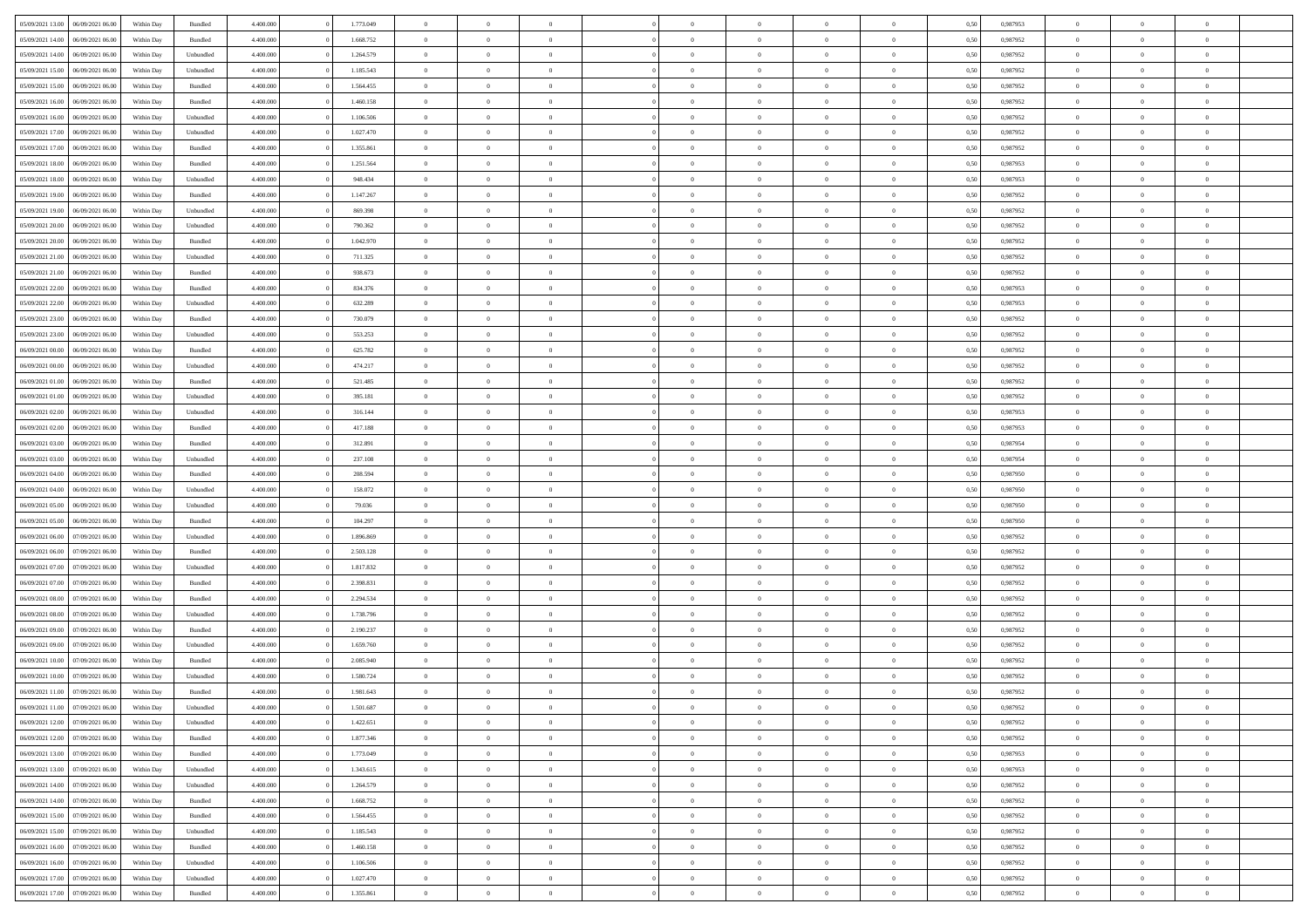| | | | | | | | | | | | | | | | | | | | | |
|---|---|---|---|---|---|---|---|---|---|---|---|---|---|---|---|---|---|---|---|---|
| 05/09/2021 13:00 | 06/09/2021 06:00 | Within Day | Bundled | 4.400.000 | 0 | 1.773.049 | 0 | 0 | 0 | | 0 | 0 | 0 | 0 | 0,50 | 0,987953 | 0 | 0 | 0 | |
| 05/09/2021 14:00 | 06/09/2021 06:00 | Within Day | Bundled | 4.400.000 | 0 | 1.668.752 | 0 | 0 | 0 | | 0 | 0 | 0 | 0 | 0,50 | 0,987952 | 0 | 0 | 0 | |
| 05/09/2021 14:00 | 06/09/2021 06:00 | Within Day | Unbundled | 4.400.000 | 0 | 1.264.579 | 0 | 0 | 0 | | 0 | 0 | 0 | 0 | 0,50 | 0,987952 | 0 | 0 | 0 | |
| 05/09/2021 15:00 | 06/09/2021 06:00 | Within Day | Unbundled | 4.400.000 | 0 | 1.185.543 | 0 | 0 | 0 | | 0 | 0 | 0 | 0 | 0,50 | 0,987952 | 0 | 0 | 0 | |
| 05/09/2021 15:00 | 06/09/2021 06:00 | Within Day | Bundled | 4.400.000 | 0 | 1.564.455 | 0 | 0 | 0 | | 0 | 0 | 0 | 0 | 0,50 | 0,987952 | 0 | 0 | 0 | |
| 05/09/2021 16:00 | 06/09/2021 06:00 | Within Day | Bundled | 4.400.000 | 0 | 1.460.158 | 0 | 0 | 0 | | 0 | 0 | 0 | 0 | 0,50 | 0,987952 | 0 | 0 | 0 | |
| 05/09/2021 16:00 | 06/09/2021 06:00 | Within Day | Unbundled | 4.400.000 | 0 | 1.106.506 | 0 | 0 | 0 | | 0 | 0 | 0 | 0 | 0,50 | 0,987952 | 0 | 0 | 0 | |
| 05/09/2021 17:00 | 06/09/2021 06:00 | Within Day | Unbundled | 4.400.000 | 0 | 1.027.470 | 0 | 0 | 0 | | 0 | 0 | 0 | 0 | 0,50 | 0,987952 | 0 | 0 | 0 | |
| 05/09/2021 17:00 | 06/09/2021 06:00 | Within Day | Bundled | 4.400.000 | 0 | 1.355.861 | 0 | 0 | 0 | | 0 | 0 | 0 | 0 | 0,50 | 0,987952 | 0 | 0 | 0 | |
| 05/09/2021 18:00 | 06/09/2021 06:00 | Within Day | Bundled | 4.400.000 | 0 | 1.251.564 | 0 | 0 | 0 | | 0 | 0 | 0 | 0 | 0,50 | 0,987953 | 0 | 0 | 0 | |
| 05/09/2021 18:00 | 06/09/2021 06:00 | Within Day | Unbundled | 4.400.000 | 0 | 948.434 | 0 | 0 | 0 | | 0 | 0 | 0 | 0 | 0,50 | 0,987953 | 0 | 0 | 0 | |
| 05/09/2021 19:00 | 06/09/2021 06:00 | Within Day | Bundled | 4.400.000 | 0 | 1.147.267 | 0 | 0 | 0 | | 0 | 0 | 0 | 0 | 0,50 | 0,987952 | 0 | 0 | 0 | |
| 05/09/2021 19:00 | 06/09/2021 06:00 | Within Day | Unbundled | 4.400.000 | 0 | 869.398 | 0 | 0 | 0 | | 0 | 0 | 0 | 0 | 0,50 | 0,987952 | 0 | 0 | 0 | |
| 05/09/2021 20:00 | 06/09/2021 06:00 | Within Day | Unbundled | 4.400.000 | 0 | 790.362 | 0 | 0 | 0 | | 0 | 0 | 0 | 0 | 0,50 | 0,987952 | 0 | 0 | 0 | |
| 05/09/2021 20:00 | 06/09/2021 06:00 | Within Day | Bundled | 4.400.000 | 0 | 1.042.970 | 0 | 0 | 0 | | 0 | 0 | 0 | 0 | 0,50 | 0,987952 | 0 | 0 | 0 | |
| 05/09/2021 21:00 | 06/09/2021 06:00 | Within Day | Unbundled | 4.400.000 | 0 | 711.325 | 0 | 0 | 0 | | 0 | 0 | 0 | 0 | 0,50 | 0,987952 | 0 | 0 | 0 | |
| 05/09/2021 21:00 | 06/09/2021 06:00 | Within Day | Bundled | 4.400.000 | 0 | 938.673 | 0 | 0 | 0 | | 0 | 0 | 0 | 0 | 0,50 | 0,987952 | 0 | 0 | 0 | |
| 05/09/2021 22:00 | 06/09/2021 06:00 | Within Day | Bundled | 4.400.000 | 0 | 834.376 | 0 | 0 | 0 | | 0 | 0 | 0 | 0 | 0,50 | 0,987953 | 0 | 0 | 0 | |
| 05/09/2021 22:00 | 06/09/2021 06:00 | Within Day | Unbundled | 4.400.000 | 0 | 632.289 | 0 | 0 | 0 | | 0 | 0 | 0 | 0 | 0,50 | 0,987953 | 0 | 0 | 0 | |
| 05/09/2021 23:00 | 06/09/2021 06:00 | Within Day | Bundled | 4.400.000 | 0 | 730.079 | 0 | 0 | 0 | | 0 | 0 | 0 | 0 | 0,50 | 0,987952 | 0 | 0 | 0 | |
| 05/09/2021 23:00 | 06/09/2021 06:00 | Within Day | Unbundled | 4.400.000 | 0 | 553.253 | 0 | 0 | 0 | | 0 | 0 | 0 | 0 | 0,50 | 0,987952 | 0 | 0 | 0 | |
| 06/09/2021 00:00 | 06/09/2021 06:00 | Within Day | Bundled | 4.400.000 | 0 | 625.782 | 0 | 0 | 0 | | 0 | 0 | 0 | 0 | 0,50 | 0,987952 | 0 | 0 | 0 | |
| 06/09/2021 00:00 | 06/09/2021 06:00 | Within Day | Unbundled | 4.400.000 | 0 | 474.217 | 0 | 0 | 0 | | 0 | 0 | 0 | 0 | 0,50 | 0,987952 | 0 | 0 | 0 | |
| 06/09/2021 01:00 | 06/09/2021 06:00 | Within Day | Bundled | 4.400.000 | 0 | 521.485 | 0 | 0 | 0 | | 0 | 0 | 0 | 0 | 0,50 | 0,987952 | 0 | 0 | 0 | |
| 06/09/2021 01:00 | 06/09/2021 06:00 | Within Day | Unbundled | 4.400.000 | 0 | 395.181 | 0 | 0 | 0 | | 0 | 0 | 0 | 0 | 0,50 | 0,987952 | 0 | 0 | 0 | |
| 06/09/2021 02:00 | 06/09/2021 06:00 | Within Day | Unbundled | 4.400.000 | 0 | 316.144 | 0 | 0 | 0 | | 0 | 0 | 0 | 0 | 0,50 | 0,987953 | 0 | 0 | 0 | |
| 06/09/2021 02:00 | 06/09/2021 06:00 | Within Day | Bundled | 4.400.000 | 0 | 417.188 | 0 | 0 | 0 | | 0 | 0 | 0 | 0 | 0,50 | 0,987953 | 0 | 0 | 0 | |
| 06/09/2021 03:00 | 06/09/2021 06:00 | Within Day | Bundled | 4.400.000 | 0 | 312.891 | 0 | 0 | 0 | | 0 | 0 | 0 | 0 | 0,50 | 0,987954 | 0 | 0 | 0 | |
| 06/09/2021 03:00 | 06/09/2021 06:00 | Within Day | Unbundled | 4.400.000 | 0 | 237.108 | 0 | 0 | 0 | | 0 | 0 | 0 | 0 | 0,50 | 0,987954 | 0 | 0 | 0 | |
| 06/09/2021 04:00 | 06/09/2021 06:00 | Within Day | Bundled | 4.400.000 | 0 | 208.594 | 0 | 0 | 0 | | 0 | 0 | 0 | 0 | 0,50 | 0,987950 | 0 | 0 | 0 | |
| 06/09/2021 04:00 | 06/09/2021 06:00 | Within Day | Unbundled | 4.400.000 | 0 | 158.072 | 0 | 0 | 0 | | 0 | 0 | 0 | 0 | 0,50 | 0,987950 | 0 | 0 | 0 | |
| 06/09/2021 05:00 | 06/09/2021 06:00 | Within Day | Unbundled | 4.400.000 | 0 | 79.036 | 0 | 0 | 0 | | 0 | 0 | 0 | 0 | 0,50 | 0,987950 | 0 | 0 | 0 | |
| 06/09/2021 05:00 | 06/09/2021 06:00 | Within Day | Bundled | 4.400.000 | 0 | 104.297 | 0 | 0 | 0 | | 0 | 0 | 0 | 0 | 0,50 | 0,987950 | 0 | 0 | 0 | |
| 06/09/2021 06:00 | 07/09/2021 06:00 | Within Day | Unbundled | 4.400.000 | 0 | 1.896.869 | 0 | 0 | 0 | | 0 | 0 | 0 | 0 | 0,50 | 0,987952 | 0 | 0 | 0 | |
| 06/09/2021 06:00 | 07/09/2021 06:00 | Within Day | Bundled | 4.400.000 | 0 | 2.503.128 | 0 | 0 | 0 | | 0 | 0 | 0 | 0 | 0,50 | 0,987952 | 0 | 0 | 0 | |
| 06/09/2021 07:00 | 07/09/2021 06:00 | Within Day | Unbundled | 4.400.000 | 0 | 1.817.832 | 0 | 0 | 0 | | 0 | 0 | 0 | 0 | 0,50 | 0,987952 | 0 | 0 | 0 | |
| 06/09/2021 07:00 | 07/09/2021 06:00 | Within Day | Bundled | 4.400.000 | 0 | 2.398.831 | 0 | 0 | 0 | | 0 | 0 | 0 | 0 | 0,50 | 0,987952 | 0 | 0 | 0 | |
| 06/09/2021 08:00 | 07/09/2021 06:00 | Within Day | Bundled | 4.400.000 | 0 | 2.294.534 | 0 | 0 | 0 | | 0 | 0 | 0 | 0 | 0,50 | 0,987952 | 0 | 0 | 0 | |
| 06/09/2021 08:00 | 07/09/2021 06:00 | Within Day | Unbundled | 4.400.000 | 0 | 1.738.796 | 0 | 0 | 0 | | 0 | 0 | 0 | 0 | 0,50 | 0,987952 | 0 | 0 | 0 | |
| 06/09/2021 09:00 | 07/09/2021 06:00 | Within Day | Bundled | 4.400.000 | 0 | 2.190.237 | 0 | 0 | 0 | | 0 | 0 | 0 | 0 | 0,50 | 0,987952 | 0 | 0 | 0 | |
| 06/09/2021 09:00 | 07/09/2021 06:00 | Within Day | Unbundled | 4.400.000 | 0 | 1.659.760 | 0 | 0 | 0 | | 0 | 0 | 0 | 0 | 0,50 | 0,987952 | 0 | 0 | 0 | |
| 06/09/2021 10:00 | 07/09/2021 06:00 | Within Day | Bundled | 4.400.000 | 0 | 2.085.940 | 0 | 0 | 0 | | 0 | 0 | 0 | 0 | 0,50 | 0,987952 | 0 | 0 | 0 | |
| 06/09/2021 10:00 | 07/09/2021 06:00 | Within Day | Unbundled | 4.400.000 | 0 | 1.580.724 | 0 | 0 | 0 | | 0 | 0 | 0 | 0 | 0,50 | 0,987952 | 0 | 0 | 0 | |
| 06/09/2021 11:00 | 07/09/2021 06:00 | Within Day | Bundled | 4.400.000 | 0 | 1.981.643 | 0 | 0 | 0 | | 0 | 0 | 0 | 0 | 0,50 | 0,987952 | 0 | 0 | 0 | |
| 06/09/2021 11:00 | 07/09/2021 06:00 | Within Day | Unbundled | 4.400.000 | 0 | 1.501.687 | 0 | 0 | 0 | | 0 | 0 | 0 | 0 | 0,50 | 0,987952 | 0 | 0 | 0 | |
| 06/09/2021 12:00 | 07/09/2021 06:00 | Within Day | Unbundled | 4.400.000 | 0 | 1.422.651 | 0 | 0 | 0 | | 0 | 0 | 0 | 0 | 0,50 | 0,987952 | 0 | 0 | 0 | |
| 06/09/2021 12:00 | 07/09/2021 06:00 | Within Day | Bundled | 4.400.000 | 0 | 1.877.346 | 0 | 0 | 0 | | 0 | 0 | 0 | 0 | 0,50 | 0,987952 | 0 | 0 | 0 | |
| 06/09/2021 13:00 | 07/09/2021 06:00 | Within Day | Bundled | 4.400.000 | 0 | 1.773.049 | 0 | 0 | 0 | | 0 | 0 | 0 | 0 | 0,50 | 0,987953 | 0 | 0 | 0 | |
| 06/09/2021 13:00 | 07/09/2021 06:00 | Within Day | Unbundled | 4.400.000 | 0 | 1.343.615 | 0 | 0 | 0 | | 0 | 0 | 0 | 0 | 0,50 | 0,987953 | 0 | 0 | 0 | |
| 06/09/2021 14:00 | 07/09/2021 06:00 | Within Day | Unbundled | 4.400.000 | 0 | 1.264.579 | 0 | 0 | 0 | | 0 | 0 | 0 | 0 | 0,50 | 0,987952 | 0 | 0 | 0 | |
| 06/09/2021 14:00 | 07/09/2021 06:00 | Within Day | Bundled | 4.400.000 | 0 | 1.668.752 | 0 | 0 | 0 | | 0 | 0 | 0 | 0 | 0,50 | 0,987952 | 0 | 0 | 0 | |
| 06/09/2021 15:00 | 07/09/2021 06:00 | Within Day | Bundled | 4.400.000 | 0 | 1.564.455 | 0 | 0 | 0 | | 0 | 0 | 0 | 0 | 0,50 | 0,987952 | 0 | 0 | 0 | |
| 06/09/2021 15:00 | 07/09/2021 06:00 | Within Day | Unbundled | 4.400.000 | 0 | 1.185.543 | 0 | 0 | 0 | | 0 | 0 | 0 | 0 | 0,50 | 0,987952 | 0 | 0 | 0 | |
| 06/09/2021 16:00 | 07/09/2021 06:00 | Within Day | Bundled | 4.400.000 | 0 | 1.460.158 | 0 | 0 | 0 | | 0 | 0 | 0 | 0 | 0,50 | 0,987952 | 0 | 0 | 0 | |
| 06/09/2021 16:00 | 07/09/2021 06:00 | Within Day | Unbundled | 4.400.000 | 0 | 1.106.506 | 0 | 0 | 0 | | 0 | 0 | 0 | 0 | 0,50 | 0,987952 | 0 | 0 | 0 | |
| 06/09/2021 17:00 | 07/09/2021 06:00 | Within Day | Unbundled | 4.400.000 | 0 | 1.027.470 | 0 | 0 | 0 | | 0 | 0 | 0 | 0 | 0,50 | 0,987952 | 0 | 0 | 0 | |
| 06/09/2021 17:00 | 07/09/2021 06:00 | Within Day | Bundled | 4.400.000 | 0 | 1.355.861 | 0 | 0 | 0 | | 0 | 0 | 0 | 0 | 0,50 | 0,987952 | 0 | 0 | 0 | |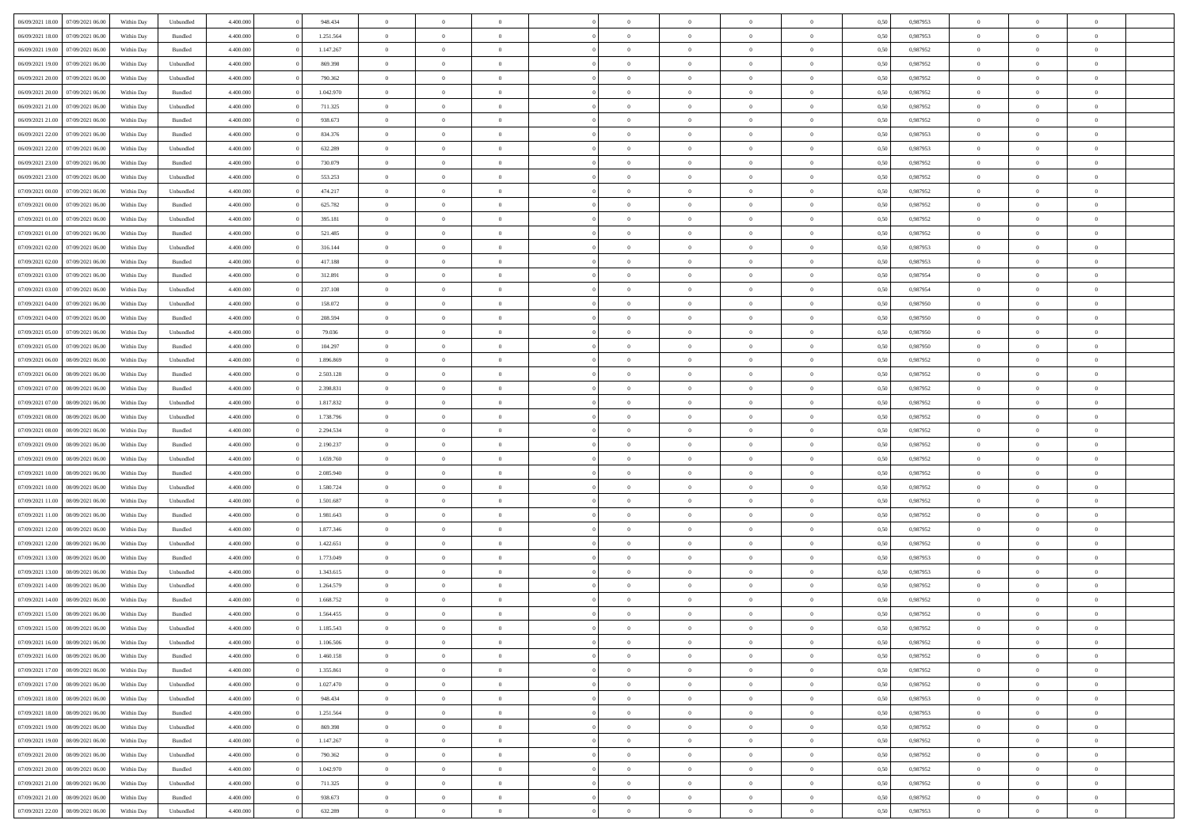| | | | | | | | | | | | | | | | | | | | | |
|---|---|---|---|---|---|---|---|---|---|---|---|---|---|---|---|---|---|---|---|---|
| 06/09/2021 18:00 | 07/09/2021 06:00 | Within Day | Unbundled | 4.400.000 | 0 | 948.434 | 0 | 0 | 0 | | 0 | 0 | 0 | 0 | 0,50 | 0,987953 | 0 | 0 | 0 | |
| 06/09/2021 18:00 | 07/09/2021 06:00 | Within Day | Bundled | 4.400.000 | 0 | 1.251.564 | 0 | 0 | 0 | | 0 | 0 | 0 | 0 | 0,50 | 0,987953 | 0 | 0 | 0 | |
| 06/09/2021 19:00 | 07/09/2021 06:00 | Within Day | Bundled | 4.400.000 | 0 | 1.147.267 | 0 | 0 | 0 | | 0 | 0 | 0 | 0 | 0,50 | 0,987952 | 0 | 0 | 0 | |
| 06/09/2021 19:00 | 07/09/2021 06:00 | Within Day | Unbundled | 4.400.000 | 0 | 869.398 | 0 | 0 | 0 | | 0 | 0 | 0 | 0 | 0,50 | 0,987952 | 0 | 0 | 0 | |
| 06/09/2021 20:00 | 07/09/2021 06:00 | Within Day | Unbundled | 4.400.000 | 0 | 790.362 | 0 | 0 | 0 | | 0 | 0 | 0 | 0 | 0,50 | 0,987952 | 0 | 0 | 0 | |
| 06/09/2021 20:00 | 07/09/2021 06:00 | Within Day | Bundled | 4.400.000 | 0 | 1.042.970 | 0 | 0 | 0 | | 0 | 0 | 0 | 0 | 0,50 | 0,987952 | 0 | 0 | 0 | |
| 06/09/2021 21:00 | 07/09/2021 06:00 | Within Day | Unbundled | 4.400.000 | 0 | 711.325 | 0 | 0 | 0 | | 0 | 0 | 0 | 0 | 0,50 | 0,987952 | 0 | 0 | 0 | |
| 06/09/2021 21:00 | 07/09/2021 06:00 | Within Day | Bundled | 4.400.000 | 0 | 938.673 | 0 | 0 | 0 | | 0 | 0 | 0 | 0 | 0,50 | 0,987952 | 0 | 0 | 0 | |
| 06/09/2021 22:00 | 07/09/2021 06:00 | Within Day | Bundled | 4.400.000 | 0 | 834.376 | 0 | 0 | 0 | | 0 | 0 | 0 | 0 | 0,50 | 0,987953 | 0 | 0 | 0 | |
| 06/09/2021 22:00 | 07/09/2021 06:00 | Within Day | Unbundled | 4.400.000 | 0 | 632.289 | 0 | 0 | 0 | | 0 | 0 | 0 | 0 | 0,50 | 0,987953 | 0 | 0 | 0 | |
| 06/09/2021 23:00 | 07/09/2021 06:00 | Within Day | Bundled | 4.400.000 | 0 | 730.079 | 0 | 0 | 0 | | 0 | 0 | 0 | 0 | 0,50 | 0,987952 | 0 | 0 | 0 | |
| 06/09/2021 23:00 | 07/09/2021 06:00 | Within Day | Unbundled | 4.400.000 | 0 | 553.253 | 0 | 0 | 0 | | 0 | 0 | 0 | 0 | 0,50 | 0,987952 | 0 | 0 | 0 | |
| 07/09/2021 00:00 | 07/09/2021 06:00 | Within Day | Unbundled | 4.400.000 | 0 | 474.217 | 0 | 0 | 0 | | 0 | 0 | 0 | 0 | 0,50 | 0,987952 | 0 | 0 | 0 | |
| 07/09/2021 00:00 | 07/09/2021 06:00 | Within Day | Bundled | 4.400.000 | 0 | 625.782 | 0 | 0 | 0 | | 0 | 0 | 0 | 0 | 0,50 | 0,987952 | 0 | 0 | 0 | |
| 07/09/2021 01:00 | 07/09/2021 06:00 | Within Day | Unbundled | 4.400.000 | 0 | 395.181 | 0 | 0 | 0 | | 0 | 0 | 0 | 0 | 0,50 | 0,987952 | 0 | 0 | 0 | |
| 07/09/2021 01:00 | 07/09/2021 06:00 | Within Day | Bundled | 4.400.000 | 0 | 521.485 | 0 | 0 | 0 | | 0 | 0 | 0 | 0 | 0,50 | 0,987952 | 0 | 0 | 0 | |
| 07/09/2021 02:00 | 07/09/2021 06:00 | Within Day | Unbundled | 4.400.000 | 0 | 316.144 | 0 | 0 | 0 | | 0 | 0 | 0 | 0 | 0,50 | 0,987953 | 0 | 0 | 0 | |
| 07/09/2021 02:00 | 07/09/2021 06:00 | Within Day | Bundled | 4.400.000 | 0 | 417.188 | 0 | 0 | 0 | | 0 | 0 | 0 | 0 | 0,50 | 0,987953 | 0 | 0 | 0 | |
| 07/09/2021 03:00 | 07/09/2021 06:00 | Within Day | Bundled | 4.400.000 | 0 | 312.891 | 0 | 0 | 0 | | 0 | 0 | 0 | 0 | 0,50 | 0,987954 | 0 | 0 | 0 | |
| 07/09/2021 03:00 | 07/09/2021 06:00 | Within Day | Unbundled | 4.400.000 | 0 | 237.108 | 0 | 0 | 0 | | 0 | 0 | 0 | 0 | 0,50 | 0,987954 | 0 | 0 | 0 | |
| 07/09/2021 04:00 | 07/09/2021 06:00 | Within Day | Unbundled | 4.400.000 | 0 | 158.072 | 0 | 0 | 0 | | 0 | 0 | 0 | 0 | 0,50 | 0,987950 | 0 | 0 | 0 | |
| 07/09/2021 04:00 | 07/09/2021 06:00 | Within Day | Bundled | 4.400.000 | 0 | 208.594 | 0 | 0 | 0 | | 0 | 0 | 0 | 0 | 0,50 | 0,987950 | 0 | 0 | 0 | |
| 07/09/2021 05:00 | 07/09/2021 06:00 | Within Day | Unbundled | 4.400.000 | 0 | 79.036 | 0 | 0 | 0 | | 0 | 0 | 0 | 0 | 0,50 | 0,987950 | 0 | 0 | 0 | |
| 07/09/2021 05:00 | 07/09/2021 06:00 | Within Day | Bundled | 4.400.000 | 0 | 104.297 | 0 | 0 | 0 | | 0 | 0 | 0 | 0 | 0,50 | 0,987950 | 0 | 0 | 0 | |
| 07/09/2021 06:00 | 08/09/2021 06:00 | Within Day | Unbundled | 4.400.000 | 0 | 1.896.869 | 0 | 0 | 0 | | 0 | 0 | 0 | 0 | 0,50 | 0,987952 | 0 | 0 | 0 | |
| 07/09/2021 06:00 | 08/09/2021 06:00 | Within Day | Bundled | 4.400.000 | 0 | 2.503.128 | 0 | 0 | 0 | | 0 | 0 | 0 | 0 | 0,50 | 0,987952 | 0 | 0 | 0 | |
| 07/09/2021 07:00 | 08/09/2021 06:00 | Within Day | Bundled | 4.400.000 | 0 | 2.398.831 | 0 | 0 | 0 | | 0 | 0 | 0 | 0 | 0,50 | 0,987952 | 0 | 0 | 0 | |
| 07/09/2021 07:00 | 08/09/2021 06:00 | Within Day | Unbundled | 4.400.000 | 0 | 1.817.832 | 0 | 0 | 0 | | 0 | 0 | 0 | 0 | 0,50 | 0,987952 | 0 | 0 | 0 | |
| 07/09/2021 08:00 | 08/09/2021 06:00 | Within Day | Unbundled | 4.400.000 | 0 | 1.738.796 | 0 | 0 | 0 | | 0 | 0 | 0 | 0 | 0,50 | 0,987952 | 0 | 0 | 0 | |
| 07/09/2021 08:00 | 08/09/2021 06:00 | Within Day | Bundled | 4.400.000 | 0 | 2.294.534 | 0 | 0 | 0 | | 0 | 0 | 0 | 0 | 0,50 | 0,987952 | 0 | 0 | 0 | |
| 07/09/2021 09:00 | 08/09/2021 06:00 | Within Day | Bundled | 4.400.000 | 0 | 2.190.237 | 0 | 0 | 0 | | 0 | 0 | 0 | 0 | 0,50 | 0,987952 | 0 | 0 | 0 | |
| 07/09/2021 09:00 | 08/09/2021 06:00 | Within Day | Unbundled | 4.400.000 | 0 | 1.659.760 | 0 | 0 | 0 | | 0 | 0 | 0 | 0 | 0,50 | 0,987952 | 0 | 0 | 0 | |
| 07/09/2021 10:00 | 08/09/2021 06:00 | Within Day | Bundled | 4.400.000 | 0 | 2.085.940 | 0 | 0 | 0 | | 0 | 0 | 0 | 0 | 0,50 | 0,987952 | 0 | 0 | 0 | |
| 07/09/2021 10:00 | 08/09/2021 06:00 | Within Day | Unbundled | 4.400.000 | 0 | 1.580.724 | 0 | 0 | 0 | | 0 | 0 | 0 | 0 | 0,50 | 0,987952 | 0 | 0 | 0 | |
| 07/09/2021 11:00 | 08/09/2021 06:00 | Within Day | Unbundled | 4.400.000 | 0 | 1.501.687 | 0 | 0 | 0 | | 0 | 0 | 0 | 0 | 0,50 | 0,987952 | 0 | 0 | 0 | |
| 07/09/2021 11:00 | 08/09/2021 06:00 | Within Day | Bundled | 4.400.000 | 0 | 1.981.643 | 0 | 0 | 0 | | 0 | 0 | 0 | 0 | 0,50 | 0,987952 | 0 | 0 | 0 | |
| 07/09/2021 12:00 | 08/09/2021 06:00 | Within Day | Bundled | 4.400.000 | 0 | 1.877.346 | 0 | 0 | 0 | | 0 | 0 | 0 | 0 | 0,50 | 0,987952 | 0 | 0 | 0 | |
| 07/09/2021 12:00 | 08/09/2021 06:00 | Within Day | Unbundled | 4.400.000 | 0 | 1.422.651 | 0 | 0 | 0 | | 0 | 0 | 0 | 0 | 0,50 | 0,987952 | 0 | 0 | 0 | |
| 07/09/2021 13:00 | 08/09/2021 06:00 | Within Day | Bundled | 4.400.000 | 0 | 1.773.049 | 0 | 0 | 0 | | 0 | 0 | 0 | 0 | 0,50 | 0,987953 | 0 | 0 | 0 | |
| 07/09/2021 13:00 | 08/09/2021 06:00 | Within Day | Unbundled | 4.400.000 | 0 | 1.343.615 | 0 | 0 | 0 | | 0 | 0 | 0 | 0 | 0,50 | 0,987953 | 0 | 0 | 0 | |
| 07/09/2021 14:00 | 08/09/2021 06:00 | Within Day | Unbundled | 4.400.000 | 0 | 1.264.579 | 0 | 0 | 0 | | 0 | 0 | 0 | 0 | 0,50 | 0,987952 | 0 | 0 | 0 | |
| 07/09/2021 14:00 | 08/09/2021 06:00 | Within Day | Bundled | 4.400.000 | 0 | 1.668.752 | 0 | 0 | 0 | | 0 | 0 | 0 | 0 | 0,50 | 0,987952 | 0 | 0 | 0 | |
| 07/09/2021 15:00 | 08/09/2021 06:00 | Within Day | Bundled | 4.400.000 | 0 | 1.564.455 | 0 | 0 | 0 | | 0 | 0 | 0 | 0 | 0,50 | 0,987952 | 0 | 0 | 0 | |
| 07/09/2021 15:00 | 08/09/2021 06:00 | Within Day | Unbundled | 4.400.000 | 0 | 1.185.543 | 0 | 0 | 0 | | 0 | 0 | 0 | 0 | 0,50 | 0,987952 | 0 | 0 | 0 | |
| 07/09/2021 16:00 | 08/09/2021 06:00 | Within Day | Unbundled | 4.400.000 | 0 | 1.106.506 | 0 | 0 | 0 | | 0 | 0 | 0 | 0 | 0,50 | 0,987952 | 0 | 0 | 0 | |
| 07/09/2021 16:00 | 08/09/2021 06:00 | Within Day | Bundled | 4.400.000 | 0 | 1.460.158 | 0 | 0 | 0 | | 0 | 0 | 0 | 0 | 0,50 | 0,987952 | 0 | 0 | 0 | |
| 07/09/2021 17:00 | 08/09/2021 06:00 | Within Day | Bundled | 4.400.000 | 0 | 1.355.861 | 0 | 0 | 0 | | 0 | 0 | 0 | 0 | 0,50 | 0,987952 | 0 | 0 | 0 | |
| 07/09/2021 17:00 | 08/09/2021 06:00 | Within Day | Unbundled | 4.400.000 | 0 | 1.027.470 | 0 | 0 | 0 | | 0 | 0 | 0 | 0 | 0,50 | 0,987952 | 0 | 0 | 0 | |
| 07/09/2021 18:00 | 08/09/2021 06:00 | Within Day | Unbundled | 4.400.000 | 0 | 948.434 | 0 | 0 | 0 | | 0 | 0 | 0 | 0 | 0,50 | 0,987953 | 0 | 0 | 0 | |
| 07/09/2021 18:00 | 08/09/2021 06:00 | Within Day | Bundled | 4.400.000 | 0 | 1.251.564 | 0 | 0 | 0 | | 0 | 0 | 0 | 0 | 0,50 | 0,987953 | 0 | 0 | 0 | |
| 07/09/2021 19:00 | 08/09/2021 06:00 | Within Day | Unbundled | 4.400.000 | 0 | 869.398 | 0 | 0 | 0 | | 0 | 0 | 0 | 0 | 0,50 | 0,987952 | 0 | 0 | 0 | |
| 07/09/2021 19:00 | 08/09/2021 06:00 | Within Day | Bundled | 4.400.000 | 0 | 1.147.267 | 0 | 0 | 0 | | 0 | 0 | 0 | 0 | 0,50 | 0,987952 | 0 | 0 | 0 | |
| 07/09/2021 20:00 | 08/09/2021 06:00 | Within Day | Unbundled | 4.400.000 | 0 | 790.362 | 0 | 0 | 0 | | 0 | 0 | 0 | 0 | 0,50 | 0,987952 | 0 | 0 | 0 | |
| 07/09/2021 20:00 | 08/09/2021 06:00 | Within Day | Bundled | 4.400.000 | 0 | 1.042.970 | 0 | 0 | 0 | | 0 | 0 | 0 | 0 | 0,50 | 0,987952 | 0 | 0 | 0 | |
| 07/09/2021 21:00 | 08/09/2021 06:00 | Within Day | Unbundled | 4.400.000 | 0 | 711.325 | 0 | 0 | 0 | | 0 | 0 | 0 | 0 | 0,50 | 0,987952 | 0 | 0 | 0 | |
| 07/09/2021 21:00 | 08/09/2021 06:00 | Within Day | Bundled | 4.400.000 | 0 | 938.673 | 0 | 0 | 0 | | 0 | 0 | 0 | 0 | 0,50 | 0,987952 | 0 | 0 | 0 | |
| 07/09/2021 22:00 | 08/09/2021 06:00 | Within Day | Unbundled | 4.400.000 | 0 | 632.289 | 0 | 0 | 0 | | 0 | 0 | 0 | 0 | 0,50 | 0,987953 | 0 | 0 | 0 | |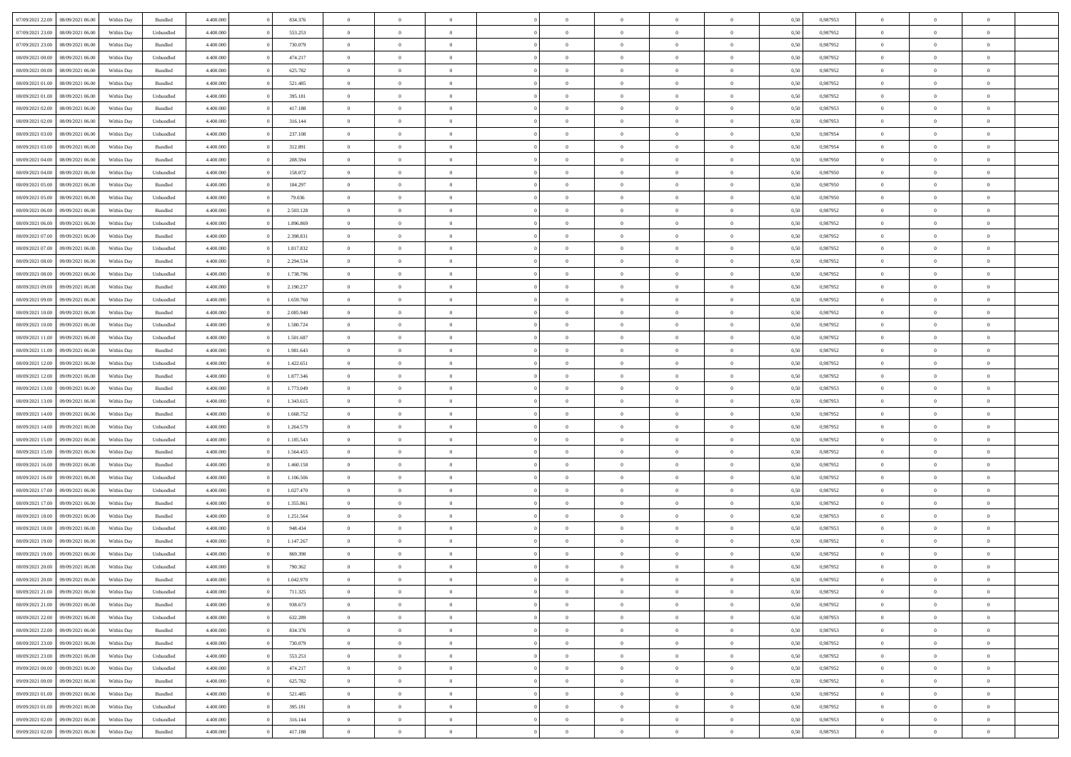| | | | | | | | | | | | | | | | | | | | | | |
|---|---|---|---|---|---|---|---|---|---|---|---|---|---|---|---|---|---|---|---|---|---|
| 07/09/2021 22:00 | 08/09/2021 06:00 | Within Day | Bundled | 4.400.000 | 0 | 834.376 | 0 | 0 | 0 | | 0 | 0 | 0 | 0 | 0 | 0,50 | 0,987953 | 0 | 0 | 0 | |
| 07/09/2021 23:00 | 08/09/2021 06:00 | Within Day | Unbundled | 4.400.000 | 0 | 553.253 | 0 | 0 | 0 | | 0 | 0 | 0 | 0 | 0 | 0,50 | 0,987952 | 0 | 0 | 0 | |
| 07/09/2021 23:00 | 08/09/2021 06:00 | Within Day | Bundled | 4.400.000 | 0 | 730.079 | 0 | 0 | 0 | | 0 | 0 | 0 | 0 | 0 | 0,50 | 0,987952 | 0 | 0 | 0 | |
| 08/09/2021 00:00 | 08/09/2021 06:00 | Within Day | Unbundled | 4.400.000 | 0 | 474.217 | 0 | 0 | 0 | | 0 | 0 | 0 | 0 | 0 | 0,50 | 0,987952 | 0 | 0 | 0 | |
| 08/09/2021 00:00 | 08/09/2021 06:00 | Within Day | Bundled | 4.400.000 | 0 | 625.782 | 0 | 0 | 0 | | 0 | 0 | 0 | 0 | 0 | 0,50 | 0,987952 | 0 | 0 | 0 | |
| 08/09/2021 01:00 | 08/09/2021 06:00 | Within Day | Bundled | 4.400.000 | 0 | 521.485 | 0 | 0 | 0 | | 0 | 0 | 0 | 0 | 0 | 0,50 | 0,987952 | 0 | 0 | 0 | |
| 08/09/2021 01:00 | 08/09/2021 06:00 | Within Day | Unbundled | 4.400.000 | 0 | 395.181 | 0 | 0 | 0 | | 0 | 0 | 0 | 0 | 0 | 0,50 | 0,987952 | 0 | 0 | 0 | |
| 08/09/2021 02:00 | 08/09/2021 06:00 | Within Day | Bundled | 4.400.000 | 0 | 417.188 | 0 | 0 | 0 | | 0 | 0 | 0 | 0 | 0 | 0,50 | 0,987953 | 0 | 0 | 0 | |
| 08/09/2021 02:00 | 08/09/2021 06:00 | Within Day | Unbundled | 4.400.000 | 0 | 316.144 | 0 | 0 | 0 | | 0 | 0 | 0 | 0 | 0 | 0,50 | 0,987953 | 0 | 0 | 0 | |
| 08/09/2021 03:00 | 08/09/2021 06:00 | Within Day | Unbundled | 4.400.000 | 0 | 237.108 | 0 | 0 | 0 | | 0 | 0 | 0 | 0 | 0 | 0,50 | 0,987954 | 0 | 0 | 0 | |
| 08/09/2021 03:00 | 08/09/2021 06:00 | Within Day | Bundled | 4.400.000 | 0 | 312.891 | 0 | 0 | 0 | | 0 | 0 | 0 | 0 | 0 | 0,50 | 0,987954 | 0 | 0 | 0 | |
| 08/09/2021 04:00 | 08/09/2021 06:00 | Within Day | Bundled | 4.400.000 | 0 | 208.594 | 0 | 0 | 0 | | 0 | 0 | 0 | 0 | 0 | 0,50 | 0,987950 | 0 | 0 | 0 | |
| 08/09/2021 04:00 | 08/09/2021 06:00 | Within Day | Unbundled | 4.400.000 | 0 | 158.072 | 0 | 0 | 0 | | 0 | 0 | 0 | 0 | 0 | 0,50 | 0,987950 | 0 | 0 | 0 | |
| 08/09/2021 05:00 | 08/09/2021 06:00 | Within Day | Bundled | 4.400.000 | 0 | 104.297 | 0 | 0 | 0 | | 0 | 0 | 0 | 0 | 0 | 0,50 | 0,987950 | 0 | 0 | 0 | |
| 08/09/2021 05:00 | 08/09/2021 06:00 | Within Day | Unbundled | 4.400.000 | 0 | 79.036 | 0 | 0 | 0 | | 0 | 0 | 0 | 0 | 0 | 0,50 | 0,987950 | 0 | 0 | 0 | |
| 08/09/2021 06:00 | 09/09/2021 06:00 | Within Day | Bundled | 4.400.000 | 0 | 2.503.128 | 0 | 0 | 0 | | 0 | 0 | 0 | 0 | 0 | 0,50 | 0,987952 | 0 | 0 | 0 | |
| 08/09/2021 06:00 | 09/09/2021 06:00 | Within Day | Unbundled | 4.400.000 | 0 | 1.896.869 | 0 | 0 | 0 | | 0 | 0 | 0 | 0 | 0 | 0,50 | 0,987952 | 0 | 0 | 0 | |
| 08/09/2021 07:00 | 09/09/2021 06:00 | Within Day | Bundled | 4.400.000 | 0 | 2.398.831 | 0 | 0 | 0 | | 0 | 0 | 0 | 0 | 0 | 0,50 | 0,987952 | 0 | 0 | 0 | |
| 08/09/2021 07:00 | 09/09/2021 06:00 | Within Day | Unbundled | 4.400.000 | 0 | 1.817.832 | 0 | 0 | 0 | | 0 | 0 | 0 | 0 | 0 | 0,50 | 0,987952 | 0 | 0 | 0 | |
| 08/09/2021 08:00 | 09/09/2021 06:00 | Within Day | Bundled | 4.400.000 | 0 | 2.294.534 | 0 | 0 | 0 | | 0 | 0 | 0 | 0 | 0 | 0,50 | 0,987952 | 0 | 0 | 0 | |
| 08/09/2021 08:00 | 09/09/2021 06:00 | Within Day | Unbundled | 4.400.000 | 0 | 1.738.796 | 0 | 0 | 0 | | 0 | 0 | 0 | 0 | 0 | 0,50 | 0,987952 | 0 | 0 | 0 | |
| 08/09/2021 09:00 | 09/09/2021 06:00 | Within Day | Bundled | 4.400.000 | 0 | 2.190.237 | 0 | 0 | 0 | | 0 | 0 | 0 | 0 | 0 | 0,50 | 0,987952 | 0 | 0 | 0 | |
| 08/09/2021 09:00 | 09/09/2021 06:00 | Within Day | Unbundled | 4.400.000 | 0 | 1.659.760 | 0 | 0 | 0 | | 0 | 0 | 0 | 0 | 0 | 0,50 | 0,987952 | 0 | 0 | 0 | |
| 08/09/2021 10:00 | 09/09/2021 06:00 | Within Day | Bundled | 4.400.000 | 0 | 2.085.940 | 0 | 0 | 0 | | 0 | 0 | 0 | 0 | 0 | 0,50 | 0,987952 | 0 | 0 | 0 | |
| 08/09/2021 10:00 | 09/09/2021 06:00 | Within Day | Unbundled | 4.400.000 | 0 | 1.580.724 | 0 | 0 | 0 | | 0 | 0 | 0 | 0 | 0 | 0,50 | 0,987952 | 0 | 0 | 0 | |
| 08/09/2021 11:00 | 09/09/2021 06:00 | Within Day | Unbundled | 4.400.000 | 0 | 1.501.687 | 0 | 0 | 0 | | 0 | 0 | 0 | 0 | 0 | 0,50 | 0,987952 | 0 | 0 | 0 | |
| 08/09/2021 11:00 | 09/09/2021 06:00 | Within Day | Bundled | 4.400.000 | 0 | 1.981.643 | 0 | 0 | 0 | | 0 | 0 | 0 | 0 | 0 | 0,50 | 0,987952 | 0 | 0 | 0 | |
| 08/09/2021 12:00 | 09/09/2021 06:00 | Within Day | Unbundled | 4.400.000 | 0 | 1.422.651 | 0 | 0 | 0 | | 0 | 0 | 0 | 0 | 0 | 0,50 | 0,987952 | 0 | 0 | 0 | |
| 08/09/2021 12:00 | 09/09/2021 06:00 | Within Day | Bundled | 4.400.000 | 0 | 1.877.346 | 0 | 0 | 0 | | 0 | 0 | 0 | 0 | 0 | 0,50 | 0,987952 | 0 | 0 | 0 | |
| 08/09/2021 13:00 | 09/09/2021 06:00 | Within Day | Bundled | 4.400.000 | 0 | 1.773.049 | 0 | 0 | 0 | | 0 | 0 | 0 | 0 | 0 | 0,50 | 0,987953 | 0 | 0 | 0 | |
| 08/09/2021 13:00 | 09/09/2021 06:00 | Within Day | Unbundled | 4.400.000 | 0 | 1.343.615 | 0 | 0 | 0 | | 0 | 0 | 0 | 0 | 0 | 0,50 | 0,987953 | 0 | 0 | 0 | |
| 08/09/2021 14:00 | 09/09/2021 06:00 | Within Day | Bundled | 4.400.000 | 0 | 1.668.752 | 0 | 0 | 0 | | 0 | 0 | 0 | 0 | 0 | 0,50 | 0,987952 | 0 | 0 | 0 | |
| 08/09/2021 14:00 | 09/09/2021 06:00 | Within Day | Unbundled | 4.400.000 | 0 | 1.264.579 | 0 | 0 | 0 | | 0 | 0 | 0 | 0 | 0 | 0,50 | 0,987952 | 0 | 0 | 0 | |
| 08/09/2021 15:00 | 09/09/2021 06:00 | Within Day | Unbundled | 4.400.000 | 0 | 1.185.543 | 0 | 0 | 0 | | 0 | 0 | 0 | 0 | 0 | 0,50 | 0,987952 | 0 | 0 | 0 | |
| 08/09/2021 15:00 | 09/09/2021 06:00 | Within Day | Bundled | 4.400.000 | 0 | 1.564.455 | 0 | 0 | 0 | | 0 | 0 | 0 | 0 | 0 | 0,50 | 0,987952 | 0 | 0 | 0 | |
| 08/09/2021 16:00 | 09/09/2021 06:00 | Within Day | Bundled | 4.400.000 | 0 | 1.460.158 | 0 | 0 | 0 | | 0 | 0 | 0 | 0 | 0 | 0,50 | 0,987952 | 0 | 0 | 0 | |
| 08/09/2021 16:00 | 09/09/2021 06:00 | Within Day | Unbundled | 4.400.000 | 0 | 1.106.506 | 0 | 0 | 0 | | 0 | 0 | 0 | 0 | 0 | 0,50 | 0,987952 | 0 | 0 | 0 | |
| 08/09/2021 17:00 | 09/09/2021 06:00 | Within Day | Unbundled | 4.400.000 | 0 | 1.027.470 | 0 | 0 | 0 | | 0 | 0 | 0 | 0 | 0 | 0,50 | 0,987952 | 0 | 0 | 0 | |
| 08/09/2021 17:00 | 09/09/2021 06:00 | Within Day | Bundled | 4.400.000 | 0 | 1.355.861 | 0 | 0 | 0 | | 0 | 0 | 0 | 0 | 0 | 0,50 | 0,987952 | 0 | 0 | 0 | |
| 08/09/2021 18:00 | 09/09/2021 06:00 | Within Day | Bundled | 4.400.000 | 0 | 1.251.564 | 0 | 0 | 0 | | 0 | 0 | 0 | 0 | 0 | 0,50 | 0,987953 | 0 | 0 | 0 | |
| 08/09/2021 18:00 | 09/09/2021 06:00 | Within Day | Unbundled | 4.400.000 | 0 | 948.434 | 0 | 0 | 0 | | 0 | 0 | 0 | 0 | 0 | 0,50 | 0,987953 | 0 | 0 | 0 | |
| 08/09/2021 19:00 | 09/09/2021 06:00 | Within Day | Bundled | 4.400.000 | 0 | 1.147.267 | 0 | 0 | 0 | | 0 | 0 | 0 | 0 | 0 | 0,50 | 0,987952 | 0 | 0 | 0 | |
| 08/09/2021 19:00 | 09/09/2021 06:00 | Within Day | Unbundled | 4.400.000 | 0 | 869.398 | 0 | 0 | 0 | | 0 | 0 | 0 | 0 | 0 | 0,50 | 0,987952 | 0 | 0 | 0 | |
| 08/09/2021 20:00 | 09/09/2021 06:00 | Within Day | Unbundled | 4.400.000 | 0 | 790.362 | 0 | 0 | 0 | | 0 | 0 | 0 | 0 | 0 | 0,50 | 0,987952 | 0 | 0 | 0 | |
| 08/09/2021 20:00 | 09/09/2021 06:00 | Within Day | Bundled | 4.400.000 | 0 | 1.042.970 | 0 | 0 | 0 | | 0 | 0 | 0 | 0 | 0 | 0,50 | 0,987952 | 0 | 0 | 0 | |
| 08/09/2021 21:00 | 09/09/2021 06:00 | Within Day | Unbundled | 4.400.000 | 0 | 711.325 | 0 | 0 | 0 | | 0 | 0 | 0 | 0 | 0 | 0,50 | 0,987952 | 0 | 0 | 0 | |
| 08/09/2021 21:00 | 09/09/2021 06:00 | Within Day | Bundled | 4.400.000 | 0 | 938.673 | 0 | 0 | 0 | | 0 | 0 | 0 | 0 | 0 | 0,50 | 0,987952 | 0 | 0 | 0 | |
| 08/09/2021 22:00 | 09/09/2021 06:00 | Within Day | Unbundled | 4.400.000 | 0 | 632.289 | 0 | 0 | 0 | | 0 | 0 | 0 | 0 | 0 | 0,50 | 0,987953 | 0 | 0 | 0 | |
| 08/09/2021 22:00 | 09/09/2021 06:00 | Within Day | Bundled | 4.400.000 | 0 | 834.376 | 0 | 0 | 0 | | 0 | 0 | 0 | 0 | 0 | 0,50 | 0,987953 | 0 | 0 | 0 | |
| 08/09/2021 23:00 | 09/09/2021 06:00 | Within Day | Bundled | 4.400.000 | 0 | 730.079 | 0 | 0 | 0 | | 0 | 0 | 0 | 0 | 0 | 0,50 | 0,987952 | 0 | 0 | 0 | |
| 08/09/2021 23:00 | 09/09/2021 06:00 | Within Day | Unbundled | 4.400.000 | 0 | 553.253 | 0 | 0 | 0 | | 0 | 0 | 0 | 0 | 0 | 0,50 | 0,987952 | 0 | 0 | 0 | |
| 09/09/2021 00:00 | 09/09/2021 06:00 | Within Day | Unbundled | 4.400.000 | 0 | 474.217 | 0 | 0 | 0 | | 0 | 0 | 0 | 0 | 0 | 0,50 | 0,987952 | 0 | 0 | 0 | |
| 09/09/2021 00:00 | 09/09/2021 06:00 | Within Day | Bundled | 4.400.000 | 0 | 625.782 | 0 | 0 | 0 | | 0 | 0 | 0 | 0 | 0 | 0,50 | 0,987952 | 0 | 0 | 0 | |
| 09/09/2021 01:00 | 09/09/2021 06:00 | Within Day | Bundled | 4.400.000 | 0 | 521.485 | 0 | 0 | 0 | | 0 | 0 | 0 | 0 | 0 | 0,50 | 0,987952 | 0 | 0 | 0 | |
| 09/09/2021 01:00 | 09/09/2021 06:00 | Within Day | Unbundled | 4.400.000 | 0 | 395.181 | 0 | 0 | 0 | | 0 | 0 | 0 | 0 | 0 | 0,50 | 0,987952 | 0 | 0 | 0 | |
| 09/09/2021 02:00 | 09/09/2021 06:00 | Within Day | Unbundled | 4.400.000 | 0 | 316.144 | 0 | 0 | 0 | | 0 | 0 | 0 | 0 | 0 | 0,50 | 0,987953 | 0 | 0 | 0 | |
| 09/09/2021 02:00 | 09/09/2021 06:00 | Within Day | Bundled | 4.400.000 | 0 | 417.188 | 0 | 0 | 0 | | 0 | 0 | 0 | 0 | 0 | 0,50 | 0,987953 | 0 | 0 | 0 | |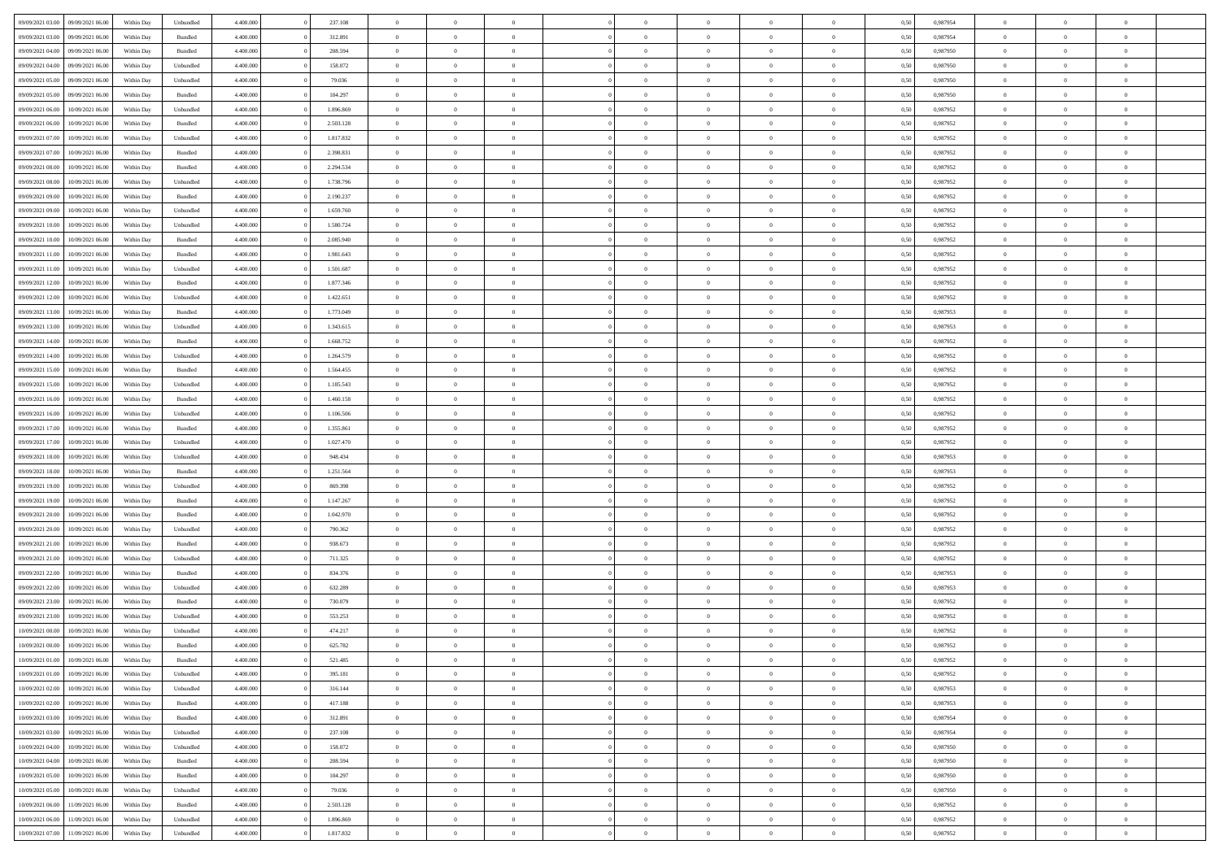| | | | | | | | | | | | | | | | | | | | | |
|---|---|---|---|---|---|---|---|---|---|---|---|---|---|---|---|---|---|---|---|---|
| 09/09/2021 03:00 | 09/09/2021 06:00 | Within Day | Unbundled | 4.400.000 | 0 | 237.108 | 0 | 0 | 0 | | 0 | 0 | 0 | 0 | 0,50 | 0,987954 | 0 | 0 | 0 | |
| 09/09/2021 03:00 | 09/09/2021 06:00 | Within Day | Bundled | 4.400.000 | 0 | 312.891 | 0 | 0 | 0 | | 0 | 0 | 0 | 0 | 0,50 | 0,987954 | 0 | 0 | 0 | |
| 09/09/2021 04:00 | 09/09/2021 06:00 | Within Day | Bundled | 4.400.000 | 0 | 208.594 | 0 | 0 | 0 | | 0 | 0 | 0 | 0 | 0,50 | 0,987950 | 0 | 0 | 0 | |
| 09/09/2021 04:00 | 09/09/2021 06:00 | Within Day | Unbundled | 4.400.000 | 0 | 158.072 | 0 | 0 | 0 | | 0 | 0 | 0 | 0 | 0,50 | 0,987950 | 0 | 0 | 0 | |
| 09/09/2021 05:00 | 09/09/2021 06:00 | Within Day | Unbundled | 4.400.000 | 0 | 79.036 | 0 | 0 | 0 | | 0 | 0 | 0 | 0 | 0,50 | 0,987950 | 0 | 0 | 0 | |
| 09/09/2021 05:00 | 09/09/2021 06:00 | Within Day | Bundled | 4.400.000 | 0 | 104.297 | 0 | 0 | 0 | | 0 | 0 | 0 | 0 | 0,50 | 0,987950 | 0 | 0 | 0 | |
| 09/09/2021 06:00 | 10/09/2021 06:00 | Within Day | Unbundled | 4.400.000 | 0 | 1.896.869 | 0 | 0 | 0 | | 0 | 0 | 0 | 0 | 0,50 | 0,987952 | 0 | 0 | 0 | |
| 09/09/2021 06:00 | 10/09/2021 06:00 | Within Day | Bundled | 4.400.000 | 0 | 2.503.128 | 0 | 0 | 0 | | 0 | 0 | 0 | 0 | 0,50 | 0,987952 | 0 | 0 | 0 | |
| 09/09/2021 07:00 | 10/09/2021 06:00 | Within Day | Unbundled | 4.400.000 | 0 | 1.817.832 | 0 | 0 | 0 | | 0 | 0 | 0 | 0 | 0,50 | 0,987952 | 0 | 0 | 0 | |
| 09/09/2021 07:00 | 10/09/2021 06:00 | Within Day | Bundled | 4.400.000 | 0 | 2.398.831 | 0 | 0 | 0 | | 0 | 0 | 0 | 0 | 0,50 | 0,987952 | 0 | 0 | 0 | |
| 09/09/2021 08:00 | 10/09/2021 06:00 | Within Day | Bundled | 4.400.000 | 0 | 2.294.534 | 0 | 0 | 0 | | 0 | 0 | 0 | 0 | 0,50 | 0,987952 | 0 | 0 | 0 | |
| 09/09/2021 08:00 | 10/09/2021 06:00 | Within Day | Unbundled | 4.400.000 | 0 | 1.738.796 | 0 | 0 | 0 | | 0 | 0 | 0 | 0 | 0,50 | 0,987952 | 0 | 0 | 0 | |
| 09/09/2021 09:00 | 10/09/2021 06:00 | Within Day | Bundled | 4.400.000 | 0 | 2.190.237 | 0 | 0 | 0 | | 0 | 0 | 0 | 0 | 0,50 | 0,987952 | 0 | 0 | 0 | |
| 09/09/2021 09:00 | 10/09/2021 06:00 | Within Day | Unbundled | 4.400.000 | 0 | 1.659.760 | 0 | 0 | 0 | | 0 | 0 | 0 | 0 | 0,50 | 0,987952 | 0 | 0 | 0 | |
| 09/09/2021 10:00 | 10/09/2021 06:00 | Within Day | Unbundled | 4.400.000 | 0 | 1.580.724 | 0 | 0 | 0 | | 0 | 0 | 0 | 0 | 0,50 | 0,987952 | 0 | 0 | 0 | |
| 09/09/2021 10:00 | 10/09/2021 06:00 | Within Day | Bundled | 4.400.000 | 0 | 2.085.940 | 0 | 0 | 0 | | 0 | 0 | 0 | 0 | 0,50 | 0,987952 | 0 | 0 | 0 | |
| 09/09/2021 11:00 | 10/09/2021 06:00 | Within Day | Bundled | 4.400.000 | 0 | 1.981.643 | 0 | 0 | 0 | | 0 | 0 | 0 | 0 | 0,50 | 0,987952 | 0 | 0 | 0 | |
| 09/09/2021 11:00 | 10/09/2021 06:00 | Within Day | Unbundled | 4.400.000 | 0 | 1.501.687 | 0 | 0 | 0 | | 0 | 0 | 0 | 0 | 0,50 | 0,987952 | 0 | 0 | 0 | |
| 09/09/2021 12:00 | 10/09/2021 06:00 | Within Day | Bundled | 4.400.000 | 0 | 1.877.346 | 0 | 0 | 0 | | 0 | 0 | 0 | 0 | 0,50 | 0,987952 | 0 | 0 | 0 | |
| 09/09/2021 12:00 | 10/09/2021 06:00 | Within Day | Unbundled | 4.400.000 | 0 | 1.422.651 | 0 | 0 | 0 | | 0 | 0 | 0 | 0 | 0,50 | 0,987952 | 0 | 0 | 0 | |
| 09/09/2021 13:00 | 10/09/2021 06:00 | Within Day | Bundled | 4.400.000 | 0 | 1.773.049 | 0 | 0 | 0 | | 0 | 0 | 0 | 0 | 0,50 | 0,987953 | 0 | 0 | 0 | |
| 09/09/2021 13:00 | 10/09/2021 06:00 | Within Day | Unbundled | 4.400.000 | 0 | 1.343.615 | 0 | 0 | 0 | | 0 | 0 | 0 | 0 | 0,50 | 0,987953 | 0 | 0 | 0 | |
| 09/09/2021 14:00 | 10/09/2021 06:00 | Within Day | Bundled | 4.400.000 | 0 | 1.668.752 | 0 | 0 | 0 | | 0 | 0 | 0 | 0 | 0,50 | 0,987952 | 0 | 0 | 0 | |
| 09/09/2021 14:00 | 10/09/2021 06:00 | Within Day | Unbundled | 4.400.000 | 0 | 1.264.579 | 0 | 0 | 0 | | 0 | 0 | 0 | 0 | 0,50 | 0,987952 | 0 | 0 | 0 | |
| 09/09/2021 15:00 | 10/09/2021 06:00 | Within Day | Bundled | 4.400.000 | 0 | 1.564.455 | 0 | 0 | 0 | | 0 | 0 | 0 | 0 | 0,50 | 0,987952 | 0 | 0 | 0 | |
| 09/09/2021 15:00 | 10/09/2021 06:00 | Within Day | Unbundled | 4.400.000 | 0 | 1.185.543 | 0 | 0 | 0 | | 0 | 0 | 0 | 0 | 0,50 | 0,987952 | 0 | 0 | 0 | |
| 09/09/2021 16:00 | 10/09/2021 06:00 | Within Day | Bundled | 4.400.000 | 0 | 1.460.158 | 0 | 0 | 0 | | 0 | 0 | 0 | 0 | 0,50 | 0,987952 | 0 | 0 | 0 | |
| 09/09/2021 16:00 | 10/09/2021 06:00 | Within Day | Unbundled | 4.400.000 | 0 | 1.106.506 | 0 | 0 | 0 | | 0 | 0 | 0 | 0 | 0,50 | 0,987952 | 0 | 0 | 0 | |
| 09/09/2021 17:00 | 10/09/2021 06:00 | Within Day | Bundled | 4.400.000 | 0 | 1.355.861 | 0 | 0 | 0 | | 0 | 0 | 0 | 0 | 0,50 | 0,987952 | 0 | 0 | 0 | |
| 09/09/2021 17:00 | 10/09/2021 06:00 | Within Day | Unbundled | 4.400.000 | 0 | 1.027.470 | 0 | 0 | 0 | | 0 | 0 | 0 | 0 | 0,50 | 0,987952 | 0 | 0 | 0 | |
| 09/09/2021 18:00 | 10/09/2021 06:00 | Within Day | Unbundled | 4.400.000 | 0 | 948.434 | 0 | 0 | 0 | | 0 | 0 | 0 | 0 | 0,50 | 0,987953 | 0 | 0 | 0 | |
| 09/09/2021 18:00 | 10/09/2021 06:00 | Within Day | Bundled | 4.400.000 | 0 | 1.251.564 | 0 | 0 | 0 | | 0 | 0 | 0 | 0 | 0,50 | 0,987953 | 0 | 0 | 0 | |
| 09/09/2021 19:00 | 10/09/2021 06:00 | Within Day | Unbundled | 4.400.000 | 0 | 869.398 | 0 | 0 | 0 | | 0 | 0 | 0 | 0 | 0,50 | 0,987952 | 0 | 0 | 0 | |
| 09/09/2021 19:00 | 10/09/2021 06:00 | Within Day | Bundled | 4.400.000 | 0 | 1.147.267 | 0 | 0 | 0 | | 0 | 0 | 0 | 0 | 0,50 | 0,987952 | 0 | 0 | 0 | |
| 09/09/2021 20:00 | 10/09/2021 06:00 | Within Day | Bundled | 4.400.000 | 0 | 1.042.970 | 0 | 0 | 0 | | 0 | 0 | 0 | 0 | 0,50 | 0,987952 | 0 | 0 | 0 | |
| 09/09/2021 20:00 | 10/09/2021 06:00 | Within Day | Unbundled | 4.400.000 | 0 | 790.362 | 0 | 0 | 0 | | 0 | 0 | 0 | 0 | 0,50 | 0,987952 | 0 | 0 | 0 | |
| 09/09/2021 21:00 | 10/09/2021 06:00 | Within Day | Bundled | 4.400.000 | 0 | 938.673 | 0 | 0 | 0 | | 0 | 0 | 0 | 0 | 0,50 | 0,987952 | 0 | 0 | 0 | |
| 09/09/2021 21:00 | 10/09/2021 06:00 | Within Day | Unbundled | 4.400.000 | 0 | 711.325 | 0 | 0 | 0 | | 0 | 0 | 0 | 0 | 0,50 | 0,987952 | 0 | 0 | 0 | |
| 09/09/2021 22:00 | 10/09/2021 06:00 | Within Day | Bundled | 4.400.000 | 0 | 834.376 | 0 | 0 | 0 | | 0 | 0 | 0 | 0 | 0,50 | 0,987953 | 0 | 0 | 0 | |
| 09/09/2021 22:00 | 10/09/2021 06:00 | Within Day | Unbundled | 4.400.000 | 0 | 632.289 | 0 | 0 | 0 | | 0 | 0 | 0 | 0 | 0,50 | 0,987953 | 0 | 0 | 0 | |
| 09/09/2021 23:00 | 10/09/2021 06:00 | Within Day | Bundled | 4.400.000 | 0 | 730.079 | 0 | 0 | 0 | | 0 | 0 | 0 | 0 | 0,50 | 0,987952 | 0 | 0 | 0 | |
| 09/09/2021 23:00 | 10/09/2021 06:00 | Within Day | Unbundled | 4.400.000 | 0 | 553.253 | 0 | 0 | 0 | | 0 | 0 | 0 | 0 | 0,50 | 0,987952 | 0 | 0 | 0 | |
| 10/09/2021 00:00 | 10/09/2021 06:00 | Within Day | Unbundled | 4.400.000 | 0 | 474.217 | 0 | 0 | 0 | | 0 | 0 | 0 | 0 | 0,50 | 0,987952 | 0 | 0 | 0 | |
| 10/09/2021 00:00 | 10/09/2021 06:00 | Within Day | Bundled | 4.400.000 | 0 | 625.782 | 0 | 0 | 0 | | 0 | 0 | 0 | 0 | 0,50 | 0,987952 | 0 | 0 | 0 | |
| 10/09/2021 01:00 | 10/09/2021 06:00 | Within Day | Bundled | 4.400.000 | 0 | 521.485 | 0 | 0 | 0 | | 0 | 0 | 0 | 0 | 0,50 | 0,987952 | 0 | 0 | 0 | |
| 10/09/2021 01:00 | 10/09/2021 06:00 | Within Day | Unbundled | 4.400.000 | 0 | 395.181 | 0 | 0 | 0 | | 0 | 0 | 0 | 0 | 0,50 | 0,987952 | 0 | 0 | 0 | |
| 10/09/2021 02:00 | 10/09/2021 06:00 | Within Day | Unbundled | 4.400.000 | 0 | 316.144 | 0 | 0 | 0 | | 0 | 0 | 0 | 0 | 0,50 | 0,987953 | 0 | 0 | 0 | |
| 10/09/2021 02:00 | 10/09/2021 06:00 | Within Day | Bundled | 4.400.000 | 0 | 417.188 | 0 | 0 | 0 | | 0 | 0 | 0 | 0 | 0,50 | 0,987953 | 0 | 0 | 0 | |
| 10/09/2021 03:00 | 10/09/2021 06:00 | Within Day | Bundled | 4.400.000 | 0 | 312.891 | 0 | 0 | 0 | | 0 | 0 | 0 | 0 | 0,50 | 0,987954 | 0 | 0 | 0 | |
| 10/09/2021 03:00 | 10/09/2021 06:00 | Within Day | Unbundled | 4.400.000 | 0 | 237.108 | 0 | 0 | 0 | | 0 | 0 | 0 | 0 | 0,50 | 0,987954 | 0 | 0 | 0 | |
| 10/09/2021 04:00 | 10/09/2021 06:00 | Within Day | Unbundled | 4.400.000 | 0 | 158.072 | 0 | 0 | 0 | | 0 | 0 | 0 | 0 | 0,50 | 0,987950 | 0 | 0 | 0 | |
| 10/09/2021 04:00 | 10/09/2021 06:00 | Within Day | Bundled | 4.400.000 | 0 | 208.594 | 0 | 0 | 0 | | 0 | 0 | 0 | 0 | 0,50 | 0,987950 | 0 | 0 | 0 | |
| 10/09/2021 05:00 | 10/09/2021 06:00 | Within Day | Bundled | 4.400.000 | 0 | 104.297 | 0 | 0 | 0 | | 0 | 0 | 0 | 0 | 0,50 | 0,987950 | 0 | 0 | 0 | |
| 10/09/2021 05:00 | 10/09/2021 06:00 | Within Day | Unbundled | 4.400.000 | 0 | 79.036 | 0 | 0 | 0 | | 0 | 0 | 0 | 0 | 0,50 | 0,987950 | 0 | 0 | 0 | |
| 10/09/2021 06:00 | 11/09/2021 06:00 | Within Day | Bundled | 4.400.000 | 0 | 2.503.128 | 0 | 0 | 0 | | 0 | 0 | 0 | 0 | 0,50 | 0,987952 | 0 | 0 | 0 | |
| 10/09/2021 06:00 | 11/09/2021 06:00 | Within Day | Unbundled | 4.400.000 | 0 | 1.896.869 | 0 | 0 | 0 | | 0 | 0 | 0 | 0 | 0,50 | 0,987952 | 0 | 0 | 0 | |
| 10/09/2021 07:00 | 11/09/2021 06:00 | Within Day | Unbundled | 4.400.000 | 0 | 1.817.832 | 0 | 0 | 0 | | 0 | 0 | 0 | 0 | 0,50 | 0,987952 | 0 | 0 | 0 | |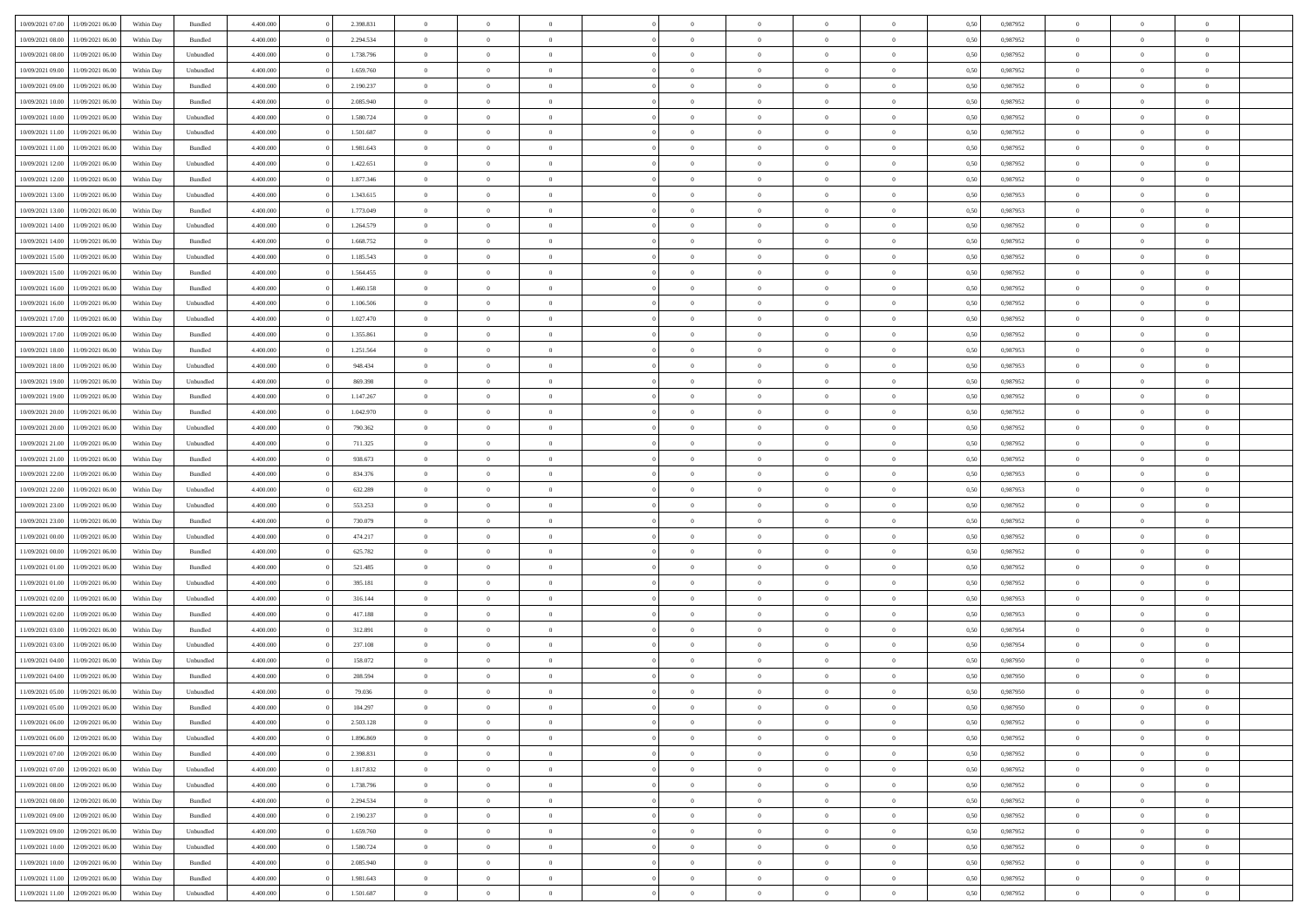| | | | | | | | | | | | | | | | | | | | | | |
|---|---|---|---|---|---|---|---|---|---|---|---|---|---|---|---|---|---|---|---|---|---|
| 10/09/2021 07:00 | 11/09/2021 06:00 | Within Day | Bundled | 4.400.000 | 0 | 2.398.831 | 0 | 0 | 0 | | 0 | 0 | 0 | 0 | 0 | 0,50 | 0,987952 | 0 | 0 | 0 | |
| 10/09/2021 08:00 | 11/09/2021 06:00 | Within Day | Bundled | 4.400.000 | 0 | 2.294.534 | 0 | 0 | 0 | | 0 | 0 | 0 | 0 | 0 | 0,50 | 0,987952 | 0 | 0 | 0 | |
| 10/09/2021 08:00 | 11/09/2021 06:00 | Within Day | Unbundled | 4.400.000 | 0 | 1.738.796 | 0 | 0 | 0 | | 0 | 0 | 0 | 0 | 0 | 0,50 | 0,987952 | 0 | 0 | 0 | |
| 10/09/2021 09:00 | 11/09/2021 06:00 | Within Day | Unbundled | 4.400.000 | 0 | 1.659.760 | 0 | 0 | 0 | | 0 | 0 | 0 | 0 | 0 | 0,50 | 0,987952 | 0 | 0 | 0 | |
| 10/09/2021 09:00 | 11/09/2021 06:00 | Within Day | Bundled | 4.400.000 | 0 | 2.190.237 | 0 | 0 | 0 | | 0 | 0 | 0 | 0 | 0 | 0,50 | 0,987952 | 0 | 0 | 0 | |
| 10/09/2021 10:00 | 11/09/2021 06:00 | Within Day | Bundled | 4.400.000 | 0 | 2.085.940 | 0 | 0 | 0 | | 0 | 0 | 0 | 0 | 0 | 0,50 | 0,987952 | 0 | 0 | 0 | |
| 10/09/2021 10:00 | 11/09/2021 06:00 | Within Day | Unbundled | 4.400.000 | 0 | 1.580.724 | 0 | 0 | 0 | | 0 | 0 | 0 | 0 | 0 | 0,50 | 0,987952 | 0 | 0 | 0 | |
| 10/09/2021 11:00 | 11/09/2021 06:00 | Within Day | Unbundled | 4.400.000 | 0 | 1.501.687 | 0 | 0 | 0 | | 0 | 0 | 0 | 0 | 0 | 0,50 | 0,987952 | 0 | 0 | 0 | |
| 10/09/2021 11:00 | 11/09/2021 06:00 | Within Day | Bundled | 4.400.000 | 0 | 1.981.643 | 0 | 0 | 0 | | 0 | 0 | 0 | 0 | 0 | 0,50 | 0,987952 | 0 | 0 | 0 | |
| 10/09/2021 12:00 | 11/09/2021 06:00 | Within Day | Unbundled | 4.400.000 | 0 | 1.422.651 | 0 | 0 | 0 | | 0 | 0 | 0 | 0 | 0 | 0,50 | 0,987952 | 0 | 0 | 0 | |
| 10/09/2021 12:00 | 11/09/2021 06:00 | Within Day | Bundled | 4.400.000 | 0 | 1.877.346 | 0 | 0 | 0 | | 0 | 0 | 0 | 0 | 0 | 0,50 | 0,987952 | 0 | 0 | 0 | |
| 10/09/2021 13:00 | 11/09/2021 06:00 | Within Day | Unbundled | 4.400.000 | 0 | 1.343.615 | 0 | 0 | 0 | | 0 | 0 | 0 | 0 | 0 | 0,50 | 0,987953 | 0 | 0 | 0 | |
| 10/09/2021 13:00 | 11/09/2021 06:00 | Within Day | Bundled | 4.400.000 | 0 | 1.773.049 | 0 | 0 | 0 | | 0 | 0 | 0 | 0 | 0 | 0,50 | 0,987953 | 0 | 0 | 0 | |
| 10/09/2021 14:00 | 11/09/2021 06:00 | Within Day | Unbundled | 4.400.000 | 0 | 1.264.579 | 0 | 0 | 0 | | 0 | 0 | 0 | 0 | 0 | 0,50 | 0,987952 | 0 | 0 | 0 | |
| 10/09/2021 14:00 | 11/09/2021 06:00 | Within Day | Bundled | 4.400.000 | 0 | 1.668.752 | 0 | 0 | 0 | | 0 | 0 | 0 | 0 | 0 | 0,50 | 0,987952 | 0 | 0 | 0 | |
| 10/09/2021 15:00 | 11/09/2021 06:00 | Within Day | Unbundled | 4.400.000 | 0 | 1.185.543 | 0 | 0 | 0 | | 0 | 0 | 0 | 0 | 0 | 0,50 | 0,987952 | 0 | 0 | 0 | |
| 10/09/2021 15:00 | 11/09/2021 06:00 | Within Day | Bundled | 4.400.000 | 0 | 1.564.455 | 0 | 0 | 0 | | 0 | 0 | 0 | 0 | 0 | 0,50 | 0,987952 | 0 | 0 | 0 | |
| 10/09/2021 16:00 | 11/09/2021 06:00 | Within Day | Bundled | 4.400.000 | 0 | 1.460.158 | 0 | 0 | 0 | | 0 | 0 | 0 | 0 | 0 | 0,50 | 0,987952 | 0 | 0 | 0 | |
| 10/09/2021 16:00 | 11/09/2021 06:00 | Within Day | Unbundled | 4.400.000 | 0 | 1.106.506 | 0 | 0 | 0 | | 0 | 0 | 0 | 0 | 0 | 0,50 | 0,987952 | 0 | 0 | 0 | |
| 10/09/2021 17:00 | 11/09/2021 06:00 | Within Day | Unbundled | 4.400.000 | 0 | 1.027.470 | 0 | 0 | 0 | | 0 | 0 | 0 | 0 | 0 | 0,50 | 0,987952 | 0 | 0 | 0 | |
| 10/09/2021 17:00 | 11/09/2021 06:00 | Within Day | Bundled | 4.400.000 | 0 | 1.355.861 | 0 | 0 | 0 | | 0 | 0 | 0 | 0 | 0 | 0,50 | 0,987952 | 0 | 0 | 0 | |
| 10/09/2021 18:00 | 11/09/2021 06:00 | Within Day | Bundled | 4.400.000 | 0 | 1.251.564 | 0 | 0 | 0 | | 0 | 0 | 0 | 0 | 0 | 0,50 | 0,987953 | 0 | 0 | 0 | |
| 10/09/2021 18:00 | 11/09/2021 06:00 | Within Day | Unbundled | 4.400.000 | 0 | 948.434 | 0 | 0 | 0 | | 0 | 0 | 0 | 0 | 0 | 0,50 | 0,987953 | 0 | 0 | 0 | |
| 10/09/2021 19:00 | 11/09/2021 06:00 | Within Day | Unbundled | 4.400.000 | 0 | 869.398 | 0 | 0 | 0 | | 0 | 0 | 0 | 0 | 0 | 0,50 | 0,987952 | 0 | 0 | 0 | |
| 10/09/2021 19:00 | 11/09/2021 06:00 | Within Day | Bundled | 4.400.000 | 0 | 1.147.267 | 0 | 0 | 0 | | 0 | 0 | 0 | 0 | 0 | 0,50 | 0,987952 | 0 | 0 | 0 | |
| 10/09/2021 20:00 | 11/09/2021 06:00 | Within Day | Bundled | 4.400.000 | 0 | 1.042.970 | 0 | 0 | 0 | | 0 | 0 | 0 | 0 | 0 | 0,50 | 0,987952 | 0 | 0 | 0 | |
| 10/09/2021 20:00 | 11/09/2021 06:00 | Within Day | Unbundled | 4.400.000 | 0 | 790.362 | 0 | 0 | 0 | | 0 | 0 | 0 | 0 | 0 | 0,50 | 0,987952 | 0 | 0 | 0 | |
| 10/09/2021 21:00 | 11/09/2021 06:00 | Within Day | Unbundled | 4.400.000 | 0 | 711.325 | 0 | 0 | 0 | | 0 | 0 | 0 | 0 | 0 | 0,50 | 0,987952 | 0 | 0 | 0 | |
| 10/09/2021 21:00 | 11/09/2021 06:00 | Within Day | Bundled | 4.400.000 | 0 | 938.673 | 0 | 0 | 0 | | 0 | 0 | 0 | 0 | 0 | 0,50 | 0,987952 | 0 | 0 | 0 | |
| 10/09/2021 22:00 | 11/09/2021 06:00 | Within Day | Bundled | 4.400.000 | 0 | 834.376 | 0 | 0 | 0 | | 0 | 0 | 0 | 0 | 0 | 0,50 | 0,987953 | 0 | 0 | 0 | |
| 10/09/2021 22:00 | 11/09/2021 06:00 | Within Day | Unbundled | 4.400.000 | 0 | 632.289 | 0 | 0 | 0 | | 0 | 0 | 0 | 0 | 0 | 0,50 | 0,987953 | 0 | 0 | 0 | |
| 10/09/2021 23:00 | 11/09/2021 06:00 | Within Day | Unbundled | 4.400.000 | 0 | 553.253 | 0 | 0 | 0 | | 0 | 0 | 0 | 0 | 0 | 0,50 | 0,987952 | 0 | 0 | 0 | |
| 10/09/2021 23:00 | 11/09/2021 06:00 | Within Day | Bundled | 4.400.000 | 0 | 730.079 | 0 | 0 | 0 | | 0 | 0 | 0 | 0 | 0 | 0,50 | 0,987952 | 0 | 0 | 0 | |
| 11/09/2021 00:00 | 11/09/2021 06:00 | Within Day | Unbundled | 4.400.000 | 0 | 474.217 | 0 | 0 | 0 | | 0 | 0 | 0 | 0 | 0 | 0,50 | 0,987952 | 0 | 0 | 0 | |
| 11/09/2021 00:00 | 11/09/2021 06:00 | Within Day | Bundled | 4.400.000 | 0 | 625.782 | 0 | 0 | 0 | | 0 | 0 | 0 | 0 | 0 | 0,50 | 0,987952 | 0 | 0 | 0 | |
| 11/09/2021 01:00 | 11/09/2021 06:00 | Within Day | Bundled | 4.400.000 | 0 | 521.485 | 0 | 0 | 0 | | 0 | 0 | 0 | 0 | 0 | 0,50 | 0,987952 | 0 | 0 | 0 | |
| 11/09/2021 01:00 | 11/09/2021 06:00 | Within Day | Unbundled | 4.400.000 | 0 | 395.181 | 0 | 0 | 0 | | 0 | 0 | 0 | 0 | 0 | 0,50 | 0,987952 | 0 | 0 | 0 | |
| 11/09/2021 02:00 | 11/09/2021 06:00 | Within Day | Unbundled | 4.400.000 | 0 | 316.144 | 0 | 0 | 0 | | 0 | 0 | 0 | 0 | 0 | 0,50 | 0,987953 | 0 | 0 | 0 | |
| 11/09/2021 02:00 | 11/09/2021 06:00 | Within Day | Bundled | 4.400.000 | 0 | 417.188 | 0 | 0 | 0 | | 0 | 0 | 0 | 0 | 0 | 0,50 | 0,987953 | 0 | 0 | 0 | |
| 11/09/2021 03:00 | 11/09/2021 06:00 | Within Day | Bundled | 4.400.000 | 0 | 312.891 | 0 | 0 | 0 | | 0 | 0 | 0 | 0 | 0 | 0,50 | 0,987954 | 0 | 0 | 0 | |
| 11/09/2021 03:00 | 11/09/2021 06:00 | Within Day | Unbundled | 4.400.000 | 0 | 237.108 | 0 | 0 | 0 | | 0 | 0 | 0 | 0 | 0 | 0,50 | 0,987954 | 0 | 0 | 0 | |
| 11/09/2021 04:00 | 11/09/2021 06:00 | Within Day | Unbundled | 4.400.000 | 0 | 158.072 | 0 | 0 | 0 | | 0 | 0 | 0 | 0 | 0 | 0,50 | 0,987950 | 0 | 0 | 0 | |
| 11/09/2021 04:00 | 11/09/2021 06:00 | Within Day | Bundled | 4.400.000 | 0 | 208.594 | 0 | 0 | 0 | | 0 | 0 | 0 | 0 | 0 | 0,50 | 0,987950 | 0 | 0 | 0 | |
| 11/09/2021 05:00 | 11/09/2021 06:00 | Within Day | Unbundled | 4.400.000 | 0 | 79.036 | 0 | 0 | 0 | | 0 | 0 | 0 | 0 | 0 | 0,50 | 0,987950 | 0 | 0 | 0 | |
| 11/09/2021 05:00 | 11/09/2021 06:00 | Within Day | Bundled | 4.400.000 | 0 | 104.297 | 0 | 0 | 0 | | 0 | 0 | 0 | 0 | 0 | 0,50 | 0,987950 | 0 | 0 | 0 | |
| 11/09/2021 06:00 | 12/09/2021 06:00 | Within Day | Bundled | 4.400.000 | 0 | 2.503.128 | 0 | 0 | 0 | | 0 | 0 | 0 | 0 | 0 | 0,50 | 0,987952 | 0 | 0 | 0 | |
| 11/09/2021 06:00 | 12/09/2021 06:00 | Within Day | Unbundled | 4.400.000 | 0 | 1.896.869 | 0 | 0 | 0 | | 0 | 0 | 0 | 0 | 0 | 0,50 | 0,987952 | 0 | 0 | 0 | |
| 11/09/2021 07:00 | 12/09/2021 06:00 | Within Day | Bundled | 4.400.000 | 0 | 2.398.831 | 0 | 0 | 0 | | 0 | 0 | 0 | 0 | 0 | 0,50 | 0,987952 | 0 | 0 | 0 | |
| 11/09/2021 07:00 | 12/09/2021 06:00 | Within Day | Unbundled | 4.400.000 | 0 | 1.817.832 | 0 | 0 | 0 | | 0 | 0 | 0 | 0 | 0 | 0,50 | 0,987952 | 0 | 0 | 0 | |
| 11/09/2021 08:00 | 12/09/2021 06:00 | Within Day | Unbundled | 4.400.000 | 0 | 1.738.796 | 0 | 0 | 0 | | 0 | 0 | 0 | 0 | 0 | 0,50 | 0,987952 | 0 | 0 | 0 | |
| 11/09/2021 08:00 | 12/09/2021 06:00 | Within Day | Bundled | 4.400.000 | 0 | 2.294.534 | 0 | 0 | 0 | | 0 | 0 | 0 | 0 | 0 | 0,50 | 0,987952 | 0 | 0 | 0 | |
| 11/09/2021 09:00 | 12/09/2021 06:00 | Within Day | Bundled | 4.400.000 | 0 | 2.190.237 | 0 | 0 | 0 | | 0 | 0 | 0 | 0 | 0 | 0,50 | 0,987952 | 0 | 0 | 0 | |
| 11/09/2021 09:00 | 12/09/2021 06:00 | Within Day | Unbundled | 4.400.000 | 0 | 1.659.760 | 0 | 0 | 0 | | 0 | 0 | 0 | 0 | 0 | 0,50 | 0,987952 | 0 | 0 | 0 | |
| 11/09/2021 10:00 | 12/09/2021 06:00 | Within Day | Unbundled | 4.400.000 | 0 | 1.580.724 | 0 | 0 | 0 | | 0 | 0 | 0 | 0 | 0 | 0,50 | 0,987952 | 0 | 0 | 0 | |
| 11/09/2021 10:00 | 12/09/2021 06:00 | Within Day | Bundled | 4.400.000 | 0 | 2.085.940 | 0 | 0 | 0 | | 0 | 0 | 0 | 0 | 0 | 0,50 | 0,987952 | 0 | 0 | 0 | |
| 11/09/2021 11:00 | 12/09/2021 06:00 | Within Day | Bundled | 4.400.000 | 0 | 1.981.643 | 0 | 0 | 0 | | 0 | 0 | 0 | 0 | 0 | 0,50 | 0,987952 | 0 | 0 | 0 | |
| 11/09/2021 11:00 | 12/09/2021 06:00 | Within Day | Unbundled | 4.400.000 | 0 | 1.501.687 | 0 | 0 | 0 | | 0 | 0 | 0 | 0 | 0 | 0,50 | 0,987952 | 0 | 0 | 0 | |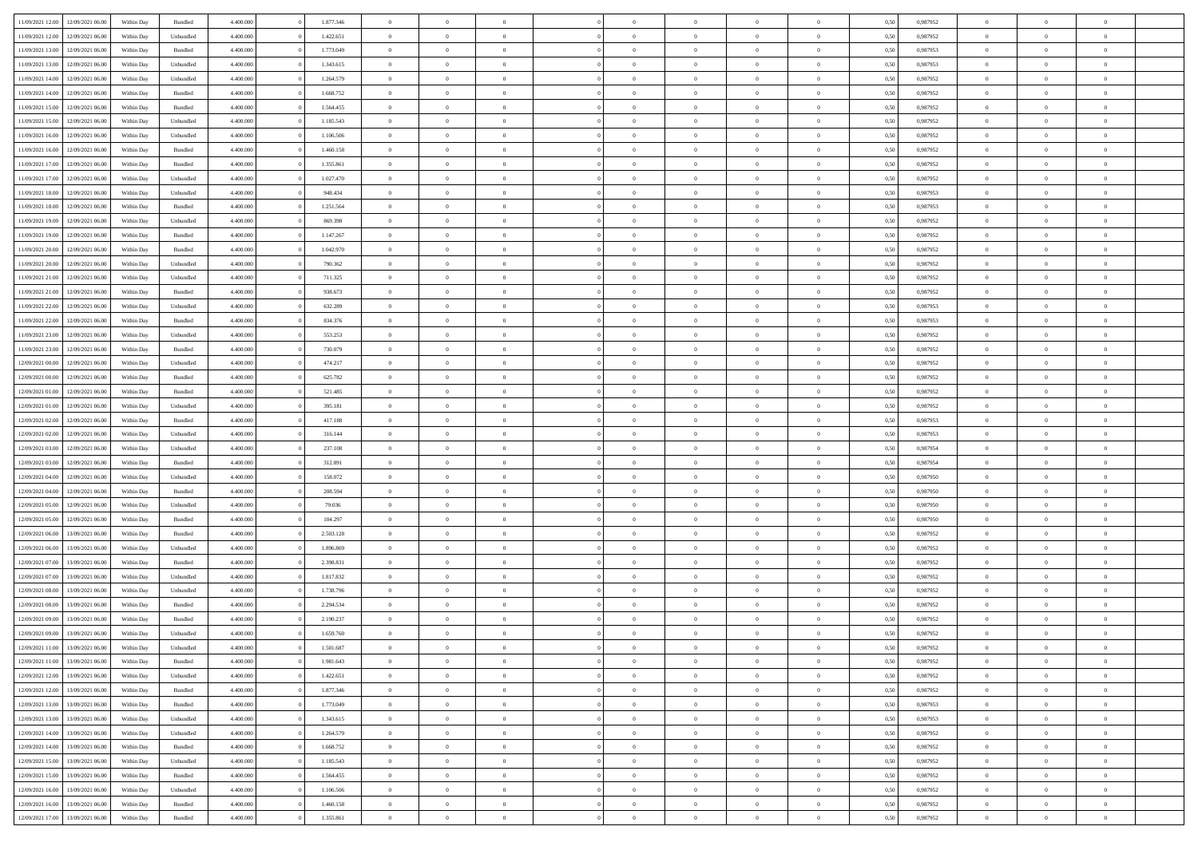| | | | | | | | | | | | | | | | | | | | | | |
|---|---|---|---|---|---|---|---|---|---|---|---|---|---|---|---|---|---|---|---|---|---|
| 11/09/2021 12:00 | 12/09/2021 06:00 | Within Day | Bundled | 4.400.000 | 0 | 1.877.346 | 0 | 0 | 0 | | 0 | 0 | 0 | 0 | 0,50 | 0,987952 | 0 | 0 | 0 | |
| 11/09/2021 12:00 | 12/09/2021 06:00 | Within Day | Unbundled | 4.400.000 | 0 | 1.422.651 | 0 | 0 | 0 | | 0 | 0 | 0 | 0 | 0,50 | 0,987952 | 0 | 0 | 0 | |
| 11/09/2021 13:00 | 12/09/2021 06:00 | Within Day | Bundled | 4.400.000 | 0 | 1.773.049 | 0 | 0 | 0 | | 0 | 0 | 0 | 0 | 0,50 | 0,987953 | 0 | 0 | 0 | |
| 11/09/2021 13:00 | 12/09/2021 06:00 | Within Day | Unbundled | 4.400.000 | 0 | 1.343.615 | 0 | 0 | 0 | | 0 | 0 | 0 | 0 | 0,50 | 0,987953 | 0 | 0 | 0 | |
| 11/09/2021 14:00 | 12/09/2021 06:00 | Within Day | Unbundled | 4.400.000 | 0 | 1.264.579 | 0 | 0 | 0 | | 0 | 0 | 0 | 0 | 0,50 | 0,987952 | 0 | 0 | 0 | |
| 11/09/2021 14:00 | 12/09/2021 06:00 | Within Day | Bundled | 4.400.000 | 0 | 1.668.752 | 0 | 0 | 0 | | 0 | 0 | 0 | 0 | 0,50 | 0,987952 | 0 | 0 | 0 | |
| 11/09/2021 15:00 | 12/09/2021 06:00 | Within Day | Bundled | 4.400.000 | 0 | 1.564.455 | 0 | 0 | 0 | | 0 | 0 | 0 | 0 | 0,50 | 0,987952 | 0 | 0 | 0 | |
| 11/09/2021 15:00 | 12/09/2021 06:00 | Within Day | Unbundled | 4.400.000 | 0 | 1.185.543 | 0 | 0 | 0 | | 0 | 0 | 0 | 0 | 0,50 | 0,987952 | 0 | 0 | 0 | |
| 11/09/2021 16:00 | 12/09/2021 06:00 | Within Day | Unbundled | 4.400.000 | 0 | 1.106.506 | 0 | 0 | 0 | | 0 | 0 | 0 | 0 | 0,50 | 0,987952 | 0 | 0 | 0 | |
| 11/09/2021 16:00 | 12/09/2021 06:00 | Within Day | Bundled | 4.400.000 | 0 | 1.460.158 | 0 | 0 | 0 | | 0 | 0 | 0 | 0 | 0,50 | 0,987952 | 0 | 0 | 0 | |
| 11/09/2021 17:00 | 12/09/2021 06:00 | Within Day | Bundled | 4.400.000 | 0 | 1.355.861 | 0 | 0 | 0 | | 0 | 0 | 0 | 0 | 0,50 | 0,987952 | 0 | 0 | 0 | |
| 11/09/2021 17:00 | 12/09/2021 06:00 | Within Day | Unbundled | 4.400.000 | 0 | 1.027.470 | 0 | 0 | 0 | | 0 | 0 | 0 | 0 | 0,50 | 0,987952 | 0 | 0 | 0 | |
| 11/09/2021 18:00 | 12/09/2021 06:00 | Within Day | Unbundled | 4.400.000 | 0 | 948.434 | 0 | 0 | 0 | | 0 | 0 | 0 | 0 | 0,50 | 0,987953 | 0 | 0 | 0 | |
| 11/09/2021 18:00 | 12/09/2021 06:00 | Within Day | Bundled | 4.400.000 | 0 | 1.251.564 | 0 | 0 | 0 | | 0 | 0 | 0 | 0 | 0,50 | 0,987953 | 0 | 0 | 0 | |
| 11/09/2021 19:00 | 12/09/2021 06:00 | Within Day | Unbundled | 4.400.000 | 0 | 869.398 | 0 | 0 | 0 | | 0 | 0 | 0 | 0 | 0,50 | 0,987952 | 0 | 0 | 0 | |
| 11/09/2021 19:00 | 12/09/2021 06:00 | Within Day | Bundled | 4.400.000 | 0 | 1.147.267 | 0 | 0 | 0 | | 0 | 0 | 0 | 0 | 0,50 | 0,987952 | 0 | 0 | 0 | |
| 11/09/2021 20:00 | 12/09/2021 06:00 | Within Day | Bundled | 4.400.000 | 0 | 1.042.970 | 0 | 0 | 0 | | 0 | 0 | 0 | 0 | 0,50 | 0,987952 | 0 | 0 | 0 | |
| 11/09/2021 20:00 | 12/09/2021 06:00 | Within Day | Unbundled | 4.400.000 | 0 | 790.362 | 0 | 0 | 0 | | 0 | 0 | 0 | 0 | 0,50 | 0,987952 | 0 | 0 | 0 | |
| 11/09/2021 21:00 | 12/09/2021 06:00 | Within Day | Unbundled | 4.400.000 | 0 | 711.325 | 0 | 0 | 0 | | 0 | 0 | 0 | 0 | 0,50 | 0,987952 | 0 | 0 | 0 | |
| 11/09/2021 21:00 | 12/09/2021 06:00 | Within Day | Bundled | 4.400.000 | 0 | 938.673 | 0 | 0 | 0 | | 0 | 0 | 0 | 0 | 0,50 | 0,987952 | 0 | 0 | 0 | |
| 11/09/2021 22:00 | 12/09/2021 06:00 | Within Day | Unbundled | 4.400.000 | 0 | 632.289 | 0 | 0 | 0 | | 0 | 0 | 0 | 0 | 0,50 | 0,987953 | 0 | 0 | 0 | |
| 11/09/2021 22:00 | 12/09/2021 06:00 | Within Day | Bundled | 4.400.000 | 0 | 834.376 | 0 | 0 | 0 | | 0 | 0 | 0 | 0 | 0,50 | 0,987953 | 0 | 0 | 0 | |
| 11/09/2021 23:00 | 12/09/2021 06:00 | Within Day | Unbundled | 4.400.000 | 0 | 553.253 | 0 | 0 | 0 | | 0 | 0 | 0 | 0 | 0,50 | 0,987952 | 0 | 0 | 0 | |
| 11/09/2021 23:00 | 12/09/2021 06:00 | Within Day | Bundled | 4.400.000 | 0 | 730.079 | 0 | 0 | 0 | | 0 | 0 | 0 | 0 | 0,50 | 0,987952 | 0 | 0 | 0 | |
| 12/09/2021 00:00 | 12/09/2021 06:00 | Within Day | Unbundled | 4.400.000 | 0 | 474.217 | 0 | 0 | 0 | | 0 | 0 | 0 | 0 | 0,50 | 0,987952 | 0 | 0 | 0 | |
| 12/09/2021 00:00 | 12/09/2021 06:00 | Within Day | Bundled | 4.400.000 | 0 | 625.782 | 0 | 0 | 0 | | 0 | 0 | 0 | 0 | 0,50 | 0,987952 | 0 | 0 | 0 | |
| 12/09/2021 01:00 | 12/09/2021 06:00 | Within Day | Bundled | 4.400.000 | 0 | 521.485 | 0 | 0 | 0 | | 0 | 0 | 0 | 0 | 0,50 | 0,987952 | 0 | 0 | 0 | |
| 12/09/2021 01:00 | 12/09/2021 06:00 | Within Day | Unbundled | 4.400.000 | 0 | 395.181 | 0 | 0 | 0 | | 0 | 0 | 0 | 0 | 0,50 | 0,987952 | 0 | 0 | 0 | |
| 12/09/2021 02:00 | 12/09/2021 06:00 | Within Day | Bundled | 4.400.000 | 0 | 417.188 | 0 | 0 | 0 | | 0 | 0 | 0 | 0 | 0,50 | 0,987953 | 0 | 0 | 0 | |
| 12/09/2021 02:00 | 12/09/2021 06:00 | Within Day | Unbundled | 4.400.000 | 0 | 316.144 | 0 | 0 | 0 | | 0 | 0 | 0 | 0 | 0,50 | 0,987953 | 0 | 0 | 0 | |
| 12/09/2021 03:00 | 12/09/2021 06:00 | Within Day | Unbundled | 4.400.000 | 0 | 237.108 | 0 | 0 | 0 | | 0 | 0 | 0 | 0 | 0,50 | 0,987954 | 0 | 0 | 0 | |
| 12/09/2021 03:00 | 12/09/2021 06:00 | Within Day | Bundled | 4.400.000 | 0 | 312.891 | 0 | 0 | 0 | | 0 | 0 | 0 | 0 | 0,50 | 0,987954 | 0 | 0 | 0 | |
| 12/09/2021 04:00 | 12/09/2021 06:00 | Within Day | Unbundled | 4.400.000 | 0 | 158.072 | 0 | 0 | 0 | | 0 | 0 | 0 | 0 | 0,50 | 0,987950 | 0 | 0 | 0 | |
| 12/09/2021 04:00 | 12/09/2021 06:00 | Within Day | Bundled | 4.400.000 | 0 | 208.594 | 0 | 0 | 0 | | 0 | 0 | 0 | 0 | 0,50 | 0,987950 | 0 | 0 | 0 | |
| 12/09/2021 05:00 | 12/09/2021 06:00 | Within Day | Unbundled | 4.400.000 | 0 | 79.036 | 0 | 0 | 0 | | 0 | 0 | 0 | 0 | 0,50 | 0,987950 | 0 | 0 | 0 | |
| 12/09/2021 05:00 | 12/09/2021 06:00 | Within Day | Bundled | 4.400.000 | 0 | 104.297 | 0 | 0 | 0 | | 0 | 0 | 0 | 0 | 0,50 | 0,987950 | 0 | 0 | 0 | |
| 12/09/2021 06:00 | 13/09/2021 06:00 | Within Day | Bundled | 4.400.000 | 0 | 2.503.128 | 0 | 0 | 0 | | 0 | 0 | 0 | 0 | 0,50 | 0,987952 | 0 | 0 | 0 | |
| 12/09/2021 06:00 | 13/09/2021 06:00 | Within Day | Unbundled | 4.400.000 | 0 | 1.896.869 | 0 | 0 | 0 | | 0 | 0 | 0 | 0 | 0,50 | 0,987952 | 0 | 0 | 0 | |
| 12/09/2021 07:00 | 13/09/2021 06:00 | Within Day | Bundled | 4.400.000 | 0 | 2.398.831 | 0 | 0 | 0 | | 0 | 0 | 0 | 0 | 0,50 | 0,987952 | 0 | 0 | 0 | |
| 12/09/2021 07:00 | 13/09/2021 06:00 | Within Day | Unbundled | 4.400.000 | 0 | 1.817.832 | 0 | 0 | 0 | | 0 | 0 | 0 | 0 | 0,50 | 0,987952 | 0 | 0 | 0 | |
| 12/09/2021 08:00 | 13/09/2021 06:00 | Within Day | Unbundled | 4.400.000 | 0 | 1.738.796 | 0 | 0 | 0 | | 0 | 0 | 0 | 0 | 0,50 | 0,987952 | 0 | 0 | 0 | |
| 12/09/2021 08:00 | 13/09/2021 06:00 | Within Day | Bundled | 4.400.000 | 0 | 2.294.534 | 0 | 0 | 0 | | 0 | 0 | 0 | 0 | 0,50 | 0,987952 | 0 | 0 | 0 | |
| 12/09/2021 09:00 | 13/09/2021 06:00 | Within Day | Bundled | 4.400.000 | 0 | 2.190.237 | 0 | 0 | 0 | | 0 | 0 | 0 | 0 | 0,50 | 0,987952 | 0 | 0 | 0 | |
| 12/09/2021 09:00 | 13/09/2021 06:00 | Within Day | Unbundled | 4.400.000 | 0 | 1.659.760 | 0 | 0 | 0 | | 0 | 0 | 0 | 0 | 0,50 | 0,987952 | 0 | 0 | 0 | |
| 12/09/2021 11:00 | 13/09/2021 06:00 | Within Day | Unbundled | 4.400.000 | 0 | 1.501.687 | 0 | 0 | 0 | | 0 | 0 | 0 | 0 | 0,50 | 0,987952 | 0 | 0 | 0 | |
| 12/09/2021 11:00 | 13/09/2021 06:00 | Within Day | Bundled | 4.400.000 | 0 | 1.981.643 | 0 | 0 | 0 | | 0 | 0 | 0 | 0 | 0,50 | 0,987952 | 0 | 0 | 0 | |
| 12/09/2021 12:00 | 13/09/2021 06:00 | Within Day | Unbundled | 4.400.000 | 0 | 1.422.651 | 0 | 0 | 0 | | 0 | 0 | 0 | 0 | 0,50 | 0,987952 | 0 | 0 | 0 | |
| 12/09/2021 12:00 | 13/09/2021 06:00 | Within Day | Bundled | 4.400.000 | 0 | 1.877.346 | 0 | 0 | 0 | | 0 | 0 | 0 | 0 | 0,50 | 0,987952 | 0 | 0 | 0 | |
| 12/09/2021 13:00 | 13/09/2021 06:00 | Within Day | Bundled | 4.400.000 | 0 | 1.773.049 | 0 | 0 | 0 | | 0 | 0 | 0 | 0 | 0,50 | 0,987953 | 0 | 0 | 0 | |
| 12/09/2021 13:00 | 13/09/2021 06:00 | Within Day | Unbundled | 4.400.000 | 0 | 1.343.615 | 0 | 0 | 0 | | 0 | 0 | 0 | 0 | 0,50 | 0,987953 | 0 | 0 | 0 | |
| 12/09/2021 14:00 | 13/09/2021 06:00 | Within Day | Unbundled | 4.400.000 | 0 | 1.264.579 | 0 | 0 | 0 | | 0 | 0 | 0 | 0 | 0,50 | 0,987952 | 0 | 0 | 0 | |
| 12/09/2021 14:00 | 13/09/2021 06:00 | Within Day | Bundled | 4.400.000 | 0 | 1.668.752 | 0 | 0 | 0 | | 0 | 0 | 0 | 0 | 0,50 | 0,987952 | 0 | 0 | 0 | |
| 12/09/2021 15:00 | 13/09/2021 06:00 | Within Day | Unbundled | 4.400.000 | 0 | 1.185.543 | 0 | 0 | 0 | | 0 | 0 | 0 | 0 | 0,50 | 0,987952 | 0 | 0 | 0 | |
| 12/09/2021 15:00 | 13/09/2021 06:00 | Within Day | Bundled | 4.400.000 | 0 | 1.564.455 | 0 | 0 | 0 | | 0 | 0 | 0 | 0 | 0,50 | 0,987952 | 0 | 0 | 0 | |
| 12/09/2021 16:00 | 13/09/2021 06:00 | Within Day | Unbundled | 4.400.000 | 0 | 1.106.506 | 0 | 0 | 0 | | 0 | 0 | 0 | 0 | 0,50 | 0,987952 | 0 | 0 | 0 | |
| 12/09/2021 16:00 | 13/09/2021 06:00 | Within Day | Bundled | 4.400.000 | 0 | 1.460.158 | 0 | 0 | 0 | | 0 | 0 | 0 | 0 | 0,50 | 0,987952 | 0 | 0 | 0 | |
| 12/09/2021 17:00 | 13/09/2021 06:00 | Within Day | Bundled | 4.400.000 | 0 | 1.355.861 | 0 | 0 | 0 | | 0 | 0 | 0 | 0 | 0,50 | 0,987952 | 0 | 0 | 0 | |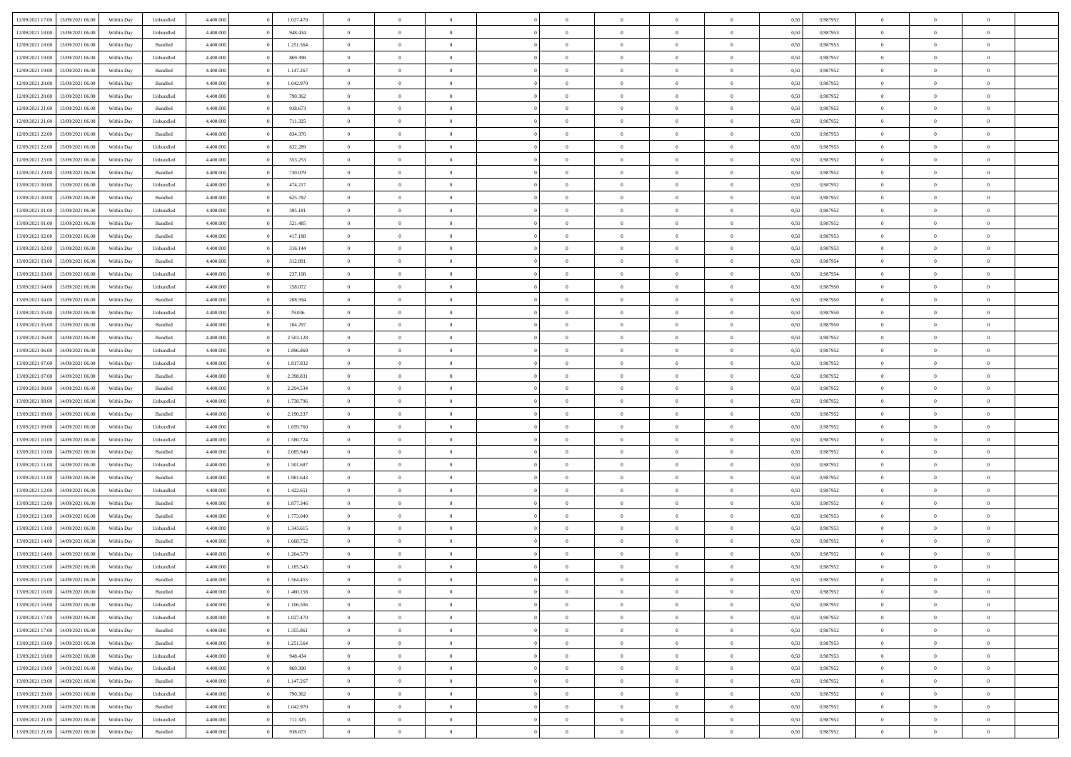| 12/09/2021 17:00 | 13/09/2021 06:00 | Within Day | Unbundled | 4.400.000 | 0 | 1.027.470 | 0 | 0 | 0 | | 0 | 0 | 0 | 0 | 0,50 | 0,987952 | 0 | 0 | 0 | |
|---|---|---|---|---|---|---|---|---|---|---|---|---|---|---|---|---|---|---|---|---|
| 12/09/2021 18:00 | 13/09/2021 06:00 | Within Day | Unbundled | 4.400.000 | 0 | 948.434 | 0 | 0 | 0 | | 0 | 0 | 0 | 0 | 0,50 | 0,987953 | 0 | 0 | 0 | |
| 12/09/2021 18:00 | 13/09/2021 06:00 | Within Day | Bundled | 4.400.000 | 0 | 1.251.564 | 0 | 0 | 0 | | 0 | 0 | 0 | 0 | 0,50 | 0,987953 | 0 | 0 | 0 | |
| 12/09/2021 19:00 | 13/09/2021 06:00 | Within Day | Unbundled | 4.400.000 | 0 | 869.398 | 0 | 0 | 0 | | 0 | 0 | 0 | 0 | 0,50 | 0,987952 | 0 | 0 | 0 | |
| 12/09/2021 19:00 | 13/09/2021 06:00 | Within Day | Bundled | 4.400.000 | 0 | 1.147.267 | 0 | 0 | 0 | | 0 | 0 | 0 | 0 | 0,50 | 0,987952 | 0 | 0 | 0 | |
| 12/09/2021 20:00 | 13/09/2021 06:00 | Within Day | Bundled | 4.400.000 | 0 | 1.042.970 | 0 | 0 | 0 | | 0 | 0 | 0 | 0 | 0,50 | 0,987952 | 0 | 0 | 0 | |
| 12/09/2021 20:00 | 13/09/2021 06:00 | Within Day | Unbundled | 4.400.000 | 0 | 790.362 | 0 | 0 | 0 | | 0 | 0 | 0 | 0 | 0,50 | 0,987952 | 0 | 0 | 0 | |
| 12/09/2021 21:00 | 13/09/2021 06:00 | Within Day | Bundled | 4.400.000 | 0 | 938.673 | 0 | 0 | 0 | | 0 | 0 | 0 | 0 | 0,50 | 0,987952 | 0 | 0 | 0 | |
| 12/09/2021 21:00 | 13/09/2021 06:00 | Within Day | Unbundled | 4.400.000 | 0 | 711.325 | 0 | 0 | 0 | | 0 | 0 | 0 | 0 | 0,50 | 0,987952 | 0 | 0 | 0 | |
| 12/09/2021 22:00 | 13/09/2021 06:00 | Within Day | Bundled | 4.400.000 | 0 | 834.376 | 0 | 0 | 0 | | 0 | 0 | 0 | 0 | 0,50 | 0,987953 | 0 | 0 | 0 | |
| 12/09/2021 22:00 | 13/09/2021 06:00 | Within Day | Unbundled | 4.400.000 | 0 | 632.289 | 0 | 0 | 0 | | 0 | 0 | 0 | 0 | 0,50 | 0,987953 | 0 | 0 | 0 | |
| 12/09/2021 23:00 | 13/09/2021 06:00 | Within Day | Unbundled | 4.400.000 | 0 | 553.253 | 0 | 0 | 0 | | 0 | 0 | 0 | 0 | 0,50 | 0,987952 | 0 | 0 | 0 | |
| 12/09/2021 23:00 | 13/09/2021 06:00 | Within Day | Bundled | 4.400.000 | 0 | 730.079 | 0 | 0 | 0 | | 0 | 0 | 0 | 0 | 0,50 | 0,987952 | 0 | 0 | 0 | |
| 13/09/2021 00:00 | 13/09/2021 06:00 | Within Day | Unbundled | 4.400.000 | 0 | 474.217 | 0 | 0 | 0 | | 0 | 0 | 0 | 0 | 0,50 | 0,987952 | 0 | 0 | 0 | |
| 13/09/2021 00:00 | 13/09/2021 06:00 | Within Day | Bundled | 4.400.000 | 0 | 625.782 | 0 | 0 | 0 | | 0 | 0 | 0 | 0 | 0,50 | 0,987952 | 0 | 0 | 0 | |
| 13/09/2021 01:00 | 13/09/2021 06:00 | Within Day | Unbundled | 4.400.000 | 0 | 395.181 | 0 | 0 | 0 | | 0 | 0 | 0 | 0 | 0,50 | 0,987952 | 0 | 0 | 0 | |
| 13/09/2021 01:00 | 13/09/2021 06:00 | Within Day | Bundled | 4.400.000 | 0 | 521.485 | 0 | 0 | 0 | | 0 | 0 | 0 | 0 | 0,50 | 0,987952 | 0 | 0 | 0 | |
| 13/09/2021 02:00 | 13/09/2021 06:00 | Within Day | Bundled | 4.400.000 | 0 | 417.188 | 0 | 0 | 0 | | 0 | 0 | 0 | 0 | 0,50 | 0,987953 | 0 | 0 | 0 | |
| 13/09/2021 02:00 | 13/09/2021 06:00 | Within Day | Unbundled | 4.400.000 | 0 | 316.144 | 0 | 0 | 0 | | 0 | 0 | 0 | 0 | 0,50 | 0,987953 | 0 | 0 | 0 | |
| 13/09/2021 03:00 | 13/09/2021 06:00 | Within Day | Bundled | 4.400.000 | 0 | 312.891 | 0 | 0 | 0 | | 0 | 0 | 0 | 0 | 0,50 | 0,987954 | 0 | 0 | 0 | |
| 13/09/2021 03:00 | 13/09/2021 06:00 | Within Day | Unbundled | 4.400.000 | 0 | 237.108 | 0 | 0 | 0 | | 0 | 0 | 0 | 0 | 0,50 | 0,987954 | 0 | 0 | 0 | |
| 13/09/2021 04:00 | 13/09/2021 06:00 | Within Day | Unbundled | 4.400.000 | 0 | 158.072 | 0 | 0 | 0 | | 0 | 0 | 0 | 0 | 0,50 | 0,987950 | 0 | 0 | 0 | |
| 13/09/2021 04:00 | 13/09/2021 06:00 | Within Day | Bundled | 4.400.000 | 0 | 208.594 | 0 | 0 | 0 | | 0 | 0 | 0 | 0 | 0,50 | 0,987950 | 0 | 0 | 0 | |
| 13/09/2021 05:00 | 13/09/2021 06:00 | Within Day | Unbundled | 4.400.000 | 0 | 79.036 | 0 | 0 | 0 | | 0 | 0 | 0 | 0 | 0,50 | 0,987950 | 0 | 0 | 0 | |
| 13/09/2021 05:00 | 13/09/2021 06:00 | Within Day | Bundled | 4.400.000 | 0 | 104.297 | 0 | 0 | 0 | | 0 | 0 | 0 | 0 | 0,50 | 0,987950 | 0 | 0 | 0 | |
| 13/09/2021 06:00 | 14/09/2021 06:00 | Within Day | Bundled | 4.400.000 | 0 | 2.503.128 | 0 | 0 | 0 | | 0 | 0 | 0 | 0 | 0,50 | 0,987952 | 0 | 0 | 0 | |
| 13/09/2021 06:00 | 14/09/2021 06:00 | Within Day | Unbundled | 4.400.000 | 0 | 1.896.869 | 0 | 0 | 0 | | 0 | 0 | 0 | 0 | 0,50 | 0,987952 | 0 | 0 | 0 | |
| 13/09/2021 07:00 | 14/09/2021 06:00 | Within Day | Unbundled | 4.400.000 | 0 | 1.817.832 | 0 | 0 | 0 | | 0 | 0 | 0 | 0 | 0,50 | 0,987952 | 0 | 0 | 0 | |
| 13/09/2021 07:00 | 14/09/2021 06:00 | Within Day | Bundled | 4.400.000 | 0 | 2.398.831 | 0 | 0 | 0 | | 0 | 0 | 0 | 0 | 0,50 | 0,987952 | 0 | 0 | 0 | |
| 13/09/2021 08:00 | 14/09/2021 06:00 | Within Day | Bundled | 4.400.000 | 0 | 2.294.534 | 0 | 0 | 0 | | 0 | 0 | 0 | 0 | 0,50 | 0,987952 | 0 | 0 | 0 | |
| 13/09/2021 08:00 | 14/09/2021 06:00 | Within Day | Unbundled | 4.400.000 | 0 | 1.738.796 | 0 | 0 | 0 | | 0 | 0 | 0 | 0 | 0,50 | 0,987952 | 0 | 0 | 0 | |
| 13/09/2021 09:00 | 14/09/2021 06:00 | Within Day | Bundled | 4.400.000 | 0 | 2.190.237 | 0 | 0 | 0 | | 0 | 0 | 0 | 0 | 0,50 | 0,987952 | 0 | 0 | 0 | |
| 13/09/2021 09:00 | 14/09/2021 06:00 | Within Day | Unbundled | 4.400.000 | 0 | 1.659.760 | 0 | 0 | 0 | | 0 | 0 | 0 | 0 | 0,50 | 0,987952 | 0 | 0 | 0 | |
| 13/09/2021 10:00 | 14/09/2021 06:00 | Within Day | Unbundled | 4.400.000 | 0 | 1.580.724 | 0 | 0 | 0 | | 0 | 0 | 0 | 0 | 0,50 | 0,987952 | 0 | 0 | 0 | |
| 13/09/2021 10:00 | 14/09/2021 06:00 | Within Day | Bundled | 4.400.000 | 0 | 2.085.940 | 0 | 0 | 0 | | 0 | 0 | 0 | 0 | 0,50 | 0,987952 | 0 | 0 | 0 | |
| 13/09/2021 11:00 | 14/09/2021 06:00 | Within Day | Unbundled | 4.400.000 | 0 | 1.501.687 | 0 | 0 | 0 | | 0 | 0 | 0 | 0 | 0,50 | 0,987952 | 0 | 0 | 0 | |
| 13/09/2021 11:00 | 14/09/2021 06:00 | Within Day | Bundled | 4.400.000 | 0 | 1.981.643 | 0 | 0 | 0 | | 0 | 0 | 0 | 0 | 0,50 | 0,987952 | 0 | 0 | 0 | |
| 13/09/2021 12:00 | 14/09/2021 06:00 | Within Day | Unbundled | 4.400.000 | 0 | 1.422.651 | 0 | 0 | 0 | | 0 | 0 | 0 | 0 | 0,50 | 0,987952 | 0 | 0 | 0 | |
| 13/09/2021 12:00 | 14/09/2021 06:00 | Within Day | Bundled | 4.400.000 | 0 | 1.877.346 | 0 | 0 | 0 | | 0 | 0 | 0 | 0 | 0,50 | 0,987952 | 0 | 0 | 0 | |
| 13/09/2021 13:00 | 14/09/2021 06:00 | Within Day | Bundled | 4.400.000 | 0 | 1.773.049 | 0 | 0 | 0 | | 0 | 0 | 0 | 0 | 0,50 | 0,987953 | 0 | 0 | 0 | |
| 13/09/2021 13:00 | 14/09/2021 06:00 | Within Day | Unbundled | 4.400.000 | 0 | 1.343.615 | 0 | 0 | 0 | | 0 | 0 | 0 | 0 | 0,50 | 0,987953 | 0 | 0 | 0 | |
| 13/09/2021 14:00 | 14/09/2021 06:00 | Within Day | Bundled | 4.400.000 | 0 | 1.668.752 | 0 | 0 | 0 | | 0 | 0 | 0 | 0 | 0,50 | 0,987952 | 0 | 0 | 0 | |
| 13/09/2021 14:00 | 14/09/2021 06:00 | Within Day | Unbundled | 4.400.000 | 0 | 1.264.579 | 0 | 0 | 0 | | 0 | 0 | 0 | 0 | 0,50 | 0,987952 | 0 | 0 | 0 | |
| 13/09/2021 15:00 | 14/09/2021 06:00 | Within Day | Unbundled | 4.400.000 | 0 | 1.185.543 | 0 | 0 | 0 | | 0 | 0 | 0 | 0 | 0,50 | 0,987952 | 0 | 0 | 0 | |
| 13/09/2021 15:00 | 14/09/2021 06:00 | Within Day | Bundled | 4.400.000 | 0 | 1.564.455 | 0 | 0 | 0 | | 0 | 0 | 0 | 0 | 0,50 | 0,987952 | 0 | 0 | 0 | |
| 13/09/2021 16:00 | 14/09/2021 06:00 | Within Day | Bundled | 4.400.000 | 0 | 1.460.158 | 0 | 0 | 0 | | 0 | 0 | 0 | 0 | 0,50 | 0,987952 | 0 | 0 | 0 | |
| 13/09/2021 16:00 | 14/09/2021 06:00 | Within Day | Unbundled | 4.400.000 | 0 | 1.106.506 | 0 | 0 | 0 | | 0 | 0 | 0 | 0 | 0,50 | 0,987952 | 0 | 0 | 0 | |
| 13/09/2021 17:00 | 14/09/2021 06:00 | Within Day | Unbundled | 4.400.000 | 0 | 1.027.470 | 0 | 0 | 0 | | 0 | 0 | 0 | 0 | 0,50 | 0,987952 | 0 | 0 | 0 | |
| 13/09/2021 17:00 | 14/09/2021 06:00 | Within Day | Bundled | 4.400.000 | 0 | 1.355.861 | 0 | 0 | 0 | | 0 | 0 | 0 | 0 | 0,50 | 0,987952 | 0 | 0 | 0 | |
| 13/09/2021 18:00 | 14/09/2021 06:00 | Within Day | Bundled | 4.400.000 | 0 | 1.251.564 | 0 | 0 | 0 | | 0 | 0 | 0 | 0 | 0,50 | 0,987953 | 0 | 0 | 0 | |
| 13/09/2021 18:00 | 14/09/2021 06:00 | Within Day | Unbundled | 4.400.000 | 0 | 948.434 | 0 | 0 | 0 | | 0 | 0 | 0 | 0 | 0,50 | 0,987953 | 0 | 0 | 0 | |
| 13/09/2021 19:00 | 14/09/2021 06:00 | Within Day | Unbundled | 4.400.000 | 0 | 869.398 | 0 | 0 | 0 | | 0 | 0 | 0 | 0 | 0,50 | 0,987952 | 0 | 0 | 0 | |
| 13/09/2021 19:00 | 14/09/2021 06:00 | Within Day | Bundled | 4.400.000 | 0 | 1.147.267 | 0 | 0 | 0 | | 0 | 0 | 0 | 0 | 0,50 | 0,987952 | 0 | 0 | 0 | |
| 13/09/2021 20:00 | 14/09/2021 06:00 | Within Day | Unbundled | 4.400.000 | 0 | 790.362 | 0 | 0 | 0 | | 0 | 0 | 0 | 0 | 0,50 | 0,987952 | 0 | 0 | 0 | |
| 13/09/2021 20:00 | 14/09/2021 06:00 | Within Day | Bundled | 4.400.000 | 0 | 1.042.970 | 0 | 0 | 0 | | 0 | 0 | 0 | 0 | 0,50 | 0,987952 | 0 | 0 | 0 | |
| 13/09/2021 21:00 | 14/09/2021 06:00 | Within Day | Unbundled | 4.400.000 | 0 | 711.325 | 0 | 0 | 0 | | 0 | 0 | 0 | 0 | 0,50 | 0,987952 | 0 | 0 | 0 | |
| 13/09/2021 21:00 | 14/09/2021 06:00 | Within Day | Bundled | 4.400.000 | 0 | 938.673 | 0 | 0 | 0 | | 0 | 0 | 0 | 0 | 0,50 | 0,987952 | 0 | 0 | 0 | |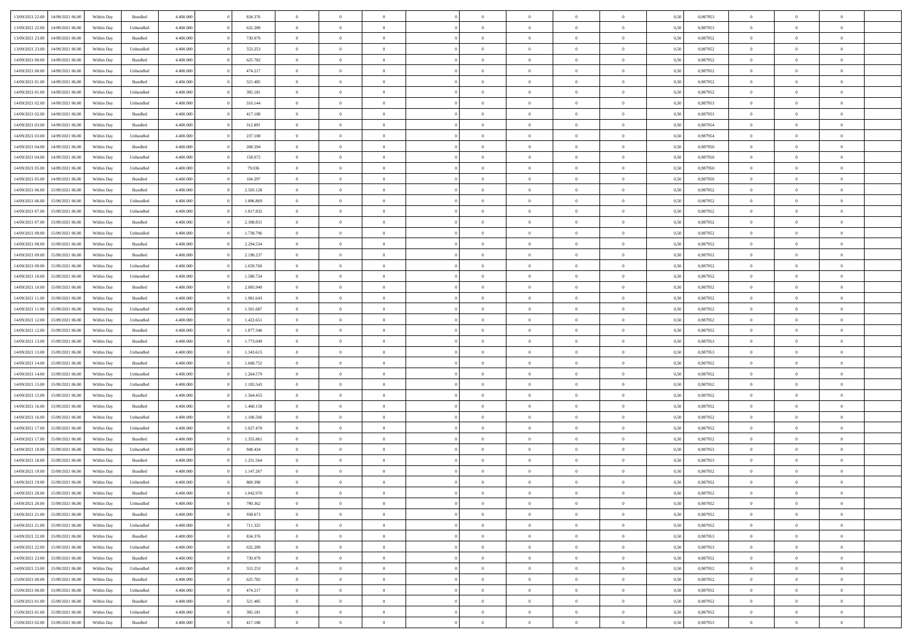| | | | | | | | | | | | | | | | | | | | | |
|---|---|---|---|---|---|---|---|---|---|---|---|---|---|---|---|---|---|---|---|---|
| 13/09/2021 22:00 | 14/09/2021 06:00 | Within Day | Bundled | 4.400.000 | 0 | 834.376 | 0 | 0 | 0 | 0 | 0 | 0 | 0 | 0 | 0,50 | 0,987953 | 0 | 0 | 0 | |
| 13/09/2021 22:00 | 14/09/2021 06:00 | Within Day | Unbundled | 4.400.000 | 0 | 632.289 | 0 | 0 | 0 | 0 | 0 | 0 | 0 | 0 | 0,50 | 0,987953 | 0 | 0 | 0 | |
| 13/09/2021 23:00 | 14/09/2021 06:00 | Within Day | Bundled | 4.400.000 | 0 | 730.079 | 0 | 0 | 0 | 0 | 0 | 0 | 0 | 0 | 0,50 | 0,987952 | 0 | 0 | 0 | |
| 13/09/2021 23:00 | 14/09/2021 06:00 | Within Day | Unbundled | 4.400.000 | 0 | 553.253 | 0 | 0 | 0 | 0 | 0 | 0 | 0 | 0 | 0,50 | 0,987952 | 0 | 0 | 0 | |
| 14/09/2021 00:00 | 14/09/2021 06:00 | Within Day | Bundled | 4.400.000 | 0 | 625.782 | 0 | 0 | 0 | 0 | 0 | 0 | 0 | 0 | 0,50 | 0,987952 | 0 | 0 | 0 | |
| 14/09/2021 00:00 | 14/09/2021 06:00 | Within Day | Unbundled | 4.400.000 | 0 | 474.217 | 0 | 0 | 0 | 0 | 0 | 0 | 0 | 0 | 0,50 | 0,987952 | 0 | 0 | 0 | |
| 14/09/2021 01:00 | 14/09/2021 06:00 | Within Day | Bundled | 4.400.000 | 0 | 521.485 | 0 | 0 | 0 | 0 | 0 | 0 | 0 | 0 | 0,50 | 0,987952 | 0 | 0 | 0 | |
| 14/09/2021 01:00 | 14/09/2021 06:00 | Within Day | Unbundled | 4.400.000 | 0 | 395.181 | 0 | 0 | 0 | 0 | 0 | 0 | 0 | 0 | 0,50 | 0,987952 | 0 | 0 | 0 | |
| 14/09/2021 02:00 | 14/09/2021 06:00 | Within Day | Unbundled | 4.400.000 | 0 | 316.144 | 0 | 0 | 0 | 0 | 0 | 0 | 0 | 0 | 0,50 | 0,987953 | 0 | 0 | 0 | |
| 14/09/2021 02:00 | 14/09/2021 06:00 | Within Day | Bundled | 4.400.000 | 0 | 417.188 | 0 | 0 | 0 | 0 | 0 | 0 | 0 | 0 | 0,50 | 0,987953 | 0 | 0 | 0 | |
| 14/09/2021 03:00 | 14/09/2021 06:00 | Within Day | Bundled | 4.400.000 | 0 | 312.891 | 0 | 0 | 0 | 0 | 0 | 0 | 0 | 0 | 0,50 | 0,987954 | 0 | 0 | 0 | |
| 14/09/2021 03:00 | 14/09/2021 06:00 | Within Day | Unbundled | 4.400.000 | 0 | 237.108 | 0 | 0 | 0 | 0 | 0 | 0 | 0 | 0 | 0,50 | 0,987954 | 0 | 0 | 0 | |
| 14/09/2021 04:00 | 14/09/2021 06:00 | Within Day | Bundled | 4.400.000 | 0 | 208.594 | 0 | 0 | 0 | 0 | 0 | 0 | 0 | 0 | 0,50 | 0,987950 | 0 | 0 | 0 | |
| 14/09/2021 04:00 | 14/09/2021 06:00 | Within Day | Unbundled | 4.400.000 | 0 | 158.072 | 0 | 0 | 0 | 0 | 0 | 0 | 0 | 0 | 0,50 | 0,987950 | 0 | 0 | 0 | |
| 14/09/2021 05:00 | 14/09/2021 06:00 | Within Day | Unbundled | 4.400.000 | 0 | 79.036 | 0 | 0 | 0 | 0 | 0 | 0 | 0 | 0 | 0,50 | 0,987950 | 0 | 0 | 0 | |
| 14/09/2021 05:00 | 14/09/2021 06:00 | Within Day | Bundled | 4.400.000 | 0 | 104.297 | 0 | 0 | 0 | 0 | 0 | 0 | 0 | 0 | 0,50 | 0,987950 | 0 | 0 | 0 | |
| 14/09/2021 06:00 | 15/09/2021 06:00 | Within Day | Bundled | 4.400.000 | 0 | 2.503.128 | 0 | 0 | 0 | 0 | 0 | 0 | 0 | 0 | 0,50 | 0,987952 | 0 | 0 | 0 | |
| 14/09/2021 06:00 | 15/09/2021 06:00 | Within Day | Unbundled | 4.400.000 | 0 | 1.896.869 | 0 | 0 | 0 | 0 | 0 | 0 | 0 | 0 | 0,50 | 0,987952 | 0 | 0 | 0 | |
| 14/09/2021 07:00 | 15/09/2021 06:00 | Within Day | Unbundled | 4.400.000 | 0 | 1.817.832 | 0 | 0 | 0 | 0 | 0 | 0 | 0 | 0 | 0,50 | 0,987952 | 0 | 0 | 0 | |
| 14/09/2021 07:00 | 15/09/2021 06:00 | Within Day | Bundled | 4.400.000 | 0 | 2.398.831 | 0 | 0 | 0 | 0 | 0 | 0 | 0 | 0 | 0,50 | 0,987952 | 0 | 0 | 0 | |
| 14/09/2021 08:00 | 15/09/2021 06:00 | Within Day | Unbundled | 4.400.000 | 0 | 1.738.796 | 0 | 0 | 0 | 0 | 0 | 0 | 0 | 0 | 0,50 | 0,987952 | 0 | 0 | 0 | |
| 14/09/2021 08:00 | 15/09/2021 06:00 | Within Day | Bundled | 4.400.000 | 0 | 2.294.534 | 0 | 0 | 0 | 0 | 0 | 0 | 0 | 0 | 0,50 | 0,987952 | 0 | 0 | 0 | |
| 14/09/2021 09:00 | 15/09/2021 06:00 | Within Day | Bundled | 4.400.000 | 0 | 2.190.237 | 0 | 0 | 0 | 0 | 0 | 0 | 0 | 0 | 0,50 | 0,987952 | 0 | 0 | 0 | |
| 14/09/2021 09:00 | 15/09/2021 06:00 | Within Day | Unbundled | 4.400.000 | 0 | 1.659.760 | 0 | 0 | 0 | 0 | 0 | 0 | 0 | 0 | 0,50 | 0,987952 | 0 | 0 | 0 | |
| 14/09/2021 10:00 | 15/09/2021 06:00 | Within Day | Unbundled | 4.400.000 | 0 | 1.580.724 | 0 | 0 | 0 | 0 | 0 | 0 | 0 | 0 | 0,50 | 0,987952 | 0 | 0 | 0 | |
| 14/09/2021 10:00 | 15/09/2021 06:00 | Within Day | Bundled | 4.400.000 | 0 | 2.085.940 | 0 | 0 | 0 | 0 | 0 | 0 | 0 | 0 | 0,50 | 0,987952 | 0 | 0 | 0 | |
| 14/09/2021 11:00 | 15/09/2021 06:00 | Within Day | Bundled | 4.400.000 | 0 | 1.981.643 | 0 | 0 | 0 | 0 | 0 | 0 | 0 | 0 | 0,50 | 0,987952 | 0 | 0 | 0 | |
| 14/09/2021 11:00 | 15/09/2021 06:00 | Within Day | Unbundled | 4.400.000 | 0 | 1.501.687 | 0 | 0 | 0 | 0 | 0 | 0 | 0 | 0 | 0,50 | 0,987952 | 0 | 0 | 0 | |
| 14/09/2021 12:00 | 15/09/2021 06:00 | Within Day | Unbundled | 4.400.000 | 0 | 1.422.651 | 0 | 0 | 0 | 0 | 0 | 0 | 0 | 0 | 0,50 | 0,987952 | 0 | 0 | 0 | |
| 14/09/2021 12:00 | 15/09/2021 06:00 | Within Day | Bundled | 4.400.000 | 0 | 1.877.346 | 0 | 0 | 0 | 0 | 0 | 0 | 0 | 0 | 0,50 | 0,987952 | 0 | 0 | 0 | |
| 14/09/2021 13:00 | 15/09/2021 06:00 | Within Day | Bundled | 4.400.000 | 0 | 1.773.049 | 0 | 0 | 0 | 0 | 0 | 0 | 0 | 0 | 0,50 | 0,987953 | 0 | 0 | 0 | |
| 14/09/2021 13:00 | 15/09/2021 06:00 | Within Day | Unbundled | 4.400.000 | 0 | 1.343.615 | 0 | 0 | 0 | 0 | 0 | 0 | 0 | 0 | 0,50 | 0,987953 | 0 | 0 | 0 | |
| 14/09/2021 14:00 | 15/09/2021 06:00 | Within Day | Bundled | 4.400.000 | 0 | 1.668.752 | 0 | 0 | 0 | 0 | 0 | 0 | 0 | 0 | 0,50 | 0,987952 | 0 | 0 | 0 | |
| 14/09/2021 14:00 | 15/09/2021 06:00 | Within Day | Unbundled | 4.400.000 | 0 | 1.264.579 | 0 | 0 | 0 | 0 | 0 | 0 | 0 | 0 | 0,50 | 0,987952 | 0 | 0 | 0 | |
| 14/09/2021 15:00 | 15/09/2021 06:00 | Within Day | Unbundled | 4.400.000 | 0 | 1.185.543 | 0 | 0 | 0 | 0 | 0 | 0 | 0 | 0 | 0,50 | 0,987952 | 0 | 0 | 0 | |
| 14/09/2021 15:00 | 15/09/2021 06:00 | Within Day | Bundled | 4.400.000 | 0 | 1.564.455 | 0 | 0 | 0 | 0 | 0 | 0 | 0 | 0 | 0,50 | 0,987952 | 0 | 0 | 0 | |
| 14/09/2021 16:00 | 15/09/2021 06:00 | Within Day | Bundled | 4.400.000 | 0 | 1.460.158 | 0 | 0 | 0 | 0 | 0 | 0 | 0 | 0 | 0,50 | 0,987952 | 0 | 0 | 0 | |
| 14/09/2021 16:00 | 15/09/2021 06:00 | Within Day | Unbundled | 4.400.000 | 0 | 1.106.506 | 0 | 0 | 0 | 0 | 0 | 0 | 0 | 0 | 0,50 | 0,987952 | 0 | 0 | 0 | |
| 14/09/2021 17:00 | 15/09/2021 06:00 | Within Day | Unbundled | 4.400.000 | 0 | 1.027.470 | 0 | 0 | 0 | 0 | 0 | 0 | 0 | 0 | 0,50 | 0,987952 | 0 | 0 | 0 | |
| 14/09/2021 17:00 | 15/09/2021 06:00 | Within Day | Bundled | 4.400.000 | 0 | 1.355.861 | 0 | 0 | 0 | 0 | 0 | 0 | 0 | 0 | 0,50 | 0,987952 | 0 | 0 | 0 | |
| 14/09/2021 18:00 | 15/09/2021 06:00 | Within Day | Unbundled | 4.400.000 | 0 | 948.434 | 0 | 0 | 0 | 0 | 0 | 0 | 0 | 0 | 0,50 | 0,987953 | 0 | 0 | 0 | |
| 14/09/2021 18:00 | 15/09/2021 06:00 | Within Day | Bundled | 4.400.000 | 0 | 1.251.564 | 0 | 0 | 0 | 0 | 0 | 0 | 0 | 0 | 0,50 | 0,987953 | 0 | 0 | 0 | |
| 14/09/2021 19:00 | 15/09/2021 06:00 | Within Day | Bundled | 4.400.000 | 0 | 1.147.267 | 0 | 0 | 0 | 0 | 0 | 0 | 0 | 0 | 0,50 | 0,987952 | 0 | 0 | 0 | |
| 14/09/2021 19:00 | 15/09/2021 06:00 | Within Day | Unbundled | 4.400.000 | 0 | 869.398 | 0 | 0 | 0 | 0 | 0 | 0 | 0 | 0 | 0,50 | 0,987952 | 0 | 0 | 0 | |
| 14/09/2021 20:00 | 15/09/2021 06:00 | Within Day | Bundled | 4.400.000 | 0 | 1.042.970 | 0 | 0 | 0 | 0 | 0 | 0 | 0 | 0 | 0,50 | 0,987952 | 0 | 0 | 0 | |
| 14/09/2021 20:00 | 15/09/2021 06:00 | Within Day | Unbundled | 4.400.000 | 0 | 790.362 | 0 | 0 | 0 | 0 | 0 | 0 | 0 | 0 | 0,50 | 0,987952 | 0 | 0 | 0 | |
| 14/09/2021 21:00 | 15/09/2021 06:00 | Within Day | Bundled | 4.400.000 | 0 | 938.673 | 0 | 0 | 0 | 0 | 0 | 0 | 0 | 0 | 0,50 | 0,987952 | 0 | 0 | 0 | |
| 14/09/2021 21:00 | 15/09/2021 06:00 | Within Day | Unbundled | 4.400.000 | 0 | 711.325 | 0 | 0 | 0 | 0 | 0 | 0 | 0 | 0 | 0,50 | 0,987952 | 0 | 0 | 0 | |
| 14/09/2021 22:00 | 15/09/2021 06:00 | Within Day | Bundled | 4.400.000 | 0 | 834.376 | 0 | 0 | 0 | 0 | 0 | 0 | 0 | 0 | 0,50 | 0,987953 | 0 | 0 | 0 | |
| 14/09/2021 22:00 | 15/09/2021 06:00 | Within Day | Unbundled | 4.400.000 | 0 | 632.289 | 0 | 0 | 0 | 0 | 0 | 0 | 0 | 0 | 0,50 | 0,987953 | 0 | 0 | 0 | |
| 14/09/2021 23:00 | 15/09/2021 06:00 | Within Day | Bundled | 4.400.000 | 0 | 730.079 | 0 | 0 | 0 | 0 | 0 | 0 | 0 | 0 | 0,50 | 0,987952 | 0 | 0 | 0 | |
| 14/09/2021 23:00 | 15/09/2021 06:00 | Within Day | Unbundled | 4.400.000 | 0 | 553.253 | 0 | 0 | 0 | 0 | 0 | 0 | 0 | 0 | 0,50 | 0,987952 | 0 | 0 | 0 | |
| 15/09/2021 00:00 | 15/09/2021 06:00 | Within Day | Bundled | 4.400.000 | 0 | 625.782 | 0 | 0 | 0 | 0 | 0 | 0 | 0 | 0 | 0,50 | 0,987952 | 0 | 0 | 0 | |
| 15/09/2021 00:00 | 15/09/2021 06:00 | Within Day | Unbundled | 4.400.000 | 0 | 474.217 | 0 | 0 | 0 | 0 | 0 | 0 | 0 | 0 | 0,50 | 0,987952 | 0 | 0 | 0 | |
| 15/09/2021 01:00 | 15/09/2021 06:00 | Within Day | Bundled | 4.400.000 | 0 | 521.485 | 0 | 0 | 0 | 0 | 0 | 0 | 0 | 0 | 0,50 | 0,987952 | 0 | 0 | 0 | |
| 15/09/2021 01:00 | 15/09/2021 06:00 | Within Day | Unbundled | 4.400.000 | 0 | 395.181 | 0 | 0 | 0 | 0 | 0 | 0 | 0 | 0 | 0,50 | 0,987952 | 0 | 0 | 0 | |
| 15/09/2021 02:00 | 15/09/2021 06:00 | Within Day | Bundled | 4.400.000 | 0 | 417.188 | 0 | 0 | 0 | 0 | 0 | 0 | 0 | 0 | 0,50 | 0,987953 | 0 | 0 | 0 | |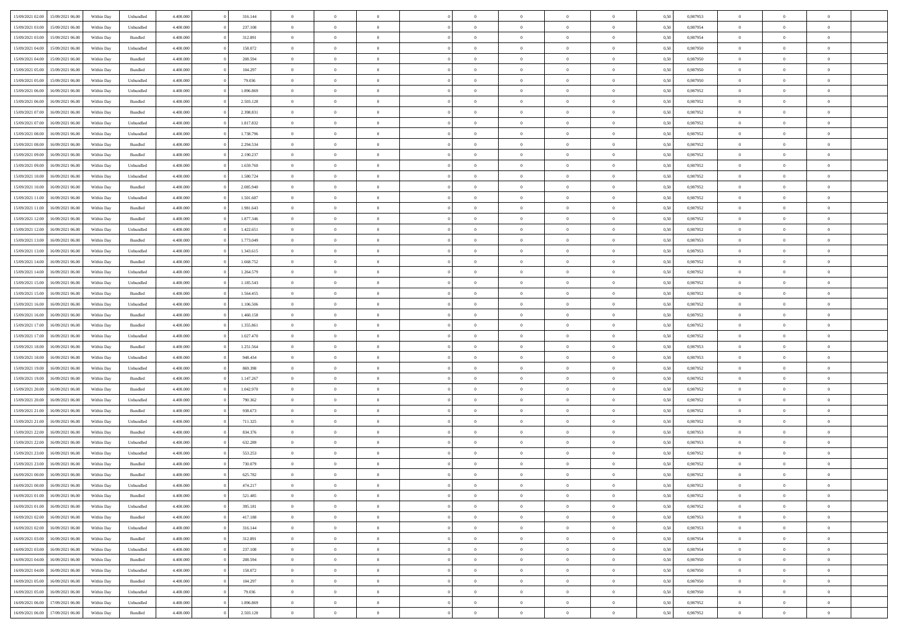| | | | | | | | | | | | | | | | | | | | | |
|---|---|---|---|---|---|---|---|---|---|---|---|---|---|---|---|---|---|---|---|---|
| 15/09/2021 02:00 | 15/09/2021 06:00 | Within Day | Unbundled | 4.400.000 | 0 | 316.144 | 0 | 0 | 0 | | 0 | 0 | 0 | 0 | 0,50 | 0,987953 | 0 | 0 | 0 | |
| 15/09/2021 03:00 | 15/09/2021 06:00 | Within Day | Unbundled | 4.400.000 | 0 | 237.108 | 0 | 0 | 0 | | 0 | 0 | 0 | 0 | 0,50 | 0,987954 | 0 | 0 | 0 | |
| 15/09/2021 03:00 | 15/09/2021 06:00 | Within Day | Bundled | 4.400.000 | 0 | 312.891 | 0 | 0 | 0 | | 0 | 0 | 0 | 0 | 0,50 | 0,987954 | 0 | 0 | 0 | |
| 15/09/2021 04:00 | 15/09/2021 06:00 | Within Day | Unbundled | 4.400.000 | 0 | 158.072 | 0 | 0 | 0 | | 0 | 0 | 0 | 0 | 0,50 | 0,987950 | 0 | 0 | 0 | |
| 15/09/2021 04:00 | 15/09/2021 06:00 | Within Day | Bundled | 4.400.000 | 0 | 208.594 | 0 | 0 | 0 | | 0 | 0 | 0 | 0 | 0,50 | 0,987950 | 0 | 0 | 0 | |
| 15/09/2021 05:00 | 15/09/2021 06:00 | Within Day | Bundled | 4.400.000 | 0 | 104.297 | 0 | 0 | 0 | | 0 | 0 | 0 | 0 | 0,50 | 0,987950 | 0 | 0 | 0 | |
| 15/09/2021 05:00 | 15/09/2021 06:00 | Within Day | Unbundled | 4.400.000 | 0 | 79.036 | 0 | 0 | 0 | | 0 | 0 | 0 | 0 | 0,50 | 0,987950 | 0 | 0 | 0 | |
| 15/09/2021 06:00 | 16/09/2021 06:00 | Within Day | Unbundled | 4.400.000 | 0 | 1.896.869 | 0 | 0 | 0 | | 0 | 0 | 0 | 0 | 0,50 | 0,987952 | 0 | 0 | 0 | |
| 15/09/2021 06:00 | 16/09/2021 06:00 | Within Day | Bundled | 4.400.000 | 0 | 2.503.128 | 0 | 0 | 0 | | 0 | 0 | 0 | 0 | 0,50 | 0,987952 | 0 | 0 | 0 | |
| 15/09/2021 07:00 | 16/09/2021 06:00 | Within Day | Bundled | 4.400.000 | 0 | 2.398.831 | 0 | 0 | 0 | | 0 | 0 | 0 | 0 | 0,50 | 0,987952 | 0 | 0 | 0 | |
| 15/09/2021 07:00 | 16/09/2021 06:00 | Within Day | Unbundled | 4.400.000 | 0 | 1.817.832 | 0 | 0 | 0 | | 0 | 0 | 0 | 0 | 0,50 | 0,987952 | 0 | 0 | 0 | |
| 15/09/2021 08:00 | 16/09/2021 06:00 | Within Day | Unbundled | 4.400.000 | 0 | 1.738.796 | 0 | 0 | 0 | | 0 | 0 | 0 | 0 | 0,50 | 0,987952 | 0 | 0 | 0 | |
| 15/09/2021 08:00 | 16/09/2021 06:00 | Within Day | Bundled | 4.400.000 | 0 | 2.294.534 | 0 | 0 | 0 | | 0 | 0 | 0 | 0 | 0,50 | 0,987952 | 0 | 0 | 0 | |
| 15/09/2021 09:00 | 16/09/2021 06:00 | Within Day | Bundled | 4.400.000 | 0 | 2.190.237 | 0 | 0 | 0 | | 0 | 0 | 0 | 0 | 0,50 | 0,987952 | 0 | 0 | 0 | |
| 15/09/2021 09:00 | 16/09/2021 06:00 | Within Day | Unbundled | 4.400.000 | 0 | 1.659.760 | 0 | 0 | 0 | | 0 | 0 | 0 | 0 | 0,50 | 0,987952 | 0 | 0 | 0 | |
| 15/09/2021 10:00 | 16/09/2021 06:00 | Within Day | Unbundled | 4.400.000 | 0 | 1.580.724 | 0 | 0 | 0 | | 0 | 0 | 0 | 0 | 0,50 | 0,987952 | 0 | 0 | 0 | |
| 15/09/2021 10:00 | 16/09/2021 06:00 | Within Day | Bundled | 4.400.000 | 0 | 2.085.940 | 0 | 0 | 0 | | 0 | 0 | 0 | 0 | 0,50 | 0,987952 | 0 | 0 | 0 | |
| 15/09/2021 11:00 | 16/09/2021 06:00 | Within Day | Unbundled | 4.400.000 | 0 | 1.501.687 | 0 | 0 | 0 | | 0 | 0 | 0 | 0 | 0,50 | 0,987952 | 0 | 0 | 0 | |
| 15/09/2021 11:00 | 16/09/2021 06:00 | Within Day | Bundled | 4.400.000 | 0 | 1.981.643 | 0 | 0 | 0 | | 0 | 0 | 0 | 0 | 0,50 | 0,987952 | 0 | 0 | 0 | |
| 15/09/2021 12:00 | 16/09/2021 06:00 | Within Day | Bundled | 4.400.000 | 0 | 1.877.346 | 0 | 0 | 0 | | 0 | 0 | 0 | 0 | 0,50 | 0,987952 | 0 | 0 | 0 | |
| 15/09/2021 12:00 | 16/09/2021 06:00 | Within Day | Unbundled | 4.400.000 | 0 | 1.422.651 | 0 | 0 | 0 | | 0 | 0 | 0 | 0 | 0,50 | 0,987952 | 0 | 0 | 0 | |
| 15/09/2021 13:00 | 16/09/2021 06:00 | Within Day | Bundled | 4.400.000 | 0 | 1.773.049 | 0 | 0 | 0 | | 0 | 0 | 0 | 0 | 0,50 | 0,987953 | 0 | 0 | 0 | |
| 15/09/2021 13:00 | 16/09/2021 06:00 | Within Day | Unbundled | 4.400.000 | 0 | 1.343.615 | 0 | 0 | 0 | | 0 | 0 | 0 | 0 | 0,50 | 0,987953 | 0 | 0 | 0 | |
| 15/09/2021 14:00 | 16/09/2021 06:00 | Within Day | Bundled | 4.400.000 | 0 | 1.668.752 | 0 | 0 | 0 | | 0 | 0 | 0 | 0 | 0,50 | 0,987952 | 0 | 0 | 0 | |
| 15/09/2021 14:00 | 16/09/2021 06:00 | Within Day | Unbundled | 4.400.000 | 0 | 1.264.579 | 0 | 0 | 0 | | 0 | 0 | 0 | 0 | 0,50 | 0,987952 | 0 | 0 | 0 | |
| 15/09/2021 15:00 | 16/09/2021 06:00 | Within Day | Unbundled | 4.400.000 | 0 | 1.185.543 | 0 | 0 | 0 | | 0 | 0 | 0 | 0 | 0,50 | 0,987952 | 0 | 0 | 0 | |
| 15/09/2021 15:00 | 16/09/2021 06:00 | Within Day | Bundled | 4.400.000 | 0 | 1.564.455 | 0 | 0 | 0 | | 0 | 0 | 0 | 0 | 0,50 | 0,987952 | 0 | 0 | 0 | |
| 15/09/2021 16:00 | 16/09/2021 06:00 | Within Day | Unbundled | 4.400.000 | 0 | 1.106.506 | 0 | 0 | 0 | | 0 | 0 | 0 | 0 | 0,50 | 0,987952 | 0 | 0 | 0 | |
| 15/09/2021 16:00 | 16/09/2021 06:00 | Within Day | Bundled | 4.400.000 | 0 | 1.460.158 | 0 | 0 | 0 | | 0 | 0 | 0 | 0 | 0,50 | 0,987952 | 0 | 0 | 0 | |
| 15/09/2021 17:00 | 16/09/2021 06:00 | Within Day | Bundled | 4.400.000 | 0 | 1.355.861 | 0 | 0 | 0 | | 0 | 0 | 0 | 0 | 0,50 | 0,987952 | 0 | 0 | 0 | |
| 15/09/2021 17:00 | 16/09/2021 06:00 | Within Day | Unbundled | 4.400.000 | 0 | 1.027.470 | 0 | 0 | 0 | | 0 | 0 | 0 | 0 | 0,50 | 0,987952 | 0 | 0 | 0 | |
| 15/09/2021 18:00 | 16/09/2021 06:00 | Within Day | Bundled | 4.400.000 | 0 | 1.251.564 | 0 | 0 | 0 | | 0 | 0 | 0 | 0 | 0,50 | 0,987953 | 0 | 0 | 0 | |
| 15/09/2021 18:00 | 16/09/2021 06:00 | Within Day | Unbundled | 4.400.000 | 0 | 948.434 | 0 | 0 | 0 | | 0 | 0 | 0 | 0 | 0,50 | 0,987953 | 0 | 0 | 0 | |
| 15/09/2021 19:00 | 16/09/2021 06:00 | Within Day | Unbundled | 4.400.000 | 0 | 869.398 | 0 | 0 | 0 | | 0 | 0 | 0 | 0 | 0,50 | 0,987952 | 0 | 0 | 0 | |
| 15/09/2021 19:00 | 16/09/2021 06:00 | Within Day | Bundled | 4.400.000 | 0 | 1.147.267 | 0 | 0 | 0 | | 0 | 0 | 0 | 0 | 0,50 | 0,987952 | 0 | 0 | 0 | |
| 15/09/2021 20:00 | 16/09/2021 06:00 | Within Day | Bundled | 4.400.000 | 0 | 1.042.970 | 0 | 0 | 0 | | 0 | 0 | 0 | 0 | 0,50 | 0,987952 | 0 | 0 | 0 | |
| 15/09/2021 20:00 | 16/09/2021 06:00 | Within Day | Unbundled | 4.400.000 | 0 | 790.362 | 0 | 0 | 0 | | 0 | 0 | 0 | 0 | 0,50 | 0,987952 | 0 | 0 | 0 | |
| 15/09/2021 21:00 | 16/09/2021 06:00 | Within Day | Bundled | 4.400.000 | 0 | 938.673 | 0 | 0 | 0 | | 0 | 0 | 0 | 0 | 0,50 | 0,987952 | 0 | 0 | 0 | |
| 15/09/2021 21:00 | 16/09/2021 06:00 | Within Day | Unbundled | 4.400.000 | 0 | 711.325 | 0 | 0 | 0 | | 0 | 0 | 0 | 0 | 0,50 | 0,987952 | 0 | 0 | 0 | |
| 15/09/2021 22:00 | 16/09/2021 06:00 | Within Day | Bundled | 4.400.000 | 0 | 834.376 | 0 | 0 | 0 | | 0 | 0 | 0 | 0 | 0,50 | 0,987953 | 0 | 0 | 0 | |
| 15/09/2021 22:00 | 16/09/2021 06:00 | Within Day | Unbundled | 4.400.000 | 0 | 632.289 | 0 | 0 | 0 | | 0 | 0 | 0 | 0 | 0,50 | 0,987953 | 0 | 0 | 0 | |
| 15/09/2021 23:00 | 16/09/2021 06:00 | Within Day | Unbundled | 4.400.000 | 0 | 553.253 | 0 | 0 | 0 | | 0 | 0 | 0 | 0 | 0,50 | 0,987952 | 0 | 0 | 0 | |
| 15/09/2021 23:00 | 16/09/2021 06:00 | Within Day | Bundled | 4.400.000 | 0 | 730.079 | 0 | 0 | 0 | | 0 | 0 | 0 | 0 | 0,50 | 0,987952 | 0 | 0 | 0 | |
| 16/09/2021 00:00 | 16/09/2021 06:00 | Within Day | Bundled | 4.400.000 | 0 | 625.782 | 0 | 0 | 0 | | 0 | 0 | 0 | 0 | 0,50 | 0,987952 | 0 | 0 | 0 | |
| 16/09/2021 00:00 | 16/09/2021 06:00 | Within Day | Unbundled | 4.400.000 | 0 | 474.217 | 0 | 0 | 0 | | 0 | 0 | 0 | 0 | 0,50 | 0,987952 | 0 | 0 | 0 | |
| 16/09/2021 01:00 | 16/09/2021 06:00 | Within Day | Bundled | 4.400.000 | 0 | 521.485 | 0 | 0 | 0 | | 0 | 0 | 0 | 0 | 0,50 | 0,987952 | 0 | 0 | 0 | |
| 16/09/2021 01:00 | 16/09/2021 06:00 | Within Day | Unbundled | 4.400.000 | 0 | 395.181 | 0 | 0 | 0 | | 0 | 0 | 0 | 0 | 0,50 | 0,987952 | 0 | 0 | 0 | |
| 16/09/2021 02:00 | 16/09/2021 06:00 | Within Day | Bundled | 4.400.000 | 0 | 417.188 | 0 | 0 | 0 | | 0 | 0 | 0 | 0 | 0,50 | 0,987953 | 0 | 0 | 0 | |
| 16/09/2021 02:00 | 16/09/2021 06:00 | Within Day | Unbundled | 4.400.000 | 0 | 316.144 | 0 | 0 | 0 | | 0 | 0 | 0 | 0 | 0,50 | 0,987953 | 0 | 0 | 0 | |
| 16/09/2021 03:00 | 16/09/2021 06:00 | Within Day | Bundled | 4.400.000 | 0 | 312.891 | 0 | 0 | 0 | | 0 | 0 | 0 | 0 | 0,50 | 0,987954 | 0 | 0 | 0 | |
| 16/09/2021 03:00 | 16/09/2021 06:00 | Within Day | Unbundled | 4.400.000 | 0 | 237.108 | 0 | 0 | 0 | | 0 | 0 | 0 | 0 | 0,50 | 0,987954 | 0 | 0 | 0 | |
| 16/09/2021 04:00 | 16/09/2021 06:00 | Within Day | Bundled | 4.400.000 | 0 | 208.594 | 0 | 0 | 0 | | 0 | 0 | 0 | 0 | 0,50 | 0,987950 | 0 | 0 | 0 | |
| 16/09/2021 04:00 | 16/09/2021 06:00 | Within Day | Unbundled | 4.400.000 | 0 | 158.072 | 0 | 0 | 0 | | 0 | 0 | 0 | 0 | 0,50 | 0,987950 | 0 | 0 | 0 | |
| 16/09/2021 05:00 | 16/09/2021 06:00 | Within Day | Bundled | 4.400.000 | 0 | 104.297 | 0 | 0 | 0 | | 0 | 0 | 0 | 0 | 0,50 | 0,987950 | 0 | 0 | 0 | |
| 16/09/2021 05:00 | 16/09/2021 06:00 | Within Day | Unbundled | 4.400.000 | 0 | 79.036 | 0 | 0 | 0 | | 0 | 0 | 0 | 0 | 0,50 | 0,987950 | 0 | 0 | 0 | |
| 16/09/2021 06:00 | 17/09/2021 06:00 | Within Day | Unbundled | 4.400.000 | 0 | 1.896.869 | 0 | 0 | 0 | | 0 | 0 | 0 | 0 | 0,50 | 0,987952 | 0 | 0 | 0 | |
| 16/09/2021 06:00 | 17/09/2021 06:00 | Within Day | Bundled | 4.400.000 | 0 | 2.503.128 | 0 | 0 | 0 | | 0 | 0 | 0 | 0 | 0,50 | 0,987952 | 0 | 0 | 0 | |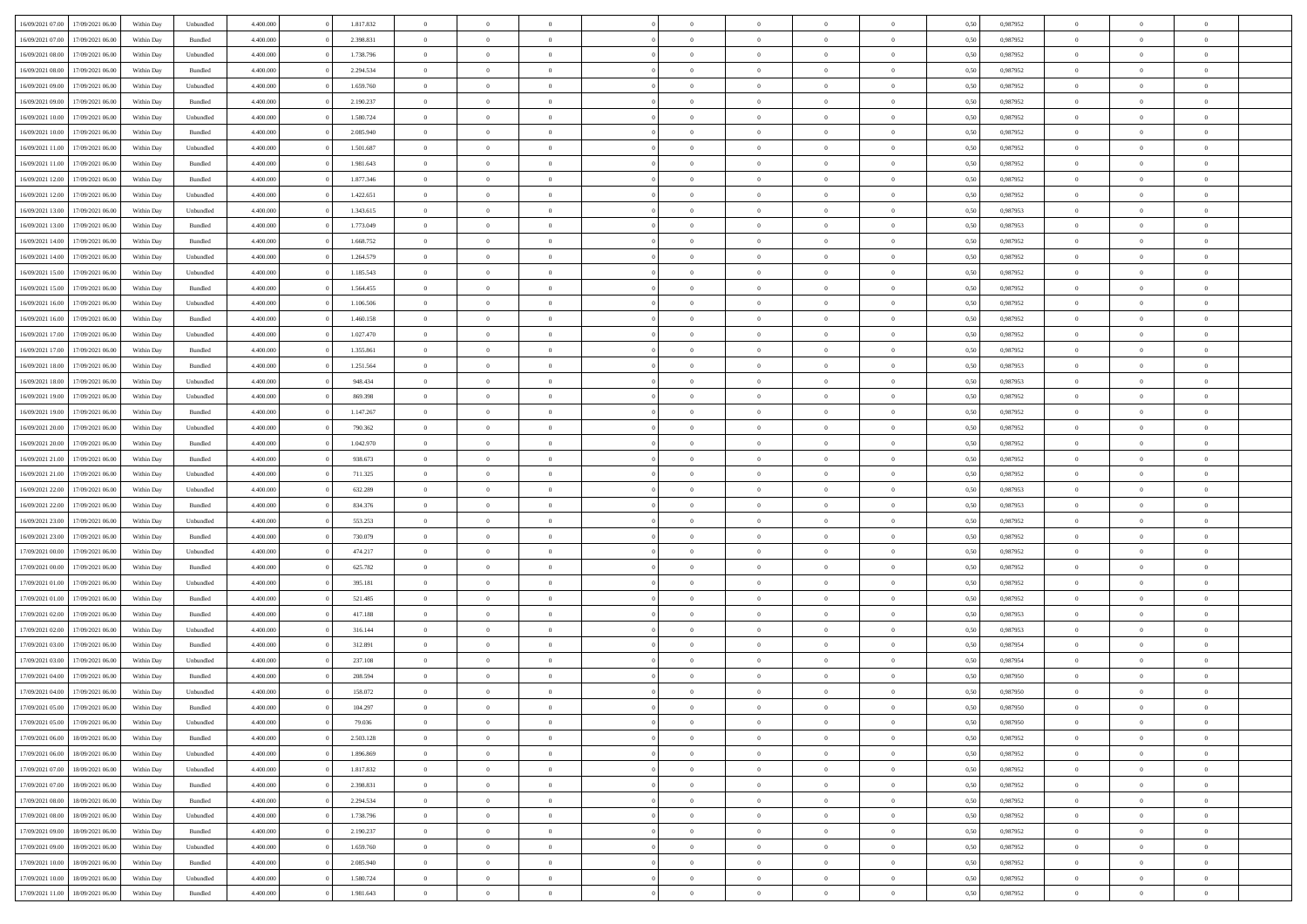| | | | | | | | | | | | | | | | | | | | | | |
|---|---|---|---|---|---|---|---|---|---|---|---|---|---|---|---|---|---|---|---|---|---|
| 16/09/2021 07:00 | 17/09/2021 06:00 | Within Day | Unbundled | 4.400.000 | 0 | 1.817.832 | 0 | 0 | 0 | | 0 | 0 | 0 | 0 | 0 | 0,50 | 0,987952 | 0 | 0 | 0 | |
| 16/09/2021 07:00 | 17/09/2021 06:00 | Within Day | Bundled | 4.400.000 | 0 | 2.398.831 | 0 | 0 | 0 | | 0 | 0 | 0 | 0 | 0 | 0,50 | 0,987952 | 0 | 0 | 0 | |
| 16/09/2021 08:00 | 17/09/2021 06:00 | Within Day | Unbundled | 4.400.000 | 0 | 1.738.796 | 0 | 0 | 0 | | 0 | 0 | 0 | 0 | 0 | 0,50 | 0,987952 | 0 | 0 | 0 | |
| 16/09/2021 08:00 | 17/09/2021 06:00 | Within Day | Bundled | 4.400.000 | 0 | 2.294.534 | 0 | 0 | 0 | | 0 | 0 | 0 | 0 | 0 | 0,50 | 0,987952 | 0 | 0 | 0 | |
| 16/09/2021 09:00 | 17/09/2021 06:00 | Within Day | Unbundled | 4.400.000 | 0 | 1.659.760 | 0 | 0 | 0 | | 0 | 0 | 0 | 0 | 0 | 0,50 | 0,987952 | 0 | 0 | 0 | |
| 16/09/2021 09:00 | 17/09/2021 06:00 | Within Day | Bundled | 4.400.000 | 0 | 2.190.237 | 0 | 0 | 0 | | 0 | 0 | 0 | 0 | 0 | 0,50 | 0,987952 | 0 | 0 | 0 | |
| 16/09/2021 10:00 | 17/09/2021 06:00 | Within Day | Unbundled | 4.400.000 | 0 | 1.580.724 | 0 | 0 | 0 | | 0 | 0 | 0 | 0 | 0 | 0,50 | 0,987952 | 0 | 0 | 0 | |
| 16/09/2021 10:00 | 17/09/2021 06:00 | Within Day | Bundled | 4.400.000 | 0 | 2.085.940 | 0 | 0 | 0 | | 0 | 0 | 0 | 0 | 0 | 0,50 | 0,987952 | 0 | 0 | 0 | |
| 16/09/2021 11:00 | 17/09/2021 06:00 | Within Day | Unbundled | 4.400.000 | 0 | 1.501.687 | 0 | 0 | 0 | | 0 | 0 | 0 | 0 | 0 | 0,50 | 0,987952 | 0 | 0 | 0 | |
| 16/09/2021 11:00 | 17/09/2021 06:00 | Within Day | Bundled | 4.400.000 | 0 | 1.981.643 | 0 | 0 | 0 | | 0 | 0 | 0 | 0 | 0 | 0,50 | 0,987952 | 0 | 0 | 0 | |
| 16/09/2021 12:00 | 17/09/2021 06:00 | Within Day | Bundled | 4.400.000 | 0 | 1.877.346 | 0 | 0 | 0 | | 0 | 0 | 0 | 0 | 0 | 0,50 | 0,987952 | 0 | 0 | 0 | |
| 16/09/2021 12:00 | 17/09/2021 06:00 | Within Day | Unbundled | 4.400.000 | 0 | 1.422.651 | 0 | 0 | 0 | | 0 | 0 | 0 | 0 | 0 | 0,50 | 0,987952 | 0 | 0 | 0 | |
| 16/09/2021 13:00 | 17/09/2021 06:00 | Within Day | Unbundled | 4.400.000 | 0 | 1.343.615 | 0 | 0 | 0 | | 0 | 0 | 0 | 0 | 0 | 0,50 | 0,987953 | 0 | 0 | 0 | |
| 16/09/2021 13:00 | 17/09/2021 06:00 | Within Day | Bundled | 4.400.000 | 0 | 1.773.049 | 0 | 0 | 0 | | 0 | 0 | 0 | 0 | 0 | 0,50 | 0,987953 | 0 | 0 | 0 | |
| 16/09/2021 14:00 | 17/09/2021 06:00 | Within Day | Bundled | 4.400.000 | 0 | 1.668.752 | 0 | 0 | 0 | | 0 | 0 | 0 | 0 | 0 | 0,50 | 0,987952 | 0 | 0 | 0 | |
| 16/09/2021 14:00 | 17/09/2021 06:00 | Within Day | Unbundled | 4.400.000 | 0 | 1.264.579 | 0 | 0 | 0 | | 0 | 0 | 0 | 0 | 0 | 0,50 | 0,987952 | 0 | 0 | 0 | |
| 16/09/2021 15:00 | 17/09/2021 06:00 | Within Day | Unbundled | 4.400.000 | 0 | 1.185.543 | 0 | 0 | 0 | | 0 | 0 | 0 | 0 | 0 | 0,50 | 0,987952 | 0 | 0 | 0 | |
| 16/09/2021 15:00 | 17/09/2021 06:00 | Within Day | Bundled | 4.400.000 | 0 | 1.564.455 | 0 | 0 | 0 | | 0 | 0 | 0 | 0 | 0 | 0,50 | 0,987952 | 0 | 0 | 0 | |
| 16/09/2021 16:00 | 17/09/2021 06:00 | Within Day | Unbundled | 4.400.000 | 0 | 1.106.506 | 0 | 0 | 0 | | 0 | 0 | 0 | 0 | 0 | 0,50 | 0,987952 | 0 | 0 | 0 | |
| 16/09/2021 16:00 | 17/09/2021 06:00 | Within Day | Bundled | 4.400.000 | 0 | 1.460.158 | 0 | 0 | 0 | | 0 | 0 | 0 | 0 | 0 | 0,50 | 0,987952 | 0 | 0 | 0 | |
| 16/09/2021 17:00 | 17/09/2021 06:00 | Within Day | Unbundled | 4.400.000 | 0 | 1.027.470 | 0 | 0 | 0 | | 0 | 0 | 0 | 0 | 0 | 0,50 | 0,987952 | 0 | 0 | 0 | |
| 16/09/2021 17:00 | 17/09/2021 06:00 | Within Day | Bundled | 4.400.000 | 0 | 1.355.861 | 0 | 0 | 0 | | 0 | 0 | 0 | 0 | 0 | 0,50 | 0,987952 | 0 | 0 | 0 | |
| 16/09/2021 18:00 | 17/09/2021 06:00 | Within Day | Bundled | 4.400.000 | 0 | 1.251.564 | 0 | 0 | 0 | | 0 | 0 | 0 | 0 | 0 | 0,50 | 0,987953 | 0 | 0 | 0 | |
| 16/09/2021 18:00 | 17/09/2021 06:00 | Within Day | Unbundled | 4.400.000 | 0 | 948.434 | 0 | 0 | 0 | | 0 | 0 | 0 | 0 | 0 | 0,50 | 0,987953 | 0 | 0 | 0 | |
| 16/09/2021 19:00 | 17/09/2021 06:00 | Within Day | Unbundled | 4.400.000 | 0 | 869.398 | 0 | 0 | 0 | | 0 | 0 | 0 | 0 | 0 | 0,50 | 0,987952 | 0 | 0 | 0 | |
| 16/09/2021 19:00 | 17/09/2021 06:00 | Within Day | Bundled | 4.400.000 | 0 | 1.147.267 | 0 | 0 | 0 | | 0 | 0 | 0 | 0 | 0 | 0,50 | 0,987952 | 0 | 0 | 0 | |
| 16/09/2021 20:00 | 17/09/2021 06:00 | Within Day | Unbundled | 4.400.000 | 0 | 790.362 | 0 | 0 | 0 | | 0 | 0 | 0 | 0 | 0 | 0,50 | 0,987952 | 0 | 0 | 0 | |
| 16/09/2021 20:00 | 17/09/2021 06:00 | Within Day | Bundled | 4.400.000 | 0 | 1.042.970 | 0 | 0 | 0 | | 0 | 0 | 0 | 0 | 0 | 0,50 | 0,987952 | 0 | 0 | 0 | |
| 16/09/2021 21:00 | 17/09/2021 06:00 | Within Day | Bundled | 4.400.000 | 0 | 938.673 | 0 | 0 | 0 | | 0 | 0 | 0 | 0 | 0 | 0,50 | 0,987952 | 0 | 0 | 0 | |
| 16/09/2021 21:00 | 17/09/2021 06:00 | Within Day | Unbundled | 4.400.000 | 0 | 711.325 | 0 | 0 | 0 | | 0 | 0 | 0 | 0 | 0 | 0,50 | 0,987952 | 0 | 0 | 0 | |
| 16/09/2021 22:00 | 17/09/2021 06:00 | Within Day | Unbundled | 4.400.000 | 0 | 632.289 | 0 | 0 | 0 | | 0 | 0 | 0 | 0 | 0 | 0,50 | 0,987953 | 0 | 0 | 0 | |
| 16/09/2021 22:00 | 17/09/2021 06:00 | Within Day | Bundled | 4.400.000 | 0 | 834.376 | 0 | 0 | 0 | | 0 | 0 | 0 | 0 | 0 | 0,50 | 0,987953 | 0 | 0 | 0 | |
| 16/09/2021 23:00 | 17/09/2021 06:00 | Within Day | Unbundled | 4.400.000 | 0 | 553.253 | 0 | 0 | 0 | | 0 | 0 | 0 | 0 | 0 | 0,50 | 0,987952 | 0 | 0 | 0 | |
| 16/09/2021 23:00 | 17/09/2021 06:00 | Within Day | Bundled | 4.400.000 | 0 | 730.079 | 0 | 0 | 0 | | 0 | 0 | 0 | 0 | 0 | 0,50 | 0,987952 | 0 | 0 | 0 | |
| 17/09/2021 00:00 | 17/09/2021 06:00 | Within Day | Unbundled | 4.400.000 | 0 | 474.217 | 0 | 0 | 0 | | 0 | 0 | 0 | 0 | 0 | 0,50 | 0,987952 | 0 | 0 | 0 | |
| 17/09/2021 00:00 | 17/09/2021 06:00 | Within Day | Bundled | 4.400.000 | 0 | 625.782 | 0 | 0 | 0 | | 0 | 0 | 0 | 0 | 0 | 0,50 | 0,987952 | 0 | 0 | 0 | |
| 17/09/2021 01:00 | 17/09/2021 06:00 | Within Day | Unbundled | 4.400.000 | 0 | 395.181 | 0 | 0 | 0 | | 0 | 0 | 0 | 0 | 0 | 0,50 | 0,987952 | 0 | 0 | 0 | |
| 17/09/2021 01:00 | 17/09/2021 06:00 | Within Day | Bundled | 4.400.000 | 0 | 521.485 | 0 | 0 | 0 | | 0 | 0 | 0 | 0 | 0 | 0,50 | 0,987952 | 0 | 0 | 0 | |
| 17/09/2021 02:00 | 17/09/2021 06:00 | Within Day | Bundled | 4.400.000 | 0 | 417.188 | 0 | 0 | 0 | | 0 | 0 | 0 | 0 | 0 | 0,50 | 0,987953 | 0 | 0 | 0 | |
| 17/09/2021 02:00 | 17/09/2021 06:00 | Within Day | Unbundled | 4.400.000 | 0 | 316.144 | 0 | 0 | 0 | | 0 | 0 | 0 | 0 | 0 | 0,50 | 0,987953 | 0 | 0 | 0 | |
| 17/09/2021 03:00 | 17/09/2021 06:00 | Within Day | Bundled | 4.400.000 | 0 | 312.891 | 0 | 0 | 0 | | 0 | 0 | 0 | 0 | 0 | 0,50 | 0,987954 | 0 | 0 | 0 | |
| 17/09/2021 03:00 | 17/09/2021 06:00 | Within Day | Unbundled | 4.400.000 | 0 | 237.108 | 0 | 0 | 0 | | 0 | 0 | 0 | 0 | 0 | 0,50 | 0,987954 | 0 | 0 | 0 | |
| 17/09/2021 04:00 | 17/09/2021 06:00 | Within Day | Bundled | 4.400.000 | 0 | 208.594 | 0 | 0 | 0 | | 0 | 0 | 0 | 0 | 0 | 0,50 | 0,987950 | 0 | 0 | 0 | |
| 17/09/2021 04:00 | 17/09/2021 06:00 | Within Day | Unbundled | 4.400.000 | 0 | 158.072 | 0 | 0 | 0 | | 0 | 0 | 0 | 0 | 0 | 0,50 | 0,987950 | 0 | 0 | 0 | |
| 17/09/2021 05:00 | 17/09/2021 06:00 | Within Day | Bundled | 4.400.000 | 0 | 104.297 | 0 | 0 | 0 | | 0 | 0 | 0 | 0 | 0 | 0,50 | 0,987950 | 0 | 0 | 0 | |
| 17/09/2021 05:00 | 17/09/2021 06:00 | Within Day | Unbundled | 4.400.000 | 0 | 79.036 | 0 | 0 | 0 | | 0 | 0 | 0 | 0 | 0 | 0,50 | 0,987950 | 0 | 0 | 0 | |
| 17/09/2021 06:00 | 18/09/2021 06:00 | Within Day | Bundled | 4.400.000 | 0 | 2.503.128 | 0 | 0 | 0 | | 0 | 0 | 0 | 0 | 0 | 0,50 | 0,987952 | 0 | 0 | 0 | |
| 17/09/2021 06:00 | 18/09/2021 06:00 | Within Day | Unbundled | 4.400.000 | 0 | 1.896.869 | 0 | 0 | 0 | | 0 | 0 | 0 | 0 | 0 | 0,50 | 0,987952 | 0 | 0 | 0 | |
| 17/09/2021 07:00 | 18/09/2021 06:00 | Within Day | Unbundled | 4.400.000 | 0 | 1.817.832 | 0 | 0 | 0 | | 0 | 0 | 0 | 0 | 0 | 0,50 | 0,987952 | 0 | 0 | 0 | |
| 17/09/2021 07:00 | 18/09/2021 06:00 | Within Day | Bundled | 4.400.000 | 0 | 2.398.831 | 0 | 0 | 0 | | 0 | 0 | 0 | 0 | 0 | 0,50 | 0,987952 | 0 | 0 | 0 | |
| 17/09/2021 08:00 | 18/09/2021 06:00 | Within Day | Bundled | 4.400.000 | 0 | 2.294.534 | 0 | 0 | 0 | | 0 | 0 | 0 | 0 | 0 | 0,50 | 0,987952 | 0 | 0 | 0 | |
| 17/09/2021 08:00 | 18/09/2021 06:00 | Within Day | Unbundled | 4.400.000 | 0 | 1.738.796 | 0 | 0 | 0 | | 0 | 0 | 0 | 0 | 0 | 0,50 | 0,987952 | 0 | 0 | 0 | |
| 17/09/2021 09:00 | 18/09/2021 06:00 | Within Day | Bundled | 4.400.000 | 0 | 2.190.237 | 0 | 0 | 0 | | 0 | 0 | 0 | 0 | 0 | 0,50 | 0,987952 | 0 | 0 | 0 | |
| 17/09/2021 09:00 | 18/09/2021 06:00 | Within Day | Unbundled | 4.400.000 | 0 | 1.659.760 | 0 | 0 | 0 | | 0 | 0 | 0 | 0 | 0 | 0,50 | 0,987952 | 0 | 0 | 0 | |
| 17/09/2021 10:00 | 18/09/2021 06:00 | Within Day | Bundled | 4.400.000 | 0 | 2.085.940 | 0 | 0 | 0 | | 0 | 0 | 0 | 0 | 0 | 0,50 | 0,987952 | 0 | 0 | 0 | |
| 17/09/2021 10:00 | 18/09/2021 06:00 | Within Day | Unbundled | 4.400.000 | 0 | 1.580.724 | 0 | 0 | 0 | | 0 | 0 | 0 | 0 | 0 | 0,50 | 0,987952 | 0 | 0 | 0 | |
| 17/09/2021 11:00 | 18/09/2021 06:00 | Within Day | Bundled | 4.400.000 | 0 | 1.981.643 | 0 | 0 | 0 | | 0 | 0 | 0 | 0 | 0 | 0,50 | 0,987952 | 0 | 0 | 0 | |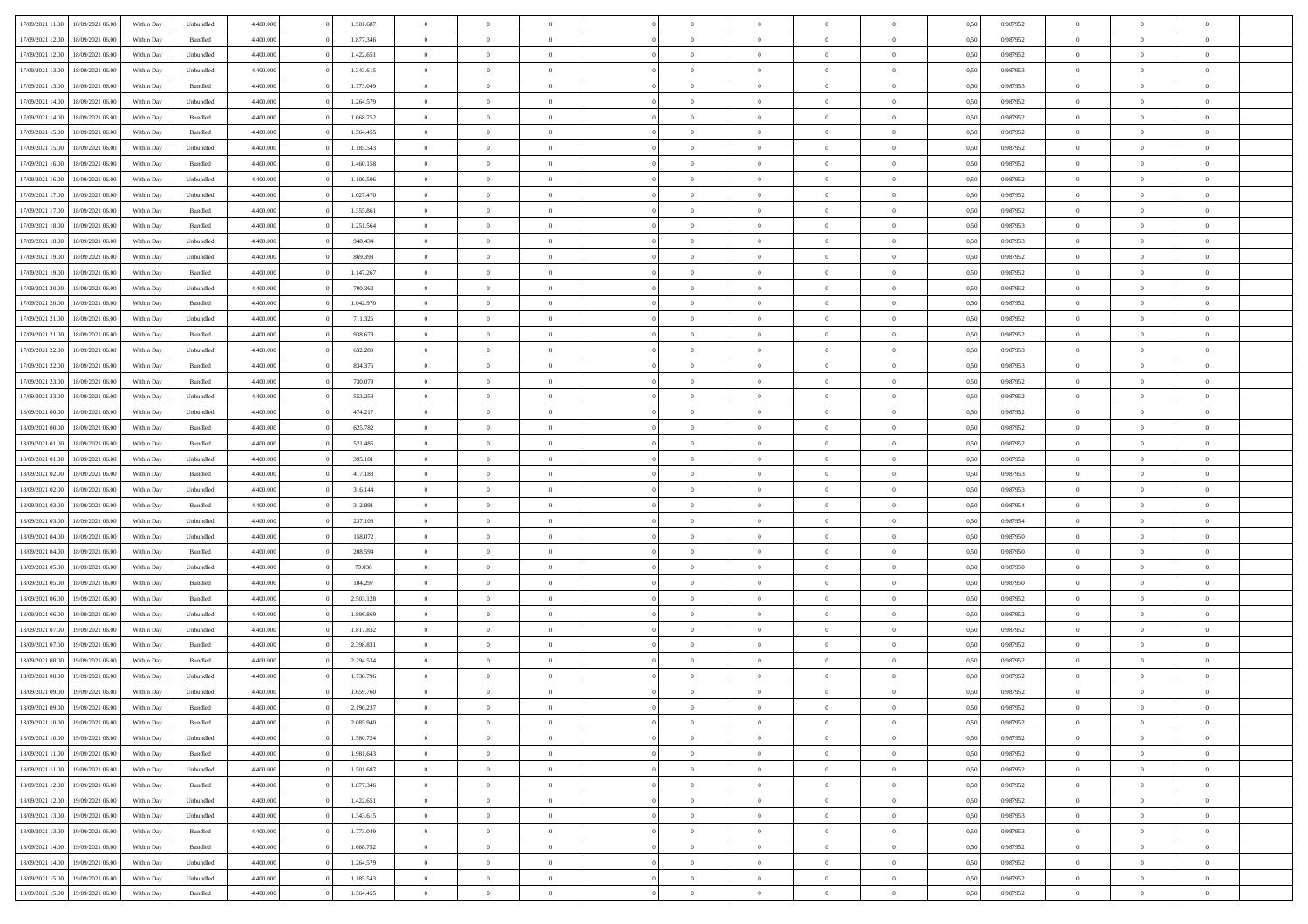| | | | | | | | | | | | | | | | | | | | | |
|---|---|---|---|---|---|---|---|---|---|---|---|---|---|---|---|---|---|---|---|---|
| 17/09/2021 11:00 | 18/09/2021 06:00 | Within Day | Unbundled | 4.400.000 | 0 | 1.501.687 | 0 | 0 | 0 | | 0 | 0 | 0 | 0 | 0,50 | 0,987952 | 0 | 0 | 0 | |
| 17/09/2021 12:00 | 18/09/2021 06:00 | Within Day | Bundled | 4.400.000 | 0 | 1.877.346 | 0 | 0 | 0 | | 0 | 0 | 0 | 0 | 0,50 | 0,987952 | 0 | 0 | 0 | |
| 17/09/2021 12:00 | 18/09/2021 06:00 | Within Day | Unbundled | 4.400.000 | 0 | 1.422.651 | 0 | 0 | 0 | | 0 | 0 | 0 | 0 | 0,50 | 0,987952 | 0 | 0 | 0 | |
| 17/09/2021 13:00 | 18/09/2021 06:00 | Within Day | Unbundled | 4.400.000 | 0 | 1.343.615 | 0 | 0 | 0 | | 0 | 0 | 0 | 0 | 0,50 | 0,987953 | 0 | 0 | 0 | |
| 17/09/2021 13:00 | 18/09/2021 06:00 | Within Day | Bundled | 4.400.000 | 0 | 1.773.049 | 0 | 0 | 0 | | 0 | 0 | 0 | 0 | 0,50 | 0,987953 | 0 | 0 | 0 | |
| 17/09/2021 14:00 | 18/09/2021 06:00 | Within Day | Unbundled | 4.400.000 | 0 | 1.264.579 | 0 | 0 | 0 | | 0 | 0 | 0 | 0 | 0,50 | 0,987952 | 0 | 0 | 0 | |
| 17/09/2021 14:00 | 18/09/2021 06:00 | Within Day | Bundled | 4.400.000 | 0 | 1.668.752 | 0 | 0 | 0 | | 0 | 0 | 0 | 0 | 0,50 | 0,987952 | 0 | 0 | 0 | |
| 17/09/2021 15:00 | 18/09/2021 06:00 | Within Day | Bundled | 4.400.000 | 0 | 1.564.455 | 0 | 0 | 0 | | 0 | 0 | 0 | 0 | 0,50 | 0,987952 | 0 | 0 | 0 | |
| 17/09/2021 15:00 | 18/09/2021 06:00 | Within Day | Unbundled | 4.400.000 | 0 | 1.185.543 | 0 | 0 | 0 | | 0 | 0 | 0 | 0 | 0,50 | 0,987952 | 0 | 0 | 0 | |
| 17/09/2021 16:00 | 18/09/2021 06:00 | Within Day | Bundled | 4.400.000 | 0 | 1.460.158 | 0 | 0 | 0 | | 0 | 0 | 0 | 0 | 0,50 | 0,987952 | 0 | 0 | 0 | |
| 17/09/2021 16:00 | 18/09/2021 06:00 | Within Day | Unbundled | 4.400.000 | 0 | 1.106.506 | 0 | 0 | 0 | | 0 | 0 | 0 | 0 | 0,50 | 0,987952 | 0 | 0 | 0 | |
| 17/09/2021 17:00 | 18/09/2021 06:00 | Within Day | Unbundled | 4.400.000 | 0 | 1.027.470 | 0 | 0 | 0 | | 0 | 0 | 0 | 0 | 0,50 | 0,987952 | 0 | 0 | 0 | |
| 17/09/2021 17:00 | 18/09/2021 06:00 | Within Day | Bundled | 4.400.000 | 0 | 1.355.861 | 0 | 0 | 0 | | 0 | 0 | 0 | 0 | 0,50 | 0,987952 | 0 | 0 | 0 | |
| 17/09/2021 18:00 | 18/09/2021 06:00 | Within Day | Bundled | 4.400.000 | 0 | 1.251.564 | 0 | 0 | 0 | | 0 | 0 | 0 | 0 | 0,50 | 0,987953 | 0 | 0 | 0 | |
| 17/09/2021 18:00 | 18/09/2021 06:00 | Within Day | Unbundled | 4.400.000 | 0 | 948.434 | 0 | 0 | 0 | | 0 | 0 | 0 | 0 | 0,50 | 0,987953 | 0 | 0 | 0 | |
| 17/09/2021 19:00 | 18/09/2021 06:00 | Within Day | Unbundled | 4.400.000 | 0 | 869.398 | 0 | 0 | 0 | | 0 | 0 | 0 | 0 | 0,50 | 0,987952 | 0 | 0 | 0 | |
| 17/09/2021 19:00 | 18/09/2021 06:00 | Within Day | Bundled | 4.400.000 | 0 | 1.147.267 | 0 | 0 | 0 | | 0 | 0 | 0 | 0 | 0,50 | 0,987952 | 0 | 0 | 0 | |
| 17/09/2021 20:00 | 18/09/2021 06:00 | Within Day | Unbundled | 4.400.000 | 0 | 790.362 | 0 | 0 | 0 | | 0 | 0 | 0 | 0 | 0,50 | 0,987952 | 0 | 0 | 0 | |
| 17/09/2021 20:00 | 18/09/2021 06:00 | Within Day | Bundled | 4.400.000 | 0 | 1.042.970 | 0 | 0 | 0 | | 0 | 0 | 0 | 0 | 0,50 | 0,987952 | 0 | 0 | 0 | |
| 17/09/2021 21:00 | 18/09/2021 06:00 | Within Day | Unbundled | 4.400.000 | 0 | 711.325 | 0 | 0 | 0 | | 0 | 0 | 0 | 0 | 0,50 | 0,987952 | 0 | 0 | 0 | |
| 17/09/2021 21:00 | 18/09/2021 06:00 | Within Day | Bundled | 4.400.000 | 0 | 938.673 | 0 | 0 | 0 | | 0 | 0 | 0 | 0 | 0,50 | 0,987952 | 0 | 0 | 0 | |
| 17/09/2021 22:00 | 18/09/2021 06:00 | Within Day | Unbundled | 4.400.000 | 0 | 632.289 | 0 | 0 | 0 | | 0 | 0 | 0 | 0 | 0,50 | 0,987953 | 0 | 0 | 0 | |
| 17/09/2021 22:00 | 18/09/2021 06:00 | Within Day | Bundled | 4.400.000 | 0 | 834.376 | 0 | 0 | 0 | | 0 | 0 | 0 | 0 | 0,50 | 0,987953 | 0 | 0 | 0 | |
| 17/09/2021 23:00 | 18/09/2021 06:00 | Within Day | Bundled | 4.400.000 | 0 | 730.079 | 0 | 0 | 0 | | 0 | 0 | 0 | 0 | 0,50 | 0,987952 | 0 | 0 | 0 | |
| 17/09/2021 23:00 | 18/09/2021 06:00 | Within Day | Unbundled | 4.400.000 | 0 | 553.253 | 0 | 0 | 0 | | 0 | 0 | 0 | 0 | 0,50 | 0,987952 | 0 | 0 | 0 | |
| 18/09/2021 00:00 | 18/09/2021 06:00 | Within Day | Unbundled | 4.400.000 | 0 | 474.217 | 0 | 0 | 0 | | 0 | 0 | 0 | 0 | 0,50 | 0,987952 | 0 | 0 | 0 | |
| 18/09/2021 00:00 | 18/09/2021 06:00 | Within Day | Bundled | 4.400.000 | 0 | 625.782 | 0 | 0 | 0 | | 0 | 0 | 0 | 0 | 0,50 | 0,987952 | 0 | 0 | 0 | |
| 18/09/2021 01:00 | 18/09/2021 06:00 | Within Day | Bundled | 4.400.000 | 0 | 521.485 | 0 | 0 | 0 | | 0 | 0 | 0 | 0 | 0,50 | 0,987952 | 0 | 0 | 0 | |
| 18/09/2021 01:00 | 18/09/2021 06:00 | Within Day | Unbundled | 4.400.000 | 0 | 395.181 | 0 | 0 | 0 | | 0 | 0 | 0 | 0 | 0,50 | 0,987952 | 0 | 0 | 0 | |
| 18/09/2021 02:00 | 18/09/2021 06:00 | Within Day | Bundled | 4.400.000 | 0 | 417.188 | 0 | 0 | 0 | | 0 | 0 | 0 | 0 | 0,50 | 0,987953 | 0 | 0 | 0 | |
| 18/09/2021 02:00 | 18/09/2021 06:00 | Within Day | Unbundled | 4.400.000 | 0 | 316.144 | 0 | 0 | 0 | | 0 | 0 | 0 | 0 | 0,50 | 0,987953 | 0 | 0 | 0 | |
| 18/09/2021 03:00 | 18/09/2021 06:00 | Within Day | Bundled | 4.400.000 | 0 | 312.891 | 0 | 0 | 0 | | 0 | 0 | 0 | 0 | 0,50 | 0,987954 | 0 | 0 | 0 | |
| 18/09/2021 03:00 | 18/09/2021 06:00 | Within Day | Unbundled | 4.400.000 | 0 | 237.108 | 0 | 0 | 0 | | 0 | 0 | 0 | 0 | 0,50 | 0,987954 | 0 | 0 | 0 | |
| 18/09/2021 04:00 | 18/09/2021 06:00 | Within Day | Unbundled | 4.400.000 | 0 | 158.072 | 0 | 0 | 0 | | 0 | 0 | 0 | 0 | 0,50 | 0,987950 | 0 | 0 | 0 | |
| 18/09/2021 04:00 | 18/09/2021 06:00 | Within Day | Bundled | 4.400.000 | 0 | 208.594 | 0 | 0 | 0 | | 0 | 0 | 0 | 0 | 0,50 | 0,987950 | 0 | 0 | 0 | |
| 18/09/2021 05:00 | 18/09/2021 06:00 | Within Day | Unbundled | 4.400.000 | 0 | 79.036 | 0 | 0 | 0 | | 0 | 0 | 0 | 0 | 0,50 | 0,987950 | 0 | 0 | 0 | |
| 18/09/2021 05:00 | 18/09/2021 06:00 | Within Day | Bundled | 4.400.000 | 0 | 104.297 | 0 | 0 | 0 | | 0 | 0 | 0 | 0 | 0,50 | 0,987950 | 0 | 0 | 0 | |
| 18/09/2021 06:00 | 19/09/2021 06:00 | Within Day | Bundled | 4.400.000 | 0 | 2.503.128 | 0 | 0 | 0 | | 0 | 0 | 0 | 0 | 0,50 | 0,987952 | 0 | 0 | 0 | |
| 18/09/2021 06:00 | 19/09/2021 06:00 | Within Day | Unbundled | 4.400.000 | 0 | 1.896.869 | 0 | 0 | 0 | | 0 | 0 | 0 | 0 | 0,50 | 0,987952 | 0 | 0 | 0 | |
| 18/09/2021 07:00 | 19/09/2021 06:00 | Within Day | Unbundled | 4.400.000 | 0 | 1.817.832 | 0 | 0 | 0 | | 0 | 0 | 0 | 0 | 0,50 | 0,987952 | 0 | 0 | 0 | |
| 18/09/2021 07:00 | 19/09/2021 06:00 | Within Day | Bundled | 4.400.000 | 0 | 2.398.831 | 0 | 0 | 0 | | 0 | 0 | 0 | 0 | 0,50 | 0,987952 | 0 | 0 | 0 | |
| 18/09/2021 08:00 | 19/09/2021 06:00 | Within Day | Bundled | 4.400.000 | 0 | 2.294.534 | 0 | 0 | 0 | | 0 | 0 | 0 | 0 | 0,50 | 0,987952 | 0 | 0 | 0 | |
| 18/09/2021 08:00 | 19/09/2021 06:00 | Within Day | Unbundled | 4.400.000 | 0 | 1.738.796 | 0 | 0 | 0 | | 0 | 0 | 0 | 0 | 0,50 | 0,987952 | 0 | 0 | 0 | |
| 18/09/2021 09:00 | 19/09/2021 06:00 | Within Day | Unbundled | 4.400.000 | 0 | 1.659.760 | 0 | 0 | 0 | | 0 | 0 | 0 | 0 | 0,50 | 0,987952 | 0 | 0 | 0 | |
| 18/09/2021 09:00 | 19/09/2021 06:00 | Within Day | Bundled | 4.400.000 | 0 | 2.190.237 | 0 | 0 | 0 | | 0 | 0 | 0 | 0 | 0,50 | 0,987952 | 0 | 0 | 0 | |
| 18/09/2021 10:00 | 19/09/2021 06:00 | Within Day | Bundled | 4.400.000 | 0 | 2.085.940 | 0 | 0 | 0 | | 0 | 0 | 0 | 0 | 0,50 | 0,987952 | 0 | 0 | 0 | |
| 18/09/2021 10:00 | 19/09/2021 06:00 | Within Day | Unbundled | 4.400.000 | 0 | 1.580.724 | 0 | 0 | 0 | | 0 | 0 | 0 | 0 | 0,50 | 0,987952 | 0 | 0 | 0 | |
| 18/09/2021 11:00 | 19/09/2021 06:00 | Within Day | Bundled | 4.400.000 | 0 | 1.981.643 | 0 | 0 | 0 | | 0 | 0 | 0 | 0 | 0,50 | 0,987952 | 0 | 0 | 0 | |
| 18/09/2021 11:00 | 19/09/2021 06:00 | Within Day | Unbundled | 4.400.000 | 0 | 1.501.687 | 0 | 0 | 0 | | 0 | 0 | 0 | 0 | 0,50 | 0,987952 | 0 | 0 | 0 | |
| 18/09/2021 12:00 | 19/09/2021 06:00 | Within Day | Bundled | 4.400.000 | 0 | 1.877.346 | 0 | 0 | 0 | | 0 | 0 | 0 | 0 | 0,50 | 0,987952 | 0 | 0 | 0 | |
| 18/09/2021 12:00 | 19/09/2021 06:00 | Within Day | Unbundled | 4.400.000 | 0 | 1.422.651 | 0 | 0 | 0 | | 0 | 0 | 0 | 0 | 0,50 | 0,987952 | 0 | 0 | 0 | |
| 18/09/2021 13:00 | 19/09/2021 06:00 | Within Day | Unbundled | 4.400.000 | 0 | 1.343.615 | 0 | 0 | 0 | | 0 | 0 | 0 | 0 | 0,50 | 0,987953 | 0 | 0 | 0 | |
| 18/09/2021 13:00 | 19/09/2021 06:00 | Within Day | Bundled | 4.400.000 | 0 | 1.773.049 | 0 | 0 | 0 | | 0 | 0 | 0 | 0 | 0,50 | 0,987953 | 0 | 0 | 0 | |
| 18/09/2021 14:00 | 19/09/2021 06:00 | Within Day | Bundled | 4.400.000 | 0 | 1.668.752 | 0 | 0 | 0 | | 0 | 0 | 0 | 0 | 0,50 | 0,987952 | 0 | 0 | 0 | |
| 18/09/2021 14:00 | 19/09/2021 06:00 | Within Day | Unbundled | 4.400.000 | 0 | 1.264.579 | 0 | 0 | 0 | | 0 | 0 | 0 | 0 | 0,50 | 0,987952 | 0 | 0 | 0 | |
| 18/09/2021 15:00 | 19/09/2021 06:00 | Within Day | Unbundled | 4.400.000 | 0 | 1.185.543 | 0 | 0 | 0 | | 0 | 0 | 0 | 0 | 0,50 | 0,987952 | 0 | 0 | 0 | |
| 18/09/2021 15:00 | 19/09/2021 06:00 | Within Day | Bundled | 4.400.000 | 0 | 1.564.455 | 0 | 0 | 0 | | 0 | 0 | 0 | 0 | 0,50 | 0,987952 | 0 | 0 | 0 | |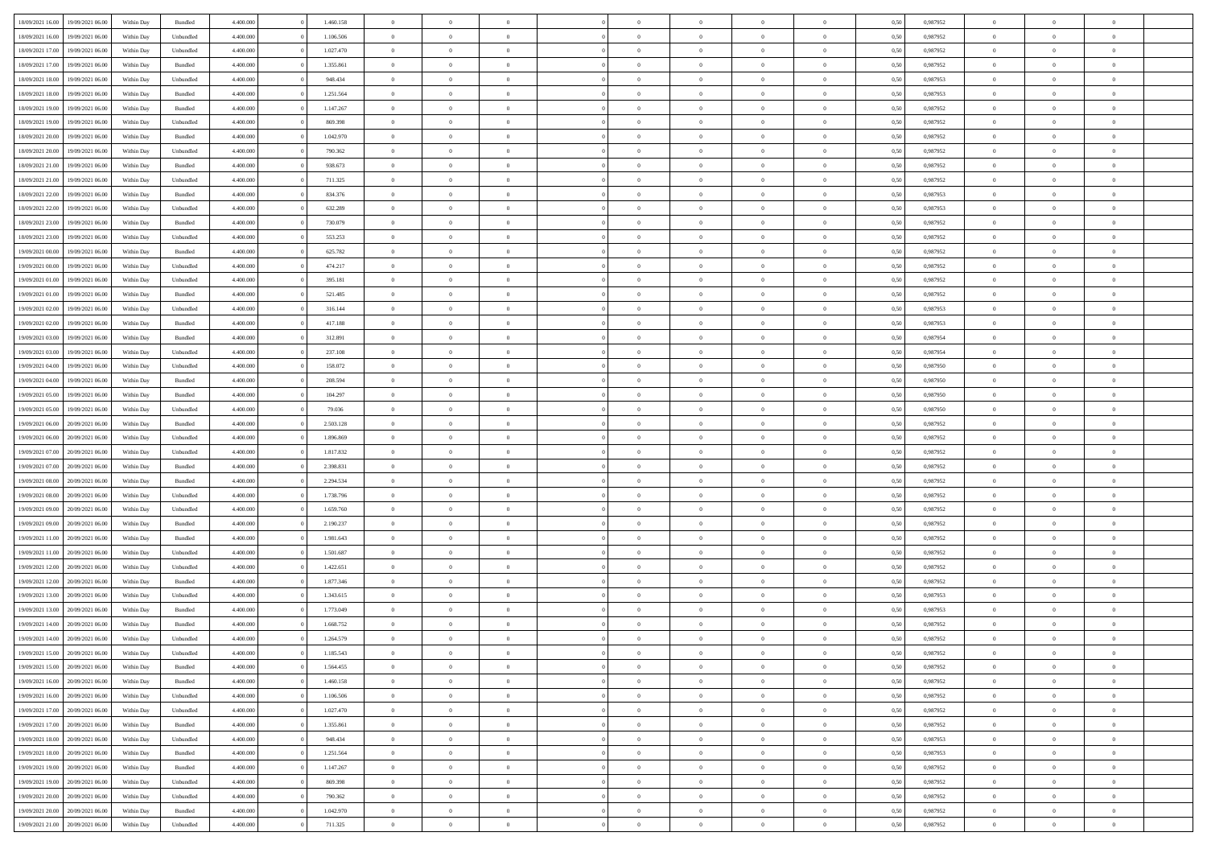| | | | | | | | | | | | | | | | | | | | | |
|---|---|---|---|---|---|---|---|---|---|---|---|---|---|---|---|---|---|---|---|---|
| 18/09/2021 16:00 | 19/09/2021 06:00 | Within Day | Bundled | 4.400.000 | 0 | 1.460.158 | 0 | 0 | 0 | | 0 | 0 | 0 | 0 | 0,50 | 0,987952 | 0 | 0 | 0 | |
| 18/09/2021 16:00 | 19/09/2021 06:00 | Within Day | Unbundled | 4.400.000 | 0 | 1.106.506 | 0 | 0 | 0 | | 0 | 0 | 0 | 0 | 0,50 | 0,987952 | 0 | 0 | 0 | |
| 18/09/2021 17:00 | 19/09/2021 06:00 | Within Day | Unbundled | 4.400.000 | 0 | 1.027.470 | 0 | 0 | 0 | | 0 | 0 | 0 | 0 | 0,50 | 0,987952 | 0 | 0 | 0 | |
| 18/09/2021 17:00 | 19/09/2021 06:00 | Within Day | Bundled | 4.400.000 | 0 | 1.355.861 | 0 | 0 | 0 | | 0 | 0 | 0 | 0 | 0,50 | 0,987952 | 0 | 0 | 0 | |
| 18/09/2021 18:00 | 19/09/2021 06:00 | Within Day | Unbundled | 4.400.000 | 0 | 948.434 | 0 | 0 | 0 | | 0 | 0 | 0 | 0 | 0,50 | 0,987953 | 0 | 0 | 0 | |
| 18/09/2021 18:00 | 19/09/2021 06:00 | Within Day | Bundled | 4.400.000 | 0 | 1.251.564 | 0 | 0 | 0 | | 0 | 0 | 0 | 0 | 0,50 | 0,987953 | 0 | 0 | 0 | |
| 18/09/2021 19:00 | 19/09/2021 06:00 | Within Day | Bundled | 4.400.000 | 0 | 1.147.267 | 0 | 0 | 0 | | 0 | 0 | 0 | 0 | 0,50 | 0,987952 | 0 | 0 | 0 | |
| 18/09/2021 19:00 | 19/09/2021 06:00 | Within Day | Unbundled | 4.400.000 | 0 | 869.398 | 0 | 0 | 0 | | 0 | 0 | 0 | 0 | 0,50 | 0,987952 | 0 | 0 | 0 | |
| 18/09/2021 20:00 | 19/09/2021 06:00 | Within Day | Bundled | 4.400.000 | 0 | 1.042.970 | 0 | 0 | 0 | | 0 | 0 | 0 | 0 | 0,50 | 0,987952 | 0 | 0 | 0 | |
| 18/09/2021 20:00 | 19/09/2021 06:00 | Within Day | Unbundled | 4.400.000 | 0 | 790.362 | 0 | 0 | 0 | | 0 | 0 | 0 | 0 | 0,50 | 0,987952 | 0 | 0 | 0 | |
| 18/09/2021 21:00 | 19/09/2021 06:00 | Within Day | Bundled | 4.400.000 | 0 | 938.673 | 0 | 0 | 0 | | 0 | 0 | 0 | 0 | 0,50 | 0,987952 | 0 | 0 | 0 | |
| 18/09/2021 21:00 | 19/09/2021 06:00 | Within Day | Unbundled | 4.400.000 | 0 | 711.325 | 0 | 0 | 0 | | 0 | 0 | 0 | 0 | 0,50 | 0,987952 | 0 | 0 | 0 | |
| 18/09/2021 22:00 | 19/09/2021 06:00 | Within Day | Bundled | 4.400.000 | 0 | 834.376 | 0 | 0 | 0 | | 0 | 0 | 0 | 0 | 0,50 | 0,987953 | 0 | 0 | 0 | |
| 18/09/2021 22:00 | 19/09/2021 06:00 | Within Day | Unbundled | 4.400.000 | 0 | 632.289 | 0 | 0 | 0 | | 0 | 0 | 0 | 0 | 0,50 | 0,987953 | 0 | 0 | 0 | |
| 18/09/2021 23:00 | 19/09/2021 06:00 | Within Day | Bundled | 4.400.000 | 0 | 730.079 | 0 | 0 | 0 | | 0 | 0 | 0 | 0 | 0,50 | 0,987952 | 0 | 0 | 0 | |
| 18/09/2021 23:00 | 19/09/2021 06:00 | Within Day | Unbundled | 4.400.000 | 0 | 553.253 | 0 | 0 | 0 | | 0 | 0 | 0 | 0 | 0,50 | 0,987952 | 0 | 0 | 0 | |
| 19/09/2021 00:00 | 19/09/2021 06:00 | Within Day | Bundled | 4.400.000 | 0 | 625.782 | 0 | 0 | 0 | | 0 | 0 | 0 | 0 | 0,50 | 0,987952 | 0 | 0 | 0 | |
| 19/09/2021 00:00 | 19/09/2021 06:00 | Within Day | Unbundled | 4.400.000 | 0 | 474.217 | 0 | 0 | 0 | | 0 | 0 | 0 | 0 | 0,50 | 0,987952 | 0 | 0 | 0 | |
| 19/09/2021 01:00 | 19/09/2021 06:00 | Within Day | Unbundled | 4.400.000 | 0 | 395.181 | 0 | 0 | 0 | | 0 | 0 | 0 | 0 | 0,50 | 0,987952 | 0 | 0 | 0 | |
| 19/09/2021 01:00 | 19/09/2021 06:00 | Within Day | Bundled | 4.400.000 | 0 | 521.485 | 0 | 0 | 0 | | 0 | 0 | 0 | 0 | 0,50 | 0,987952 | 0 | 0 | 0 | |
| 19/09/2021 02:00 | 19/09/2021 06:00 | Within Day | Unbundled | 4.400.000 | 0 | 316.144 | 0 | 0 | 0 | | 0 | 0 | 0 | 0 | 0,50 | 0,987953 | 0 | 0 | 0 | |
| 19/09/2021 02:00 | 19/09/2021 06:00 | Within Day | Bundled | 4.400.000 | 0 | 417.188 | 0 | 0 | 0 | | 0 | 0 | 0 | 0 | 0,50 | 0,987953 | 0 | 0 | 0 | |
| 19/09/2021 03:00 | 19/09/2021 06:00 | Within Day | Bundled | 4.400.000 | 0 | 312.891 | 0 | 0 | 0 | | 0 | 0 | 0 | 0 | 0,50 | 0,987954 | 0 | 0 | 0 | |
| 19/09/2021 03:00 | 19/09/2021 06:00 | Within Day | Unbundled | 4.400.000 | 0 | 237.108 | 0 | 0 | 0 | | 0 | 0 | 0 | 0 | 0,50 | 0,987954 | 0 | 0 | 0 | |
| 19/09/2021 04:00 | 19/09/2021 06:00 | Within Day | Unbundled | 4.400.000 | 0 | 158.072 | 0 | 0 | 0 | | 0 | 0 | 0 | 0 | 0,50 | 0,987950 | 0 | 0 | 0 | |
| 19/09/2021 04:00 | 19/09/2021 06:00 | Within Day | Bundled | 4.400.000 | 0 | 208.594 | 0 | 0 | 0 | | 0 | 0 | 0 | 0 | 0,50 | 0,987950 | 0 | 0 | 0 | |
| 19/09/2021 05:00 | 19/09/2021 06:00 | Within Day | Bundled | 4.400.000 | 0 | 104.297 | 0 | 0 | 0 | | 0 | 0 | 0 | 0 | 0,50 | 0,987950 | 0 | 0 | 0 | |
| 19/09/2021 05:00 | 19/09/2021 06:00 | Within Day | Unbundled | 4.400.000 | 0 | 79.036 | 0 | 0 | 0 | | 0 | 0 | 0 | 0 | 0,50 | 0,987950 | 0 | 0 | 0 | |
| 19/09/2021 06:00 | 20/09/2021 06:00 | Within Day | Bundled | 4.400.000 | 0 | 2.503.128 | 0 | 0 | 0 | | 0 | 0 | 0 | 0 | 0,50 | 0,987952 | 0 | 0 | 0 | |
| 19/09/2021 06:00 | 20/09/2021 06:00 | Within Day | Unbundled | 4.400.000 | 0 | 1.896.869 | 0 | 0 | 0 | | 0 | 0 | 0 | 0 | 0,50 | 0,987952 | 0 | 0 | 0 | |
| 19/09/2021 07:00 | 20/09/2021 06:00 | Within Day | Unbundled | 4.400.000 | 0 | 1.817.832 | 0 | 0 | 0 | | 0 | 0 | 0 | 0 | 0,50 | 0,987952 | 0 | 0 | 0 | |
| 19/09/2021 07:00 | 20/09/2021 06:00 | Within Day | Bundled | 4.400.000 | 0 | 2.398.831 | 0 | 0 | 0 | | 0 | 0 | 0 | 0 | 0,50 | 0,987952 | 0 | 0 | 0 | |
| 19/09/2021 08:00 | 20/09/2021 06:00 | Within Day | Bundled | 4.400.000 | 0 | 2.294.534 | 0 | 0 | 0 | | 0 | 0 | 0 | 0 | 0,50 | 0,987952 | 0 | 0 | 0 | |
| 19/09/2021 08:00 | 20/09/2021 06:00 | Within Day | Unbundled | 4.400.000 | 0 | 1.738.796 | 0 | 0 | 0 | | 0 | 0 | 0 | 0 | 0,50 | 0,987952 | 0 | 0 | 0 | |
| 19/09/2021 09:00 | 20/09/2021 06:00 | Within Day | Unbundled | 4.400.000 | 0 | 1.659.760 | 0 | 0 | 0 | | 0 | 0 | 0 | 0 | 0,50 | 0,987952 | 0 | 0 | 0 | |
| 19/09/2021 09:00 | 20/09/2021 06:00 | Within Day | Bundled | 4.400.000 | 0 | 2.190.237 | 0 | 0 | 0 | | 0 | 0 | 0 | 0 | 0,50 | 0,987952 | 0 | 0 | 0 | |
| 19/09/2021 11:00 | 20/09/2021 06:00 | Within Day | Bundled | 4.400.000 | 0 | 1.981.643 | 0 | 0 | 0 | | 0 | 0 | 0 | 0 | 0,50 | 0,987952 | 0 | 0 | 0 | |
| 19/09/2021 11:00 | 20/09/2021 06:00 | Within Day | Unbundled | 4.400.000 | 0 | 1.501.687 | 0 | 0 | 0 | | 0 | 0 | 0 | 0 | 0,50 | 0,987952 | 0 | 0 | 0 | |
| 19/09/2021 12:00 | 20/09/2021 06:00 | Within Day | Unbundled | 4.400.000 | 0 | 1.422.651 | 0 | 0 | 0 | | 0 | 0 | 0 | 0 | 0,50 | 0,987952 | 0 | 0 | 0 | |
| 19/09/2021 12:00 | 20/09/2021 06:00 | Within Day | Bundled | 4.400.000 | 0 | 1.877.346 | 0 | 0 | 0 | | 0 | 0 | 0 | 0 | 0,50 | 0,987952 | 0 | 0 | 0 | |
| 19/09/2021 13:00 | 20/09/2021 06:00 | Within Day | Unbundled | 4.400.000 | 0 | 1.343.615 | 0 | 0 | 0 | | 0 | 0 | 0 | 0 | 0,50 | 0,987953 | 0 | 0 | 0 | |
| 19/09/2021 13:00 | 20/09/2021 06:00 | Within Day | Bundled | 4.400.000 | 0 | 1.773.049 | 0 | 0 | 0 | | 0 | 0 | 0 | 0 | 0,50 | 0,987953 | 0 | 0 | 0 | |
| 19/09/2021 14:00 | 20/09/2021 06:00 | Within Day | Bundled | 4.400.000 | 0 | 1.668.752 | 0 | 0 | 0 | | 0 | 0 | 0 | 0 | 0,50 | 0,987952 | 0 | 0 | 0 | |
| 19/09/2021 14:00 | 20/09/2021 06:00 | Within Day | Unbundled | 4.400.000 | 0 | 1.264.579 | 0 | 0 | 0 | | 0 | 0 | 0 | 0 | 0,50 | 0,987952 | 0 | 0 | 0 | |
| 19/09/2021 15:00 | 20/09/2021 06:00 | Within Day | Unbundled | 4.400.000 | 0 | 1.185.543 | 0 | 0 | 0 | | 0 | 0 | 0 | 0 | 0,50 | 0,987952 | 0 | 0 | 0 | |
| 19/09/2021 15:00 | 20/09/2021 06:00 | Within Day | Bundled | 4.400.000 | 0 | 1.564.455 | 0 | 0 | 0 | | 0 | 0 | 0 | 0 | 0,50 | 0,987952 | 0 | 0 | 0 | |
| 19/09/2021 16:00 | 20/09/2021 06:00 | Within Day | Bundled | 4.400.000 | 0 | 1.460.158 | 0 | 0 | 0 | | 0 | 0 | 0 | 0 | 0,50 | 0,987952 | 0 | 0 | 0 | |
| 19/09/2021 16:00 | 20/09/2021 06:00 | Within Day | Unbundled | 4.400.000 | 0 | 1.106.506 | 0 | 0 | 0 | | 0 | 0 | 0 | 0 | 0,50 | 0,987952 | 0 | 0 | 0 | |
| 19/09/2021 17:00 | 20/09/2021 06:00 | Within Day | Unbundled | 4.400.000 | 0 | 1.027.470 | 0 | 0 | 0 | | 0 | 0 | 0 | 0 | 0,50 | 0,987952 | 0 | 0 | 0 | |
| 19/09/2021 17:00 | 20/09/2021 06:00 | Within Day | Bundled | 4.400.000 | 0 | 1.355.861 | 0 | 0 | 0 | | 0 | 0 | 0 | 0 | 0,50 | 0,987952 | 0 | 0 | 0 | |
| 19/09/2021 18:00 | 20/09/2021 06:00 | Within Day | Unbundled | 4.400.000 | 0 | 948.434 | 0 | 0 | 0 | | 0 | 0 | 0 | 0 | 0,50 | 0,987953 | 0 | 0 | 0 | |
| 19/09/2021 18:00 | 20/09/2021 06:00 | Within Day | Bundled | 4.400.000 | 0 | 1.251.564 | 0 | 0 | 0 | | 0 | 0 | 0 | 0 | 0,50 | 0,987953 | 0 | 0 | 0 | |
| 19/09/2021 19:00 | 20/09/2021 06:00 | Within Day | Bundled | 4.400.000 | 0 | 1.147.267 | 0 | 0 | 0 | | 0 | 0 | 0 | 0 | 0,50 | 0,987952 | 0 | 0 | 0 | |
| 19/09/2021 19:00 | 20/09/2021 06:00 | Within Day | Unbundled | 4.400.000 | 0 | 869.398 | 0 | 0 | 0 | | 0 | 0 | 0 | 0 | 0,50 | 0,987952 | 0 | 0 | 0 | |
| 19/09/2021 20:00 | 20/09/2021 06:00 | Within Day | Unbundled | 4.400.000 | 0 | 790.362 | 0 | 0 | 0 | | 0 | 0 | 0 | 0 | 0,50 | 0,987952 | 0 | 0 | 0 | |
| 19/09/2021 20:00 | 20/09/2021 06:00 | Within Day | Bundled | 4.400.000 | 0 | 1.042.970 | 0 | 0 | 0 | | 0 | 0 | 0 | 0 | 0,50 | 0,987952 | 0 | 0 | 0 | |
| 19/09/2021 21:00 | 20/09/2021 06:00 | Within Day | Unbundled | 4.400.000 | 0 | 711.325 | 0 | 0 | 0 | | 0 | 0 | 0 | 0 | 0,50 | 0,987952 | 0 | 0 | 0 | |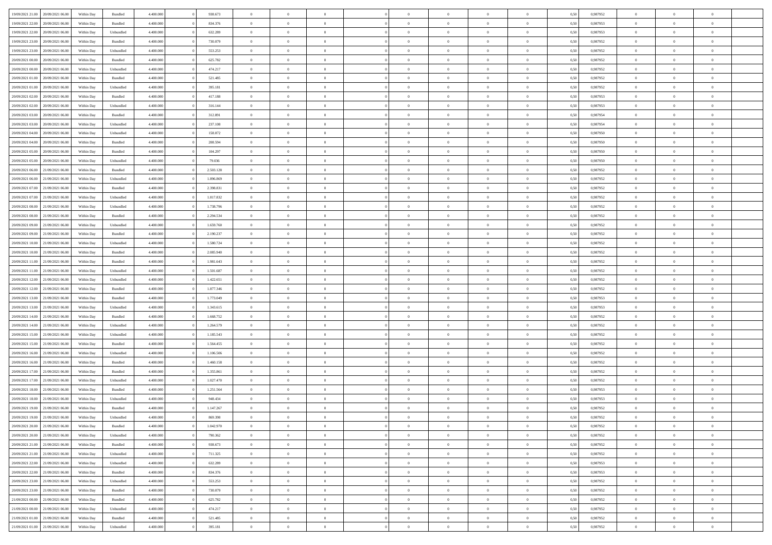| | | | | | | | | | | | | | | | | | | | | |
|---|---|---|---|---|---|---|---|---|---|---|---|---|---|---|---|---|---|---|---|---|
| 19/09/2021 21:00 | 20/09/2021 06:00 | Within Day | Bundled | 4.400.000 | 0 | 938.673 | 0 | 0 | 0 | | 0 | 0 | 0 | 0 | 0,50 | 0,987952 | 0 | 0 | 0 | |
| 19/09/2021 22:00 | 20/09/2021 06:00 | Within Day | Bundled | 4.400.000 | 0 | 834.376 | 0 | 0 | 0 | | 0 | 0 | 0 | 0 | 0,50 | 0,987953 | 0 | 0 | 0 | |
| 19/09/2021 22:00 | 20/09/2021 06:00 | Within Day | Unbundled | 4.400.000 | 0 | 632.289 | 0 | 0 | 0 | | 0 | 0 | 0 | 0 | 0,50 | 0,987953 | 0 | 0 | 0 | |
| 19/09/2021 23:00 | 20/09/2021 06:00 | Within Day | Bundled | 4.400.000 | 0 | 730.079 | 0 | 0 | 0 | | 0 | 0 | 0 | 0 | 0,50 | 0,987952 | 0 | 0 | 0 | |
| 19/09/2021 23:00 | 20/09/2021 06:00 | Within Day | Unbundled | 4.400.000 | 0 | 553.253 | 0 | 0 | 0 | | 0 | 0 | 0 | 0 | 0,50 | 0,987952 | 0 | 0 | 0 | |
| 20/09/2021 00:00 | 20/09/2021 06:00 | Within Day | Bundled | 4.400.000 | 0 | 625.782 | 0 | 0 | 0 | | 0 | 0 | 0 | 0 | 0,50 | 0,987952 | 0 | 0 | 0 | |
| 20/09/2021 00:00 | 20/09/2021 06:00 | Within Day | Unbundled | 4.400.000 | 0 | 474.217 | 0 | 0 | 0 | | 0 | 0 | 0 | 0 | 0,50 | 0,987952 | 0 | 0 | 0 | |
| 20/09/2021 01:00 | 20/09/2021 06:00 | Within Day | Bundled | 4.400.000 | 0 | 521.485 | 0 | 0 | 0 | | 0 | 0 | 0 | 0 | 0,50 | 0,987952 | 0 | 0 | 0 | |
| 20/09/2021 01:00 | 20/09/2021 06:00 | Within Day | Unbundled | 4.400.000 | 0 | 395.181 | 0 | 0 | 0 | | 0 | 0 | 0 | 0 | 0,50 | 0,987952 | 0 | 0 | 0 | |
| 20/09/2021 02:00 | 20/09/2021 06:00 | Within Day | Bundled | 4.400.000 | 0 | 417.188 | 0 | 0 | 0 | | 0 | 0 | 0 | 0 | 0,50 | 0,987953 | 0 | 0 | 0 | |
| 20/09/2021 02:00 | 20/09/2021 06:00 | Within Day | Unbundled | 4.400.000 | 0 | 316.144 | 0 | 0 | 0 | | 0 | 0 | 0 | 0 | 0,50 | 0,987953 | 0 | 0 | 0 | |
| 20/09/2021 03:00 | 20/09/2021 06:00 | Within Day | Bundled | 4.400.000 | 0 | 312.891 | 0 | 0 | 0 | | 0 | 0 | 0 | 0 | 0,50 | 0,987954 | 0 | 0 | 0 | |
| 20/09/2021 03:00 | 20/09/2021 06:00 | Within Day | Unbundled | 4.400.000 | 0 | 237.108 | 0 | 0 | 0 | | 0 | 0 | 0 | 0 | 0,50 | 0,987954 | 0 | 0 | 0 | |
| 20/09/2021 04:00 | 20/09/2021 06:00 | Within Day | Unbundled | 4.400.000 | 0 | 158.072 | 0 | 0 | 0 | | 0 | 0 | 0 | 0 | 0,50 | 0,987950 | 0 | 0 | 0 | |
| 20/09/2021 04:00 | 20/09/2021 06:00 | Within Day | Bundled | 4.400.000 | 0 | 208.594 | 0 | 0 | 0 | | 0 | 0 | 0 | 0 | 0,50 | 0,987950 | 0 | 0 | 0 | |
| 20/09/2021 05:00 | 20/09/2021 06:00 | Within Day | Bundled | 4.400.000 | 0 | 104.297 | 0 | 0 | 0 | | 0 | 0 | 0 | 0 | 0,50 | 0,987950 | 0 | 0 | 0 | |
| 20/09/2021 05:00 | 20/09/2021 06:00 | Within Day | Unbundled | 4.400.000 | 0 | 79.036 | 0 | 0 | 0 | | 0 | 0 | 0 | 0 | 0,50 | 0,987950 | 0 | 0 | 0 | |
| 20/09/2021 06:00 | 21/09/2021 06:00 | Within Day | Bundled | 4.400.000 | 0 | 2.503.128 | 0 | 0 | 0 | | 0 | 0 | 0 | 0 | 0,50 | 0,987952 | 0 | 0 | 0 | |
| 20/09/2021 06:00 | 21/09/2021 06:00 | Within Day | Unbundled | 4.400.000 | 0 | 1.896.869 | 0 | 0 | 0 | | 0 | 0 | 0 | 0 | 0,50 | 0,987952 | 0 | 0 | 0 | |
| 20/09/2021 07:00 | 21/09/2021 06:00 | Within Day | Bundled | 4.400.000 | 0 | 2.398.831 | 0 | 0 | 0 | | 0 | 0 | 0 | 0 | 0,50 | 0,987952 | 0 | 0 | 0 | |
| 20/09/2021 07:00 | 21/09/2021 06:00 | Within Day | Unbundled | 4.400.000 | 0 | 1.817.832 | 0 | 0 | 0 | | 0 | 0 | 0 | 0 | 0,50 | 0,987952 | 0 | 0 | 0 | |
| 20/09/2021 08:00 | 21/09/2021 06:00 | Within Day | Unbundled | 4.400.000 | 0 | 1.738.796 | 0 | 0 | 0 | | 0 | 0 | 0 | 0 | 0,50 | 0,987952 | 0 | 0 | 0 | |
| 20/09/2021 08:00 | 21/09/2021 06:00 | Within Day | Bundled | 4.400.000 | 0 | 2.294.534 | 0 | 0 | 0 | | 0 | 0 | 0 | 0 | 0,50 | 0,987952 | 0 | 0 | 0 | |
| 20/09/2021 09:00 | 21/09/2021 06:00 | Within Day | Unbundled | 4.400.000 | 0 | 1.659.760 | 0 | 0 | 0 | | 0 | 0 | 0 | 0 | 0,50 | 0,987952 | 0 | 0 | 0 | |
| 20/09/2021 09:00 | 21/09/2021 06:00 | Within Day | Bundled | 4.400.000 | 0 | 2.190.237 | 0 | 0 | 0 | | 0 | 0 | 0 | 0 | 0,50 | 0,987952 | 0 | 0 | 0 | |
| 20/09/2021 10:00 | 21/09/2021 06:00 | Within Day | Unbundled | 4.400.000 | 0 | 1.580.724 | 0 | 0 | 0 | | 0 | 0 | 0 | 0 | 0,50 | 0,987952 | 0 | 0 | 0 | |
| 20/09/2021 10:00 | 21/09/2021 06:00 | Within Day | Bundled | 4.400.000 | 0 | 2.085.940 | 0 | 0 | 0 | | 0 | 0 | 0 | 0 | 0,50 | 0,987952 | 0 | 0 | 0 | |
| 20/09/2021 11:00 | 21/09/2021 06:00 | Within Day | Bundled | 4.400.000 | 0 | 1.981.643 | 0 | 0 | 0 | | 0 | 0 | 0 | 0 | 0,50 | 0,987952 | 0 | 0 | 0 | |
| 20/09/2021 11:00 | 21/09/2021 06:00 | Within Day | Unbundled | 4.400.000 | 0 | 1.501.687 | 0 | 0 | 0 | | 0 | 0 | 0 | 0 | 0,50 | 0,987952 | 0 | 0 | 0 | |
| 20/09/2021 12:00 | 21/09/2021 06:00 | Within Day | Unbundled | 4.400.000 | 0 | 1.422.651 | 0 | 0 | 0 | | 0 | 0 | 0 | 0 | 0,50 | 0,987952 | 0 | 0 | 0 | |
| 20/09/2021 12:00 | 21/09/2021 06:00 | Within Day | Bundled | 4.400.000 | 0 | 1.877.346 | 0 | 0 | 0 | | 0 | 0 | 0 | 0 | 0,50 | 0,987952 | 0 | 0 | 0 | |
| 20/09/2021 13:00 | 21/09/2021 06:00 | Within Day | Bundled | 4.400.000 | 0 | 1.773.049 | 0 | 0 | 0 | | 0 | 0 | 0 | 0 | 0,50 | 0,987953 | 0 | 0 | 0 | |
| 20/09/2021 13:00 | 21/09/2021 06:00 | Within Day | Unbundled | 4.400.000 | 0 | 1.343.615 | 0 | 0 | 0 | | 0 | 0 | 0 | 0 | 0,50 | 0,987953 | 0 | 0 | 0 | |
| 20/09/2021 14:00 | 21/09/2021 06:00 | Within Day | Bundled | 4.400.000 | 0 | 1.668.752 | 0 | 0 | 0 | | 0 | 0 | 0 | 0 | 0,50 | 0,987952 | 0 | 0 | 0 | |
| 20/09/2021 14:00 | 21/09/2021 06:00 | Within Day | Unbundled | 4.400.000 | 0 | 1.264.579 | 0 | 0 | 0 | | 0 | 0 | 0 | 0 | 0,50 | 0,987952 | 0 | 0 | 0 | |
| 20/09/2021 15:00 | 21/09/2021 06:00 | Within Day | Unbundled | 4.400.000 | 0 | 1.185.543 | 0 | 0 | 0 | | 0 | 0 | 0 | 0 | 0,50 | 0,987952 | 0 | 0 | 0 | |
| 20/09/2021 15:00 | 21/09/2021 06:00 | Within Day | Bundled | 4.400.000 | 0 | 1.564.455 | 0 | 0 | 0 | | 0 | 0 | 0 | 0 | 0,50 | 0,987952 | 0 | 0 | 0 | |
| 20/09/2021 16:00 | 21/09/2021 06:00 | Within Day | Unbundled | 4.400.000 | 0 | 1.106.506 | 0 | 0 | 0 | | 0 | 0 | 0 | 0 | 0,50 | 0,987952 | 0 | 0 | 0 | |
| 20/09/2021 16:00 | 21/09/2021 06:00 | Within Day | Bundled | 4.400.000 | 0 | 1.460.158 | 0 | 0 | 0 | | 0 | 0 | 0 | 0 | 0,50 | 0,987952 | 0 | 0 | 0 | |
| 20/09/2021 17:00 | 21/09/2021 06:00 | Within Day | Bundled | 4.400.000 | 0 | 1.355.861 | 0 | 0 | 0 | | 0 | 0 | 0 | 0 | 0,50 | 0,987952 | 0 | 0 | 0 | |
| 20/09/2021 17:00 | 21/09/2021 06:00 | Within Day | Unbundled | 4.400.000 | 0 | 1.027.470 | 0 | 0 | 0 | | 0 | 0 | 0 | 0 | 0,50 | 0,987952 | 0 | 0 | 0 | |
| 20/09/2021 18:00 | 21/09/2021 06:00 | Within Day | Bundled | 4.400.000 | 0 | 1.251.564 | 0 | 0 | 0 | | 0 | 0 | 0 | 0 | 0,50 | 0,987953 | 0 | 0 | 0 | |
| 20/09/2021 18:00 | 21/09/2021 06:00 | Within Day | Unbundled | 4.400.000 | 0 | 948.434 | 0 | 0 | 0 | | 0 | 0 | 0 | 0 | 0,50 | 0,987953 | 0 | 0 | 0 | |
| 20/09/2021 19:00 | 21/09/2021 06:00 | Within Day | Bundled | 4.400.000 | 0 | 1.147.267 | 0 | 0 | 0 | | 0 | 0 | 0 | 0 | 0,50 | 0,987952 | 0 | 0 | 0 | |
| 20/09/2021 19:00 | 21/09/2021 06:00 | Within Day | Unbundled | 4.400.000 | 0 | 869.398 | 0 | 0 | 0 | | 0 | 0 | 0 | 0 | 0,50 | 0,987952 | 0 | 0 | 0 | |
| 20/09/2021 20:00 | 21/09/2021 06:00 | Within Day | Bundled | 4.400.000 | 0 | 1.042.970 | 0 | 0 | 0 | | 0 | 0 | 0 | 0 | 0,50 | 0,987952 | 0 | 0 | 0 | |
| 20/09/2021 20:00 | 21/09/2021 06:00 | Within Day | Unbundled | 4.400.000 | 0 | 790.362 | 0 | 0 | 0 | | 0 | 0 | 0 | 0 | 0,50 | 0,987952 | 0 | 0 | 0 | |
| 20/09/2021 21:00 | 21/09/2021 06:00 | Within Day | Bundled | 4.400.000 | 0 | 938.673 | 0 | 0 | 0 | | 0 | 0 | 0 | 0 | 0,50 | 0,987952 | 0 | 0 | 0 | |
| 20/09/2021 21:00 | 21/09/2021 06:00 | Within Day | Unbundled | 4.400.000 | 0 | 711.325 | 0 | 0 | 0 | | 0 | 0 | 0 | 0 | 0,50 | 0,987952 | 0 | 0 | 0 | |
| 20/09/2021 22:00 | 21/09/2021 06:00 | Within Day | Unbundled | 4.400.000 | 0 | 632.289 | 0 | 0 | 0 | | 0 | 0 | 0 | 0 | 0,50 | 0,987953 | 0 | 0 | 0 | |
| 20/09/2021 22:00 | 21/09/2021 06:00 | Within Day | Bundled | 4.400.000 | 0 | 834.376 | 0 | 0 | 0 | | 0 | 0 | 0 | 0 | 0,50 | 0,987953 | 0 | 0 | 0 | |
| 20/09/2021 23:00 | 21/09/2021 06:00 | Within Day | Unbundled | 4.400.000 | 0 | 553.253 | 0 | 0 | 0 | | 0 | 0 | 0 | 0 | 0,50 | 0,987952 | 0 | 0 | 0 | |
| 20/09/2021 23:00 | 21/09/2021 06:00 | Within Day | Bundled | 4.400.000 | 0 | 730.079 | 0 | 0 | 0 | | 0 | 0 | 0 | 0 | 0,50 | 0,987952 | 0 | 0 | 0 | |
| 21/09/2021 00:00 | 21/09/2021 06:00 | Within Day | Bundled | 4.400.000 | 0 | 625.782 | 0 | 0 | 0 | | 0 | 0 | 0 | 0 | 0,50 | 0,987952 | 0 | 0 | 0 | |
| 21/09/2021 00:00 | 21/09/2021 06:00 | Within Day | Unbundled | 4.400.000 | 0 | 474.217 | 0 | 0 | 0 | | 0 | 0 | 0 | 0 | 0,50 | 0,987952 | 0 | 0 | 0 | |
| 21/09/2021 01:00 | 21/09/2021 06:00 | Within Day | Bundled | 4.400.000 | 0 | 521.485 | 0 | 0 | 0 | | 0 | 0 | 0 | 0 | 0,50 | 0,987952 | 0 | 0 | 0 | |
| 21/09/2021 01:00 | 21/09/2021 06:00 | Within Day | Unbundled | 4.400.000 | 0 | 395.181 | 0 | 0 | 0 | | 0 | 0 | 0 | 0 | 0,50 | 0,987952 | 0 | 0 | 0 | |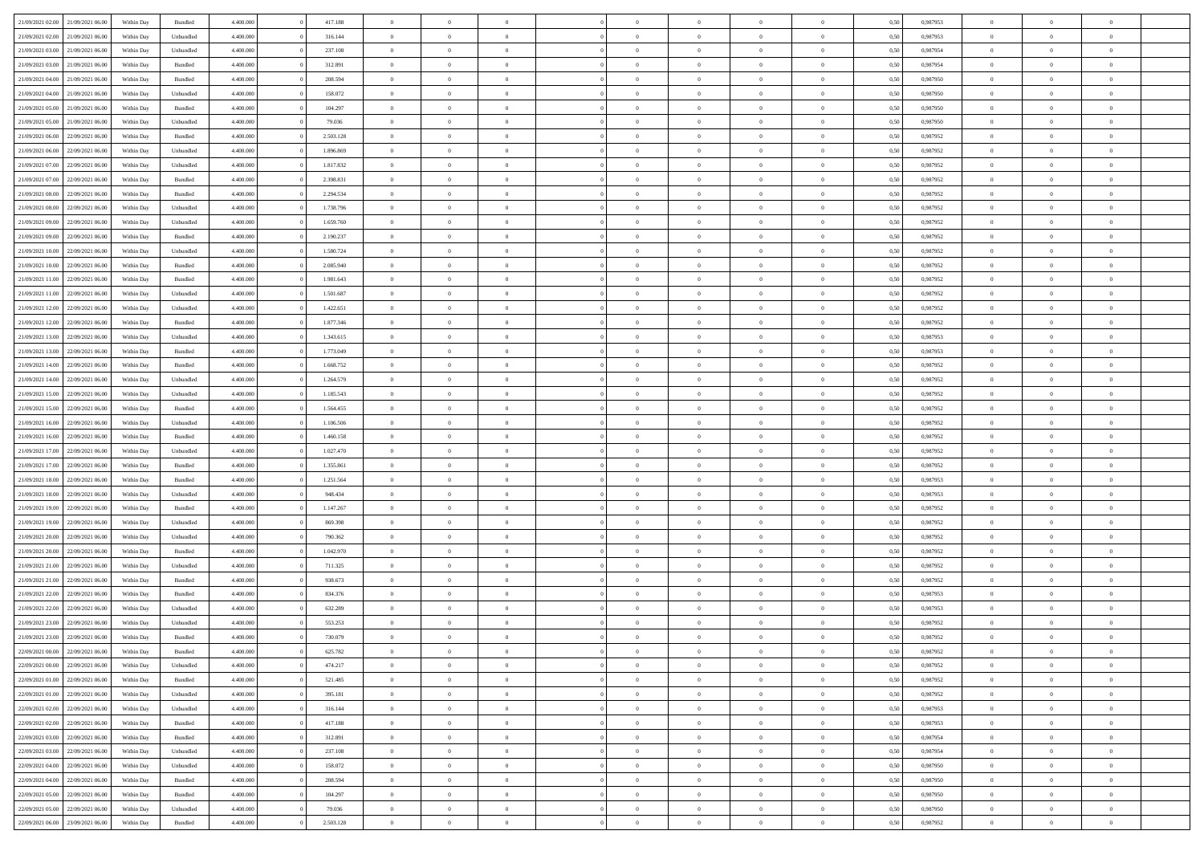| | | | | | | | | | | | | | | | | | | | | | |
|---|---|---|---|---|---|---|---|---|---|---|---|---|---|---|---|---|---|---|---|---|---|
| 21/09/2021 02:00 | 21/09/2021 06:00 | Within Day | Bundled | 4.400.000 | 0 | 417.188 | 0 | 0 | 0 | | 0 | 0 | 0 | 0 | 0,50 | 0,987953 | 0 | 0 | 0 | |
| 21/09/2021 02:00 | 21/09/2021 06:00 | Within Day | Unbundled | 4.400.000 | 0 | 316.144 | 0 | 0 | 0 | | 0 | 0 | 0 | 0 | 0,50 | 0,987953 | 0 | 0 | 0 | |
| 21/09/2021 03:00 | 21/09/2021 06:00 | Within Day | Unbundled | 4.400.000 | 0 | 237.108 | 0 | 0 | 0 | | 0 | 0 | 0 | 0 | 0,50 | 0,987954 | 0 | 0 | 0 | |
| 21/09/2021 03:00 | 21/09/2021 06:00 | Within Day | Bundled | 4.400.000 | 0 | 312.891 | 0 | 0 | 0 | | 0 | 0 | 0 | 0 | 0,50 | 0,987954 | 0 | 0 | 0 | |
| 21/09/2021 04:00 | 21/09/2021 06:00 | Within Day | Bundled | 4.400.000 | 0 | 208.594 | 0 | 0 | 0 | | 0 | 0 | 0 | 0 | 0,50 | 0,987950 | 0 | 0 | 0 | |
| 21/09/2021 04:00 | 21/09/2021 06:00 | Within Day | Unbundled | 4.400.000 | 0 | 158.072 | 0 | 0 | 0 | | 0 | 0 | 0 | 0 | 0,50 | 0,987950 | 0 | 0 | 0 | |
| 21/09/2021 05:00 | 21/09/2021 06:00 | Within Day | Bundled | 4.400.000 | 0 | 104.297 | 0 | 0 | 0 | | 0 | 0 | 0 | 0 | 0,50 | 0,987950 | 0 | 0 | 0 | |
| 21/09/2021 05:00 | 21/09/2021 06:00 | Within Day | Unbundled | 4.400.000 | 0 | 79.036 | 0 | 0 | 0 | | 0 | 0 | 0 | 0 | 0,50 | 0,987950 | 0 | 0 | 0 | |
| 21/09/2021 06:00 | 22/09/2021 06:00 | Within Day | Bundled | 4.400.000 | 0 | 2.503.128 | 0 | 0 | 0 | | 0 | 0 | 0 | 0 | 0,50 | 0,987952 | 0 | 0 | 0 | |
| 21/09/2021 06:00 | 22/09/2021 06:00 | Within Day | Unbundled | 4.400.000 | 0 | 1.896.869 | 0 | 0 | 0 | | 0 | 0 | 0 | 0 | 0,50 | 0,987952 | 0 | 0 | 0 | |
| 21/09/2021 07:00 | 22/09/2021 06:00 | Within Day | Unbundled | 4.400.000 | 0 | 1.817.832 | 0 | 0 | 0 | | 0 | 0 | 0 | 0 | 0,50 | 0,987952 | 0 | 0 | 0 | |
| 21/09/2021 07:00 | 22/09/2021 06:00 | Within Day | Bundled | 4.400.000 | 0 | 2.398.831 | 0 | 0 | 0 | | 0 | 0 | 0 | 0 | 0,50 | 0,987952 | 0 | 0 | 0 | |
| 21/09/2021 08:00 | 22/09/2021 06:00 | Within Day | Bundled | 4.400.000 | 0 | 2.294.534 | 0 | 0 | 0 | | 0 | 0 | 0 | 0 | 0,50 | 0,987952 | 0 | 0 | 0 | |
| 21/09/2021 08:00 | 22/09/2021 06:00 | Within Day | Unbundled | 4.400.000 | 0 | 1.738.796 | 0 | 0 | 0 | | 0 | 0 | 0 | 0 | 0,50 | 0,987952 | 0 | 0 | 0 | |
| 21/09/2021 09:00 | 22/09/2021 06:00 | Within Day | Unbundled | 4.400.000 | 0 | 1.659.760 | 0 | 0 | 0 | | 0 | 0 | 0 | 0 | 0,50 | 0,987952 | 0 | 0 | 0 | |
| 21/09/2021 09:00 | 22/09/2021 06:00 | Within Day | Bundled | 4.400.000 | 0 | 2.190.237 | 0 | 0 | 0 | | 0 | 0 | 0 | 0 | 0,50 | 0,987952 | 0 | 0 | 0 | |
| 21/09/2021 10:00 | 22/09/2021 06:00 | Within Day | Unbundled | 4.400.000 | 0 | 1.580.724 | 0 | 0 | 0 | | 0 | 0 | 0 | 0 | 0,50 | 0,987952 | 0 | 0 | 0 | |
| 21/09/2021 10:00 | 22/09/2021 06:00 | Within Day | Bundled | 4.400.000 | 0 | 2.085.940 | 0 | 0 | 0 | | 0 | 0 | 0 | 0 | 0,50 | 0,987952 | 0 | 0 | 0 | |
| 21/09/2021 11:00 | 22/09/2021 06:00 | Within Day | Bundled | 4.400.000 | 0 | 1.981.643 | 0 | 0 | 0 | | 0 | 0 | 0 | 0 | 0,50 | 0,987952 | 0 | 0 | 0 | |
| 21/09/2021 11:00 | 22/09/2021 06:00 | Within Day | Unbundled | 4.400.000 | 0 | 1.501.687 | 0 | 0 | 0 | | 0 | 0 | 0 | 0 | 0,50 | 0,987952 | 0 | 0 | 0 | |
| 21/09/2021 12:00 | 22/09/2021 06:00 | Within Day | Unbundled | 4.400.000 | 0 | 1.422.651 | 0 | 0 | 0 | | 0 | 0 | 0 | 0 | 0,50 | 0,987952 | 0 | 0 | 0 | |
| 21/09/2021 12:00 | 22/09/2021 06:00 | Within Day | Bundled | 4.400.000 | 0 | 1.877.346 | 0 | 0 | 0 | | 0 | 0 | 0 | 0 | 0,50 | 0,987952 | 0 | 0 | 0 | |
| 21/09/2021 13:00 | 22/09/2021 06:00 | Within Day | Unbundled | 4.400.000 | 0 | 1.343.615 | 0 | 0 | 0 | | 0 | 0 | 0 | 0 | 0,50 | 0,987953 | 0 | 0 | 0 | |
| 21/09/2021 13:00 | 22/09/2021 06:00 | Within Day | Bundled | 4.400.000 | 0 | 1.773.049 | 0 | 0 | 0 | | 0 | 0 | 0 | 0 | 0,50 | 0,987953 | 0 | 0 | 0 | |
| 21/09/2021 14:00 | 22/09/2021 06:00 | Within Day | Bundled | 4.400.000 | 0 | 1.668.752 | 0 | 0 | 0 | | 0 | 0 | 0 | 0 | 0,50 | 0,987952 | 0 | 0 | 0 | |
| 21/09/2021 14:00 | 22/09/2021 06:00 | Within Day | Unbundled | 4.400.000 | 0 | 1.264.579 | 0 | 0 | 0 | | 0 | 0 | 0 | 0 | 0,50 | 0,987952 | 0 | 0 | 0 | |
| 21/09/2021 15:00 | 22/09/2021 06:00 | Within Day | Unbundled | 4.400.000 | 0 | 1.185.543 | 0 | 0 | 0 | | 0 | 0 | 0 | 0 | 0,50 | 0,987952 | 0 | 0 | 0 | |
| 21/09/2021 15:00 | 22/09/2021 06:00 | Within Day | Bundled | 4.400.000 | 0 | 1.564.455 | 0 | 0 | 0 | | 0 | 0 | 0 | 0 | 0,50 | 0,987952 | 0 | 0 | 0 | |
| 21/09/2021 16:00 | 22/09/2021 06:00 | Within Day | Unbundled | 4.400.000 | 0 | 1.106.506 | 0 | 0 | 0 | | 0 | 0 | 0 | 0 | 0,50 | 0,987952 | 0 | 0 | 0 | |
| 21/09/2021 16:00 | 22/09/2021 06:00 | Within Day | Bundled | 4.400.000 | 0 | 1.460.158 | 0 | 0 | 0 | | 0 | 0 | 0 | 0 | 0,50 | 0,987952 | 0 | 0 | 0 | |
| 21/09/2021 17:00 | 22/09/2021 06:00 | Within Day | Unbundled | 4.400.000 | 0 | 1.027.470 | 0 | 0 | 0 | | 0 | 0 | 0 | 0 | 0,50 | 0,987952 | 0 | 0 | 0 | |
| 21/09/2021 17:00 | 22/09/2021 06:00 | Within Day | Bundled | 4.400.000 | 0 | 1.355.861 | 0 | 0 | 0 | | 0 | 0 | 0 | 0 | 0,50 | 0,987952 | 0 | 0 | 0 | |
| 21/09/2021 18:00 | 22/09/2021 06:00 | Within Day | Bundled | 4.400.000 | 0 | 1.251.564 | 0 | 0 | 0 | | 0 | 0 | 0 | 0 | 0,50 | 0,987953 | 0 | 0 | 0 | |
| 21/09/2021 18:00 | 22/09/2021 06:00 | Within Day | Unbundled | 4.400.000 | 0 | 948.434 | 0 | 0 | 0 | | 0 | 0 | 0 | 0 | 0,50 | 0,987953 | 0 | 0 | 0 | |
| 21/09/2021 19:00 | 22/09/2021 06:00 | Within Day | Bundled | 4.400.000 | 0 | 1.147.267 | 0 | 0 | 0 | | 0 | 0 | 0 | 0 | 0,50 | 0,987952 | 0 | 0 | 0 | |
| 21/09/2021 19:00 | 22/09/2021 06:00 | Within Day | Unbundled | 4.400.000 | 0 | 869.398 | 0 | 0 | 0 | | 0 | 0 | 0 | 0 | 0,50 | 0,987952 | 0 | 0 | 0 | |
| 21/09/2021 20:00 | 22/09/2021 06:00 | Within Day | Unbundled | 4.400.000 | 0 | 790.362 | 0 | 0 | 0 | | 0 | 0 | 0 | 0 | 0,50 | 0,987952 | 0 | 0 | 0 | |
| 21/09/2021 20:00 | 22/09/2021 06:00 | Within Day | Bundled | 4.400.000 | 0 | 1.042.970 | 0 | 0 | 0 | | 0 | 0 | 0 | 0 | 0,50 | 0,987952 | 0 | 0 | 0 | |
| 21/09/2021 21:00 | 22/09/2021 06:00 | Within Day | Unbundled | 4.400.000 | 0 | 711.325 | 0 | 0 | 0 | | 0 | 0 | 0 | 0 | 0,50 | 0,987952 | 0 | 0 | 0 | |
| 21/09/2021 21:00 | 22/09/2021 06:00 | Within Day | Bundled | 4.400.000 | 0 | 938.673 | 0 | 0 | 0 | | 0 | 0 | 0 | 0 | 0,50 | 0,987952 | 0 | 0 | 0 | |
| 21/09/2021 22:00 | 22/09/2021 06:00 | Within Day | Bundled | 4.400.000 | 0 | 834.376 | 0 | 0 | 0 | | 0 | 0 | 0 | 0 | 0,50 | 0,987953 | 0 | 0 | 0 | |
| 21/09/2021 22:00 | 22/09/2021 06:00 | Within Day | Unbundled | 4.400.000 | 0 | 632.289 | 0 | 0 | 0 | | 0 | 0 | 0 | 0 | 0,50 | 0,987953 | 0 | 0 | 0 | |
| 21/09/2021 23:00 | 22/09/2021 06:00 | Within Day | Unbundled | 4.400.000 | 0 | 553.253 | 0 | 0 | 0 | | 0 | 0 | 0 | 0 | 0,50 | 0,987952 | 0 | 0 | 0 | |
| 21/09/2021 23:00 | 22/09/2021 06:00 | Within Day | Bundled | 4.400.000 | 0 | 730.079 | 0 | 0 | 0 | | 0 | 0 | 0 | 0 | 0,50 | 0,987952 | 0 | 0 | 0 | |
| 22/09/2021 00:00 | 22/09/2021 06:00 | Within Day | Bundled | 4.400.000 | 0 | 625.782 | 0 | 0 | 0 | | 0 | 0 | 0 | 0 | 0,50 | 0,987952 | 0 | 0 | 0 | |
| 22/09/2021 00:00 | 22/09/2021 06:00 | Within Day | Unbundled | 4.400.000 | 0 | 474.217 | 0 | 0 | 0 | | 0 | 0 | 0 | 0 | 0,50 | 0,987952 | 0 | 0 | 0 | |
| 22/09/2021 01:00 | 22/09/2021 06:00 | Within Day | Bundled | 4.400.000 | 0 | 521.485 | 0 | 0 | 0 | | 0 | 0 | 0 | 0 | 0,50 | 0,987952 | 0 | 0 | 0 | |
| 22/09/2021 01:00 | 22/09/2021 06:00 | Within Day | Unbundled | 4.400.000 | 0 | 395.181 | 0 | 0 | 0 | | 0 | 0 | 0 | 0 | 0,50 | 0,987952 | 0 | 0 | 0 | |
| 22/09/2021 02:00 | 22/09/2021 06:00 | Within Day | Unbundled | 4.400.000 | 0 | 316.144 | 0 | 0 | 0 | | 0 | 0 | 0 | 0 | 0,50 | 0,987953 | 0 | 0 | 0 | |
| 22/09/2021 02:00 | 22/09/2021 06:00 | Within Day | Bundled | 4.400.000 | 0 | 417.188 | 0 | 0 | 0 | | 0 | 0 | 0 | 0 | 0,50 | 0,987953 | 0 | 0 | 0 | |
| 22/09/2021 03:00 | 22/09/2021 06:00 | Within Day | Bundled | 4.400.000 | 0 | 312.891 | 0 | 0 | 0 | | 0 | 0 | 0 | 0 | 0,50 | 0,987954 | 0 | 0 | 0 | |
| 22/09/2021 03:00 | 22/09/2021 06:00 | Within Day | Unbundled | 4.400.000 | 0 | 237.108 | 0 | 0 | 0 | | 0 | 0 | 0 | 0 | 0,50 | 0,987954 | 0 | 0 | 0 | |
| 22/09/2021 04:00 | 22/09/2021 06:00 | Within Day | Unbundled | 4.400.000 | 0 | 158.072 | 0 | 0 | 0 | | 0 | 0 | 0 | 0 | 0,50 | 0,987950 | 0 | 0 | 0 | |
| 22/09/2021 04:00 | 22/09/2021 06:00 | Within Day | Bundled | 4.400.000 | 0 | 208.594 | 0 | 0 | 0 | | 0 | 0 | 0 | 0 | 0,50 | 0,987950 | 0 | 0 | 0 | |
| 22/09/2021 05:00 | 22/09/2021 06:00 | Within Day | Bundled | 4.400.000 | 0 | 104.297 | 0 | 0 | 0 | | 0 | 0 | 0 | 0 | 0,50 | 0,987950 | 0 | 0 | 0 | |
| 22/09/2021 05:00 | 22/09/2021 06:00 | Within Day | Unbundled | 4.400.000 | 0 | 79.036 | 0 | 0 | 0 | | 0 | 0 | 0 | 0 | 0,50 | 0,987950 | 0 | 0 | 0 | |
| 22/09/2021 06:00 | 23/09/2021 06:00 | Within Day | Bundled | 4.400.000 | 0 | 2.503.128 | 0 | 0 | 0 | | 0 | 0 | 0 | 0 | 0,50 | 0,987952 | 0 | 0 | 0 | |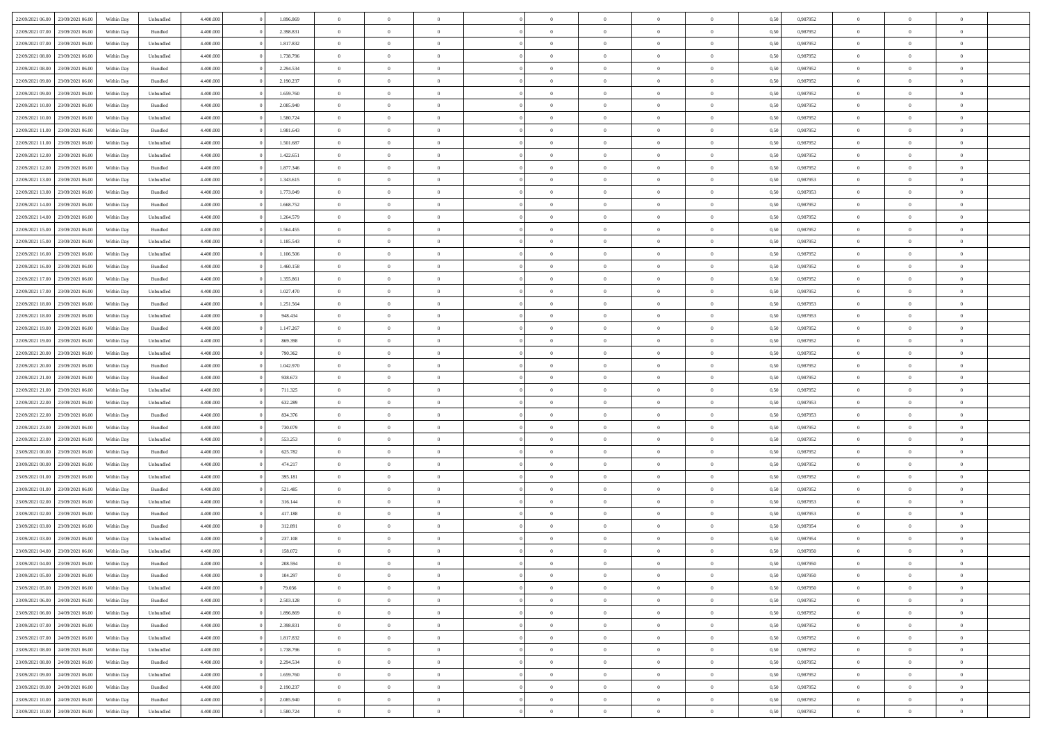| | | | | | | | | | | | | | | | | | | | | |
|---|---|---|---|---|---|---|---|---|---|---|---|---|---|---|---|---|---|---|---|---|
| 22/09/2021 06:00 | 23/09/2021 06:00 | Within Day | Unbundled | 4.400.000 | 0 | 1.896.869 | 0 | 0 | 0 | 0 | 0 | 0 | 0 | 0 | 0,50 | 0,987952 | 0 | 0 | 0 | |
| 22/09/2021 07:00 | 23/09/2021 06:00 | Within Day | Bundled | 4.400.000 | 0 | 2.398.831 | 0 | 0 | 0 | 0 | 0 | 0 | 0 | 0 | 0,50 | 0,987952 | 0 | 0 | 0 | |
| 22/09/2021 07:00 | 23/09/2021 06:00 | Within Day | Unbundled | 4.400.000 | 0 | 1.817.832 | 0 | 0 | 0 | 0 | 0 | 0 | 0 | 0 | 0,50 | 0,987952 | 0 | 0 | 0 | |
| 22/09/2021 08:00 | 23/09/2021 06:00 | Within Day | Unbundled | 4.400.000 | 0 | 1.738.796 | 0 | 0 | 0 | 0 | 0 | 0 | 0 | 0 | 0,50 | 0,987952 | 0 | 0 | 0 | |
| 22/09/2021 08:00 | 23/09/2021 06:00 | Within Day | Bundled | 4.400.000 | 0 | 2.294.534 | 0 | 0 | 0 | 0 | 0 | 0 | 0 | 0 | 0,50 | 0,987952 | 0 | 0 | 0 | |
| 22/09/2021 09:00 | 23/09/2021 06:00 | Within Day | Bundled | 4.400.000 | 0 | 2.190.237 | 0 | 0 | 0 | 0 | 0 | 0 | 0 | 0 | 0,50 | 0,987952 | 0 | 0 | 0 | |
| 22/09/2021 09:00 | 23/09/2021 06:00 | Within Day | Unbundled | 4.400.000 | 0 | 1.659.760 | 0 | 0 | 0 | 0 | 0 | 0 | 0 | 0 | 0,50 | 0,987952 | 0 | 0 | 0 | |
| 22/09/2021 10:00 | 23/09/2021 06:00 | Within Day | Bundled | 4.400.000 | 0 | 2.085.940 | 0 | 0 | 0 | 0 | 0 | 0 | 0 | 0 | 0,50 | 0,987952 | 0 | 0 | 0 | |
| 22/09/2021 10:00 | 23/09/2021 06:00 | Within Day | Unbundled | 4.400.000 | 0 | 1.580.724 | 0 | 0 | 0 | 0 | 0 | 0 | 0 | 0 | 0,50 | 0,987952 | 0 | 0 | 0 | |
| 22/09/2021 11:00 | 23/09/2021 06:00 | Within Day | Bundled | 4.400.000 | 0 | 1.981.643 | 0 | 0 | 0 | 0 | 0 | 0 | 0 | 0 | 0,50 | 0,987952 | 0 | 0 | 0 | |
| 22/09/2021 11:00 | 23/09/2021 06:00 | Within Day | Unbundled | 4.400.000 | 0 | 1.501.687 | 0 | 0 | 0 | 0 | 0 | 0 | 0 | 0 | 0,50 | 0,987952 | 0 | 0 | 0 | |
| 22/09/2021 12:00 | 23/09/2021 06:00 | Within Day | Unbundled | 4.400.000 | 0 | 1.422.651 | 0 | 0 | 0 | 0 | 0 | 0 | 0 | 0 | 0,50 | 0,987952 | 0 | 0 | 0 | |
| 22/09/2021 12:00 | 23/09/2021 06:00 | Within Day | Bundled | 4.400.000 | 0 | 1.877.346 | 0 | 0 | 0 | 0 | 0 | 0 | 0 | 0 | 0,50 | 0,987952 | 0 | 0 | 0 | |
| 22/09/2021 13:00 | 23/09/2021 06:00 | Within Day | Unbundled | 4.400.000 | 0 | 1.343.615 | 0 | 0 | 0 | 0 | 0 | 0 | 0 | 0 | 0,50 | 0,987953 | 0 | 0 | 0 | |
| 22/09/2021 13:00 | 23/09/2021 06:00 | Within Day | Bundled | 4.400.000 | 0 | 1.773.049 | 0 | 0 | 0 | 0 | 0 | 0 | 0 | 0 | 0,50 | 0,987953 | 0 | 0 | 0 | |
| 22/09/2021 14:00 | 23/09/2021 06:00 | Within Day | Bundled | 4.400.000 | 0 | 1.668.752 | 0 | 0 | 0 | 0 | 0 | 0 | 0 | 0 | 0,50 | 0,987952 | 0 | 0 | 0 | |
| 22/09/2021 14:00 | 23/09/2021 06:00 | Within Day | Unbundled | 4.400.000 | 0 | 1.264.579 | 0 | 0 | 0 | 0 | 0 | 0 | 0 | 0 | 0,50 | 0,987952 | 0 | 0 | 0 | |
| 22/09/2021 15:00 | 23/09/2021 06:00 | Within Day | Bundled | 4.400.000 | 0 | 1.564.455 | 0 | 0 | 0 | 0 | 0 | 0 | 0 | 0 | 0,50 | 0,987952 | 0 | 0 | 0 | |
| 22/09/2021 15:00 | 23/09/2021 06:00 | Within Day | Unbundled | 4.400.000 | 0 | 1.185.543 | 0 | 0 | 0 | 0 | 0 | 0 | 0 | 0 | 0,50 | 0,987952 | 0 | 0 | 0 | |
| 22/09/2021 16:00 | 23/09/2021 06:00 | Within Day | Unbundled | 4.400.000 | 0 | 1.106.506 | 0 | 0 | 0 | 0 | 0 | 0 | 0 | 0 | 0,50 | 0,987952 | 0 | 0 | 0 | |
| 22/09/2021 16:00 | 23/09/2021 06:00 | Within Day | Bundled | 4.400.000 | 0 | 1.460.158 | 0 | 0 | 0 | 0 | 0 | 0 | 0 | 0 | 0,50 | 0,987952 | 0 | 0 | 0 | |
| 22/09/2021 17:00 | 23/09/2021 06:00 | Within Day | Bundled | 4.400.000 | 0 | 1.355.861 | 0 | 0 | 0 | 0 | 0 | 0 | 0 | 0 | 0,50 | 0,987952 | 0 | 0 | 0 | |
| 22/09/2021 17:00 | 23/09/2021 06:00 | Within Day | Unbundled | 4.400.000 | 0 | 1.027.470 | 0 | 0 | 0 | 0 | 0 | 0 | 0 | 0 | 0,50 | 0,987952 | 0 | 0 | 0 | |
| 22/09/2021 18:00 | 23/09/2021 06:00 | Within Day | Bundled | 4.400.000 | 0 | 1.251.564 | 0 | 0 | 0 | 0 | 0 | 0 | 0 | 0 | 0,50 | 0,987953 | 0 | 0 | 0 | |
| 22/09/2021 18:00 | 23/09/2021 06:00 | Within Day | Unbundled | 4.400.000 | 0 | 948.434 | 0 | 0 | 0 | 0 | 0 | 0 | 0 | 0 | 0,50 | 0,987953 | 0 | 0 | 0 | |
| 22/09/2021 19:00 | 23/09/2021 06:00 | Within Day | Bundled | 4.400.000 | 0 | 1.147.267 | 0 | 0 | 0 | 0 | 0 | 0 | 0 | 0 | 0,50 | 0,987952 | 0 | 0 | 0 | |
| 22/09/2021 19:00 | 23/09/2021 06:00 | Within Day | Unbundled | 4.400.000 | 0 | 869.398 | 0 | 0 | 0 | 0 | 0 | 0 | 0 | 0 | 0,50 | 0,987952 | 0 | 0 | 0 | |
| 22/09/2021 20:00 | 23/09/2021 06:00 | Within Day | Unbundled | 4.400.000 | 0 | 790.362 | 0 | 0 | 0 | 0 | 0 | 0 | 0 | 0 | 0,50 | 0,987952 | 0 | 0 | 0 | |
| 22/09/2021 20:00 | 23/09/2021 06:00 | Within Day | Bundled | 4.400.000 | 0 | 1.042.970 | 0 | 0 | 0 | 0 | 0 | 0 | 0 | 0 | 0,50 | 0,987952 | 0 | 0 | 0 | |
| 22/09/2021 21:00 | 23/09/2021 06:00 | Within Day | Bundled | 4.400.000 | 0 | 938.673 | 0 | 0 | 0 | 0 | 0 | 0 | 0 | 0 | 0,50 | 0,987952 | 0 | 0 | 0 | |
| 22/09/2021 21:00 | 23/09/2021 06:00 | Within Day | Unbundled | 4.400.000 | 0 | 711.325 | 0 | 0 | 0 | 0 | 0 | 0 | 0 | 0 | 0,50 | 0,987952 | 0 | 0 | 0 | |
| 22/09/2021 22:00 | 23/09/2021 06:00 | Within Day | Unbundled | 4.400.000 | 0 | 632.289 | 0 | 0 | 0 | 0 | 0 | 0 | 0 | 0 | 0,50 | 0,987953 | 0 | 0 | 0 | |
| 22/09/2021 22:00 | 23/09/2021 06:00 | Within Day | Bundled | 4.400.000 | 0 | 834.376 | 0 | 0 | 0 | 0 | 0 | 0 | 0 | 0 | 0,50 | 0,987953 | 0 | 0 | 0 | |
| 22/09/2021 23:00 | 23/09/2021 06:00 | Within Day | Bundled | 4.400.000 | 0 | 730.079 | 0 | 0 | 0 | 0 | 0 | 0 | 0 | 0 | 0,50 | 0,987952 | 0 | 0 | 0 | |
| 22/09/2021 23:00 | 23/09/2021 06:00 | Within Day | Unbundled | 4.400.000 | 0 | 553.253 | 0 | 0 | 0 | 0 | 0 | 0 | 0 | 0 | 0,50 | 0,987952 | 0 | 0 | 0 | |
| 23/09/2021 00:00 | 23/09/2021 06:00 | Within Day | Bundled | 4.400.000 | 0 | 625.782 | 0 | 0 | 0 | 0 | 0 | 0 | 0 | 0 | 0,50 | 0,987952 | 0 | 0 | 0 | |
| 23/09/2021 00:00 | 23/09/2021 06:00 | Within Day | Unbundled | 4.400.000 | 0 | 474.217 | 0 | 0 | 0 | 0 | 0 | 0 | 0 | 0 | 0,50 | 0,987952 | 0 | 0 | 0 | |
| 23/09/2021 01:00 | 23/09/2021 06:00 | Within Day | Unbundled | 4.400.000 | 0 | 395.181 | 0 | 0 | 0 | 0 | 0 | 0 | 0 | 0 | 0,50 | 0,987952 | 0 | 0 | 0 | |
| 23/09/2021 01:00 | 23/09/2021 06:00 | Within Day | Bundled | 4.400.000 | 0 | 521.485 | 0 | 0 | 0 | 0 | 0 | 0 | 0 | 0 | 0,50 | 0,987952 | 0 | 0 | 0 | |
| 23/09/2021 02:00 | 23/09/2021 06:00 | Within Day | Unbundled | 4.400.000 | 0 | 316.144 | 0 | 0 | 0 | 0 | 0 | 0 | 0 | 0 | 0,50 | 0,987953 | 0 | 0 | 0 | |
| 23/09/2021 02:00 | 23/09/2021 06:00 | Within Day | Bundled | 4.400.000 | 0 | 417.188 | 0 | 0 | 0 | 0 | 0 | 0 | 0 | 0 | 0,50 | 0,987953 | 0 | 0 | 0 | |
| 23/09/2021 03:00 | 23/09/2021 06:00 | Within Day | Bundled | 4.400.000 | 0 | 312.891 | 0 | 0 | 0 | 0 | 0 | 0 | 0 | 0 | 0,50 | 0,987954 | 0 | 0 | 0 | |
| 23/09/2021 03:00 | 23/09/2021 06:00 | Within Day | Unbundled | 4.400.000 | 0 | 237.108 | 0 | 0 | 0 | 0 | 0 | 0 | 0 | 0 | 0,50 | 0,987954 | 0 | 0 | 0 | |
| 23/09/2021 04:00 | 23/09/2021 06:00 | Within Day | Unbundled | 4.400.000 | 0 | 158.072 | 0 | 0 | 0 | 0 | 0 | 0 | 0 | 0 | 0,50 | 0,987950 | 0 | 0 | 0 | |
| 23/09/2021 04:00 | 23/09/2021 06:00 | Within Day | Bundled | 4.400.000 | 0 | 208.594 | 0 | 0 | 0 | 0 | 0 | 0 | 0 | 0 | 0,50 | 0,987950 | 0 | 0 | 0 | |
| 23/09/2021 05:00 | 23/09/2021 06:00 | Within Day | Bundled | 4.400.000 | 0 | 104.297 | 0 | 0 | 0 | 0 | 0 | 0 | 0 | 0 | 0,50 | 0,987950 | 0 | 0 | 0 | |
| 23/09/2021 05:00 | 23/09/2021 06:00 | Within Day | Unbundled | 4.400.000 | 0 | 79.036 | 0 | 0 | 0 | 0 | 0 | 0 | 0 | 0 | 0,50 | 0,987950 | 0 | 0 | 0 | |
| 23/09/2021 06:00 | 24/09/2021 06:00 | Within Day | Bundled | 4.400.000 | 0 | 2.503.128 | 0 | 0 | 0 | 0 | 0 | 0 | 0 | 0 | 0,50 | 0,987952 | 0 | 0 | 0 | |
| 23/09/2021 06:00 | 24/09/2021 06:00 | Within Day | Unbundled | 4.400.000 | 0 | 1.896.869 | 0 | 0 | 0 | 0 | 0 | 0 | 0 | 0 | 0,50 | 0,987952 | 0 | 0 | 0 | |
| 23/09/2021 07:00 | 24/09/2021 06:00 | Within Day | Bundled | 4.400.000 | 0 | 2.398.831 | 0 | 0 | 0 | 0 | 0 | 0 | 0 | 0 | 0,50 | 0,987952 | 0 | 0 | 0 | |
| 23/09/2021 07:00 | 24/09/2021 06:00 | Within Day | Unbundled | 4.400.000 | 0 | 1.817.832 | 0 | 0 | 0 | 0 | 0 | 0 | 0 | 0 | 0,50 | 0,987952 | 0 | 0 | 0 | |
| 23/09/2021 08:00 | 24/09/2021 06:00 | Within Day | Unbundled | 4.400.000 | 0 | 1.738.796 | 0 | 0 | 0 | 0 | 0 | 0 | 0 | 0 | 0,50 | 0,987952 | 0 | 0 | 0 | |
| 23/09/2021 08:00 | 24/09/2021 06:00 | Within Day | Bundled | 4.400.000 | 0 | 2.294.534 | 0 | 0 | 0 | 0 | 0 | 0 | 0 | 0 | 0,50 | 0,987952 | 0 | 0 | 0 | |
| 23/09/2021 09:00 | 24/09/2021 06:00 | Within Day | Unbundled | 4.400.000 | 0 | 1.659.760 | 0 | 0 | 0 | 0 | 0 | 0 | 0 | 0 | 0,50 | 0,987952 | 0 | 0 | 0 | |
| 23/09/2021 09:00 | 24/09/2021 06:00 | Within Day | Bundled | 4.400.000 | 0 | 2.190.237 | 0 | 0 | 0 | 0 | 0 | 0 | 0 | 0 | 0,50 | 0,987952 | 0 | 0 | 0 | |
| 23/09/2021 10:00 | 24/09/2021 06:00 | Within Day | Bundled | 4.400.000 | 0 | 2.085.940 | 0 | 0 | 0 | 0 | 0 | 0 | 0 | 0 | 0,50 | 0,987952 | 0 | 0 | 0 | |
| 23/09/2021 10:00 | 24/09/2021 06:00 | Within Day | Unbundled | 4.400.000 | 0 | 1.580.724 | 0 | 0 | 0 | 0 | 0 | 0 | 0 | 0 | 0,50 | 0,987952 | 0 | 0 | 0 | |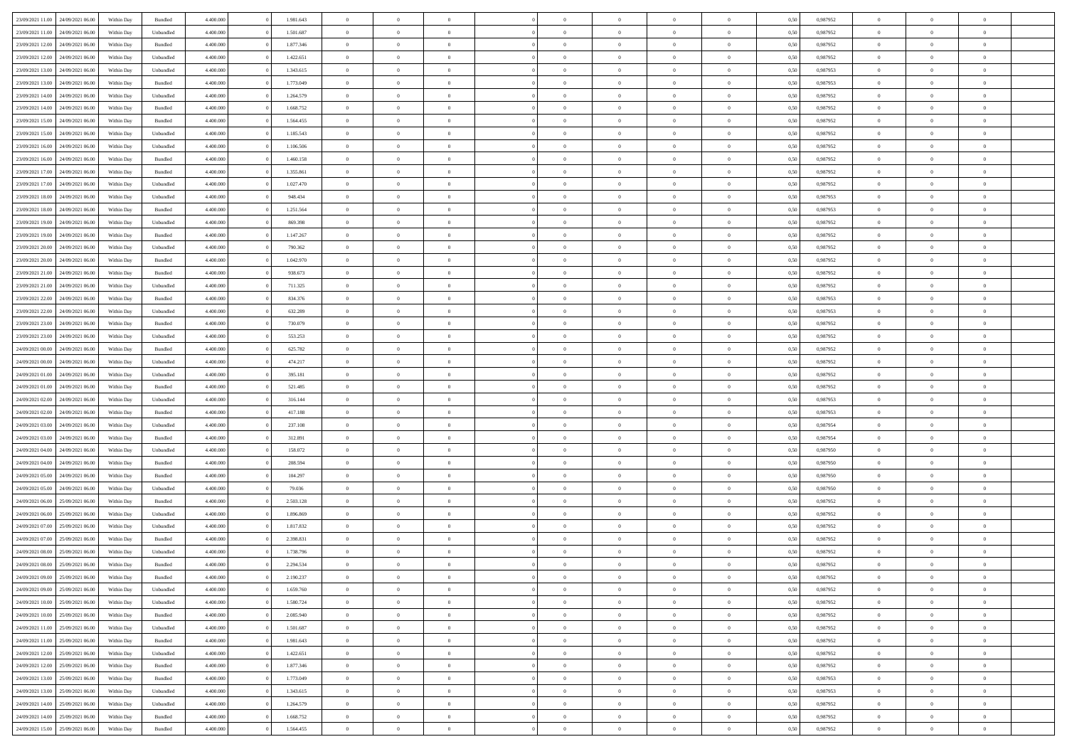| | | | | | | | | | | | | | | | | | | | | |
|---|---|---|---|---|---|---|---|---|---|---|---|---|---|---|---|---|---|---|---|---|
| 23/09/2021 11:00 | 24/09/2021 06:00 | Within Day | Bundled | 4.400.000 | 0 | 1.981.643 | 0 | 0 | 0 | | 0 | 0 | 0 | 0 | 0,50 | 0,987952 | 0 | 0 | 0 | |
| 23/09/2021 11:00 | 24/09/2021 06:00 | Within Day | Unbundled | 4.400.000 | 0 | 1.501.687 | 0 | 0 | 0 | | 0 | 0 | 0 | 0 | 0,50 | 0,987952 | 0 | 0 | 0 | |
| 23/09/2021 12:00 | 24/09/2021 06:00 | Within Day | Bundled | 4.400.000 | 0 | 1.877.346 | 0 | 0 | 0 | | 0 | 0 | 0 | 0 | 0,50 | 0,987952 | 0 | 0 | 0 | |
| 23/09/2021 12:00 | 24/09/2021 06:00 | Within Day | Unbundled | 4.400.000 | 0 | 1.422.651 | 0 | 0 | 0 | | 0 | 0 | 0 | 0 | 0,50 | 0,987952 | 0 | 0 | 0 | |
| 23/09/2021 13:00 | 24/09/2021 06:00 | Within Day | Unbundled | 4.400.000 | 0 | 1.343.615 | 0 | 0 | 0 | | 0 | 0 | 0 | 0 | 0,50 | 0,987953 | 0 | 0 | 0 | |
| 23/09/2021 13:00 | 24/09/2021 06:00 | Within Day | Bundled | 4.400.000 | 0 | 1.773.049 | 0 | 0 | 0 | | 0 | 0 | 0 | 0 | 0,50 | 0,987953 | 0 | 0 | 0 | |
| 23/09/2021 14:00 | 24/09/2021 06:00 | Within Day | Unbundled | 4.400.000 | 0 | 1.264.579 | 0 | 0 | 0 | | 0 | 0 | 0 | 0 | 0,50 | 0,987952 | 0 | 0 | 0 | |
| 23/09/2021 14:00 | 24/09/2021 06:00 | Within Day | Bundled | 4.400.000 | 0 | 1.668.752 | 0 | 0 | 0 | | 0 | 0 | 0 | 0 | 0,50 | 0,987952 | 0 | 0 | 0 | |
| 23/09/2021 15:00 | 24/09/2021 06:00 | Within Day | Bundled | 4.400.000 | 0 | 1.564.455 | 0 | 0 | 0 | | 0 | 0 | 0 | 0 | 0,50 | 0,987952 | 0 | 0 | 0 | |
| 23/09/2021 15:00 | 24/09/2021 06:00 | Within Day | Unbundled | 4.400.000 | 0 | 1.185.543 | 0 | 0 | 0 | | 0 | 0 | 0 | 0 | 0,50 | 0,987952 | 0 | 0 | 0 | |
| 23/09/2021 16:00 | 24/09/2021 06:00 | Within Day | Unbundled | 4.400.000 | 0 | 1.106.506 | 0 | 0 | 0 | | 0 | 0 | 0 | 0 | 0,50 | 0,987952 | 0 | 0 | 0 | |
| 23/09/2021 16:00 | 24/09/2021 06:00 | Within Day | Bundled | 4.400.000 | 0 | 1.460.158 | 0 | 0 | 0 | | 0 | 0 | 0 | 0 | 0,50 | 0,987952 | 0 | 0 | 0 | |
| 23/09/2021 17:00 | 24/09/2021 06:00 | Within Day | Bundled | 4.400.000 | 0 | 1.355.861 | 0 | 0 | 0 | | 0 | 0 | 0 | 0 | 0,50 | 0,987952 | 0 | 0 | 0 | |
| 23/09/2021 17:00 | 24/09/2021 06:00 | Within Day | Unbundled | 4.400.000 | 0 | 1.027.470 | 0 | 0 | 0 | | 0 | 0 | 0 | 0 | 0,50 | 0,987952 | 0 | 0 | 0 | |
| 23/09/2021 18:00 | 24/09/2021 06:00 | Within Day | Unbundled | 4.400.000 | 0 | 948.434 | 0 | 0 | 0 | | 0 | 0 | 0 | 0 | 0,50 | 0,987953 | 0 | 0 | 0 | |
| 23/09/2021 18:00 | 24/09/2021 06:00 | Within Day | Bundled | 4.400.000 | 0 | 1.251.564 | 0 | 0 | 0 | | 0 | 0 | 0 | 0 | 0,50 | 0,987953 | 0 | 0 | 0 | |
| 23/09/2021 19:00 | 24/09/2021 06:00 | Within Day | Unbundled | 4.400.000 | 0 | 869.398 | 0 | 0 | 0 | | 0 | 0 | 0 | 0 | 0,50 | 0,987952 | 0 | 0 | 0 | |
| 23/09/2021 19:00 | 24/09/2021 06:00 | Within Day | Bundled | 4.400.000 | 0 | 1.147.267 | 0 | 0 | 0 | | 0 | 0 | 0 | 0 | 0,50 | 0,987952 | 0 | 0 | 0 | |
| 23/09/2021 20:00 | 24/09/2021 06:00 | Within Day | Unbundled | 4.400.000 | 0 | 790.362 | 0 | 0 | 0 | | 0 | 0 | 0 | 0 | 0,50 | 0,987952 | 0 | 0 | 0 | |
| 23/09/2021 20:00 | 24/09/2021 06:00 | Within Day | Bundled | 4.400.000 | 0 | 1.042.970 | 0 | 0 | 0 | | 0 | 0 | 0 | 0 | 0,50 | 0,987952 | 0 | 0 | 0 | |
| 23/09/2021 21:00 | 24/09/2021 06:00 | Within Day | Bundled | 4.400.000 | 0 | 938.673 | 0 | 0 | 0 | | 0 | 0 | 0 | 0 | 0,50 | 0,987952 | 0 | 0 | 0 | |
| 23/09/2021 21:00 | 24/09/2021 06:00 | Within Day | Unbundled | 4.400.000 | 0 | 711.325 | 0 | 0 | 0 | | 0 | 0 | 0 | 0 | 0,50 | 0,987952 | 0 | 0 | 0 | |
| 23/09/2021 22:00 | 24/09/2021 06:00 | Within Day | Bundled | 4.400.000 | 0 | 834.376 | 0 | 0 | 0 | | 0 | 0 | 0 | 0 | 0,50 | 0,987953 | 0 | 0 | 0 | |
| 23/09/2021 22:00 | 24/09/2021 06:00 | Within Day | Unbundled | 4.400.000 | 0 | 632.289 | 0 | 0 | 0 | | 0 | 0 | 0 | 0 | 0,50 | 0,987953 | 0 | 0 | 0 | |
| 23/09/2021 23:00 | 24/09/2021 06:00 | Within Day | Bundled | 4.400.000 | 0 | 730.079 | 0 | 0 | 0 | | 0 | 0 | 0 | 0 | 0,50 | 0,987952 | 0 | 0 | 0 | |
| 23/09/2021 23:00 | 24/09/2021 06:00 | Within Day | Unbundled | 4.400.000 | 0 | 553.253 | 0 | 0 | 0 | | 0 | 0 | 0 | 0 | 0,50 | 0,987952 | 0 | 0 | 0 | |
| 24/09/2021 00:00 | 24/09/2021 06:00 | Within Day | Bundled | 4.400.000 | 0 | 625.782 | 0 | 0 | 0 | | 0 | 0 | 0 | 0 | 0,50 | 0,987952 | 0 | 0 | 0 | |
| 24/09/2021 00:00 | 24/09/2021 06:00 | Within Day | Unbundled | 4.400.000 | 0 | 474.217 | 0 | 0 | 0 | | 0 | 0 | 0 | 0 | 0,50 | 0,987952 | 0 | 0 | 0 | |
| 24/09/2021 01:00 | 24/09/2021 06:00 | Within Day | Unbundled | 4.400.000 | 0 | 395.181 | 0 | 0 | 0 | | 0 | 0 | 0 | 0 | 0,50 | 0,987952 | 0 | 0 | 0 | |
| 24/09/2021 01:00 | 24/09/2021 06:00 | Within Day | Bundled | 4.400.000 | 0 | 521.485 | 0 | 0 | 0 | | 0 | 0 | 0 | 0 | 0,50 | 0,987952 | 0 | 0 | 0 | |
| 24/09/2021 02:00 | 24/09/2021 06:00 | Within Day | Unbundled | 4.400.000 | 0 | 316.144 | 0 | 0 | 0 | | 0 | 0 | 0 | 0 | 0,50 | 0,987953 | 0 | 0 | 0 | |
| 24/09/2021 02:00 | 24/09/2021 06:00 | Within Day | Bundled | 4.400.000 | 0 | 417.188 | 0 | 0 | 0 | | 0 | 0 | 0 | 0 | 0,50 | 0,987953 | 0 | 0 | 0 | |
| 24/09/2021 03:00 | 24/09/2021 06:00 | Within Day | Unbundled | 4.400.000 | 0 | 237.108 | 0 | 0 | 0 | | 0 | 0 | 0 | 0 | 0,50 | 0,987954 | 0 | 0 | 0 | |
| 24/09/2021 03:00 | 24/09/2021 06:00 | Within Day | Bundled | 4.400.000 | 0 | 312.891 | 0 | 0 | 0 | | 0 | 0 | 0 | 0 | 0,50 | 0,987954 | 0 | 0 | 0 | |
| 24/09/2021 04:00 | 24/09/2021 06:00 | Within Day | Unbundled | 4.400.000 | 0 | 158.072 | 0 | 0 | 0 | | 0 | 0 | 0 | 0 | 0,50 | 0,987950 | 0 | 0 | 0 | |
| 24/09/2021 04:00 | 24/09/2021 06:00 | Within Day | Bundled | 4.400.000 | 0 | 208.594 | 0 | 0 | 0 | | 0 | 0 | 0 | 0 | 0,50 | 0,987950 | 0 | 0 | 0 | |
| 24/09/2021 05:00 | 24/09/2021 06:00 | Within Day | Bundled | 4.400.000 | 0 | 104.297 | 0 | 0 | 0 | | 0 | 0 | 0 | 0 | 0,50 | 0,987950 | 0 | 0 | 0 | |
| 24/09/2021 05:00 | 24/09/2021 06:00 | Within Day | Unbundled | 4.400.000 | 0 | 79.036 | 0 | 0 | 0 | | 0 | 0 | 0 | 0 | 0,50 | 0,987950 | 0 | 0 | 0 | |
| 24/09/2021 06:00 | 25/09/2021 06:00 | Within Day | Bundled | 4.400.000 | 0 | 2.503.128 | 0 | 0 | 0 | | 0 | 0 | 0 | 0 | 0,50 | 0,987952 | 0 | 0 | 0 | |
| 24/09/2021 06:00 | 25/09/2021 06:00 | Within Day | Unbundled | 4.400.000 | 0 | 1.896.869 | 0 | 0 | 0 | | 0 | 0 | 0 | 0 | 0,50 | 0,987952 | 0 | 0 | 0 | |
| 24/09/2021 07:00 | 25/09/2021 06:00 | Within Day | Unbundled | 4.400.000 | 0 | 1.817.832 | 0 | 0 | 0 | | 0 | 0 | 0 | 0 | 0,50 | 0,987952 | 0 | 0 | 0 | |
| 24/09/2021 07:00 | 25/09/2021 06:00 | Within Day | Bundled | 4.400.000 | 0 | 2.398.831 | 0 | 0 | 0 | | 0 | 0 | 0 | 0 | 0,50 | 0,987952 | 0 | 0 | 0 | |
| 24/09/2021 08:00 | 25/09/2021 06:00 | Within Day | Unbundled | 4.400.000 | 0 | 1.738.796 | 0 | 0 | 0 | | 0 | 0 | 0 | 0 | 0,50 | 0,987952 | 0 | 0 | 0 | |
| 24/09/2021 08:00 | 25/09/2021 06:00 | Within Day | Bundled | 4.400.000 | 0 | 2.294.534 | 0 | 0 | 0 | | 0 | 0 | 0 | 0 | 0,50 | 0,987952 | 0 | 0 | 0 | |
| 24/09/2021 09:00 | 25/09/2021 06:00 | Within Day | Bundled | 4.400.000 | 0 | 2.190.237 | 0 | 0 | 0 | | 0 | 0 | 0 | 0 | 0,50 | 0,987952 | 0 | 0 | 0 | |
| 24/09/2021 09:00 | 25/09/2021 06:00 | Within Day | Unbundled | 4.400.000 | 0 | 1.659.760 | 0 | 0 | 0 | | 0 | 0 | 0 | 0 | 0,50 | 0,987952 | 0 | 0 | 0 | |
| 24/09/2021 10:00 | 25/09/2021 06:00 | Within Day | Unbundled | 4.400.000 | 0 | 1.580.724 | 0 | 0 | 0 | | 0 | 0 | 0 | 0 | 0,50 | 0,987952 | 0 | 0 | 0 | |
| 24/09/2021 10:00 | 25/09/2021 06:00 | Within Day | Bundled | 4.400.000 | 0 | 2.085.940 | 0 | 0 | 0 | | 0 | 0 | 0 | 0 | 0,50 | 0,987952 | 0 | 0 | 0 | |
| 24/09/2021 11:00 | 25/09/2021 06:00 | Within Day | Unbundled | 4.400.000 | 0 | 1.501.687 | 0 | 0 | 0 | | 0 | 0 | 0 | 0 | 0,50 | 0,987952 | 0 | 0 | 0 | |
| 24/09/2021 11:00 | 25/09/2021 06:00 | Within Day | Bundled | 4.400.000 | 0 | 1.981.643 | 0 | 0 | 0 | | 0 | 0 | 0 | 0 | 0,50 | 0,987952 | 0 | 0 | 0 | |
| 24/09/2021 12:00 | 25/09/2021 06:00 | Within Day | Unbundled | 4.400.000 | 0 | 1.422.651 | 0 | 0 | 0 | | 0 | 0 | 0 | 0 | 0,50 | 0,987952 | 0 | 0 | 0 | |
| 24/09/2021 12:00 | 25/09/2021 06:00 | Within Day | Bundled | 4.400.000 | 0 | 1.877.346 | 0 | 0 | 0 | | 0 | 0 | 0 | 0 | 0,50 | 0,987952 | 0 | 0 | 0 | |
| 24/09/2021 13:00 | 25/09/2021 06:00 | Within Day | Bundled | 4.400.000 | 0 | 1.773.049 | 0 | 0 | 0 | | 0 | 0 | 0 | 0 | 0,50 | 0,987953 | 0 | 0 | 0 | |
| 24/09/2021 13:00 | 25/09/2021 06:00 | Within Day | Unbundled | 4.400.000 | 0 | 1.343.615 | 0 | 0 | 0 | | 0 | 0 | 0 | 0 | 0,50 | 0,987953 | 0 | 0 | 0 | |
| 24/09/2021 14:00 | 25/09/2021 06:00 | Within Day | Unbundled | 4.400.000 | 0 | 1.264.579 | 0 | 0 | 0 | | 0 | 0 | 0 | 0 | 0,50 | 0,987952 | 0 | 0 | 0 | |
| 24/09/2021 14:00 | 25/09/2021 06:00 | Within Day | Bundled | 4.400.000 | 0 | 1.668.752 | 0 | 0 | 0 | | 0 | 0 | 0 | 0 | 0,50 | 0,987952 | 0 | 0 | 0 | |
| 24/09/2021 15:00 | 25/09/2021 06:00 | Within Day | Bundled | 4.400.000 | 0 | 1.564.455 | 0 | 0 | 0 | | 0 | 0 | 0 | 0 | 0,50 | 0,987952 | 0 | 0 | 0 | |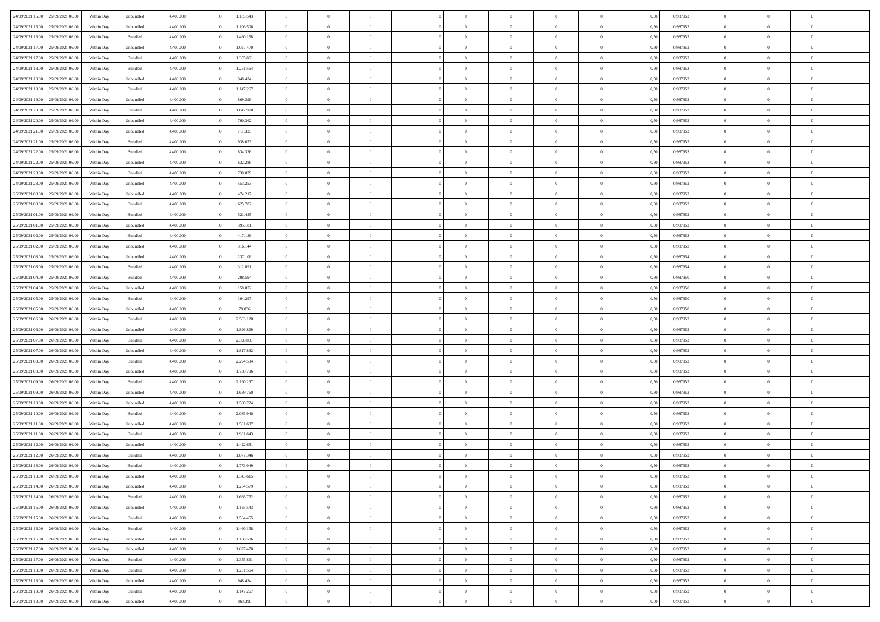| 24/09/2021 15:00 | 25/09/2021 06:00 | Within Day | Unbundled | 4.400.000 | 0 | 1.185.543 | 0 | 0 | 0 | | 0 | 0 | 0 | 0 | 0,50 | 0,987952 | 0 | 0 | 0 | |
|---|---|---|---|---|---|---|---|---|---|---|---|---|---|---|---|---|---|---|---|---|
| 24/09/2021 16:00 | 25/09/2021 06:00 | Within Day | Unbundled | 4.400.000 | 0 | 1.106.506 | 0 | 0 | 0 | | 0 | 0 | 0 | 0 | 0,50 | 0,987952 | 0 | 0 | 0 | |
| 24/09/2021 16:00 | 25/09/2021 06:00 | Within Day | Bundled | 4.400.000 | 0 | 1.460.158 | 0 | 0 | 0 | | 0 | 0 | 0 | 0 | 0,50 | 0,987952 | 0 | 0 | 0 | |
| 24/09/2021 17:00 | 25/09/2021 06:00 | Within Day | Unbundled | 4.400.000 | 0 | 1.027.470 | 0 | 0 | 0 | | 0 | 0 | 0 | 0 | 0,50 | 0,987952 | 0 | 0 | 0 | |
| 24/09/2021 17:00 | 25/09/2021 06:00 | Within Day | Bundled | 4.400.000 | 0 | 1.355.861 | 0 | 0 | 0 | | 0 | 0 | 0 | 0 | 0,50 | 0,987952 | 0 | 0 | 0 | |
| 24/09/2021 18:00 | 25/09/2021 06:00 | Within Day | Bundled | 4.400.000 | 0 | 1.251.564 | 0 | 0 | 0 | | 0 | 0 | 0 | 0 | 0,50 | 0,987953 | 0 | 0 | 0 | |
| 24/09/2021 18:00 | 25/09/2021 06:00 | Within Day | Unbundled | 4.400.000 | 0 | 948.434 | 0 | 0 | 0 | | 0 | 0 | 0 | 0 | 0,50 | 0,987953 | 0 | 0 | 0 | |
| 24/09/2021 19:00 | 25/09/2021 06:00 | Within Day | Bundled | 4.400.000 | 0 | 1.147.267 | 0 | 0 | 0 | | 0 | 0 | 0 | 0 | 0,50 | 0,987952 | 0 | 0 | 0 | |
| 24/09/2021 19:00 | 25/09/2021 06:00 | Within Day | Unbundled | 4.400.000 | 0 | 869.398 | 0 | 0 | 0 | | 0 | 0 | 0 | 0 | 0,50 | 0,987952 | 0 | 0 | 0 | |
| 24/09/2021 20:00 | 25/09/2021 06:00 | Within Day | Bundled | 4.400.000 | 0 | 1.042.970 | 0 | 0 | 0 | | 0 | 0 | 0 | 0 | 0,50 | 0,987952 | 0 | 0 | 0 | |
| 24/09/2021 20:00 | 25/09/2021 06:00 | Within Day | Unbundled | 4.400.000 | 0 | 790.362 | 0 | 0 | 0 | | 0 | 0 | 0 | 0 | 0,50 | 0,987952 | 0 | 0 | 0 | |
| 24/09/2021 21:00 | 25/09/2021 06:00 | Within Day | Unbundled | 4.400.000 | 0 | 711.325 | 0 | 0 | 0 | | 0 | 0 | 0 | 0 | 0,50 | 0,987952 | 0 | 0 | 0 | |
| 24/09/2021 21:00 | 25/09/2021 06:00 | Within Day | Bundled | 4.400.000 | 0 | 938.673 | 0 | 0 | 0 | | 0 | 0 | 0 | 0 | 0,50 | 0,987952 | 0 | 0 | 0 | |
| 24/09/2021 22:00 | 25/09/2021 06:00 | Within Day | Bundled | 4.400.000 | 0 | 834.376 | 0 | 0 | 0 | | 0 | 0 | 0 | 0 | 0,50 | 0,987953 | 0 | 0 | 0 | |
| 24/09/2021 22:00 | 25/09/2021 06:00 | Within Day | Unbundled | 4.400.000 | 0 | 632.289 | 0 | 0 | 0 | | 0 | 0 | 0 | 0 | 0,50 | 0,987953 | 0 | 0 | 0 | |
| 24/09/2021 23:00 | 25/09/2021 06:00 | Within Day | Bundled | 4.400.000 | 0 | 730.079 | 0 | 0 | 0 | | 0 | 0 | 0 | 0 | 0,50 | 0,987952 | 0 | 0 | 0 | |
| 24/09/2021 23:00 | 25/09/2021 06:00 | Within Day | Unbundled | 4.400.000 | 0 | 553.253 | 0 | 0 | 0 | | 0 | 0 | 0 | 0 | 0,50 | 0,987952 | 0 | 0 | 0 | |
| 25/09/2021 00:00 | 25/09/2021 06:00 | Within Day | Unbundled | 4.400.000 | 0 | 474.217 | 0 | 0 | 0 | | 0 | 0 | 0 | 0 | 0,50 | 0,987952 | 0 | 0 | 0 | |
| 25/09/2021 00:00 | 25/09/2021 06:00 | Within Day | Bundled | 4.400.000 | 0 | 625.782 | 0 | 0 | 0 | | 0 | 0 | 0 | 0 | 0,50 | 0,987952 | 0 | 0 | 0 | |
| 25/09/2021 01:00 | 25/09/2021 06:00 | Within Day | Bundled | 4.400.000 | 0 | 521.485 | 0 | 0 | 0 | | 0 | 0 | 0 | 0 | 0,50 | 0,987952 | 0 | 0 | 0 | |
| 25/09/2021 01:00 | 25/09/2021 06:00 | Within Day | Unbundled | 4.400.000 | 0 | 395.181 | 0 | 0 | 0 | | 0 | 0 | 0 | 0 | 0,50 | 0,987952 | 0 | 0 | 0 | |
| 25/09/2021 02:00 | 25/09/2021 06:00 | Within Day | Bundled | 4.400.000 | 0 | 417.188 | 0 | 0 | 0 | | 0 | 0 | 0 | 0 | 0,50 | 0,987953 | 0 | 0 | 0 | |
| 25/09/2021 02:00 | 25/09/2021 06:00 | Within Day | Unbundled | 4.400.000 | 0 | 316.144 | 0 | 0 | 0 | | 0 | 0 | 0 | 0 | 0,50 | 0,987953 | 0 | 0 | 0 | |
| 25/09/2021 03:00 | 25/09/2021 06:00 | Within Day | Unbundled | 4.400.000 | 0 | 237.108 | 0 | 0 | 0 | | 0 | 0 | 0 | 0 | 0,50 | 0,987954 | 0 | 0 | 0 | |
| 25/09/2021 03:00 | 25/09/2021 06:00 | Within Day | Bundled | 4.400.000 | 0 | 312.891 | 0 | 0 | 0 | | 0 | 0 | 0 | 0 | 0,50 | 0,987954 | 0 | 0 | 0 | |
| 25/09/2021 04:00 | 25/09/2021 06:00 | Within Day | Bundled | 4.400.000 | 0 | 208.594 | 0 | 0 | 0 | | 0 | 0 | 0 | 0 | 0,50 | 0,987950 | 0 | 0 | 0 | |
| 25/09/2021 04:00 | 25/09/2021 06:00 | Within Day | Unbundled | 4.400.000 | 0 | 158.072 | 0 | 0 | 0 | | 0 | 0 | 0 | 0 | 0,50 | 0,987950 | 0 | 0 | 0 | |
| 25/09/2021 05:00 | 25/09/2021 06:00 | Within Day | Bundled | 4.400.000 | 0 | 104.297 | 0 | 0 | 0 | | 0 | 0 | 0 | 0 | 0,50 | 0,987950 | 0 | 0 | 0 | |
| 25/09/2021 05:00 | 25/09/2021 06:00 | Within Day | Unbundled | 4.400.000 | 0 | 79.036 | 0 | 0 | 0 | | 0 | 0 | 0 | 0 | 0,50 | 0,987950 | 0 | 0 | 0 | |
| 25/09/2021 06:00 | 26/09/2021 06:00 | Within Day | Bundled | 4.400.000 | 0 | 2.503.128 | 0 | 0 | 0 | | 0 | 0 | 0 | 0 | 0,50 | 0,987952 | 0 | 0 | 0 | |
| 25/09/2021 06:00 | 26/09/2021 06:00 | Within Day | Unbundled | 4.400.000 | 0 | 1.896.869 | 0 | 0 | 0 | | 0 | 0 | 0 | 0 | 0,50 | 0,987952 | 0 | 0 | 0 | |
| 25/09/2021 07:00 | 26/09/2021 06:00 | Within Day | Bundled | 4.400.000 | 0 | 2.398.831 | 0 | 0 | 0 | | 0 | 0 | 0 | 0 | 0,50 | 0,987952 | 0 | 0 | 0 | |
| 25/09/2021 07:00 | 26/09/2021 06:00 | Within Day | Unbundled | 4.400.000 | 0 | 1.817.832 | 0 | 0 | 0 | | 0 | 0 | 0 | 0 | 0,50 | 0,987952 | 0 | 0 | 0 | |
| 25/09/2021 08:00 | 26/09/2021 06:00 | Within Day | Bundled | 4.400.000 | 0 | 2.294.534 | 0 | 0 | 0 | | 0 | 0 | 0 | 0 | 0,50 | 0,987952 | 0 | 0 | 0 | |
| 25/09/2021 08:00 | 26/09/2021 06:00 | Within Day | Unbundled | 4.400.000 | 0 | 1.738.796 | 0 | 0 | 0 | | 0 | 0 | 0 | 0 | 0,50 | 0,987952 | 0 | 0 | 0 | |
| 25/09/2021 09:00 | 26/09/2021 06:00 | Within Day | Bundled | 4.400.000 | 0 | 2.190.237 | 0 | 0 | 0 | | 0 | 0 | 0 | 0 | 0,50 | 0,987952 | 0 | 0 | 0 | |
| 25/09/2021 09:00 | 26/09/2021 06:00 | Within Day | Unbundled | 4.400.000 | 0 | 1.659.760 | 0 | 0 | 0 | | 0 | 0 | 0 | 0 | 0,50 | 0,987952 | 0 | 0 | 0 | |
| 25/09/2021 10:00 | 26/09/2021 06:00 | Within Day | Unbundled | 4.400.000 | 0 | 1.580.724 | 0 | 0 | 0 | | 0 | 0 | 0 | 0 | 0,50 | 0,987952 | 0 | 0 | 0 | |
| 25/09/2021 10:00 | 26/09/2021 06:00 | Within Day | Bundled | 4.400.000 | 0 | 2.085.940 | 0 | 0 | 0 | | 0 | 0 | 0 | 0 | 0,50 | 0,987952 | 0 | 0 | 0 | |
| 25/09/2021 11:00 | 26/09/2021 06:00 | Within Day | Unbundled | 4.400.000 | 0 | 1.501.687 | 0 | 0 | 0 | | 0 | 0 | 0 | 0 | 0,50 | 0,987952 | 0 | 0 | 0 | |
| 25/09/2021 11:00 | 26/09/2021 06:00 | Within Day | Bundled | 4.400.000 | 0 | 1.981.643 | 0 | 0 | 0 | | 0 | 0 | 0 | 0 | 0,50 | 0,987952 | 0 | 0 | 0 | |
| 25/09/2021 12:00 | 26/09/2021 06:00 | Within Day | Unbundled | 4.400.000 | 0 | 1.422.651 | 0 | 0 | 0 | | 0 | 0 | 0 | 0 | 0,50 | 0,987952 | 0 | 0 | 0 | |
| 25/09/2021 12:00 | 26/09/2021 06:00 | Within Day | Bundled | 4.400.000 | 0 | 1.877.346 | 0 | 0 | 0 | | 0 | 0 | 0 | 0 | 0,50 | 0,987952 | 0 | 0 | 0 | |
| 25/09/2021 13:00 | 26/09/2021 06:00 | Within Day | Bundled | 4.400.000 | 0 | 1.773.049 | 0 | 0 | 0 | | 0 | 0 | 0 | 0 | 0,50 | 0,987953 | 0 | 0 | 0 | |
| 25/09/2021 13:00 | 26/09/2021 06:00 | Within Day | Unbundled | 4.400.000 | 0 | 1.343.615 | 0 | 0 | 0 | | 0 | 0 | 0 | 0 | 0,50 | 0,987953 | 0 | 0 | 0 | |
| 25/09/2021 14:00 | 26/09/2021 06:00 | Within Day | Unbundled | 4.400.000 | 0 | 1.264.579 | 0 | 0 | 0 | | 0 | 0 | 0 | 0 | 0,50 | 0,987952 | 0 | 0 | 0 | |
| 25/09/2021 14:00 | 26/09/2021 06:00 | Within Day | Bundled | 4.400.000 | 0 | 1.668.752 | 0 | 0 | 0 | | 0 | 0 | 0 | 0 | 0,50 | 0,987952 | 0 | 0 | 0 | |
| 25/09/2021 15:00 | 26/09/2021 06:00 | Within Day | Unbundled | 4.400.000 | 0 | 1.185.543 | 0 | 0 | 0 | | 0 | 0 | 0 | 0 | 0,50 | 0,987952 | 0 | 0 | 0 | |
| 25/09/2021 15:00 | 26/09/2021 06:00 | Within Day | Bundled | 4.400.000 | 0 | 1.564.455 | 0 | 0 | 0 | | 0 | 0 | 0 | 0 | 0,50 | 0,987952 | 0 | 0 | 0 | |
| 25/09/2021 16:00 | 26/09/2021 06:00 | Within Day | Bundled | 4.400.000 | 0 | 1.460.158 | 0 | 0 | 0 | | 0 | 0 | 0 | 0 | 0,50 | 0,987952 | 0 | 0 | 0 | |
| 25/09/2021 16:00 | 26/09/2021 06:00 | Within Day | Unbundled | 4.400.000 | 0 | 1.106.506 | 0 | 0 | 0 | | 0 | 0 | 0 | 0 | 0,50 | 0,987952 | 0 | 0 | 0 | |
| 25/09/2021 17:00 | 26/09/2021 06:00 | Within Day | Unbundled | 4.400.000 | 0 | 1.027.470 | 0 | 0 | 0 | | 0 | 0 | 0 | 0 | 0,50 | 0,987952 | 0 | 0 | 0 | |
| 25/09/2021 17:00 | 26/09/2021 06:00 | Within Day | Bundled | 4.400.000 | 0 | 1.355.861 | 0 | 0 | 0 | | 0 | 0 | 0 | 0 | 0,50 | 0,987952 | 0 | 0 | 0 | |
| 25/09/2021 18:00 | 26/09/2021 06:00 | Within Day | Bundled | 4.400.000 | 0 | 1.251.564 | 0 | 0 | 0 | | 0 | 0 | 0 | 0 | 0,50 | 0,987953 | 0 | 0 | 0 | |
| 25/09/2021 18:00 | 26/09/2021 06:00 | Within Day | Unbundled | 4.400.000 | 0 | 948.434 | 0 | 0 | 0 | | 0 | 0 | 0 | 0 | 0,50 | 0,987953 | 0 | 0 | 0 | |
| 25/09/2021 19:00 | 26/09/2021 06:00 | Within Day | Bundled | 4.400.000 | 0 | 1.147.267 | 0 | 0 | 0 | | 0 | 0 | 0 | 0 | 0,50 | 0,987952 | 0 | 0 | 0 | |
| 25/09/2021 19:00 | 26/09/2021 06:00 | Within Day | Unbundled | 4.400.000 | 0 | 869.398 | 0 | 0 | 0 | | 0 | 0 | 0 | 0 | 0,50 | 0,987952 | 0 | 0 | 0 | |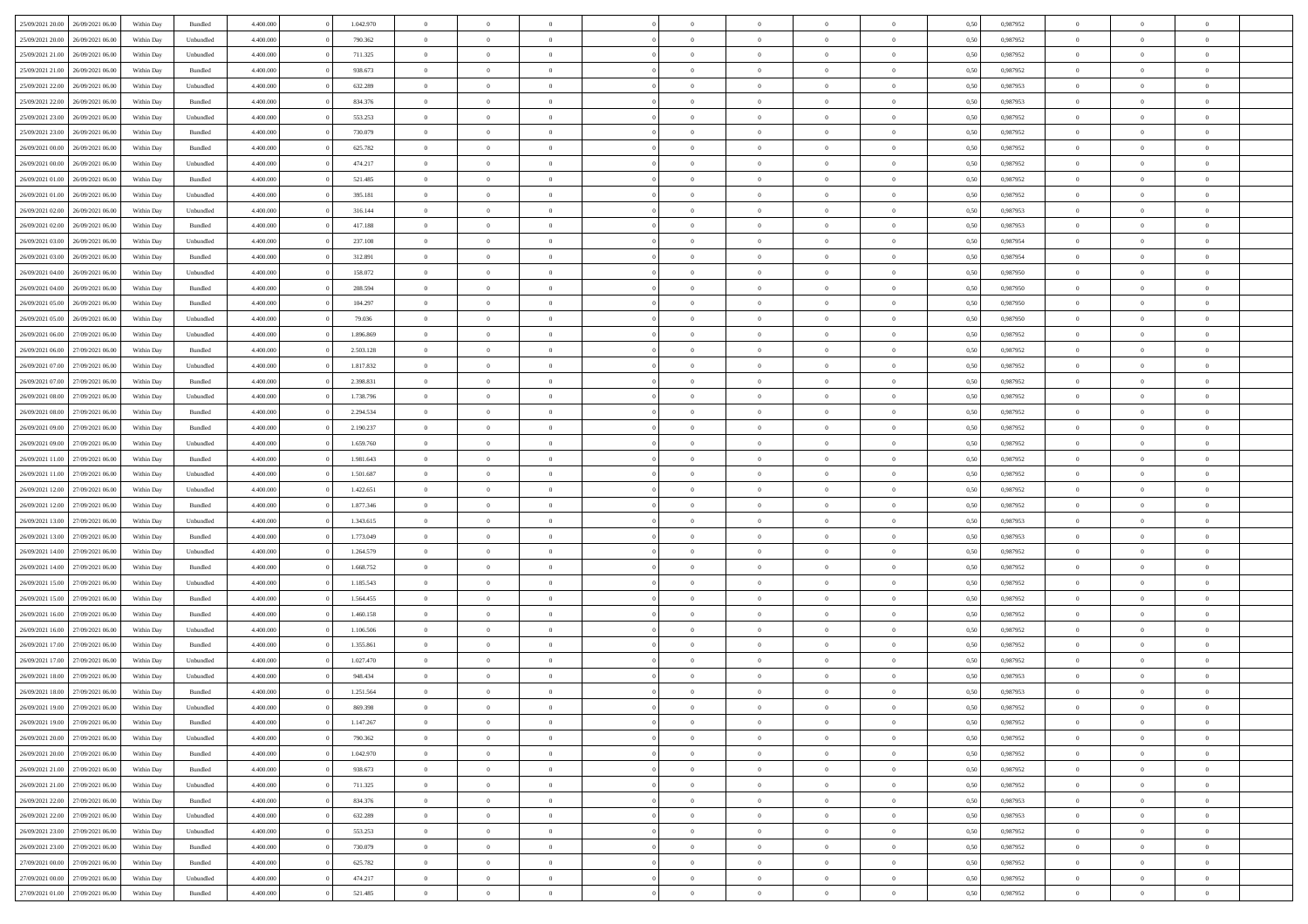| | | | | | | | | | | | | | | | | | | | | | |
|---|---|---|---|---|---|---|---|---|---|---|---|---|---|---|---|---|---|---|---|---|---|
| 25/09/2021 20:00 | 26/09/2021 06:00 | Within Day | Bundled | 4.400.000 | 0 | 1.042.970 | 0 | 0 | 0 | | 0 | 0 | 0 | 0 | 0 | 0,50 | 0,987952 | 0 | 0 | 0 | |
| 25/09/2021 20:00 | 26/09/2021 06:00 | Within Day | Unbundled | 4.400.000 | 0 | 790.362 | 0 | 0 | 0 | | 0 | 0 | 0 | 0 | 0 | 0,50 | 0,987952 | 0 | 0 | 0 | |
| 25/09/2021 21:00 | 26/09/2021 06:00 | Within Day | Unbundled | 4.400.000 | 0 | 711.325 | 0 | 0 | 0 | | 0 | 0 | 0 | 0 | 0 | 0,50 | 0,987952 | 0 | 0 | 0 | |
| 25/09/2021 21:00 | 26/09/2021 06:00 | Within Day | Bundled | 4.400.000 | 0 | 938.673 | 0 | 0 | 0 | | 0 | 0 | 0 | 0 | 0 | 0,50 | 0,987952 | 0 | 0 | 0 | |
| 25/09/2021 22:00 | 26/09/2021 06:00 | Within Day | Unbundled | 4.400.000 | 0 | 632.289 | 0 | 0 | 0 | | 0 | 0 | 0 | 0 | 0 | 0,50 | 0,987953 | 0 | 0 | 0 | |
| 25/09/2021 22:00 | 26/09/2021 06:00 | Within Day | Bundled | 4.400.000 | 0 | 834.376 | 0 | 0 | 0 | | 0 | 0 | 0 | 0 | 0 | 0,50 | 0,987953 | 0 | 0 | 0 | |
| 25/09/2021 23:00 | 26/09/2021 06:00 | Within Day | Unbundled | 4.400.000 | 0 | 553.253 | 0 | 0 | 0 | | 0 | 0 | 0 | 0 | 0 | 0,50 | 0,987952 | 0 | 0 | 0 | |
| 25/09/2021 23:00 | 26/09/2021 06:00 | Within Day | Bundled | 4.400.000 | 0 | 730.079 | 0 | 0 | 0 | | 0 | 0 | 0 | 0 | 0 | 0,50 | 0,987952 | 0 | 0 | 0 | |
| 26/09/2021 00:00 | 26/09/2021 06:00 | Within Day | Bundled | 4.400.000 | 0 | 625.782 | 0 | 0 | 0 | | 0 | 0 | 0 | 0 | 0 | 0,50 | 0,987952 | 0 | 0 | 0 | |
| 26/09/2021 00:00 | 26/09/2021 06:00 | Within Day | Unbundled | 4.400.000 | 0 | 474.217 | 0 | 0 | 0 | | 0 | 0 | 0 | 0 | 0 | 0,50 | 0,987952 | 0 | 0 | 0 | |
| 26/09/2021 01:00 | 26/09/2021 06:00 | Within Day | Bundled | 4.400.000 | 0 | 521.485 | 0 | 0 | 0 | | 0 | 0 | 0 | 0 | 0 | 0,50 | 0,987952 | 0 | 0 | 0 | |
| 26/09/2021 01:00 | 26/09/2021 06:00 | Within Day | Unbundled | 4.400.000 | 0 | 395.181 | 0 | 0 | 0 | | 0 | 0 | 0 | 0 | 0 | 0,50 | 0,987952 | 0 | 0 | 0 | |
| 26/09/2021 02:00 | 26/09/2021 06:00 | Within Day | Unbundled | 4.400.000 | 0 | 316.144 | 0 | 0 | 0 | | 0 | 0 | 0 | 0 | 0 | 0,50 | 0,987953 | 0 | 0 | 0 | |
| 26/09/2021 02:00 | 26/09/2021 06:00 | Within Day | Bundled | 4.400.000 | 0 | 417.188 | 0 | 0 | 0 | | 0 | 0 | 0 | 0 | 0 | 0,50 | 0,987953 | 0 | 0 | 0 | |
| 26/09/2021 03:00 | 26/09/2021 06:00 | Within Day | Unbundled | 4.400.000 | 0 | 237.108 | 0 | 0 | 0 | | 0 | 0 | 0 | 0 | 0 | 0,50 | 0,987954 | 0 | 0 | 0 | |
| 26/09/2021 03:00 | 26/09/2021 06:00 | Within Day | Bundled | 4.400.000 | 0 | 312.891 | 0 | 0 | 0 | | 0 | 0 | 0 | 0 | 0 | 0,50 | 0,987954 | 0 | 0 | 0 | |
| 26/09/2021 04:00 | 26/09/2021 06:00 | Within Day | Unbundled | 4.400.000 | 0 | 158.072 | 0 | 0 | 0 | | 0 | 0 | 0 | 0 | 0 | 0,50 | 0,987950 | 0 | 0 | 0 | |
| 26/09/2021 04:00 | 26/09/2021 06:00 | Within Day | Bundled | 4.400.000 | 0 | 208.594 | 0 | 0 | 0 | | 0 | 0 | 0 | 0 | 0 | 0,50 | 0,987950 | 0 | 0 | 0 | |
| 26/09/2021 05:00 | 26/09/2021 06:00 | Within Day | Bundled | 4.400.000 | 0 | 104.297 | 0 | 0 | 0 | | 0 | 0 | 0 | 0 | 0 | 0,50 | 0,987950 | 0 | 0 | 0 | |
| 26/09/2021 05:00 | 26/09/2021 06:00 | Within Day | Unbundled | 4.400.000 | 0 | 79.036 | 0 | 0 | 0 | | 0 | 0 | 0 | 0 | 0 | 0,50 | 0,987950 | 0 | 0 | 0 | |
| 26/09/2021 06:00 | 27/09/2021 06:00 | Within Day | Unbundled | 4.400.000 | 0 | 1.896.869 | 0 | 0 | 0 | | 0 | 0 | 0 | 0 | 0 | 0,50 | 0,987952 | 0 | 0 | 0 | |
| 26/09/2021 06:00 | 27/09/2021 06:00 | Within Day | Bundled | 4.400.000 | 0 | 2.503.128 | 0 | 0 | 0 | | 0 | 0 | 0 | 0 | 0 | 0,50 | 0,987952 | 0 | 0 | 0 | |
| 26/09/2021 07:00 | 27/09/2021 06:00 | Within Day | Unbundled | 4.400.000 | 0 | 1.817.832 | 0 | 0 | 0 | | 0 | 0 | 0 | 0 | 0 | 0,50 | 0,987952 | 0 | 0 | 0 | |
| 26/09/2021 07:00 | 27/09/2021 06:00 | Within Day | Bundled | 4.400.000 | 0 | 2.398.831 | 0 | 0 | 0 | | 0 | 0 | 0 | 0 | 0 | 0,50 | 0,987952 | 0 | 0 | 0 | |
| 26/09/2021 08:00 | 27/09/2021 06:00 | Within Day | Unbundled | 4.400.000 | 0 | 1.738.796 | 0 | 0 | 0 | | 0 | 0 | 0 | 0 | 0 | 0,50 | 0,987952 | 0 | 0 | 0 | |
| 26/09/2021 08:00 | 27/09/2021 06:00 | Within Day | Bundled | 4.400.000 | 0 | 2.294.534 | 0 | 0 | 0 | | 0 | 0 | 0 | 0 | 0 | 0,50 | 0,987952 | 0 | 0 | 0 | |
| 26/09/2021 09:00 | 27/09/2021 06:00 | Within Day | Bundled | 4.400.000 | 0 | 2.190.237 | 0 | 0 | 0 | | 0 | 0 | 0 | 0 | 0 | 0,50 | 0,987952 | 0 | 0 | 0 | |
| 26/09/2021 09:00 | 27/09/2021 06:00 | Within Day | Unbundled | 4.400.000 | 0 | 1.659.760 | 0 | 0 | 0 | | 0 | 0 | 0 | 0 | 0 | 0,50 | 0,987952 | 0 | 0 | 0 | |
| 26/09/2021 11:00 | 27/09/2021 06:00 | Within Day | Bundled | 4.400.000 | 0 | 1.981.643 | 0 | 0 | 0 | | 0 | 0 | 0 | 0 | 0 | 0,50 | 0,987952 | 0 | 0 | 0 | |
| 26/09/2021 11:00 | 27/09/2021 06:00 | Within Day | Unbundled | 4.400.000 | 0 | 1.501.687 | 0 | 0 | 0 | | 0 | 0 | 0 | 0 | 0 | 0,50 | 0,987952 | 0 | 0 | 0 | |
| 26/09/2021 12:00 | 27/09/2021 06:00 | Within Day | Unbundled | 4.400.000 | 0 | 1.422.651 | 0 | 0 | 0 | | 0 | 0 | 0 | 0 | 0 | 0,50 | 0,987952 | 0 | 0 | 0 | |
| 26/09/2021 12:00 | 27/09/2021 06:00 | Within Day | Bundled | 4.400.000 | 0 | 1.877.346 | 0 | 0 | 0 | | 0 | 0 | 0 | 0 | 0 | 0,50 | 0,987952 | 0 | 0 | 0 | |
| 26/09/2021 13:00 | 27/09/2021 06:00 | Within Day | Unbundled | 4.400.000 | 0 | 1.343.615 | 0 | 0 | 0 | | 0 | 0 | 0 | 0 | 0 | 0,50 | 0,987953 | 0 | 0 | 0 | |
| 26/09/2021 13:00 | 27/09/2021 06:00 | Within Day | Bundled | 4.400.000 | 0 | 1.773.049 | 0 | 0 | 0 | | 0 | 0 | 0 | 0 | 0 | 0,50 | 0,987953 | 0 | 0 | 0 | |
| 26/09/2021 14:00 | 27/09/2021 06:00 | Within Day | Unbundled | 4.400.000 | 0 | 1.264.579 | 0 | 0 | 0 | | 0 | 0 | 0 | 0 | 0 | 0,50 | 0,987952 | 0 | 0 | 0 | |
| 26/09/2021 14:00 | 27/09/2021 06:00 | Within Day | Bundled | 4.400.000 | 0 | 1.668.752 | 0 | 0 | 0 | | 0 | 0 | 0 | 0 | 0 | 0,50 | 0,987952 | 0 | 0 | 0 | |
| 26/09/2021 15:00 | 27/09/2021 06:00 | Within Day | Unbundled | 4.400.000 | 0 | 1.185.543 | 0 | 0 | 0 | | 0 | 0 | 0 | 0 | 0 | 0,50 | 0,987952 | 0 | 0 | 0 | |
| 26/09/2021 15:00 | 27/09/2021 06:00 | Within Day | Bundled | 4.400.000 | 0 | 1.564.455 | 0 | 0 | 0 | | 0 | 0 | 0 | 0 | 0 | 0,50 | 0,987952 | 0 | 0 | 0 | |
| 26/09/2021 16:00 | 27/09/2021 06:00 | Within Day | Bundled | 4.400.000 | 0 | 1.460.158 | 0 | 0 | 0 | | 0 | 0 | 0 | 0 | 0 | 0,50 | 0,987952 | 0 | 0 | 0 | |
| 26/09/2021 16:00 | 27/09/2021 06:00 | Within Day | Unbundled | 4.400.000 | 0 | 1.106.506 | 0 | 0 | 0 | | 0 | 0 | 0 | 0 | 0 | 0,50 | 0,987952 | 0 | 0 | 0 | |
| 26/09/2021 17:00 | 27/09/2021 06:00 | Within Day | Bundled | 4.400.000 | 0 | 1.355.861 | 0 | 0 | 0 | | 0 | 0 | 0 | 0 | 0 | 0,50 | 0,987952 | 0 | 0 | 0 | |
| 26/09/2021 17:00 | 27/09/2021 06:00 | Within Day | Unbundled | 4.400.000 | 0 | 1.027.470 | 0 | 0 | 0 | | 0 | 0 | 0 | 0 | 0 | 0,50 | 0,987952 | 0 | 0 | 0 | |
| 26/09/2021 18:00 | 27/09/2021 06:00 | Within Day | Unbundled | 4.400.000 | 0 | 948.434 | 0 | 0 | 0 | | 0 | 0 | 0 | 0 | 0 | 0,50 | 0,987953 | 0 | 0 | 0 | |
| 26/09/2021 18:00 | 27/09/2021 06:00 | Within Day | Bundled | 4.400.000 | 0 | 1.251.564 | 0 | 0 | 0 | | 0 | 0 | 0 | 0 | 0 | 0,50 | 0,987953 | 0 | 0 | 0 | |
| 26/09/2021 19:00 | 27/09/2021 06:00 | Within Day | Unbundled | 4.400.000 | 0 | 869.398 | 0 | 0 | 0 | | 0 | 0 | 0 | 0 | 0 | 0,50 | 0,987952 | 0 | 0 | 0 | |
| 26/09/2021 19:00 | 27/09/2021 06:00 | Within Day | Bundled | 4.400.000 | 0 | 1.147.267 | 0 | 0 | 0 | | 0 | 0 | 0 | 0 | 0 | 0,50 | 0,987952 | 0 | 0 | 0 | |
| 26/09/2021 20:00 | 27/09/2021 06:00 | Within Day | Unbundled | 4.400.000 | 0 | 790.362 | 0 | 0 | 0 | | 0 | 0 | 0 | 0 | 0 | 0,50 | 0,987952 | 0 | 0 | 0 | |
| 26/09/2021 20:00 | 27/09/2021 06:00 | Within Day | Bundled | 4.400.000 | 0 | 1.042.970 | 0 | 0 | 0 | | 0 | 0 | 0 | 0 | 0 | 0,50 | 0,987952 | 0 | 0 | 0 | |
| 26/09/2021 21:00 | 27/09/2021 06:00 | Within Day | Bundled | 4.400.000 | 0 | 938.673 | 0 | 0 | 0 | | 0 | 0 | 0 | 0 | 0 | 0,50 | 0,987952 | 0 | 0 | 0 | |
| 26/09/2021 21:00 | 27/09/2021 06:00 | Within Day | Unbundled | 4.400.000 | 0 | 711.325 | 0 | 0 | 0 | | 0 | 0 | 0 | 0 | 0 | 0,50 | 0,987952 | 0 | 0 | 0 | |
| 26/09/2021 22:00 | 27/09/2021 06:00 | Within Day | Bundled | 4.400.000 | 0 | 834.376 | 0 | 0 | 0 | | 0 | 0 | 0 | 0 | 0 | 0,50 | 0,987953 | 0 | 0 | 0 | |
| 26/09/2021 22:00 | 27/09/2021 06:00 | Within Day | Unbundled | 4.400.000 | 0 | 632.289 | 0 | 0 | 0 | | 0 | 0 | 0 | 0 | 0 | 0,50 | 0,987953 | 0 | 0 | 0 | |
| 26/09/2021 23:00 | 27/09/2021 06:00 | Within Day | Unbundled | 4.400.000 | 0 | 553.253 | 0 | 0 | 0 | | 0 | 0 | 0 | 0 | 0 | 0,50 | 0,987952 | 0 | 0 | 0 | |
| 26/09/2021 23:00 | 27/09/2021 06:00 | Within Day | Bundled | 4.400.000 | 0 | 730.079 | 0 | 0 | 0 | | 0 | 0 | 0 | 0 | 0 | 0,50 | 0,987952 | 0 | 0 | 0 | |
| 27/09/2021 00:00 | 27/09/2021 06:00 | Within Day | Bundled | 4.400.000 | 0 | 625.782 | 0 | 0 | 0 | | 0 | 0 | 0 | 0 | 0 | 0,50 | 0,987952 | 0 | 0 | 0 | |
| 27/09/2021 00:00 | 27/09/2021 06:00 | Within Day | Unbundled | 4.400.000 | 0 | 474.217 | 0 | 0 | 0 | | 0 | 0 | 0 | 0 | 0 | 0,50 | 0,987952 | 0 | 0 | 0 | |
| 27/09/2021 01:00 | 27/09/2021 06:00 | Within Day | Bundled | 4.400.000 | 0 | 521.485 | 0 | 0 | 0 | | 0 | 0 | 0 | 0 | 0 | 0,50 | 0,987952 | 0 | 0 | 0 | |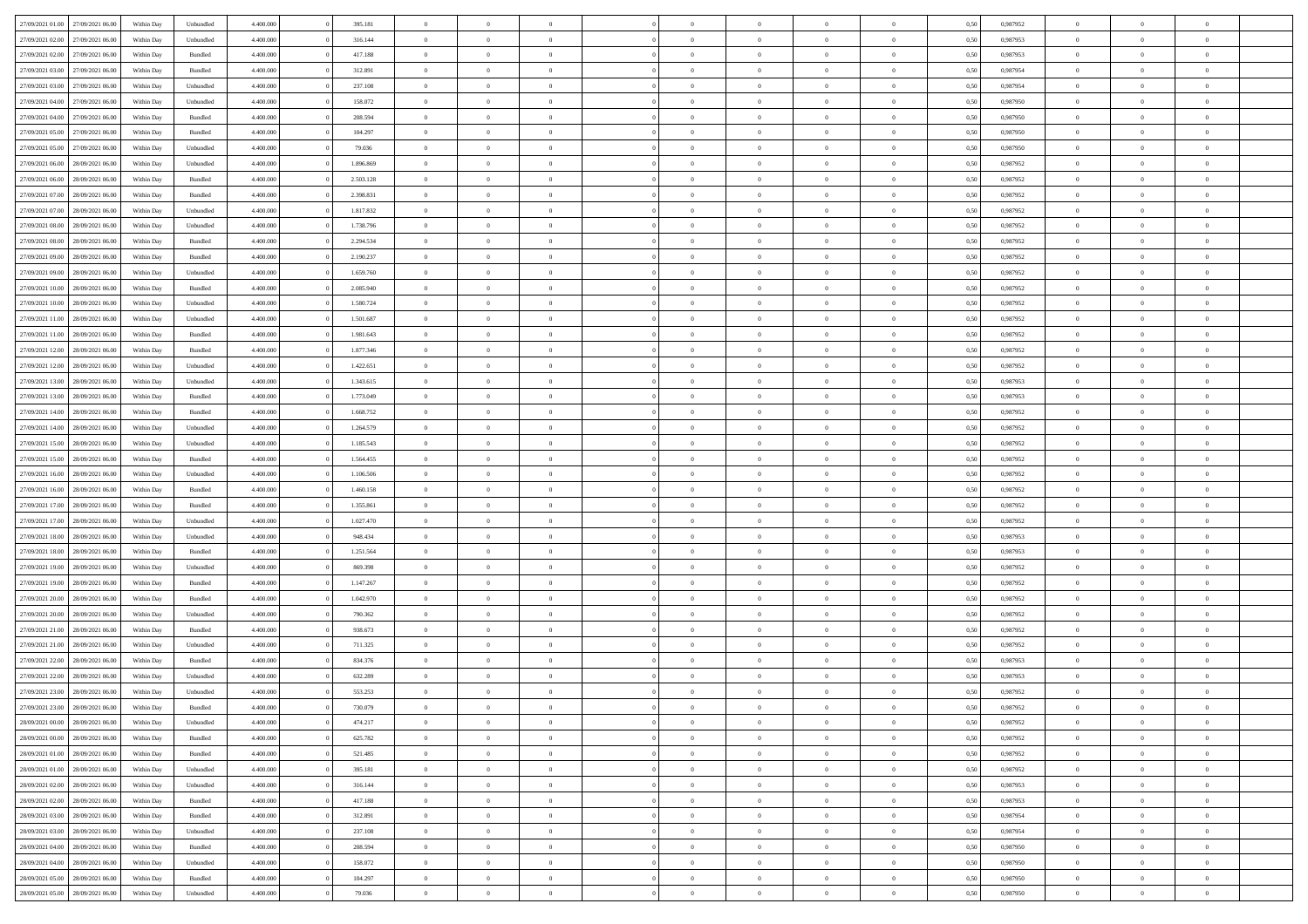| | | | | | | | | | | | | | | | | | | | | | |
|---|---|---|---|---|---|---|---|---|---|---|---|---|---|---|---|---|---|---|---|---|---|
| 27/09/2021 01:00 | 27/09/2021 06:00 | Within Day | Unbundled | 4.400.000 | 0 | 395.181 | 0 | 0 | 0 | | 0 | 0 | 0 | 0 | 0,50 | 0,987952 | 0 | 0 | 0 | |
| 27/09/2021 02:00 | 27/09/2021 06:00 | Within Day | Unbundled | 4.400.000 | 0 | 316.144 | 0 | 0 | 0 | | 0 | 0 | 0 | 0 | 0,50 | 0,987953 | 0 | 0 | 0 | |
| 27/09/2021 02:00 | 27/09/2021 06:00 | Within Day | Bundled | 4.400.000 | 0 | 417.188 | 0 | 0 | 0 | | 0 | 0 | 0 | 0 | 0,50 | 0,987953 | 0 | 0 | 0 | |
| 27/09/2021 03:00 | 27/09/2021 06:00 | Within Day | Bundled | 4.400.000 | 0 | 312.891 | 0 | 0 | 0 | | 0 | 0 | 0 | 0 | 0,50 | 0,987954 | 0 | 0 | 0 | |
| 27/09/2021 03:00 | 27/09/2021 06:00 | Within Day | Unbundled | 4.400.000 | 0 | 237.108 | 0 | 0 | 0 | | 0 | 0 | 0 | 0 | 0,50 | 0,987954 | 0 | 0 | 0 | |
| 27/09/2021 04:00 | 27/09/2021 06:00 | Within Day | Unbundled | 4.400.000 | 0 | 158.072 | 0 | 0 | 0 | | 0 | 0 | 0 | 0 | 0,50 | 0,987950 | 0 | 0 | 0 | |
| 27/09/2021 04:00 | 27/09/2021 06:00 | Within Day | Bundled | 4.400.000 | 0 | 208.594 | 0 | 0 | 0 | | 0 | 0 | 0 | 0 | 0,50 | 0,987950 | 0 | 0 | 0 | |
| 27/09/2021 05:00 | 27/09/2021 06:00 | Within Day | Bundled | 4.400.000 | 0 | 104.297 | 0 | 0 | 0 | | 0 | 0 | 0 | 0 | 0,50 | 0,987950 | 0 | 0 | 0 | |
| 27/09/2021 05:00 | 27/09/2021 06:00 | Within Day | Unbundled | 4.400.000 | 0 | 79.036 | 0 | 0 | 0 | | 0 | 0 | 0 | 0 | 0,50 | 0,987950 | 0 | 0 | 0 | |
| 27/09/2021 06:00 | 28/09/2021 06:00 | Within Day | Unbundled | 4.400.000 | 0 | 1.896.869 | 0 | 0 | 0 | | 0 | 0 | 0 | 0 | 0,50 | 0,987952 | 0 | 0 | 0 | |
| 27/09/2021 06:00 | 28/09/2021 06:00 | Within Day | Bundled | 4.400.000 | 0 | 2.503.128 | 0 | 0 | 0 | | 0 | 0 | 0 | 0 | 0,50 | 0,987952 | 0 | 0 | 0 | |
| 27/09/2021 07:00 | 28/09/2021 06:00 | Within Day | Bundled | 4.400.000 | 0 | 2.398.831 | 0 | 0 | 0 | | 0 | 0 | 0 | 0 | 0,50 | 0,987952 | 0 | 0 | 0 | |
| 27/09/2021 07:00 | 28/09/2021 06:00 | Within Day | Unbundled | 4.400.000 | 0 | 1.817.832 | 0 | 0 | 0 | | 0 | 0 | 0 | 0 | 0,50 | 0,987952 | 0 | 0 | 0 | |
| 27/09/2021 08:00 | 28/09/2021 06:00 | Within Day | Unbundled | 4.400.000 | 0 | 1.738.796 | 0 | 0 | 0 | | 0 | 0 | 0 | 0 | 0,50 | 0,987952 | 0 | 0 | 0 | |
| 27/09/2021 08:00 | 28/09/2021 06:00 | Within Day | Bundled | 4.400.000 | 0 | 2.294.534 | 0 | 0 | 0 | | 0 | 0 | 0 | 0 | 0,50 | 0,987952 | 0 | 0 | 0 | |
| 27/09/2021 09:00 | 28/09/2021 06:00 | Within Day | Bundled | 4.400.000 | 0 | 2.190.237 | 0 | 0 | 0 | | 0 | 0 | 0 | 0 | 0,50 | 0,987952 | 0 | 0 | 0 | |
| 27/09/2021 09:00 | 28/09/2021 06:00 | Within Day | Unbundled | 4.400.000 | 0 | 1.659.760 | 0 | 0 | 0 | | 0 | 0 | 0 | 0 | 0,50 | 0,987952 | 0 | 0 | 0 | |
| 27/09/2021 10:00 | 28/09/2021 06:00 | Within Day | Bundled | 4.400.000 | 0 | 2.085.940 | 0 | 0 | 0 | | 0 | 0 | 0 | 0 | 0,50 | 0,987952 | 0 | 0 | 0 | |
| 27/09/2021 10:00 | 28/09/2021 06:00 | Within Day | Unbundled | 4.400.000 | 0 | 1.580.724 | 0 | 0 | 0 | | 0 | 0 | 0 | 0 | 0,50 | 0,987952 | 0 | 0 | 0 | |
| 27/09/2021 11:00 | 28/09/2021 06:00 | Within Day | Unbundled | 4.400.000 | 0 | 1.501.687 | 0 | 0 | 0 | | 0 | 0 | 0 | 0 | 0,50 | 0,987952 | 0 | 0 | 0 | |
| 27/09/2021 11:00 | 28/09/2021 06:00 | Within Day | Bundled | 4.400.000 | 0 | 1.981.643 | 0 | 0 | 0 | | 0 | 0 | 0 | 0 | 0,50 | 0,987952 | 0 | 0 | 0 | |
| 27/09/2021 12:00 | 28/09/2021 06:00 | Within Day | Bundled | 4.400.000 | 0 | 1.877.346 | 0 | 0 | 0 | | 0 | 0 | 0 | 0 | 0,50 | 0,987952 | 0 | 0 | 0 | |
| 27/09/2021 12:00 | 28/09/2021 06:00 | Within Day | Unbundled | 4.400.000 | 0 | 1.422.651 | 0 | 0 | 0 | | 0 | 0 | 0 | 0 | 0,50 | 0,987952 | 0 | 0 | 0 | |
| 27/09/2021 13:00 | 28/09/2021 06:00 | Within Day | Unbundled | 4.400.000 | 0 | 1.343.615 | 0 | 0 | 0 | | 0 | 0 | 0 | 0 | 0,50 | 0,987953 | 0 | 0 | 0 | |
| 27/09/2021 13:00 | 28/09/2021 06:00 | Within Day | Bundled | 4.400.000 | 0 | 1.773.049 | 0 | 0 | 0 | | 0 | 0 | 0 | 0 | 0,50 | 0,987953 | 0 | 0 | 0 | |
| 27/09/2021 14:00 | 28/09/2021 06:00 | Within Day | Bundled | 4.400.000 | 0 | 1.668.752 | 0 | 0 | 0 | | 0 | 0 | 0 | 0 | 0,50 | 0,987952 | 0 | 0 | 0 | |
| 27/09/2021 14:00 | 28/09/2021 06:00 | Within Day | Unbundled | 4.400.000 | 0 | 1.264.579 | 0 | 0 | 0 | | 0 | 0 | 0 | 0 | 0,50 | 0,987952 | 0 | 0 | 0 | |
| 27/09/2021 15:00 | 28/09/2021 06:00 | Within Day | Unbundled | 4.400.000 | 0 | 1.185.543 | 0 | 0 | 0 | | 0 | 0 | 0 | 0 | 0,50 | 0,987952 | 0 | 0 | 0 | |
| 27/09/2021 15:00 | 28/09/2021 06:00 | Within Day | Bundled | 4.400.000 | 0 | 1.564.455 | 0 | 0 | 0 | | 0 | 0 | 0 | 0 | 0,50 | 0,987952 | 0 | 0 | 0 | |
| 27/09/2021 16:00 | 28/09/2021 06:00 | Within Day | Unbundled | 4.400.000 | 0 | 1.106.506 | 0 | 0 | 0 | | 0 | 0 | 0 | 0 | 0,50 | 0,987952 | 0 | 0 | 0 | |
| 27/09/2021 16:00 | 28/09/2021 06:00 | Within Day | Bundled | 4.400.000 | 0 | 1.460.158 | 0 | 0 | 0 | | 0 | 0 | 0 | 0 | 0,50 | 0,987952 | 0 | 0 | 0 | |
| 27/09/2021 17:00 | 28/09/2021 06:00 | Within Day | Bundled | 4.400.000 | 0 | 1.355.861 | 0 | 0 | 0 | | 0 | 0 | 0 | 0 | 0,50 | 0,987952 | 0 | 0 | 0 | |
| 27/09/2021 17:00 | 28/09/2021 06:00 | Within Day | Unbundled | 4.400.000 | 0 | 1.027.470 | 0 | 0 | 0 | | 0 | 0 | 0 | 0 | 0,50 | 0,987952 | 0 | 0 | 0 | |
| 27/09/2021 18:00 | 28/09/2021 06:00 | Within Day | Unbundled | 4.400.000 | 0 | 948.434 | 0 | 0 | 0 | | 0 | 0 | 0 | 0 | 0,50 | 0,987953 | 0 | 0 | 0 | |
| 27/09/2021 18:00 | 28/09/2021 06:00 | Within Day | Bundled | 4.400.000 | 0 | 1.251.564 | 0 | 0 | 0 | | 0 | 0 | 0 | 0 | 0,50 | 0,987953 | 0 | 0 | 0 | |
| 27/09/2021 19:00 | 28/09/2021 06:00 | Within Day | Unbundled | 4.400.000 | 0 | 869.398 | 0 | 0 | 0 | | 0 | 0 | 0 | 0 | 0,50 | 0,987952 | 0 | 0 | 0 | |
| 27/09/2021 19:00 | 28/09/2021 06:00 | Within Day | Bundled | 4.400.000 | 0 | 1.147.267 | 0 | 0 | 0 | | 0 | 0 | 0 | 0 | 0,50 | 0,987952 | 0 | 0 | 0 | |
| 27/09/2021 20:00 | 28/09/2021 06:00 | Within Day | Bundled | 4.400.000 | 0 | 1.042.970 | 0 | 0 | 0 | | 0 | 0 | 0 | 0 | 0,50 | 0,987952 | 0 | 0 | 0 | |
| 27/09/2021 20:00 | 28/09/2021 06:00 | Within Day | Unbundled | 4.400.000 | 0 | 790.362 | 0 | 0 | 0 | | 0 | 0 | 0 | 0 | 0,50 | 0,987952 | 0 | 0 | 0 | |
| 27/09/2021 21:00 | 28/09/2021 06:00 | Within Day | Bundled | 4.400.000 | 0 | 938.673 | 0 | 0 | 0 | | 0 | 0 | 0 | 0 | 0,50 | 0,987952 | 0 | 0 | 0 | |
| 27/09/2021 21:00 | 28/09/2021 06:00 | Within Day | Unbundled | 4.400.000 | 0 | 711.325 | 0 | 0 | 0 | | 0 | 0 | 0 | 0 | 0,50 | 0,987952 | 0 | 0 | 0 | |
| 27/09/2021 22:00 | 28/09/2021 06:00 | Within Day | Bundled | 4.400.000 | 0 | 834.376 | 0 | 0 | 0 | | 0 | 0 | 0 | 0 | 0,50 | 0,987953 | 0 | 0 | 0 | |
| 27/09/2021 22:00 | 28/09/2021 06:00 | Within Day | Unbundled | 4.400.000 | 0 | 632.289 | 0 | 0 | 0 | | 0 | 0 | 0 | 0 | 0,50 | 0,987953 | 0 | 0 | 0 | |
| 27/09/2021 23:00 | 28/09/2021 06:00 | Within Day | Unbundled | 4.400.000 | 0 | 553.253 | 0 | 0 | 0 | | 0 | 0 | 0 | 0 | 0,50 | 0,987952 | 0 | 0 | 0 | |
| 27/09/2021 23:00 | 28/09/2021 06:00 | Within Day | Bundled | 4.400.000 | 0 | 730.079 | 0 | 0 | 0 | | 0 | 0 | 0 | 0 | 0,50 | 0,987952 | 0 | 0 | 0 | |
| 28/09/2021 00:00 | 28/09/2021 06:00 | Within Day | Unbundled | 4.400.000 | 0 | 474.217 | 0 | 0 | 0 | | 0 | 0 | 0 | 0 | 0,50 | 0,987952 | 0 | 0 | 0 | |
| 28/09/2021 00:00 | 28/09/2021 06:00 | Within Day | Bundled | 4.400.000 | 0 | 625.782 | 0 | 0 | 0 | | 0 | 0 | 0 | 0 | 0,50 | 0,987952 | 0 | 0 | 0 | |
| 28/09/2021 01:00 | 28/09/2021 06:00 | Within Day | Bundled | 4.400.000 | 0 | 521.485 | 0 | 0 | 0 | | 0 | 0 | 0 | 0 | 0,50 | 0,987952 | 0 | 0 | 0 | |
| 28/09/2021 01:00 | 28/09/2021 06:00 | Within Day | Unbundled | 4.400.000 | 0 | 395.181 | 0 | 0 | 0 | | 0 | 0 | 0 | 0 | 0,50 | 0,987952 | 0 | 0 | 0 | |
| 28/09/2021 02:00 | 28/09/2021 06:00 | Within Day | Unbundled | 4.400.000 | 0 | 316.144 | 0 | 0 | 0 | | 0 | 0 | 0 | 0 | 0,50 | 0,987953 | 0 | 0 | 0 | |
| 28/09/2021 02:00 | 28/09/2021 06:00 | Within Day | Bundled | 4.400.000 | 0 | 417.188 | 0 | 0 | 0 | | 0 | 0 | 0 | 0 | 0,50 | 0,987953 | 0 | 0 | 0 | |
| 28/09/2021 03:00 | 28/09/2021 06:00 | Within Day | Bundled | 4.400.000 | 0 | 312.891 | 0 | 0 | 0 | | 0 | 0 | 0 | 0 | 0,50 | 0,987954 | 0 | 0 | 0 | |
| 28/09/2021 03:00 | 28/09/2021 06:00 | Within Day | Unbundled | 4.400.000 | 0 | 237.108 | 0 | 0 | 0 | | 0 | 0 | 0 | 0 | 0,50 | 0,987954 | 0 | 0 | 0 | |
| 28/09/2021 04:00 | 28/09/2021 06:00 | Within Day | Bundled | 4.400.000 | 0 | 208.594 | 0 | 0 | 0 | | 0 | 0 | 0 | 0 | 0,50 | 0,987950 | 0 | 0 | 0 | |
| 28/09/2021 04:00 | 28/09/2021 06:00 | Within Day | Unbundled | 4.400.000 | 0 | 158.072 | 0 | 0 | 0 | | 0 | 0 | 0 | 0 | 0,50 | 0,987950 | 0 | 0 | 0 | |
| 28/09/2021 05:00 | 28/09/2021 06:00 | Within Day | Bundled | 4.400.000 | 0 | 104.297 | 0 | 0 | 0 | | 0 | 0 | 0 | 0 | 0,50 | 0,987950 | 0 | 0 | 0 | |
| 28/09/2021 05:00 | 28/09/2021 06:00 | Within Day | Unbundled | 4.400.000 | 0 | 79.036 | 0 | 0 | 0 | | 0 | 0 | 0 | 0 | 0,50 | 0,987950 | 0 | 0 | 0 | |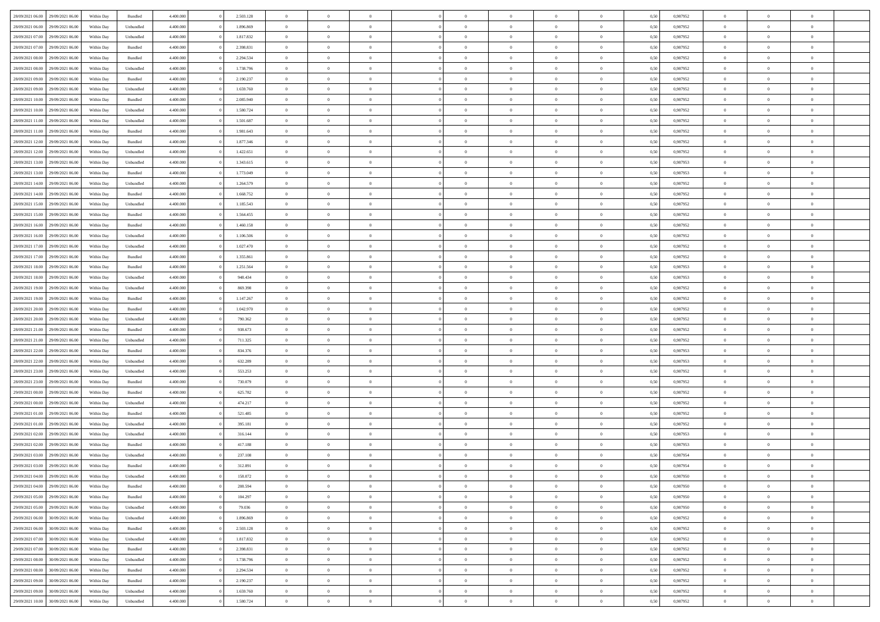| | | | | | | | | | | | | | | | | | | | | | |
|---|---|---|---|---|---|---|---|---|---|---|---|---|---|---|---|---|---|---|---|---|---|
| 28/09/2021 06:00 | 29/09/2021 06:00 | Within Day | Bundled | 4.400.000 | 0 | 2.503.128 | 0 | 0 | 0 | | 0 | 0 | 0 | 0 | 0,50 | 0,987952 | 0 | 0 | 0 | |
| 28/09/2021 06:00 | 29/09/2021 06:00 | Within Day | Unbundled | 4.400.000 | 0 | 1.896.869 | 0 | 0 | 0 | | 0 | 0 | 0 | 0 | 0,50 | 0,987952 | 0 | 0 | 0 | |
| 28/09/2021 07:00 | 29/09/2021 06:00 | Within Day | Unbundled | 4.400.000 | 0 | 1.817.832 | 0 | 0 | 0 | | 0 | 0 | 0 | 0 | 0,50 | 0,987952 | 0 | 0 | 0 | |
| 28/09/2021 07:00 | 29/09/2021 06:00 | Within Day | Bundled | 4.400.000 | 0 | 2.398.831 | 0 | 0 | 0 | | 0 | 0 | 0 | 0 | 0,50 | 0,987952 | 0 | 0 | 0 | |
| 28/09/2021 08:00 | 29/09/2021 06:00 | Within Day | Bundled | 4.400.000 | 0 | 2.294.534 | 0 | 0 | 0 | | 0 | 0 | 0 | 0 | 0,50 | 0,987952 | 0 | 0 | 0 | |
| 28/09/2021 08:00 | 29/09/2021 06:00 | Within Day | Unbundled | 4.400.000 | 0 | 1.738.796 | 0 | 0 | 0 | | 0 | 0 | 0 | 0 | 0,50 | 0,987952 | 0 | 0 | 0 | |
| 28/09/2021 09:00 | 29/09/2021 06:00 | Within Day | Bundled | 4.400.000 | 0 | 2.190.237 | 0 | 0 | 0 | | 0 | 0 | 0 | 0 | 0,50 | 0,987952 | 0 | 0 | 0 | |
| 28/09/2021 09:00 | 29/09/2021 06:00 | Within Day | Unbundled | 4.400.000 | 0 | 1.659.760 | 0 | 0 | 0 | | 0 | 0 | 0 | 0 | 0,50 | 0,987952 | 0 | 0 | 0 | |
| 28/09/2021 10:00 | 29/09/2021 06:00 | Within Day | Bundled | 4.400.000 | 0 | 2.085.940 | 0 | 0 | 0 | | 0 | 0 | 0 | 0 | 0,50 | 0,987952 | 0 | 0 | 0 | |
| 28/09/2021 10:00 | 29/09/2021 06:00 | Within Day | Unbundled | 4.400.000 | 0 | 1.580.724 | 0 | 0 | 0 | | 0 | 0 | 0 | 0 | 0,50 | 0,987952 | 0 | 0 | 0 | |
| 28/09/2021 11:00 | 29/09/2021 06:00 | Within Day | Unbundled | 4.400.000 | 0 | 1.501.687 | 0 | 0 | 0 | | 0 | 0 | 0 | 0 | 0,50 | 0,987952 | 0 | 0 | 0 | |
| 28/09/2021 11:00 | 29/09/2021 06:00 | Within Day | Bundled | 4.400.000 | 0 | 1.981.643 | 0 | 0 | 0 | | 0 | 0 | 0 | 0 | 0,50 | 0,987952 | 0 | 0 | 0 | |
| 28/09/2021 12:00 | 29/09/2021 06:00 | Within Day | Bundled | 4.400.000 | 0 | 1.877.346 | 0 | 0 | 0 | | 0 | 0 | 0 | 0 | 0,50 | 0,987952 | 0 | 0 | 0 | |
| 28/09/2021 12:00 | 29/09/2021 06:00 | Within Day | Unbundled | 4.400.000 | 0 | 1.422.651 | 0 | 0 | 0 | | 0 | 0 | 0 | 0 | 0,50 | 0,987952 | 0 | 0 | 0 | |
| 28/09/2021 13:00 | 29/09/2021 06:00 | Within Day | Unbundled | 4.400.000 | 0 | 1.343.615 | 0 | 0 | 0 | | 0 | 0 | 0 | 0 | 0,50 | 0,987953 | 0 | 0 | 0 | |
| 28/09/2021 13:00 | 29/09/2021 06:00 | Within Day | Bundled | 4.400.000 | 0 | 1.773.049 | 0 | 0 | 0 | | 0 | 0 | 0 | 0 | 0,50 | 0,987953 | 0 | 0 | 0 | |
| 28/09/2021 14:00 | 29/09/2021 06:00 | Within Day | Unbundled | 4.400.000 | 0 | 1.264.579 | 0 | 0 | 0 | | 0 | 0 | 0 | 0 | 0,50 | 0,987952 | 0 | 0 | 0 | |
| 28/09/2021 14:00 | 29/09/2021 06:00 | Within Day | Bundled | 4.400.000 | 0 | 1.668.752 | 0 | 0 | 0 | | 0 | 0 | 0 | 0 | 0,50 | 0,987952 | 0 | 0 | 0 | |
| 28/09/2021 15:00 | 29/09/2021 06:00 | Within Day | Unbundled | 4.400.000 | 0 | 1.185.543 | 0 | 0 | 0 | | 0 | 0 | 0 | 0 | 0,50 | 0,987952 | 0 | 0 | 0 | |
| 28/09/2021 15:00 | 29/09/2021 06:00 | Within Day | Bundled | 4.400.000 | 0 | 1.564.455 | 0 | 0 | 0 | | 0 | 0 | 0 | 0 | 0,50 | 0,987952 | 0 | 0 | 0 | |
| 28/09/2021 16:00 | 29/09/2021 06:00 | Within Day | Bundled | 4.400.000 | 0 | 1.460.158 | 0 | 0 | 0 | | 0 | 0 | 0 | 0 | 0,50 | 0,987952 | 0 | 0 | 0 | |
| 28/09/2021 16:00 | 29/09/2021 06:00 | Within Day | Unbundled | 4.400.000 | 0 | 1.106.506 | 0 | 0 | 0 | | 0 | 0 | 0 | 0 | 0,50 | 0,987952 | 0 | 0 | 0 | |
| 28/09/2021 17:00 | 29/09/2021 06:00 | Within Day | Unbundled | 4.400.000 | 0 | 1.027.470 | 0 | 0 | 0 | | 0 | 0 | 0 | 0 | 0,50 | 0,987952 | 0 | 0 | 0 | |
| 28/09/2021 17:00 | 29/09/2021 06:00 | Within Day | Bundled | 4.400.000 | 0 | 1.355.861 | 0 | 0 | 0 | | 0 | 0 | 0 | 0 | 0,50 | 0,987952 | 0 | 0 | 0 | |
| 28/09/2021 18:00 | 29/09/2021 06:00 | Within Day | Bundled | 4.400.000 | 0 | 1.251.564 | 0 | 0 | 0 | | 0 | 0 | 0 | 0 | 0,50 | 0,987953 | 0 | 0 | 0 | |
| 28/09/2021 18:00 | 29/09/2021 06:00 | Within Day | Unbundled | 4.400.000 | 0 | 948.434 | 0 | 0 | 0 | | 0 | 0 | 0 | 0 | 0,50 | 0,987953 | 0 | 0 | 0 | |
| 28/09/2021 19:00 | 29/09/2021 06:00 | Within Day | Unbundled | 4.400.000 | 0 | 869.398 | 0 | 0 | 0 | | 0 | 0 | 0 | 0 | 0,50 | 0,987952 | 0 | 0 | 0 | |
| 28/09/2021 19:00 | 29/09/2021 06:00 | Within Day | Bundled | 4.400.000 | 0 | 1.147.267 | 0 | 0 | 0 | | 0 | 0 | 0 | 0 | 0,50 | 0,987952 | 0 | 0 | 0 | |
| 28/09/2021 20:00 | 29/09/2021 06:00 | Within Day | Bundled | 4.400.000 | 0 | 1.042.970 | 0 | 0 | 0 | | 0 | 0 | 0 | 0 | 0,50 | 0,987952 | 0 | 0 | 0 | |
| 28/09/2021 20:00 | 29/09/2021 06:00 | Within Day | Unbundled | 4.400.000 | 0 | 790.362 | 0 | 0 | 0 | | 0 | 0 | 0 | 0 | 0,50 | 0,987952 | 0 | 0 | 0 | |
| 28/09/2021 21:00 | 29/09/2021 06:00 | Within Day | Bundled | 4.400.000 | 0 | 938.673 | 0 | 0 | 0 | | 0 | 0 | 0 | 0 | 0,50 | 0,987952 | 0 | 0 | 0 | |
| 28/09/2021 21:00 | 29/09/2021 06:00 | Within Day | Unbundled | 4.400.000 | 0 | 711.325 | 0 | 0 | 0 | | 0 | 0 | 0 | 0 | 0,50 | 0,987952 | 0 | 0 | 0 | |
| 28/09/2021 22:00 | 29/09/2021 06:00 | Within Day | Bundled | 4.400.000 | 0 | 834.376 | 0 | 0 | 0 | | 0 | 0 | 0 | 0 | 0,50 | 0,987953 | 0 | 0 | 0 | |
| 28/09/2021 22:00 | 29/09/2021 06:00 | Within Day | Unbundled | 4.400.000 | 0 | 632.289 | 0 | 0 | 0 | | 0 | 0 | 0 | 0 | 0,50 | 0,987953 | 0 | 0 | 0 | |
| 28/09/2021 23:00 | 29/09/2021 06:00 | Within Day | Unbundled | 4.400.000 | 0 | 553.253 | 0 | 0 | 0 | | 0 | 0 | 0 | 0 | 0,50 | 0,987952 | 0 | 0 | 0 | |
| 28/09/2021 23:00 | 29/09/2021 06:00 | Within Day | Bundled | 4.400.000 | 0 | 730.079 | 0 | 0 | 0 | | 0 | 0 | 0 | 0 | 0,50 | 0,987952 | 0 | 0 | 0 | |
| 29/09/2021 00:00 | 29/09/2021 06:00 | Within Day | Bundled | 4.400.000 | 0 | 625.782 | 0 | 0 | 0 | | 0 | 0 | 0 | 0 | 0,50 | 0,987952 | 0 | 0 | 0 | |
| 29/09/2021 00:00 | 29/09/2021 06:00 | Within Day | Unbundled | 4.400.000 | 0 | 474.217 | 0 | 0 | 0 | | 0 | 0 | 0 | 0 | 0,50 | 0,987952 | 0 | 0 | 0 | |
| 29/09/2021 01:00 | 29/09/2021 06:00 | Within Day | Bundled | 4.400.000 | 0 | 521.485 | 0 | 0 | 0 | | 0 | 0 | 0 | 0 | 0,50 | 0,987952 | 0 | 0 | 0 | |
| 29/09/2021 01:00 | 29/09/2021 06:00 | Within Day | Unbundled | 4.400.000 | 0 | 395.181 | 0 | 0 | 0 | | 0 | 0 | 0 | 0 | 0,50 | 0,987952 | 0 | 0 | 0 | |
| 29/09/2021 02:00 | 29/09/2021 06:00 | Within Day | Unbundled | 4.400.000 | 0 | 316.144 | 0 | 0 | 0 | | 0 | 0 | 0 | 0 | 0,50 | 0,987953 | 0 | 0 | 0 | |
| 29/09/2021 02:00 | 29/09/2021 06:00 | Within Day | Bundled | 4.400.000 | 0 | 417.188 | 0 | 0 | 0 | | 0 | 0 | 0 | 0 | 0,50 | 0,987953 | 0 | 0 | 0 | |
| 29/09/2021 03:00 | 29/09/2021 06:00 | Within Day | Unbundled | 4.400.000 | 0 | 237.108 | 0 | 0 | 0 | | 0 | 0 | 0 | 0 | 0,50 | 0,987954 | 0 | 0 | 0 | |
| 29/09/2021 03:00 | 29/09/2021 06:00 | Within Day | Bundled | 4.400.000 | 0 | 312.891 | 0 | 0 | 0 | | 0 | 0 | 0 | 0 | 0,50 | 0,987954 | 0 | 0 | 0 | |
| 29/09/2021 04:00 | 29/09/2021 06:00 | Within Day | Unbundled | 4.400.000 | 0 | 158.072 | 0 | 0 | 0 | | 0 | 0 | 0 | 0 | 0,50 | 0,987950 | 0 | 0 | 0 | |
| 29/09/2021 04:00 | 29/09/2021 06:00 | Within Day | Bundled | 4.400.000 | 0 | 208.594 | 0 | 0 | 0 | | 0 | 0 | 0 | 0 | 0,50 | 0,987950 | 0 | 0 | 0 | |
| 29/09/2021 05:00 | 29/09/2021 06:00 | Within Day | Bundled | 4.400.000 | 0 | 104.297 | 0 | 0 | 0 | | 0 | 0 | 0 | 0 | 0,50 | 0,987950 | 0 | 0 | 0 | |
| 29/09/2021 05:00 | 29/09/2021 06:00 | Within Day | Unbundled | 4.400.000 | 0 | 79.036 | 0 | 0 | 0 | | 0 | 0 | 0 | 0 | 0,50 | 0,987950 | 0 | 0 | 0 | |
| 29/09/2021 06:00 | 30/09/2021 06:00 | Within Day | Unbundled | 4.400.000 | 0 | 1.896.869 | 0 | 0 | 0 | | 0 | 0 | 0 | 0 | 0,50 | 0,987952 | 0 | 0 | 0 | |
| 29/09/2021 06:00 | 30/09/2021 06:00 | Within Day | Bundled | 4.400.000 | 0 | 2.503.128 | 0 | 0 | 0 | | 0 | 0 | 0 | 0 | 0,50 | 0,987952 | 0 | 0 | 0 | |
| 29/09/2021 07:00 | 30/09/2021 06:00 | Within Day | Unbundled | 4.400.000 | 0 | 1.817.832 | 0 | 0 | 0 | | 0 | 0 | 0 | 0 | 0,50 | 0,987952 | 0 | 0 | 0 | |
| 29/09/2021 07:00 | 30/09/2021 06:00 | Within Day | Bundled | 4.400.000 | 0 | 2.398.831 | 0 | 0 | 0 | | 0 | 0 | 0 | 0 | 0,50 | 0,987952 | 0 | 0 | 0 | |
| 29/09/2021 08:00 | 30/09/2021 06:00 | Within Day | Unbundled | 4.400.000 | 0 | 1.738.796 | 0 | 0 | 0 | | 0 | 0 | 0 | 0 | 0,50 | 0,987952 | 0 | 0 | 0 | |
| 29/09/2021 08:00 | 30/09/2021 06:00 | Within Day | Bundled | 4.400.000 | 0 | 2.294.534 | 0 | 0 | 0 | | 0 | 0 | 0 | 0 | 0,50 | 0,987952 | 0 | 0 | 0 | |
| 29/09/2021 09:00 | 30/09/2021 06:00 | Within Day | Bundled | 4.400.000 | 0 | 2.190.237 | 0 | 0 | 0 | | 0 | 0 | 0 | 0 | 0,50 | 0,987952 | 0 | 0 | 0 | |
| 29/09/2021 09:00 | 30/09/2021 06:00 | Within Day | Unbundled | 4.400.000 | 0 | 1.659.760 | 0 | 0 | 0 | | 0 | 0 | 0 | 0 | 0,50 | 0,987952 | 0 | 0 | 0 | |
| 29/09/2021 10:00 | 30/09/2021 06:00 | Within Day | Unbundled | 4.400.000 | 0 | 1.580.724 | 0 | 0 | 0 | | 0 | 0 | 0 | 0 | 0,50 | 0,987952 | 0 | 0 | 0 | |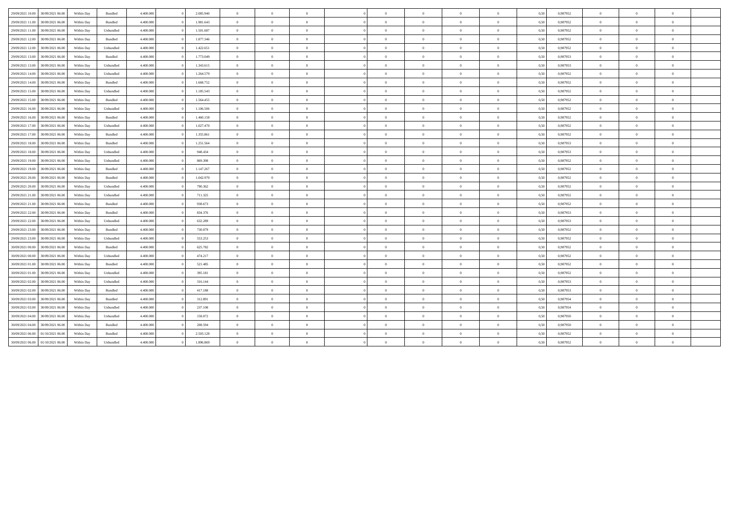| | | | | | | | | | | | | | | | | | | | | |
|---|---|---|---|---|---|---|---|---|---|---|---|---|---|---|---|---|---|---|---|---|
| 29/09/2021 10.00 | 30/09/2021 06.00 | Within Day | Bundled | 4.400.000 | 0 | 2.085.940 | 0 | 0 | 0 | 0 | 0 | 0 | 0 | 0 | 0,50 | 0,987952 | 0 | 0 | 0 | |
| 29/09/2021 11.00 | 30/09/2021 06.00 | Within Day | Bundled | 4.400.000 | 0 | 1.981.643 | 0 | 0 | 0 | 0 | 0 | 0 | 0 | 0 | 0,50 | 0,987952 | 0 | 0 | 0 | |
| 29/09/2021 11.00 | 30/09/2021 06.00 | Within Day | Unbundled | 4.400.000 | 0 | 1.501.687 | 0 | 0 | 0 | 0 | 0 | 0 | 0 | 0 | 0,50 | 0,987952 | 0 | 0 | 0 | |
| 29/09/2021 12.00 | 30/09/2021 06.00 | Within Day | Bundled | 4.400.000 | 0 | 1.877.346 | 0 | 0 | 0 | 0 | 0 | 0 | 0 | 0 | 0,50 | 0,987952 | 0 | 0 | 0 | |
| 29/09/2021 12.00 | 30/09/2021 06.00 | Within Day | Unbundled | 4.400.000 | 0 | 1.422.651 | 0 | 0 | 0 | 0 | 0 | 0 | 0 | 0 | 0,50 | 0,987952 | 0 | 0 | 0 | |
| 29/09/2021 13.00 | 30/09/2021 06.00 | Within Day | Bundled | 4.400.000 | 0 | 1.773.049 | 0 | 0 | 0 | 0 | 0 | 0 | 0 | 0 | 0,50 | 0,987953 | 0 | 0 | 0 | |
| 29/09/2021 13.00 | 30/09/2021 06.00 | Within Day | Unbundled | 4.400.000 | 0 | 1.343.615 | 0 | 0 | 0 | 0 | 0 | 0 | 0 | 0 | 0,50 | 0,987953 | 0 | 0 | 0 | |
| 29/09/2021 14.00 | 30/09/2021 06.00 | Within Day | Unbundled | 4.400.000 | 0 | 1.264.579 | 0 | 0 | 0 | 0 | 0 | 0 | 0 | 0 | 0,50 | 0,987952 | 0 | 0 | 0 | |
| 29/09/2021 14.00 | 30/09/2021 06.00 | Within Day | Bundled | 4.400.000 | 0 | 1.668.752 | 0 | 0 | 0 | 0 | 0 | 0 | 0 | 0 | 0,50 | 0,987952 | 0 | 0 | 0 | |
| 29/09/2021 15.00 | 30/09/2021 06.00 | Within Day | Unbundled | 4.400.000 | 0 | 1.185.543 | 0 | 0 | 0 | 0 | 0 | 0 | 0 | 0 | 0,50 | 0,987952 | 0 | 0 | 0 | |
| 29/09/2021 15.00 | 30/09/2021 06.00 | Within Day | Bundled | 4.400.000 | 0 | 1.564.455 | 0 | 0 | 0 | 0 | 0 | 0 | 0 | 0 | 0,50 | 0,987952 | 0 | 0 | 0 | |
| 29/09/2021 16.00 | 30/09/2021 06.00 | Within Day | Unbundled | 4.400.000 | 0 | 1.106.506 | 0 | 0 | 0 | 0 | 0 | 0 | 0 | 0 | 0,50 | 0,987952 | 0 | 0 | 0 | |
| 29/09/2021 16.00 | 30/09/2021 06.00 | Within Day | Bundled | 4.400.000 | 0 | 1.460.158 | 0 | 0 | 0 | 0 | 0 | 0 | 0 | 0 | 0,50 | 0,987952 | 0 | 0 | 0 | |
| 29/09/2021 17.00 | 30/09/2021 06.00 | Within Day | Unbundled | 4.400.000 | 0 | 1.027.470 | 0 | 0 | 0 | 0 | 0 | 0 | 0 | 0 | 0,50 | 0,987952 | 0 | 0 | 0 | |
| 29/09/2021 17.00 | 30/09/2021 06.00 | Within Day | Bundled | 4.400.000 | 0 | 1.355.861 | 0 | 0 | 0 | 0 | 0 | 0 | 0 | 0 | 0,50 | 0,987952 | 0 | 0 | 0 | |
| 29/09/2021 18.00 | 30/09/2021 06.00 | Within Day | Bundled | 4.400.000 | 0 | 1.251.564 | 0 | 0 | 0 | 0 | 0 | 0 | 0 | 0 | 0,50 | 0,987953 | 0 | 0 | 0 | |
| 29/09/2021 18.00 | 30/09/2021 06.00 | Within Day | Unbundled | 4.400.000 | 0 | 948.434 | 0 | 0 | 0 | 0 | 0 | 0 | 0 | 0 | 0,50 | 0,987953 | 0 | 0 | 0 | |
| 29/09/2021 19.00 | 30/09/2021 06.00 | Within Day | Unbundled | 4.400.000 | 0 | 869.398 | 0 | 0 | 0 | 0 | 0 | 0 | 0 | 0 | 0,50 | 0,987952 | 0 | 0 | 0 | |
| 29/09/2021 19.00 | 30/09/2021 06.00 | Within Day | Bundled | 4.400.000 | 0 | 1.147.267 | 0 | 0 | 0 | 0 | 0 | 0 | 0 | 0 | 0,50 | 0,987952 | 0 | 0 | 0 | |
| 29/09/2021 20.00 | 30/09/2021 06.00 | Within Day | Bundled | 4.400.000 | 0 | 1.042.970 | 0 | 0 | 0 | 0 | 0 | 0 | 0 | 0 | 0,50 | 0,987952 | 0 | 0 | 0 | |
| 29/09/2021 20.00 | 30/09/2021 06.00 | Within Day | Unbundled | 4.400.000 | 0 | 790.362 | 0 | 0 | 0 | 0 | 0 | 0 | 0 | 0 | 0,50 | 0,987952 | 0 | 0 | 0 | |
| 29/09/2021 21.00 | 30/09/2021 06.00 | Within Day | Unbundled | 4.400.000 | 0 | 711.325 | 0 | 0 | 0 | 0 | 0 | 0 | 0 | 0 | 0,50 | 0,987952 | 0 | 0 | 0 | |
| 29/09/2021 21.00 | 30/09/2021 06.00 | Within Day | Bundled | 4.400.000 | 0 | 938.673 | 0 | 0 | 0 | 0 | 0 | 0 | 0 | 0 | 0,50 | 0,987952 | 0 | 0 | 0 | |
| 29/09/2021 22.00 | 30/09/2021 06.00 | Within Day | Bundled | 4.400.000 | 0 | 834.376 | 0 | 0 | 0 | 0 | 0 | 0 | 0 | 0 | 0,50 | 0,987953 | 0 | 0 | 0 | |
| 29/09/2021 22.00 | 30/09/2021 06.00 | Within Day | Unbundled | 4.400.000 | 0 | 632.289 | 0 | 0 | 0 | 0 | 0 | 0 | 0 | 0 | 0,50 | 0,987953 | 0 | 0 | 0 | |
| 29/09/2021 23.00 | 30/09/2021 06.00 | Within Day | Bundled | 4.400.000 | 0 | 730.079 | 0 | 0 | 0 | 0 | 0 | 0 | 0 | 0 | 0,50 | 0,987952 | 0 | 0 | 0 | |
| 29/09/2021 23.00 | 30/09/2021 06.00 | Within Day | Unbundled | 4.400.000 | 0 | 553.253 | 0 | 0 | 0 | 0 | 0 | 0 | 0 | 0 | 0,50 | 0,987952 | 0 | 0 | 0 | |
| 30/09/2021 00.00 | 30/09/2021 06.00 | Within Day | Bundled | 4.400.000 | 0 | 625.782 | 0 | 0 | 0 | 0 | 0 | 0 | 0 | 0 | 0,50 | 0,987952 | 0 | 0 | 0 | |
| 30/09/2021 00.00 | 30/09/2021 06.00 | Within Day | Unbundled | 4.400.000 | 0 | 474.217 | 0 | 0 | 0 | 0 | 0 | 0 | 0 | 0 | 0,50 | 0,987952 | 0 | 0 | 0 | |
| 30/09/2021 01.00 | 30/09/2021 06.00 | Within Day | Bundled | 4.400.000 | 0 | 521.485 | 0 | 0 | 0 | 0 | 0 | 0 | 0 | 0 | 0,50 | 0,987952 | 0 | 0 | 0 | |
| 30/09/2021 01.00 | 30/09/2021 06.00 | Within Day | Unbundled | 4.400.000 | 0 | 395.181 | 0 | 0 | 0 | 0 | 0 | 0 | 0 | 0 | 0,50 | 0,987952 | 0 | 0 | 0 | |
| 30/09/2021 02.00 | 30/09/2021 06.00 | Within Day | Unbundled | 4.400.000 | 0 | 316.144 | 0 | 0 | 0 | 0 | 0 | 0 | 0 | 0 | 0,50 | 0,987953 | 0 | 0 | 0 | |
| 30/09/2021 02.00 | 30/09/2021 06.00 | Within Day | Bundled | 4.400.000 | 0 | 417.188 | 0 | 0 | 0 | 0 | 0 | 0 | 0 | 0 | 0,50 | 0,987953 | 0 | 0 | 0 | |
| 30/09/2021 03.00 | 30/09/2021 06.00 | Within Day | Bundled | 4.400.000 | 0 | 312.891 | 0 | 0 | 0 | 0 | 0 | 0 | 0 | 0 | 0,50 | 0,987954 | 0 | 0 | 0 | |
| 30/09/2021 03.00 | 30/09/2021 06.00 | Within Day | Unbundled | 4.400.000 | 0 | 237.108 | 0 | 0 | 0 | 0 | 0 | 0 | 0 | 0 | 0,50 | 0,987954 | 0 | 0 | 0 | |
| 30/09/2021 04.00 | 30/09/2021 06.00 | Within Day | Unbundled | 4.400.000 | 0 | 158.072 | 0 | 0 | 0 | 0 | 0 | 0 | 0 | 0 | 0,50 | 0,987950 | 0 | 0 | 0 | |
| 30/09/2021 04.00 | 30/09/2021 06.00 | Within Day | Bundled | 4.400.000 | 0 | 208.594 | 0 | 0 | 0 | 0 | 0 | 0 | 0 | 0 | 0,50 | 0,987950 | 0 | 0 | 0 | |
| 30/09/2021 06.00 | 01/10/2021 06.00 | Within Day | Bundled | 4.400.000 | 0 | 2.503.128 | 0 | 0 | 0 | 0 | 0 | 0 | 0 | 0 | 0,50 | 0,987952 | 0 | 0 | 0 | |
| 30/09/2021 06.00 | 01/10/2021 06.00 | Within Day | Unbundled | 4.400.000 | 0 | 1.896.869 | 0 | 0 | 0 | 0 | 0 | 0 | 0 | 0 | 0,50 | 0,987952 | 0 | 0 | 0 | |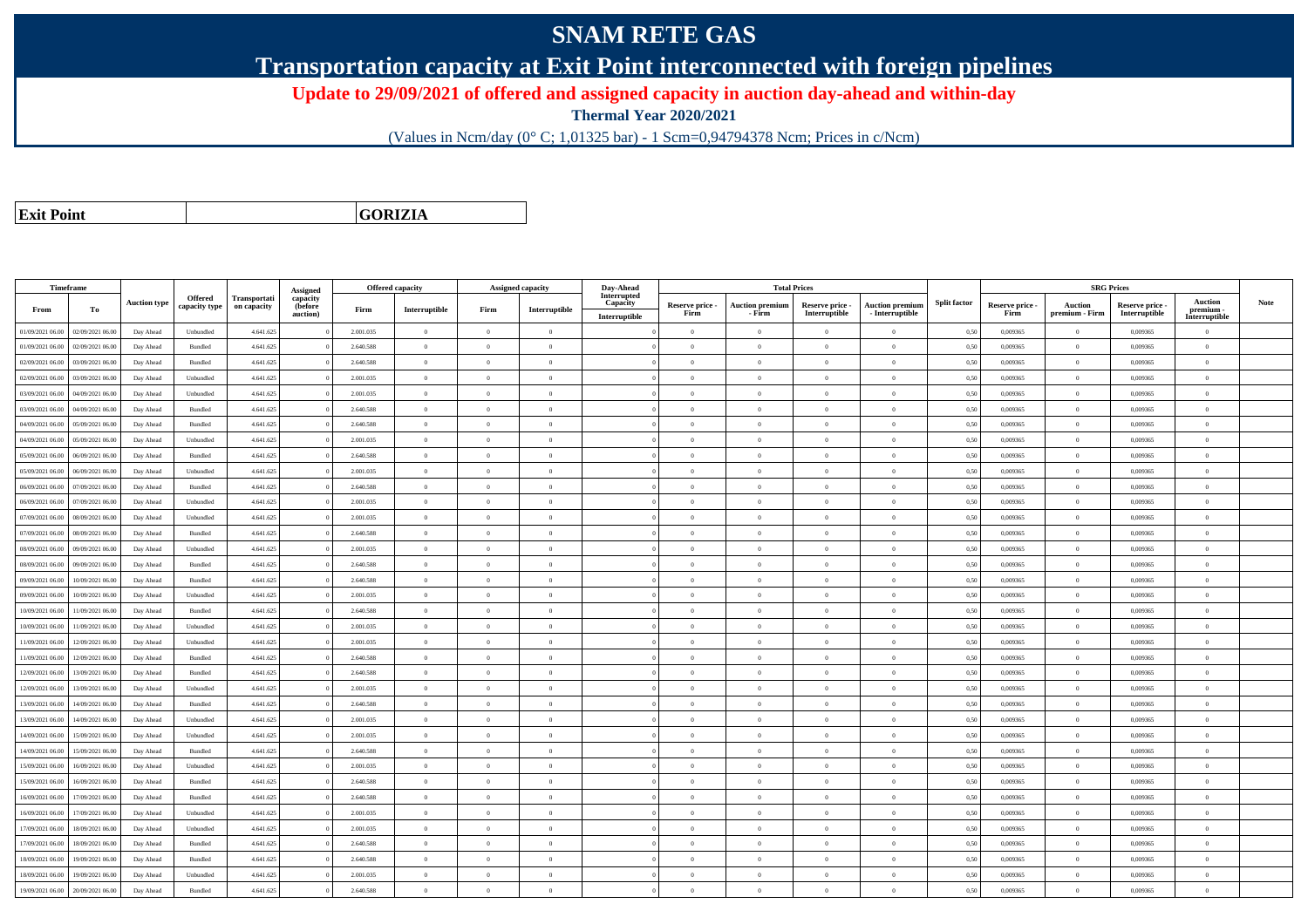# SNAM RETE GAS

## Transportation capacity at Exit Point interconnected with foreign pipelines

### Update to 29/09/2021 of offered and assigned capacity in auction day-ahead and within-day

**Thermal Year 2020/2021**

(Values in Ncm/day (0° C; 1,01325 bar) - 1 Scm=0,94794378 Ncm; Prices in c/Ncm)

| Exit Point | GORIZIA |
|---|---|

| Timeframe | | Auction type | Offered capacity type | Transportation capacity | Assigned capacity (before auction) | Offered capacity | | Assigned capacity | | Day-Ahead Interrupted Capacity | Total Prices | | | | Split factor | SRG Prices | | | | Note |
|---|---|---|---|---|---|---|---|---|---|---|---|---|---|---|---|---|---|---|---|---|
| From | To | | | | | Firm | Interruptible | Firm | Interruptible | Interruptible | Reserve price - Firm | Auction premium - Firm | Reserve price - Interruptible | Auction premium - Interruptible | | Reserve price - Firm | Auction premium - Firm | Reserve price - Interruptible | Auction premium - Interruptible | |
| 01/09/2021 06.00 | 02/09/2021 06.00 | Day Ahead | Unbundled | 4.641.625 | 0 | 2.001.035 | 0 | 0 | 0 | 0 | 0 | 0 | 0 | 0 | 0,50 | 0,009365 | 0 | 0,009365 | 0 | |
| 01/09/2021 06.00 | 02/09/2021 06.00 | Day Ahead | Bundled | 4.641.625 | 0 | 2.640.588 | 0 | 0 | 0 | 0 | 0 | 0 | 0 | 0 | 0,50 | 0,009365 | 0 | 0,009365 | 0 | |
| 02/09/2021 06.00 | 03/09/2021 06.00 | Day Ahead | Bundled | 4.641.625 | 0 | 2.640.588 | 0 | 0 | 0 | 0 | 0 | 0 | 0 | 0 | 0,50 | 0,009365 | 0 | 0,009365 | 0 | |
| 02/09/2021 06.00 | 03/09/2021 06.00 | Day Ahead | Unbundled | 4.641.625 | 0 | 2.001.035 | 0 | 0 | 0 | 0 | 0 | 0 | 0 | 0 | 0,50 | 0,009365 | 0 | 0,009365 | 0 | |
| 03/09/2021 06.00 | 04/09/2021 06.00 | Day Ahead | Unbundled | 4.641.625 | 0 | 2.001.035 | 0 | 0 | 0 | 0 | 0 | 0 | 0 | 0 | 0,50 | 0,009365 | 0 | 0,009365 | 0 | |
| 03/09/2021 06.00 | 04/09/2021 06.00 | Day Ahead | Bundled | 4.641.625 | 0 | 2.640.588 | 0 | 0 | 0 | 0 | 0 | 0 | 0 | 0 | 0,50 | 0,009365 | 0 | 0,009365 | 0 | |
| 04/09/2021 06.00 | 05/09/2021 06.00 | Day Ahead | Bundled | 4.641.625 | 0 | 2.640.588 | 0 | 0 | 0 | 0 | 0 | 0 | 0 | 0 | 0,50 | 0,009365 | 0 | 0,009365 | 0 | |
| 04/09/2021 06.00 | 05/09/2021 06.00 | Day Ahead | Unbundled | 4.641.625 | 0 | 2.001.035 | 0 | 0 | 0 | 0 | 0 | 0 | 0 | 0 | 0,50 | 0,009365 | 0 | 0,009365 | 0 | |
| 05/09/2021 06.00 | 06/09/2021 06.00 | Day Ahead | Bundled | 4.641.625 | 0 | 2.640.588 | 0 | 0 | 0 | 0 | 0 | 0 | 0 | 0 | 0,50 | 0,009365 | 0 | 0,009365 | 0 | |
| 05/09/2021 06.00 | 06/09/2021 06.00 | Day Ahead | Unbundled | 4.641.625 | 0 | 2.001.035 | 0 | 0 | 0 | 0 | 0 | 0 | 0 | 0 | 0,50 | 0,009365 | 0 | 0,009365 | 0 | |
| 06/09/2021 06.00 | 07/09/2021 06.00 | Day Ahead | Bundled | 4.641.625 | 0 | 2.640.588 | 0 | 0 | 0 | 0 | 0 | 0 | 0 | 0 | 0,50 | 0,009365 | 0 | 0,009365 | 0 | |
| 06/09/2021 06.00 | 07/09/2021 06.00 | Day Ahead | Unbundled | 4.641.625 | 0 | 2.001.035 | 0 | 0 | 0 | 0 | 0 | 0 | 0 | 0 | 0,50 | 0,009365 | 0 | 0,009365 | 0 | |
| 07/09/2021 06.00 | 08/09/2021 06.00 | Day Ahead | Unbundled | 4.641.625 | 0 | 2.001.035 | 0 | 0 | 0 | 0 | 0 | 0 | 0 | 0 | 0,50 | 0,009365 | 0 | 0,009365 | 0 | |
| 07/09/2021 06.00 | 08/09/2021 06.00 | Day Ahead | Bundled | 4.641.625 | 0 | 2.640.588 | 0 | 0 | 0 | 0 | 0 | 0 | 0 | 0 | 0,50 | 0,009365 | 0 | 0,009365 | 0 | |
| 08/09/2021 06.00 | 09/09/2021 06.00 | Day Ahead | Unbundled | 4.641.625 | 0 | 2.001.035 | 0 | 0 | 0 | 0 | 0 | 0 | 0 | 0 | 0,50 | 0,009365 | 0 | 0,009365 | 0 | |
| 08/09/2021 06.00 | 09/09/2021 06.00 | Day Ahead | Bundled | 4.641.625 | 0 | 2.640.588 | 0 | 0 | 0 | 0 | 0 | 0 | 0 | 0 | 0,50 | 0,009365 | 0 | 0,009365 | 0 | |
| 09/09/2021 06.00 | 10/09/2021 06.00 | Day Ahead | Bundled | 4.641.625 | 0 | 2.640.588 | 0 | 0 | 0 | 0 | 0 | 0 | 0 | 0 | 0,50 | 0,009365 | 0 | 0,009365 | 0 | |
| 09/09/2021 06.00 | 10/09/2021 06.00 | Day Ahead | Unbundled | 4.641.625 | 0 | 2.001.035 | 0 | 0 | 0 | 0 | 0 | 0 | 0 | 0 | 0,50 | 0,009365 | 0 | 0,009365 | 0 | |
| 10/09/2021 06.00 | 11/09/2021 06.00 | Day Ahead | Bundled | 4.641.625 | 0 | 2.640.588 | 0 | 0 | 0 | 0 | 0 | 0 | 0 | 0 | 0,50 | 0,009365 | 0 | 0,009365 | 0 | |
| 10/09/2021 06.00 | 11/09/2021 06.00 | Day Ahead | Unbundled | 4.641.625 | 0 | 2.001.035 | 0 | 0 | 0 | 0 | 0 | 0 | 0 | 0 | 0,50 | 0,009365 | 0 | 0,009365 | 0 | |
| 11/09/2021 06.00 | 12/09/2021 06.00 | Day Ahead | Unbundled | 4.641.625 | 0 | 2.001.035 | 0 | 0 | 0 | 0 | 0 | 0 | 0 | 0 | 0,50 | 0,009365 | 0 | 0,009365 | 0 | |
| 11/09/2021 06.00 | 12/09/2021 06.00 | Day Ahead | Bundled | 4.641.625 | 0 | 2.640.588 | 0 | 0 | 0 | 0 | 0 | 0 | 0 | 0 | 0,50 | 0,009365 | 0 | 0,009365 | 0 | |
| 12/09/2021 06.00 | 13/09/2021 06.00 | Day Ahead | Bundled | 4.641.625 | 0 | 2.640.588 | 0 | 0 | 0 | 0 | 0 | 0 | 0 | 0 | 0,50 | 0,009365 | 0 | 0,009365 | 0 | |
| 12/09/2021 06.00 | 13/09/2021 06.00 | Day Ahead | Unbundled | 4.641.625 | 0 | 2.001.035 | 0 | 0 | 0 | 0 | 0 | 0 | 0 | 0 | 0,50 | 0,009365 | 0 | 0,009365 | 0 | |
| 13/09/2021 06.00 | 14/09/2021 06.00 | Day Ahead | Bundled | 4.641.625 | 0 | 2.640.588 | 0 | 0 | 0 | 0 | 0 | 0 | 0 | 0 | 0,50 | 0,009365 | 0 | 0,009365 | 0 | |
| 13/09/2021 06.00 | 14/09/2021 06.00 | Day Ahead | Unbundled | 4.641.625 | 0 | 2.001.035 | 0 | 0 | 0 | 0 | 0 | 0 | 0 | 0 | 0,50 | 0,009365 | 0 | 0,009365 | 0 | |
| 14/09/2021 06.00 | 15/09/2021 06.00 | Day Ahead | Unbundled | 4.641.625 | 0 | 2.001.035 | 0 | 0 | 0 | 0 | 0 | 0 | 0 | 0 | 0,50 | 0,009365 | 0 | 0,009365 | 0 | |
| 14/09/2021 06.00 | 15/09/2021 06.00 | Day Ahead | Bundled | 4.641.625 | 0 | 2.640.588 | 0 | 0 | 0 | 0 | 0 | 0 | 0 | 0 | 0,50 | 0,009365 | 0 | 0,009365 | 0 | |
| 15/09/2021 06.00 | 16/09/2021 06.00 | Day Ahead | Unbundled | 4.641.625 | 0 | 2.001.035 | 0 | 0 | 0 | 0 | 0 | 0 | 0 | 0 | 0,50 | 0,009365 | 0 | 0,009365 | 0 | |
| 15/09/2021 06.00 | 16/09/2021 06.00 | Day Ahead | Bundled | 4.641.625 | 0 | 2.640.588 | 0 | 0 | 0 | 0 | 0 | 0 | 0 | 0 | 0,50 | 0,009365 | 0 | 0,009365 | 0 | |
| 16/09/2021 06.00 | 17/09/2021 06.00 | Day Ahead | Bundled | 4.641.625 | 0 | 2.640.588 | 0 | 0 | 0 | 0 | 0 | 0 | 0 | 0 | 0,50 | 0,009365 | 0 | 0,009365 | 0 | |
| 16/09/2021 06.00 | 17/09/2021 06.00 | Day Ahead | Unbundled | 4.641.625 | 0 | 2.001.035 | 0 | 0 | 0 | 0 | 0 | 0 | 0 | 0 | 0,50 | 0,009365 | 0 | 0,009365 | 0 | |
| 17/09/2021 06.00 | 18/09/2021 06.00 | Day Ahead | Unbundled | 4.641.625 | 0 | 2.001.035 | 0 | 0 | 0 | 0 | 0 | 0 | 0 | 0 | 0,50 | 0,009365 | 0 | 0,009365 | 0 | |
| 17/09/2021 06.00 | 18/09/2021 06.00 | Day Ahead | Bundled | 4.641.625 | 0 | 2.640.588 | 0 | 0 | 0 | 0 | 0 | 0 | 0 | 0 | 0,50 | 0,009365 | 0 | 0,009365 | 0 | |
| 18/09/2021 06.00 | 19/09/2021 06.00 | Day Ahead | Bundled | 4.641.625 | 0 | 2.640.588 | 0 | 0 | 0 | 0 | 0 | 0 | 0 | 0 | 0,50 | 0,009365 | 0 | 0,009365 | 0 | |
| 18/09/2021 06.00 | 19/09/2021 06.00 | Day Ahead | Unbundled | 4.641.625 | 0 | 2.001.035 | 0 | 0 | 0 | 0 | 0 | 0 | 0 | 0 | 0,50 | 0,009365 | 0 | 0,009365 | 0 | |
| 19/09/2021 06.00 | 20/09/2021 06.00 | Day Ahead | Bundled | 4.641.625 | 0 | 2.640.588 | 0 | 0 | 0 | 0 | 0 | 0 | 0 | 0 | 0,50 | 0,009365 | 0 | 0,009365 | 0 | |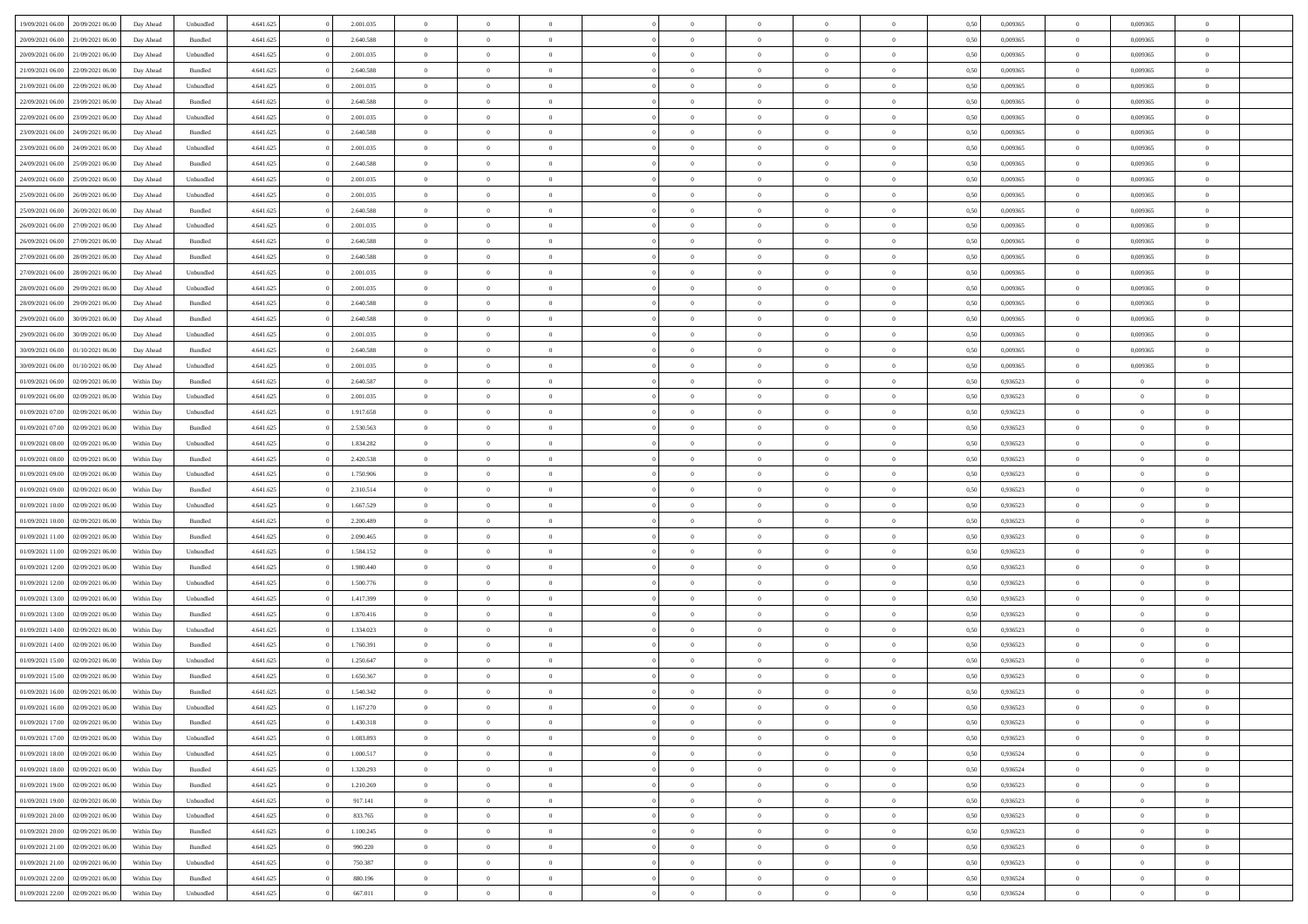| | | | | | | | | | | | | | | | | | | | | |
|---|---|---|---|---|---|---|---|---|---|---|---|---|---|---|---|---|---|---|---|---|
| 19/09/2021 06:00 | 20/09/2021 06:00 | Day Ahead | Unbundled | 4.641.625 | 0 | 2.001.035 | 0 | 0 | 0 | | 0 | 0 | 0 | 0 | 0,50 | 0,009365 | 0 | 0,009365 | 0 | |
| 20/09/2021 06:00 | 21/09/2021 06:00 | Day Ahead | Bundled | 4.641.625 | 0 | 2.640.588 | 0 | 0 | 0 | | 0 | 0 | 0 | 0 | 0,50 | 0,009365 | 0 | 0,009365 | 0 | |
| 20/09/2021 06:00 | 21/09/2021 06:00 | Day Ahead | Unbundled | 4.641.625 | 0 | 2.001.035 | 0 | 0 | 0 | | 0 | 0 | 0 | 0 | 0,50 | 0,009365 | 0 | 0,009365 | 0 | |
| 21/09/2021 06:00 | 22/09/2021 06:00 | Day Ahead | Bundled | 4.641.625 | 0 | 2.640.588 | 0 | 0 | 0 | | 0 | 0 | 0 | 0 | 0,50 | 0,009365 | 0 | 0,009365 | 0 | |
| 21/09/2021 06:00 | 22/09/2021 06:00 | Day Ahead | Unbundled | 4.641.625 | 0 | 2.001.035 | 0 | 0 | 0 | | 0 | 0 | 0 | 0 | 0,50 | 0,009365 | 0 | 0,009365 | 0 | |
| 22/09/2021 06:00 | 23/09/2021 06:00 | Day Ahead | Bundled | 4.641.625 | 0 | 2.640.588 | 0 | 0 | 0 | | 0 | 0 | 0 | 0 | 0,50 | 0,009365 | 0 | 0,009365 | 0 | |
| 22/09/2021 06:00 | 23/09/2021 06:00 | Day Ahead | Unbundled | 4.641.625 | 0 | 2.001.035 | 0 | 0 | 0 | | 0 | 0 | 0 | 0 | 0,50 | 0,009365 | 0 | 0,009365 | 0 | |
| 23/09/2021 06:00 | 24/09/2021 06:00 | Day Ahead | Bundled | 4.641.625 | 0 | 2.640.588 | 0 | 0 | 0 | | 0 | 0 | 0 | 0 | 0,50 | 0,009365 | 0 | 0,009365 | 0 | |
| 23/09/2021 06:00 | 24/09/2021 06:00 | Day Ahead | Unbundled | 4.641.625 | 0 | 2.001.035 | 0 | 0 | 0 | | 0 | 0 | 0 | 0 | 0,50 | 0,009365 | 0 | 0,009365 | 0 | |
| 24/09/2021 06:00 | 25/09/2021 06:00 | Day Ahead | Bundled | 4.641.625 | 0 | 2.640.588 | 0 | 0 | 0 | | 0 | 0 | 0 | 0 | 0,50 | 0,009365 | 0 | 0,009365 | 0 | |
| 24/09/2021 06:00 | 25/09/2021 06:00 | Day Ahead | Unbundled | 4.641.625 | 0 | 2.001.035 | 0 | 0 | 0 | | 0 | 0 | 0 | 0 | 0,50 | 0,009365 | 0 | 0,009365 | 0 | |
| 25/09/2021 06:00 | 26/09/2021 06:00 | Day Ahead | Unbundled | 4.641.625 | 0 | 2.001.035 | 0 | 0 | 0 | | 0 | 0 | 0 | 0 | 0,50 | 0,009365 | 0 | 0,009365 | 0 | |
| 25/09/2021 06:00 | 26/09/2021 06:00 | Day Ahead | Bundled | 4.641.625 | 0 | 2.640.588 | 0 | 0 | 0 | | 0 | 0 | 0 | 0 | 0,50 | 0,009365 | 0 | 0,009365 | 0 | |
| 26/09/2021 06:00 | 27/09/2021 06:00 | Day Ahead | Unbundled | 4.641.625 | 0 | 2.001.035 | 0 | 0 | 0 | | 0 | 0 | 0 | 0 | 0,50 | 0,009365 | 0 | 0,009365 | 0 | |
| 26/09/2021 06:00 | 27/09/2021 06:00 | Day Ahead | Bundled | 4.641.625 | 0 | 2.640.588 | 0 | 0 | 0 | | 0 | 0 | 0 | 0 | 0,50 | 0,009365 | 0 | 0,009365 | 0 | |
| 27/09/2021 06:00 | 28/09/2021 06:00 | Day Ahead | Bundled | 4.641.625 | 0 | 2.640.588 | 0 | 0 | 0 | | 0 | 0 | 0 | 0 | 0,50 | 0,009365 | 0 | 0,009365 | 0 | |
| 27/09/2021 06:00 | 28/09/2021 06:00 | Day Ahead | Unbundled | 4.641.625 | 0 | 2.001.035 | 0 | 0 | 0 | | 0 | 0 | 0 | 0 | 0,50 | 0,009365 | 0 | 0,009365 | 0 | |
| 28/09/2021 06:00 | 29/09/2021 06:00 | Day Ahead | Unbundled | 4.641.625 | 0 | 2.001.035 | 0 | 0 | 0 | | 0 | 0 | 0 | 0 | 0,50 | 0,009365 | 0 | 0,009365 | 0 | |
| 28/09/2021 06:00 | 29/09/2021 06:00 | Day Ahead | Bundled | 4.641.625 | 0 | 2.640.588 | 0 | 0 | 0 | | 0 | 0 | 0 | 0 | 0,50 | 0,009365 | 0 | 0,009365 | 0 | |
| 29/09/2021 06:00 | 30/09/2021 06:00 | Day Ahead | Bundled | 4.641.625 | 0 | 2.640.588 | 0 | 0 | 0 | | 0 | 0 | 0 | 0 | 0,50 | 0,009365 | 0 | 0,009365 | 0 | |
| 29/09/2021 06:00 | 30/09/2021 06:00 | Day Ahead | Unbundled | 4.641.625 | 0 | 2.001.035 | 0 | 0 | 0 | | 0 | 0 | 0 | 0 | 0,50 | 0,009365 | 0 | 0,009365 | 0 | |
| 30/09/2021 06:00 | 01/10/2021 06:00 | Day Ahead | Bundled | 4.641.625 | 0 | 2.640.588 | 0 | 0 | 0 | | 0 | 0 | 0 | 0 | 0,50 | 0,009365 | 0 | 0,009365 | 0 | |
| 30/09/2021 06:00 | 01/10/2021 06:00 | Day Ahead | Unbundled | 4.641.625 | 0 | 2.001.035 | 0 | 0 | 0 | | 0 | 0 | 0 | 0 | 0,50 | 0,009365 | 0 | 0,009365 | 0 | |
| 01/09/2021 06:00 | 02/09/2021 06:00 | Within Day | Bundled | 4.641.625 | 0 | 2.640.587 | 0 | 0 | 0 | | 0 | 0 | 0 | 0 | 0,50 | 0,936523 | 0 | 0 | 0 | |
| 01/09/2021 06:00 | 02/09/2021 06:00 | Within Day | Unbundled | 4.641.625 | 0 | 2.001.035 | 0 | 0 | 0 | | 0 | 0 | 0 | 0 | 0,50 | 0,936523 | 0 | 0 | 0 | |
| 01/09/2021 07:00 | 02/09/2021 06:00 | Within Day | Unbundled | 4.641.625 | 0 | 1.917.658 | 0 | 0 | 0 | | 0 | 0 | 0 | 0 | 0,50 | 0,936523 | 0 | 0 | 0 | |
| 01/09/2021 07:00 | 02/09/2021 06:00 | Within Day | Bundled | 4.641.625 | 0 | 2.530.563 | 0 | 0 | 0 | | 0 | 0 | 0 | 0 | 0,50 | 0,936523 | 0 | 0 | 0 | |
| 01/09/2021 08:00 | 02/09/2021 06:00 | Within Day | Unbundled | 4.641.625 | 0 | 1.834.282 | 0 | 0 | 0 | | 0 | 0 | 0 | 0 | 0,50 | 0,936523 | 0 | 0 | 0 | |
| 01/09/2021 08:00 | 02/09/2021 06:00 | Within Day | Bundled | 4.641.625 | 0 | 2.420.538 | 0 | 0 | 0 | | 0 | 0 | 0 | 0 | 0,50 | 0,936523 | 0 | 0 | 0 | |
| 01/09/2021 09:00 | 02/09/2021 06:00 | Within Day | Unbundled | 4.641.625 | 0 | 1.750.906 | 0 | 0 | 0 | | 0 | 0 | 0 | 0 | 0,50 | 0,936523 | 0 | 0 | 0 | |
| 01/09/2021 09:00 | 02/09/2021 06:00 | Within Day | Bundled | 4.641.625 | 0 | 2.310.514 | 0 | 0 | 0 | | 0 | 0 | 0 | 0 | 0,50 | 0,936523 | 0 | 0 | 0 | |
| 01/09/2021 10:00 | 02/09/2021 06:00 | Within Day | Unbundled | 4.641.625 | 0 | 1.667.529 | 0 | 0 | 0 | | 0 | 0 | 0 | 0 | 0,50 | 0,936523 | 0 | 0 | 0 | |
| 01/09/2021 10:00 | 02/09/2021 06:00 | Within Day | Bundled | 4.641.625 | 0 | 2.200.489 | 0 | 0 | 0 | | 0 | 0 | 0 | 0 | 0,50 | 0,936523 | 0 | 0 | 0 | |
| 01/09/2021 11:00 | 02/09/2021 06:00 | Within Day | Bundled | 4.641.625 | 0 | 2.090.465 | 0 | 0 | 0 | | 0 | 0 | 0 | 0 | 0,50 | 0,936523 | 0 | 0 | 0 | |
| 01/09/2021 11:00 | 02/09/2021 06:00 | Within Day | Unbundled | 4.641.625 | 0 | 1.584.152 | 0 | 0 | 0 | | 0 | 0 | 0 | 0 | 0,50 | 0,936523 | 0 | 0 | 0 | |
| 01/09/2021 12:00 | 02/09/2021 06:00 | Within Day | Bundled | 4.641.625 | 0 | 1.980.440 | 0 | 0 | 0 | | 0 | 0 | 0 | 0 | 0,50 | 0,936523 | 0 | 0 | 0 | |
| 01/09/2021 12:00 | 02/09/2021 06:00 | Within Day | Unbundled | 4.641.625 | 0 | 1.500.776 | 0 | 0 | 0 | | 0 | 0 | 0 | 0 | 0,50 | 0,936523 | 0 | 0 | 0 | |
| 01/09/2021 13:00 | 02/09/2021 06:00 | Within Day | Unbundled | 4.641.625 | 0 | 1.417.399 | 0 | 0 | 0 | | 0 | 0 | 0 | 0 | 0,50 | 0,936523 | 0 | 0 | 0 | |
| 01/09/2021 13:00 | 02/09/2021 06:00 | Within Day | Bundled | 4.641.625 | 0 | 1.870.416 | 0 | 0 | 0 | | 0 | 0 | 0 | 0 | 0,50 | 0,936523 | 0 | 0 | 0 | |
| 01/09/2021 14:00 | 02/09/2021 06:00 | Within Day | Unbundled | 4.641.625 | 0 | 1.334.023 | 0 | 0 | 0 | | 0 | 0 | 0 | 0 | 0,50 | 0,936523 | 0 | 0 | 0 | |
| 01/09/2021 14:00 | 02/09/2021 06:00 | Within Day | Bundled | 4.641.625 | 0 | 1.760.391 | 0 | 0 | 0 | | 0 | 0 | 0 | 0 | 0,50 | 0,936523 | 0 | 0 | 0 | |
| 01/09/2021 15:00 | 02/09/2021 06:00 | Within Day | Unbundled | 4.641.625 | 0 | 1.250.647 | 0 | 0 | 0 | | 0 | 0 | 0 | 0 | 0,50 | 0,936523 | 0 | 0 | 0 | |
| 01/09/2021 15:00 | 02/09/2021 06:00 | Within Day | Bundled | 4.641.625 | 0 | 1.650.367 | 0 | 0 | 0 | | 0 | 0 | 0 | 0 | 0,50 | 0,936523 | 0 | 0 | 0 | |
| 01/09/2021 16:00 | 02/09/2021 06:00 | Within Day | Bundled | 4.641.625 | 0 | 1.540.342 | 0 | 0 | 0 | | 0 | 0 | 0 | 0 | 0,50 | 0,936523 | 0 | 0 | 0 | |
| 01/09/2021 16:00 | 02/09/2021 06:00 | Within Day | Unbundled | 4.641.625 | 0 | 1.167.270 | 0 | 0 | 0 | | 0 | 0 | 0 | 0 | 0,50 | 0,936523 | 0 | 0 | 0 | |
| 01/09/2021 17:00 | 02/09/2021 06:00 | Within Day | Bundled | 4.641.625 | 0 | 1.430.318 | 0 | 0 | 0 | | 0 | 0 | 0 | 0 | 0,50 | 0,936523 | 0 | 0 | 0 | |
| 01/09/2021 17:00 | 02/09/2021 06:00 | Within Day | Unbundled | 4.641.625 | 0 | 1.083.893 | 0 | 0 | 0 | | 0 | 0 | 0 | 0 | 0,50 | 0,936523 | 0 | 0 | 0 | |
| 01/09/2021 18:00 | 02/09/2021 06:00 | Within Day | Unbundled | 4.641.625 | 0 | 1.000.517 | 0 | 0 | 0 | | 0 | 0 | 0 | 0 | 0,50 | 0,936524 | 0 | 0 | 0 | |
| 01/09/2021 18:00 | 02/09/2021 06:00 | Within Day | Bundled | 4.641.625 | 0 | 1.320.293 | 0 | 0 | 0 | | 0 | 0 | 0 | 0 | 0,50 | 0,936524 | 0 | 0 | 0 | |
| 01/09/2021 19:00 | 02/09/2021 06:00 | Within Day | Bundled | 4.641.625 | 0 | 1.210.269 | 0 | 0 | 0 | | 0 | 0 | 0 | 0 | 0,50 | 0,936523 | 0 | 0 | 0 | |
| 01/09/2021 19:00 | 02/09/2021 06:00 | Within Day | Unbundled | 4.641.625 | 0 | 917.141 | 0 | 0 | 0 | | 0 | 0 | 0 | 0 | 0,50 | 0,936523 | 0 | 0 | 0 | |
| 01/09/2021 20:00 | 02/09/2021 06:00 | Within Day | Unbundled | 4.641.625 | 0 | 833.765 | 0 | 0 | 0 | | 0 | 0 | 0 | 0 | 0,50 | 0,936523 | 0 | 0 | 0 | |
| 01/09/2021 20:00 | 02/09/2021 06:00 | Within Day | Bundled | 4.641.625 | 0 | 1.100.245 | 0 | 0 | 0 | | 0 | 0 | 0 | 0 | 0,50 | 0,936523 | 0 | 0 | 0 | |
| 01/09/2021 21:00 | 02/09/2021 06:00 | Within Day | Bundled | 4.641.625 | 0 | 990.220 | 0 | 0 | 0 | | 0 | 0 | 0 | 0 | 0,50 | 0,936523 | 0 | 0 | 0 | |
| 01/09/2021 21:00 | 02/09/2021 06:00 | Within Day | Unbundled | 4.641.625 | 0 | 750.387 | 0 | 0 | 0 | | 0 | 0 | 0 | 0 | 0,50 | 0,936523 | 0 | 0 | 0 | |
| 01/09/2021 22:00 | 02/09/2021 06:00 | Within Day | Bundled | 4.641.625 | 0 | 880.196 | 0 | 0 | 0 | | 0 | 0 | 0 | 0 | 0,50 | 0,936524 | 0 | 0 | 0 | |
| 01/09/2021 22:00 | 02/09/2021 06:00 | Within Day | Unbundled | 4.641.625 | 0 | 667.011 | 0 | 0 | 0 | | 0 | 0 | 0 | 0 | 0,50 | 0,936524 | 0 | 0 | 0 | |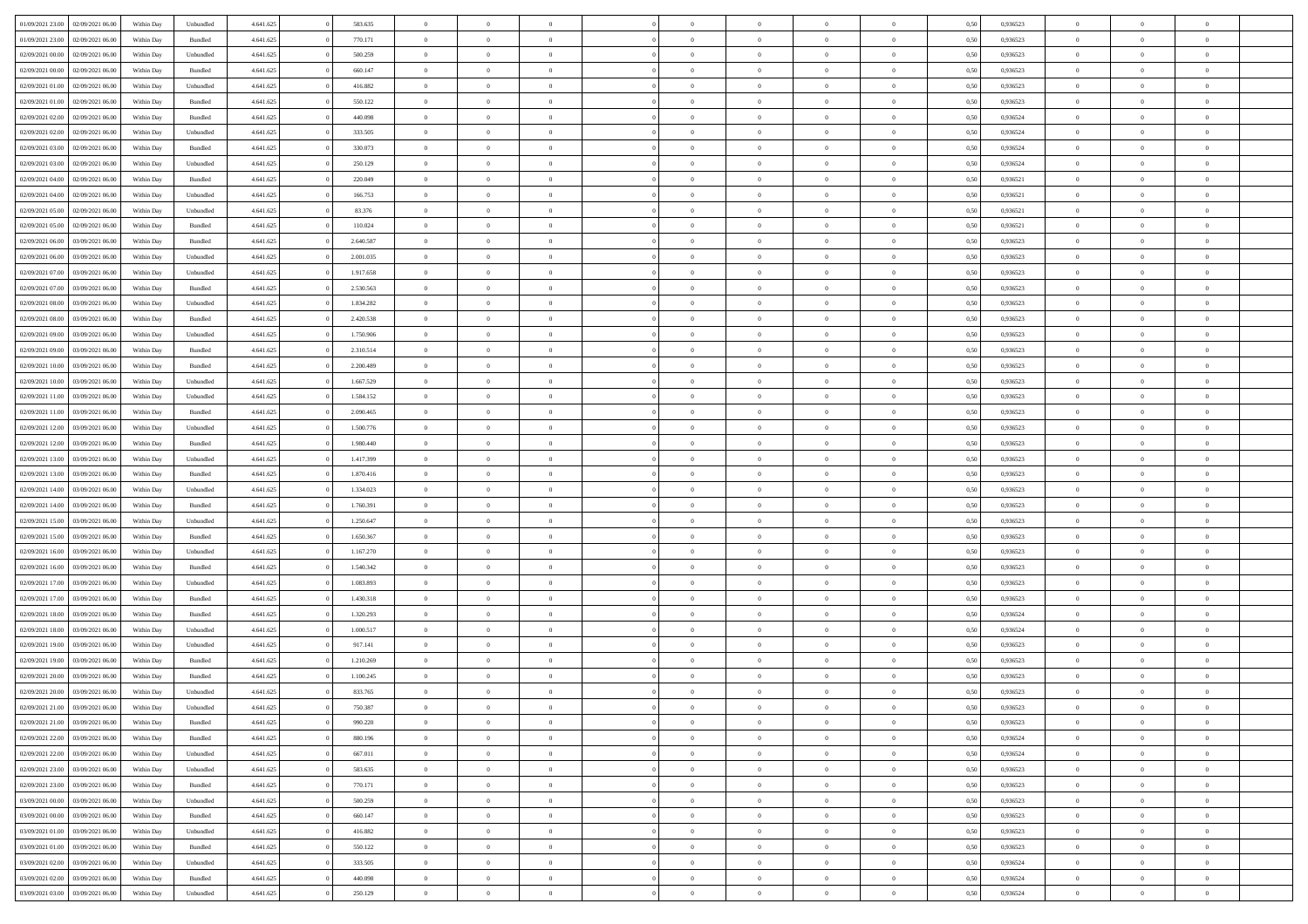| | | | | | | | | | | | | | | | | | | | | |
|---|---|---|---|---|---|---|---|---|---|---|---|---|---|---|---|---|---|---|---|---|
| 01/09/2021 23:00 | 02/09/2021 06:00 | Within Day | Unbundled | 4.641.625 | 0 | 583.635 | 0 | 0 | 0 | | 0 | 0 | 0 | 0 | 0,50 | 0,936523 | 0 | 0 | 0 | |
| 01/09/2021 23:00 | 02/09/2021 06:00 | Within Day | Bundled | 4.641.625 | 0 | 770.171 | 0 | 0 | 0 | | 0 | 0 | 0 | 0 | 0,50 | 0,936523 | 0 | 0 | 0 | |
| 02/09/2021 00:00 | 02/09/2021 06:00 | Within Day | Unbundled | 4.641.625 | 0 | 500.259 | 0 | 0 | 0 | | 0 | 0 | 0 | 0 | 0,50 | 0,936523 | 0 | 0 | 0 | |
| 02/09/2021 00:00 | 02/09/2021 06:00 | Within Day | Bundled | 4.641.625 | 0 | 660.147 | 0 | 0 | 0 | | 0 | 0 | 0 | 0 | 0,50 | 0,936523 | 0 | 0 | 0 | |
| 02/09/2021 01:00 | 02/09/2021 06:00 | Within Day | Unbundled | 4.641.625 | 0 | 416.882 | 0 | 0 | 0 | | 0 | 0 | 0 | 0 | 0,50 | 0,936523 | 0 | 0 | 0 | |
| 02/09/2021 01:00 | 02/09/2021 06:00 | Within Day | Bundled | 4.641.625 | 0 | 550.122 | 0 | 0 | 0 | | 0 | 0 | 0 | 0 | 0,50 | 0,936523 | 0 | 0 | 0 | |
| 02/09/2021 02:00 | 02/09/2021 06:00 | Within Day | Bundled | 4.641.625 | 0 | 440.098 | 0 | 0 | 0 | | 0 | 0 | 0 | 0 | 0,50 | 0,936524 | 0 | 0 | 0 | |
| 02/09/2021 02:00 | 02/09/2021 06:00 | Within Day | Unbundled | 4.641.625 | 0 | 333.505 | 0 | 0 | 0 | | 0 | 0 | 0 | 0 | 0,50 | 0,936524 | 0 | 0 | 0 | |
| 02/09/2021 03:00 | 02/09/2021 06:00 | Within Day | Bundled | 4.641.625 | 0 | 330.073 | 0 | 0 | 0 | | 0 | 0 | 0 | 0 | 0,50 | 0,936524 | 0 | 0 | 0 | |
| 02/09/2021 03:00 | 02/09/2021 06:00 | Within Day | Unbundled | 4.641.625 | 0 | 250.129 | 0 | 0 | 0 | | 0 | 0 | 0 | 0 | 0,50 | 0,936524 | 0 | 0 | 0 | |
| 02/09/2021 04:00 | 02/09/2021 06:00 | Within Day | Bundled | 4.641.625 | 0 | 220.049 | 0 | 0 | 0 | | 0 | 0 | 0 | 0 | 0,50 | 0,936521 | 0 | 0 | 0 | |
| 02/09/2021 04:00 | 02/09/2021 06:00 | Within Day | Unbundled | 4.641.625 | 0 | 166.753 | 0 | 0 | 0 | | 0 | 0 | 0 | 0 | 0,50 | 0,936521 | 0 | 0 | 0 | |
| 02/09/2021 05:00 | 02/09/2021 06:00 | Within Day | Unbundled | 4.641.625 | 0 | 83.376 | 0 | 0 | 0 | | 0 | 0 | 0 | 0 | 0,50 | 0,936521 | 0 | 0 | 0 | |
| 02/09/2021 05:00 | 02/09/2021 06:00 | Within Day | Bundled | 4.641.625 | 0 | 110.024 | 0 | 0 | 0 | | 0 | 0 | 0 | 0 | 0,50 | 0,936521 | 0 | 0 | 0 | |
| 02/09/2021 06:00 | 03/09/2021 06:00 | Within Day | Bundled | 4.641.625 | 0 | 2.640.587 | 0 | 0 | 0 | | 0 | 0 | 0 | 0 | 0,50 | 0,936523 | 0 | 0 | 0 | |
| 02/09/2021 06:00 | 03/09/2021 06:00 | Within Day | Unbundled | 4.641.625 | 0 | 2.001.035 | 0 | 0 | 0 | | 0 | 0 | 0 | 0 | 0,50 | 0,936523 | 0 | 0 | 0 | |
| 02/09/2021 07:00 | 03/09/2021 06:00 | Within Day | Unbundled | 4.641.625 | 0 | 1.917.658 | 0 | 0 | 0 | | 0 | 0 | 0 | 0 | 0,50 | 0,936523 | 0 | 0 | 0 | |
| 02/09/2021 07:00 | 03/09/2021 06:00 | Within Day | Bundled | 4.641.625 | 0 | 2.530.563 | 0 | 0 | 0 | | 0 | 0 | 0 | 0 | 0,50 | 0,936523 | 0 | 0 | 0 | |
| 02/09/2021 08:00 | 03/09/2021 06:00 | Within Day | Unbundled | 4.641.625 | 0 | 1.834.282 | 0 | 0 | 0 | | 0 | 0 | 0 | 0 | 0,50 | 0,936523 | 0 | 0 | 0 | |
| 02/09/2021 08:00 | 03/09/2021 06:00 | Within Day | Bundled | 4.641.625 | 0 | 2.420.538 | 0 | 0 | 0 | | 0 | 0 | 0 | 0 | 0,50 | 0,936523 | 0 | 0 | 0 | |
| 02/09/2021 09:00 | 03/09/2021 06:00 | Within Day | Unbundled | 4.641.625 | 0 | 1.750.906 | 0 | 0 | 0 | | 0 | 0 | 0 | 0 | 0,50 | 0,936523 | 0 | 0 | 0 | |
| 02/09/2021 09:00 | 03/09/2021 06:00 | Within Day | Bundled | 4.641.625 | 0 | 2.310.514 | 0 | 0 | 0 | | 0 | 0 | 0 | 0 | 0,50 | 0,936523 | 0 | 0 | 0 | |
| 02/09/2021 10:00 | 03/09/2021 06:00 | Within Day | Bundled | 4.641.625 | 0 | 2.200.489 | 0 | 0 | 0 | | 0 | 0 | 0 | 0 | 0,50 | 0,936523 | 0 | 0 | 0 | |
| 02/09/2021 10:00 | 03/09/2021 06:00 | Within Day | Unbundled | 4.641.625 | 0 | 1.667.529 | 0 | 0 | 0 | | 0 | 0 | 0 | 0 | 0,50 | 0,936523 | 0 | 0 | 0 | |
| 02/09/2021 11:00 | 03/09/2021 06:00 | Within Day | Unbundled | 4.641.625 | 0 | 1.584.152 | 0 | 0 | 0 | | 0 | 0 | 0 | 0 | 0,50 | 0,936523 | 0 | 0 | 0 | |
| 02/09/2021 11:00 | 03/09/2021 06:00 | Within Day | Bundled | 4.641.625 | 0 | 2.090.465 | 0 | 0 | 0 | | 0 | 0 | 0 | 0 | 0,50 | 0,936523 | 0 | 0 | 0 | |
| 02/09/2021 12:00 | 03/09/2021 06:00 | Within Day | Unbundled | 4.641.625 | 0 | 1.500.776 | 0 | 0 | 0 | | 0 | 0 | 0 | 0 | 0,50 | 0,936523 | 0 | 0 | 0 | |
| 02/09/2021 12:00 | 03/09/2021 06:00 | Within Day | Bundled | 4.641.625 | 0 | 1.980.440 | 0 | 0 | 0 | | 0 | 0 | 0 | 0 | 0,50 | 0,936523 | 0 | 0 | 0 | |
| 02/09/2021 13:00 | 03/09/2021 06:00 | Within Day | Unbundled | 4.641.625 | 0 | 1.417.399 | 0 | 0 | 0 | | 0 | 0 | 0 | 0 | 0,50 | 0,936523 | 0 | 0 | 0 | |
| 02/09/2021 13:00 | 03/09/2021 06:00 | Within Day | Bundled | 4.641.625 | 0 | 1.870.416 | 0 | 0 | 0 | | 0 | 0 | 0 | 0 | 0,50 | 0,936523 | 0 | 0 | 0 | |
| 02/09/2021 14:00 | 03/09/2021 06:00 | Within Day | Unbundled | 4.641.625 | 0 | 1.334.023 | 0 | 0 | 0 | | 0 | 0 | 0 | 0 | 0,50 | 0,936523 | 0 | 0 | 0 | |
| 02/09/2021 14:00 | 03/09/2021 06:00 | Within Day | Bundled | 4.641.625 | 0 | 1.760.391 | 0 | 0 | 0 | | 0 | 0 | 0 | 0 | 0,50 | 0,936523 | 0 | 0 | 0 | |
| 02/09/2021 15:00 | 03/09/2021 06:00 | Within Day | Unbundled | 4.641.625 | 0 | 1.250.647 | 0 | 0 | 0 | | 0 | 0 | 0 | 0 | 0,50 | 0,936523 | 0 | 0 | 0 | |
| 02/09/2021 15:00 | 03/09/2021 06:00 | Within Day | Bundled | 4.641.625 | 0 | 1.650.367 | 0 | 0 | 0 | | 0 | 0 | 0 | 0 | 0,50 | 0,936523 | 0 | 0 | 0 | |
| 02/09/2021 16:00 | 03/09/2021 06:00 | Within Day | Unbundled | 4.641.625 | 0 | 1.167.270 | 0 | 0 | 0 | | 0 | 0 | 0 | 0 | 0,50 | 0,936523 | 0 | 0 | 0 | |
| 02/09/2021 16:00 | 03/09/2021 06:00 | Within Day | Bundled | 4.641.625 | 0 | 1.540.342 | 0 | 0 | 0 | | 0 | 0 | 0 | 0 | 0,50 | 0,936523 | 0 | 0 | 0 | |
| 02/09/2021 17:00 | 03/09/2021 06:00 | Within Day | Unbundled | 4.641.625 | 0 | 1.083.893 | 0 | 0 | 0 | | 0 | 0 | 0 | 0 | 0,50 | 0,936523 | 0 | 0 | 0 | |
| 02/09/2021 17:00 | 03/09/2021 06:00 | Within Day | Bundled | 4.641.625 | 0 | 1.430.318 | 0 | 0 | 0 | | 0 | 0 | 0 | 0 | 0,50 | 0,936523 | 0 | 0 | 0 | |
| 02/09/2021 18:00 | 03/09/2021 06:00 | Within Day | Bundled | 4.641.625 | 0 | 1.320.293 | 0 | 0 | 0 | | 0 | 0 | 0 | 0 | 0,50 | 0,936524 | 0 | 0 | 0 | |
| 02/09/2021 18:00 | 03/09/2021 06:00 | Within Day | Unbundled | 4.641.625 | 0 | 1.000.517 | 0 | 0 | 0 | | 0 | 0 | 0 | 0 | 0,50 | 0,936524 | 0 | 0 | 0 | |
| 02/09/2021 19:00 | 03/09/2021 06:00 | Within Day | Unbundled | 4.641.625 | 0 | 917.141 | 0 | 0 | 0 | | 0 | 0 | 0 | 0 | 0,50 | 0,936523 | 0 | 0 | 0 | |
| 02/09/2021 19:00 | 03/09/2021 06:00 | Within Day | Bundled | 4.641.625 | 0 | 1.210.269 | 0 | 0 | 0 | | 0 | 0 | 0 | 0 | 0,50 | 0,936523 | 0 | 0 | 0 | |
| 02/09/2021 20:00 | 03/09/2021 06:00 | Within Day | Bundled | 4.641.625 | 0 | 1.100.245 | 0 | 0 | 0 | | 0 | 0 | 0 | 0 | 0,50 | 0,936523 | 0 | 0 | 0 | |
| 02/09/2021 20:00 | 03/09/2021 06:00 | Within Day | Unbundled | 4.641.625 | 0 | 833.765 | 0 | 0 | 0 | | 0 | 0 | 0 | 0 | 0,50 | 0,936523 | 0 | 0 | 0 | |
| 02/09/2021 21:00 | 03/09/2021 06:00 | Within Day | Unbundled | 4.641.625 | 0 | 750.387 | 0 | 0 | 0 | | 0 | 0 | 0 | 0 | 0,50 | 0,936523 | 0 | 0 | 0 | |
| 02/09/2021 21:00 | 03/09/2021 06:00 | Within Day | Bundled | 4.641.625 | 0 | 990.220 | 0 | 0 | 0 | | 0 | 0 | 0 | 0 | 0,50 | 0,936523 | 0 | 0 | 0 | |
| 02/09/2021 22:00 | 03/09/2021 06:00 | Within Day | Bundled | 4.641.625 | 0 | 880.196 | 0 | 0 | 0 | | 0 | 0 | 0 | 0 | 0,50 | 0,936524 | 0 | 0 | 0 | |
| 02/09/2021 22:00 | 03/09/2021 06:00 | Within Day | Unbundled | 4.641.625 | 0 | 667.011 | 0 | 0 | 0 | | 0 | 0 | 0 | 0 | 0,50 | 0,936524 | 0 | 0 | 0 | |
| 02/09/2021 23:00 | 03/09/2021 06:00 | Within Day | Unbundled | 4.641.625 | 0 | 583.635 | 0 | 0 | 0 | | 0 | 0 | 0 | 0 | 0,50 | 0,936523 | 0 | 0 | 0 | |
| 02/09/2021 23:00 | 03/09/2021 06:00 | Within Day | Bundled | 4.641.625 | 0 | 770.171 | 0 | 0 | 0 | | 0 | 0 | 0 | 0 | 0,50 | 0,936523 | 0 | 0 | 0 | |
| 03/09/2021 00:00 | 03/09/2021 06:00 | Within Day | Unbundled | 4.641.625 | 0 | 500.259 | 0 | 0 | 0 | | 0 | 0 | 0 | 0 | 0,50 | 0,936523 | 0 | 0 | 0 | |
| 03/09/2021 00:00 | 03/09/2021 06:00 | Within Day | Bundled | 4.641.625 | 0 | 660.147 | 0 | 0 | 0 | | 0 | 0 | 0 | 0 | 0,50 | 0,936523 | 0 | 0 | 0 | |
| 03/09/2021 01:00 | 03/09/2021 06:00 | Within Day | Unbundled | 4.641.625 | 0 | 416.882 | 0 | 0 | 0 | | 0 | 0 | 0 | 0 | 0,50 | 0,936523 | 0 | 0 | 0 | |
| 03/09/2021 01:00 | 03/09/2021 06:00 | Within Day | Bundled | 4.641.625 | 0 | 550.122 | 0 | 0 | 0 | | 0 | 0 | 0 | 0 | 0,50 | 0,936523 | 0 | 0 | 0 | |
| 03/09/2021 02:00 | 03/09/2021 06:00 | Within Day | Unbundled | 4.641.625 | 0 | 333.505 | 0 | 0 | 0 | | 0 | 0 | 0 | 0 | 0,50 | 0,936524 | 0 | 0 | 0 | |
| 03/09/2021 02:00 | 03/09/2021 06:00 | Within Day | Bundled | 4.641.625 | 0 | 440.098 | 0 | 0 | 0 | | 0 | 0 | 0 | 0 | 0,50 | 0,936524 | 0 | 0 | 0 | |
| 03/09/2021 03:00 | 03/09/2021 06:00 | Within Day | Unbundled | 4.641.625 | 0 | 250.129 | 0 | 0 | 0 | | 0 | 0 | 0 | 0 | 0,50 | 0,936524 | 0 | 0 | 0 | |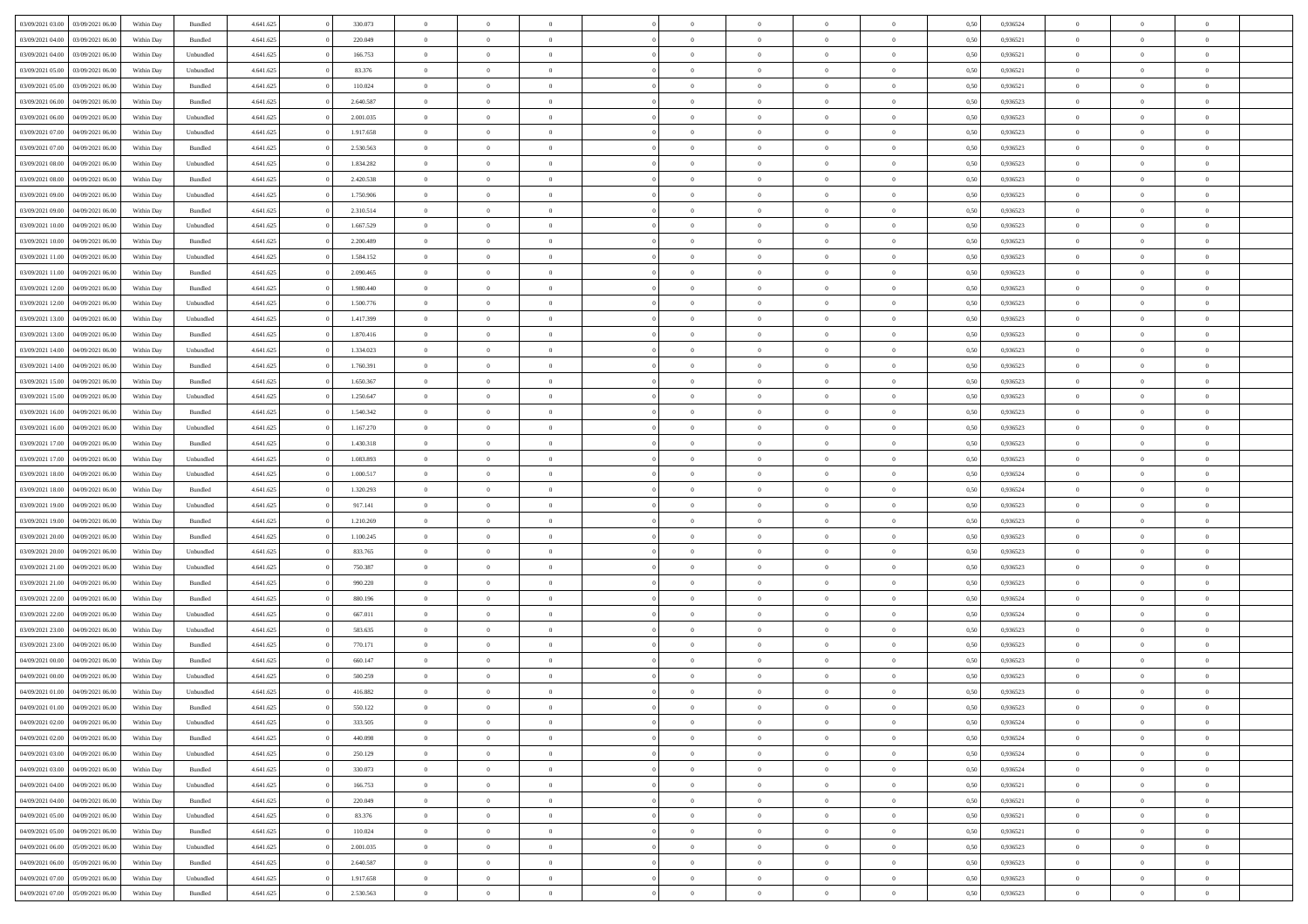| | | | | | | | | | | | | | | | | | | | | |
|---|---|---|---|---|---|---|---|---|---|---|---|---|---|---|---|---|---|---|---|---|
| 03/09/2021 03.00 | 03/09/2021 06.00 | Within Day | Bundled | 4.641.625 | 0 | 330.073 | 0 | 0 | 0 | | 0 | 0 | 0 | 0 | 0,50 | 0,936524 | 0 | 0 | 0 | |
| 03/09/2021 04.00 | 03/09/2021 06.00 | Within Day | Bundled | 4.641.625 | 0 | 220.049 | 0 | 0 | 0 | | 0 | 0 | 0 | 0 | 0,50 | 0,936521 | 0 | 0 | 0 | |
| 03/09/2021 04.00 | 03/09/2021 06.00 | Within Day | Unbundled | 4.641.625 | 0 | 166.753 | 0 | 0 | 0 | | 0 | 0 | 0 | 0 | 0,50 | 0,936521 | 0 | 0 | 0 | |
| 03/09/2021 05.00 | 03/09/2021 06.00 | Within Day | Unbundled | 4.641.625 | 0 | 83.376 | 0 | 0 | 0 | | 0 | 0 | 0 | 0 | 0,50 | 0,936521 | 0 | 0 | 0 | |
| 03/09/2021 05.00 | 03/09/2021 06.00 | Within Day | Bundled | 4.641.625 | 0 | 110.024 | 0 | 0 | 0 | | 0 | 0 | 0 | 0 | 0,50 | 0,936521 | 0 | 0 | 0 | |
| 03/09/2021 06.00 | 04/09/2021 06.00 | Within Day | Bundled | 4.641.625 | 0 | 2.640.587 | 0 | 0 | 0 | | 0 | 0 | 0 | 0 | 0,50 | 0,936523 | 0 | 0 | 0 | |
| 03/09/2021 06.00 | 04/09/2021 06.00 | Within Day | Unbundled | 4.641.625 | 0 | 2.001.035 | 0 | 0 | 0 | | 0 | 0 | 0 | 0 | 0,50 | 0,936523 | 0 | 0 | 0 | |
| 03/09/2021 07.00 | 04/09/2021 06.00 | Within Day | Unbundled | 4.641.625 | 0 | 1.917.658 | 0 | 0 | 0 | | 0 | 0 | 0 | 0 | 0,50 | 0,936523 | 0 | 0 | 0 | |
| 03/09/2021 07.00 | 04/09/2021 06.00 | Within Day | Bundled | 4.641.625 | 0 | 2.530.563 | 0 | 0 | 0 | | 0 | 0 | 0 | 0 | 0,50 | 0,936523 | 0 | 0 | 0 | |
| 03/09/2021 08.00 | 04/09/2021 06.00 | Within Day | Unbundled | 4.641.625 | 0 | 1.834.282 | 0 | 0 | 0 | | 0 | 0 | 0 | 0 | 0,50 | 0,936523 | 0 | 0 | 0 | |
| 03/09/2021 08.00 | 04/09/2021 06.00 | Within Day | Bundled | 4.641.625 | 0 | 2.420.538 | 0 | 0 | 0 | | 0 | 0 | 0 | 0 | 0,50 | 0,936523 | 0 | 0 | 0 | |
| 03/09/2021 09.00 | 04/09/2021 06.00 | Within Day | Unbundled | 4.641.625 | 0 | 1.750.906 | 0 | 0 | 0 | | 0 | 0 | 0 | 0 | 0,50 | 0,936523 | 0 | 0 | 0 | |
| 03/09/2021 09.00 | 04/09/2021 06.00 | Within Day | Bundled | 4.641.625 | 0 | 2.310.514 | 0 | 0 | 0 | | 0 | 0 | 0 | 0 | 0,50 | 0,936523 | 0 | 0 | 0 | |
| 03/09/2021 10.00 | 04/09/2021 06.00 | Within Day | Unbundled | 4.641.625 | 0 | 1.667.529 | 0 | 0 | 0 | | 0 | 0 | 0 | 0 | 0,50 | 0,936523 | 0 | 0 | 0 | |
| 03/09/2021 10.00 | 04/09/2021 06.00 | Within Day | Bundled | 4.641.625 | 0 | 2.200.489 | 0 | 0 | 0 | | 0 | 0 | 0 | 0 | 0,50 | 0,936523 | 0 | 0 | 0 | |
| 03/09/2021 11.00 | 04/09/2021 06.00 | Within Day | Unbundled | 4.641.625 | 0 | 1.584.152 | 0 | 0 | 0 | | 0 | 0 | 0 | 0 | 0,50 | 0,936523 | 0 | 0 | 0 | |
| 03/09/2021 11.00 | 04/09/2021 06.00 | Within Day | Bundled | 4.641.625 | 0 | 2.090.465 | 0 | 0 | 0 | | 0 | 0 | 0 | 0 | 0,50 | 0,936523 | 0 | 0 | 0 | |
| 03/09/2021 12.00 | 04/09/2021 06.00 | Within Day | Bundled | 4.641.625 | 0 | 1.980.440 | 0 | 0 | 0 | | 0 | 0 | 0 | 0 | 0,50 | 0,936523 | 0 | 0 | 0 | |
| 03/09/2021 12.00 | 04/09/2021 06.00 | Within Day | Unbundled | 4.641.625 | 0 | 1.500.776 | 0 | 0 | 0 | | 0 | 0 | 0 | 0 | 0,50 | 0,936523 | 0 | 0 | 0 | |
| 03/09/2021 13.00 | 04/09/2021 06.00 | Within Day | Unbundled | 4.641.625 | 0 | 1.417.399 | 0 | 0 | 0 | | 0 | 0 | 0 | 0 | 0,50 | 0,936523 | 0 | 0 | 0 | |
| 03/09/2021 13.00 | 04/09/2021 06.00 | Within Day | Bundled | 4.641.625 | 0 | 1.870.416 | 0 | 0 | 0 | | 0 | 0 | 0 | 0 | 0,50 | 0,936523 | 0 | 0 | 0 | |
| 03/09/2021 14.00 | 04/09/2021 06.00 | Within Day | Unbundled | 4.641.625 | 0 | 1.334.023 | 0 | 0 | 0 | | 0 | 0 | 0 | 0 | 0,50 | 0,936523 | 0 | 0 | 0 | |
| 03/09/2021 14.00 | 04/09/2021 06.00 | Within Day | Bundled | 4.641.625 | 0 | 1.760.391 | 0 | 0 | 0 | | 0 | 0 | 0 | 0 | 0,50 | 0,936523 | 0 | 0 | 0 | |
| 03/09/2021 15.00 | 04/09/2021 06.00 | Within Day | Bundled | 4.641.625 | 0 | 1.650.367 | 0 | 0 | 0 | | 0 | 0 | 0 | 0 | 0,50 | 0,936523 | 0 | 0 | 0 | |
| 03/09/2021 15.00 | 04/09/2021 06.00 | Within Day | Unbundled | 4.641.625 | 0 | 1.250.647 | 0 | 0 | 0 | | 0 | 0 | 0 | 0 | 0,50 | 0,936523 | 0 | 0 | 0 | |
| 03/09/2021 16.00 | 04/09/2021 06.00 | Within Day | Bundled | 4.641.625 | 0 | 1.540.342 | 0 | 0 | 0 | | 0 | 0 | 0 | 0 | 0,50 | 0,936523 | 0 | 0 | 0 | |
| 03/09/2021 16.00 | 04/09/2021 06.00 | Within Day | Unbundled | 4.641.625 | 0 | 1.167.270 | 0 | 0 | 0 | | 0 | 0 | 0 | 0 | 0,50 | 0,936523 | 0 | 0 | 0 | |
| 03/09/2021 17.00 | 04/09/2021 06.00 | Within Day | Bundled | 4.641.625 | 0 | 1.430.318 | 0 | 0 | 0 | | 0 | 0 | 0 | 0 | 0,50 | 0,936523 | 0 | 0 | 0 | |
| 03/09/2021 17.00 | 04/09/2021 06.00 | Within Day | Unbundled | 4.641.625 | 0 | 1.083.893 | 0 | 0 | 0 | | 0 | 0 | 0 | 0 | 0,50 | 0,936523 | 0 | 0 | 0 | |
| 03/09/2021 18.00 | 04/09/2021 06.00 | Within Day | Unbundled | 4.641.625 | 0 | 1.000.517 | 0 | 0 | 0 | | 0 | 0 | 0 | 0 | 0,50 | 0,936524 | 0 | 0 | 0 | |
| 03/09/2021 18.00 | 04/09/2021 06.00 | Within Day | Bundled | 4.641.625 | 0 | 1.320.293 | 0 | 0 | 0 | | 0 | 0 | 0 | 0 | 0,50 | 0,936524 | 0 | 0 | 0 | |
| 03/09/2021 19.00 | 04/09/2021 06.00 | Within Day | Unbundled | 4.641.625 | 0 | 917.141 | 0 | 0 | 0 | | 0 | 0 | 0 | 0 | 0,50 | 0,936523 | 0 | 0 | 0 | |
| 03/09/2021 19.00 | 04/09/2021 06.00 | Within Day | Bundled | 4.641.625 | 0 | 1.210.269 | 0 | 0 | 0 | | 0 | 0 | 0 | 0 | 0,50 | 0,936523 | 0 | 0 | 0 | |
| 03/09/2021 20.00 | 04/09/2021 06.00 | Within Day | Bundled | 4.641.625 | 0 | 1.100.245 | 0 | 0 | 0 | | 0 | 0 | 0 | 0 | 0,50 | 0,936523 | 0 | 0 | 0 | |
| 03/09/2021 20.00 | 04/09/2021 06.00 | Within Day | Unbundled | 4.641.625 | 0 | 833.765 | 0 | 0 | 0 | | 0 | 0 | 0 | 0 | 0,50 | 0,936523 | 0 | 0 | 0 | |
| 03/09/2021 21.00 | 04/09/2021 06.00 | Within Day | Unbundled | 4.641.625 | 0 | 750.387 | 0 | 0 | 0 | | 0 | 0 | 0 | 0 | 0,50 | 0,936523 | 0 | 0 | 0 | |
| 03/09/2021 21.00 | 04/09/2021 06.00 | Within Day | Bundled | 4.641.625 | 0 | 990.220 | 0 | 0 | 0 | | 0 | 0 | 0 | 0 | 0,50 | 0,936523 | 0 | 0 | 0 | |
| 03/09/2021 22.00 | 04/09/2021 06.00 | Within Day | Bundled | 4.641.625 | 0 | 880.196 | 0 | 0 | 0 | | 0 | 0 | 0 | 0 | 0,50 | 0,936524 | 0 | 0 | 0 | |
| 03/09/2021 22.00 | 04/09/2021 06.00 | Within Day | Unbundled | 4.641.625 | 0 | 667.011 | 0 | 0 | 0 | | 0 | 0 | 0 | 0 | 0,50 | 0,936524 | 0 | 0 | 0 | |
| 03/09/2021 23.00 | 04/09/2021 06.00 | Within Day | Unbundled | 4.641.625 | 0 | 583.635 | 0 | 0 | 0 | | 0 | 0 | 0 | 0 | 0,50 | 0,936523 | 0 | 0 | 0 | |
| 03/09/2021 23.00 | 04/09/2021 06.00 | Within Day | Bundled | 4.641.625 | 0 | 770.171 | 0 | 0 | 0 | | 0 | 0 | 0 | 0 | 0,50 | 0,936523 | 0 | 0 | 0 | |
| 04/09/2021 00.00 | 04/09/2021 06.00 | Within Day | Bundled | 4.641.625 | 0 | 660.147 | 0 | 0 | 0 | | 0 | 0 | 0 | 0 | 0,50 | 0,936523 | 0 | 0 | 0 | |
| 04/09/2021 00.00 | 04/09/2021 06.00 | Within Day | Unbundled | 4.641.625 | 0 | 500.259 | 0 | 0 | 0 | | 0 | 0 | 0 | 0 | 0,50 | 0,936523 | 0 | 0 | 0 | |
| 04/09/2021 01.00 | 04/09/2021 06.00 | Within Day | Unbundled | 4.641.625 | 0 | 416.882 | 0 | 0 | 0 | | 0 | 0 | 0 | 0 | 0,50 | 0,936523 | 0 | 0 | 0 | |
| 04/09/2021 01.00 | 04/09/2021 06.00 | Within Day | Bundled | 4.641.625 | 0 | 550.122 | 0 | 0 | 0 | | 0 | 0 | 0 | 0 | 0,50 | 0,936523 | 0 | 0 | 0 | |
| 04/09/2021 02.00 | 04/09/2021 06.00 | Within Day | Unbundled | 4.641.625 | 0 | 333.505 | 0 | 0 | 0 | | 0 | 0 | 0 | 0 | 0,50 | 0,936524 | 0 | 0 | 0 | |
| 04/09/2021 02.00 | 04/09/2021 06.00 | Within Day | Bundled | 4.641.625 | 0 | 440.098 | 0 | 0 | 0 | | 0 | 0 | 0 | 0 | 0,50 | 0,936524 | 0 | 0 | 0 | |
| 04/09/2021 03.00 | 04/09/2021 06.00 | Within Day | Unbundled | 4.641.625 | 0 | 250.129 | 0 | 0 | 0 | | 0 | 0 | 0 | 0 | 0,50 | 0,936524 | 0 | 0 | 0 | |
| 04/09/2021 03.00 | 04/09/2021 06.00 | Within Day | Bundled | 4.641.625 | 0 | 330.073 | 0 | 0 | 0 | | 0 | 0 | 0 | 0 | 0,50 | 0,936524 | 0 | 0 | 0 | |
| 04/09/2021 04.00 | 04/09/2021 06.00 | Within Day | Unbundled | 4.641.625 | 0 | 166.753 | 0 | 0 | 0 | | 0 | 0 | 0 | 0 | 0,50 | 0,936521 | 0 | 0 | 0 | |
| 04/09/2021 04.00 | 04/09/2021 06.00 | Within Day | Bundled | 4.641.625 | 0 | 220.049 | 0 | 0 | 0 | | 0 | 0 | 0 | 0 | 0,50 | 0,936521 | 0 | 0 | 0 | |
| 04/09/2021 05.00 | 04/09/2021 06.00 | Within Day | Unbundled | 4.641.625 | 0 | 83.376 | 0 | 0 | 0 | | 0 | 0 | 0 | 0 | 0,50 | 0,936521 | 0 | 0 | 0 | |
| 04/09/2021 05.00 | 04/09/2021 06.00 | Within Day | Bundled | 4.641.625 | 0 | 110.024 | 0 | 0 | 0 | | 0 | 0 | 0 | 0 | 0,50 | 0,936521 | 0 | 0 | 0 | |
| 04/09/2021 06.00 | 05/09/2021 06.00 | Within Day | Unbundled | 4.641.625 | 0 | 2.001.035 | 0 | 0 | 0 | | 0 | 0 | 0 | 0 | 0,50 | 0,936523 | 0 | 0 | 0 | |
| 04/09/2021 06.00 | 05/09/2021 06.00 | Within Day | Bundled | 4.641.625 | 0 | 2.640.587 | 0 | 0 | 0 | | 0 | 0 | 0 | 0 | 0,50 | 0,936523 | 0 | 0 | 0 | |
| 04/09/2021 07.00 | 05/09/2021 06.00 | Within Day | Unbundled | 4.641.625 | 0 | 1.917.658 | 0 | 0 | 0 | | 0 | 0 | 0 | 0 | 0,50 | 0,936523 | 0 | 0 | 0 | |
| 04/09/2021 07.00 | 05/09/2021 06.00 | Within Day | Bundled | 4.641.625 | 0 | 2.530.563 | 0 | 0 | 0 | | 0 | 0 | 0 | 0 | 0,50 | 0,936523 | 0 | 0 | 0 | |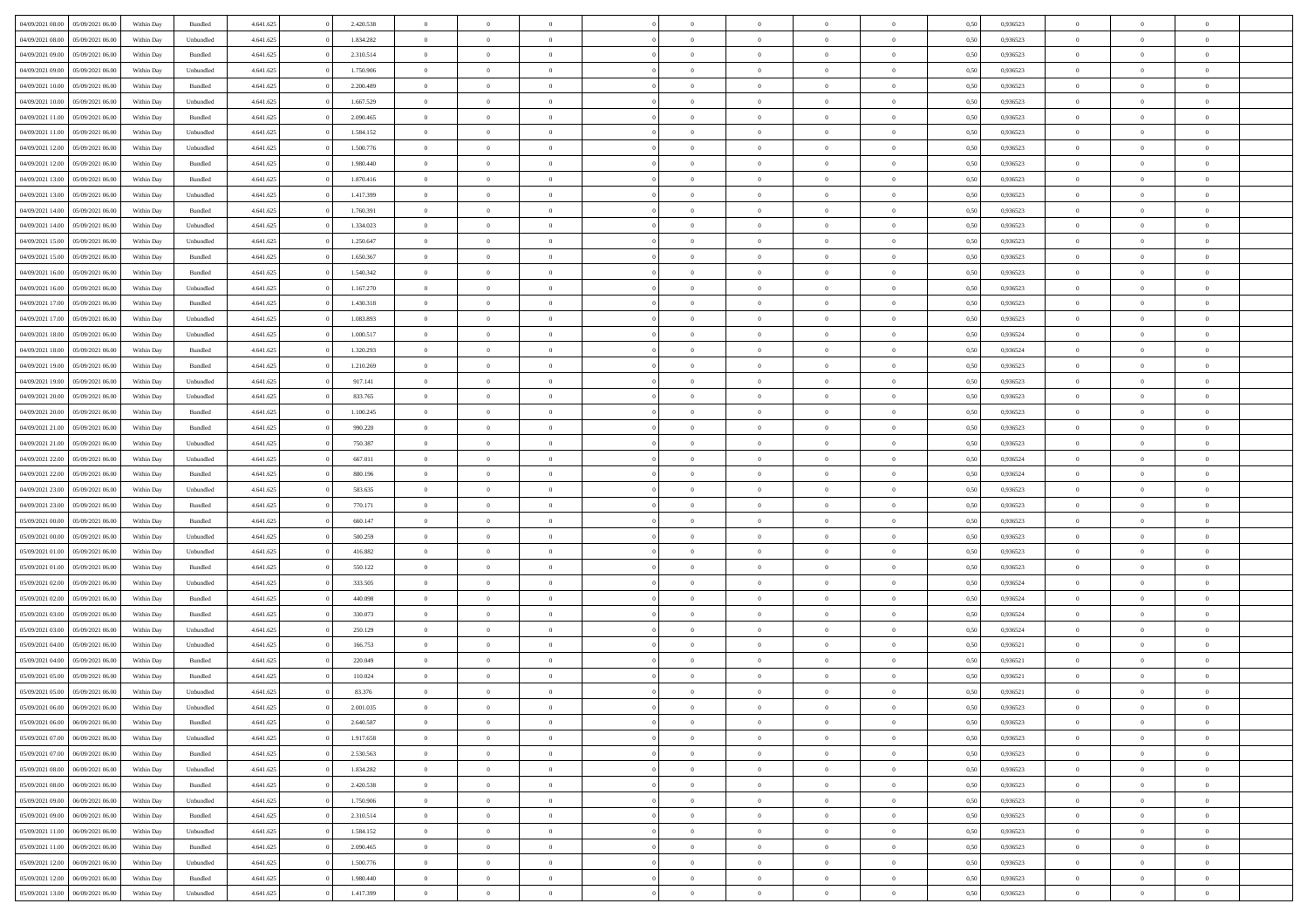| | | | | | | | | | | | | | | | | | | | | | |
|---|---|---|---|---|---|---|---|---|---|---|---|---|---|---|---|---|---|---|---|---|---|
| 04/09/2021 08:00 | 05/09/2021 06:00 | Within Day | Bundled | 4.641.625 | 0 | 2.420.538 | 0 | 0 | 0 | | 0 | 0 | 0 | 0 | 0 | 0,50 | 0,936523 | 0 | 0 | 0 | |
| 04/09/2021 08:00 | 05/09/2021 06:00 | Within Day | Unbundled | 4.641.625 | 0 | 1.834.282 | 0 | 0 | 0 | | 0 | 0 | 0 | 0 | 0 | 0,50 | 0,936523 | 0 | 0 | 0 | |
| 04/09/2021 09:00 | 05/09/2021 06:00 | Within Day | Bundled | 4.641.625 | 0 | 2.310.514 | 0 | 0 | 0 | | 0 | 0 | 0 | 0 | 0 | 0,50 | 0,936523 | 0 | 0 | 0 | |
| 04/09/2021 09:00 | 05/09/2021 06:00 | Within Day | Unbundled | 4.641.625 | 0 | 1.750.906 | 0 | 0 | 0 | | 0 | 0 | 0 | 0 | 0 | 0,50 | 0,936523 | 0 | 0 | 0 | |
| 04/09/2021 10:00 | 05/09/2021 06:00 | Within Day | Bundled | 4.641.625 | 0 | 2.200.489 | 0 | 0 | 0 | | 0 | 0 | 0 | 0 | 0 | 0,50 | 0,936523 | 0 | 0 | 0 | |
| 04/09/2021 10:00 | 05/09/2021 06:00 | Within Day | Unbundled | 4.641.625 | 0 | 1.667.529 | 0 | 0 | 0 | | 0 | 0 | 0 | 0 | 0 | 0,50 | 0,936523 | 0 | 0 | 0 | |
| 04/09/2021 11:00 | 05/09/2021 06:00 | Within Day | Bundled | 4.641.625 | 0 | 2.090.465 | 0 | 0 | 0 | | 0 | 0 | 0 | 0 | 0 | 0,50 | 0,936523 | 0 | 0 | 0 | |
| 04/09/2021 11:00 | 05/09/2021 06:00 | Within Day | Unbundled | 4.641.625 | 0 | 1.584.152 | 0 | 0 | 0 | | 0 | 0 | 0 | 0 | 0 | 0,50 | 0,936523 | 0 | 0 | 0 | |
| 04/09/2021 12:00 | 05/09/2021 06:00 | Within Day | Unbundled | 4.641.625 | 0 | 1.500.776 | 0 | 0 | 0 | | 0 | 0 | 0 | 0 | 0 | 0,50 | 0,936523 | 0 | 0 | 0 | |
| 04/09/2021 12:00 | 05/09/2021 06:00 | Within Day | Bundled | 4.641.625 | 0 | 1.980.440 | 0 | 0 | 0 | | 0 | 0 | 0 | 0 | 0 | 0,50 | 0,936523 | 0 | 0 | 0 | |
| 04/09/2021 13:00 | 05/09/2021 06:00 | Within Day | Bundled | 4.641.625 | 0 | 1.870.416 | 0 | 0 | 0 | | 0 | 0 | 0 | 0 | 0 | 0,50 | 0,936523 | 0 | 0 | 0 | |
| 04/09/2021 13:00 | 05/09/2021 06:00 | Within Day | Unbundled | 4.641.625 | 0 | 1.417.399 | 0 | 0 | 0 | | 0 | 0 | 0 | 0 | 0 | 0,50 | 0,936523 | 0 | 0 | 0 | |
| 04/09/2021 14:00 | 05/09/2021 06:00 | Within Day | Bundled | 4.641.625 | 0 | 1.760.391 | 0 | 0 | 0 | | 0 | 0 | 0 | 0 | 0 | 0,50 | 0,936523 | 0 | 0 | 0 | |
| 04/09/2021 14:00 | 05/09/2021 06:00 | Within Day | Unbundled | 4.641.625 | 0 | 1.334.023 | 0 | 0 | 0 | | 0 | 0 | 0 | 0 | 0 | 0,50 | 0,936523 | 0 | 0 | 0 | |
| 04/09/2021 15:00 | 05/09/2021 06:00 | Within Day | Unbundled | 4.641.625 | 0 | 1.250.647 | 0 | 0 | 0 | | 0 | 0 | 0 | 0 | 0 | 0,50 | 0,936523 | 0 | 0 | 0 | |
| 04/09/2021 15:00 | 05/09/2021 06:00 | Within Day | Bundled | 4.641.625 | 0 | 1.650.367 | 0 | 0 | 0 | | 0 | 0 | 0 | 0 | 0 | 0,50 | 0,936523 | 0 | 0 | 0 | |
| 04/09/2021 16:00 | 05/09/2021 06:00 | Within Day | Bundled | 4.641.625 | 0 | 1.540.342 | 0 | 0 | 0 | | 0 | 0 | 0 | 0 | 0 | 0,50 | 0,936523 | 0 | 0 | 0 | |
| 04/09/2021 16:00 | 05/09/2021 06:00 | Within Day | Unbundled | 4.641.625 | 0 | 1.167.270 | 0 | 0 | 0 | | 0 | 0 | 0 | 0 | 0 | 0,50 | 0,936523 | 0 | 0 | 0 | |
| 04/09/2021 17:00 | 05/09/2021 06:00 | Within Day | Bundled | 4.641.625 | 0 | 1.430.318 | 0 | 0 | 0 | | 0 | 0 | 0 | 0 | 0 | 0,50 | 0,936523 | 0 | 0 | 0 | |
| 04/09/2021 17:00 | 05/09/2021 06:00 | Within Day | Unbundled | 4.641.625 | 0 | 1.083.893 | 0 | 0 | 0 | | 0 | 0 | 0 | 0 | 0 | 0,50 | 0,936523 | 0 | 0 | 0 | |
| 04/09/2021 18:00 | 05/09/2021 06:00 | Within Day | Unbundled | 4.641.625 | 0 | 1.000.517 | 0 | 0 | 0 | | 0 | 0 | 0 | 0 | 0 | 0,50 | 0,936524 | 0 | 0 | 0 | |
| 04/09/2021 18:00 | 05/09/2021 06:00 | Within Day | Bundled | 4.641.625 | 0 | 1.320.293 | 0 | 0 | 0 | | 0 | 0 | 0 | 0 | 0 | 0,50 | 0,936524 | 0 | 0 | 0 | |
| 04/09/2021 19:00 | 05/09/2021 06:00 | Within Day | Bundled | 4.641.625 | 0 | 1.210.269 | 0 | 0 | 0 | | 0 | 0 | 0 | 0 | 0 | 0,50 | 0,936523 | 0 | 0 | 0 | |
| 04/09/2021 19:00 | 05/09/2021 06:00 | Within Day | Unbundled | 4.641.625 | 0 | 917.141 | 0 | 0 | 0 | | 0 | 0 | 0 | 0 | 0 | 0,50 | 0,936523 | 0 | 0 | 0 | |
| 04/09/2021 20:00 | 05/09/2021 06:00 | Within Day | Unbundled | 4.641.625 | 0 | 833.765 | 0 | 0 | 0 | | 0 | 0 | 0 | 0 | 0 | 0,50 | 0,936523 | 0 | 0 | 0 | |
| 04/09/2021 20:00 | 05/09/2021 06:00 | Within Day | Bundled | 4.641.625 | 0 | 1.100.245 | 0 | 0 | 0 | | 0 | 0 | 0 | 0 | 0 | 0,50 | 0,936523 | 0 | 0 | 0 | |
| 04/09/2021 21:00 | 05/09/2021 06:00 | Within Day | Bundled | 4.641.625 | 0 | 990.220 | 0 | 0 | 0 | | 0 | 0 | 0 | 0 | 0 | 0,50 | 0,936523 | 0 | 0 | 0 | |
| 04/09/2021 21:00 | 05/09/2021 06:00 | Within Day | Unbundled | 4.641.625 | 0 | 750.387 | 0 | 0 | 0 | | 0 | 0 | 0 | 0 | 0 | 0,50 | 0,936523 | 0 | 0 | 0 | |
| 04/09/2021 22:00 | 05/09/2021 06:00 | Within Day | Unbundled | 4.641.625 | 0 | 667.011 | 0 | 0 | 0 | | 0 | 0 | 0 | 0 | 0 | 0,50 | 0,936524 | 0 | 0 | 0 | |
| 04/09/2021 22:00 | 05/09/2021 06:00 | Within Day | Bundled | 4.641.625 | 0 | 880.196 | 0 | 0 | 0 | | 0 | 0 | 0 | 0 | 0 | 0,50 | 0,936524 | 0 | 0 | 0 | |
| 04/09/2021 23:00 | 05/09/2021 06:00 | Within Day | Unbundled | 4.641.625 | 0 | 583.635 | 0 | 0 | 0 | | 0 | 0 | 0 | 0 | 0 | 0,50 | 0,936523 | 0 | 0 | 0 | |
| 04/09/2021 23:00 | 05/09/2021 06:00 | Within Day | Bundled | 4.641.625 | 0 | 770.171 | 0 | 0 | 0 | | 0 | 0 | 0 | 0 | 0 | 0,50 | 0,936523 | 0 | 0 | 0 | |
| 05/09/2021 00:00 | 05/09/2021 06:00 | Within Day | Bundled | 4.641.625 | 0 | 660.147 | 0 | 0 | 0 | | 0 | 0 | 0 | 0 | 0 | 0,50 | 0,936523 | 0 | 0 | 0 | |
| 05/09/2021 00:00 | 05/09/2021 06:00 | Within Day | Unbundled | 4.641.625 | 0 | 500.259 | 0 | 0 | 0 | | 0 | 0 | 0 | 0 | 0 | 0,50 | 0,936523 | 0 | 0 | 0 | |
| 05/09/2021 01:00 | 05/09/2021 06:00 | Within Day | Unbundled | 4.641.625 | 0 | 416.882 | 0 | 0 | 0 | | 0 | 0 | 0 | 0 | 0 | 0,50 | 0,936523 | 0 | 0 | 0 | |
| 05/09/2021 01:00 | 05/09/2021 06:00 | Within Day | Bundled | 4.641.625 | 0 | 550.122 | 0 | 0 | 0 | | 0 | 0 | 0 | 0 | 0 | 0,50 | 0,936523 | 0 | 0 | 0 | |
| 05/09/2021 02:00 | 05/09/2021 06:00 | Within Day | Unbundled | 4.641.625 | 0 | 333.505 | 0 | 0 | 0 | | 0 | 0 | 0 | 0 | 0 | 0,50 | 0,936524 | 0 | 0 | 0 | |
| 05/09/2021 02:00 | 05/09/2021 06:00 | Within Day | Bundled | 4.641.625 | 0 | 440.098 | 0 | 0 | 0 | | 0 | 0 | 0 | 0 | 0 | 0,50 | 0,936524 | 0 | 0 | 0 | |
| 05/09/2021 03:00 | 05/09/2021 06:00 | Within Day | Bundled | 4.641.625 | 0 | 330.073 | 0 | 0 | 0 | | 0 | 0 | 0 | 0 | 0 | 0,50 | 0,936524 | 0 | 0 | 0 | |
| 05/09/2021 03:00 | 05/09/2021 06:00 | Within Day | Unbundled | 4.641.625 | 0 | 250.129 | 0 | 0 | 0 | | 0 | 0 | 0 | 0 | 0 | 0,50 | 0,936524 | 0 | 0 | 0 | |
| 05/09/2021 04:00 | 05/09/2021 06:00 | Within Day | Unbundled | 4.641.625 | 0 | 166.753 | 0 | 0 | 0 | | 0 | 0 | 0 | 0 | 0 | 0,50 | 0,936521 | 0 | 0 | 0 | |
| 05/09/2021 04:00 | 05/09/2021 06:00 | Within Day | Bundled | 4.641.625 | 0 | 220.049 | 0 | 0 | 0 | | 0 | 0 | 0 | 0 | 0 | 0,50 | 0,936521 | 0 | 0 | 0 | |
| 05/09/2021 05:00 | 05/09/2021 06:00 | Within Day | Bundled | 4.641.625 | 0 | 110.024 | 0 | 0 | 0 | | 0 | 0 | 0 | 0 | 0 | 0,50 | 0,936521 | 0 | 0 | 0 | |
| 05/09/2021 05:00 | 05/09/2021 06:00 | Within Day | Unbundled | 4.641.625 | 0 | 83.376 | 0 | 0 | 0 | | 0 | 0 | 0 | 0 | 0 | 0,50 | 0,936521 | 0 | 0 | 0 | |
| 05/09/2021 06:00 | 06/09/2021 06:00 | Within Day | Unbundled | 4.641.625 | 0 | 2.001.035 | 0 | 0 | 0 | | 0 | 0 | 0 | 0 | 0 | 0,50 | 0,936523 | 0 | 0 | 0 | |
| 05/09/2021 06:00 | 06/09/2021 06:00 | Within Day | Bundled | 4.641.625 | 0 | 2.640.587 | 0 | 0 | 0 | | 0 | 0 | 0 | 0 | 0 | 0,50 | 0,936523 | 0 | 0 | 0 | |
| 05/09/2021 07:00 | 06/09/2021 06:00 | Within Day | Unbundled | 4.641.625 | 0 | 1.917.658 | 0 | 0 | 0 | | 0 | 0 | 0 | 0 | 0 | 0,50 | 0,936523 | 0 | 0 | 0 | |
| 05/09/2021 07:00 | 06/09/2021 06:00 | Within Day | Bundled | 4.641.625 | 0 | 2.530.563 | 0 | 0 | 0 | | 0 | 0 | 0 | 0 | 0 | 0,50 | 0,936523 | 0 | 0 | 0 | |
| 05/09/2021 08:00 | 06/09/2021 06:00 | Within Day | Unbundled | 4.641.625 | 0 | 1.834.282 | 0 | 0 | 0 | | 0 | 0 | 0 | 0 | 0 | 0,50 | 0,936523 | 0 | 0 | 0 | |
| 05/09/2021 08:00 | 06/09/2021 06:00 | Within Day | Bundled | 4.641.625 | 0 | 2.420.538 | 0 | 0 | 0 | | 0 | 0 | 0 | 0 | 0 | 0,50 | 0,936523 | 0 | 0 | 0 | |
| 05/09/2021 09:00 | 06/09/2021 06:00 | Within Day | Unbundled | 4.641.625 | 0 | 1.750.906 | 0 | 0 | 0 | | 0 | 0 | 0 | 0 | 0 | 0,50 | 0,936523 | 0 | 0 | 0 | |
| 05/09/2021 09:00 | 06/09/2021 06:00 | Within Day | Bundled | 4.641.625 | 0 | 2.310.514 | 0 | 0 | 0 | | 0 | 0 | 0 | 0 | 0 | 0,50 | 0,936523 | 0 | 0 | 0 | |
| 05/09/2021 11:00 | 06/09/2021 06:00 | Within Day | Unbundled | 4.641.625 | 0 | 1.584.152 | 0 | 0 | 0 | | 0 | 0 | 0 | 0 | 0 | 0,50 | 0,936523 | 0 | 0 | 0 | |
| 05/09/2021 11:00 | 06/09/2021 06:00 | Within Day | Bundled | 4.641.625 | 0 | 2.090.465 | 0 | 0 | 0 | | 0 | 0 | 0 | 0 | 0 | 0,50 | 0,936523 | 0 | 0 | 0 | |
| 05/09/2021 12:00 | 06/09/2021 06:00 | Within Day | Unbundled | 4.641.625 | 0 | 1.500.776 | 0 | 0 | 0 | | 0 | 0 | 0 | 0 | 0 | 0,50 | 0,936523 | 0 | 0 | 0 | |
| 05/09/2021 12:00 | 06/09/2021 06:00 | Within Day | Bundled | 4.641.625 | 0 | 1.980.440 | 0 | 0 | 0 | | 0 | 0 | 0 | 0 | 0 | 0,50 | 0,936523 | 0 | 0 | 0 | |
| 05/09/2021 13:00 | 06/09/2021 06:00 | Within Day | Unbundled | 4.641.625 | 0 | 1.417.399 | 0 | 0 | 0 | | 0 | 0 | 0 | 0 | 0 | 0,50 | 0,936523 | 0 | 0 | 0 | |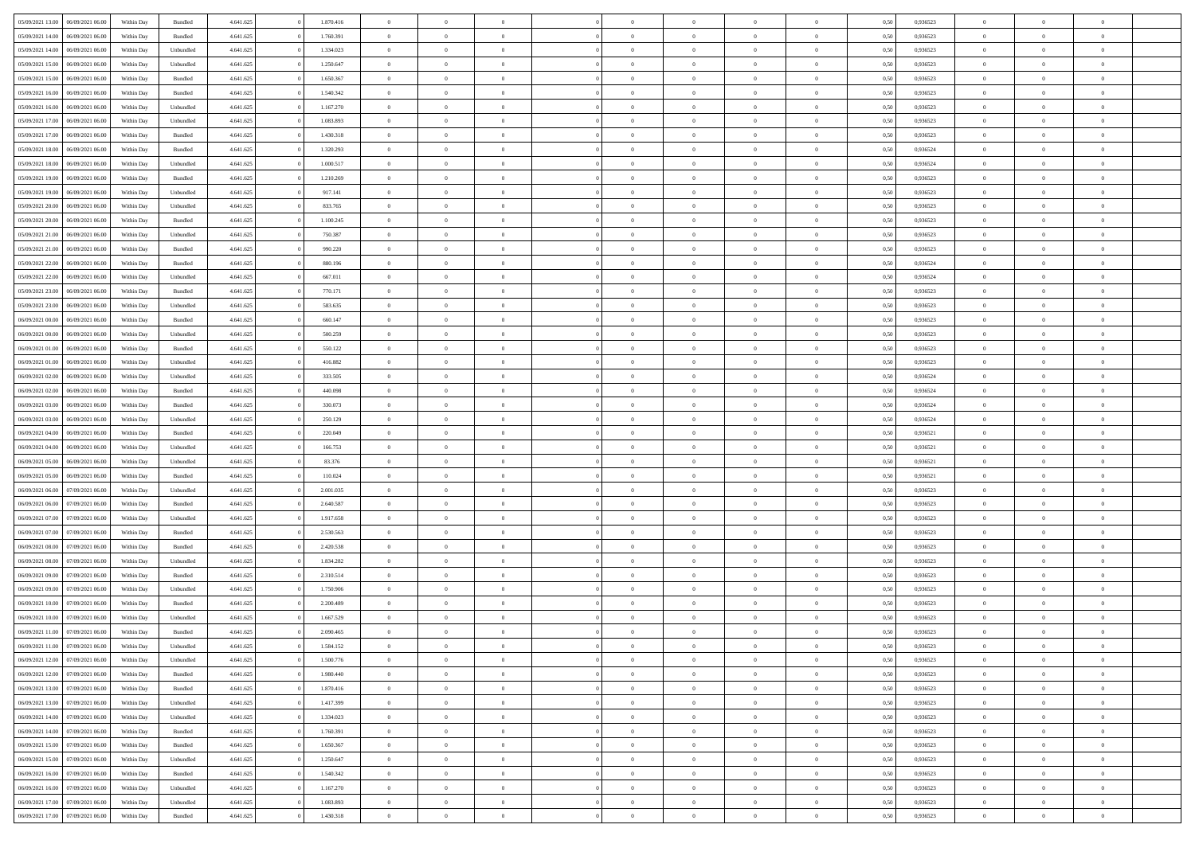| | | | | | | | | | | | | | | | | | | | | | |
|---|---|---|---|---|---|---|---|---|---|---|---|---|---|---|---|---|---|---|---|---|---|
| 05/09/2021 13:00 | 06/09/2021 06:00 | Within Day | Bundled | 4.641.625 | 0 | 1.870.416 | 0 | 0 | 0 | | 0 | 0 | 0 | 0 | 0 | 0,50 | 0,936523 | 0 | 0 | 0 | |
| 05/09/2021 14:00 | 06/09/2021 06:00 | Within Day | Bundled | 4.641.625 | 0 | 1.760.391 | 0 | 0 | 0 | | 0 | 0 | 0 | 0 | 0 | 0,50 | 0,936523 | 0 | 0 | 0 | |
| 05/09/2021 14:00 | 06/09/2021 06:00 | Within Day | Unbundled | 4.641.625 | 0 | 1.334.023 | 0 | 0 | 0 | | 0 | 0 | 0 | 0 | 0 | 0,50 | 0,936523 | 0 | 0 | 0 | |
| 05/09/2021 15:00 | 06/09/2021 06:00 | Within Day | Unbundled | 4.641.625 | 0 | 1.250.647 | 0 | 0 | 0 | | 0 | 0 | 0 | 0 | 0 | 0,50 | 0,936523 | 0 | 0 | 0 | |
| 05/09/2021 15:00 | 06/09/2021 06:00 | Within Day | Bundled | 4.641.625 | 0 | 1.650.367 | 0 | 0 | 0 | | 0 | 0 | 0 | 0 | 0 | 0,50 | 0,936523 | 0 | 0 | 0 | |
| 05/09/2021 16:00 | 06/09/2021 06:00 | Within Day | Bundled | 4.641.625 | 0 | 1.540.342 | 0 | 0 | 0 | | 0 | 0 | 0 | 0 | 0 | 0,50 | 0,936523 | 0 | 0 | 0 | |
| 05/09/2021 16:00 | 06/09/2021 06:00 | Within Day | Unbundled | 4.641.625 | 0 | 1.167.270 | 0 | 0 | 0 | | 0 | 0 | 0 | 0 | 0 | 0,50 | 0,936523 | 0 | 0 | 0 | |
| 05/09/2021 17:00 | 06/09/2021 06:00 | Within Day | Unbundled | 4.641.625 | 0 | 1.083.893 | 0 | 0 | 0 | | 0 | 0 | 0 | 0 | 0 | 0,50 | 0,936523 | 0 | 0 | 0 | |
| 05/09/2021 17:00 | 06/09/2021 06:00 | Within Day | Bundled | 4.641.625 | 0 | 1.430.318 | 0 | 0 | 0 | | 0 | 0 | 0 | 0 | 0 | 0,50 | 0,936523 | 0 | 0 | 0 | |
| 05/09/2021 18:00 | 06/09/2021 06:00 | Within Day | Bundled | 4.641.625 | 0 | 1.320.293 | 0 | 0 | 0 | | 0 | 0 | 0 | 0 | 0 | 0,50 | 0,936524 | 0 | 0 | 0 | |
| 05/09/2021 18:00 | 06/09/2021 06:00 | Within Day | Unbundled | 4.641.625 | 0 | 1.000.517 | 0 | 0 | 0 | | 0 | 0 | 0 | 0 | 0 | 0,50 | 0,936524 | 0 | 0 | 0 | |
| 05/09/2021 19:00 | 06/09/2021 06:00 | Within Day | Bundled | 4.641.625 | 0 | 1.210.269 | 0 | 0 | 0 | | 0 | 0 | 0 | 0 | 0 | 0,50 | 0,936523 | 0 | 0 | 0 | |
| 05/09/2021 19:00 | 06/09/2021 06:00 | Within Day | Unbundled | 4.641.625 | 0 | 917.141 | 0 | 0 | 0 | | 0 | 0 | 0 | 0 | 0 | 0,50 | 0,936523 | 0 | 0 | 0 | |
| 05/09/2021 20:00 | 06/09/2021 06:00 | Within Day | Unbundled | 4.641.625 | 0 | 833.765 | 0 | 0 | 0 | | 0 | 0 | 0 | 0 | 0 | 0,50 | 0,936523 | 0 | 0 | 0 | |
| 05/09/2021 20:00 | 06/09/2021 06:00 | Within Day | Bundled | 4.641.625 | 0 | 1.100.245 | 0 | 0 | 0 | | 0 | 0 | 0 | 0 | 0 | 0,50 | 0,936523 | 0 | 0 | 0 | |
| 05/09/2021 21:00 | 06/09/2021 06:00 | Within Day | Unbundled | 4.641.625 | 0 | 750.387 | 0 | 0 | 0 | | 0 | 0 | 0 | 0 | 0 | 0,50 | 0,936523 | 0 | 0 | 0 | |
| 05/09/2021 21:00 | 06/09/2021 06:00 | Within Day | Bundled | 4.641.625 | 0 | 990.220 | 0 | 0 | 0 | | 0 | 0 | 0 | 0 | 0 | 0,50 | 0,936523 | 0 | 0 | 0 | |
| 05/09/2021 22:00 | 06/09/2021 06:00 | Within Day | Bundled | 4.641.625 | 0 | 880.196 | 0 | 0 | 0 | | 0 | 0 | 0 | 0 | 0 | 0,50 | 0,936524 | 0 | 0 | 0 | |
| 05/09/2021 22:00 | 06/09/2021 06:00 | Within Day | Unbundled | 4.641.625 | 0 | 667.011 | 0 | 0 | 0 | | 0 | 0 | 0 | 0 | 0 | 0,50 | 0,936524 | 0 | 0 | 0 | |
| 05/09/2021 23:00 | 06/09/2021 06:00 | Within Day | Bundled | 4.641.625 | 0 | 770.171 | 0 | 0 | 0 | | 0 | 0 | 0 | 0 | 0 | 0,50 | 0,936523 | 0 | 0 | 0 | |
| 05/09/2021 23:00 | 06/09/2021 06:00 | Within Day | Unbundled | 4.641.625 | 0 | 583.635 | 0 | 0 | 0 | | 0 | 0 | 0 | 0 | 0 | 0,50 | 0,936523 | 0 | 0 | 0 | |
| 06/09/2021 00:00 | 06/09/2021 06:00 | Within Day | Bundled | 4.641.625 | 0 | 660.147 | 0 | 0 | 0 | | 0 | 0 | 0 | 0 | 0 | 0,50 | 0,936523 | 0 | 0 | 0 | |
| 06/09/2021 00:00 | 06/09/2021 06:00 | Within Day | Unbundled | 4.641.625 | 0 | 500.259 | 0 | 0 | 0 | | 0 | 0 | 0 | 0 | 0 | 0,50 | 0,936523 | 0 | 0 | 0 | |
| 06/09/2021 01:00 | 06/09/2021 06:00 | Within Day | Bundled | 4.641.625 | 0 | 550.122 | 0 | 0 | 0 | | 0 | 0 | 0 | 0 | 0 | 0,50 | 0,936523 | 0 | 0 | 0 | |
| 06/09/2021 01:00 | 06/09/2021 06:00 | Within Day | Unbundled | 4.641.625 | 0 | 416.882 | 0 | 0 | 0 | | 0 | 0 | 0 | 0 | 0 | 0,50 | 0,936523 | 0 | 0 | 0 | |
| 06/09/2021 02:00 | 06/09/2021 06:00 | Within Day | Unbundled | 4.641.625 | 0 | 333.505 | 0 | 0 | 0 | | 0 | 0 | 0 | 0 | 0 | 0,50 | 0,936524 | 0 | 0 | 0 | |
| 06/09/2021 02:00 | 06/09/2021 06:00 | Within Day | Bundled | 4.641.625 | 0 | 440.098 | 0 | 0 | 0 | | 0 | 0 | 0 | 0 | 0 | 0,50 | 0,936524 | 0 | 0 | 0 | |
| 06/09/2021 03:00 | 06/09/2021 06:00 | Within Day | Bundled | 4.641.625 | 0 | 330.073 | 0 | 0 | 0 | | 0 | 0 | 0 | 0 | 0 | 0,50 | 0,936524 | 0 | 0 | 0 | |
| 06/09/2021 03:00 | 06/09/2021 06:00 | Within Day | Unbundled | 4.641.625 | 0 | 250.129 | 0 | 0 | 0 | | 0 | 0 | 0 | 0 | 0 | 0,50 | 0,936524 | 0 | 0 | 0 | |
| 06/09/2021 04:00 | 06/09/2021 06:00 | Within Day | Bundled | 4.641.625 | 0 | 220.049 | 0 | 0 | 0 | | 0 | 0 | 0 | 0 | 0 | 0,50 | 0,936521 | 0 | 0 | 0 | |
| 06/09/2021 04:00 | 06/09/2021 06:00 | Within Day | Unbundled | 4.641.625 | 0 | 166.753 | 0 | 0 | 0 | | 0 | 0 | 0 | 0 | 0 | 0,50 | 0,936521 | 0 | 0 | 0 | |
| 06/09/2021 05:00 | 06/09/2021 06:00 | Within Day | Unbundled | 4.641.625 | 0 | 83.376 | 0 | 0 | 0 | | 0 | 0 | 0 | 0 | 0 | 0,50 | 0,936521 | 0 | 0 | 0 | |
| 06/09/2021 05:00 | 06/09/2021 06:00 | Within Day | Bundled | 4.641.625 | 0 | 110.024 | 0 | 0 | 0 | | 0 | 0 | 0 | 0 | 0 | 0,50 | 0,936521 | 0 | 0 | 0 | |
| 06/09/2021 06:00 | 07/09/2021 06:00 | Within Day | Unbundled | 4.641.625 | 0 | 2.001.035 | 0 | 0 | 0 | | 0 | 0 | 0 | 0 | 0 | 0,50 | 0,936523 | 0 | 0 | 0 | |
| 06/09/2021 06:00 | 07/09/2021 06:00 | Within Day | Bundled | 4.641.625 | 0 | 2.640.587 | 0 | 0 | 0 | | 0 | 0 | 0 | 0 | 0 | 0,50 | 0,936523 | 0 | 0 | 0 | |
| 06/09/2021 07:00 | 07/09/2021 06:00 | Within Day | Unbundled | 4.641.625 | 0 | 1.917.658 | 0 | 0 | 0 | | 0 | 0 | 0 | 0 | 0 | 0,50 | 0,936523 | 0 | 0 | 0 | |
| 06/09/2021 07:00 | 07/09/2021 06:00 | Within Day | Bundled | 4.641.625 | 0 | 2.530.563 | 0 | 0 | 0 | | 0 | 0 | 0 | 0 | 0 | 0,50 | 0,936523 | 0 | 0 | 0 | |
| 06/09/2021 08:00 | 07/09/2021 06:00 | Within Day | Bundled | 4.641.625 | 0 | 2.420.538 | 0 | 0 | 0 | | 0 | 0 | 0 | 0 | 0 | 0,50 | 0,936523 | 0 | 0 | 0 | |
| 06/09/2021 08:00 | 07/09/2021 06:00 | Within Day | Unbundled | 4.641.625 | 0 | 1.834.282 | 0 | 0 | 0 | | 0 | 0 | 0 | 0 | 0 | 0,50 | 0,936523 | 0 | 0 | 0 | |
| 06/09/2021 09:00 | 07/09/2021 06:00 | Within Day | Bundled | 4.641.625 | 0 | 2.310.514 | 0 | 0 | 0 | | 0 | 0 | 0 | 0 | 0 | 0,50 | 0,936523 | 0 | 0 | 0 | |
| 06/09/2021 09:00 | 07/09/2021 06:00 | Within Day | Unbundled | 4.641.625 | 0 | 1.750.906 | 0 | 0 | 0 | | 0 | 0 | 0 | 0 | 0 | 0,50 | 0,936523 | 0 | 0 | 0 | |
| 06/09/2021 10:00 | 07/09/2021 06:00 | Within Day | Bundled | 4.641.625 | 0 | 2.200.489 | 0 | 0 | 0 | | 0 | 0 | 0 | 0 | 0 | 0,50 | 0,936523 | 0 | 0 | 0 | |
| 06/09/2021 10:00 | 07/09/2021 06:00 | Within Day | Unbundled | 4.641.625 | 0 | 1.667.529 | 0 | 0 | 0 | | 0 | 0 | 0 | 0 | 0 | 0,50 | 0,936523 | 0 | 0 | 0 | |
| 06/09/2021 11:00 | 07/09/2021 06:00 | Within Day | Bundled | 4.641.625 | 0 | 2.090.465 | 0 | 0 | 0 | | 0 | 0 | 0 | 0 | 0 | 0,50 | 0,936523 | 0 | 0 | 0 | |
| 06/09/2021 11:00 | 07/09/2021 06:00 | Within Day | Unbundled | 4.641.625 | 0 | 1.584.152 | 0 | 0 | 0 | | 0 | 0 | 0 | 0 | 0 | 0,50 | 0,936523 | 0 | 0 | 0 | |
| 06/09/2021 12:00 | 07/09/2021 06:00 | Within Day | Unbundled | 4.641.625 | 0 | 1.500.776 | 0 | 0 | 0 | | 0 | 0 | 0 | 0 | 0 | 0,50 | 0,936523 | 0 | 0 | 0 | |
| 06/09/2021 12:00 | 07/09/2021 06:00 | Within Day | Bundled | 4.641.625 | 0 | 1.980.440 | 0 | 0 | 0 | | 0 | 0 | 0 | 0 | 0 | 0,50 | 0,936523 | 0 | 0 | 0 | |
| 06/09/2021 13:00 | 07/09/2021 06:00 | Within Day | Bundled | 4.641.625 | 0 | 1.870.416 | 0 | 0 | 0 | | 0 | 0 | 0 | 0 | 0 | 0,50 | 0,936523 | 0 | 0 | 0 | |
| 06/09/2021 13:00 | 07/09/2021 06:00 | Within Day | Unbundled | 4.641.625 | 0 | 1.417.399 | 0 | 0 | 0 | | 0 | 0 | 0 | 0 | 0 | 0,50 | 0,936523 | 0 | 0 | 0 | |
| 06/09/2021 14:00 | 07/09/2021 06:00 | Within Day | Unbundled | 4.641.625 | 0 | 1.334.023 | 0 | 0 | 0 | | 0 | 0 | 0 | 0 | 0 | 0,50 | 0,936523 | 0 | 0 | 0 | |
| 06/09/2021 14:00 | 07/09/2021 06:00 | Within Day | Bundled | 4.641.625 | 0 | 1.760.391 | 0 | 0 | 0 | | 0 | 0 | 0 | 0 | 0 | 0,50 | 0,936523 | 0 | 0 | 0 | |
| 06/09/2021 15:00 | 07/09/2021 06:00 | Within Day | Bundled | 4.641.625 | 0 | 1.650.367 | 0 | 0 | 0 | | 0 | 0 | 0 | 0 | 0 | 0,50 | 0,936523 | 0 | 0 | 0 | |
| 06/09/2021 15:00 | 07/09/2021 06:00 | Within Day | Unbundled | 4.641.625 | 0 | 1.250.647 | 0 | 0 | 0 | | 0 | 0 | 0 | 0 | 0 | 0,50 | 0,936523 | 0 | 0 | 0 | |
| 06/09/2021 16:00 | 07/09/2021 06:00 | Within Day | Bundled | 4.641.625 | 0 | 1.540.342 | 0 | 0 | 0 | | 0 | 0 | 0 | 0 | 0 | 0,50 | 0,936523 | 0 | 0 | 0 | |
| 06/09/2021 16:00 | 07/09/2021 06:00 | Within Day | Unbundled | 4.641.625 | 0 | 1.167.270 | 0 | 0 | 0 | | 0 | 0 | 0 | 0 | 0 | 0,50 | 0,936523 | 0 | 0 | 0 | |
| 06/09/2021 17:00 | 07/09/2021 06:00 | Within Day | Unbundled | 4.641.625 | 0 | 1.083.893 | 0 | 0 | 0 | | 0 | 0 | 0 | 0 | 0 | 0,50 | 0,936523 | 0 | 0 | 0 | |
| 06/09/2021 17:00 | 07/09/2021 06:00 | Within Day | Bundled | 4.641.625 | 0 | 1.430.318 | 0 | 0 | 0 | | 0 | 0 | 0 | 0 | 0 | 0,50 | 0,936523 | 0 | 0 | 0 | |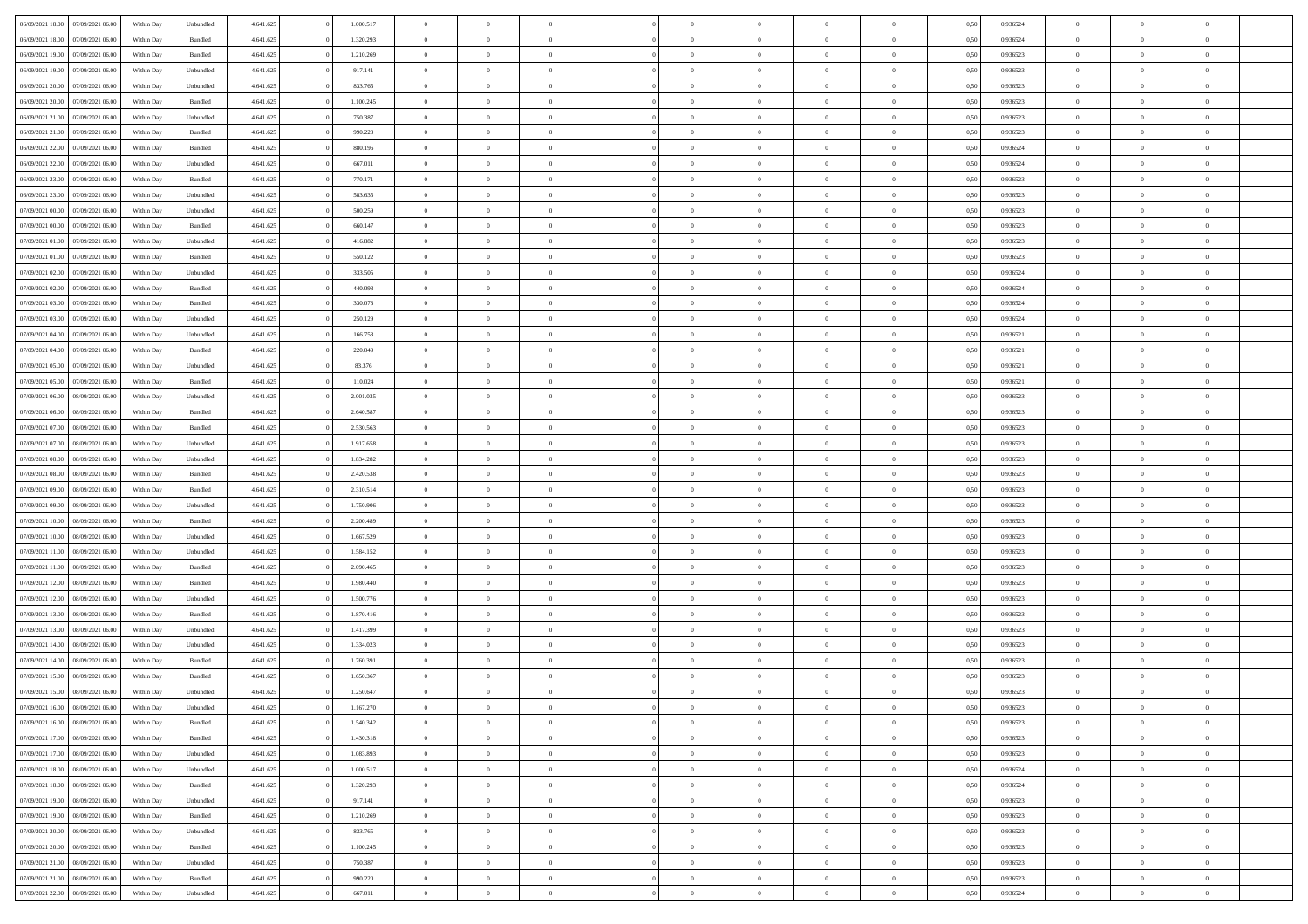| | | | | | | | | | | | | | | | | | | | | |
|---|---|---|---|---|---|---|---|---|---|---|---|---|---|---|---|---|---|---|---|---|
| 06/09/2021 18:00 | 07/09/2021 06:00 | Within Day | Unbundled | 4.641.625 | 0 | 1.000.517 | 0 | 0 | 0 | 0 | 0 | 0 | 0 | 0 | 0,50 | 0,936524 | 0 | 0 | 0 | |
| 06/09/2021 18:00 | 07/09/2021 06:00 | Within Day | Bundled | 4.641.625 | 0 | 1.320.293 | 0 | 0 | 0 | 0 | 0 | 0 | 0 | 0 | 0,50 | 0,936524 | 0 | 0 | 0 | |
| 06/09/2021 19:00 | 07/09/2021 06:00 | Within Day | Bundled | 4.641.625 | 0 | 1.210.269 | 0 | 0 | 0 | 0 | 0 | 0 | 0 | 0 | 0,50 | 0,936523 | 0 | 0 | 0 | |
| 06/09/2021 19:00 | 07/09/2021 06:00 | Within Day | Unbundled | 4.641.625 | 0 | 917.141 | 0 | 0 | 0 | 0 | 0 | 0 | 0 | 0 | 0,50 | 0,936523 | 0 | 0 | 0 | |
| 06/09/2021 20:00 | 07/09/2021 06:00 | Within Day | Unbundled | 4.641.625 | 0 | 833.765 | 0 | 0 | 0 | 0 | 0 | 0 | 0 | 0 | 0,50 | 0,936523 | 0 | 0 | 0 | |
| 06/09/2021 20:00 | 07/09/2021 06:00 | Within Day | Bundled | 4.641.625 | 0 | 1.100.245 | 0 | 0 | 0 | 0 | 0 | 0 | 0 | 0 | 0,50 | 0,936523 | 0 | 0 | 0 | |
| 06/09/2021 21:00 | 07/09/2021 06:00 | Within Day | Unbundled | 4.641.625 | 0 | 750.387 | 0 | 0 | 0 | 0 | 0 | 0 | 0 | 0 | 0,50 | 0,936523 | 0 | 0 | 0 | |
| 06/09/2021 21:00 | 07/09/2021 06:00 | Within Day | Bundled | 4.641.625 | 0 | 990.220 | 0 | 0 | 0 | 0 | 0 | 0 | 0 | 0 | 0,50 | 0,936523 | 0 | 0 | 0 | |
| 06/09/2021 22:00 | 07/09/2021 06:00 | Within Day | Bundled | 4.641.625 | 0 | 880.196 | 0 | 0 | 0 | 0 | 0 | 0 | 0 | 0 | 0,50 | 0,936524 | 0 | 0 | 0 | |
| 06/09/2021 22:00 | 07/09/2021 06:00 | Within Day | Unbundled | 4.641.625 | 0 | 667.011 | 0 | 0 | 0 | 0 | 0 | 0 | 0 | 0 | 0,50 | 0,936524 | 0 | 0 | 0 | |
| 06/09/2021 23:00 | 07/09/2021 06:00 | Within Day | Bundled | 4.641.625 | 0 | 770.171 | 0 | 0 | 0 | 0 | 0 | 0 | 0 | 0 | 0,50 | 0,936523 | 0 | 0 | 0 | |
| 06/09/2021 23:00 | 07/09/2021 06:00 | Within Day | Unbundled | 4.641.625 | 0 | 583.635 | 0 | 0 | 0 | 0 | 0 | 0 | 0 | 0 | 0,50 | 0,936523 | 0 | 0 | 0 | |
| 07/09/2021 00:00 | 07/09/2021 06:00 | Within Day | Unbundled | 4.641.625 | 0 | 500.259 | 0 | 0 | 0 | 0 | 0 | 0 | 0 | 0 | 0,50 | 0,936523 | 0 | 0 | 0 | |
| 07/09/2021 00:00 | 07/09/2021 06:00 | Within Day | Bundled | 4.641.625 | 0 | 660.147 | 0 | 0 | 0 | 0 | 0 | 0 | 0 | 0 | 0,50 | 0,936523 | 0 | 0 | 0 | |
| 07/09/2021 01:00 | 07/09/2021 06:00 | Within Day | Unbundled | 4.641.625 | 0 | 416.882 | 0 | 0 | 0 | 0 | 0 | 0 | 0 | 0 | 0,50 | 0,936523 | 0 | 0 | 0 | |
| 07/09/2021 01:00 | 07/09/2021 06:00 | Within Day | Bundled | 4.641.625 | 0 | 550.122 | 0 | 0 | 0 | 0 | 0 | 0 | 0 | 0 | 0,50 | 0,936523 | 0 | 0 | 0 | |
| 07/09/2021 02:00 | 07/09/2021 06:00 | Within Day | Unbundled | 4.641.625 | 0 | 333.505 | 0 | 0 | 0 | 0 | 0 | 0 | 0 | 0 | 0,50 | 0,936524 | 0 | 0 | 0 | |
| 07/09/2021 02:00 | 07/09/2021 06:00 | Within Day | Bundled | 4.641.625 | 0 | 440.098 | 0 | 0 | 0 | 0 | 0 | 0 | 0 | 0 | 0,50 | 0,936524 | 0 | 0 | 0 | |
| 07/09/2021 03:00 | 07/09/2021 06:00 | Within Day | Bundled | 4.641.625 | 0 | 330.073 | 0 | 0 | 0 | 0 | 0 | 0 | 0 | 0 | 0,50 | 0,936524 | 0 | 0 | 0 | |
| 07/09/2021 03:00 | 07/09/2021 06:00 | Within Day | Unbundled | 4.641.625 | 0 | 250.129 | 0 | 0 | 0 | 0 | 0 | 0 | 0 | 0 | 0,50 | 0,936524 | 0 | 0 | 0 | |
| 07/09/2021 04:00 | 07/09/2021 06:00 | Within Day | Unbundled | 4.641.625 | 0 | 166.753 | 0 | 0 | 0 | 0 | 0 | 0 | 0 | 0 | 0,50 | 0,936521 | 0 | 0 | 0 | |
| 07/09/2021 04:00 | 07/09/2021 06:00 | Within Day | Bundled | 4.641.625 | 0 | 220.049 | 0 | 0 | 0 | 0 | 0 | 0 | 0 | 0 | 0,50 | 0,936521 | 0 | 0 | 0 | |
| 07/09/2021 05:00 | 07/09/2021 06:00 | Within Day | Unbundled | 4.641.625 | 0 | 83.376 | 0 | 0 | 0 | 0 | 0 | 0 | 0 | 0 | 0,50 | 0,936521 | 0 | 0 | 0 | |
| 07/09/2021 05:00 | 07/09/2021 06:00 | Within Day | Bundled | 4.641.625 | 0 | 110.024 | 0 | 0 | 0 | 0 | 0 | 0 | 0 | 0 | 0,50 | 0,936521 | 0 | 0 | 0 | |
| 07/09/2021 06:00 | 08/09/2021 06:00 | Within Day | Unbundled | 4.641.625 | 0 | 2.001.035 | 0 | 0 | 0 | 0 | 0 | 0 | 0 | 0 | 0,50 | 0,936523 | 0 | 0 | 0 | |
| 07/09/2021 06:00 | 08/09/2021 06:00 | Within Day | Bundled | 4.641.625 | 0 | 2.640.587 | 0 | 0 | 0 | 0 | 0 | 0 | 0 | 0 | 0,50 | 0,936523 | 0 | 0 | 0 | |
| 07/09/2021 07:00 | 08/09/2021 06:00 | Within Day | Bundled | 4.641.625 | 0 | 2.530.563 | 0 | 0 | 0 | 0 | 0 | 0 | 0 | 0 | 0,50 | 0,936523 | 0 | 0 | 0 | |
| 07/09/2021 07:00 | 08/09/2021 06:00 | Within Day | Unbundled | 4.641.625 | 0 | 1.917.658 | 0 | 0 | 0 | 0 | 0 | 0 | 0 | 0 | 0,50 | 0,936523 | 0 | 0 | 0 | |
| 07/09/2021 08:00 | 08/09/2021 06:00 | Within Day | Unbundled | 4.641.625 | 0 | 1.834.282 | 0 | 0 | 0 | 0 | 0 | 0 | 0 | 0 | 0,50 | 0,936523 | 0 | 0 | 0 | |
| 07/09/2021 08:00 | 08/09/2021 06:00 | Within Day | Bundled | 4.641.625 | 0 | 2.420.538 | 0 | 0 | 0 | 0 | 0 | 0 | 0 | 0 | 0,50 | 0,936523 | 0 | 0 | 0 | |
| 07/09/2021 09:00 | 08/09/2021 06:00 | Within Day | Bundled | 4.641.625 | 0 | 2.310.514 | 0 | 0 | 0 | 0 | 0 | 0 | 0 | 0 | 0,50 | 0,936523 | 0 | 0 | 0 | |
| 07/09/2021 09:00 | 08/09/2021 06:00 | Within Day | Unbundled | 4.641.625 | 0 | 1.750.906 | 0 | 0 | 0 | 0 | 0 | 0 | 0 | 0 | 0,50 | 0,936523 | 0 | 0 | 0 | |
| 07/09/2021 10:00 | 08/09/2021 06:00 | Within Day | Bundled | 4.641.625 | 0 | 2.200.489 | 0 | 0 | 0 | 0 | 0 | 0 | 0 | 0 | 0,50 | 0,936523 | 0 | 0 | 0 | |
| 07/09/2021 10:00 | 08/09/2021 06:00 | Within Day | Unbundled | 4.641.625 | 0 | 1.667.529 | 0 | 0 | 0 | 0 | 0 | 0 | 0 | 0 | 0,50 | 0,936523 | 0 | 0 | 0 | |
| 07/09/2021 11:00 | 08/09/2021 06:00 | Within Day | Unbundled | 4.641.625 | 0 | 1.584.152 | 0 | 0 | 0 | 0 | 0 | 0 | 0 | 0 | 0,50 | 0,936523 | 0 | 0 | 0 | |
| 07/09/2021 11:00 | 08/09/2021 06:00 | Within Day | Bundled | 4.641.625 | 0 | 2.090.465 | 0 | 0 | 0 | 0 | 0 | 0 | 0 | 0 | 0,50 | 0,936523 | 0 | 0 | 0 | |
| 07/09/2021 12:00 | 08/09/2021 06:00 | Within Day | Bundled | 4.641.625 | 0 | 1.980.440 | 0 | 0 | 0 | 0 | 0 | 0 | 0 | 0 | 0,50 | 0,936523 | 0 | 0 | 0 | |
| 07/09/2021 12:00 | 08/09/2021 06:00 | Within Day | Unbundled | 4.641.625 | 0 | 1.500.776 | 0 | 0 | 0 | 0 | 0 | 0 | 0 | 0 | 0,50 | 0,936523 | 0 | 0 | 0 | |
| 07/09/2021 13:00 | 08/09/2021 06:00 | Within Day | Bundled | 4.641.625 | 0 | 1.870.416 | 0 | 0 | 0 | 0 | 0 | 0 | 0 | 0 | 0,50 | 0,936523 | 0 | 0 | 0 | |
| 07/09/2021 13:00 | 08/09/2021 06:00 | Within Day | Unbundled | 4.641.625 | 0 | 1.417.399 | 0 | 0 | 0 | 0 | 0 | 0 | 0 | 0 | 0,50 | 0,936523 | 0 | 0 | 0 | |
| 07/09/2021 14:00 | 08/09/2021 06:00 | Within Day | Unbundled | 4.641.625 | 0 | 1.334.023 | 0 | 0 | 0 | 0 | 0 | 0 | 0 | 0 | 0,50 | 0,936523 | 0 | 0 | 0 | |
| 07/09/2021 14:00 | 08/09/2021 06:00 | Within Day | Bundled | 4.641.625 | 0 | 1.760.391 | 0 | 0 | 0 | 0 | 0 | 0 | 0 | 0 | 0,50 | 0,936523 | 0 | 0 | 0 | |
| 07/09/2021 15:00 | 08/09/2021 06:00 | Within Day | Bundled | 4.641.625 | 0 | 1.650.367 | 0 | 0 | 0 | 0 | 0 | 0 | 0 | 0 | 0,50 | 0,936523 | 0 | 0 | 0 | |
| 07/09/2021 15:00 | 08/09/2021 06:00 | Within Day | Unbundled | 4.641.625 | 0 | 1.250.647 | 0 | 0 | 0 | 0 | 0 | 0 | 0 | 0 | 0,50 | 0,936523 | 0 | 0 | 0 | |
| 07/09/2021 16:00 | 08/09/2021 06:00 | Within Day | Unbundled | 4.641.625 | 0 | 1.167.270 | 0 | 0 | 0 | 0 | 0 | 0 | 0 | 0 | 0,50 | 0,936523 | 0 | 0 | 0 | |
| 07/09/2021 16:00 | 08/09/2021 06:00 | Within Day | Bundled | 4.641.625 | 0 | 1.540.342 | 0 | 0 | 0 | 0 | 0 | 0 | 0 | 0 | 0,50 | 0,936523 | 0 | 0 | 0 | |
| 07/09/2021 17:00 | 08/09/2021 06:00 | Within Day | Bundled | 4.641.625 | 0 | 1.430.318 | 0 | 0 | 0 | 0 | 0 | 0 | 0 | 0 | 0,50 | 0,936523 | 0 | 0 | 0 | |
| 07/09/2021 17:00 | 08/09/2021 06:00 | Within Day | Unbundled | 4.641.625 | 0 | 1.083.893 | 0 | 0 | 0 | 0 | 0 | 0 | 0 | 0 | 0,50 | 0,936523 | 0 | 0 | 0 | |
| 07/09/2021 18:00 | 08/09/2021 06:00 | Within Day | Unbundled | 4.641.625 | 0 | 1.000.517 | 0 | 0 | 0 | 0 | 0 | 0 | 0 | 0 | 0,50 | 0,936524 | 0 | 0 | 0 | |
| 07/09/2021 18:00 | 08/09/2021 06:00 | Within Day | Bundled | 4.641.625 | 0 | 1.320.293 | 0 | 0 | 0 | 0 | 0 | 0 | 0 | 0 | 0,50 | 0,936524 | 0 | 0 | 0 | |
| 07/09/2021 19:00 | 08/09/2021 06:00 | Within Day | Unbundled | 4.641.625 | 0 | 917.141 | 0 | 0 | 0 | 0 | 0 | 0 | 0 | 0 | 0,50 | 0,936523 | 0 | 0 | 0 | |
| 07/09/2021 19:00 | 08/09/2021 06:00 | Within Day | Bundled | 4.641.625 | 0 | 1.210.269 | 0 | 0 | 0 | 0 | 0 | 0 | 0 | 0 | 0,50 | 0,936523 | 0 | 0 | 0 | |
| 07/09/2021 20:00 | 08/09/2021 06:00 | Within Day | Unbundled | 4.641.625 | 0 | 833.765 | 0 | 0 | 0 | 0 | 0 | 0 | 0 | 0 | 0,50 | 0,936523 | 0 | 0 | 0 | |
| 07/09/2021 20:00 | 08/09/2021 06:00 | Within Day | Bundled | 4.641.625 | 0 | 1.100.245 | 0 | 0 | 0 | 0 | 0 | 0 | 0 | 0 | 0,50 | 0,936523 | 0 | 0 | 0 | |
| 07/09/2021 21:00 | 08/09/2021 06:00 | Within Day | Unbundled | 4.641.625 | 0 | 750.387 | 0 | 0 | 0 | 0 | 0 | 0 | 0 | 0 | 0,50 | 0,936523 | 0 | 0 | 0 | |
| 07/09/2021 21:00 | 08/09/2021 06:00 | Within Day | Bundled | 4.641.625 | 0 | 990.220 | 0 | 0 | 0 | 0 | 0 | 0 | 0 | 0 | 0,50 | 0,936523 | 0 | 0 | 0 | |
| 07/09/2021 22:00 | 08/09/2021 06:00 | Within Day | Unbundled | 4.641.625 | 0 | 667.011 | 0 | 0 | 0 | 0 | 0 | 0 | 0 | 0 | 0,50 | 0,936524 | 0 | 0 | 0 | |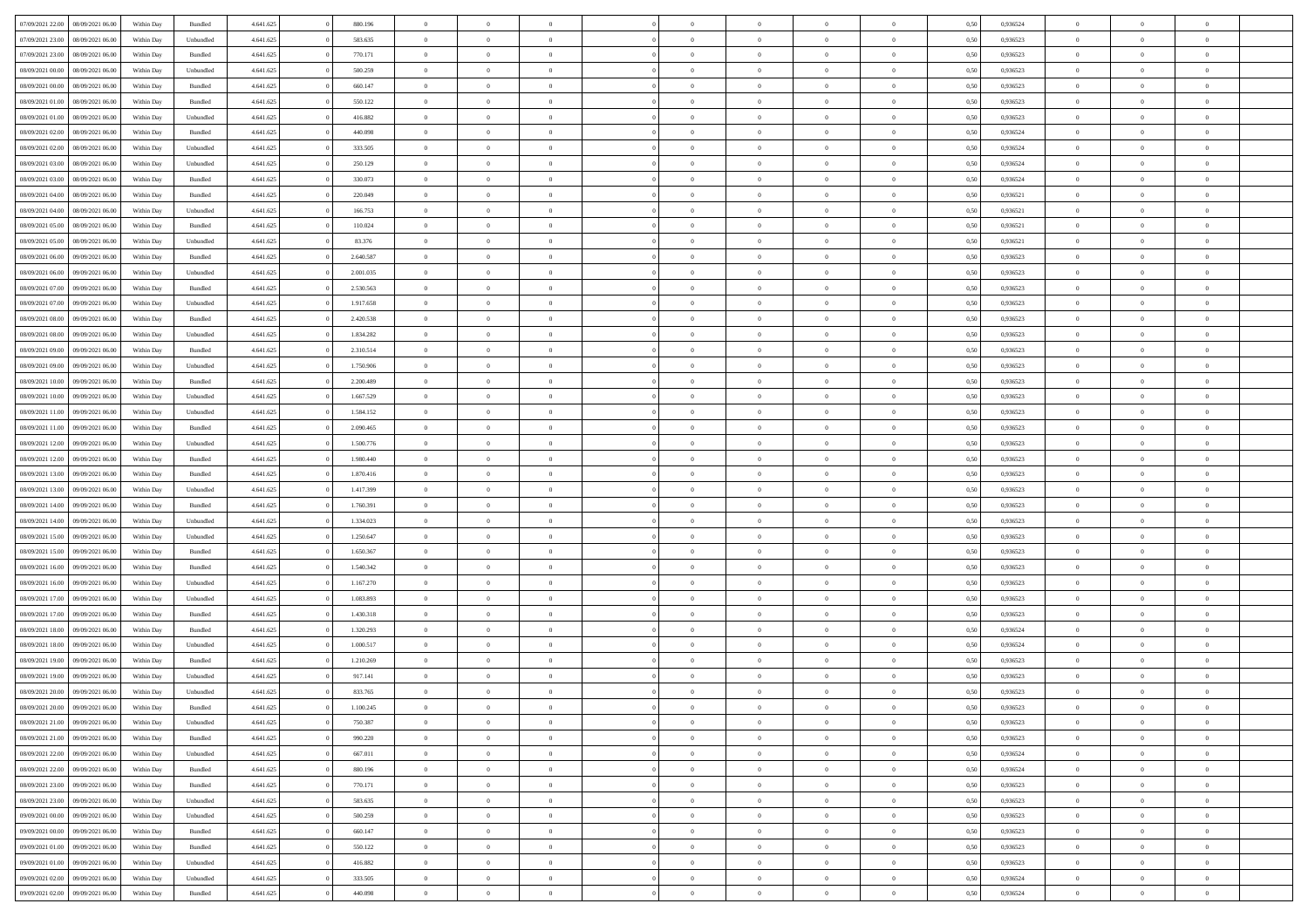| | | | | | | | | | | | | | | | | | | | | |
|---|---|---|---|---|---|---|---|---|---|---|---|---|---|---|---|---|---|---|---|---|
| 07/09/2021 22.00 | 08/09/2021 06.00 | Within Day | Bundled | 4.641.625 | 0 | 880.196 | 0 | 0 | 0 | | 0 | 0 | 0 | 0 | 0,50 | 0,936524 | 0 | 0 | 0 | |
| 07/09/2021 23.00 | 08/09/2021 06.00 | Within Day | Unbundled | 4.641.625 | 0 | 583.635 | 0 | 0 | 0 | | 0 | 0 | 0 | 0 | 0,50 | 0,936523 | 0 | 0 | 0 | |
| 07/09/2021 23.00 | 08/09/2021 06.00 | Within Day | Bundled | 4.641.625 | 0 | 770.171 | 0 | 0 | 0 | | 0 | 0 | 0 | 0 | 0,50 | 0,936523 | 0 | 0 | 0 | |
| 08/09/2021 00.00 | 08/09/2021 06.00 | Within Day | Unbundled | 4.641.625 | 0 | 500.259 | 0 | 0 | 0 | | 0 | 0 | 0 | 0 | 0,50 | 0,936523 | 0 | 0 | 0 | |
| 08/09/2021 00.00 | 08/09/2021 06.00 | Within Day | Bundled | 4.641.625 | 0 | 660.147 | 0 | 0 | 0 | | 0 | 0 | 0 | 0 | 0,50 | 0,936523 | 0 | 0 | 0 | |
| 08/09/2021 01.00 | 08/09/2021 06.00 | Within Day | Bundled | 4.641.625 | 0 | 550.122 | 0 | 0 | 0 | | 0 | 0 | 0 | 0 | 0,50 | 0,936523 | 0 | 0 | 0 | |
| 08/09/2021 01.00 | 08/09/2021 06.00 | Within Day | Unbundled | 4.641.625 | 0 | 416.882 | 0 | 0 | 0 | | 0 | 0 | 0 | 0 | 0,50 | 0,936523 | 0 | 0 | 0 | |
| 08/09/2021 02.00 | 08/09/2021 06.00 | Within Day | Bundled | 4.641.625 | 0 | 440.098 | 0 | 0 | 0 | | 0 | 0 | 0 | 0 | 0,50 | 0,936524 | 0 | 0 | 0 | |
| 08/09/2021 02.00 | 08/09/2021 06.00 | Within Day | Unbundled | 4.641.625 | 0 | 333.505 | 0 | 0 | 0 | | 0 | 0 | 0 | 0 | 0,50 | 0,936524 | 0 | 0 | 0 | |
| 08/09/2021 03.00 | 08/09/2021 06.00 | Within Day | Unbundled | 4.641.625 | 0 | 250.129 | 0 | 0 | 0 | | 0 | 0 | 0 | 0 | 0,50 | 0,936524 | 0 | 0 | 0 | |
| 08/09/2021 03.00 | 08/09/2021 06.00 | Within Day | Bundled | 4.641.625 | 0 | 330.073 | 0 | 0 | 0 | | 0 | 0 | 0 | 0 | 0,50 | 0,936524 | 0 | 0 | 0 | |
| 08/09/2021 04.00 | 08/09/2021 06.00 | Within Day | Bundled | 4.641.625 | 0 | 220.049 | 0 | 0 | 0 | | 0 | 0 | 0 | 0 | 0,50 | 0,936521 | 0 | 0 | 0 | |
| 08/09/2021 04.00 | 08/09/2021 06.00 | Within Day | Unbundled | 4.641.625 | 0 | 166.753 | 0 | 0 | 0 | | 0 | 0 | 0 | 0 | 0,50 | 0,936521 | 0 | 0 | 0 | |
| 08/09/2021 05.00 | 08/09/2021 06.00 | Within Day | Bundled | 4.641.625 | 0 | 110.024 | 0 | 0 | 0 | | 0 | 0 | 0 | 0 | 0,50 | 0,936521 | 0 | 0 | 0 | |
| 08/09/2021 05.00 | 08/09/2021 06.00 | Within Day | Unbundled | 4.641.625 | 0 | 83.376 | 0 | 0 | 0 | | 0 | 0 | 0 | 0 | 0,50 | 0,936521 | 0 | 0 | 0 | |
| 08/09/2021 06.00 | 09/09/2021 06.00 | Within Day | Bundled | 4.641.625 | 0 | 2.640.587 | 0 | 0 | 0 | | 0 | 0 | 0 | 0 | 0,50 | 0,936523 | 0 | 0 | 0 | |
| 08/09/2021 06.00 | 09/09/2021 06.00 | Within Day | Unbundled | 4.641.625 | 0 | 2.001.035 | 0 | 0 | 0 | | 0 | 0 | 0 | 0 | 0,50 | 0,936523 | 0 | 0 | 0 | |
| 08/09/2021 07.00 | 09/09/2021 06.00 | Within Day | Bundled | 4.641.625 | 0 | 2.530.563 | 0 | 0 | 0 | | 0 | 0 | 0 | 0 | 0,50 | 0,936523 | 0 | 0 | 0 | |
| 08/09/2021 07.00 | 09/09/2021 06.00 | Within Day | Unbundled | 4.641.625 | 0 | 1.917.658 | 0 | 0 | 0 | | 0 | 0 | 0 | 0 | 0,50 | 0,936523 | 0 | 0 | 0 | |
| 08/09/2021 08.00 | 09/09/2021 06.00 | Within Day | Bundled | 4.641.625 | 0 | 2.420.538 | 0 | 0 | 0 | | 0 | 0 | 0 | 0 | 0,50 | 0,936523 | 0 | 0 | 0 | |
| 08/09/2021 08.00 | 09/09/2021 06.00 | Within Day | Unbundled | 4.641.625 | 0 | 1.834.282 | 0 | 0 | 0 | | 0 | 0 | 0 | 0 | 0,50 | 0,936523 | 0 | 0 | 0 | |
| 08/09/2021 09.00 | 09/09/2021 06.00 | Within Day | Bundled | 4.641.625 | 0 | 2.310.514 | 0 | 0 | 0 | | 0 | 0 | 0 | 0 | 0,50 | 0,936523 | 0 | 0 | 0 | |
| 08/09/2021 09.00 | 09/09/2021 06.00 | Within Day | Unbundled | 4.641.625 | 0 | 1.750.906 | 0 | 0 | 0 | | 0 | 0 | 0 | 0 | 0,50 | 0,936523 | 0 | 0 | 0 | |
| 08/09/2021 10.00 | 09/09/2021 06.00 | Within Day | Bundled | 4.641.625 | 0 | 2.200.489 | 0 | 0 | 0 | | 0 | 0 | 0 | 0 | 0,50 | 0,936523 | 0 | 0 | 0 | |
| 08/09/2021 10.00 | 09/09/2021 06.00 | Within Day | Unbundled | 4.641.625 | 0 | 1.667.529 | 0 | 0 | 0 | | 0 | 0 | 0 | 0 | 0,50 | 0,936523 | 0 | 0 | 0 | |
| 08/09/2021 11.00 | 09/09/2021 06.00 | Within Day | Unbundled | 4.641.625 | 0 | 1.584.152 | 0 | 0 | 0 | | 0 | 0 | 0 | 0 | 0,50 | 0,936523 | 0 | 0 | 0 | |
| 08/09/2021 11.00 | 09/09/2021 06.00 | Within Day | Bundled | 4.641.625 | 0 | 2.090.465 | 0 | 0 | 0 | | 0 | 0 | 0 | 0 | 0,50 | 0,936523 | 0 | 0 | 0 | |
| 08/09/2021 12.00 | 09/09/2021 06.00 | Within Day | Unbundled | 4.641.625 | 0 | 1.500.776 | 0 | 0 | 0 | | 0 | 0 | 0 | 0 | 0,50 | 0,936523 | 0 | 0 | 0 | |
| 08/09/2021 12.00 | 09/09/2021 06.00 | Within Day | Bundled | 4.641.625 | 0 | 1.980.440 | 0 | 0 | 0 | | 0 | 0 | 0 | 0 | 0,50 | 0,936523 | 0 | 0 | 0 | |
| 08/09/2021 13.00 | 09/09/2021 06.00 | Within Day | Bundled | 4.641.625 | 0 | 1.870.416 | 0 | 0 | 0 | | 0 | 0 | 0 | 0 | 0,50 | 0,936523 | 0 | 0 | 0 | |
| 08/09/2021 13.00 | 09/09/2021 06.00 | Within Day | Unbundled | 4.641.625 | 0 | 1.417.399 | 0 | 0 | 0 | | 0 | 0 | 0 | 0 | 0,50 | 0,936523 | 0 | 0 | 0 | |
| 08/09/2021 14.00 | 09/09/2021 06.00 | Within Day | Bundled | 4.641.625 | 0 | 1.760.391 | 0 | 0 | 0 | | 0 | 0 | 0 | 0 | 0,50 | 0,936523 | 0 | 0 | 0 | |
| 08/09/2021 14.00 | 09/09/2021 06.00 | Within Day | Unbundled | 4.641.625 | 0 | 1.334.023 | 0 | 0 | 0 | | 0 | 0 | 0 | 0 | 0,50 | 0,936523 | 0 | 0 | 0 | |
| 08/09/2021 15.00 | 09/09/2021 06.00 | Within Day | Unbundled | 4.641.625 | 0 | 1.250.647 | 0 | 0 | 0 | | 0 | 0 | 0 | 0 | 0,50 | 0,936523 | 0 | 0 | 0 | |
| 08/09/2021 15.00 | 09/09/2021 06.00 | Within Day | Bundled | 4.641.625 | 0 | 1.650.367 | 0 | 0 | 0 | | 0 | 0 | 0 | 0 | 0,50 | 0,936523 | 0 | 0 | 0 | |
| 08/09/2021 16.00 | 09/09/2021 06.00 | Within Day | Bundled | 4.641.625 | 0 | 1.540.342 | 0 | 0 | 0 | | 0 | 0 | 0 | 0 | 0,50 | 0,936523 | 0 | 0 | 0 | |
| 08/09/2021 16.00 | 09/09/2021 06.00 | Within Day | Unbundled | 4.641.625 | 0 | 1.167.270 | 0 | 0 | 0 | | 0 | 0 | 0 | 0 | 0,50 | 0,936523 | 0 | 0 | 0 | |
| 08/09/2021 17.00 | 09/09/2021 06.00 | Within Day | Unbundled | 4.641.625 | 0 | 1.083.893 | 0 | 0 | 0 | | 0 | 0 | 0 | 0 | 0,50 | 0,936523 | 0 | 0 | 0 | |
| 08/09/2021 17.00 | 09/09/2021 06.00 | Within Day | Bundled | 4.641.625 | 0 | 1.430.318 | 0 | 0 | 0 | | 0 | 0 | 0 | 0 | 0,50 | 0,936523 | 0 | 0 | 0 | |
| 08/09/2021 18.00 | 09/09/2021 06.00 | Within Day | Bundled | 4.641.625 | 0 | 1.320.293 | 0 | 0 | 0 | | 0 | 0 | 0 | 0 | 0,50 | 0,936524 | 0 | 0 | 0 | |
| 08/09/2021 18.00 | 09/09/2021 06.00 | Within Day | Unbundled | 4.641.625 | 0 | 1.000.517 | 0 | 0 | 0 | | 0 | 0 | 0 | 0 | 0,50 | 0,936524 | 0 | 0 | 0 | |
| 08/09/2021 19.00 | 09/09/2021 06.00 | Within Day | Bundled | 4.641.625 | 0 | 1.210.269 | 0 | 0 | 0 | | 0 | 0 | 0 | 0 | 0,50 | 0,936523 | 0 | 0 | 0 | |
| 08/09/2021 19.00 | 09/09/2021 06.00 | Within Day | Unbundled | 4.641.625 | 0 | 917.141 | 0 | 0 | 0 | | 0 | 0 | 0 | 0 | 0,50 | 0,936523 | 0 | 0 | 0 | |
| 08/09/2021 20.00 | 09/09/2021 06.00 | Within Day | Unbundled | 4.641.625 | 0 | 833.765 | 0 | 0 | 0 | | 0 | 0 | 0 | 0 | 0,50 | 0,936523 | 0 | 0 | 0 | |
| 08/09/2021 20.00 | 09/09/2021 06.00 | Within Day | Bundled | 4.641.625 | 0 | 1.100.245 | 0 | 0 | 0 | | 0 | 0 | 0 | 0 | 0,50 | 0,936523 | 0 | 0 | 0 | |
| 08/09/2021 21.00 | 09/09/2021 06.00 | Within Day | Unbundled | 4.641.625 | 0 | 750.387 | 0 | 0 | 0 | | 0 | 0 | 0 | 0 | 0,50 | 0,936523 | 0 | 0 | 0 | |
| 08/09/2021 21.00 | 09/09/2021 06.00 | Within Day | Bundled | 4.641.625 | 0 | 990.220 | 0 | 0 | 0 | | 0 | 0 | 0 | 0 | 0,50 | 0,936523 | 0 | 0 | 0 | |
| 08/09/2021 22.00 | 09/09/2021 06.00 | Within Day | Unbundled | 4.641.625 | 0 | 667.011 | 0 | 0 | 0 | | 0 | 0 | 0 | 0 | 0,50 | 0,936524 | 0 | 0 | 0 | |
| 08/09/2021 22.00 | 09/09/2021 06.00 | Within Day | Bundled | 4.641.625 | 0 | 880.196 | 0 | 0 | 0 | | 0 | 0 | 0 | 0 | 0,50 | 0,936524 | 0 | 0 | 0 | |
| 08/09/2021 23.00 | 09/09/2021 06.00 | Within Day | Bundled | 4.641.625 | 0 | 770.171 | 0 | 0 | 0 | | 0 | 0 | 0 | 0 | 0,50 | 0,936523 | 0 | 0 | 0 | |
| 08/09/2021 23.00 | 09/09/2021 06.00 | Within Day | Unbundled | 4.641.625 | 0 | 583.635 | 0 | 0 | 0 | | 0 | 0 | 0 | 0 | 0,50 | 0,936523 | 0 | 0 | 0 | |
| 09/09/2021 00.00 | 09/09/2021 06.00 | Within Day | Unbundled | 4.641.625 | 0 | 500.259 | 0 | 0 | 0 | | 0 | 0 | 0 | 0 | 0,50 | 0,936523 | 0 | 0 | 0 | |
| 09/09/2021 00.00 | 09/09/2021 06.00 | Within Day | Bundled | 4.641.625 | 0 | 660.147 | 0 | 0 | 0 | | 0 | 0 | 0 | 0 | 0,50 | 0,936523 | 0 | 0 | 0 | |
| 09/09/2021 01.00 | 09/09/2021 06.00 | Within Day | Bundled | 4.641.625 | 0 | 550.122 | 0 | 0 | 0 | | 0 | 0 | 0 | 0 | 0,50 | 0,936523 | 0 | 0 | 0 | |
| 09/09/2021 01.00 | 09/09/2021 06.00 | Within Day | Unbundled | 4.641.625 | 0 | 416.882 | 0 | 0 | 0 | | 0 | 0 | 0 | 0 | 0,50 | 0,936523 | 0 | 0 | 0 | |
| 09/09/2021 02.00 | 09/09/2021 06.00 | Within Day | Unbundled | 4.641.625 | 0 | 333.505 | 0 | 0 | 0 | | 0 | 0 | 0 | 0 | 0,50 | 0,936524 | 0 | 0 | 0 | |
| 09/09/2021 02.00 | 09/09/2021 06.00 | Within Day | Bundled | 4.641.625 | 0 | 440.098 | 0 | 0 | 0 | | 0 | 0 | 0 | 0 | 0,50 | 0,936524 | 0 | 0 | 0 | |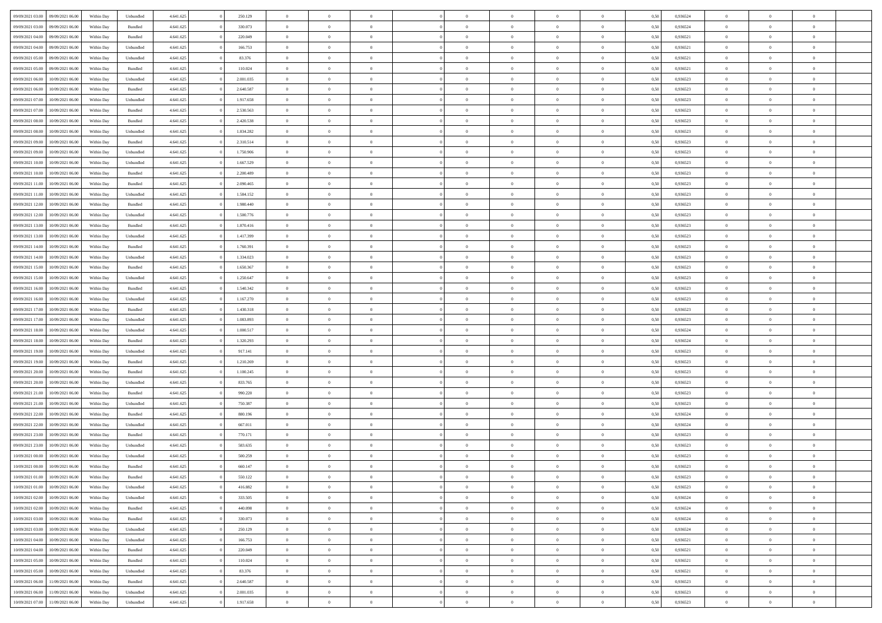| | | | | | | | | | | | | | | | | | | | | | |
|---|---|---|---|---|---|---|---|---|---|---|---|---|---|---|---|---|---|---|---|---|---|
| 09/09/2021 03:00 | 09/09/2021 06:00 | Within Day | Unbundled | 4.641.625 | 0 | 250.129 | 0 | 0 | 0 | | 0 | 0 | 0 | 0 | 0 | 0,50 | 0,936524 | 0 | 0 | 0 | |
| 09/09/2021 03:00 | 09/09/2021 06:00 | Within Day | Bundled | 4.641.625 | 0 | 330.073 | 0 | 0 | 0 | | 0 | 0 | 0 | 0 | 0 | 0,50 | 0,936524 | 0 | 0 | 0 | |
| 09/09/2021 04:00 | 09/09/2021 06:00 | Within Day | Bundled | 4.641.625 | 0 | 220.049 | 0 | 0 | 0 | | 0 | 0 | 0 | 0 | 0 | 0,50 | 0,936521 | 0 | 0 | 0 | |
| 09/09/2021 04:00 | 09/09/2021 06:00 | Within Day | Unbundled | 4.641.625 | 0 | 166.753 | 0 | 0 | 0 | | 0 | 0 | 0 | 0 | 0 | 0,50 | 0,936521 | 0 | 0 | 0 | |
| 09/09/2021 05:00 | 09/09/2021 06:00 | Within Day | Unbundled | 4.641.625 | 0 | 83.376 | 0 | 0 | 0 | | 0 | 0 | 0 | 0 | 0 | 0,50 | 0,936521 | 0 | 0 | 0 | |
| 09/09/2021 05:00 | 09/09/2021 06:00 | Within Day | Bundled | 4.641.625 | 0 | 110.024 | 0 | 0 | 0 | | 0 | 0 | 0 | 0 | 0 | 0,50 | 0,936521 | 0 | 0 | 0 | |
| 09/09/2021 06:00 | 10/09/2021 06:00 | Within Day | Unbundled | 4.641.625 | 0 | 2.001.035 | 0 | 0 | 0 | | 0 | 0 | 0 | 0 | 0 | 0,50 | 0,936523 | 0 | 0 | 0 | |
| 09/09/2021 06:00 | 10/09/2021 06:00 | Within Day | Bundled | 4.641.625 | 0 | 2.640.587 | 0 | 0 | 0 | | 0 | 0 | 0 | 0 | 0 | 0,50 | 0,936523 | 0 | 0 | 0 | |
| 09/09/2021 07:00 | 10/09/2021 06:00 | Within Day | Unbundled | 4.641.625 | 0 | 1.917.658 | 0 | 0 | 0 | | 0 | 0 | 0 | 0 | 0 | 0,50 | 0,936523 | 0 | 0 | 0 | |
| 09/09/2021 07:00 | 10/09/2021 06:00 | Within Day | Bundled | 4.641.625 | 0 | 2.530.563 | 0 | 0 | 0 | | 0 | 0 | 0 | 0 | 0 | 0,50 | 0,936523 | 0 | 0 | 0 | |
| 09/09/2021 08:00 | 10/09/2021 06:00 | Within Day | Bundled | 4.641.625 | 0 | 2.420.538 | 0 | 0 | 0 | | 0 | 0 | 0 | 0 | 0 | 0,50 | 0,936523 | 0 | 0 | 0 | |
| 09/09/2021 08:00 | 10/09/2021 06:00 | Within Day | Unbundled | 4.641.625 | 0 | 1.834.282 | 0 | 0 | 0 | | 0 | 0 | 0 | 0 | 0 | 0,50 | 0,936523 | 0 | 0 | 0 | |
| 09/09/2021 09:00 | 10/09/2021 06:00 | Within Day | Bundled | 4.641.625 | 0 | 2.310.514 | 0 | 0 | 0 | | 0 | 0 | 0 | 0 | 0 | 0,50 | 0,936523 | 0 | 0 | 0 | |
| 09/09/2021 09:00 | 10/09/2021 06:00 | Within Day | Unbundled | 4.641.625 | 0 | 1.750.906 | 0 | 0 | 0 | | 0 | 0 | 0 | 0 | 0 | 0,50 | 0,936523 | 0 | 0 | 0 | |
| 09/09/2021 10:00 | 10/09/2021 06:00 | Within Day | Unbundled | 4.641.625 | 0 | 1.667.529 | 0 | 0 | 0 | | 0 | 0 | 0 | 0 | 0 | 0,50 | 0,936523 | 0 | 0 | 0 | |
| 09/09/2021 10:00 | 10/09/2021 06:00 | Within Day | Bundled | 4.641.625 | 0 | 2.200.489 | 0 | 0 | 0 | | 0 | 0 | 0 | 0 | 0 | 0,50 | 0,936523 | 0 | 0 | 0 | |
| 09/09/2021 11:00 | 10/09/2021 06:00 | Within Day | Bundled | 4.641.625 | 0 | 2.090.465 | 0 | 0 | 0 | | 0 | 0 | 0 | 0 | 0 | 0,50 | 0,936523 | 0 | 0 | 0 | |
| 09/09/2021 11:00 | 10/09/2021 06:00 | Within Day | Unbundled | 4.641.625 | 0 | 1.584.152 | 0 | 0 | 0 | | 0 | 0 | 0 | 0 | 0 | 0,50 | 0,936523 | 0 | 0 | 0 | |
| 09/09/2021 12:00 | 10/09/2021 06:00 | Within Day | Bundled | 4.641.625 | 0 | 1.980.440 | 0 | 0 | 0 | | 0 | 0 | 0 | 0 | 0 | 0,50 | 0,936523 | 0 | 0 | 0 | |
| 09/09/2021 12:00 | 10/09/2021 06:00 | Within Day | Unbundled | 4.641.625 | 0 | 1.500.776 | 0 | 0 | 0 | | 0 | 0 | 0 | 0 | 0 | 0,50 | 0,936523 | 0 | 0 | 0 | |
| 09/09/2021 13:00 | 10/09/2021 06:00 | Within Day | Bundled | 4.641.625 | 0 | 1.870.416 | 0 | 0 | 0 | | 0 | 0 | 0 | 0 | 0 | 0,50 | 0,936523 | 0 | 0 | 0 | |
| 09/09/2021 13:00 | 10/09/2021 06:00 | Within Day | Unbundled | 4.641.625 | 0 | 1.417.399 | 0 | 0 | 0 | | 0 | 0 | 0 | 0 | 0 | 0,50 | 0,936523 | 0 | 0 | 0 | |
| 09/09/2021 14:00 | 10/09/2021 06:00 | Within Day | Bundled | 4.641.625 | 0 | 1.760.391 | 0 | 0 | 0 | | 0 | 0 | 0 | 0 | 0 | 0,50 | 0,936523 | 0 | 0 | 0 | |
| 09/09/2021 14:00 | 10/09/2021 06:00 | Within Day | Unbundled | 4.641.625 | 0 | 1.334.023 | 0 | 0 | 0 | | 0 | 0 | 0 | 0 | 0 | 0,50 | 0,936523 | 0 | 0 | 0 | |
| 09/09/2021 15:00 | 10/09/2021 06:00 | Within Day | Bundled | 4.641.625 | 0 | 1.650.367 | 0 | 0 | 0 | | 0 | 0 | 0 | 0 | 0 | 0,50 | 0,936523 | 0 | 0 | 0 | |
| 09/09/2021 15:00 | 10/09/2021 06:00 | Within Day | Unbundled | 4.641.625 | 0 | 1.250.647 | 0 | 0 | 0 | | 0 | 0 | 0 | 0 | 0 | 0,50 | 0,936523 | 0 | 0 | 0 | |
| 09/09/2021 16:00 | 10/09/2021 06:00 | Within Day | Bundled | 4.641.625 | 0 | 1.540.342 | 0 | 0 | 0 | | 0 | 0 | 0 | 0 | 0 | 0,50 | 0,936523 | 0 | 0 | 0 | |
| 09/09/2021 16:00 | 10/09/2021 06:00 | Within Day | Unbundled | 4.641.625 | 0 | 1.167.270 | 0 | 0 | 0 | | 0 | 0 | 0 | 0 | 0 | 0,50 | 0,936523 | 0 | 0 | 0 | |
| 09/09/2021 17:00 | 10/09/2021 06:00 | Within Day | Bundled | 4.641.625 | 0 | 1.430.318 | 0 | 0 | 0 | | 0 | 0 | 0 | 0 | 0 | 0,50 | 0,936523 | 0 | 0 | 0 | |
| 09/09/2021 17:00 | 10/09/2021 06:00 | Within Day | Unbundled | 4.641.625 | 0 | 1.083.893 | 0 | 0 | 0 | | 0 | 0 | 0 | 0 | 0 | 0,50 | 0,936523 | 0 | 0 | 0 | |
| 09/09/2021 18:00 | 10/09/2021 06:00 | Within Day | Unbundled | 4.641.625 | 0 | 1.000.517 | 0 | 0 | 0 | | 0 | 0 | 0 | 0 | 0 | 0,50 | 0,936524 | 0 | 0 | 0 | |
| 09/09/2021 18:00 | 10/09/2021 06:00 | Within Day | Bundled | 4.641.625 | 0 | 1.320.293 | 0 | 0 | 0 | | 0 | 0 | 0 | 0 | 0 | 0,50 | 0,936524 | 0 | 0 | 0 | |
| 09/09/2021 19:00 | 10/09/2021 06:00 | Within Day | Unbundled | 4.641.625 | 0 | 917.141 | 0 | 0 | 0 | | 0 | 0 | 0 | 0 | 0 | 0,50 | 0,936523 | 0 | 0 | 0 | |
| 09/09/2021 19:00 | 10/09/2021 06:00 | Within Day | Bundled | 4.641.625 | 0 | 1.210.269 | 0 | 0 | 0 | | 0 | 0 | 0 | 0 | 0 | 0,50 | 0,936523 | 0 | 0 | 0 | |
| 09/09/2021 20:00 | 10/09/2021 06:00 | Within Day | Bundled | 4.641.625 | 0 | 1.100.245 | 0 | 0 | 0 | | 0 | 0 | 0 | 0 | 0 | 0,50 | 0,936523 | 0 | 0 | 0 | |
| 09/09/2021 20:00 | 10/09/2021 06:00 | Within Day | Unbundled | 4.641.625 | 0 | 833.765 | 0 | 0 | 0 | | 0 | 0 | 0 | 0 | 0 | 0,50 | 0,936523 | 0 | 0 | 0 | |
| 09/09/2021 21:00 | 10/09/2021 06:00 | Within Day | Bundled | 4.641.625 | 0 | 990.220 | 0 | 0 | 0 | | 0 | 0 | 0 | 0 | 0 | 0,50 | 0,936523 | 0 | 0 | 0 | |
| 09/09/2021 21:00 | 10/09/2021 06:00 | Within Day | Unbundled | 4.641.625 | 0 | 750.387 | 0 | 0 | 0 | | 0 | 0 | 0 | 0 | 0 | 0,50 | 0,936523 | 0 | 0 | 0 | |
| 09/09/2021 22:00 | 10/09/2021 06:00 | Within Day | Bundled | 4.641.625 | 0 | 880.196 | 0 | 0 | 0 | | 0 | 0 | 0 | 0 | 0 | 0,50 | 0,936524 | 0 | 0 | 0 | |
| 09/09/2021 22:00 | 10/09/2021 06:00 | Within Day | Unbundled | 4.641.625 | 0 | 667.011 | 0 | 0 | 0 | | 0 | 0 | 0 | 0 | 0 | 0,50 | 0,936524 | 0 | 0 | 0 | |
| 09/09/2021 23:00 | 10/09/2021 06:00 | Within Day | Bundled | 4.641.625 | 0 | 770.171 | 0 | 0 | 0 | | 0 | 0 | 0 | 0 | 0 | 0,50 | 0,936523 | 0 | 0 | 0 | |
| 09/09/2021 23:00 | 10/09/2021 06:00 | Within Day | Unbundled | 4.641.625 | 0 | 583.635 | 0 | 0 | 0 | | 0 | 0 | 0 | 0 | 0 | 0,50 | 0,936523 | 0 | 0 | 0 | |
| 10/09/2021 00:00 | 10/09/2021 06:00 | Within Day | Unbundled | 4.641.625 | 0 | 500.259 | 0 | 0 | 0 | | 0 | 0 | 0 | 0 | 0 | 0,50 | 0,936523 | 0 | 0 | 0 | |
| 10/09/2021 00:00 | 10/09/2021 06:00 | Within Day | Bundled | 4.641.625 | 0 | 660.147 | 0 | 0 | 0 | | 0 | 0 | 0 | 0 | 0 | 0,50 | 0,936523 | 0 | 0 | 0 | |
| 10/09/2021 01:00 | 10/09/2021 06:00 | Within Day | Bundled | 4.641.625 | 0 | 550.122 | 0 | 0 | 0 | | 0 | 0 | 0 | 0 | 0 | 0,50 | 0,936523 | 0 | 0 | 0 | |
| 10/09/2021 01:00 | 10/09/2021 06:00 | Within Day | Unbundled | 4.641.625 | 0 | 416.882 | 0 | 0 | 0 | | 0 | 0 | 0 | 0 | 0 | 0,50 | 0,936523 | 0 | 0 | 0 | |
| 10/09/2021 02:00 | 10/09/2021 06:00 | Within Day | Unbundled | 4.641.625 | 0 | 333.505 | 0 | 0 | 0 | | 0 | 0 | 0 | 0 | 0 | 0,50 | 0,936524 | 0 | 0 | 0 | |
| 10/09/2021 02:00 | 10/09/2021 06:00 | Within Day | Bundled | 4.641.625 | 0 | 440.098 | 0 | 0 | 0 | | 0 | 0 | 0 | 0 | 0 | 0,50 | 0,936524 | 0 | 0 | 0 | |
| 10/09/2021 03:00 | 10/09/2021 06:00 | Within Day | Bundled | 4.641.625 | 0 | 330.073 | 0 | 0 | 0 | | 0 | 0 | 0 | 0 | 0 | 0,50 | 0,936524 | 0 | 0 | 0 | |
| 10/09/2021 03:00 | 10/09/2021 06:00 | Within Day | Unbundled | 4.641.625 | 0 | 250.129 | 0 | 0 | 0 | | 0 | 0 | 0 | 0 | 0 | 0,50 | 0,936524 | 0 | 0 | 0 | |
| 10/09/2021 04:00 | 10/09/2021 06:00 | Within Day | Unbundled | 4.641.625 | 0 | 166.753 | 0 | 0 | 0 | | 0 | 0 | 0 | 0 | 0 | 0,50 | 0,936521 | 0 | 0 | 0 | |
| 10/09/2021 04:00 | 10/09/2021 06:00 | Within Day | Bundled | 4.641.625 | 0 | 220.049 | 0 | 0 | 0 | | 0 | 0 | 0 | 0 | 0 | 0,50 | 0,936521 | 0 | 0 | 0 | |
| 10/09/2021 05:00 | 10/09/2021 06:00 | Within Day | Bundled | 4.641.625 | 0 | 110.024 | 0 | 0 | 0 | | 0 | 0 | 0 | 0 | 0 | 0,50 | 0,936521 | 0 | 0 | 0 | |
| 10/09/2021 05:00 | 10/09/2021 06:00 | Within Day | Unbundled | 4.641.625 | 0 | 83.376 | 0 | 0 | 0 | | 0 | 0 | 0 | 0 | 0 | 0,50 | 0,936521 | 0 | 0 | 0 | |
| 10/09/2021 06:00 | 11/09/2021 06:00 | Within Day | Bundled | 4.641.625 | 0 | 2.640.587 | 0 | 0 | 0 | | 0 | 0 | 0 | 0 | 0 | 0,50 | 0,936523 | 0 | 0 | 0 | |
| 10/09/2021 06:00 | 11/09/2021 06:00 | Within Day | Unbundled | 4.641.625 | 0 | 2.001.035 | 0 | 0 | 0 | | 0 | 0 | 0 | 0 | 0 | 0,50 | 0,936523 | 0 | 0 | 0 | |
| 10/09/2021 07:00 | 11/09/2021 06:00 | Within Day | Unbundled | 4.641.625 | 0 | 1.917.658 | 0 | 0 | 0 | | 0 | 0 | 0 | 0 | 0 | 0,50 | 0,936523 | 0 | 0 | 0 | |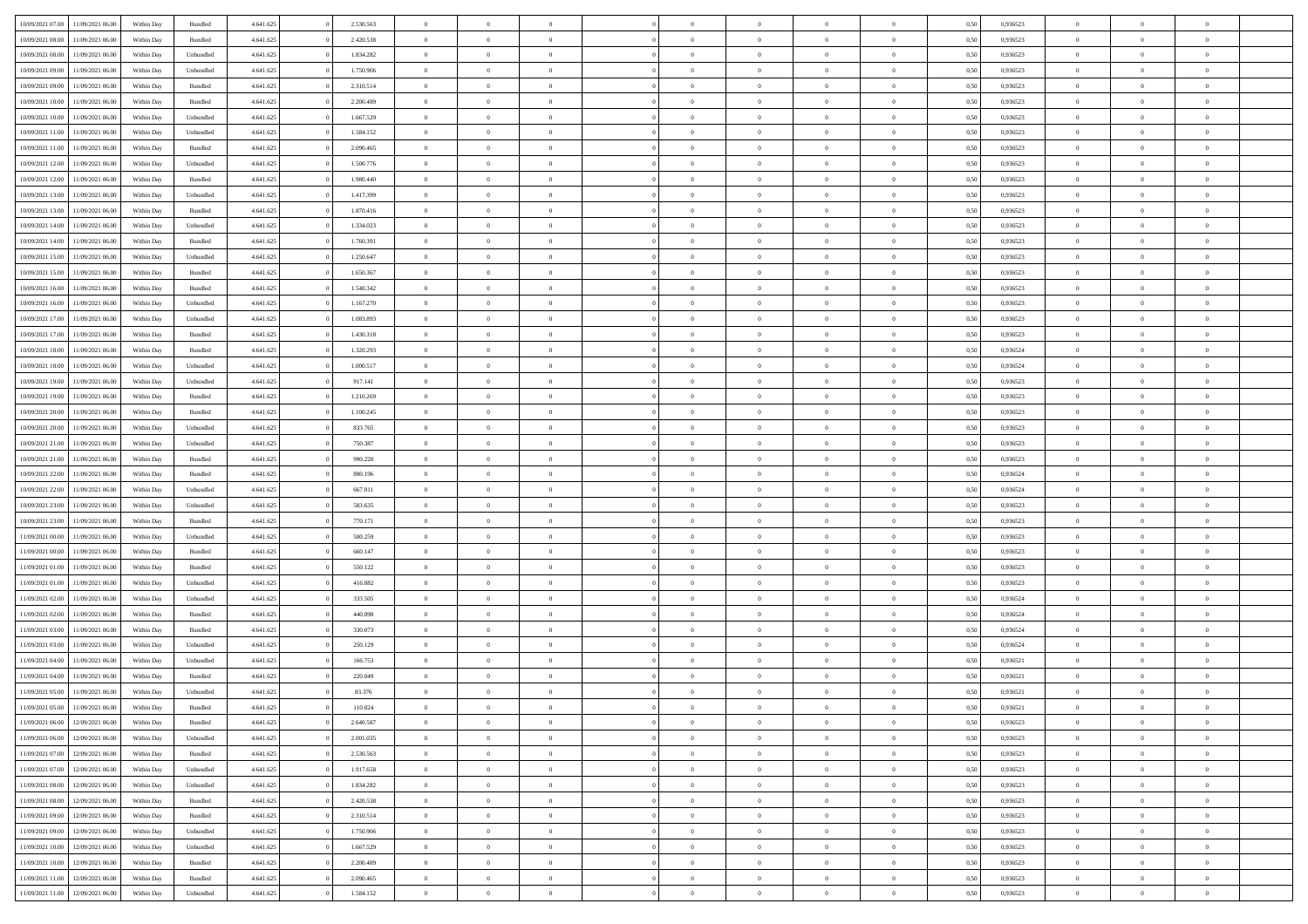| | | | | | | | | | | | | | | | | | | | | |
|---|---|---|---|---|---|---|---|---|---|---|---|---|---|---|---|---|---|---|---|---|
| 10/09/2021 07:00 | 11/09/2021 06:00 | Within Day | Bundled | 4.641.625 | 0 | 2.530.563 | 0 | 0 | 0 | 0 | 0 | 0 | 0 | 0 | 0,50 | 0,936523 | 0 | 0 | 0 | |
| 10/09/2021 08:00 | 11/09/2021 06:00 | Within Day | Bundled | 4.641.625 | 0 | 2.420.538 | 0 | 0 | 0 | 0 | 0 | 0 | 0 | 0 | 0,50 | 0,936523 | 0 | 0 | 0 | |
| 10/09/2021 08:00 | 11/09/2021 06:00 | Within Day | Unbundled | 4.641.625 | 0 | 1.834.282 | 0 | 0 | 0 | 0 | 0 | 0 | 0 | 0 | 0,50 | 0,936523 | 0 | 0 | 0 | |
| 10/09/2021 09:00 | 11/09/2021 06:00 | Within Day | Unbundled | 4.641.625 | 0 | 1.750.906 | 0 | 0 | 0 | 0 | 0 | 0 | 0 | 0 | 0,50 | 0,936523 | 0 | 0 | 0 | |
| 10/09/2021 09:00 | 11/09/2021 06:00 | Within Day | Bundled | 4.641.625 | 0 | 2.310.514 | 0 | 0 | 0 | 0 | 0 | 0 | 0 | 0 | 0,50 | 0,936523 | 0 | 0 | 0 | |
| 10/09/2021 10:00 | 11/09/2021 06:00 | Within Day | Bundled | 4.641.625 | 0 | 2.200.489 | 0 | 0 | 0 | 0 | 0 | 0 | 0 | 0 | 0,50 | 0,936523 | 0 | 0 | 0 | |
| 10/09/2021 10:00 | 11/09/2021 06:00 | Within Day | Unbundled | 4.641.625 | 0 | 1.667.529 | 0 | 0 | 0 | 0 | 0 | 0 | 0 | 0 | 0,50 | 0,936523 | 0 | 0 | 0 | |
| 10/09/2021 11:00 | 11/09/2021 06:00 | Within Day | Unbundled | 4.641.625 | 0 | 1.584.152 | 0 | 0 | 0 | 0 | 0 | 0 | 0 | 0 | 0,50 | 0,936523 | 0 | 0 | 0 | |
| 10/09/2021 11:00 | 11/09/2021 06:00 | Within Day | Bundled | 4.641.625 | 0 | 2.090.465 | 0 | 0 | 0 | 0 | 0 | 0 | 0 | 0 | 0,50 | 0,936523 | 0 | 0 | 0 | |
| 10/09/2021 12:00 | 11/09/2021 06:00 | Within Day | Unbundled | 4.641.625 | 0 | 1.500.776 | 0 | 0 | 0 | 0 | 0 | 0 | 0 | 0 | 0,50 | 0,936523 | 0 | 0 | 0 | |
| 10/09/2021 12:00 | 11/09/2021 06:00 | Within Day | Bundled | 4.641.625 | 0 | 1.980.440 | 0 | 0 | 0 | 0 | 0 | 0 | 0 | 0 | 0,50 | 0,936523 | 0 | 0 | 0 | |
| 10/09/2021 13:00 | 11/09/2021 06:00 | Within Day | Unbundled | 4.641.625 | 0 | 1.417.399 | 0 | 0 | 0 | 0 | 0 | 0 | 0 | 0 | 0,50 | 0,936523 | 0 | 0 | 0 | |
| 10/09/2021 13:00 | 11/09/2021 06:00 | Within Day | Bundled | 4.641.625 | 0 | 1.870.416 | 0 | 0 | 0 | 0 | 0 | 0 | 0 | 0 | 0,50 | 0,936523 | 0 | 0 | 0 | |
| 10/09/2021 14:00 | 11/09/2021 06:00 | Within Day | Unbundled | 4.641.625 | 0 | 1.334.023 | 0 | 0 | 0 | 0 | 0 | 0 | 0 | 0 | 0,50 | 0,936523 | 0 | 0 | 0 | |
| 10/09/2021 14:00 | 11/09/2021 06:00 | Within Day | Bundled | 4.641.625 | 0 | 1.760.391 | 0 | 0 | 0 | 0 | 0 | 0 | 0 | 0 | 0,50 | 0,936523 | 0 | 0 | 0 | |
| 10/09/2021 15:00 | 11/09/2021 06:00 | Within Day | Unbundled | 4.641.625 | 0 | 1.250.647 | 0 | 0 | 0 | 0 | 0 | 0 | 0 | 0 | 0,50 | 0,936523 | 0 | 0 | 0 | |
| 10/09/2021 15:00 | 11/09/2021 06:00 | Within Day | Bundled | 4.641.625 | 0 | 1.650.367 | 0 | 0 | 0 | 0 | 0 | 0 | 0 | 0 | 0,50 | 0,936523 | 0 | 0 | 0 | |
| 10/09/2021 16:00 | 11/09/2021 06:00 | Within Day | Bundled | 4.641.625 | 0 | 1.540.342 | 0 | 0 | 0 | 0 | 0 | 0 | 0 | 0 | 0,50 | 0,936523 | 0 | 0 | 0 | |
| 10/09/2021 16:00 | 11/09/2021 06:00 | Within Day | Unbundled | 4.641.625 | 0 | 1.167.270 | 0 | 0 | 0 | 0 | 0 | 0 | 0 | 0 | 0,50 | 0,936523 | 0 | 0 | 0 | |
| 10/09/2021 17:00 | 11/09/2021 06:00 | Within Day | Unbundled | 4.641.625 | 0 | 1.083.893 | 0 | 0 | 0 | 0 | 0 | 0 | 0 | 0 | 0,50 | 0,936523 | 0 | 0 | 0 | |
| 10/09/2021 17:00 | 11/09/2021 06:00 | Within Day | Bundled | 4.641.625 | 0 | 1.430.318 | 0 | 0 | 0 | 0 | 0 | 0 | 0 | 0 | 0,50 | 0,936523 | 0 | 0 | 0 | |
| 10/09/2021 18:00 | 11/09/2021 06:00 | Within Day | Bundled | 4.641.625 | 0 | 1.320.293 | 0 | 0 | 0 | 0 | 0 | 0 | 0 | 0 | 0,50 | 0,936524 | 0 | 0 | 0 | |
| 10/09/2021 18:00 | 11/09/2021 06:00 | Within Day | Unbundled | 4.641.625 | 0 | 1.000.517 | 0 | 0 | 0 | 0 | 0 | 0 | 0 | 0 | 0,50 | 0,936524 | 0 | 0 | 0 | |
| 10/09/2021 19:00 | 11/09/2021 06:00 | Within Day | Unbundled | 4.641.625 | 0 | 917.141 | 0 | 0 | 0 | 0 | 0 | 0 | 0 | 0 | 0,50 | 0,936523 | 0 | 0 | 0 | |
| 10/09/2021 19:00 | 11/09/2021 06:00 | Within Day | Bundled | 4.641.625 | 0 | 1.210.269 | 0 | 0 | 0 | 0 | 0 | 0 | 0 | 0 | 0,50 | 0,936523 | 0 | 0 | 0 | |
| 10/09/2021 20:00 | 11/09/2021 06:00 | Within Day | Bundled | 4.641.625 | 0 | 1.100.245 | 0 | 0 | 0 | 0 | 0 | 0 | 0 | 0 | 0,50 | 0,936523 | 0 | 0 | 0 | |
| 10/09/2021 20:00 | 11/09/2021 06:00 | Within Day | Unbundled | 4.641.625 | 0 | 833.765 | 0 | 0 | 0 | 0 | 0 | 0 | 0 | 0 | 0,50 | 0,936523 | 0 | 0 | 0 | |
| 10/09/2021 21:00 | 11/09/2021 06:00 | Within Day | Unbundled | 4.641.625 | 0 | 750.387 | 0 | 0 | 0 | 0 | 0 | 0 | 0 | 0 | 0,50 | 0,936523 | 0 | 0 | 0 | |
| 10/09/2021 21:00 | 11/09/2021 06:00 | Within Day | Bundled | 4.641.625 | 0 | 990.220 | 0 | 0 | 0 | 0 | 0 | 0 | 0 | 0 | 0,50 | 0,936523 | 0 | 0 | 0 | |
| 10/09/2021 22:00 | 11/09/2021 06:00 | Within Day | Bundled | 4.641.625 | 0 | 880.196 | 0 | 0 | 0 | 0 | 0 | 0 | 0 | 0 | 0,50 | 0,936524 | 0 | 0 | 0 | |
| 10/09/2021 22:00 | 11/09/2021 06:00 | Within Day | Unbundled | 4.641.625 | 0 | 667.011 | 0 | 0 | 0 | 0 | 0 | 0 | 0 | 0 | 0,50 | 0,936524 | 0 | 0 | 0 | |
| 10/09/2021 23:00 | 11/09/2021 06:00 | Within Day | Unbundled | 4.641.625 | 0 | 583.635 | 0 | 0 | 0 | 0 | 0 | 0 | 0 | 0 | 0,50 | 0,936523 | 0 | 0 | 0 | |
| 10/09/2021 23:00 | 11/09/2021 06:00 | Within Day | Bundled | 4.641.625 | 0 | 770.171 | 0 | 0 | 0 | 0 | 0 | 0 | 0 | 0 | 0,50 | 0,936523 | 0 | 0 | 0 | |
| 11/09/2021 00:00 | 11/09/2021 06:00 | Within Day | Unbundled | 4.641.625 | 0 | 500.259 | 0 | 0 | 0 | 0 | 0 | 0 | 0 | 0 | 0,50 | 0,936523 | 0 | 0 | 0 | |
| 11/09/2021 00:00 | 11/09/2021 06:00 | Within Day | Bundled | 4.641.625 | 0 | 660.147 | 0 | 0 | 0 | 0 | 0 | 0 | 0 | 0 | 0,50 | 0,936523 | 0 | 0 | 0 | |
| 11/09/2021 01:00 | 11/09/2021 06:00 | Within Day | Bundled | 4.641.625 | 0 | 550.122 | 0 | 0 | 0 | 0 | 0 | 0 | 0 | 0 | 0,50 | 0,936523 | 0 | 0 | 0 | |
| 11/09/2021 01:00 | 11/09/2021 06:00 | Within Day | Unbundled | 4.641.625 | 0 | 416.882 | 0 | 0 | 0 | 0 | 0 | 0 | 0 | 0 | 0,50 | 0,936523 | 0 | 0 | 0 | |
| 11/09/2021 02:00 | 11/09/2021 06:00 | Within Day | Unbundled | 4.641.625 | 0 | 333.505 | 0 | 0 | 0 | 0 | 0 | 0 | 0 | 0 | 0,50 | 0,936524 | 0 | 0 | 0 | |
| 11/09/2021 02:00 | 11/09/2021 06:00 | Within Day | Bundled | 4.641.625 | 0 | 440.098 | 0 | 0 | 0 | 0 | 0 | 0 | 0 | 0 | 0,50 | 0,936524 | 0 | 0 | 0 | |
| 11/09/2021 03:00 | 11/09/2021 06:00 | Within Day | Bundled | 4.641.625 | 0 | 330.073 | 0 | 0 | 0 | 0 | 0 | 0 | 0 | 0 | 0,50 | 0,936524 | 0 | 0 | 0 | |
| 11/09/2021 03:00 | 11/09/2021 06:00 | Within Day | Unbundled | 4.641.625 | 0 | 250.129 | 0 | 0 | 0 | 0 | 0 | 0 | 0 | 0 | 0,50 | 0,936524 | 0 | 0 | 0 | |
| 11/09/2021 04:00 | 11/09/2021 06:00 | Within Day | Unbundled | 4.641.625 | 0 | 166.753 | 0 | 0 | 0 | 0 | 0 | 0 | 0 | 0 | 0,50 | 0,936521 | 0 | 0 | 0 | |
| 11/09/2021 04:00 | 11/09/2021 06:00 | Within Day | Bundled | 4.641.625 | 0 | 220.049 | 0 | 0 | 0 | 0 | 0 | 0 | 0 | 0 | 0,50 | 0,936521 | 0 | 0 | 0 | |
| 11/09/2021 05:00 | 11/09/2021 06:00 | Within Day | Unbundled | 4.641.625 | 0 | 83.376 | 0 | 0 | 0 | 0 | 0 | 0 | 0 | 0 | 0,50 | 0,936521 | 0 | 0 | 0 | |
| 11/09/2021 05:00 | 11/09/2021 06:00 | Within Day | Bundled | 4.641.625 | 0 | 110.024 | 0 | 0 | 0 | 0 | 0 | 0 | 0 | 0 | 0,50 | 0,936521 | 0 | 0 | 0 | |
| 11/09/2021 06:00 | 12/09/2021 06:00 | Within Day | Bundled | 4.641.625 | 0 | 2.640.587 | 0 | 0 | 0 | 0 | 0 | 0 | 0 | 0 | 0,50 | 0,936523 | 0 | 0 | 0 | |
| 11/09/2021 06:00 | 12/09/2021 06:00 | Within Day | Unbundled | 4.641.625 | 0 | 2.001.035 | 0 | 0 | 0 | 0 | 0 | 0 | 0 | 0 | 0,50 | 0,936523 | 0 | 0 | 0 | |
| 11/09/2021 07:00 | 12/09/2021 06:00 | Within Day | Bundled | 4.641.625 | 0 | 2.530.563 | 0 | 0 | 0 | 0 | 0 | 0 | 0 | 0 | 0,50 | 0,936523 | 0 | 0 | 0 | |
| 11/09/2021 07:00 | 12/09/2021 06:00 | Within Day | Unbundled | 4.641.625 | 0 | 1.917.658 | 0 | 0 | 0 | 0 | 0 | 0 | 0 | 0 | 0,50 | 0,936523 | 0 | 0 | 0 | |
| 11/09/2021 08:00 | 12/09/2021 06:00 | Within Day | Unbundled | 4.641.625 | 0 | 1.834.282 | 0 | 0 | 0 | 0 | 0 | 0 | 0 | 0 | 0,50 | 0,936523 | 0 | 0 | 0 | |
| 11/09/2021 08:00 | 12/09/2021 06:00 | Within Day | Bundled | 4.641.625 | 0 | 2.420.538 | 0 | 0 | 0 | 0 | 0 | 0 | 0 | 0 | 0,50 | 0,936523 | 0 | 0 | 0 | |
| 11/09/2021 09:00 | 12/09/2021 06:00 | Within Day | Bundled | 4.641.625 | 0 | 2.310.514 | 0 | 0 | 0 | 0 | 0 | 0 | 0 | 0 | 0,50 | 0,936523 | 0 | 0 | 0 | |
| 11/09/2021 09:00 | 12/09/2021 06:00 | Within Day | Unbundled | 4.641.625 | 0 | 1.750.906 | 0 | 0 | 0 | 0 | 0 | 0 | 0 | 0 | 0,50 | 0,936523 | 0 | 0 | 0 | |
| 11/09/2021 10:00 | 12/09/2021 06:00 | Within Day | Unbundled | 4.641.625 | 0 | 1.667.529 | 0 | 0 | 0 | 0 | 0 | 0 | 0 | 0 | 0,50 | 0,936523 | 0 | 0 | 0 | |
| 11/09/2021 10:00 | 12/09/2021 06:00 | Within Day | Bundled | 4.641.625 | 0 | 2.200.489 | 0 | 0 | 0 | 0 | 0 | 0 | 0 | 0 | 0,50 | 0,936523 | 0 | 0 | 0 | |
| 11/09/2021 11:00 | 12/09/2021 06:00 | Within Day | Bundled | 4.641.625 | 0 | 2.090.465 | 0 | 0 | 0 | 0 | 0 | 0 | 0 | 0 | 0,50 | 0,936523 | 0 | 0 | 0 | |
| 11/09/2021 11:00 | 12/09/2021 06:00 | Within Day | Unbundled | 4.641.625 | 0 | 1.584.152 | 0 | 0 | 0 | 0 | 0 | 0 | 0 | 0 | 0,50 | 0,936523 | 0 | 0 | 0 | |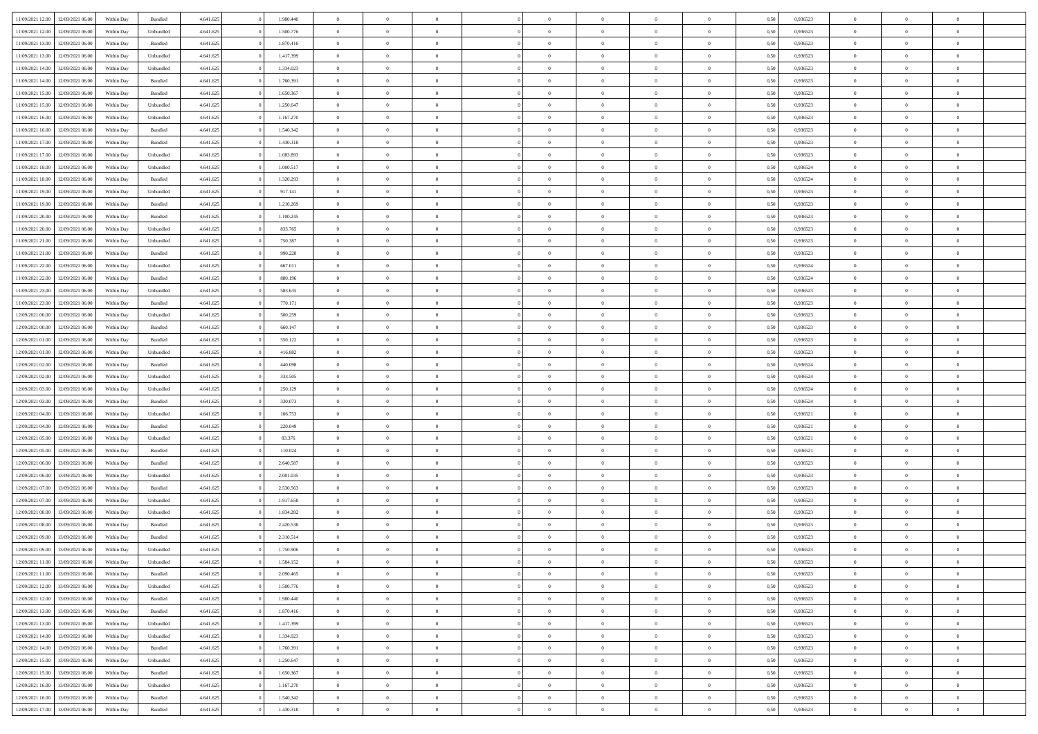| | | | | | | | | | | | | | | | | | | | | |
|---|---|---|---|---|---|---|---|---|---|---|---|---|---|---|---|---|---|---|---|---|
| 11/09/2021 12:00 | 12/09/2021 06:00 | Within Day | Bundled | 4.641.625 | 0 | 1.980.440 | 0 | 0 | 0 | | 0 | 0 | 0 | 0 | 0,50 | 0,936523 | 0 | 0 | 0 | |
| 11/09/2021 12:00 | 12/09/2021 06:00 | Within Day | Unbundled | 4.641.625 | 0 | 1.500.776 | 0 | 0 | 0 | | 0 | 0 | 0 | 0 | 0,50 | 0,936523 | 0 | 0 | 0 | |
| 11/09/2021 13:00 | 12/09/2021 06:00 | Within Day | Bundled | 4.641.625 | 0 | 1.870.416 | 0 | 0 | 0 | | 0 | 0 | 0 | 0 | 0,50 | 0,936523 | 0 | 0 | 0 | |
| 11/09/2021 13:00 | 12/09/2021 06:00 | Within Day | Unbundled | 4.641.625 | 0 | 1.417.399 | 0 | 0 | 0 | | 0 | 0 | 0 | 0 | 0,50 | 0,936523 | 0 | 0 | 0 | |
| 11/09/2021 14:00 | 12/09/2021 06:00 | Within Day | Unbundled | 4.641.625 | 0 | 1.334.023 | 0 | 0 | 0 | | 0 | 0 | 0 | 0 | 0,50 | 0,936523 | 0 | 0 | 0 | |
| 11/09/2021 14:00 | 12/09/2021 06:00 | Within Day | Bundled | 4.641.625 | 0 | 1.760.391 | 0 | 0 | 0 | | 0 | 0 | 0 | 0 | 0,50 | 0,936523 | 0 | 0 | 0 | |
| 11/09/2021 15:00 | 12/09/2021 06:00 | Within Day | Bundled | 4.641.625 | 0 | 1.650.367 | 0 | 0 | 0 | | 0 | 0 | 0 | 0 | 0,50 | 0,936523 | 0 | 0 | 0 | |
| 11/09/2021 15:00 | 12/09/2021 06:00 | Within Day | Unbundled | 4.641.625 | 0 | 1.250.647 | 0 | 0 | 0 | | 0 | 0 | 0 | 0 | 0,50 | 0,936523 | 0 | 0 | 0 | |
| 11/09/2021 16:00 | 12/09/2021 06:00 | Within Day | Unbundled | 4.641.625 | 0 | 1.167.270 | 0 | 0 | 0 | | 0 | 0 | 0 | 0 | 0,50 | 0,936523 | 0 | 0 | 0 | |
| 11/09/2021 16:00 | 12/09/2021 06:00 | Within Day | Bundled | 4.641.625 | 0 | 1.540.342 | 0 | 0 | 0 | | 0 | 0 | 0 | 0 | 0,50 | 0,936523 | 0 | 0 | 0 | |
| 11/09/2021 17:00 | 12/09/2021 06:00 | Within Day | Bundled | 4.641.625 | 0 | 1.430.318 | 0 | 0 | 0 | | 0 | 0 | 0 | 0 | 0,50 | 0,936523 | 0 | 0 | 0 | |
| 11/09/2021 17:00 | 12/09/2021 06:00 | Within Day | Unbundled | 4.641.625 | 0 | 1.083.893 | 0 | 0 | 0 | | 0 | 0 | 0 | 0 | 0,50 | 0,936523 | 0 | 0 | 0 | |
| 11/09/2021 18:00 | 12/09/2021 06:00 | Within Day | Unbundled | 4.641.625 | 0 | 1.000.517 | 0 | 0 | 0 | | 0 | 0 | 0 | 0 | 0,50 | 0,936524 | 0 | 0 | 0 | |
| 11/09/2021 18:00 | 12/09/2021 06:00 | Within Day | Bundled | 4.641.625 | 0 | 1.320.293 | 0 | 0 | 0 | | 0 | 0 | 0 | 0 | 0,50 | 0,936524 | 0 | 0 | 0 | |
| 11/09/2021 19:00 | 12/09/2021 06:00 | Within Day | Unbundled | 4.641.625 | 0 | 917.141 | 0 | 0 | 0 | | 0 | 0 | 0 | 0 | 0,50 | 0,936523 | 0 | 0 | 0 | |
| 11/09/2021 19:00 | 12/09/2021 06:00 | Within Day | Bundled | 4.641.625 | 0 | 1.210.269 | 0 | 0 | 0 | | 0 | 0 | 0 | 0 | 0,50 | 0,936523 | 0 | 0 | 0 | |
| 11/09/2021 20:00 | 12/09/2021 06:00 | Within Day | Bundled | 4.641.625 | 0 | 1.100.245 | 0 | 0 | 0 | | 0 | 0 | 0 | 0 | 0,50 | 0,936523 | 0 | 0 | 0 | |
| 11/09/2021 20:00 | 12/09/2021 06:00 | Within Day | Unbundled | 4.641.625 | 0 | 833.765 | 0 | 0 | 0 | | 0 | 0 | 0 | 0 | 0,50 | 0,936523 | 0 | 0 | 0 | |
| 11/09/2021 21:00 | 12/09/2021 06:00 | Within Day | Unbundled | 4.641.625 | 0 | 750.387 | 0 | 0 | 0 | | 0 | 0 | 0 | 0 | 0,50 | 0,936523 | 0 | 0 | 0 | |
| 11/09/2021 21:00 | 12/09/2021 06:00 | Within Day | Bundled | 4.641.625 | 0 | 990.220 | 0 | 0 | 0 | | 0 | 0 | 0 | 0 | 0,50 | 0,936523 | 0 | 0 | 0 | |
| 11/09/2021 22:00 | 12/09/2021 06:00 | Within Day | Unbundled | 4.641.625 | 0 | 667.011 | 0 | 0 | 0 | | 0 | 0 | 0 | 0 | 0,50 | 0,936524 | 0 | 0 | 0 | |
| 11/09/2021 22:00 | 12/09/2021 06:00 | Within Day | Bundled | 4.641.625 | 0 | 880.196 | 0 | 0 | 0 | | 0 | 0 | 0 | 0 | 0,50 | 0,936524 | 0 | 0 | 0 | |
| 11/09/2021 23:00 | 12/09/2021 06:00 | Within Day | Unbundled | 4.641.625 | 0 | 583.635 | 0 | 0 | 0 | | 0 | 0 | 0 | 0 | 0,50 | 0,936523 | 0 | 0 | 0 | |
| 11/09/2021 23:00 | 12/09/2021 06:00 | Within Day | Bundled | 4.641.625 | 0 | 770.171 | 0 | 0 | 0 | | 0 | 0 | 0 | 0 | 0,50 | 0,936523 | 0 | 0 | 0 | |
| 12/09/2021 00:00 | 12/09/2021 06:00 | Within Day | Unbundled | 4.641.625 | 0 | 500.259 | 0 | 0 | 0 | | 0 | 0 | 0 | 0 | 0,50 | 0,936523 | 0 | 0 | 0 | |
| 12/09/2021 00:00 | 12/09/2021 06:00 | Within Day | Bundled | 4.641.625 | 0 | 660.147 | 0 | 0 | 0 | | 0 | 0 | 0 | 0 | 0,50 | 0,936523 | 0 | 0 | 0 | |
| 12/09/2021 01:00 | 12/09/2021 06:00 | Within Day | Bundled | 4.641.625 | 0 | 550.122 | 0 | 0 | 0 | | 0 | 0 | 0 | 0 | 0,50 | 0,936523 | 0 | 0 | 0 | |
| 12/09/2021 01:00 | 12/09/2021 06:00 | Within Day | Unbundled | 4.641.625 | 0 | 416.882 | 0 | 0 | 0 | | 0 | 0 | 0 | 0 | 0,50 | 0,936523 | 0 | 0 | 0 | |
| 12/09/2021 02:00 | 12/09/2021 06:00 | Within Day | Bundled | 4.641.625 | 0 | 440.098 | 0 | 0 | 0 | | 0 | 0 | 0 | 0 | 0,50 | 0,936524 | 0 | 0 | 0 | |
| 12/09/2021 02:00 | 12/09/2021 06:00 | Within Day | Unbundled | 4.641.625 | 0 | 333.505 | 0 | 0 | 0 | | 0 | 0 | 0 | 0 | 0,50 | 0,936524 | 0 | 0 | 0 | |
| 12/09/2021 03:00 | 12/09/2021 06:00 | Within Day | Unbundled | 4.641.625 | 0 | 250.129 | 0 | 0 | 0 | | 0 | 0 | 0 | 0 | 0,50 | 0,936524 | 0 | 0 | 0 | |
| 12/09/2021 03:00 | 12/09/2021 06:00 | Within Day | Bundled | 4.641.625 | 0 | 330.073 | 0 | 0 | 0 | | 0 | 0 | 0 | 0 | 0,50 | 0,936524 | 0 | 0 | 0 | |
| 12/09/2021 04:00 | 12/09/2021 06:00 | Within Day | Unbundled | 4.641.625 | 0 | 166.753 | 0 | 0 | 0 | | 0 | 0 | 0 | 0 | 0,50 | 0,936521 | 0 | 0 | 0 | |
| 12/09/2021 04:00 | 12/09/2021 06:00 | Within Day | Bundled | 4.641.625 | 0 | 220.049 | 0 | 0 | 0 | | 0 | 0 | 0 | 0 | 0,50 | 0,936521 | 0 | 0 | 0 | |
| 12/09/2021 05:00 | 12/09/2021 06:00 | Within Day | Unbundled | 4.641.625 | 0 | 83.376 | 0 | 0 | 0 | | 0 | 0 | 0 | 0 | 0,50 | 0,936521 | 0 | 0 | 0 | |
| 12/09/2021 05:00 | 12/09/2021 06:00 | Within Day | Bundled | 4.641.625 | 0 | 110.024 | 0 | 0 | 0 | | 0 | 0 | 0 | 0 | 0,50 | 0,936521 | 0 | 0 | 0 | |
| 12/09/2021 06:00 | 13/09/2021 06:00 | Within Day | Bundled | 4.641.625 | 0 | 2.640.587 | 0 | 0 | 0 | | 0 | 0 | 0 | 0 | 0,50 | 0,936523 | 0 | 0 | 0 | |
| 12/09/2021 06:00 | 13/09/2021 06:00 | Within Day | Unbundled | 4.641.625 | 0 | 2.001.035 | 0 | 0 | 0 | | 0 | 0 | 0 | 0 | 0,50 | 0,936523 | 0 | 0 | 0 | |
| 12/09/2021 07:00 | 13/09/2021 06:00 | Within Day | Bundled | 4.641.625 | 0 | 2.530.563 | 0 | 0 | 0 | | 0 | 0 | 0 | 0 | 0,50 | 0,936523 | 0 | 0 | 0 | |
| 12/09/2021 07:00 | 13/09/2021 06:00 | Within Day | Unbundled | 4.641.625 | 0 | 1.917.658 | 0 | 0 | 0 | | 0 | 0 | 0 | 0 | 0,50 | 0,936523 | 0 | 0 | 0 | |
| 12/09/2021 08:00 | 13/09/2021 06:00 | Within Day | Unbundled | 4.641.625 | 0 | 1.834.282 | 0 | 0 | 0 | | 0 | 0 | 0 | 0 | 0,50 | 0,936523 | 0 | 0 | 0 | |
| 12/09/2021 08:00 | 13/09/2021 06:00 | Within Day | Bundled | 4.641.625 | 0 | 2.420.538 | 0 | 0 | 0 | | 0 | 0 | 0 | 0 | 0,50 | 0,936523 | 0 | 0 | 0 | |
| 12/09/2021 09:00 | 13/09/2021 06:00 | Within Day | Bundled | 4.641.625 | 0 | 2.310.514 | 0 | 0 | 0 | | 0 | 0 | 0 | 0 | 0,50 | 0,936523 | 0 | 0 | 0 | |
| 12/09/2021 09:00 | 13/09/2021 06:00 | Within Day | Unbundled | 4.641.625 | 0 | 1.750.906 | 0 | 0 | 0 | | 0 | 0 | 0 | 0 | 0,50 | 0,936523 | 0 | 0 | 0 | |
| 12/09/2021 11:00 | 13/09/2021 06:00 | Within Day | Unbundled | 4.641.625 | 0 | 1.584.152 | 0 | 0 | 0 | | 0 | 0 | 0 | 0 | 0,50 | 0,936523 | 0 | 0 | 0 | |
| 12/09/2021 11:00 | 13/09/2021 06:00 | Within Day | Bundled | 4.641.625 | 0 | 2.090.465 | 0 | 0 | 0 | | 0 | 0 | 0 | 0 | 0,50 | 0,936523 | 0 | 0 | 0 | |
| 12/09/2021 12:00 | 13/09/2021 06:00 | Within Day | Unbundled | 4.641.625 | 0 | 1.500.776 | 0 | 0 | 0 | | 0 | 0 | 0 | 0 | 0,50 | 0,936523 | 0 | 0 | 0 | |
| 12/09/2021 12:00 | 13/09/2021 06:00 | Within Day | Bundled | 4.641.625 | 0 | 1.980.440 | 0 | 0 | 0 | | 0 | 0 | 0 | 0 | 0,50 | 0,936523 | 0 | 0 | 0 | |
| 12/09/2021 13:00 | 13/09/2021 06:00 | Within Day | Bundled | 4.641.625 | 0 | 1.870.416 | 0 | 0 | 0 | | 0 | 0 | 0 | 0 | 0,50 | 0,936523 | 0 | 0 | 0 | |
| 12/09/2021 13:00 | 13/09/2021 06:00 | Within Day | Unbundled | 4.641.625 | 0 | 1.417.399 | 0 | 0 | 0 | | 0 | 0 | 0 | 0 | 0,50 | 0,936523 | 0 | 0 | 0 | |
| 12/09/2021 14:00 | 13/09/2021 06:00 | Within Day | Unbundled | 4.641.625 | 0 | 1.334.023 | 0 | 0 | 0 | | 0 | 0 | 0 | 0 | 0,50 | 0,936523 | 0 | 0 | 0 | |
| 12/09/2021 14:00 | 13/09/2021 06:00 | Within Day | Bundled | 4.641.625 | 0 | 1.760.391 | 0 | 0 | 0 | | 0 | 0 | 0 | 0 | 0,50 | 0,936523 | 0 | 0 | 0 | |
| 12/09/2021 15:00 | 13/09/2021 06:00 | Within Day | Unbundled | 4.641.625 | 0 | 1.250.647 | 0 | 0 | 0 | | 0 | 0 | 0 | 0 | 0,50 | 0,936523 | 0 | 0 | 0 | |
| 12/09/2021 15:00 | 13/09/2021 06:00 | Within Day | Bundled | 4.641.625 | 0 | 1.650.367 | 0 | 0 | 0 | | 0 | 0 | 0 | 0 | 0,50 | 0,936523 | 0 | 0 | 0 | |
| 12/09/2021 16:00 | 13/09/2021 06:00 | Within Day | Unbundled | 4.641.625 | 0 | 1.167.270 | 0 | 0 | 0 | | 0 | 0 | 0 | 0 | 0,50 | 0,936523 | 0 | 0 | 0 | |
| 12/09/2021 16:00 | 13/09/2021 06:00 | Within Day | Bundled | 4.641.625 | 0 | 1.540.342 | 0 | 0 | 0 | | 0 | 0 | 0 | 0 | 0,50 | 0,936523 | 0 | 0 | 0 | |
| 12/09/2021 17:00 | 13/09/2021 06:00 | Within Day | Bundled | 4.641.625 | 0 | 1.430.318 | 0 | 0 | 0 | | 0 | 0 | 0 | 0 | 0,50 | 0,936523 | 0 | 0 | 0 | |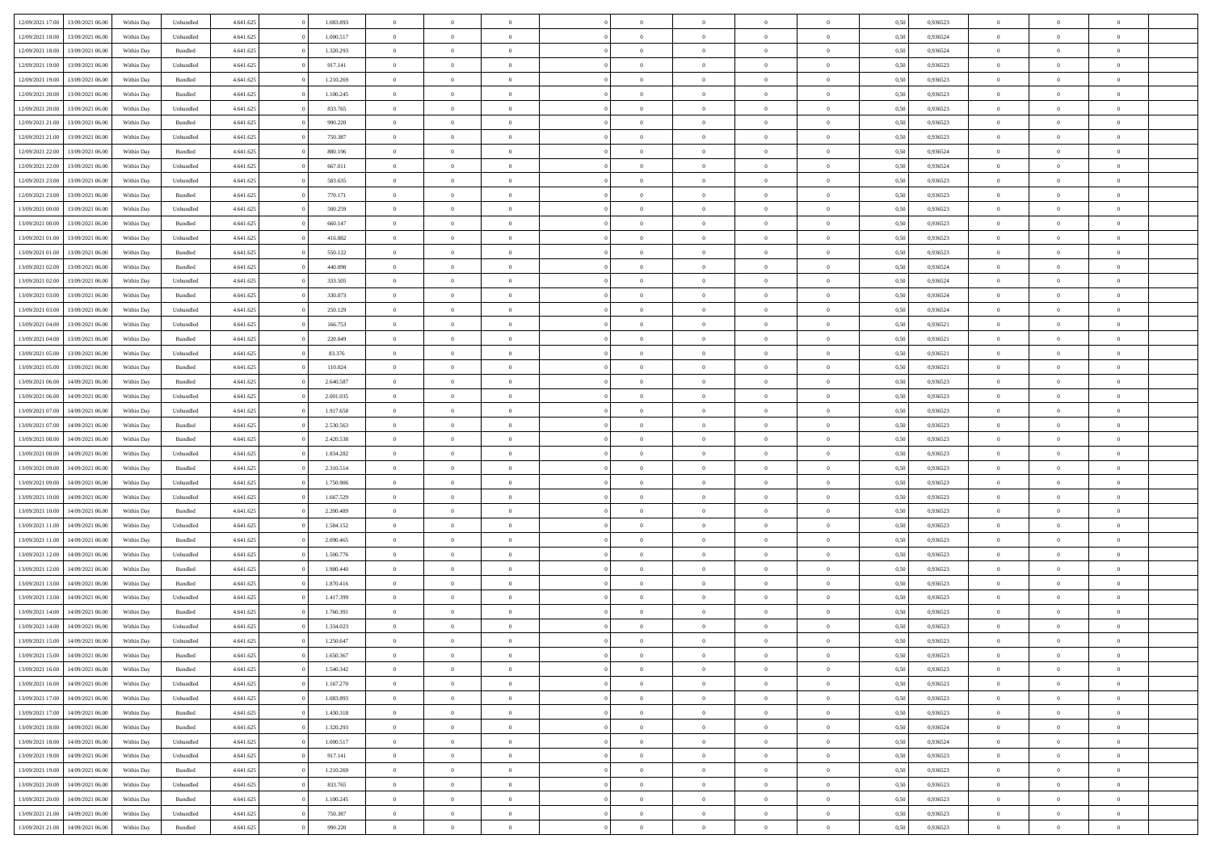| | | | | | | | | | | | | | | | | | | | | | |
|---|---|---|---|---|---|---|---|---|---|---|---|---|---|---|---|---|---|---|---|---|---|
| 12/09/2021 17:00 | 13/09/2021 06:00 | Within Day | Unbundled | 4.641.625 | 0 | 1.083.893 | 0 | 0 | 0 | | 0 | 0 | 0 | 0 | 0 | 0,50 | 0,936523 | 0 | 0 | 0 | |
| 12/09/2021 18:00 | 13/09/2021 06:00 | Within Day | Unbundled | 4.641.625 | 0 | 1.000.517 | 0 | 0 | 0 | | 0 | 0 | 0 | 0 | 0 | 0,50 | 0,936524 | 0 | 0 | 0 | |
| 12/09/2021 18:00 | 13/09/2021 06:00 | Within Day | Bundled | 4.641.625 | 0 | 1.320.293 | 0 | 0 | 0 | | 0 | 0 | 0 | 0 | 0 | 0,50 | 0,936524 | 0 | 0 | 0 | |
| 12/09/2021 19:00 | 13/09/2021 06:00 | Within Day | Unbundled | 4.641.625 | 0 | 917.141 | 0 | 0 | 0 | | 0 | 0 | 0 | 0 | 0 | 0,50 | 0,936523 | 0 | 0 | 0 | |
| 12/09/2021 19:00 | 13/09/2021 06:00 | Within Day | Bundled | 4.641.625 | 0 | 1.210.269 | 0 | 0 | 0 | | 0 | 0 | 0 | 0 | 0 | 0,50 | 0,936523 | 0 | 0 | 0 | |
| 12/09/2021 20:00 | 13/09/2021 06:00 | Within Day | Bundled | 4.641.625 | 0 | 1.100.245 | 0 | 0 | 0 | | 0 | 0 | 0 | 0 | 0 | 0,50 | 0,936523 | 0 | 0 | 0 | |
| 12/09/2021 20:00 | 13/09/2021 06:00 | Within Day | Unbundled | 4.641.625 | 0 | 833.765 | 0 | 0 | 0 | | 0 | 0 | 0 | 0 | 0 | 0,50 | 0,936523 | 0 | 0 | 0 | |
| 12/09/2021 21:00 | 13/09/2021 06:00 | Within Day | Bundled | 4.641.625 | 0 | 990.220 | 0 | 0 | 0 | | 0 | 0 | 0 | 0 | 0 | 0,50 | 0,936523 | 0 | 0 | 0 | |
| 12/09/2021 21:00 | 13/09/2021 06:00 | Within Day | Unbundled | 4.641.625 | 0 | 750.387 | 0 | 0 | 0 | | 0 | 0 | 0 | 0 | 0 | 0,50 | 0,936523 | 0 | 0 | 0 | |
| 12/09/2021 22:00 | 13/09/2021 06:00 | Within Day | Bundled | 4.641.625 | 0 | 880.196 | 0 | 0 | 0 | | 0 | 0 | 0 | 0 | 0 | 0,50 | 0,936524 | 0 | 0 | 0 | |
| 12/09/2021 22:00 | 13/09/2021 06:00 | Within Day | Unbundled | 4.641.625 | 0 | 667.011 | 0 | 0 | 0 | | 0 | 0 | 0 | 0 | 0 | 0,50 | 0,936524 | 0 | 0 | 0 | |
| 12/09/2021 23:00 | 13/09/2021 06:00 | Within Day | Unbundled | 4.641.625 | 0 | 583.635 | 0 | 0 | 0 | | 0 | 0 | 0 | 0 | 0 | 0,50 | 0,936523 | 0 | 0 | 0 | |
| 12/09/2021 23:00 | 13/09/2021 06:00 | Within Day | Bundled | 4.641.625 | 0 | 770.171 | 0 | 0 | 0 | | 0 | 0 | 0 | 0 | 0 | 0,50 | 0,936523 | 0 | 0 | 0 | |
| 13/09/2021 00:00 | 13/09/2021 06:00 | Within Day | Unbundled | 4.641.625 | 0 | 500.259 | 0 | 0 | 0 | | 0 | 0 | 0 | 0 | 0 | 0,50 | 0,936523 | 0 | 0 | 0 | |
| 13/09/2021 00:00 | 13/09/2021 06:00 | Within Day | Bundled | 4.641.625 | 0 | 660.147 | 0 | 0 | 0 | | 0 | 0 | 0 | 0 | 0 | 0,50 | 0,936523 | 0 | 0 | 0 | |
| 13/09/2021 01:00 | 13/09/2021 06:00 | Within Day | Unbundled | 4.641.625 | 0 | 416.882 | 0 | 0 | 0 | | 0 | 0 | 0 | 0 | 0 | 0,50 | 0,936523 | 0 | 0 | 0 | |
| 13/09/2021 01:00 | 13/09/2021 06:00 | Within Day | Bundled | 4.641.625 | 0 | 550.122 | 0 | 0 | 0 | | 0 | 0 | 0 | 0 | 0 | 0,50 | 0,936523 | 0 | 0 | 0 | |
| 13/09/2021 02:00 | 13/09/2021 06:00 | Within Day | Bundled | 4.641.625 | 0 | 440.098 | 0 | 0 | 0 | | 0 | 0 | 0 | 0 | 0 | 0,50 | 0,936524 | 0 | 0 | 0 | |
| 13/09/2021 02:00 | 13/09/2021 06:00 | Within Day | Unbundled | 4.641.625 | 0 | 333.505 | 0 | 0 | 0 | | 0 | 0 | 0 | 0 | 0 | 0,50 | 0,936524 | 0 | 0 | 0 | |
| 13/09/2021 03:00 | 13/09/2021 06:00 | Within Day | Bundled | 4.641.625 | 0 | 330.073 | 0 | 0 | 0 | | 0 | 0 | 0 | 0 | 0 | 0,50 | 0,936524 | 0 | 0 | 0 | |
| 13/09/2021 03:00 | 13/09/2021 06:00 | Within Day | Unbundled | 4.641.625 | 0 | 250.129 | 0 | 0 | 0 | | 0 | 0 | 0 | 0 | 0 | 0,50 | 0,936524 | 0 | 0 | 0 | |
| 13/09/2021 04:00 | 13/09/2021 06:00 | Within Day | Unbundled | 4.641.625 | 0 | 166.753 | 0 | 0 | 0 | | 0 | 0 | 0 | 0 | 0 | 0,50 | 0,936521 | 0 | 0 | 0 | |
| 13/09/2021 04:00 | 13/09/2021 06:00 | Within Day | Bundled | 4.641.625 | 0 | 220.049 | 0 | 0 | 0 | | 0 | 0 | 0 | 0 | 0 | 0,50 | 0,936521 | 0 | 0 | 0 | |
| 13/09/2021 05:00 | 13/09/2021 06:00 | Within Day | Unbundled | 4.641.625 | 0 | 83.376 | 0 | 0 | 0 | | 0 | 0 | 0 | 0 | 0 | 0,50 | 0,936521 | 0 | 0 | 0 | |
| 13/09/2021 05:00 | 13/09/2021 06:00 | Within Day | Bundled | 4.641.625 | 0 | 110.024 | 0 | 0 | 0 | | 0 | 0 | 0 | 0 | 0 | 0,50 | 0,936521 | 0 | 0 | 0 | |
| 13/09/2021 06:00 | 14/09/2021 06:00 | Within Day | Bundled | 4.641.625 | 0 | 2.640.587 | 0 | 0 | 0 | | 0 | 0 | 0 | 0 | 0 | 0,50 | 0,936523 | 0 | 0 | 0 | |
| 13/09/2021 06:00 | 14/09/2021 06:00 | Within Day | Unbundled | 4.641.625 | 0 | 2.001.035 | 0 | 0 | 0 | | 0 | 0 | 0 | 0 | 0 | 0,50 | 0,936523 | 0 | 0 | 0 | |
| 13/09/2021 07:00 | 14/09/2021 06:00 | Within Day | Unbundled | 4.641.625 | 0 | 1.917.658 | 0 | 0 | 0 | | 0 | 0 | 0 | 0 | 0 | 0,50 | 0,936523 | 0 | 0 | 0 | |
| 13/09/2021 07:00 | 14/09/2021 06:00 | Within Day | Bundled | 4.641.625 | 0 | 2.530.563 | 0 | 0 | 0 | | 0 | 0 | 0 | 0 | 0 | 0,50 | 0,936523 | 0 | 0 | 0 | |
| 13/09/2021 08:00 | 14/09/2021 06:00 | Within Day | Bundled | 4.641.625 | 0 | 2.420.538 | 0 | 0 | 0 | | 0 | 0 | 0 | 0 | 0 | 0,50 | 0,936523 | 0 | 0 | 0 | |
| 13/09/2021 08:00 | 14/09/2021 06:00 | Within Day | Unbundled | 4.641.625 | 0 | 1.834.282 | 0 | 0 | 0 | | 0 | 0 | 0 | 0 | 0 | 0,50 | 0,936523 | 0 | 0 | 0 | |
| 13/09/2021 09:00 | 14/09/2021 06:00 | Within Day | Bundled | 4.641.625 | 0 | 2.310.514 | 0 | 0 | 0 | | 0 | 0 | 0 | 0 | 0 | 0,50 | 0,936523 | 0 | 0 | 0 | |
| 13/09/2021 09:00 | 14/09/2021 06:00 | Within Day | Unbundled | 4.641.625 | 0 | 1.750.906 | 0 | 0 | 0 | | 0 | 0 | 0 | 0 | 0 | 0,50 | 0,936523 | 0 | 0 | 0 | |
| 13/09/2021 10:00 | 14/09/2021 06:00 | Within Day | Unbundled | 4.641.625 | 0 | 1.667.529 | 0 | 0 | 0 | | 0 | 0 | 0 | 0 | 0 | 0,50 | 0,936523 | 0 | 0 | 0 | |
| 13/09/2021 10:00 | 14/09/2021 06:00 | Within Day | Bundled | 4.641.625 | 0 | 2.200.489 | 0 | 0 | 0 | | 0 | 0 | 0 | 0 | 0 | 0,50 | 0,936523 | 0 | 0 | 0 | |
| 13/09/2021 11:00 | 14/09/2021 06:00 | Within Day | Unbundled | 4.641.625 | 0 | 1.584.152 | 0 | 0 | 0 | | 0 | 0 | 0 | 0 | 0 | 0,50 | 0,936523 | 0 | 0 | 0 | |
| 13/09/2021 11:00 | 14/09/2021 06:00 | Within Day | Bundled | 4.641.625 | 0 | 2.090.465 | 0 | 0 | 0 | | 0 | 0 | 0 | 0 | 0 | 0,50 | 0,936523 | 0 | 0 | 0 | |
| 13/09/2021 12:00 | 14/09/2021 06:00 | Within Day | Unbundled | 4.641.625 | 0 | 1.500.776 | 0 | 0 | 0 | | 0 | 0 | 0 | 0 | 0 | 0,50 | 0,936523 | 0 | 0 | 0 | |
| 13/09/2021 12:00 | 14/09/2021 06:00 | Within Day | Bundled | 4.641.625 | 0 | 1.980.440 | 0 | 0 | 0 | | 0 | 0 | 0 | 0 | 0 | 0,50 | 0,936523 | 0 | 0 | 0 | |
| 13/09/2021 13:00 | 14/09/2021 06:00 | Within Day | Bundled | 4.641.625 | 0 | 1.870.416 | 0 | 0 | 0 | | 0 | 0 | 0 | 0 | 0 | 0,50 | 0,936523 | 0 | 0 | 0 | |
| 13/09/2021 13:00 | 14/09/2021 06:00 | Within Day | Unbundled | 4.641.625 | 0 | 1.417.399 | 0 | 0 | 0 | | 0 | 0 | 0 | 0 | 0 | 0,50 | 0,936523 | 0 | 0 | 0 | |
| 13/09/2021 14:00 | 14/09/2021 06:00 | Within Day | Bundled | 4.641.625 | 0 | 1.760.391 | 0 | 0 | 0 | | 0 | 0 | 0 | 0 | 0 | 0,50 | 0,936523 | 0 | 0 | 0 | |
| 13/09/2021 14:00 | 14/09/2021 06:00 | Within Day | Unbundled | 4.641.625 | 0 | 1.334.023 | 0 | 0 | 0 | | 0 | 0 | 0 | 0 | 0 | 0,50 | 0,936523 | 0 | 0 | 0 | |
| 13/09/2021 15:00 | 14/09/2021 06:00 | Within Day | Unbundled | 4.641.625 | 0 | 1.250.647 | 0 | 0 | 0 | | 0 | 0 | 0 | 0 | 0 | 0,50 | 0,936523 | 0 | 0 | 0 | |
| 13/09/2021 15:00 | 14/09/2021 06:00 | Within Day | Bundled | 4.641.625 | 0 | 1.650.367 | 0 | 0 | 0 | | 0 | 0 | 0 | 0 | 0 | 0,50 | 0,936523 | 0 | 0 | 0 | |
| 13/09/2021 16:00 | 14/09/2021 06:00 | Within Day | Bundled | 4.641.625 | 0 | 1.540.342 | 0 | 0 | 0 | | 0 | 0 | 0 | 0 | 0 | 0,50 | 0,936523 | 0 | 0 | 0 | |
| 13/09/2021 16:00 | 14/09/2021 06:00 | Within Day | Unbundled | 4.641.625 | 0 | 1.167.270 | 0 | 0 | 0 | | 0 | 0 | 0 | 0 | 0 | 0,50 | 0,936523 | 0 | 0 | 0 | |
| 13/09/2021 17:00 | 14/09/2021 06:00 | Within Day | Unbundled | 4.641.625 | 0 | 1.083.893 | 0 | 0 | 0 | | 0 | 0 | 0 | 0 | 0 | 0,50 | 0,936523 | 0 | 0 | 0 | |
| 13/09/2021 17:00 | 14/09/2021 06:00 | Within Day | Bundled | 4.641.625 | 0 | 1.430.318 | 0 | 0 | 0 | | 0 | 0 | 0 | 0 | 0 | 0,50 | 0,936523 | 0 | 0 | 0 | |
| 13/09/2021 18:00 | 14/09/2021 06:00 | Within Day | Bundled | 4.641.625 | 0 | 1.320.293 | 0 | 0 | 0 | | 0 | 0 | 0 | 0 | 0 | 0,50 | 0,936524 | 0 | 0 | 0 | |
| 13/09/2021 18:00 | 14/09/2021 06:00 | Within Day | Unbundled | 4.641.625 | 0 | 1.000.517 | 0 | 0 | 0 | | 0 | 0 | 0 | 0 | 0 | 0,50 | 0,936524 | 0 | 0 | 0 | |
| 13/09/2021 19:00 | 14/09/2021 06:00 | Within Day | Unbundled | 4.641.625 | 0 | 917.141 | 0 | 0 | 0 | | 0 | 0 | 0 | 0 | 0 | 0,50 | 0,936523 | 0 | 0 | 0 | |
| 13/09/2021 19:00 | 14/09/2021 06:00 | Within Day | Bundled | 4.641.625 | 0 | 1.210.269 | 0 | 0 | 0 | | 0 | 0 | 0 | 0 | 0 | 0,50 | 0,936523 | 0 | 0 | 0 | |
| 13/09/2021 20:00 | 14/09/2021 06:00 | Within Day | Unbundled | 4.641.625 | 0 | 833.765 | 0 | 0 | 0 | | 0 | 0 | 0 | 0 | 0 | 0,50 | 0,936523 | 0 | 0 | 0 | |
| 13/09/2021 20:00 | 14/09/2021 06:00 | Within Day | Bundled | 4.641.625 | 0 | 1.100.245 | 0 | 0 | 0 | | 0 | 0 | 0 | 0 | 0 | 0,50 | 0,936523 | 0 | 0 | 0 | |
| 13/09/2021 21:00 | 14/09/2021 06:00 | Within Day | Unbundled | 4.641.625 | 0 | 750.387 | 0 | 0 | 0 | | 0 | 0 | 0 | 0 | 0 | 0,50 | 0,936523 | 0 | 0 | 0 | |
| 13/09/2021 21:00 | 14/09/2021 06:00 | Within Day | Bundled | 4.641.625 | 0 | 990.220 | 0 | 0 | 0 | | 0 | 0 | 0 | 0 | 0 | 0,50 | 0,936523 | 0 | 0 | 0 | |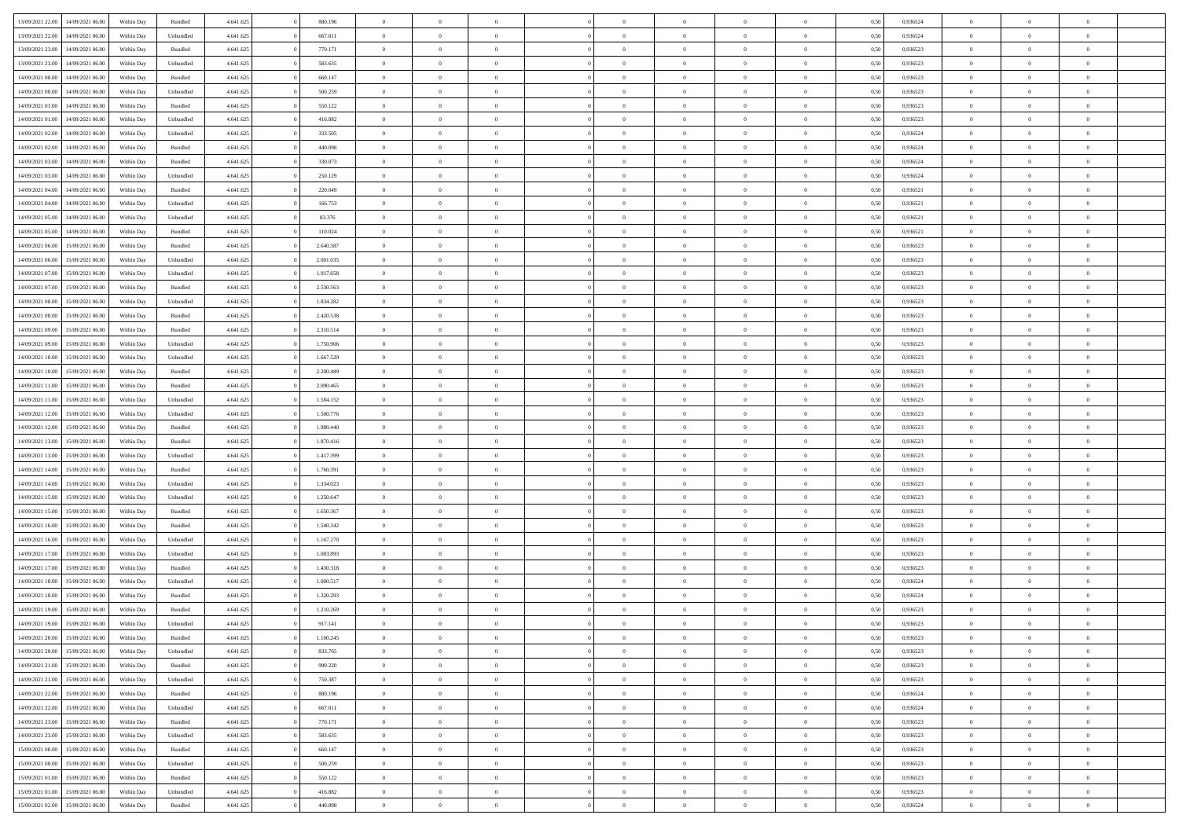| 13/09/2021 22:00 | 14/09/2021 06:00 | Within Day | Bundled | 4.641.625 | 0 | 880.196 | 0 | 0 | 0 | | 0 | 0 | 0 | 0 | 0,50 | 0,936524 | 0 | 0 | 0 | |
|---|---|---|---|---|---|---|---|---|---|---|---|---|---|---|---|---|---|---|---|---|
| 13/09/2021 22:00 | 14/09/2021 06:00 | Within Day | Unbundled | 4.641.625 | 0 | 667.011 | 0 | 0 | 0 | | 0 | 0 | 0 | 0 | 0,50 | 0,936524 | 0 | 0 | 0 | |
| 13/09/2021 23:00 | 14/09/2021 06:00 | Within Day | Bundled | 4.641.625 | 0 | 770.171 | 0 | 0 | 0 | | 0 | 0 | 0 | 0 | 0,50 | 0,936523 | 0 | 0 | 0 | |
| 13/09/2021 23:00 | 14/09/2021 06:00 | Within Day | Unbundled | 4.641.625 | 0 | 583.635 | 0 | 0 | 0 | | 0 | 0 | 0 | 0 | 0,50 | 0,936523 | 0 | 0 | 0 | |
| 14/09/2021 00:00 | 14/09/2021 06:00 | Within Day | Bundled | 4.641.625 | 0 | 660.147 | 0 | 0 | 0 | | 0 | 0 | 0 | 0 | 0,50 | 0,936523 | 0 | 0 | 0 | |
| 14/09/2021 00:00 | 14/09/2021 06:00 | Within Day | Unbundled | 4.641.625 | 0 | 500.259 | 0 | 0 | 0 | | 0 | 0 | 0 | 0 | 0,50 | 0,936523 | 0 | 0 | 0 | |
| 14/09/2021 01:00 | 14/09/2021 06:00 | Within Day | Bundled | 4.641.625 | 0 | 550.122 | 0 | 0 | 0 | | 0 | 0 | 0 | 0 | 0,50 | 0,936523 | 0 | 0 | 0 | |
| 14/09/2021 01:00 | 14/09/2021 06:00 | Within Day | Unbundled | 4.641.625 | 0 | 416.882 | 0 | 0 | 0 | | 0 | 0 | 0 | 0 | 0,50 | 0,936523 | 0 | 0 | 0 | |
| 14/09/2021 02:00 | 14/09/2021 06:00 | Within Day | Unbundled | 4.641.625 | 0 | 333.505 | 0 | 0 | 0 | | 0 | 0 | 0 | 0 | 0,50 | 0,936524 | 0 | 0 | 0 | |
| 14/09/2021 02:00 | 14/09/2021 06:00 | Within Day | Bundled | 4.641.625 | 0 | 440.098 | 0 | 0 | 0 | | 0 | 0 | 0 | 0 | 0,50 | 0,936524 | 0 | 0 | 0 | |
| 14/09/2021 03:00 | 14/09/2021 06:00 | Within Day | Bundled | 4.641.625 | 0 | 330.073 | 0 | 0 | 0 | | 0 | 0 | 0 | 0 | 0,50 | 0,936524 | 0 | 0 | 0 | |
| 14/09/2021 03:00 | 14/09/2021 06:00 | Within Day | Unbundled | 4.641.625 | 0 | 250.129 | 0 | 0 | 0 | | 0 | 0 | 0 | 0 | 0,50 | 0,936524 | 0 | 0 | 0 | |
| 14/09/2021 04:00 | 14/09/2021 06:00 | Within Day | Bundled | 4.641.625 | 0 | 220.049 | 0 | 0 | 0 | | 0 | 0 | 0 | 0 | 0,50 | 0,936521 | 0 | 0 | 0 | |
| 14/09/2021 04:00 | 14/09/2021 06:00 | Within Day | Unbundled | 4.641.625 | 0 | 166.753 | 0 | 0 | 0 | | 0 | 0 | 0 | 0 | 0,50 | 0,936521 | 0 | 0 | 0 | |
| 14/09/2021 05:00 | 14/09/2021 06:00 | Within Day | Unbundled | 4.641.625 | 0 | 83.376 | 0 | 0 | 0 | | 0 | 0 | 0 | 0 | 0,50 | 0,936521 | 0 | 0 | 0 | |
| 14/09/2021 05:00 | 14/09/2021 06:00 | Within Day | Bundled | 4.641.625 | 0 | 110.024 | 0 | 0 | 0 | | 0 | 0 | 0 | 0 | 0,50 | 0,936521 | 0 | 0 | 0 | |
| 14/09/2021 06:00 | 15/09/2021 06:00 | Within Day | Bundled | 4.641.625 | 0 | 2.640.587 | 0 | 0 | 0 | | 0 | 0 | 0 | 0 | 0,50 | 0,936523 | 0 | 0 | 0 | |
| 14/09/2021 06:00 | 15/09/2021 06:00 | Within Day | Unbundled | 4.641.625 | 0 | 2.001.035 | 0 | 0 | 0 | | 0 | 0 | 0 | 0 | 0,50 | 0,936523 | 0 | 0 | 0 | |
| 14/09/2021 07:00 | 15/09/2021 06:00 | Within Day | Unbundled | 4.641.625 | 0 | 1.917.658 | 0 | 0 | 0 | | 0 | 0 | 0 | 0 | 0,50 | 0,936523 | 0 | 0 | 0 | |
| 14/09/2021 07:00 | 15/09/2021 06:00 | Within Day | Bundled | 4.641.625 | 0 | 2.530.563 | 0 | 0 | 0 | | 0 | 0 | 0 | 0 | 0,50 | 0,936523 | 0 | 0 | 0 | |
| 14/09/2021 08:00 | 15/09/2021 06:00 | Within Day | Unbundled | 4.641.625 | 0 | 1.834.282 | 0 | 0 | 0 | | 0 | 0 | 0 | 0 | 0,50 | 0,936523 | 0 | 0 | 0 | |
| 14/09/2021 08:00 | 15/09/2021 06:00 | Within Day | Bundled | 4.641.625 | 0 | 2.420.538 | 0 | 0 | 0 | | 0 | 0 | 0 | 0 | 0,50 | 0,936523 | 0 | 0 | 0 | |
| 14/09/2021 09:00 | 15/09/2021 06:00 | Within Day | Bundled | 4.641.625 | 0 | 2.310.514 | 0 | 0 | 0 | | 0 | 0 | 0 | 0 | 0,50 | 0,936523 | 0 | 0 | 0 | |
| 14/09/2021 09:00 | 15/09/2021 06:00 | Within Day | Unbundled | 4.641.625 | 0 | 1.750.906 | 0 | 0 | 0 | | 0 | 0 | 0 | 0 | 0,50 | 0,936523 | 0 | 0 | 0 | |
| 14/09/2021 10:00 | 15/09/2021 06:00 | Within Day | Unbundled | 4.641.625 | 0 | 1.667.529 | 0 | 0 | 0 | | 0 | 0 | 0 | 0 | 0,50 | 0,936523 | 0 | 0 | 0 | |
| 14/09/2021 10:00 | 15/09/2021 06:00 | Within Day | Bundled | 4.641.625 | 0 | 2.200.489 | 0 | 0 | 0 | | 0 | 0 | 0 | 0 | 0,50 | 0,936523 | 0 | 0 | 0 | |
| 14/09/2021 11:00 | 15/09/2021 06:00 | Within Day | Bundled | 4.641.625 | 0 | 2.090.465 | 0 | 0 | 0 | | 0 | 0 | 0 | 0 | 0,50 | 0,936523 | 0 | 0 | 0 | |
| 14/09/2021 11:00 | 15/09/2021 06:00 | Within Day | Unbundled | 4.641.625 | 0 | 1.584.152 | 0 | 0 | 0 | | 0 | 0 | 0 | 0 | 0,50 | 0,936523 | 0 | 0 | 0 | |
| 14/09/2021 12:00 | 15/09/2021 06:00 | Within Day | Unbundled | 4.641.625 | 0 | 1.500.776 | 0 | 0 | 0 | | 0 | 0 | 0 | 0 | 0,50 | 0,936523 | 0 | 0 | 0 | |
| 14/09/2021 12:00 | 15/09/2021 06:00 | Within Day | Bundled | 4.641.625 | 0 | 1.980.440 | 0 | 0 | 0 | | 0 | 0 | 0 | 0 | 0,50 | 0,936523 | 0 | 0 | 0 | |
| 14/09/2021 13:00 | 15/09/2021 06:00 | Within Day | Bundled | 4.641.625 | 0 | 1.870.416 | 0 | 0 | 0 | | 0 | 0 | 0 | 0 | 0,50 | 0,936523 | 0 | 0 | 0 | |
| 14/09/2021 13:00 | 15/09/2021 06:00 | Within Day | Unbundled | 4.641.625 | 0 | 1.417.399 | 0 | 0 | 0 | | 0 | 0 | 0 | 0 | 0,50 | 0,936523 | 0 | 0 | 0 | |
| 14/09/2021 14:00 | 15/09/2021 06:00 | Within Day | Bundled | 4.641.625 | 0 | 1.760.391 | 0 | 0 | 0 | | 0 | 0 | 0 | 0 | 0,50 | 0,936523 | 0 | 0 | 0 | |
| 14/09/2021 14:00 | 15/09/2021 06:00 | Within Day | Unbundled | 4.641.625 | 0 | 1.334.023 | 0 | 0 | 0 | | 0 | 0 | 0 | 0 | 0,50 | 0,936523 | 0 | 0 | 0 | |
| 14/09/2021 15:00 | 15/09/2021 06:00 | Within Day | Unbundled | 4.641.625 | 0 | 1.250.647 | 0 | 0 | 0 | | 0 | 0 | 0 | 0 | 0,50 | 0,936523 | 0 | 0 | 0 | |
| 14/09/2021 15:00 | 15/09/2021 06:00 | Within Day | Bundled | 4.641.625 | 0 | 1.650.367 | 0 | 0 | 0 | | 0 | 0 | 0 | 0 | 0,50 | 0,936523 | 0 | 0 | 0 | |
| 14/09/2021 16:00 | 15/09/2021 06:00 | Within Day | Bundled | 4.641.625 | 0 | 1.540.342 | 0 | 0 | 0 | | 0 | 0 | 0 | 0 | 0,50 | 0,936523 | 0 | 0 | 0 | |
| 14/09/2021 16:00 | 15/09/2021 06:00 | Within Day | Unbundled | 4.641.625 | 0 | 1.167.270 | 0 | 0 | 0 | | 0 | 0 | 0 | 0 | 0,50 | 0,936523 | 0 | 0 | 0 | |
| 14/09/2021 17:00 | 15/09/2021 06:00 | Within Day | Unbundled | 4.641.625 | 0 | 1.083.893 | 0 | 0 | 0 | | 0 | 0 | 0 | 0 | 0,50 | 0,936523 | 0 | 0 | 0 | |
| 14/09/2021 17:00 | 15/09/2021 06:00 | Within Day | Bundled | 4.641.625 | 0 | 1.430.318 | 0 | 0 | 0 | | 0 | 0 | 0 | 0 | 0,50 | 0,936523 | 0 | 0 | 0 | |
| 14/09/2021 18:00 | 15/09/2021 06:00 | Within Day | Unbundled | 4.641.625 | 0 | 1.000.517 | 0 | 0 | 0 | | 0 | 0 | 0 | 0 | 0,50 | 0,936524 | 0 | 0 | 0 | |
| 14/09/2021 18:00 | 15/09/2021 06:00 | Within Day | Bundled | 4.641.625 | 0 | 1.320.293 | 0 | 0 | 0 | | 0 | 0 | 0 | 0 | 0,50 | 0,936524 | 0 | 0 | 0 | |
| 14/09/2021 19:00 | 15/09/2021 06:00 | Within Day | Bundled | 4.641.625 | 0 | 1.210.269 | 0 | 0 | 0 | | 0 | 0 | 0 | 0 | 0,50 | 0,936523 | 0 | 0 | 0 | |
| 14/09/2021 19:00 | 15/09/2021 06:00 | Within Day | Unbundled | 4.641.625 | 0 | 917.141 | 0 | 0 | 0 | | 0 | 0 | 0 | 0 | 0,50 | 0,936523 | 0 | 0 | 0 | |
| 14/09/2021 20:00 | 15/09/2021 06:00 | Within Day | Bundled | 4.641.625 | 0 | 1.100.245 | 0 | 0 | 0 | | 0 | 0 | 0 | 0 | 0,50 | 0,936523 | 0 | 0 | 0 | |
| 14/09/2021 20:00 | 15/09/2021 06:00 | Within Day | Unbundled | 4.641.625 | 0 | 833.765 | 0 | 0 | 0 | | 0 | 0 | 0 | 0 | 0,50 | 0,936523 | 0 | 0 | 0 | |
| 14/09/2021 21:00 | 15/09/2021 06:00 | Within Day | Bundled | 4.641.625 | 0 | 990.220 | 0 | 0 | 0 | | 0 | 0 | 0 | 0 | 0,50 | 0,936523 | 0 | 0 | 0 | |
| 14/09/2021 21:00 | 15/09/2021 06:00 | Within Day | Unbundled | 4.641.625 | 0 | 750.387 | 0 | 0 | 0 | | 0 | 0 | 0 | 0 | 0,50 | 0,936523 | 0 | 0 | 0 | |
| 14/09/2021 22:00 | 15/09/2021 06:00 | Within Day | Bundled | 4.641.625 | 0 | 880.196 | 0 | 0 | 0 | | 0 | 0 | 0 | 0 | 0,50 | 0,936524 | 0 | 0 | 0 | |
| 14/09/2021 22:00 | 15/09/2021 06:00 | Within Day | Unbundled | 4.641.625 | 0 | 667.011 | 0 | 0 | 0 | | 0 | 0 | 0 | 0 | 0,50 | 0,936524 | 0 | 0 | 0 | |
| 14/09/2021 23:00 | 15/09/2021 06:00 | Within Day | Bundled | 4.641.625 | 0 | 770.171 | 0 | 0 | 0 | | 0 | 0 | 0 | 0 | 0,50 | 0,936523 | 0 | 0 | 0 | |
| 14/09/2021 23:00 | 15/09/2021 06:00 | Within Day | Unbundled | 4.641.625 | 0 | 583.635 | 0 | 0 | 0 | | 0 | 0 | 0 | 0 | 0,50 | 0,936523 | 0 | 0 | 0 | |
| 15/09/2021 00:00 | 15/09/2021 06:00 | Within Day | Bundled | 4.641.625 | 0 | 660.147 | 0 | 0 | 0 | | 0 | 0 | 0 | 0 | 0,50 | 0,936523 | 0 | 0 | 0 | |
| 15/09/2021 00:00 | 15/09/2021 06:00 | Within Day | Unbundled | 4.641.625 | 0 | 500.259 | 0 | 0 | 0 | | 0 | 0 | 0 | 0 | 0,50 | 0,936523 | 0 | 0 | 0 | |
| 15/09/2021 01:00 | 15/09/2021 06:00 | Within Day | Bundled | 4.641.625 | 0 | 550.122 | 0 | 0 | 0 | | 0 | 0 | 0 | 0 | 0,50 | 0,936523 | 0 | 0 | 0 | |
| 15/09/2021 01:00 | 15/09/2021 06:00 | Within Day | Unbundled | 4.641.625 | 0 | 416.882 | 0 | 0 | 0 | | 0 | 0 | 0 | 0 | 0,50 | 0,936523 | 0 | 0 | 0 | |
| 15/09/2021 02:00 | 15/09/2021 06:00 | Within Day | Bundled | 4.641.625 | 0 | 440.098 | 0 | 0 | 0 | | 0 | 0 | 0 | 0 | 0,50 | 0,936524 | 0 | 0 | 0 | |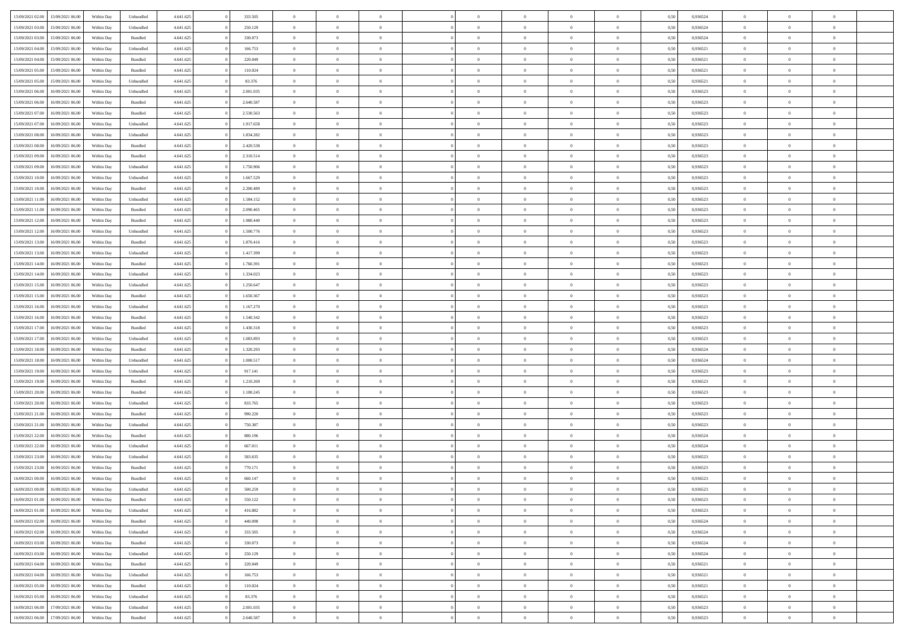| | | | | | | | | | | | | | | | | | | | | | |
|---|---|---|---|---|---|---|---|---|---|---|---|---|---|---|---|---|---|---|---|---|---|
| 15/09/2021 02:00 | 15/09/2021 06:00 | Within Day | Unbundled | 4.641.625 | 0 | 333.505 | 0 | 0 | 0 | | 0 | 0 | 0 | 0 | 0,50 | 0,936524 | 0 | 0 | 0 | |
| 15/09/2021 03:00 | 15/09/2021 06:00 | Within Day | Unbundled | 4.641.625 | 0 | 250.129 | 0 | 0 | 0 | | 0 | 0 | 0 | 0 | 0,50 | 0,936524 | 0 | 0 | 0 | |
| 15/09/2021 03:00 | 15/09/2021 06:00 | Within Day | Bundled | 4.641.625 | 0 | 330.073 | 0 | 0 | 0 | | 0 | 0 | 0 | 0 | 0,50 | 0,936524 | 0 | 0 | 0 | |
| 15/09/2021 04:00 | 15/09/2021 06:00 | Within Day | Unbundled | 4.641.625 | 0 | 166.753 | 0 | 0 | 0 | | 0 | 0 | 0 | 0 | 0,50 | 0,936521 | 0 | 0 | 0 | |
| 15/09/2021 04:00 | 15/09/2021 06:00 | Within Day | Bundled | 4.641.625 | 0 | 220.049 | 0 | 0 | 0 | | 0 | 0 | 0 | 0 | 0,50 | 0,936521 | 0 | 0 | 0 | |
| 15/09/2021 05:00 | 15/09/2021 06:00 | Within Day | Bundled | 4.641.625 | 0 | 110.024 | 0 | 0 | 0 | | 0 | 0 | 0 | 0 | 0,50 | 0,936521 | 0 | 0 | 0 | |
| 15/09/2021 05:00 | 15/09/2021 06:00 | Within Day | Unbundled | 4.641.625 | 0 | 83.376 | 0 | 0 | 0 | | 0 | 0 | 0 | 0 | 0,50 | 0,936521 | 0 | 0 | 0 | |
| 15/09/2021 06:00 | 16/09/2021 06:00 | Within Day | Unbundled | 4.641.625 | 0 | 2.001.035 | 0 | 0 | 0 | | 0 | 0 | 0 | 0 | 0,50 | 0,936523 | 0 | 0 | 0 | |
| 15/09/2021 06:00 | 16/09/2021 06:00 | Within Day | Bundled | 4.641.625 | 0 | 2.640.587 | 0 | 0 | 0 | | 0 | 0 | 0 | 0 | 0,50 | 0,936523 | 0 | 0 | 0 | |
| 15/09/2021 07:00 | 16/09/2021 06:00 | Within Day | Bundled | 4.641.625 | 0 | 2.530.563 | 0 | 0 | 0 | | 0 | 0 | 0 | 0 | 0,50 | 0,936523 | 0 | 0 | 0 | |
| 15/09/2021 07:00 | 16/09/2021 06:00 | Within Day | Unbundled | 4.641.625 | 0 | 1.917.658 | 0 | 0 | 0 | | 0 | 0 | 0 | 0 | 0,50 | 0,936523 | 0 | 0 | 0 | |
| 15/09/2021 08:00 | 16/09/2021 06:00 | Within Day | Unbundled | 4.641.625 | 0 | 1.834.282 | 0 | 0 | 0 | | 0 | 0 | 0 | 0 | 0,50 | 0,936523 | 0 | 0 | 0 | |
| 15/09/2021 08:00 | 16/09/2021 06:00 | Within Day | Bundled | 4.641.625 | 0 | 2.420.538 | 0 | 0 | 0 | | 0 | 0 | 0 | 0 | 0,50 | 0,936523 | 0 | 0 | 0 | |
| 15/09/2021 09:00 | 16/09/2021 06:00 | Within Day | Bundled | 4.641.625 | 0 | 2.310.514 | 0 | 0 | 0 | | 0 | 0 | 0 | 0 | 0,50 | 0,936523 | 0 | 0 | 0 | |
| 15/09/2021 09:00 | 16/09/2021 06:00 | Within Day | Unbundled | 4.641.625 | 0 | 1.750.906 | 0 | 0 | 0 | | 0 | 0 | 0 | 0 | 0,50 | 0,936523 | 0 | 0 | 0 | |
| 15/09/2021 10:00 | 16/09/2021 06:00 | Within Day | Unbundled | 4.641.625 | 0 | 1.667.529 | 0 | 0 | 0 | | 0 | 0 | 0 | 0 | 0,50 | 0,936523 | 0 | 0 | 0 | |
| 15/09/2021 10:00 | 16/09/2021 06:00 | Within Day | Bundled | 4.641.625 | 0 | 2.200.489 | 0 | 0 | 0 | | 0 | 0 | 0 | 0 | 0,50 | 0,936523 | 0 | 0 | 0 | |
| 15/09/2021 11:00 | 16/09/2021 06:00 | Within Day | Unbundled | 4.641.625 | 0 | 1.584.152 | 0 | 0 | 0 | | 0 | 0 | 0 | 0 | 0,50 | 0,936523 | 0 | 0 | 0 | |
| 15/09/2021 11:00 | 16/09/2021 06:00 | Within Day | Bundled | 4.641.625 | 0 | 2.090.465 | 0 | 0 | 0 | | 0 | 0 | 0 | 0 | 0,50 | 0,936523 | 0 | 0 | 0 | |
| 15/09/2021 12:00 | 16/09/2021 06:00 | Within Day | Bundled | 4.641.625 | 0 | 1.980.440 | 0 | 0 | 0 | | 0 | 0 | 0 | 0 | 0,50 | 0,936523 | 0 | 0 | 0 | |
| 15/09/2021 12:00 | 16/09/2021 06:00 | Within Day | Unbundled | 4.641.625 | 0 | 1.500.776 | 0 | 0 | 0 | | 0 | 0 | 0 | 0 | 0,50 | 0,936523 | 0 | 0 | 0 | |
| 15/09/2021 13:00 | 16/09/2021 06:00 | Within Day | Bundled | 4.641.625 | 0 | 1.870.416 | 0 | 0 | 0 | | 0 | 0 | 0 | 0 | 0,50 | 0,936523 | 0 | 0 | 0 | |
| 15/09/2021 13:00 | 16/09/2021 06:00 | Within Day | Unbundled | 4.641.625 | 0 | 1.417.399 | 0 | 0 | 0 | | 0 | 0 | 0 | 0 | 0,50 | 0,936523 | 0 | 0 | 0 | |
| 15/09/2021 14:00 | 16/09/2021 06:00 | Within Day | Bundled | 4.641.625 | 0 | 1.760.391 | 0 | 0 | 0 | | 0 | 0 | 0 | 0 | 0,50 | 0,936523 | 0 | 0 | 0 | |
| 15/09/2021 14:00 | 16/09/2021 06:00 | Within Day | Unbundled | 4.641.625 | 0 | 1.334.023 | 0 | 0 | 0 | | 0 | 0 | 0 | 0 | 0,50 | 0,936523 | 0 | 0 | 0 | |
| 15/09/2021 15:00 | 16/09/2021 06:00 | Within Day | Unbundled | 4.641.625 | 0 | 1.250.647 | 0 | 0 | 0 | | 0 | 0 | 0 | 0 | 0,50 | 0,936523 | 0 | 0 | 0 | |
| 15/09/2021 15:00 | 16/09/2021 06:00 | Within Day | Bundled | 4.641.625 | 0 | 1.650.367 | 0 | 0 | 0 | | 0 | 0 | 0 | 0 | 0,50 | 0,936523 | 0 | 0 | 0 | |
| 15/09/2021 16:00 | 16/09/2021 06:00 | Within Day | Unbundled | 4.641.625 | 0 | 1.167.270 | 0 | 0 | 0 | | 0 | 0 | 0 | 0 | 0,50 | 0,936523 | 0 | 0 | 0 | |
| 15/09/2021 16:00 | 16/09/2021 06:00 | Within Day | Bundled | 4.641.625 | 0 | 1.540.342 | 0 | 0 | 0 | | 0 | 0 | 0 | 0 | 0,50 | 0,936523 | 0 | 0 | 0 | |
| 15/09/2021 17:00 | 16/09/2021 06:00 | Within Day | Bundled | 4.641.625 | 0 | 1.430.318 | 0 | 0 | 0 | | 0 | 0 | 0 | 0 | 0,50 | 0,936523 | 0 | 0 | 0 | |
| 15/09/2021 17:00 | 16/09/2021 06:00 | Within Day | Unbundled | 4.641.625 | 0 | 1.083.893 | 0 | 0 | 0 | | 0 | 0 | 0 | 0 | 0,50 | 0,936523 | 0 | 0 | 0 | |
| 15/09/2021 18:00 | 16/09/2021 06:00 | Within Day | Bundled | 4.641.625 | 0 | 1.320.293 | 0 | 0 | 0 | | 0 | 0 | 0 | 0 | 0,50 | 0,936524 | 0 | 0 | 0 | |
| 15/09/2021 18:00 | 16/09/2021 06:00 | Within Day | Unbundled | 4.641.625 | 0 | 1.000.517 | 0 | 0 | 0 | | 0 | 0 | 0 | 0 | 0,50 | 0,936524 | 0 | 0 | 0 | |
| 15/09/2021 19:00 | 16/09/2021 06:00 | Within Day | Unbundled | 4.641.625 | 0 | 917.141 | 0 | 0 | 0 | | 0 | 0 | 0 | 0 | 0,50 | 0,936523 | 0 | 0 | 0 | |
| 15/09/2021 19:00 | 16/09/2021 06:00 | Within Day | Bundled | 4.641.625 | 0 | 1.210.269 | 0 | 0 | 0 | | 0 | 0 | 0 | 0 | 0,50 | 0,936523 | 0 | 0 | 0 | |
| 15/09/2021 20:00 | 16/09/2021 06:00 | Within Day | Bundled | 4.641.625 | 0 | 1.100.245 | 0 | 0 | 0 | | 0 | 0 | 0 | 0 | 0,50 | 0,936523 | 0 | 0 | 0 | |
| 15/09/2021 20:00 | 16/09/2021 06:00 | Within Day | Unbundled | 4.641.625 | 0 | 833.765 | 0 | 0 | 0 | | 0 | 0 | 0 | 0 | 0,50 | 0,936523 | 0 | 0 | 0 | |
| 15/09/2021 21:00 | 16/09/2021 06:00 | Within Day | Bundled | 4.641.625 | 0 | 990.220 | 0 | 0 | 0 | | 0 | 0 | 0 | 0 | 0,50 | 0,936523 | 0 | 0 | 0 | |
| 15/09/2021 21:00 | 16/09/2021 06:00 | Within Day | Unbundled | 4.641.625 | 0 | 750.387 | 0 | 0 | 0 | | 0 | 0 | 0 | 0 | 0,50 | 0,936523 | 0 | 0 | 0 | |
| 15/09/2021 22:00 | 16/09/2021 06:00 | Within Day | Bundled | 4.641.625 | 0 | 880.196 | 0 | 0 | 0 | | 0 | 0 | 0 | 0 | 0,50 | 0,936524 | 0 | 0 | 0 | |
| 15/09/2021 22:00 | 16/09/2021 06:00 | Within Day | Unbundled | 4.641.625 | 0 | 667.011 | 0 | 0 | 0 | | 0 | 0 | 0 | 0 | 0,50 | 0,936524 | 0 | 0 | 0 | |
| 15/09/2021 23:00 | 16/09/2021 06:00 | Within Day | Unbundled | 4.641.625 | 0 | 583.635 | 0 | 0 | 0 | | 0 | 0 | 0 | 0 | 0,50 | 0,936523 | 0 | 0 | 0 | |
| 15/09/2021 23:00 | 16/09/2021 06:00 | Within Day | Bundled | 4.641.625 | 0 | 770.171 | 0 | 0 | 0 | | 0 | 0 | 0 | 0 | 0,50 | 0,936523 | 0 | 0 | 0 | |
| 16/09/2021 00:00 | 16/09/2021 06:00 | Within Day | Bundled | 4.641.625 | 0 | 660.147 | 0 | 0 | 0 | | 0 | 0 | 0 | 0 | 0,50 | 0,936523 | 0 | 0 | 0 | |
| 16/09/2021 00:00 | 16/09/2021 06:00 | Within Day | Unbundled | 4.641.625 | 0 | 500.259 | 0 | 0 | 0 | | 0 | 0 | 0 | 0 | 0,50 | 0,936523 | 0 | 0 | 0 | |
| 16/09/2021 01:00 | 16/09/2021 06:00 | Within Day | Bundled | 4.641.625 | 0 | 550.122 | 0 | 0 | 0 | | 0 | 0 | 0 | 0 | 0,50 | 0,936523 | 0 | 0 | 0 | |
| 16/09/2021 01:00 | 16/09/2021 06:00 | Within Day | Unbundled | 4.641.625 | 0 | 416.882 | 0 | 0 | 0 | | 0 | 0 | 0 | 0 | 0,50 | 0,936523 | 0 | 0 | 0 | |
| 16/09/2021 02:00 | 16/09/2021 06:00 | Within Day | Bundled | 4.641.625 | 0 | 440.098 | 0 | 0 | 0 | | 0 | 0 | 0 | 0 | 0,50 | 0,936524 | 0 | 0 | 0 | |
| 16/09/2021 02:00 | 16/09/2021 06:00 | Within Day | Unbundled | 4.641.625 | 0 | 333.505 | 0 | 0 | 0 | | 0 | 0 | 0 | 0 | 0,50 | 0,936524 | 0 | 0 | 0 | |
| 16/09/2021 03:00 | 16/09/2021 06:00 | Within Day | Bundled | 4.641.625 | 0 | 330.073 | 0 | 0 | 0 | | 0 | 0 | 0 | 0 | 0,50 | 0,936524 | 0 | 0 | 0 | |
| 16/09/2021 03:00 | 16/09/2021 06:00 | Within Day | Unbundled | 4.641.625 | 0 | 250.129 | 0 | 0 | 0 | | 0 | 0 | 0 | 0 | 0,50 | 0,936524 | 0 | 0 | 0 | |
| 16/09/2021 04:00 | 16/09/2021 06:00 | Within Day | Bundled | 4.641.625 | 0 | 220.049 | 0 | 0 | 0 | | 0 | 0 | 0 | 0 | 0,50 | 0,936521 | 0 | 0 | 0 | |
| 16/09/2021 04:00 | 16/09/2021 06:00 | Within Day | Unbundled | 4.641.625 | 0 | 166.753 | 0 | 0 | 0 | | 0 | 0 | 0 | 0 | 0,50 | 0,936521 | 0 | 0 | 0 | |
| 16/09/2021 05:00 | 16/09/2021 06:00 | Within Day | Bundled | 4.641.625 | 0 | 110.024 | 0 | 0 | 0 | | 0 | 0 | 0 | 0 | 0,50 | 0,936521 | 0 | 0 | 0 | |
| 16/09/2021 05:00 | 16/09/2021 06:00 | Within Day | Unbundled | 4.641.625 | 0 | 83.376 | 0 | 0 | 0 | | 0 | 0 | 0 | 0 | 0,50 | 0,936521 | 0 | 0 | 0 | |
| 16/09/2021 06:00 | 17/09/2021 06:00 | Within Day | Unbundled | 4.641.625 | 0 | 2.001.035 | 0 | 0 | 0 | | 0 | 0 | 0 | 0 | 0,50 | 0,936523 | 0 | 0 | 0 | |
| 16/09/2021 06:00 | 17/09/2021 06:00 | Within Day | Bundled | 4.641.625 | 0 | 2.640.587 | 0 | 0 | 0 | | 0 | 0 | 0 | 0 | 0,50 | 0,936523 | 0 | 0 | 0 | |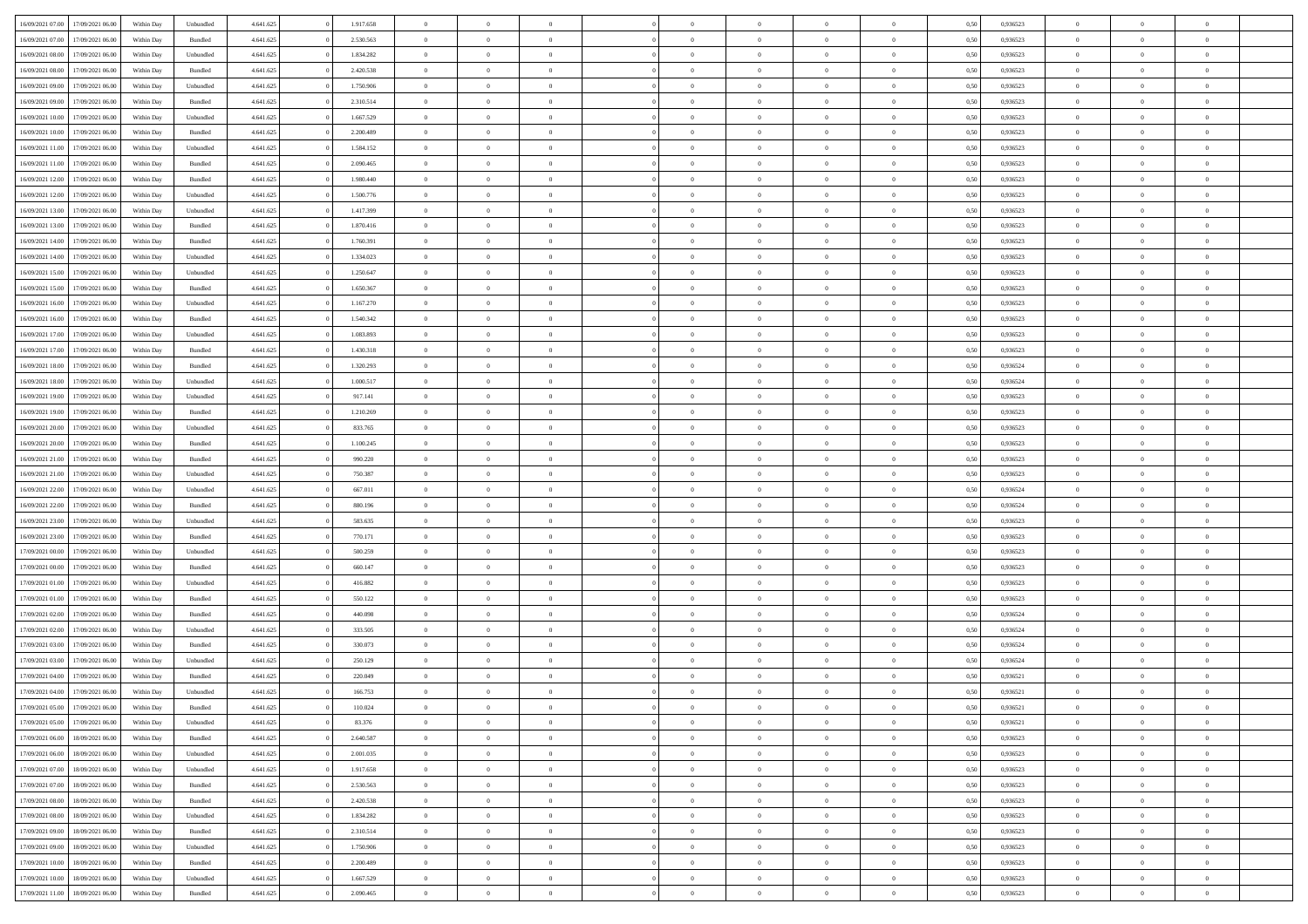| | | | | | | | | | | | | | | | | | | | | | |
|---|---|---|---|---|---|---|---|---|---|---|---|---|---|---|---|---|---|---|---|---|---|
| 16/09/2021 07:00 | 17/09/2021 06:00 | Within Day | Unbundled | 4.641.625 | 0 | 1.917.658 | 0 | 0 | 0 | | 0 | 0 | 0 | 0 | 0,50 | 0,936523 | 0 | 0 | 0 | |
| 16/09/2021 07:00 | 17/09/2021 06:00 | Within Day | Bundled | 4.641.625 | 0 | 2.530.563 | 0 | 0 | 0 | | 0 | 0 | 0 | 0 | 0,50 | 0,936523 | 0 | 0 | 0 | |
| 16/09/2021 08:00 | 17/09/2021 06:00 | Within Day | Unbundled | 4.641.625 | 0 | 1.834.282 | 0 | 0 | 0 | | 0 | 0 | 0 | 0 | 0,50 | 0,936523 | 0 | 0 | 0 | |
| 16/09/2021 08:00 | 17/09/2021 06:00 | Within Day | Bundled | 4.641.625 | 0 | 2.420.538 | 0 | 0 | 0 | | 0 | 0 | 0 | 0 | 0,50 | 0,936523 | 0 | 0 | 0 | |
| 16/09/2021 09:00 | 17/09/2021 06:00 | Within Day | Unbundled | 4.641.625 | 0 | 1.750.906 | 0 | 0 | 0 | | 0 | 0 | 0 | 0 | 0,50 | 0,936523 | 0 | 0 | 0 | |
| 16/09/2021 09:00 | 17/09/2021 06:00 | Within Day | Bundled | 4.641.625 | 0 | 2.310.514 | 0 | 0 | 0 | | 0 | 0 | 0 | 0 | 0,50 | 0,936523 | 0 | 0 | 0 | |
| 16/09/2021 10:00 | 17/09/2021 06:00 | Within Day | Unbundled | 4.641.625 | 0 | 1.667.529 | 0 | 0 | 0 | | 0 | 0 | 0 | 0 | 0,50 | 0,936523 | 0 | 0 | 0 | |
| 16/09/2021 10:00 | 17/09/2021 06:00 | Within Day | Bundled | 4.641.625 | 0 | 2.200.489 | 0 | 0 | 0 | | 0 | 0 | 0 | 0 | 0,50 | 0,936523 | 0 | 0 | 0 | |
| 16/09/2021 11:00 | 17/09/2021 06:00 | Within Day | Unbundled | 4.641.625 | 0 | 1.584.152 | 0 | 0 | 0 | | 0 | 0 | 0 | 0 | 0,50 | 0,936523 | 0 | 0 | 0 | |
| 16/09/2021 11:00 | 17/09/2021 06:00 | Within Day | Bundled | 4.641.625 | 0 | 2.090.465 | 0 | 0 | 0 | | 0 | 0 | 0 | 0 | 0,50 | 0,936523 | 0 | 0 | 0 | |
| 16/09/2021 12:00 | 17/09/2021 06:00 | Within Day | Bundled | 4.641.625 | 0 | 1.980.440 | 0 | 0 | 0 | | 0 | 0 | 0 | 0 | 0,50 | 0,936523 | 0 | 0 | 0 | |
| 16/09/2021 12:00 | 17/09/2021 06:00 | Within Day | Unbundled | 4.641.625 | 0 | 1.500.776 | 0 | 0 | 0 | | 0 | 0 | 0 | 0 | 0,50 | 0,936523 | 0 | 0 | 0 | |
| 16/09/2021 13:00 | 17/09/2021 06:00 | Within Day | Unbundled | 4.641.625 | 0 | 1.417.399 | 0 | 0 | 0 | | 0 | 0 | 0 | 0 | 0,50 | 0,936523 | 0 | 0 | 0 | |
| 16/09/2021 13:00 | 17/09/2021 06:00 | Within Day | Bundled | 4.641.625 | 0 | 1.870.416 | 0 | 0 | 0 | | 0 | 0 | 0 | 0 | 0,50 | 0,936523 | 0 | 0 | 0 | |
| 16/09/2021 14:00 | 17/09/2021 06:00 | Within Day | Bundled | 4.641.625 | 0 | 1.760.391 | 0 | 0 | 0 | | 0 | 0 | 0 | 0 | 0,50 | 0,936523 | 0 | 0 | 0 | |
| 16/09/2021 14:00 | 17/09/2021 06:00 | Within Day | Unbundled | 4.641.625 | 0 | 1.334.023 | 0 | 0 | 0 | | 0 | 0 | 0 | 0 | 0,50 | 0,936523 | 0 | 0 | 0 | |
| 16/09/2021 15:00 | 17/09/2021 06:00 | Within Day | Unbundled | 4.641.625 | 0 | 1.250.647 | 0 | 0 | 0 | | 0 | 0 | 0 | 0 | 0,50 | 0,936523 | 0 | 0 | 0 | |
| 16/09/2021 15:00 | 17/09/2021 06:00 | Within Day | Bundled | 4.641.625 | 0 | 1.650.367 | 0 | 0 | 0 | | 0 | 0 | 0 | 0 | 0,50 | 0,936523 | 0 | 0 | 0 | |
| 16/09/2021 16:00 | 17/09/2021 06:00 | Within Day | Unbundled | 4.641.625 | 0 | 1.167.270 | 0 | 0 | 0 | | 0 | 0 | 0 | 0 | 0,50 | 0,936523 | 0 | 0 | 0 | |
| 16/09/2021 16:00 | 17/09/2021 06:00 | Within Day | Bundled | 4.641.625 | 0 | 1.540.342 | 0 | 0 | 0 | | 0 | 0 | 0 | 0 | 0,50 | 0,936523 | 0 | 0 | 0 | |
| 16/09/2021 17:00 | 17/09/2021 06:00 | Within Day | Unbundled | 4.641.625 | 0 | 1.083.893 | 0 | 0 | 0 | | 0 | 0 | 0 | 0 | 0,50 | 0,936523 | 0 | 0 | 0 | |
| 16/09/2021 17:00 | 17/09/2021 06:00 | Within Day | Bundled | 4.641.625 | 0 | 1.430.318 | 0 | 0 | 0 | | 0 | 0 | 0 | 0 | 0,50 | 0,936523 | 0 | 0 | 0 | |
| 16/09/2021 18:00 | 17/09/2021 06:00 | Within Day | Bundled | 4.641.625 | 0 | 1.320.293 | 0 | 0 | 0 | | 0 | 0 | 0 | 0 | 0,50 | 0,936524 | 0 | 0 | 0 | |
| 16/09/2021 18:00 | 17/09/2021 06:00 | Within Day | Unbundled | 4.641.625 | 0 | 1.000.517 | 0 | 0 | 0 | | 0 | 0 | 0 | 0 | 0,50 | 0,936524 | 0 | 0 | 0 | |
| 16/09/2021 19:00 | 17/09/2021 06:00 | Within Day | Unbundled | 4.641.625 | 0 | 917.141 | 0 | 0 | 0 | | 0 | 0 | 0 | 0 | 0,50 | 0,936523 | 0 | 0 | 0 | |
| 16/09/2021 19:00 | 17/09/2021 06:00 | Within Day | Bundled | 4.641.625 | 0 | 1.210.269 | 0 | 0 | 0 | | 0 | 0 | 0 | 0 | 0,50 | 0,936523 | 0 | 0 | 0 | |
| 16/09/2021 20:00 | 17/09/2021 06:00 | Within Day | Unbundled | 4.641.625 | 0 | 833.765 | 0 | 0 | 0 | | 0 | 0 | 0 | 0 | 0,50 | 0,936523 | 0 | 0 | 0 | |
| 16/09/2021 20:00 | 17/09/2021 06:00 | Within Day | Bundled | 4.641.625 | 0 | 1.100.245 | 0 | 0 | 0 | | 0 | 0 | 0 | 0 | 0,50 | 0,936523 | 0 | 0 | 0 | |
| 16/09/2021 21:00 | 17/09/2021 06:00 | Within Day | Bundled | 4.641.625 | 0 | 990.220 | 0 | 0 | 0 | | 0 | 0 | 0 | 0 | 0,50 | 0,936523 | 0 | 0 | 0 | |
| 16/09/2021 21:00 | 17/09/2021 06:00 | Within Day | Unbundled | 4.641.625 | 0 | 750.387 | 0 | 0 | 0 | | 0 | 0 | 0 | 0 | 0,50 | 0,936523 | 0 | 0 | 0 | |
| 16/09/2021 22:00 | 17/09/2021 06:00 | Within Day | Unbundled | 4.641.625 | 0 | 667.011 | 0 | 0 | 0 | | 0 | 0 | 0 | 0 | 0,50 | 0,936524 | 0 | 0 | 0 | |
| 16/09/2021 22:00 | 17/09/2021 06:00 | Within Day | Bundled | 4.641.625 | 0 | 880.196 | 0 | 0 | 0 | | 0 | 0 | 0 | 0 | 0,50 | 0,936524 | 0 | 0 | 0 | |
| 16/09/2021 23:00 | 17/09/2021 06:00 | Within Day | Unbundled | 4.641.625 | 0 | 583.635 | 0 | 0 | 0 | | 0 | 0 | 0 | 0 | 0,50 | 0,936523 | 0 | 0 | 0 | |
| 16/09/2021 23:00 | 17/09/2021 06:00 | Within Day | Bundled | 4.641.625 | 0 | 770.171 | 0 | 0 | 0 | | 0 | 0 | 0 | 0 | 0,50 | 0,936523 | 0 | 0 | 0 | |
| 17/09/2021 00:00 | 17/09/2021 06:00 | Within Day | Unbundled | 4.641.625 | 0 | 500.259 | 0 | 0 | 0 | | 0 | 0 | 0 | 0 | 0,50 | 0,936523 | 0 | 0 | 0 | |
| 17/09/2021 00:00 | 17/09/2021 06:00 | Within Day | Bundled | 4.641.625 | 0 | 660.147 | 0 | 0 | 0 | | 0 | 0 | 0 | 0 | 0,50 | 0,936523 | 0 | 0 | 0 | |
| 17/09/2021 01:00 | 17/09/2021 06:00 | Within Day | Unbundled | 4.641.625 | 0 | 416.882 | 0 | 0 | 0 | | 0 | 0 | 0 | 0 | 0,50 | 0,936523 | 0 | 0 | 0 | |
| 17/09/2021 01:00 | 17/09/2021 06:00 | Within Day | Bundled | 4.641.625 | 0 | 550.122 | 0 | 0 | 0 | | 0 | 0 | 0 | 0 | 0,50 | 0,936523 | 0 | 0 | 0 | |
| 17/09/2021 02:00 | 17/09/2021 06:00 | Within Day | Bundled | 4.641.625 | 0 | 440.098 | 0 | 0 | 0 | | 0 | 0 | 0 | 0 | 0,50 | 0,936524 | 0 | 0 | 0 | |
| 17/09/2021 02:00 | 17/09/2021 06:00 | Within Day | Unbundled | 4.641.625 | 0 | 333.505 | 0 | 0 | 0 | | 0 | 0 | 0 | 0 | 0,50 | 0,936524 | 0 | 0 | 0 | |
| 17/09/2021 03:00 | 17/09/2021 06:00 | Within Day | Bundled | 4.641.625 | 0 | 330.073 | 0 | 0 | 0 | | 0 | 0 | 0 | 0 | 0,50 | 0,936524 | 0 | 0 | 0 | |
| 17/09/2021 03:00 | 17/09/2021 06:00 | Within Day | Unbundled | 4.641.625 | 0 | 250.129 | 0 | 0 | 0 | | 0 | 0 | 0 | 0 | 0,50 | 0,936524 | 0 | 0 | 0 | |
| 17/09/2021 04:00 | 17/09/2021 06:00 | Within Day | Bundled | 4.641.625 | 0 | 220.049 | 0 | 0 | 0 | | 0 | 0 | 0 | 0 | 0,50 | 0,936521 | 0 | 0 | 0 | |
| 17/09/2021 04:00 | 17/09/2021 06:00 | Within Day | Unbundled | 4.641.625 | 0 | 166.753 | 0 | 0 | 0 | | 0 | 0 | 0 | 0 | 0,50 | 0,936521 | 0 | 0 | 0 | |
| 17/09/2021 05:00 | 17/09/2021 06:00 | Within Day | Bundled | 4.641.625 | 0 | 110.024 | 0 | 0 | 0 | | 0 | 0 | 0 | 0 | 0,50 | 0,936521 | 0 | 0 | 0 | |
| 17/09/2021 05:00 | 17/09/2021 06:00 | Within Day | Unbundled | 4.641.625 | 0 | 83.376 | 0 | 0 | 0 | | 0 | 0 | 0 | 0 | 0,50 | 0,936521 | 0 | 0 | 0 | |
| 17/09/2021 06:00 | 18/09/2021 06:00 | Within Day | Bundled | 4.641.625 | 0 | 2.640.587 | 0 | 0 | 0 | | 0 | 0 | 0 | 0 | 0,50 | 0,936523 | 0 | 0 | 0 | |
| 17/09/2021 06:00 | 18/09/2021 06:00 | Within Day | Unbundled | 4.641.625 | 0 | 2.001.035 | 0 | 0 | 0 | | 0 | 0 | 0 | 0 | 0,50 | 0,936523 | 0 | 0 | 0 | |
| 17/09/2021 07:00 | 18/09/2021 06:00 | Within Day | Unbundled | 4.641.625 | 0 | 1.917.658 | 0 | 0 | 0 | | 0 | 0 | 0 | 0 | 0,50 | 0,936523 | 0 | 0 | 0 | |
| 17/09/2021 07:00 | 18/09/2021 06:00 | Within Day | Bundled | 4.641.625 | 0 | 2.530.563 | 0 | 0 | 0 | | 0 | 0 | 0 | 0 | 0,50 | 0,936523 | 0 | 0 | 0 | |
| 17/09/2021 08:00 | 18/09/2021 06:00 | Within Day | Bundled | 4.641.625 | 0 | 2.420.538 | 0 | 0 | 0 | | 0 | 0 | 0 | 0 | 0,50 | 0,936523 | 0 | 0 | 0 | |
| 17/09/2021 08:00 | 18/09/2021 06:00 | Within Day | Unbundled | 4.641.625 | 0 | 1.834.282 | 0 | 0 | 0 | | 0 | 0 | 0 | 0 | 0,50 | 0,936523 | 0 | 0 | 0 | |
| 17/09/2021 09:00 | 18/09/2021 06:00 | Within Day | Bundled | 4.641.625 | 0 | 2.310.514 | 0 | 0 | 0 | | 0 | 0 | 0 | 0 | 0,50 | 0,936523 | 0 | 0 | 0 | |
| 17/09/2021 09:00 | 18/09/2021 06:00 | Within Day | Unbundled | 4.641.625 | 0 | 1.750.906 | 0 | 0 | 0 | | 0 | 0 | 0 | 0 | 0,50 | 0,936523 | 0 | 0 | 0 | |
| 17/09/2021 10:00 | 18/09/2021 06:00 | Within Day | Bundled | 4.641.625 | 0 | 2.200.489 | 0 | 0 | 0 | | 0 | 0 | 0 | 0 | 0,50 | 0,936523 | 0 | 0 | 0 | |
| 17/09/2021 10:00 | 18/09/2021 06:00 | Within Day | Unbundled | 4.641.625 | 0 | 1.667.529 | 0 | 0 | 0 | | 0 | 0 | 0 | 0 | 0,50 | 0,936523 | 0 | 0 | 0 | |
| 17/09/2021 11:00 | 18/09/2021 06:00 | Within Day | Bundled | 4.641.625 | 0 | 2.090.465 | 0 | 0 | 0 | | 0 | 0 | 0 | 0 | 0,50 | 0,936523 | 0 | 0 | 0 | |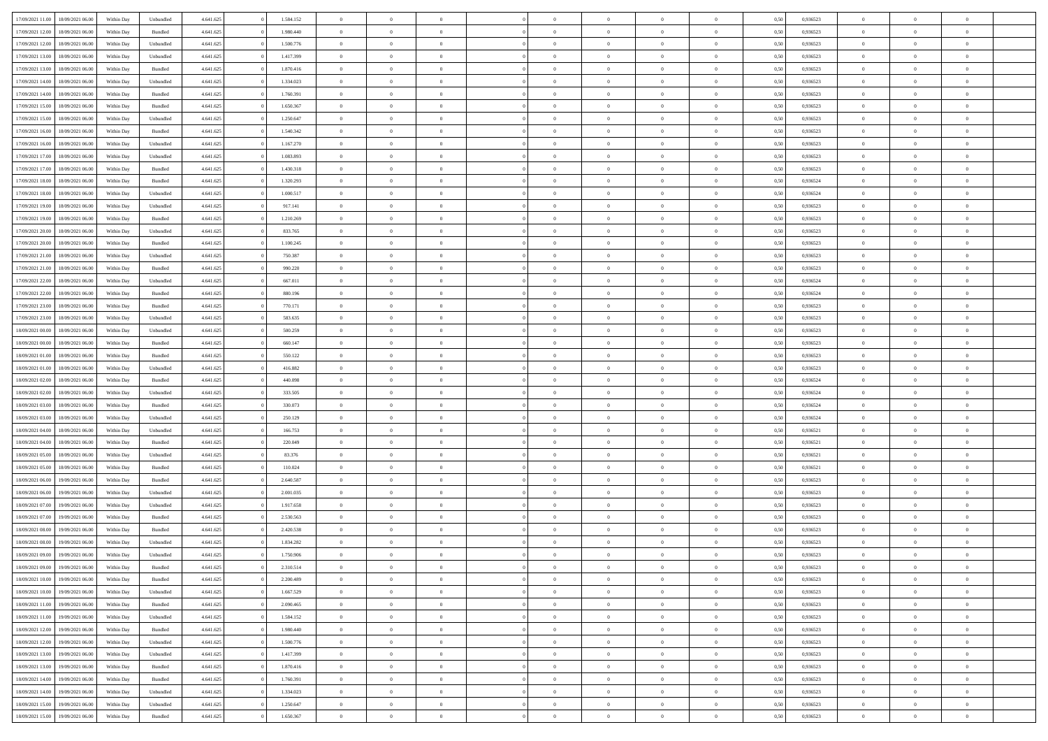| | | | | | | | | | | | | | | | | | | | | | |
|---|---|---|---|---|---|---|---|---|---|---|---|---|---|---|---|---|---|---|---|---|---|
| 17/09/2021 11:00 | 18/09/2021 06:00 | Within Day | Unbundled | 4.641.625 | 0 | 1.584.152 | 0 | 0 | 0 | | 0 | 0 | 0 | 0 | 0 | 0,50 | 0,936523 | 0 | 0 | 0 | |
| 17/09/2021 12:00 | 18/09/2021 06:00 | Within Day | Bundled | 4.641.625 | 0 | 1.980.440 | 0 | 0 | 0 | | 0 | 0 | 0 | 0 | 0 | 0,50 | 0,936523 | 0 | 0 | 0 | |
| 17/09/2021 12:00 | 18/09/2021 06:00 | Within Day | Unbundled | 4.641.625 | 0 | 1.500.776 | 0 | 0 | 0 | | 0 | 0 | 0 | 0 | 0 | 0,50 | 0,936523 | 0 | 0 | 0 | |
| 17/09/2021 13:00 | 18/09/2021 06:00 | Within Day | Unbundled | 4.641.625 | 0 | 1.417.399 | 0 | 0 | 0 | | 0 | 0 | 0 | 0 | 0 | 0,50 | 0,936523 | 0 | 0 | 0 | |
| 17/09/2021 13:00 | 18/09/2021 06:00 | Within Day | Bundled | 4.641.625 | 0 | 1.870.416 | 0 | 0 | 0 | | 0 | 0 | 0 | 0 | 0 | 0,50 | 0,936523 | 0 | 0 | 0 | |
| 17/09/2021 14:00 | 18/09/2021 06:00 | Within Day | Unbundled | 4.641.625 | 0 | 1.334.023 | 0 | 0 | 0 | | 0 | 0 | 0 | 0 | 0 | 0,50 | 0,936523 | 0 | 0 | 0 | |
| 17/09/2021 14:00 | 18/09/2021 06:00 | Within Day | Bundled | 4.641.625 | 0 | 1.760.391 | 0 | 0 | 0 | | 0 | 0 | 0 | 0 | 0 | 0,50 | 0,936523 | 0 | 0 | 0 | |
| 17/09/2021 15:00 | 18/09/2021 06:00 | Within Day | Bundled | 4.641.625 | 0 | 1.650.367 | 0 | 0 | 0 | | 0 | 0 | 0 | 0 | 0 | 0,50 | 0,936523 | 0 | 0 | 0 | |
| 17/09/2021 15:00 | 18/09/2021 06:00 | Within Day | Unbundled | 4.641.625 | 0 | 1.250.647 | 0 | 0 | 0 | | 0 | 0 | 0 | 0 | 0 | 0,50 | 0,936523 | 0 | 0 | 0 | |
| 17/09/2021 16:00 | 18/09/2021 06:00 | Within Day | Bundled | 4.641.625 | 0 | 1.540.342 | 0 | 0 | 0 | | 0 | 0 | 0 | 0 | 0 | 0,50 | 0,936523 | 0 | 0 | 0 | |
| 17/09/2021 16:00 | 18/09/2021 06:00 | Within Day | Unbundled | 4.641.625 | 0 | 1.167.270 | 0 | 0 | 0 | | 0 | 0 | 0 | 0 | 0 | 0,50 | 0,936523 | 0 | 0 | 0 | |
| 17/09/2021 17:00 | 18/09/2021 06:00 | Within Day | Unbundled | 4.641.625 | 0 | 1.083.893 | 0 | 0 | 0 | | 0 | 0 | 0 | 0 | 0 | 0,50 | 0,936523 | 0 | 0 | 0 | |
| 17/09/2021 17:00 | 18/09/2021 06:00 | Within Day | Bundled | 4.641.625 | 0 | 1.430.318 | 0 | 0 | 0 | | 0 | 0 | 0 | 0 | 0 | 0,50 | 0,936523 | 0 | 0 | 0 | |
| 17/09/2021 18:00 | 18/09/2021 06:00 | Within Day | Bundled | 4.641.625 | 0 | 1.320.293 | 0 | 0 | 0 | | 0 | 0 | 0 | 0 | 0 | 0,50 | 0,936524 | 0 | 0 | 0 | |
| 17/09/2021 18:00 | 18/09/2021 06:00 | Within Day | Unbundled | 4.641.625 | 0 | 1.000.517 | 0 | 0 | 0 | | 0 | 0 | 0 | 0 | 0 | 0,50 | 0,936524 | 0 | 0 | 0 | |
| 17/09/2021 19:00 | 18/09/2021 06:00 | Within Day | Unbundled | 4.641.625 | 0 | 917.141 | 0 | 0 | 0 | | 0 | 0 | 0 | 0 | 0 | 0,50 | 0,936523 | 0 | 0 | 0 | |
| 17/09/2021 19:00 | 18/09/2021 06:00 | Within Day | Bundled | 4.641.625 | 0 | 1.210.269 | 0 | 0 | 0 | | 0 | 0 | 0 | 0 | 0 | 0,50 | 0,936523 | 0 | 0 | 0 | |
| 17/09/2021 20:00 | 18/09/2021 06:00 | Within Day | Unbundled | 4.641.625 | 0 | 833.765 | 0 | 0 | 0 | | 0 | 0 | 0 | 0 | 0 | 0,50 | 0,936523 | 0 | 0 | 0 | |
| 17/09/2021 20:00 | 18/09/2021 06:00 | Within Day | Bundled | 4.641.625 | 0 | 1.100.245 | 0 | 0 | 0 | | 0 | 0 | 0 | 0 | 0 | 0,50 | 0,936523 | 0 | 0 | 0 | |
| 17/09/2021 21:00 | 18/09/2021 06:00 | Within Day | Unbundled | 4.641.625 | 0 | 750.387 | 0 | 0 | 0 | | 0 | 0 | 0 | 0 | 0 | 0,50 | 0,936523 | 0 | 0 | 0 | |
| 17/09/2021 21:00 | 18/09/2021 06:00 | Within Day | Bundled | 4.641.625 | 0 | 990.220 | 0 | 0 | 0 | | 0 | 0 | 0 | 0 | 0 | 0,50 | 0,936523 | 0 | 0 | 0 | |
| 17/09/2021 22:00 | 18/09/2021 06:00 | Within Day | Unbundled | 4.641.625 | 0 | 667.011 | 0 | 0 | 0 | | 0 | 0 | 0 | 0 | 0 | 0,50 | 0,936524 | 0 | 0 | 0 | |
| 17/09/2021 22:00 | 18/09/2021 06:00 | Within Day | Bundled | 4.641.625 | 0 | 880.196 | 0 | 0 | 0 | | 0 | 0 | 0 | 0 | 0 | 0,50 | 0,936524 | 0 | 0 | 0 | |
| 17/09/2021 23:00 | 18/09/2021 06:00 | Within Day | Bundled | 4.641.625 | 0 | 770.171 | 0 | 0 | 0 | | 0 | 0 | 0 | 0 | 0 | 0,50 | 0,936523 | 0 | 0 | 0 | |
| 17/09/2021 23:00 | 18/09/2021 06:00 | Within Day | Unbundled | 4.641.625 | 0 | 583.635 | 0 | 0 | 0 | | 0 | 0 | 0 | 0 | 0 | 0,50 | 0,936523 | 0 | 0 | 0 | |
| 18/09/2021 00:00 | 18/09/2021 06:00 | Within Day | Unbundled | 4.641.625 | 0 | 500.259 | 0 | 0 | 0 | | 0 | 0 | 0 | 0 | 0 | 0,50 | 0,936523 | 0 | 0 | 0 | |
| 18/09/2021 00:00 | 18/09/2021 06:00 | Within Day | Bundled | 4.641.625 | 0 | 660.147 | 0 | 0 | 0 | | 0 | 0 | 0 | 0 | 0 | 0,50 | 0,936523 | 0 | 0 | 0 | |
| 18/09/2021 01:00 | 18/09/2021 06:00 | Within Day | Bundled | 4.641.625 | 0 | 550.122 | 0 | 0 | 0 | | 0 | 0 | 0 | 0 | 0 | 0,50 | 0,936523 | 0 | 0 | 0 | |
| 18/09/2021 01:00 | 18/09/2021 06:00 | Within Day | Unbundled | 4.641.625 | 0 | 416.882 | 0 | 0 | 0 | | 0 | 0 | 0 | 0 | 0 | 0,50 | 0,936523 | 0 | 0 | 0 | |
| 18/09/2021 02:00 | 18/09/2021 06:00 | Within Day | Bundled | 4.641.625 | 0 | 440.098 | 0 | 0 | 0 | | 0 | 0 | 0 | 0 | 0 | 0,50 | 0,936524 | 0 | 0 | 0 | |
| 18/09/2021 02:00 | 18/09/2021 06:00 | Within Day | Unbundled | 4.641.625 | 0 | 333.505 | 0 | 0 | 0 | | 0 | 0 | 0 | 0 | 0 | 0,50 | 0,936524 | 0 | 0 | 0 | |
| 18/09/2021 03:00 | 18/09/2021 06:00 | Within Day | Bundled | 4.641.625 | 0 | 330.073 | 0 | 0 | 0 | | 0 | 0 | 0 | 0 | 0 | 0,50 | 0,936524 | 0 | 0 | 0 | |
| 18/09/2021 03:00 | 18/09/2021 06:00 | Within Day | Unbundled | 4.641.625 | 0 | 250.129 | 0 | 0 | 0 | | 0 | 0 | 0 | 0 | 0 | 0,50 | 0,936524 | 0 | 0 | 0 | |
| 18/09/2021 04:00 | 18/09/2021 06:00 | Within Day | Unbundled | 4.641.625 | 0 | 166.753 | 0 | 0 | 0 | | 0 | 0 | 0 | 0 | 0 | 0,50 | 0,936521 | 0 | 0 | 0 | |
| 18/09/2021 04:00 | 18/09/2021 06:00 | Within Day | Bundled | 4.641.625 | 0 | 220.049 | 0 | 0 | 0 | | 0 | 0 | 0 | 0 | 0 | 0,50 | 0,936521 | 0 | 0 | 0 | |
| 18/09/2021 05:00 | 18/09/2021 06:00 | Within Day | Unbundled | 4.641.625 | 0 | 83.376 | 0 | 0 | 0 | | 0 | 0 | 0 | 0 | 0 | 0,50 | 0,936521 | 0 | 0 | 0 | |
| 18/09/2021 05:00 | 18/09/2021 06:00 | Within Day | Bundled | 4.641.625 | 0 | 110.024 | 0 | 0 | 0 | | 0 | 0 | 0 | 0 | 0 | 0,50 | 0,936521 | 0 | 0 | 0 | |
| 18/09/2021 06:00 | 19/09/2021 06:00 | Within Day | Bundled | 4.641.625 | 0 | 2.640.587 | 0 | 0 | 0 | | 0 | 0 | 0 | 0 | 0 | 0,50 | 0,936523 | 0 | 0 | 0 | |
| 18/09/2021 06:00 | 19/09/2021 06:00 | Within Day | Unbundled | 4.641.625 | 0 | 2.001.035 | 0 | 0 | 0 | | 0 | 0 | 0 | 0 | 0 | 0,50 | 0,936523 | 0 | 0 | 0 | |
| 18/09/2021 07:00 | 19/09/2021 06:00 | Within Day | Unbundled | 4.641.625 | 0 | 1.917.658 | 0 | 0 | 0 | | 0 | 0 | 0 | 0 | 0 | 0,50 | 0,936523 | 0 | 0 | 0 | |
| 18/09/2021 07:00 | 19/09/2021 06:00 | Within Day | Bundled | 4.641.625 | 0 | 2.530.563 | 0 | 0 | 0 | | 0 | 0 | 0 | 0 | 0 | 0,50 | 0,936523 | 0 | 0 | 0 | |
| 18/09/2021 08:00 | 19/09/2021 06:00 | Within Day | Bundled | 4.641.625 | 0 | 2.420.538 | 0 | 0 | 0 | | 0 | 0 | 0 | 0 | 0 | 0,50 | 0,936523 | 0 | 0 | 0 | |
| 18/09/2021 08:00 | 19/09/2021 06:00 | Within Day | Unbundled | 4.641.625 | 0 | 1.834.282 | 0 | 0 | 0 | | 0 | 0 | 0 | 0 | 0 | 0,50 | 0,936523 | 0 | 0 | 0 | |
| 18/09/2021 09:00 | 19/09/2021 06:00 | Within Day | Unbundled | 4.641.625 | 0 | 1.750.906 | 0 | 0 | 0 | | 0 | 0 | 0 | 0 | 0 | 0,50 | 0,936523 | 0 | 0 | 0 | |
| 18/09/2021 09:00 | 19/09/2021 06:00 | Within Day | Bundled | 4.641.625 | 0 | 2.310.514 | 0 | 0 | 0 | | 0 | 0 | 0 | 0 | 0 | 0,50 | 0,936523 | 0 | 0 | 0 | |
| 18/09/2021 10:00 | 19/09/2021 06:00 | Within Day | Bundled | 4.641.625 | 0 | 2.200.489 | 0 | 0 | 0 | | 0 | 0 | 0 | 0 | 0 | 0,50 | 0,936523 | 0 | 0 | 0 | |
| 18/09/2021 10:00 | 19/09/2021 06:00 | Within Day | Unbundled | 4.641.625 | 0 | 1.667.529 | 0 | 0 | 0 | | 0 | 0 | 0 | 0 | 0 | 0,50 | 0,936523 | 0 | 0 | 0 | |
| 18/09/2021 11:00 | 19/09/2021 06:00 | Within Day | Bundled | 4.641.625 | 0 | 2.090.465 | 0 | 0 | 0 | | 0 | 0 | 0 | 0 | 0 | 0,50 | 0,936523 | 0 | 0 | 0 | |
| 18/09/2021 11:00 | 19/09/2021 06:00 | Within Day | Unbundled | 4.641.625 | 0 | 1.584.152 | 0 | 0 | 0 | | 0 | 0 | 0 | 0 | 0 | 0,50 | 0,936523 | 0 | 0 | 0 | |
| 18/09/2021 12:00 | 19/09/2021 06:00 | Within Day | Bundled | 4.641.625 | 0 | 1.980.440 | 0 | 0 | 0 | | 0 | 0 | 0 | 0 | 0 | 0,50 | 0,936523 | 0 | 0 | 0 | |
| 18/09/2021 12:00 | 19/09/2021 06:00 | Within Day | Unbundled | 4.641.625 | 0 | 1.500.776 | 0 | 0 | 0 | | 0 | 0 | 0 | 0 | 0 | 0,50 | 0,936523 | 0 | 0 | 0 | |
| 18/09/2021 13:00 | 19/09/2021 06:00 | Within Day | Unbundled | 4.641.625 | 0 | 1.417.399 | 0 | 0 | 0 | | 0 | 0 | 0 | 0 | 0 | 0,50 | 0,936523 | 0 | 0 | 0 | |
| 18/09/2021 13:00 | 19/09/2021 06:00 | Within Day | Bundled | 4.641.625 | 0 | 1.870.416 | 0 | 0 | 0 | | 0 | 0 | 0 | 0 | 0 | 0,50 | 0,936523 | 0 | 0 | 0 | |
| 18/09/2021 14:00 | 19/09/2021 06:00 | Within Day | Bundled | 4.641.625 | 0 | 1.760.391 | 0 | 0 | 0 | | 0 | 0 | 0 | 0 | 0 | 0,50 | 0,936523 | 0 | 0 | 0 | |
| 18/09/2021 14:00 | 19/09/2021 06:00 | Within Day | Unbundled | 4.641.625 | 0 | 1.334.023 | 0 | 0 | 0 | | 0 | 0 | 0 | 0 | 0 | 0,50 | 0,936523 | 0 | 0 | 0 | |
| 18/09/2021 15:00 | 19/09/2021 06:00 | Within Day | Unbundled | 4.641.625 | 0 | 1.250.647 | 0 | 0 | 0 | | 0 | 0 | 0 | 0 | 0 | 0,50 | 0,936523 | 0 | 0 | 0 | |
| 18/09/2021 15:00 | 19/09/2021 06:00 | Within Day | Bundled | 4.641.625 | 0 | 1.650.367 | 0 | 0 | 0 | | 0 | 0 | 0 | 0 | 0 | 0,50 | 0,936523 | 0 | 0 | 0 | |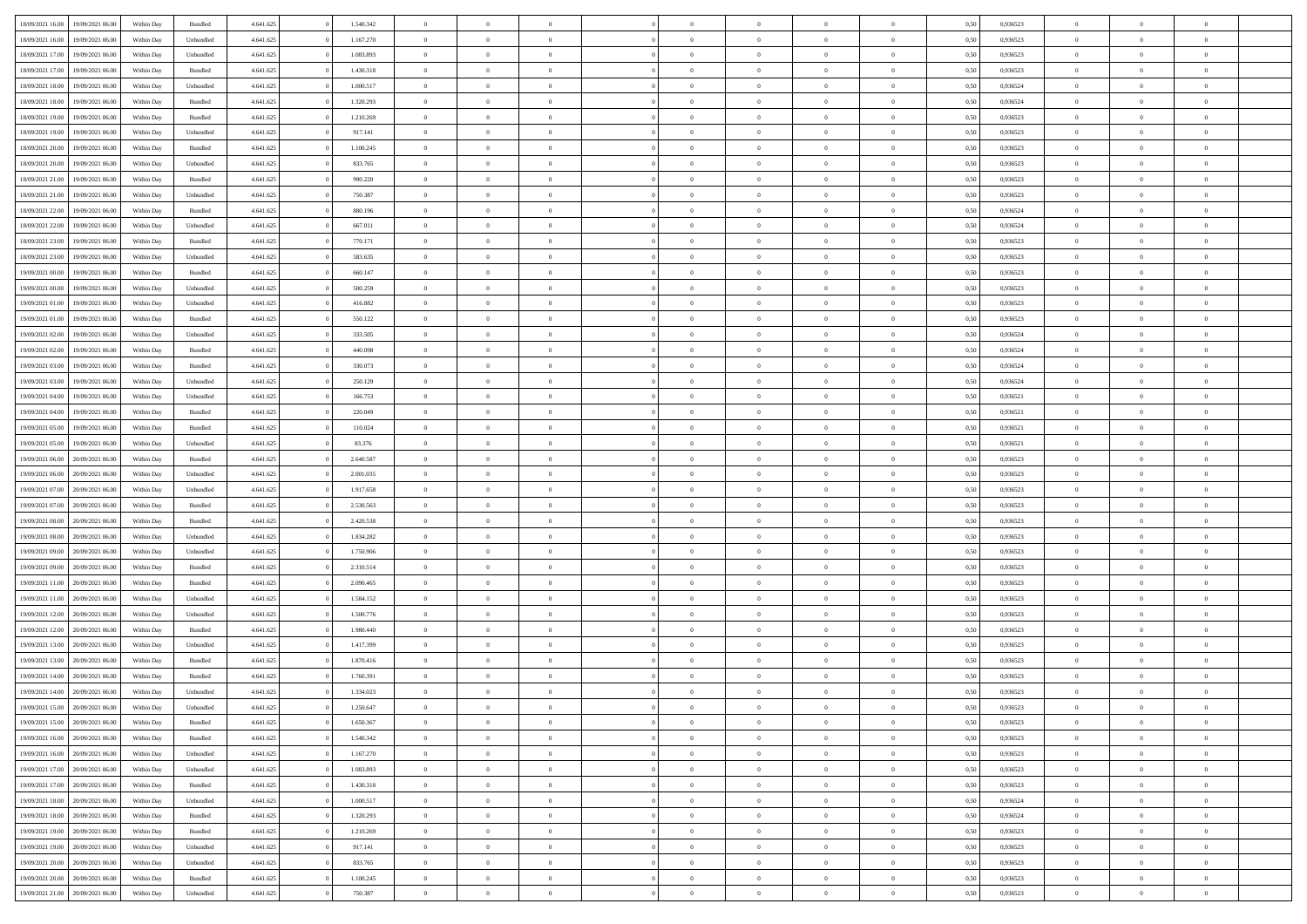| | | | | | | | | | | | | | | | | | | | | | |
|---|---|---|---|---|---|---|---|---|---|---|---|---|---|---|---|---|---|---|---|---|---|
| 18/09/2021 16:00 | 19/09/2021 06:00 | Within Day | Bundled | 4.641.625 | 0 | 1.540.342 | 0 | 0 | 0 | | 0 | 0 | 0 | 0 | 0 | 0,50 | 0,936523 | 0 | 0 | 0 | |
| 18/09/2021 16:00 | 19/09/2021 06:00 | Within Day | Unbundled | 4.641.625 | 0 | 1.167.270 | 0 | 0 | 0 | | 0 | 0 | 0 | 0 | 0 | 0,50 | 0,936523 | 0 | 0 | 0 | |
| 18/09/2021 17:00 | 19/09/2021 06:00 | Within Day | Unbundled | 4.641.625 | 0 | 1.083.893 | 0 | 0 | 0 | | 0 | 0 | 0 | 0 | 0 | 0,50 | 0,936523 | 0 | 0 | 0 | |
| 18/09/2021 17:00 | 19/09/2021 06:00 | Within Day | Bundled | 4.641.625 | 0 | 1.430.318 | 0 | 0 | 0 | | 0 | 0 | 0 | 0 | 0 | 0,50 | 0,936523 | 0 | 0 | 0 | |
| 18/09/2021 18:00 | 19/09/2021 06:00 | Within Day | Unbundled | 4.641.625 | 0 | 1.000.517 | 0 | 0 | 0 | | 0 | 0 | 0 | 0 | 0 | 0,50 | 0,936524 | 0 | 0 | 0 | |
| 18/09/2021 18:00 | 19/09/2021 06:00 | Within Day | Bundled | 4.641.625 | 0 | 1.320.293 | 0 | 0 | 0 | | 0 | 0 | 0 | 0 | 0 | 0,50 | 0,936524 | 0 | 0 | 0 | |
| 18/09/2021 19:00 | 19/09/2021 06:00 | Within Day | Bundled | 4.641.625 | 0 | 1.210.269 | 0 | 0 | 0 | | 0 | 0 | 0 | 0 | 0 | 0,50 | 0,936523 | 0 | 0 | 0 | |
| 18/09/2021 19:00 | 19/09/2021 06:00 | Within Day | Unbundled | 4.641.625 | 0 | 917.141 | 0 | 0 | 0 | | 0 | 0 | 0 | 0 | 0 | 0,50 | 0,936523 | 0 | 0 | 0 | |
| 18/09/2021 20:00 | 19/09/2021 06:00 | Within Day | Bundled | 4.641.625 | 0 | 1.100.245 | 0 | 0 | 0 | | 0 | 0 | 0 | 0 | 0 | 0,50 | 0,936523 | 0 | 0 | 0 | |
| 18/09/2021 20:00 | 19/09/2021 06:00 | Within Day | Unbundled | 4.641.625 | 0 | 833.765 | 0 | 0 | 0 | | 0 | 0 | 0 | 0 | 0 | 0,50 | 0,936523 | 0 | 0 | 0 | |
| 18/09/2021 21:00 | 19/09/2021 06:00 | Within Day | Bundled | 4.641.625 | 0 | 990.220 | 0 | 0 | 0 | | 0 | 0 | 0 | 0 | 0 | 0,50 | 0,936523 | 0 | 0 | 0 | |
| 18/09/2021 21:00 | 19/09/2021 06:00 | Within Day | Unbundled | 4.641.625 | 0 | 750.387 | 0 | 0 | 0 | | 0 | 0 | 0 | 0 | 0 | 0,50 | 0,936523 | 0 | 0 | 0 | |
| 18/09/2021 22:00 | 19/09/2021 06:00 | Within Day | Bundled | 4.641.625 | 0 | 880.196 | 0 | 0 | 0 | | 0 | 0 | 0 | 0 | 0 | 0,50 | 0,936524 | 0 | 0 | 0 | |
| 18/09/2021 22:00 | 19/09/2021 06:00 | Within Day | Unbundled | 4.641.625 | 0 | 667.011 | 0 | 0 | 0 | | 0 | 0 | 0 | 0 | 0 | 0,50 | 0,936524 | 0 | 0 | 0 | |
| 18/09/2021 23:00 | 19/09/2021 06:00 | Within Day | Bundled | 4.641.625 | 0 | 770.171 | 0 | 0 | 0 | | 0 | 0 | 0 | 0 | 0 | 0,50 | 0,936523 | 0 | 0 | 0 | |
| 18/09/2021 23:00 | 19/09/2021 06:00 | Within Day | Unbundled | 4.641.625 | 0 | 583.635 | 0 | 0 | 0 | | 0 | 0 | 0 | 0 | 0 | 0,50 | 0,936523 | 0 | 0 | 0 | |
| 19/09/2021 00:00 | 19/09/2021 06:00 | Within Day | Bundled | 4.641.625 | 0 | 660.147 | 0 | 0 | 0 | | 0 | 0 | 0 | 0 | 0 | 0,50 | 0,936523 | 0 | 0 | 0 | |
| 19/09/2021 00:00 | 19/09/2021 06:00 | Within Day | Unbundled | 4.641.625 | 0 | 500.259 | 0 | 0 | 0 | | 0 | 0 | 0 | 0 | 0 | 0,50 | 0,936523 | 0 | 0 | 0 | |
| 19/09/2021 01:00 | 19/09/2021 06:00 | Within Day | Unbundled | 4.641.625 | 0 | 416.882 | 0 | 0 | 0 | | 0 | 0 | 0 | 0 | 0 | 0,50 | 0,936523 | 0 | 0 | 0 | |
| 19/09/2021 01:00 | 19/09/2021 06:00 | Within Day | Bundled | 4.641.625 | 0 | 550.122 | 0 | 0 | 0 | | 0 | 0 | 0 | 0 | 0 | 0,50 | 0,936523 | 0 | 0 | 0 | |
| 19/09/2021 02:00 | 19/09/2021 06:00 | Within Day | Unbundled | 4.641.625 | 0 | 333.505 | 0 | 0 | 0 | | 0 | 0 | 0 | 0 | 0 | 0,50 | 0,936524 | 0 | 0 | 0 | |
| 19/09/2021 02:00 | 19/09/2021 06:00 | Within Day | Bundled | 4.641.625 | 0 | 440.098 | 0 | 0 | 0 | | 0 | 0 | 0 | 0 | 0 | 0,50 | 0,936524 | 0 | 0 | 0 | |
| 19/09/2021 03:00 | 19/09/2021 06:00 | Within Day | Bundled | 4.641.625 | 0 | 330.073 | 0 | 0 | 0 | | 0 | 0 | 0 | 0 | 0 | 0,50 | 0,936524 | 0 | 0 | 0 | |
| 19/09/2021 03:00 | 19/09/2021 06:00 | Within Day | Unbundled | 4.641.625 | 0 | 250.129 | 0 | 0 | 0 | | 0 | 0 | 0 | 0 | 0 | 0,50 | 0,936524 | 0 | 0 | 0 | |
| 19/09/2021 04:00 | 19/09/2021 06:00 | Within Day | Unbundled | 4.641.625 | 0 | 166.753 | 0 | 0 | 0 | | 0 | 0 | 0 | 0 | 0 | 0,50 | 0,936521 | 0 | 0 | 0 | |
| 19/09/2021 04:00 | 19/09/2021 06:00 | Within Day | Bundled | 4.641.625 | 0 | 220.049 | 0 | 0 | 0 | | 0 | 0 | 0 | 0 | 0 | 0,50 | 0,936521 | 0 | 0 | 0 | |
| 19/09/2021 05:00 | 19/09/2021 06:00 | Within Day | Bundled | 4.641.625 | 0 | 110.024 | 0 | 0 | 0 | | 0 | 0 | 0 | 0 | 0 | 0,50 | 0,936521 | 0 | 0 | 0 | |
| 19/09/2021 05:00 | 19/09/2021 06:00 | Within Day | Unbundled | 4.641.625 | 0 | 83.376 | 0 | 0 | 0 | | 0 | 0 | 0 | 0 | 0 | 0,50 | 0,936521 | 0 | 0 | 0 | |
| 19/09/2021 06:00 | 20/09/2021 06:00 | Within Day | Bundled | 4.641.625 | 0 | 2.640.587 | 0 | 0 | 0 | | 0 | 0 | 0 | 0 | 0 | 0,50 | 0,936523 | 0 | 0 | 0 | |
| 19/09/2021 06:00 | 20/09/2021 06:00 | Within Day | Unbundled | 4.641.625 | 0 | 2.001.035 | 0 | 0 | 0 | | 0 | 0 | 0 | 0 | 0 | 0,50 | 0,936523 | 0 | 0 | 0 | |
| 19/09/2021 07:00 | 20/09/2021 06:00 | Within Day | Unbundled | 4.641.625 | 0 | 1.917.658 | 0 | 0 | 0 | | 0 | 0 | 0 | 0 | 0 | 0,50 | 0,936523 | 0 | 0 | 0 | |
| 19/09/2021 07:00 | 20/09/2021 06:00 | Within Day | Bundled | 4.641.625 | 0 | 2.530.563 | 0 | 0 | 0 | | 0 | 0 | 0 | 0 | 0 | 0,50 | 0,936523 | 0 | 0 | 0 | |
| 19/09/2021 08:00 | 20/09/2021 06:00 | Within Day | Bundled | 4.641.625 | 0 | 2.420.538 | 0 | 0 | 0 | | 0 | 0 | 0 | 0 | 0 | 0,50 | 0,936523 | 0 | 0 | 0 | |
| 19/09/2021 08:00 | 20/09/2021 06:00 | Within Day | Unbundled | 4.641.625 | 0 | 1.834.282 | 0 | 0 | 0 | | 0 | 0 | 0 | 0 | 0 | 0,50 | 0,936523 | 0 | 0 | 0 | |
| 19/09/2021 09:00 | 20/09/2021 06:00 | Within Day | Unbundled | 4.641.625 | 0 | 1.750.906 | 0 | 0 | 0 | | 0 | 0 | 0 | 0 | 0 | 0,50 | 0,936523 | 0 | 0 | 0 | |
| 19/09/2021 09:00 | 20/09/2021 06:00 | Within Day | Bundled | 4.641.625 | 0 | 2.310.514 | 0 | 0 | 0 | | 0 | 0 | 0 | 0 | 0 | 0,50 | 0,936523 | 0 | 0 | 0 | |
| 19/09/2021 11:00 | 20/09/2021 06:00 | Within Day | Bundled | 4.641.625 | 0 | 2.090.465 | 0 | 0 | 0 | | 0 | 0 | 0 | 0 | 0 | 0,50 | 0,936523 | 0 | 0 | 0 | |
| 19/09/2021 11:00 | 20/09/2021 06:00 | Within Day | Unbundled | 4.641.625 | 0 | 1.584.152 | 0 | 0 | 0 | | 0 | 0 | 0 | 0 | 0 | 0,50 | 0,936523 | 0 | 0 | 0 | |
| 19/09/2021 12:00 | 20/09/2021 06:00 | Within Day | Unbundled | 4.641.625 | 0 | 1.500.776 | 0 | 0 | 0 | | 0 | 0 | 0 | 0 | 0 | 0,50 | 0,936523 | 0 | 0 | 0 | |
| 19/09/2021 12:00 | 20/09/2021 06:00 | Within Day | Bundled | 4.641.625 | 0 | 1.980.440 | 0 | 0 | 0 | | 0 | 0 | 0 | 0 | 0 | 0,50 | 0,936523 | 0 | 0 | 0 | |
| 19/09/2021 13:00 | 20/09/2021 06:00 | Within Day | Unbundled | 4.641.625 | 0 | 1.417.399 | 0 | 0 | 0 | | 0 | 0 | 0 | 0 | 0 | 0,50 | 0,936523 | 0 | 0 | 0 | |
| 19/09/2021 13:00 | 20/09/2021 06:00 | Within Day | Bundled | 4.641.625 | 0 | 1.870.416 | 0 | 0 | 0 | | 0 | 0 | 0 | 0 | 0 | 0,50 | 0,936523 | 0 | 0 | 0 | |
| 19/09/2021 14:00 | 20/09/2021 06:00 | Within Day | Bundled | 4.641.625 | 0 | 1.760.391 | 0 | 0 | 0 | | 0 | 0 | 0 | 0 | 0 | 0,50 | 0,936523 | 0 | 0 | 0 | |
| 19/09/2021 14:00 | 20/09/2021 06:00 | Within Day | Unbundled | 4.641.625 | 0 | 1.334.023 | 0 | 0 | 0 | | 0 | 0 | 0 | 0 | 0 | 0,50 | 0,936523 | 0 | 0 | 0 | |
| 19/09/2021 15:00 | 20/09/2021 06:00 | Within Day | Unbundled | 4.641.625 | 0 | 1.250.647 | 0 | 0 | 0 | | 0 | 0 | 0 | 0 | 0 | 0,50 | 0,936523 | 0 | 0 | 0 | |
| 19/09/2021 15:00 | 20/09/2021 06:00 | Within Day | Bundled | 4.641.625 | 0 | 1.650.367 | 0 | 0 | 0 | | 0 | 0 | 0 | 0 | 0 | 0,50 | 0,936523 | 0 | 0 | 0 | |
| 19/09/2021 16:00 | 20/09/2021 06:00 | Within Day | Bundled | 4.641.625 | 0 | 1.540.342 | 0 | 0 | 0 | | 0 | 0 | 0 | 0 | 0 | 0,50 | 0,936523 | 0 | 0 | 0 | |
| 19/09/2021 16:00 | 20/09/2021 06:00 | Within Day | Unbundled | 4.641.625 | 0 | 1.167.270 | 0 | 0 | 0 | | 0 | 0 | 0 | 0 | 0 | 0,50 | 0,936523 | 0 | 0 | 0 | |
| 19/09/2021 17:00 | 20/09/2021 06:00 | Within Day | Unbundled | 4.641.625 | 0 | 1.083.893 | 0 | 0 | 0 | | 0 | 0 | 0 | 0 | 0 | 0,50 | 0,936523 | 0 | 0 | 0 | |
| 19/09/2021 17:00 | 20/09/2021 06:00 | Within Day | Bundled | 4.641.625 | 0 | 1.430.318 | 0 | 0 | 0 | | 0 | 0 | 0 | 0 | 0 | 0,50 | 0,936523 | 0 | 0 | 0 | |
| 19/09/2021 18:00 | 20/09/2021 06:00 | Within Day | Unbundled | 4.641.625 | 0 | 1.000.517 | 0 | 0 | 0 | | 0 | 0 | 0 | 0 | 0 | 0,50 | 0,936524 | 0 | 0 | 0 | |
| 19/09/2021 18:00 | 20/09/2021 06:00 | Within Day | Bundled | 4.641.625 | 0 | 1.320.293 | 0 | 0 | 0 | | 0 | 0 | 0 | 0 | 0 | 0,50 | 0,936524 | 0 | 0 | 0 | |
| 19/09/2021 19:00 | 20/09/2021 06:00 | Within Day | Bundled | 4.641.625 | 0 | 1.210.269 | 0 | 0 | 0 | | 0 | 0 | 0 | 0 | 0 | 0,50 | 0,936523 | 0 | 0 | 0 | |
| 19/09/2021 19:00 | 20/09/2021 06:00 | Within Day | Unbundled | 4.641.625 | 0 | 917.141 | 0 | 0 | 0 | | 0 | 0 | 0 | 0 | 0 | 0,50 | 0,936523 | 0 | 0 | 0 | |
| 19/09/2021 20:00 | 20/09/2021 06:00 | Within Day | Unbundled | 4.641.625 | 0 | 833.765 | 0 | 0 | 0 | | 0 | 0 | 0 | 0 | 0 | 0,50 | 0,936523 | 0 | 0 | 0 | |
| 19/09/2021 20:00 | 20/09/2021 06:00 | Within Day | Bundled | 4.641.625 | 0 | 1.100.245 | 0 | 0 | 0 | | 0 | 0 | 0 | 0 | 0 | 0,50 | 0,936523 | 0 | 0 | 0 | |
| 19/09/2021 21:00 | 20/09/2021 06:00 | Within Day | Unbundled | 4.641.625 | 0 | 750.387 | 0 | 0 | 0 | | 0 | 0 | 0 | 0 | 0 | 0,50 | 0,936523 | 0 | 0 | 0 | |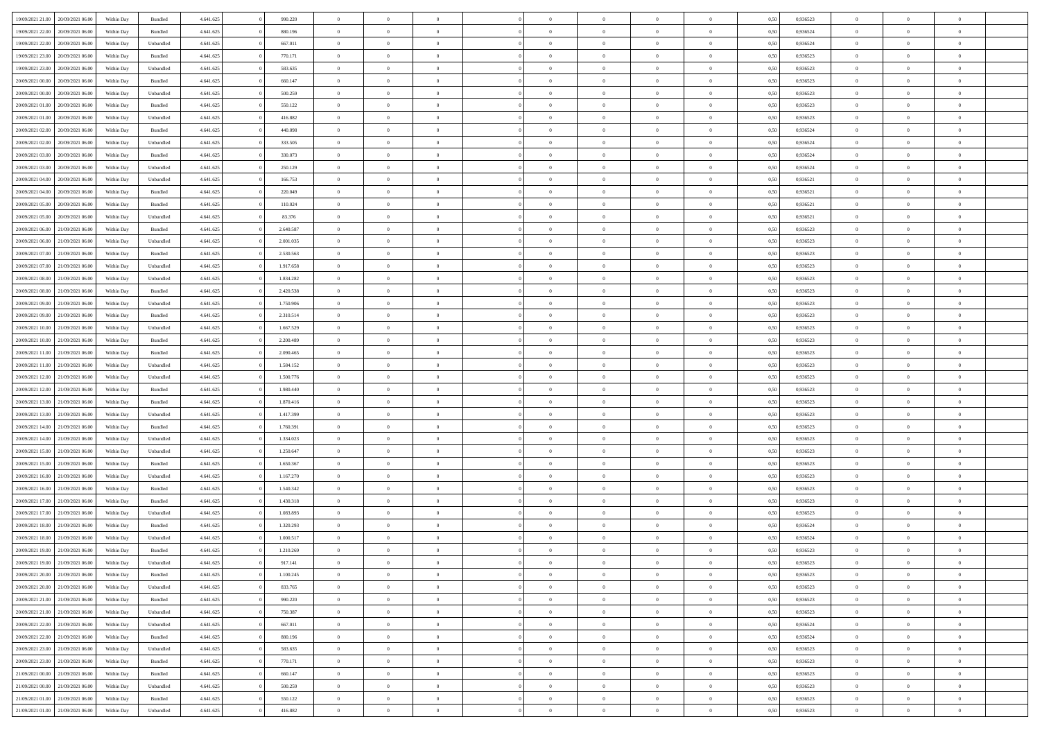| | | | | | | | | | | | | | | | | | | | | | |
|---|---|---|---|---|---|---|---|---|---|---|---|---|---|---|---|---|---|---|---|---|---|
| 19/09/2021 21.00 | 20/09/2021 06.00 | Within Day | Bundled | 4.641.625 | 0 | 990.220 | 0 | 0 | 0 | | 0 | 0 | 0 | 0 | 0,50 | 0,936523 | 0 | 0 | 0 | |
| 19/09/2021 22.00 | 20/09/2021 06.00 | Within Day | Bundled | 4.641.625 | 0 | 880.196 | 0 | 0 | 0 | | 0 | 0 | 0 | 0 | 0,50 | 0,936524 | 0 | 0 | 0 | |
| 19/09/2021 22.00 | 20/09/2021 06.00 | Within Day | Unbundled | 4.641.625 | 0 | 667.011 | 0 | 0 | 0 | | 0 | 0 | 0 | 0 | 0,50 | 0,936524 | 0 | 0 | 0 | |
| 19/09/2021 23.00 | 20/09/2021 06.00 | Within Day | Bundled | 4.641.625 | 0 | 770.171 | 0 | 0 | 0 | | 0 | 0 | 0 | 0 | 0,50 | 0,936523 | 0 | 0 | 0 | |
| 19/09/2021 23.00 | 20/09/2021 06.00 | Within Day | Unbundled | 4.641.625 | 0 | 583.635 | 0 | 0 | 0 | | 0 | 0 | 0 | 0 | 0,50 | 0,936523 | 0 | 0 | 0 | |
| 20/09/2021 00.00 | 20/09/2021 06.00 | Within Day | Bundled | 4.641.625 | 0 | 660.147 | 0 | 0 | 0 | | 0 | 0 | 0 | 0 | 0,50 | 0,936523 | 0 | 0 | 0 | |
| 20/09/2021 00.00 | 20/09/2021 06.00 | Within Day | Unbundled | 4.641.625 | 0 | 500.259 | 0 | 0 | 0 | | 0 | 0 | 0 | 0 | 0,50 | 0,936523 | 0 | 0 | 0 | |
| 20/09/2021 01.00 | 20/09/2021 06.00 | Within Day | Bundled | 4.641.625 | 0 | 550.122 | 0 | 0 | 0 | | 0 | 0 | 0 | 0 | 0,50 | 0,936523 | 0 | 0 | 0 | |
| 20/09/2021 01.00 | 20/09/2021 06.00 | Within Day | Unbundled | 4.641.625 | 0 | 416.882 | 0 | 0 | 0 | | 0 | 0 | 0 | 0 | 0,50 | 0,936523 | 0 | 0 | 0 | |
| 20/09/2021 02.00 | 20/09/2021 06.00 | Within Day | Bundled | 4.641.625 | 0 | 440.098 | 0 | 0 | 0 | | 0 | 0 | 0 | 0 | 0,50 | 0,936524 | 0 | 0 | 0 | |
| 20/09/2021 02.00 | 20/09/2021 06.00 | Within Day | Unbundled | 4.641.625 | 0 | 333.505 | 0 | 0 | 0 | | 0 | 0 | 0 | 0 | 0,50 | 0,936524 | 0 | 0 | 0 | |
| 20/09/2021 03.00 | 20/09/2021 06.00 | Within Day | Bundled | 4.641.625 | 0 | 330.073 | 0 | 0 | 0 | | 0 | 0 | 0 | 0 | 0,50 | 0,936524 | 0 | 0 | 0 | |
| 20/09/2021 03.00 | 20/09/2021 06.00 | Within Day | Unbundled | 4.641.625 | 0 | 250.129 | 0 | 0 | 0 | | 0 | 0 | 0 | 0 | 0,50 | 0,936524 | 0 | 0 | 0 | |
| 20/09/2021 04.00 | 20/09/2021 06.00 | Within Day | Unbundled | 4.641.625 | 0 | 166.753 | 0 | 0 | 0 | | 0 | 0 | 0 | 0 | 0,50 | 0,936521 | 0 | 0 | 0 | |
| 20/09/2021 04.00 | 20/09/2021 06.00 | Within Day | Bundled | 4.641.625 | 0 | 220.049 | 0 | 0 | 0 | | 0 | 0 | 0 | 0 | 0,50 | 0,936521 | 0 | 0 | 0 | |
| 20/09/2021 05.00 | 20/09/2021 06.00 | Within Day | Bundled | 4.641.625 | 0 | 110.024 | 0 | 0 | 0 | | 0 | 0 | 0 | 0 | 0,50 | 0,936521 | 0 | 0 | 0 | |
| 20/09/2021 05.00 | 20/09/2021 06.00 | Within Day | Unbundled | 4.641.625 | 0 | 83.376 | 0 | 0 | 0 | | 0 | 0 | 0 | 0 | 0,50 | 0,936521 | 0 | 0 | 0 | |
| 20/09/2021 06.00 | 21/09/2021 06.00 | Within Day | Bundled | 4.641.625 | 0 | 2.640.587 | 0 | 0 | 0 | | 0 | 0 | 0 | 0 | 0,50 | 0,936523 | 0 | 0 | 0 | |
| 20/09/2021 06.00 | 21/09/2021 06.00 | Within Day | Unbundled | 4.641.625 | 0 | 2.001.035 | 0 | 0 | 0 | | 0 | 0 | 0 | 0 | 0,50 | 0,936523 | 0 | 0 | 0 | |
| 20/09/2021 07.00 | 21/09/2021 06.00 | Within Day | Bundled | 4.641.625 | 0 | 2.530.563 | 0 | 0 | 0 | | 0 | 0 | 0 | 0 | 0,50 | 0,936523 | 0 | 0 | 0 | |
| 20/09/2021 07.00 | 21/09/2021 06.00 | Within Day | Unbundled | 4.641.625 | 0 | 1.917.658 | 0 | 0 | 0 | | 0 | 0 | 0 | 0 | 0,50 | 0,936523 | 0 | 0 | 0 | |
| 20/09/2021 08.00 | 21/09/2021 06.00 | Within Day | Unbundled | 4.641.625 | 0 | 1.834.282 | 0 | 0 | 0 | | 0 | 0 | 0 | 0 | 0,50 | 0,936523 | 0 | 0 | 0 | |
| 20/09/2021 08.00 | 21/09/2021 06.00 | Within Day | Bundled | 4.641.625 | 0 | 2.420.538 | 0 | 0 | 0 | | 0 | 0 | 0 | 0 | 0,50 | 0,936523 | 0 | 0 | 0 | |
| 20/09/2021 09.00 | 21/09/2021 06.00 | Within Day | Unbundled | 4.641.625 | 0 | 1.750.906 | 0 | 0 | 0 | | 0 | 0 | 0 | 0 | 0,50 | 0,936523 | 0 | 0 | 0 | |
| 20/09/2021 09.00 | 21/09/2021 06.00 | Within Day | Bundled | 4.641.625 | 0 | 2.310.514 | 0 | 0 | 0 | | 0 | 0 | 0 | 0 | 0,50 | 0,936523 | 0 | 0 | 0 | |
| 20/09/2021 10.00 | 21/09/2021 06.00 | Within Day | Unbundled | 4.641.625 | 0 | 1.667.529 | 0 | 0 | 0 | | 0 | 0 | 0 | 0 | 0,50 | 0,936523 | 0 | 0 | 0 | |
| 20/09/2021 10.00 | 21/09/2021 06.00 | Within Day | Bundled | 4.641.625 | 0 | 2.200.489 | 0 | 0 | 0 | | 0 | 0 | 0 | 0 | 0,50 | 0,936523 | 0 | 0 | 0 | |
| 20/09/2021 11.00 | 21/09/2021 06.00 | Within Day | Bundled | 4.641.625 | 0 | 2.090.465 | 0 | 0 | 0 | | 0 | 0 | 0 | 0 | 0,50 | 0,936523 | 0 | 0 | 0 | |
| 20/09/2021 11.00 | 21/09/2021 06.00 | Within Day | Unbundled | 4.641.625 | 0 | 1.584.152 | 0 | 0 | 0 | | 0 | 0 | 0 | 0 | 0,50 | 0,936523 | 0 | 0 | 0 | |
| 20/09/2021 12.00 | 21/09/2021 06.00 | Within Day | Unbundled | 4.641.625 | 0 | 1.500.776 | 0 | 0 | 0 | | 0 | 0 | 0 | 0 | 0,50 | 0,936523 | 0 | 0 | 0 | |
| 20/09/2021 12.00 | 21/09/2021 06.00 | Within Day | Bundled | 4.641.625 | 0 | 1.980.440 | 0 | 0 | 0 | | 0 | 0 | 0 | 0 | 0,50 | 0,936523 | 0 | 0 | 0 | |
| 20/09/2021 13.00 | 21/09/2021 06.00 | Within Day | Bundled | 4.641.625 | 0 | 1.870.416 | 0 | 0 | 0 | | 0 | 0 | 0 | 0 | 0,50 | 0,936523 | 0 | 0 | 0 | |
| 20/09/2021 13.00 | 21/09/2021 06.00 | Within Day | Unbundled | 4.641.625 | 0 | 1.417.399 | 0 | 0 | 0 | | 0 | 0 | 0 | 0 | 0,50 | 0,936523 | 0 | 0 | 0 | |
| 20/09/2021 14.00 | 21/09/2021 06.00 | Within Day | Bundled | 4.641.625 | 0 | 1.760.391 | 0 | 0 | 0 | | 0 | 0 | 0 | 0 | 0,50 | 0,936523 | 0 | 0 | 0 | |
| 20/09/2021 14.00 | 21/09/2021 06.00 | Within Day | Unbundled | 4.641.625 | 0 | 1.334.023 | 0 | 0 | 0 | | 0 | 0 | 0 | 0 | 0,50 | 0,936523 | 0 | 0 | 0 | |
| 20/09/2021 15.00 | 21/09/2021 06.00 | Within Day | Unbundled | 4.641.625 | 0 | 1.250.647 | 0 | 0 | 0 | | 0 | 0 | 0 | 0 | 0,50 | 0,936523 | 0 | 0 | 0 | |
| 20/09/2021 15.00 | 21/09/2021 06.00 | Within Day | Bundled | 4.641.625 | 0 | 1.650.367 | 0 | 0 | 0 | | 0 | 0 | 0 | 0 | 0,50 | 0,936523 | 0 | 0 | 0 | |
| 20/09/2021 16.00 | 21/09/2021 06.00 | Within Day | Unbundled | 4.641.625 | 0 | 1.167.270 | 0 | 0 | 0 | | 0 | 0 | 0 | 0 | 0,50 | 0,936523 | 0 | 0 | 0 | |
| 20/09/2021 16.00 | 21/09/2021 06.00 | Within Day | Bundled | 4.641.625 | 0 | 1.540.342 | 0 | 0 | 0 | | 0 | 0 | 0 | 0 | 0,50 | 0,936523 | 0 | 0 | 0 | |
| 20/09/2021 17.00 | 21/09/2021 06.00 | Within Day | Bundled | 4.641.625 | 0 | 1.430.318 | 0 | 0 | 0 | | 0 | 0 | 0 | 0 | 0,50 | 0,936523 | 0 | 0 | 0 | |
| 20/09/2021 17.00 | 21/09/2021 06.00 | Within Day | Unbundled | 4.641.625 | 0 | 1.083.893 | 0 | 0 | 0 | | 0 | 0 | 0 | 0 | 0,50 | 0,936523 | 0 | 0 | 0 | |
| 20/09/2021 18.00 | 21/09/2021 06.00 | Within Day | Bundled | 4.641.625 | 0 | 1.320.293 | 0 | 0 | 0 | | 0 | 0 | 0 | 0 | 0,50 | 0,936524 | 0 | 0 | 0 | |
| 20/09/2021 18.00 | 21/09/2021 06.00 | Within Day | Unbundled | 4.641.625 | 0 | 1.000.517 | 0 | 0 | 0 | | 0 | 0 | 0 | 0 | 0,50 | 0,936524 | 0 | 0 | 0 | |
| 20/09/2021 19.00 | 21/09/2021 06.00 | Within Day | Bundled | 4.641.625 | 0 | 1.210.269 | 0 | 0 | 0 | | 0 | 0 | 0 | 0 | 0,50 | 0,936523 | 0 | 0 | 0 | |
| 20/09/2021 19.00 | 21/09/2021 06.00 | Within Day | Unbundled | 4.641.625 | 0 | 917.141 | 0 | 0 | 0 | | 0 | 0 | 0 | 0 | 0,50 | 0,936523 | 0 | 0 | 0 | |
| 20/09/2021 20.00 | 21/09/2021 06.00 | Within Day | Bundled | 4.641.625 | 0 | 1.100.245 | 0 | 0 | 0 | | 0 | 0 | 0 | 0 | 0,50 | 0,936523 | 0 | 0 | 0 | |
| 20/09/2021 20.00 | 21/09/2021 06.00 | Within Day | Unbundled | 4.641.625 | 0 | 833.765 | 0 | 0 | 0 | | 0 | 0 | 0 | 0 | 0,50 | 0,936523 | 0 | 0 | 0 | |
| 20/09/2021 21.00 | 21/09/2021 06.00 | Within Day | Bundled | 4.641.625 | 0 | 990.220 | 0 | 0 | 0 | | 0 | 0 | 0 | 0 | 0,50 | 0,936523 | 0 | 0 | 0 | |
| 20/09/2021 21.00 | 21/09/2021 06.00 | Within Day | Unbundled | 4.641.625 | 0 | 750.387 | 0 | 0 | 0 | | 0 | 0 | 0 | 0 | 0,50 | 0,936523 | 0 | 0 | 0 | |
| 20/09/2021 22.00 | 21/09/2021 06.00 | Within Day | Unbundled | 4.641.625 | 0 | 667.011 | 0 | 0 | 0 | | 0 | 0 | 0 | 0 | 0,50 | 0,936524 | 0 | 0 | 0 | |
| 20/09/2021 22.00 | 21/09/2021 06.00 | Within Day | Bundled | 4.641.625 | 0 | 880.196 | 0 | 0 | 0 | | 0 | 0 | 0 | 0 | 0,50 | 0,936524 | 0 | 0 | 0 | |
| 20/09/2021 23.00 | 21/09/2021 06.00 | Within Day | Unbundled | 4.641.625 | 0 | 583.635 | 0 | 0 | 0 | | 0 | 0 | 0 | 0 | 0,50 | 0,936523 | 0 | 0 | 0 | |
| 20/09/2021 23.00 | 21/09/2021 06.00 | Within Day | Bundled | 4.641.625 | 0 | 770.171 | 0 | 0 | 0 | | 0 | 0 | 0 | 0 | 0,50 | 0,936523 | 0 | 0 | 0 | |
| 21/09/2021 00.00 | 21/09/2021 06.00 | Within Day | Bundled | 4.641.625 | 0 | 660.147 | 0 | 0 | 0 | | 0 | 0 | 0 | 0 | 0,50 | 0,936523 | 0 | 0 | 0 | |
| 21/09/2021 00.00 | 21/09/2021 06.00 | Within Day | Unbundled | 4.641.625 | 0 | 500.259 | 0 | 0 | 0 | | 0 | 0 | 0 | 0 | 0,50 | 0,936523 | 0 | 0 | 0 | |
| 21/09/2021 01.00 | 21/09/2021 06.00 | Within Day | Bundled | 4.641.625 | 0 | 550.122 | 0 | 0 | 0 | | 0 | 0 | 0 | 0 | 0,50 | 0,936523 | 0 | 0 | 0 | |
| 21/09/2021 01.00 | 21/09/2021 06.00 | Within Day | Unbundled | 4.641.625 | 0 | 416.882 | 0 | 0 | 0 | | 0 | 0 | 0 | 0 | 0,50 | 0,936523 | 0 | 0 | 0 | |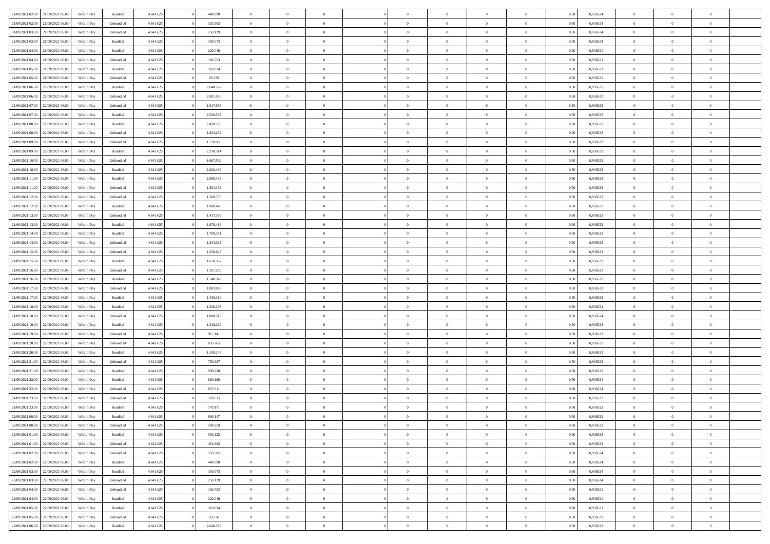| | | | | | | | | | | | | | | | | | | | | | |
|---|---|---|---|---|---|---|---|---|---|---|---|---|---|---|---|---|---|---|---|---|---|
| 21/09/2021 02:00 | 21/09/2021 06:00 | Within Day | Bundled | 4.641.625 | 0 | 440.098 | 0 | 0 | 0 | | 0 | 0 | 0 | 0 | 0,50 | 0,936524 | 0 | 0 | 0 | |
| 21/09/2021 02:00 | 21/09/2021 06:00 | Within Day | Unbundled | 4.641.625 | 0 | 333.505 | 0 | 0 | 0 | | 0 | 0 | 0 | 0 | 0,50 | 0,936524 | 0 | 0 | 0 | |
| 21/09/2021 03:00 | 21/09/2021 06:00 | Within Day | Unbundled | 4.641.625 | 0 | 250.129 | 0 | 0 | 0 | | 0 | 0 | 0 | 0 | 0,50 | 0,936524 | 0 | 0 | 0 | |
| 21/09/2021 03:00 | 21/09/2021 06:00 | Within Day | Bundled | 4.641.625 | 0 | 330.073 | 0 | 0 | 0 | | 0 | 0 | 0 | 0 | 0,50 | 0,936524 | 0 | 0 | 0 | |
| 21/09/2021 04:00 | 21/09/2021 06:00 | Within Day | Bundled | 4.641.625 | 0 | 220.049 | 0 | 0 | 0 | | 0 | 0 | 0 | 0 | 0,50 | 0,936521 | 0 | 0 | 0 | |
| 21/09/2021 04:00 | 21/09/2021 06:00 | Within Day | Unbundled | 4.641.625 | 0 | 166.753 | 0 | 0 | 0 | | 0 | 0 | 0 | 0 | 0,50 | 0,936521 | 0 | 0 | 0 | |
| 21/09/2021 05:00 | 21/09/2021 06:00 | Within Day | Bundled | 4.641.625 | 0 | 110.024 | 0 | 0 | 0 | | 0 | 0 | 0 | 0 | 0,50 | 0,936521 | 0 | 0 | 0 | |
| 21/09/2021 05:00 | 21/09/2021 06:00 | Within Day | Unbundled | 4.641.625 | 0 | 83.376 | 0 | 0 | 0 | | 0 | 0 | 0 | 0 | 0,50 | 0,936521 | 0 | 0 | 0 | |
| 21/09/2021 06:00 | 22/09/2021 06:00 | Within Day | Bundled | 4.641.625 | 0 | 2.640.587 | 0 | 0 | 0 | | 0 | 0 | 0 | 0 | 0,50 | 0,936523 | 0 | 0 | 0 | |
| 21/09/2021 06:00 | 22/09/2021 06:00 | Within Day | Unbundled | 4.641.625 | 0 | 2.001.035 | 0 | 0 | 0 | | 0 | 0 | 0 | 0 | 0,50 | 0,936523 | 0 | 0 | 0 | |
| 21/09/2021 07:00 | 22/09/2021 06:00 | Within Day | Unbundled | 4.641.625 | 0 | 1.917.658 | 0 | 0 | 0 | | 0 | 0 | 0 | 0 | 0,50 | 0,936523 | 0 | 0 | 0 | |
| 21/09/2021 07:00 | 22/09/2021 06:00 | Within Day | Bundled | 4.641.625 | 0 | 2.530.563 | 0 | 0 | 0 | | 0 | 0 | 0 | 0 | 0,50 | 0,936523 | 0 | 0 | 0 | |
| 21/09/2021 08:00 | 22/09/2021 06:00 | Within Day | Bundled | 4.641.625 | 0 | 2.420.538 | 0 | 0 | 0 | | 0 | 0 | 0 | 0 | 0,50 | 0,936523 | 0 | 0 | 0 | |
| 21/09/2021 08:00 | 22/09/2021 06:00 | Within Day | Unbundled | 4.641.625 | 0 | 1.834.282 | 0 | 0 | 0 | | 0 | 0 | 0 | 0 | 0,50 | 0,936523 | 0 | 0 | 0 | |
| 21/09/2021 09:00 | 22/09/2021 06:00 | Within Day | Unbundled | 4.641.625 | 0 | 1.750.906 | 0 | 0 | 0 | | 0 | 0 | 0 | 0 | 0,50 | 0,936523 | 0 | 0 | 0 | |
| 21/09/2021 09:00 | 22/09/2021 06:00 | Within Day | Bundled | 4.641.625 | 0 | 2.310.514 | 0 | 0 | 0 | | 0 | 0 | 0 | 0 | 0,50 | 0,936523 | 0 | 0 | 0 | |
| 21/09/2021 10:00 | 22/09/2021 06:00 | Within Day | Unbundled | 4.641.625 | 0 | 1.667.529 | 0 | 0 | 0 | | 0 | 0 | 0 | 0 | 0,50 | 0,936523 | 0 | 0 | 0 | |
| 21/09/2021 10:00 | 22/09/2021 06:00 | Within Day | Bundled | 4.641.625 | 0 | 2.200.489 | 0 | 0 | 0 | | 0 | 0 | 0 | 0 | 0,50 | 0,936523 | 0 | 0 | 0 | |
| 21/09/2021 11:00 | 22/09/2021 06:00 | Within Day | Bundled | 4.641.625 | 0 | 2.090.465 | 0 | 0 | 0 | | 0 | 0 | 0 | 0 | 0,50 | 0,936523 | 0 | 0 | 0 | |
| 21/09/2021 11:00 | 22/09/2021 06:00 | Within Day | Unbundled | 4.641.625 | 0 | 1.584.152 | 0 | 0 | 0 | | 0 | 0 | 0 | 0 | 0,50 | 0,936523 | 0 | 0 | 0 | |
| 21/09/2021 12:00 | 22/09/2021 06:00 | Within Day | Unbundled | 4.641.625 | 0 | 1.500.776 | 0 | 0 | 0 | | 0 | 0 | 0 | 0 | 0,50 | 0,936523 | 0 | 0 | 0 | |
| 21/09/2021 12:00 | 22/09/2021 06:00 | Within Day | Bundled | 4.641.625 | 0 | 1.980.440 | 0 | 0 | 0 | | 0 | 0 | 0 | 0 | 0,50 | 0,936523 | 0 | 0 | 0 | |
| 21/09/2021 13:00 | 22/09/2021 06:00 | Within Day | Unbundled | 4.641.625 | 0 | 1.417.399 | 0 | 0 | 0 | | 0 | 0 | 0 | 0 | 0,50 | 0,936523 | 0 | 0 | 0 | |
| 21/09/2021 13:00 | 22/09/2021 06:00 | Within Day | Bundled | 4.641.625 | 0 | 1.870.416 | 0 | 0 | 0 | | 0 | 0 | 0 | 0 | 0,50 | 0,936523 | 0 | 0 | 0 | |
| 21/09/2021 14:00 | 22/09/2021 06:00 | Within Day | Bundled | 4.641.625 | 0 | 1.760.391 | 0 | 0 | 0 | | 0 | 0 | 0 | 0 | 0,50 | 0,936523 | 0 | 0 | 0 | |
| 21/09/2021 14:00 | 22/09/2021 06:00 | Within Day | Unbundled | 4.641.625 | 0 | 1.334.023 | 0 | 0 | 0 | | 0 | 0 | 0 | 0 | 0,50 | 0,936523 | 0 | 0 | 0 | |
| 21/09/2021 15:00 | 22/09/2021 06:00 | Within Day | Unbundled | 4.641.625 | 0 | 1.250.647 | 0 | 0 | 0 | | 0 | 0 | 0 | 0 | 0,50 | 0,936523 | 0 | 0 | 0 | |
| 21/09/2021 15:00 | 22/09/2021 06:00 | Within Day | Bundled | 4.641.625 | 0 | 1.650.367 | 0 | 0 | 0 | | 0 | 0 | 0 | 0 | 0,50 | 0,936523 | 0 | 0 | 0 | |
| 21/09/2021 16:00 | 22/09/2021 06:00 | Within Day | Unbundled | 4.641.625 | 0 | 1.167.270 | 0 | 0 | 0 | | 0 | 0 | 0 | 0 | 0,50 | 0,936523 | 0 | 0 | 0 | |
| 21/09/2021 16:00 | 22/09/2021 06:00 | Within Day | Bundled | 4.641.625 | 0 | 1.540.342 | 0 | 0 | 0 | | 0 | 0 | 0 | 0 | 0,50 | 0,936523 | 0 | 0 | 0 | |
| 21/09/2021 17:00 | 22/09/2021 06:00 | Within Day | Unbundled | 4.641.625 | 0 | 1.083.893 | 0 | 0 | 0 | | 0 | 0 | 0 | 0 | 0,50 | 0,936523 | 0 | 0 | 0 | |
| 21/09/2021 17:00 | 22/09/2021 06:00 | Within Day | Bundled | 4.641.625 | 0 | 1.430.318 | 0 | 0 | 0 | | 0 | 0 | 0 | 0 | 0,50 | 0,936523 | 0 | 0 | 0 | |
| 21/09/2021 18:00 | 22/09/2021 06:00 | Within Day | Bundled | 4.641.625 | 0 | 1.320.293 | 0 | 0 | 0 | | 0 | 0 | 0 | 0 | 0,50 | 0,936524 | 0 | 0 | 0 | |
| 21/09/2021 18:00 | 22/09/2021 06:00 | Within Day | Unbundled | 4.641.625 | 0 | 1.000.517 | 0 | 0 | 0 | | 0 | 0 | 0 | 0 | 0,50 | 0,936524 | 0 | 0 | 0 | |
| 21/09/2021 19:00 | 22/09/2021 06:00 | Within Day | Bundled | 4.641.625 | 0 | 1.210.269 | 0 | 0 | 0 | | 0 | 0 | 0 | 0 | 0,50 | 0,936523 | 0 | 0 | 0 | |
| 21/09/2021 19:00 | 22/09/2021 06:00 | Within Day | Unbundled | 4.641.625 | 0 | 917.141 | 0 | 0 | 0 | | 0 | 0 | 0 | 0 | 0,50 | 0,936523 | 0 | 0 | 0 | |
| 21/09/2021 20:00 | 22/09/2021 06:00 | Within Day | Unbundled | 4.641.625 | 0 | 833.765 | 0 | 0 | 0 | | 0 | 0 | 0 | 0 | 0,50 | 0,936523 | 0 | 0 | 0 | |
| 21/09/2021 20:00 | 22/09/2021 06:00 | Within Day | Bundled | 4.641.625 | 0 | 1.100.245 | 0 | 0 | 0 | | 0 | 0 | 0 | 0 | 0,50 | 0,936523 | 0 | 0 | 0 | |
| 21/09/2021 21:00 | 22/09/2021 06:00 | Within Day | Unbundled | 4.641.625 | 0 | 750.387 | 0 | 0 | 0 | | 0 | 0 | 0 | 0 | 0,50 | 0,936523 | 0 | 0 | 0 | |
| 21/09/2021 21:00 | 22/09/2021 06:00 | Within Day | Bundled | 4.641.625 | 0 | 990.220 | 0 | 0 | 0 | | 0 | 0 | 0 | 0 | 0,50 | 0,936523 | 0 | 0 | 0 | |
| 21/09/2021 22:00 | 22/09/2021 06:00 | Within Day | Bundled | 4.641.625 | 0 | 880.196 | 0 | 0 | 0 | | 0 | 0 | 0 | 0 | 0,50 | 0,936524 | 0 | 0 | 0 | |
| 21/09/2021 22:00 | 22/09/2021 06:00 | Within Day | Unbundled | 4.641.625 | 0 | 667.011 | 0 | 0 | 0 | | 0 | 0 | 0 | 0 | 0,50 | 0,936524 | 0 | 0 | 0 | |
| 21/09/2021 23:00 | 22/09/2021 06:00 | Within Day | Unbundled | 4.641.625 | 0 | 583.635 | 0 | 0 | 0 | | 0 | 0 | 0 | 0 | 0,50 | 0,936523 | 0 | 0 | 0 | |
| 21/09/2021 23:00 | 22/09/2021 06:00 | Within Day | Bundled | 4.641.625 | 0 | 770.171 | 0 | 0 | 0 | | 0 | 0 | 0 | 0 | 0,50 | 0,936523 | 0 | 0 | 0 | |
| 22/09/2021 00:00 | 22/09/2021 06:00 | Within Day | Bundled | 4.641.625 | 0 | 660.147 | 0 | 0 | 0 | | 0 | 0 | 0 | 0 | 0,50 | 0,936523 | 0 | 0 | 0 | |
| 22/09/2021 00:00 | 22/09/2021 06:00 | Within Day | Unbundled | 4.641.625 | 0 | 500.259 | 0 | 0 | 0 | | 0 | 0 | 0 | 0 | 0,50 | 0,936523 | 0 | 0 | 0 | |
| 22/09/2021 01:00 | 22/09/2021 06:00 | Within Day | Bundled | 4.641.625 | 0 | 550.122 | 0 | 0 | 0 | | 0 | 0 | 0 | 0 | 0,50 | 0,936523 | 0 | 0 | 0 | |
| 22/09/2021 01:00 | 22/09/2021 06:00 | Within Day | Unbundled | 4.641.625 | 0 | 416.882 | 0 | 0 | 0 | | 0 | 0 | 0 | 0 | 0,50 | 0,936523 | 0 | 0 | 0 | |
| 22/09/2021 02:00 | 22/09/2021 06:00 | Within Day | Unbundled | 4.641.625 | 0 | 333.505 | 0 | 0 | 0 | | 0 | 0 | 0 | 0 | 0,50 | 0,936524 | 0 | 0 | 0 | |
| 22/09/2021 02:00 | 22/09/2021 06:00 | Within Day | Bundled | 4.641.625 | 0 | 440.098 | 0 | 0 | 0 | | 0 | 0 | 0 | 0 | 0,50 | 0,936524 | 0 | 0 | 0 | |
| 22/09/2021 03:00 | 22/09/2021 06:00 | Within Day | Bundled | 4.641.625 | 0 | 330.073 | 0 | 0 | 0 | | 0 | 0 | 0 | 0 | 0,50 | 0,936524 | 0 | 0 | 0 | |
| 22/09/2021 03:00 | 22/09/2021 06:00 | Within Day | Unbundled | 4.641.625 | 0 | 250.129 | 0 | 0 | 0 | | 0 | 0 | 0 | 0 | 0,50 | 0,936524 | 0 | 0 | 0 | |
| 22/09/2021 04:00 | 22/09/2021 06:00 | Within Day | Unbundled | 4.641.625 | 0 | 166.753 | 0 | 0 | 0 | | 0 | 0 | 0 | 0 | 0,50 | 0,936521 | 0 | 0 | 0 | |
| 22/09/2021 04:00 | 22/09/2021 06:00 | Within Day | Bundled | 4.641.625 | 0 | 220.049 | 0 | 0 | 0 | | 0 | 0 | 0 | 0 | 0,50 | 0,936521 | 0 | 0 | 0 | |
| 22/09/2021 05:00 | 22/09/2021 06:00 | Within Day | Bundled | 4.641.625 | 0 | 110.024 | 0 | 0 | 0 | | 0 | 0 | 0 | 0 | 0,50 | 0,936521 | 0 | 0 | 0 | |
| 22/09/2021 05:00 | 22/09/2021 06:00 | Within Day | Unbundled | 4.641.625 | 0 | 83.376 | 0 | 0 | 0 | | 0 | 0 | 0 | 0 | 0,50 | 0,936521 | 0 | 0 | 0 | |
| 22/09/2021 06:00 | 23/09/2021 06:00 | Within Day | Bundled | 4.641.625 | 0 | 2.640.587 | 0 | 0 | 0 | | 0 | 0 | 0 | 0 | 0,50 | 0,936523 | 0 | 0 | 0 | |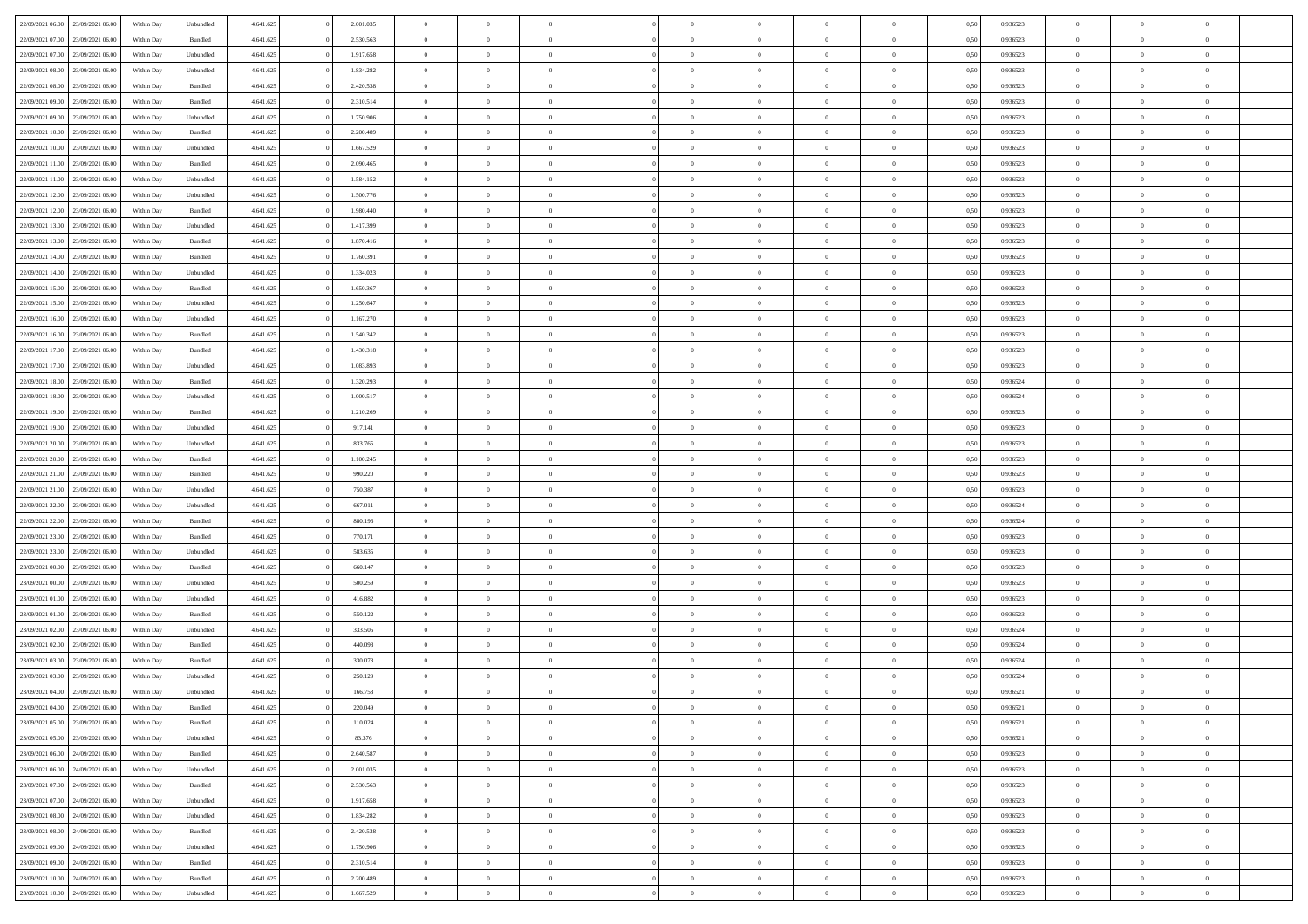| | | | | | | | | | | | | | | | | | | | | | |
|---|---|---|---|---|---|---|---|---|---|---|---|---|---|---|---|---|---|---|---|---|---|
| 22/09/2021 06:00 | 23/09/2021 06:00 | Within Day | Unbundled | 4.641.625 | 0 | 2.001.035 | 0 | 0 | 0 | | 0 | 0 | 0 | 0 | 0 | 0,50 | 0,936523 | 0 | 0 | 0 | |
| 22/09/2021 07:00 | 23/09/2021 06:00 | Within Day | Bundled | 4.641.625 | 0 | 2.530.563 | 0 | 0 | 0 | | 0 | 0 | 0 | 0 | 0 | 0,50 | 0,936523 | 0 | 0 | 0 | |
| 22/09/2021 07:00 | 23/09/2021 06:00 | Within Day | Unbundled | 4.641.625 | 0 | 1.917.658 | 0 | 0 | 0 | | 0 | 0 | 0 | 0 | 0 | 0,50 | 0,936523 | 0 | 0 | 0 | |
| 22/09/2021 08:00 | 23/09/2021 06:00 | Within Day | Unbundled | 4.641.625 | 0 | 1.834.282 | 0 | 0 | 0 | | 0 | 0 | 0 | 0 | 0 | 0,50 | 0,936523 | 0 | 0 | 0 | |
| 22/09/2021 08:00 | 23/09/2021 06:00 | Within Day | Bundled | 4.641.625 | 0 | 2.420.538 | 0 | 0 | 0 | | 0 | 0 | 0 | 0 | 0 | 0,50 | 0,936523 | 0 | 0 | 0 | |
| 22/09/2021 09:00 | 23/09/2021 06:00 | Within Day | Bundled | 4.641.625 | 0 | 2.310.514 | 0 | 0 | 0 | | 0 | 0 | 0 | 0 | 0 | 0,50 | 0,936523 | 0 | 0 | 0 | |
| 22/09/2021 09:00 | 23/09/2021 06:00 | Within Day | Unbundled | 4.641.625 | 0 | 1.750.906 | 0 | 0 | 0 | | 0 | 0 | 0 | 0 | 0 | 0,50 | 0,936523 | 0 | 0 | 0 | |
| 22/09/2021 10:00 | 23/09/2021 06:00 | Within Day | Bundled | 4.641.625 | 0 | 2.200.489 | 0 | 0 | 0 | | 0 | 0 | 0 | 0 | 0 | 0,50 | 0,936523 | 0 | 0 | 0 | |
| 22/09/2021 10:00 | 23/09/2021 06:00 | Within Day | Unbundled | 4.641.625 | 0 | 1.667.529 | 0 | 0 | 0 | | 0 | 0 | 0 | 0 | 0 | 0,50 | 0,936523 | 0 | 0 | 0 | |
| 22/09/2021 11:00 | 23/09/2021 06:00 | Within Day | Bundled | 4.641.625 | 0 | 2.090.465 | 0 | 0 | 0 | | 0 | 0 | 0 | 0 | 0 | 0,50 | 0,936523 | 0 | 0 | 0 | |
| 22/09/2021 11:00 | 23/09/2021 06:00 | Within Day | Unbundled | 4.641.625 | 0 | 1.584.152 | 0 | 0 | 0 | | 0 | 0 | 0 | 0 | 0 | 0,50 | 0,936523 | 0 | 0 | 0 | |
| 22/09/2021 12:00 | 23/09/2021 06:00 | Within Day | Unbundled | 4.641.625 | 0 | 1.500.776 | 0 | 0 | 0 | | 0 | 0 | 0 | 0 | 0 | 0,50 | 0,936523 | 0 | 0 | 0 | |
| 22/09/2021 12:00 | 23/09/2021 06:00 | Within Day | Bundled | 4.641.625 | 0 | 1.980.440 | 0 | 0 | 0 | | 0 | 0 | 0 | 0 | 0 | 0,50 | 0,936523 | 0 | 0 | 0 | |
| 22/09/2021 13:00 | 23/09/2021 06:00 | Within Day | Unbundled | 4.641.625 | 0 | 1.417.399 | 0 | 0 | 0 | | 0 | 0 | 0 | 0 | 0 | 0,50 | 0,936523 | 0 | 0 | 0 | |
| 22/09/2021 13:00 | 23/09/2021 06:00 | Within Day | Bundled | 4.641.625 | 0 | 1.870.416 | 0 | 0 | 0 | | 0 | 0 | 0 | 0 | 0 | 0,50 | 0,936523 | 0 | 0 | 0 | |
| 22/09/2021 14:00 | 23/09/2021 06:00 | Within Day | Bundled | 4.641.625 | 0 | 1.760.391 | 0 | 0 | 0 | | 0 | 0 | 0 | 0 | 0 | 0,50 | 0,936523 | 0 | 0 | 0 | |
| 22/09/2021 14:00 | 23/09/2021 06:00 | Within Day | Unbundled | 4.641.625 | 0 | 1.334.023 | 0 | 0 | 0 | | 0 | 0 | 0 | 0 | 0 | 0,50 | 0,936523 | 0 | 0 | 0 | |
| 22/09/2021 15:00 | 23/09/2021 06:00 | Within Day | Bundled | 4.641.625 | 0 | 1.650.367 | 0 | 0 | 0 | | 0 | 0 | 0 | 0 | 0 | 0,50 | 0,936523 | 0 | 0 | 0 | |
| 22/09/2021 15:00 | 23/09/2021 06:00 | Within Day | Unbundled | 4.641.625 | 0 | 1.250.647 | 0 | 0 | 0 | | 0 | 0 | 0 | 0 | 0 | 0,50 | 0,936523 | 0 | 0 | 0 | |
| 22/09/2021 16:00 | 23/09/2021 06:00 | Within Day | Unbundled | 4.641.625 | 0 | 1.167.270 | 0 | 0 | 0 | | 0 | 0 | 0 | 0 | 0 | 0,50 | 0,936523 | 0 | 0 | 0 | |
| 22/09/2021 16:00 | 23/09/2021 06:00 | Within Day | Bundled | 4.641.625 | 0 | 1.540.342 | 0 | 0 | 0 | | 0 | 0 | 0 | 0 | 0 | 0,50 | 0,936523 | 0 | 0 | 0 | |
| 22/09/2021 17:00 | 23/09/2021 06:00 | Within Day | Bundled | 4.641.625 | 0 | 1.430.318 | 0 | 0 | 0 | | 0 | 0 | 0 | 0 | 0 | 0,50 | 0,936523 | 0 | 0 | 0 | |
| 22/09/2021 17:00 | 23/09/2021 06:00 | Within Day | Unbundled | 4.641.625 | 0 | 1.083.893 | 0 | 0 | 0 | | 0 | 0 | 0 | 0 | 0 | 0,50 | 0,936523 | 0 | 0 | 0 | |
| 22/09/2021 18:00 | 23/09/2021 06:00 | Within Day | Bundled | 4.641.625 | 0 | 1.320.293 | 0 | 0 | 0 | | 0 | 0 | 0 | 0 | 0 | 0,50 | 0,936524 | 0 | 0 | 0 | |
| 22/09/2021 18:00 | 23/09/2021 06:00 | Within Day | Unbundled | 4.641.625 | 0 | 1.000.517 | 0 | 0 | 0 | | 0 | 0 | 0 | 0 | 0 | 0,50 | 0,936524 | 0 | 0 | 0 | |
| 22/09/2021 19:00 | 23/09/2021 06:00 | Within Day | Bundled | 4.641.625 | 0 | 1.210.269 | 0 | 0 | 0 | | 0 | 0 | 0 | 0 | 0 | 0,50 | 0,936523 | 0 | 0 | 0 | |
| 22/09/2021 19:00 | 23/09/2021 06:00 | Within Day | Unbundled | 4.641.625 | 0 | 917.141 | 0 | 0 | 0 | | 0 | 0 | 0 | 0 | 0 | 0,50 | 0,936523 | 0 | 0 | 0 | |
| 22/09/2021 20:00 | 23/09/2021 06:00 | Within Day | Unbundled | 4.641.625 | 0 | 833.765 | 0 | 0 | 0 | | 0 | 0 | 0 | 0 | 0 | 0,50 | 0,936523 | 0 | 0 | 0 | |
| 22/09/2021 20:00 | 23/09/2021 06:00 | Within Day | Bundled | 4.641.625 | 0 | 1.100.245 | 0 | 0 | 0 | | 0 | 0 | 0 | 0 | 0 | 0,50 | 0,936523 | 0 | 0 | 0 | |
| 22/09/2021 21:00 | 23/09/2021 06:00 | Within Day | Bundled | 4.641.625 | 0 | 990.220 | 0 | 0 | 0 | | 0 | 0 | 0 | 0 | 0 | 0,50 | 0,936523 | 0 | 0 | 0 | |
| 22/09/2021 21:00 | 23/09/2021 06:00 | Within Day | Unbundled | 4.641.625 | 0 | 750.387 | 0 | 0 | 0 | | 0 | 0 | 0 | 0 | 0 | 0,50 | 0,936523 | 0 | 0 | 0 | |
| 22/09/2021 22:00 | 23/09/2021 06:00 | Within Day | Unbundled | 4.641.625 | 0 | 667.011 | 0 | 0 | 0 | | 0 | 0 | 0 | 0 | 0 | 0,50 | 0,936524 | 0 | 0 | 0 | |
| 22/09/2021 22:00 | 23/09/2021 06:00 | Within Day | Bundled | 4.641.625 | 0 | 880.196 | 0 | 0 | 0 | | 0 | 0 | 0 | 0 | 0 | 0,50 | 0,936524 | 0 | 0 | 0 | |
| 22/09/2021 23:00 | 23/09/2021 06:00 | Within Day | Bundled | 4.641.625 | 0 | 770.171 | 0 | 0 | 0 | | 0 | 0 | 0 | 0 | 0 | 0,50 | 0,936523 | 0 | 0 | 0 | |
| 22/09/2021 23:00 | 23/09/2021 06:00 | Within Day | Unbundled | 4.641.625 | 0 | 583.635 | 0 | 0 | 0 | | 0 | 0 | 0 | 0 | 0 | 0,50 | 0,936523 | 0 | 0 | 0 | |
| 23/09/2021 00:00 | 23/09/2021 06:00 | Within Day | Bundled | 4.641.625 | 0 | 660.147 | 0 | 0 | 0 | | 0 | 0 | 0 | 0 | 0 | 0,50 | 0,936523 | 0 | 0 | 0 | |
| 23/09/2021 00:00 | 23/09/2021 06:00 | Within Day | Unbundled | 4.641.625 | 0 | 500.259 | 0 | 0 | 0 | | 0 | 0 | 0 | 0 | 0 | 0,50 | 0,936523 | 0 | 0 | 0 | |
| 23/09/2021 01:00 | 23/09/2021 06:00 | Within Day | Unbundled | 4.641.625 | 0 | 416.882 | 0 | 0 | 0 | | 0 | 0 | 0 | 0 | 0 | 0,50 | 0,936523 | 0 | 0 | 0 | |
| 23/09/2021 01:00 | 23/09/2021 06:00 | Within Day | Bundled | 4.641.625 | 0 | 550.122 | 0 | 0 | 0 | | 0 | 0 | 0 | 0 | 0 | 0,50 | 0,936523 | 0 | 0 | 0 | |
| 23/09/2021 02:00 | 23/09/2021 06:00 | Within Day | Unbundled | 4.641.625 | 0 | 333.505 | 0 | 0 | 0 | | 0 | 0 | 0 | 0 | 0 | 0,50 | 0,936524 | 0 | 0 | 0 | |
| 23/09/2021 02:00 | 23/09/2021 06:00 | Within Day | Bundled | 4.641.625 | 0 | 440.098 | 0 | 0 | 0 | | 0 | 0 | 0 | 0 | 0 | 0,50 | 0,936524 | 0 | 0 | 0 | |
| 23/09/2021 03:00 | 23/09/2021 06:00 | Within Day | Bundled | 4.641.625 | 0 | 330.073 | 0 | 0 | 0 | | 0 | 0 | 0 | 0 | 0 | 0,50 | 0,936524 | 0 | 0 | 0 | |
| 23/09/2021 03:00 | 23/09/2021 06:00 | Within Day | Unbundled | 4.641.625 | 0 | 250.129 | 0 | 0 | 0 | | 0 | 0 | 0 | 0 | 0 | 0,50 | 0,936524 | 0 | 0 | 0 | |
| 23/09/2021 04:00 | 23/09/2021 06:00 | Within Day | Unbundled | 4.641.625 | 0 | 166.753 | 0 | 0 | 0 | | 0 | 0 | 0 | 0 | 0 | 0,50 | 0,936521 | 0 | 0 | 0 | |
| 23/09/2021 04:00 | 23/09/2021 06:00 | Within Day | Bundled | 4.641.625 | 0 | 220.049 | 0 | 0 | 0 | | 0 | 0 | 0 | 0 | 0 | 0,50 | 0,936521 | 0 | 0 | 0 | |
| 23/09/2021 05:00 | 23/09/2021 06:00 | Within Day | Bundled | 4.641.625 | 0 | 110.024 | 0 | 0 | 0 | | 0 | 0 | 0 | 0 | 0 | 0,50 | 0,936521 | 0 | 0 | 0 | |
| 23/09/2021 05:00 | 23/09/2021 06:00 | Within Day | Unbundled | 4.641.625 | 0 | 83.376 | 0 | 0 | 0 | | 0 | 0 | 0 | 0 | 0 | 0,50 | 0,936521 | 0 | 0 | 0 | |
| 23/09/2021 06:00 | 24/09/2021 06:00 | Within Day | Bundled | 4.641.625 | 0 | 2.640.587 | 0 | 0 | 0 | | 0 | 0 | 0 | 0 | 0 | 0,50 | 0,936523 | 0 | 0 | 0 | |
| 23/09/2021 06:00 | 24/09/2021 06:00 | Within Day | Unbundled | 4.641.625 | 0 | 2.001.035 | 0 | 0 | 0 | | 0 | 0 | 0 | 0 | 0 | 0,50 | 0,936523 | 0 | 0 | 0 | |
| 23/09/2021 07:00 | 24/09/2021 06:00 | Within Day | Bundled | 4.641.625 | 0 | 2.530.563 | 0 | 0 | 0 | | 0 | 0 | 0 | 0 | 0 | 0,50 | 0,936523 | 0 | 0 | 0 | |
| 23/09/2021 07:00 | 24/09/2021 06:00 | Within Day | Unbundled | 4.641.625 | 0 | 1.917.658 | 0 | 0 | 0 | | 0 | 0 | 0 | 0 | 0 | 0,50 | 0,936523 | 0 | 0 | 0 | |
| 23/09/2021 08:00 | 24/09/2021 06:00 | Within Day | Unbundled | 4.641.625 | 0 | 1.834.282 | 0 | 0 | 0 | | 0 | 0 | 0 | 0 | 0 | 0,50 | 0,936523 | 0 | 0 | 0 | |
| 23/09/2021 08:00 | 24/09/2021 06:00 | Within Day | Bundled | 4.641.625 | 0 | 2.420.538 | 0 | 0 | 0 | | 0 | 0 | 0 | 0 | 0 | 0,50 | 0,936523 | 0 | 0 | 0 | |
| 23/09/2021 09:00 | 24/09/2021 06:00 | Within Day | Unbundled | 4.641.625 | 0 | 1.750.906 | 0 | 0 | 0 | | 0 | 0 | 0 | 0 | 0 | 0,50 | 0,936523 | 0 | 0 | 0 | |
| 23/09/2021 09:00 | 24/09/2021 06:00 | Within Day | Bundled | 4.641.625 | 0 | 2.310.514 | 0 | 0 | 0 | | 0 | 0 | 0 | 0 | 0 | 0,50 | 0,936523 | 0 | 0 | 0 | |
| 23/09/2021 10:00 | 24/09/2021 06:00 | Within Day | Bundled | 4.641.625 | 0 | 2.200.489 | 0 | 0 | 0 | | 0 | 0 | 0 | 0 | 0 | 0,50 | 0,936523 | 0 | 0 | 0 | |
| 23/09/2021 10:00 | 24/09/2021 06:00 | Within Day | Unbundled | 4.641.625 | 0 | 1.667.529 | 0 | 0 | 0 | | 0 | 0 | 0 | 0 | 0 | 0,50 | 0,936523 | 0 | 0 | 0 | |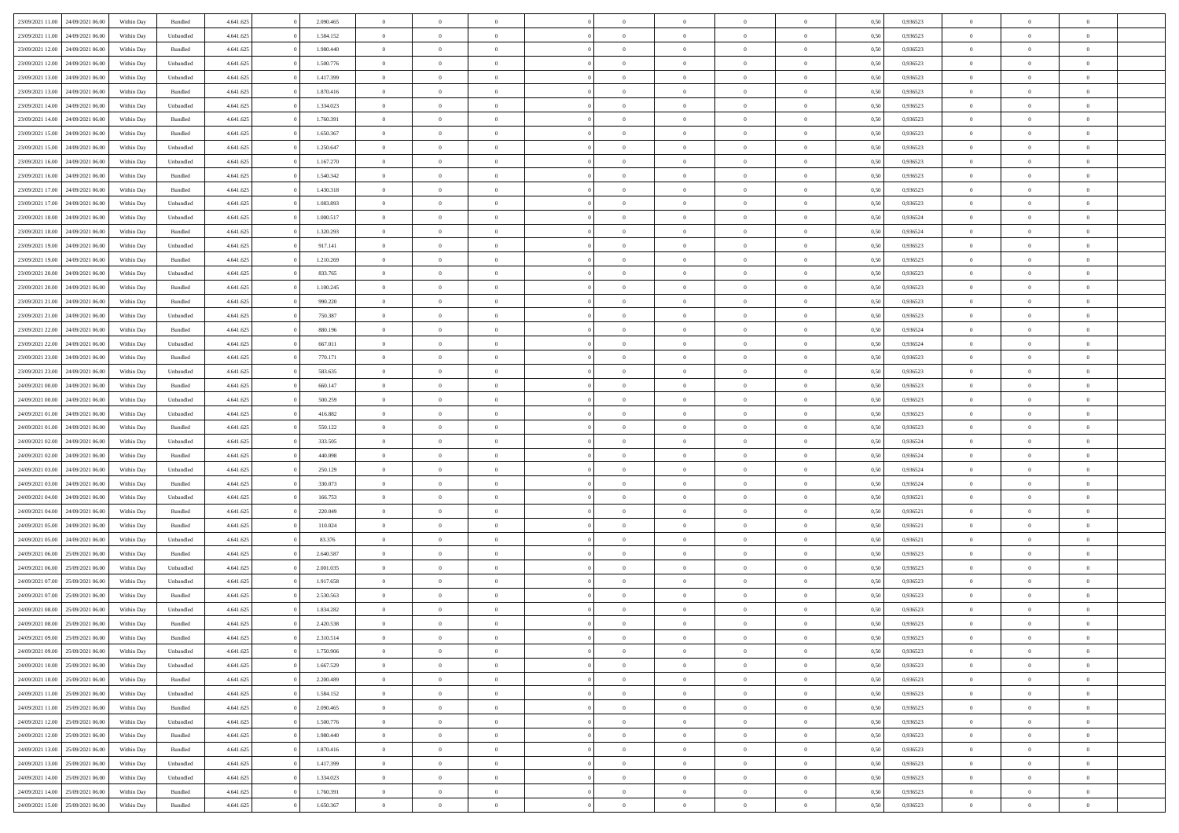| | | | | | | | | | | | | | | | | | | | | |
|---|---|---|---|---|---|---|---|---|---|---|---|---|---|---|---|---|---|---|---|---|
| 23/09/2021 11:00 | 24/09/2021 06:00 | Within Day | Bundled | 4.641.625 | 0 | 2.090.465 | 0 | 0 | 0 | | 0 | 0 | 0 | 0 | 0,50 | 0,936523 | 0 | 0 | 0 | |
| 23/09/2021 11:00 | 24/09/2021 06:00 | Within Day | Unbundled | 4.641.625 | 0 | 1.584.152 | 0 | 0 | 0 | | 0 | 0 | 0 | 0 | 0,50 | 0,936523 | 0 | 0 | 0 | |
| 23/09/2021 12:00 | 24/09/2021 06:00 | Within Day | Bundled | 4.641.625 | 0 | 1.980.440 | 0 | 0 | 0 | | 0 | 0 | 0 | 0 | 0,50 | 0,936523 | 0 | 0 | 0 | |
| 23/09/2021 12:00 | 24/09/2021 06:00 | Within Day | Unbundled | 4.641.625 | 0 | 1.500.776 | 0 | 0 | 0 | | 0 | 0 | 0 | 0 | 0,50 | 0,936523 | 0 | 0 | 0 | |
| 23/09/2021 13:00 | 24/09/2021 06:00 | Within Day | Unbundled | 4.641.625 | 0 | 1.417.399 | 0 | 0 | 0 | | 0 | 0 | 0 | 0 | 0,50 | 0,936523 | 0 | 0 | 0 | |
| 23/09/2021 13:00 | 24/09/2021 06:00 | Within Day | Bundled | 4.641.625 | 0 | 1.870.416 | 0 | 0 | 0 | | 0 | 0 | 0 | 0 | 0,50 | 0,936523 | 0 | 0 | 0 | |
| 23/09/2021 14:00 | 24/09/2021 06:00 | Within Day | Unbundled | 4.641.625 | 0 | 1.334.023 | 0 | 0 | 0 | | 0 | 0 | 0 | 0 | 0,50 | 0,936523 | 0 | 0 | 0 | |
| 23/09/2021 14:00 | 24/09/2021 06:00 | Within Day | Bundled | 4.641.625 | 0 | 1.760.391 | 0 | 0 | 0 | | 0 | 0 | 0 | 0 | 0,50 | 0,936523 | 0 | 0 | 0 | |
| 23/09/2021 15:00 | 24/09/2021 06:00 | Within Day | Bundled | 4.641.625 | 0 | 1.650.367 | 0 | 0 | 0 | | 0 | 0 | 0 | 0 | 0,50 | 0,936523 | 0 | 0 | 0 | |
| 23/09/2021 15:00 | 24/09/2021 06:00 | Within Day | Unbundled | 4.641.625 | 0 | 1.250.647 | 0 | 0 | 0 | | 0 | 0 | 0 | 0 | 0,50 | 0,936523 | 0 | 0 | 0 | |
| 23/09/2021 16:00 | 24/09/2021 06:00 | Within Day | Unbundled | 4.641.625 | 0 | 1.167.270 | 0 | 0 | 0 | | 0 | 0 | 0 | 0 | 0,50 | 0,936523 | 0 | 0 | 0 | |
| 23/09/2021 16:00 | 24/09/2021 06:00 | Within Day | Bundled | 4.641.625 | 0 | 1.540.342 | 0 | 0 | 0 | | 0 | 0 | 0 | 0 | 0,50 | 0,936523 | 0 | 0 | 0 | |
| 23/09/2021 17:00 | 24/09/2021 06:00 | Within Day | Bundled | 4.641.625 | 0 | 1.430.318 | 0 | 0 | 0 | | 0 | 0 | 0 | 0 | 0,50 | 0,936523 | 0 | 0 | 0 | |
| 23/09/2021 17:00 | 24/09/2021 06:00 | Within Day | Unbundled | 4.641.625 | 0 | 1.083.893 | 0 | 0 | 0 | | 0 | 0 | 0 | 0 | 0,50 | 0,936523 | 0 | 0 | 0 | |
| 23/09/2021 18:00 | 24/09/2021 06:00 | Within Day | Unbundled | 4.641.625 | 0 | 1.000.517 | 0 | 0 | 0 | | 0 | 0 | 0 | 0 | 0,50 | 0,936524 | 0 | 0 | 0 | |
| 23/09/2021 18:00 | 24/09/2021 06:00 | Within Day | Bundled | 4.641.625 | 0 | 1.320.293 | 0 | 0 | 0 | | 0 | 0 | 0 | 0 | 0,50 | 0,936524 | 0 | 0 | 0 | |
| 23/09/2021 19:00 | 24/09/2021 06:00 | Within Day | Unbundled | 4.641.625 | 0 | 917.141 | 0 | 0 | 0 | | 0 | 0 | 0 | 0 | 0,50 | 0,936523 | 0 | 0 | 0 | |
| 23/09/2021 19:00 | 24/09/2021 06:00 | Within Day | Bundled | 4.641.625 | 0 | 1.210.269 | 0 | 0 | 0 | | 0 | 0 | 0 | 0 | 0,50 | 0,936523 | 0 | 0 | 0 | |
| 23/09/2021 20:00 | 24/09/2021 06:00 | Within Day | Unbundled | 4.641.625 | 0 | 833.765 | 0 | 0 | 0 | | 0 | 0 | 0 | 0 | 0,50 | 0,936523 | 0 | 0 | 0 | |
| 23/09/2021 20:00 | 24/09/2021 06:00 | Within Day | Bundled | 4.641.625 | 0 | 1.100.245 | 0 | 0 | 0 | | 0 | 0 | 0 | 0 | 0,50 | 0,936523 | 0 | 0 | 0 | |
| 23/09/2021 21:00 | 24/09/2021 06:00 | Within Day | Bundled | 4.641.625 | 0 | 990.220 | 0 | 0 | 0 | | 0 | 0 | 0 | 0 | 0,50 | 0,936523 | 0 | 0 | 0 | |
| 23/09/2021 21:00 | 24/09/2021 06:00 | Within Day | Unbundled | 4.641.625 | 0 | 750.387 | 0 | 0 | 0 | | 0 | 0 | 0 | 0 | 0,50 | 0,936523 | 0 | 0 | 0 | |
| 23/09/2021 22:00 | 24/09/2021 06:00 | Within Day | Bundled | 4.641.625 | 0 | 880.196 | 0 | 0 | 0 | | 0 | 0 | 0 | 0 | 0,50 | 0,936524 | 0 | 0 | 0 | |
| 23/09/2021 22:00 | 24/09/2021 06:00 | Within Day | Unbundled | 4.641.625 | 0 | 667.011 | 0 | 0 | 0 | | 0 | 0 | 0 | 0 | 0,50 | 0,936524 | 0 | 0 | 0 | |
| 23/09/2021 23:00 | 24/09/2021 06:00 | Within Day | Bundled | 4.641.625 | 0 | 770.171 | 0 | 0 | 0 | | 0 | 0 | 0 | 0 | 0,50 | 0,936523 | 0 | 0 | 0 | |
| 23/09/2021 23:00 | 24/09/2021 06:00 | Within Day | Unbundled | 4.641.625 | 0 | 583.635 | 0 | 0 | 0 | | 0 | 0 | 0 | 0 | 0,50 | 0,936523 | 0 | 0 | 0 | |
| 24/09/2021 00:00 | 24/09/2021 06:00 | Within Day | Bundled | 4.641.625 | 0 | 660.147 | 0 | 0 | 0 | | 0 | 0 | 0 | 0 | 0,50 | 0,936523 | 0 | 0 | 0 | |
| 24/09/2021 00:00 | 24/09/2021 06:00 | Within Day | Unbundled | 4.641.625 | 0 | 500.259 | 0 | 0 | 0 | | 0 | 0 | 0 | 0 | 0,50 | 0,936523 | 0 | 0 | 0 | |
| 24/09/2021 01:00 | 24/09/2021 06:00 | Within Day | Unbundled | 4.641.625 | 0 | 416.882 | 0 | 0 | 0 | | 0 | 0 | 0 | 0 | 0,50 | 0,936523 | 0 | 0 | 0 | |
| 24/09/2021 01:00 | 24/09/2021 06:00 | Within Day | Bundled | 4.641.625 | 0 | 550.122 | 0 | 0 | 0 | | 0 | 0 | 0 | 0 | 0,50 | 0,936523 | 0 | 0 | 0 | |
| 24/09/2021 02:00 | 24/09/2021 06:00 | Within Day | Unbundled | 4.641.625 | 0 | 333.505 | 0 | 0 | 0 | | 0 | 0 | 0 | 0 | 0,50 | 0,936524 | 0 | 0 | 0 | |
| 24/09/2021 02:00 | 24/09/2021 06:00 | Within Day | Bundled | 4.641.625 | 0 | 440.098 | 0 | 0 | 0 | | 0 | 0 | 0 | 0 | 0,50 | 0,936524 | 0 | 0 | 0 | |
| 24/09/2021 03:00 | 24/09/2021 06:00 | Within Day | Unbundled | 4.641.625 | 0 | 250.129 | 0 | 0 | 0 | | 0 | 0 | 0 | 0 | 0,50 | 0,936524 | 0 | 0 | 0 | |
| 24/09/2021 03:00 | 24/09/2021 06:00 | Within Day | Bundled | 4.641.625 | 0 | 330.073 | 0 | 0 | 0 | | 0 | 0 | 0 | 0 | 0,50 | 0,936524 | 0 | 0 | 0 | |
| 24/09/2021 04:00 | 24/09/2021 06:00 | Within Day | Unbundled | 4.641.625 | 0 | 166.753 | 0 | 0 | 0 | | 0 | 0 | 0 | 0 | 0,50 | 0,936521 | 0 | 0 | 0 | |
| 24/09/2021 04:00 | 24/09/2021 06:00 | Within Day | Bundled | 4.641.625 | 0 | 220.049 | 0 | 0 | 0 | | 0 | 0 | 0 | 0 | 0,50 | 0,936521 | 0 | 0 | 0 | |
| 24/09/2021 05:00 | 24/09/2021 06:00 | Within Day | Bundled | 4.641.625 | 0 | 110.024 | 0 | 0 | 0 | | 0 | 0 | 0 | 0 | 0,50 | 0,936521 | 0 | 0 | 0 | |
| 24/09/2021 05:00 | 24/09/2021 06:00 | Within Day | Unbundled | 4.641.625 | 0 | 83.376 | 0 | 0 | 0 | | 0 | 0 | 0 | 0 | 0,50 | 0,936521 | 0 | 0 | 0 | |
| 24/09/2021 06:00 | 25/09/2021 06:00 | Within Day | Bundled | 4.641.625 | 0 | 2.640.587 | 0 | 0 | 0 | | 0 | 0 | 0 | 0 | 0,50 | 0,936523 | 0 | 0 | 0 | |
| 24/09/2021 06:00 | 25/09/2021 06:00 | Within Day | Unbundled | 4.641.625 | 0 | 2.001.035 | 0 | 0 | 0 | | 0 | 0 | 0 | 0 | 0,50 | 0,936523 | 0 | 0 | 0 | |
| 24/09/2021 07:00 | 25/09/2021 06:00 | Within Day | Unbundled | 4.641.625 | 0 | 1.917.658 | 0 | 0 | 0 | | 0 | 0 | 0 | 0 | 0,50 | 0,936523 | 0 | 0 | 0 | |
| 24/09/2021 07:00 | 25/09/2021 06:00 | Within Day | Bundled | 4.641.625 | 0 | 2.530.563 | 0 | 0 | 0 | | 0 | 0 | 0 | 0 | 0,50 | 0,936523 | 0 | 0 | 0 | |
| 24/09/2021 08:00 | 25/09/2021 06:00 | Within Day | Unbundled | 4.641.625 | 0 | 1.834.282 | 0 | 0 | 0 | | 0 | 0 | 0 | 0 | 0,50 | 0,936523 | 0 | 0 | 0 | |
| 24/09/2021 08:00 | 25/09/2021 06:00 | Within Day | Bundled | 4.641.625 | 0 | 2.420.538 | 0 | 0 | 0 | | 0 | 0 | 0 | 0 | 0,50 | 0,936523 | 0 | 0 | 0 | |
| 24/09/2021 09:00 | 25/09/2021 06:00 | Within Day | Bundled | 4.641.625 | 0 | 2.310.514 | 0 | 0 | 0 | | 0 | 0 | 0 | 0 | 0,50 | 0,936523 | 0 | 0 | 0 | |
| 24/09/2021 09:00 | 25/09/2021 06:00 | Within Day | Unbundled | 4.641.625 | 0 | 1.750.906 | 0 | 0 | 0 | | 0 | 0 | 0 | 0 | 0,50 | 0,936523 | 0 | 0 | 0 | |
| 24/09/2021 10:00 | 25/09/2021 06:00 | Within Day | Unbundled | 4.641.625 | 0 | 1.667.529 | 0 | 0 | 0 | | 0 | 0 | 0 | 0 | 0,50 | 0,936523 | 0 | 0 | 0 | |
| 24/09/2021 10:00 | 25/09/2021 06:00 | Within Day | Bundled | 4.641.625 | 0 | 2.200.489 | 0 | 0 | 0 | | 0 | 0 | 0 | 0 | 0,50 | 0,936523 | 0 | 0 | 0 | |
| 24/09/2021 11:00 | 25/09/2021 06:00 | Within Day | Unbundled | 4.641.625 | 0 | 1.584.152 | 0 | 0 | 0 | | 0 | 0 | 0 | 0 | 0,50 | 0,936523 | 0 | 0 | 0 | |
| 24/09/2021 11:00 | 25/09/2021 06:00 | Within Day | Bundled | 4.641.625 | 0 | 2.090.465 | 0 | 0 | 0 | | 0 | 0 | 0 | 0 | 0,50 | 0,936523 | 0 | 0 | 0 | |
| 24/09/2021 12:00 | 25/09/2021 06:00 | Within Day | Unbundled | 4.641.625 | 0 | 1.500.776 | 0 | 0 | 0 | | 0 | 0 | 0 | 0 | 0,50 | 0,936523 | 0 | 0 | 0 | |
| 24/09/2021 12:00 | 25/09/2021 06:00 | Within Day | Bundled | 4.641.625 | 0 | 1.980.440 | 0 | 0 | 0 | | 0 | 0 | 0 | 0 | 0,50 | 0,936523 | 0 | 0 | 0 | |
| 24/09/2021 13:00 | 25/09/2021 06:00 | Within Day | Bundled | 4.641.625 | 0 | 1.870.416 | 0 | 0 | 0 | | 0 | 0 | 0 | 0 | 0,50 | 0,936523 | 0 | 0 | 0 | |
| 24/09/2021 13:00 | 25/09/2021 06:00 | Within Day | Unbundled | 4.641.625 | 0 | 1.417.399 | 0 | 0 | 0 | | 0 | 0 | 0 | 0 | 0,50 | 0,936523 | 0 | 0 | 0 | |
| 24/09/2021 14:00 | 25/09/2021 06:00 | Within Day | Unbundled | 4.641.625 | 0 | 1.334.023 | 0 | 0 | 0 | | 0 | 0 | 0 | 0 | 0,50 | 0,936523 | 0 | 0 | 0 | |
| 24/09/2021 14:00 | 25/09/2021 06:00 | Within Day | Bundled | 4.641.625 | 0 | 1.760.391 | 0 | 0 | 0 | | 0 | 0 | 0 | 0 | 0,50 | 0,936523 | 0 | 0 | 0 | |
| 24/09/2021 15:00 | 25/09/2021 06:00 | Within Day | Bundled | 4.641.625 | 0 | 1.650.367 | 0 | 0 | 0 | | 0 | 0 | 0 | 0 | 0,50 | 0,936523 | 0 | 0 | 0 | |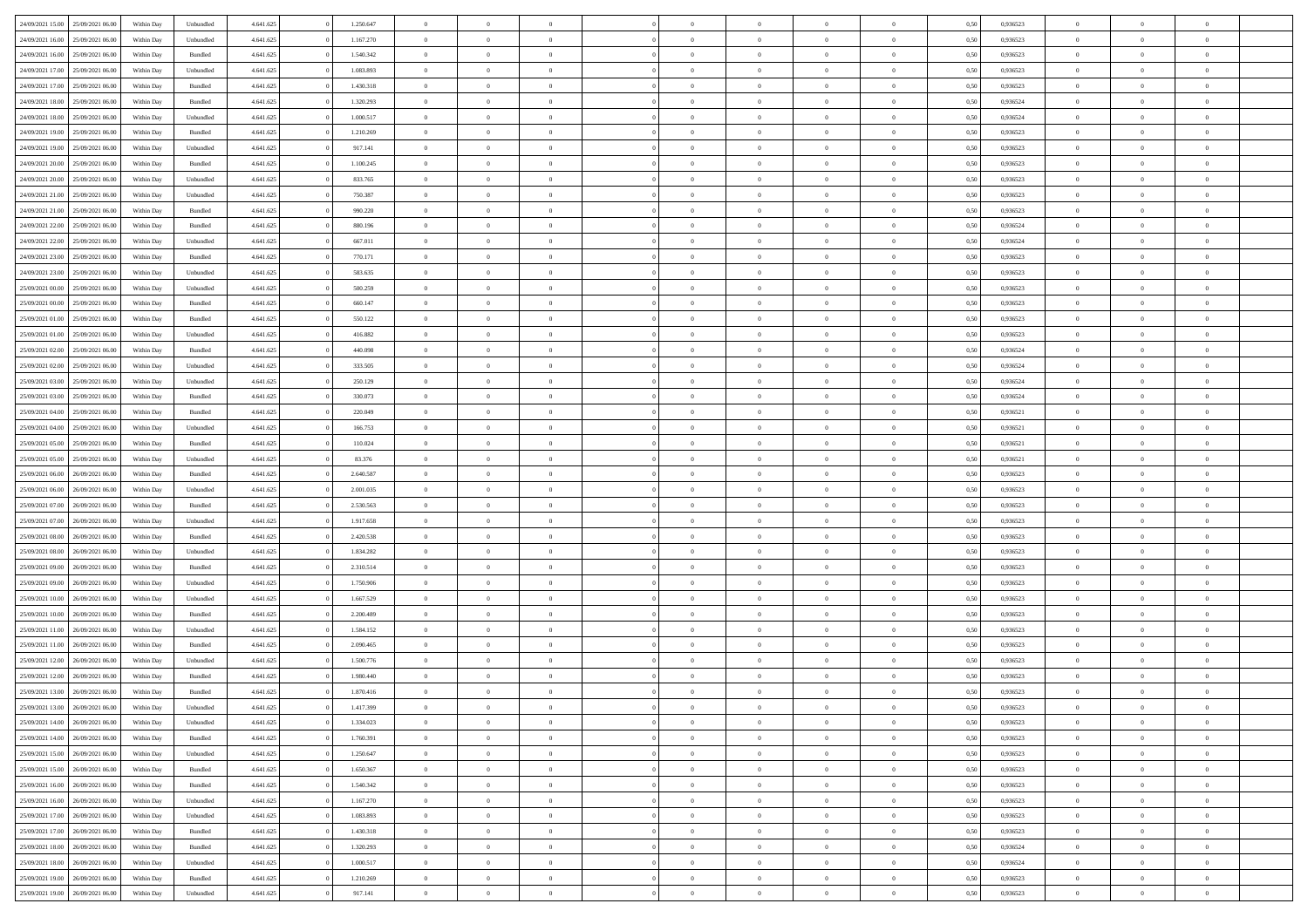| 24/09/2021 15:00 | 25/09/2021 06:00 | Within Day | Unbundled | 4.641.625 | 0 | 1.250.647 | 0 | 0 | 0 | | 0 | 0 | 0 | 0 | 0,50 | 0,936523 | 0 | 0 | 0 | |
|---|---|---|---|---|---|---|---|---|---|---|---|---|---|---|---|---|---|---|---|---|
| 24/09/2021 16:00 | 25/09/2021 06:00 | Within Day | Unbundled | 4.641.625 | 0 | 1.167.270 | 0 | 0 | 0 | | 0 | 0 | 0 | 0 | 0,50 | 0,936523 | 0 | 0 | 0 | |
| 24/09/2021 16:00 | 25/09/2021 06:00 | Within Day | Bundled | 4.641.625 | 0 | 1.540.342 | 0 | 0 | 0 | | 0 | 0 | 0 | 0 | 0,50 | 0,936523 | 0 | 0 | 0 | |
| 24/09/2021 17:00 | 25/09/2021 06:00 | Within Day | Unbundled | 4.641.625 | 0 | 1.083.893 | 0 | 0 | 0 | | 0 | 0 | 0 | 0 | 0,50 | 0,936523 | 0 | 0 | 0 | |
| 24/09/2021 17:00 | 25/09/2021 06:00 | Within Day | Bundled | 4.641.625 | 0 | 1.430.318 | 0 | 0 | 0 | | 0 | 0 | 0 | 0 | 0,50 | 0,936523 | 0 | 0 | 0 | |
| 24/09/2021 18:00 | 25/09/2021 06:00 | Within Day | Bundled | 4.641.625 | 0 | 1.320.293 | 0 | 0 | 0 | | 0 | 0 | 0 | 0 | 0,50 | 0,936524 | 0 | 0 | 0 | |
| 24/09/2021 18:00 | 25/09/2021 06:00 | Within Day | Unbundled | 4.641.625 | 0 | 1.000.517 | 0 | 0 | 0 | | 0 | 0 | 0 | 0 | 0,50 | 0,936524 | 0 | 0 | 0 | |
| 24/09/2021 19:00 | 25/09/2021 06:00 | Within Day | Bundled | 4.641.625 | 0 | 1.210.269 | 0 | 0 | 0 | | 0 | 0 | 0 | 0 | 0,50 | 0,936523 | 0 | 0 | 0 | |
| 24/09/2021 19:00 | 25/09/2021 06:00 | Within Day | Unbundled | 4.641.625 | 0 | 917.141 | 0 | 0 | 0 | | 0 | 0 | 0 | 0 | 0,50 | 0,936523 | 0 | 0 | 0 | |
| 24/09/2021 20:00 | 25/09/2021 06:00 | Within Day | Bundled | 4.641.625 | 0 | 1.100.245 | 0 | 0 | 0 | | 0 | 0 | 0 | 0 | 0,50 | 0,936523 | 0 | 0 | 0 | |
| 24/09/2021 20:00 | 25/09/2021 06:00 | Within Day | Unbundled | 4.641.625 | 0 | 833.765 | 0 | 0 | 0 | | 0 | 0 | 0 | 0 | 0,50 | 0,936523 | 0 | 0 | 0 | |
| 24/09/2021 21:00 | 25/09/2021 06:00 | Within Day | Unbundled | 4.641.625 | 0 | 750.387 | 0 | 0 | 0 | | 0 | 0 | 0 | 0 | 0,50 | 0,936523 | 0 | 0 | 0 | |
| 24/09/2021 21:00 | 25/09/2021 06:00 | Within Day | Bundled | 4.641.625 | 0 | 990.220 | 0 | 0 | 0 | | 0 | 0 | 0 | 0 | 0,50 | 0,936523 | 0 | 0 | 0 | |
| 24/09/2021 22:00 | 25/09/2021 06:00 | Within Day | Bundled | 4.641.625 | 0 | 880.196 | 0 | 0 | 0 | | 0 | 0 | 0 | 0 | 0,50 | 0,936524 | 0 | 0 | 0 | |
| 24/09/2021 22:00 | 25/09/2021 06:00 | Within Day | Unbundled | 4.641.625 | 0 | 667.011 | 0 | 0 | 0 | | 0 | 0 | 0 | 0 | 0,50 | 0,936524 | 0 | 0 | 0 | |
| 24/09/2021 23:00 | 25/09/2021 06:00 | Within Day | Bundled | 4.641.625 | 0 | 770.171 | 0 | 0 | 0 | | 0 | 0 | 0 | 0 | 0,50 | 0,936523 | 0 | 0 | 0 | |
| 24/09/2021 23:00 | 25/09/2021 06:00 | Within Day | Unbundled | 4.641.625 | 0 | 583.635 | 0 | 0 | 0 | | 0 | 0 | 0 | 0 | 0,50 | 0,936523 | 0 | 0 | 0 | |
| 25/09/2021 00:00 | 25/09/2021 06:00 | Within Day | Unbundled | 4.641.625 | 0 | 500.259 | 0 | 0 | 0 | | 0 | 0 | 0 | 0 | 0,50 | 0,936523 | 0 | 0 | 0 | |
| 25/09/2021 00:00 | 25/09/2021 06:00 | Within Day | Bundled | 4.641.625 | 0 | 660.147 | 0 | 0 | 0 | | 0 | 0 | 0 | 0 | 0,50 | 0,936523 | 0 | 0 | 0 | |
| 25/09/2021 01:00 | 25/09/2021 06:00 | Within Day | Bundled | 4.641.625 | 0 | 550.122 | 0 | 0 | 0 | | 0 | 0 | 0 | 0 | 0,50 | 0,936523 | 0 | 0 | 0 | |
| 25/09/2021 01:00 | 25/09/2021 06:00 | Within Day | Unbundled | 4.641.625 | 0 | 416.882 | 0 | 0 | 0 | | 0 | 0 | 0 | 0 | 0,50 | 0,936523 | 0 | 0 | 0 | |
| 25/09/2021 02:00 | 25/09/2021 06:00 | Within Day | Bundled | 4.641.625 | 0 | 440.098 | 0 | 0 | 0 | | 0 | 0 | 0 | 0 | 0,50 | 0,936524 | 0 | 0 | 0 | |
| 25/09/2021 02:00 | 25/09/2021 06:00 | Within Day | Unbundled | 4.641.625 | 0 | 333.505 | 0 | 0 | 0 | | 0 | 0 | 0 | 0 | 0,50 | 0,936524 | 0 | 0 | 0 | |
| 25/09/2021 03:00 | 25/09/2021 06:00 | Within Day | Unbundled | 4.641.625 | 0 | 250.129 | 0 | 0 | 0 | | 0 | 0 | 0 | 0 | 0,50 | 0,936524 | 0 | 0 | 0 | |
| 25/09/2021 03:00 | 25/09/2021 06:00 | Within Day | Bundled | 4.641.625 | 0 | 330.073 | 0 | 0 | 0 | | 0 | 0 | 0 | 0 | 0,50 | 0,936524 | 0 | 0 | 0 | |
| 25/09/2021 04:00 | 25/09/2021 06:00 | Within Day | Bundled | 4.641.625 | 0 | 220.049 | 0 | 0 | 0 | | 0 | 0 | 0 | 0 | 0,50 | 0,936521 | 0 | 0 | 0 | |
| 25/09/2021 04:00 | 25/09/2021 06:00 | Within Day | Unbundled | 4.641.625 | 0 | 166.753 | 0 | 0 | 0 | | 0 | 0 | 0 | 0 | 0,50 | 0,936521 | 0 | 0 | 0 | |
| 25/09/2021 05:00 | 25/09/2021 06:00 | Within Day | Bundled | 4.641.625 | 0 | 110.024 | 0 | 0 | 0 | | 0 | 0 | 0 | 0 | 0,50 | 0,936521 | 0 | 0 | 0 | |
| 25/09/2021 05:00 | 25/09/2021 06:00 | Within Day | Unbundled | 4.641.625 | 0 | 83.376 | 0 | 0 | 0 | | 0 | 0 | 0 | 0 | 0,50 | 0,936521 | 0 | 0 | 0 | |
| 25/09/2021 06:00 | 26/09/2021 06:00 | Within Day | Bundled | 4.641.625 | 0 | 2.640.587 | 0 | 0 | 0 | | 0 | 0 | 0 | 0 | 0,50 | 0,936523 | 0 | 0 | 0 | |
| 25/09/2021 06:00 | 26/09/2021 06:00 | Within Day | Unbundled | 4.641.625 | 0 | 2.001.035 | 0 | 0 | 0 | | 0 | 0 | 0 | 0 | 0,50 | 0,936523 | 0 | 0 | 0 | |
| 25/09/2021 07:00 | 26/09/2021 06:00 | Within Day | Bundled | 4.641.625 | 0 | 2.530.563 | 0 | 0 | 0 | | 0 | 0 | 0 | 0 | 0,50 | 0,936523 | 0 | 0 | 0 | |
| 25/09/2021 07:00 | 26/09/2021 06:00 | Within Day | Unbundled | 4.641.625 | 0 | 1.917.658 | 0 | 0 | 0 | | 0 | 0 | 0 | 0 | 0,50 | 0,936523 | 0 | 0 | 0 | |
| 25/09/2021 08:00 | 26/09/2021 06:00 | Within Day | Bundled | 4.641.625 | 0 | 2.420.538 | 0 | 0 | 0 | | 0 | 0 | 0 | 0 | 0,50 | 0,936523 | 0 | 0 | 0 | |
| 25/09/2021 08:00 | 26/09/2021 06:00 | Within Day | Unbundled | 4.641.625 | 0 | 1.834.282 | 0 | 0 | 0 | | 0 | 0 | 0 | 0 | 0,50 | 0,936523 | 0 | 0 | 0 | |
| 25/09/2021 09:00 | 26/09/2021 06:00 | Within Day | Bundled | 4.641.625 | 0 | 2.310.514 | 0 | 0 | 0 | | 0 | 0 | 0 | 0 | 0,50 | 0,936523 | 0 | 0 | 0 | |
| 25/09/2021 09:00 | 26/09/2021 06:00 | Within Day | Unbundled | 4.641.625 | 0 | 1.750.906 | 0 | 0 | 0 | | 0 | 0 | 0 | 0 | 0,50 | 0,936523 | 0 | 0 | 0 | |
| 25/09/2021 10:00 | 26/09/2021 06:00 | Within Day | Unbundled | 4.641.625 | 0 | 1.667.529 | 0 | 0 | 0 | | 0 | 0 | 0 | 0 | 0,50 | 0,936523 | 0 | 0 | 0 | |
| 25/09/2021 10:00 | 26/09/2021 06:00 | Within Day | Bundled | 4.641.625 | 0 | 2.200.489 | 0 | 0 | 0 | | 0 | 0 | 0 | 0 | 0,50 | 0,936523 | 0 | 0 | 0 | |
| 25/09/2021 11:00 | 26/09/2021 06:00 | Within Day | Unbundled | 4.641.625 | 0 | 1.584.152 | 0 | 0 | 0 | | 0 | 0 | 0 | 0 | 0,50 | 0,936523 | 0 | 0 | 0 | |
| 25/09/2021 11:00 | 26/09/2021 06:00 | Within Day | Bundled | 4.641.625 | 0 | 2.090.465 | 0 | 0 | 0 | | 0 | 0 | 0 | 0 | 0,50 | 0,936523 | 0 | 0 | 0 | |
| 25/09/2021 12:00 | 26/09/2021 06:00 | Within Day | Unbundled | 4.641.625 | 0 | 1.500.776 | 0 | 0 | 0 | | 0 | 0 | 0 | 0 | 0,50 | 0,936523 | 0 | 0 | 0 | |
| 25/09/2021 12:00 | 26/09/2021 06:00 | Within Day | Bundled | 4.641.625 | 0 | 1.980.440 | 0 | 0 | 0 | | 0 | 0 | 0 | 0 | 0,50 | 0,936523 | 0 | 0 | 0 | |
| 25/09/2021 13:00 | 26/09/2021 06:00 | Within Day | Bundled | 4.641.625 | 0 | 1.870.416 | 0 | 0 | 0 | | 0 | 0 | 0 | 0 | 0,50 | 0,936523 | 0 | 0 | 0 | |
| 25/09/2021 13:00 | 26/09/2021 06:00 | Within Day | Unbundled | 4.641.625 | 0 | 1.417.399 | 0 | 0 | 0 | | 0 | 0 | 0 | 0 | 0,50 | 0,936523 | 0 | 0 | 0 | |
| 25/09/2021 14:00 | 26/09/2021 06:00 | Within Day | Unbundled | 4.641.625 | 0 | 1.334.023 | 0 | 0 | 0 | | 0 | 0 | 0 | 0 | 0,50 | 0,936523 | 0 | 0 | 0 | |
| 25/09/2021 14:00 | 26/09/2021 06:00 | Within Day | Bundled | 4.641.625 | 0 | 1.760.391 | 0 | 0 | 0 | | 0 | 0 | 0 | 0 | 0,50 | 0,936523 | 0 | 0 | 0 | |
| 25/09/2021 15:00 | 26/09/2021 06:00 | Within Day | Unbundled | 4.641.625 | 0 | 1.250.647 | 0 | 0 | 0 | | 0 | 0 | 0 | 0 | 0,50 | 0,936523 | 0 | 0 | 0 | |
| 25/09/2021 15:00 | 26/09/2021 06:00 | Within Day | Bundled | 4.641.625 | 0 | 1.650.367 | 0 | 0 | 0 | | 0 | 0 | 0 | 0 | 0,50 | 0,936523 | 0 | 0 | 0 | |
| 25/09/2021 16:00 | 26/09/2021 06:00 | Within Day | Bundled | 4.641.625 | 0 | 1.540.342 | 0 | 0 | 0 | | 0 | 0 | 0 | 0 | 0,50 | 0,936523 | 0 | 0 | 0 | |
| 25/09/2021 16:00 | 26/09/2021 06:00 | Within Day | Unbundled | 4.641.625 | 0 | 1.167.270 | 0 | 0 | 0 | | 0 | 0 | 0 | 0 | 0,50 | 0,936523 | 0 | 0 | 0 | |
| 25/09/2021 17:00 | 26/09/2021 06:00 | Within Day | Unbundled | 4.641.625 | 0 | 1.083.893 | 0 | 0 | 0 | | 0 | 0 | 0 | 0 | 0,50 | 0,936523 | 0 | 0 | 0 | |
| 25/09/2021 17:00 | 26/09/2021 06:00 | Within Day | Bundled | 4.641.625 | 0 | 1.430.318 | 0 | 0 | 0 | | 0 | 0 | 0 | 0 | 0,50 | 0,936523 | 0 | 0 | 0 | |
| 25/09/2021 18:00 | 26/09/2021 06:00 | Within Day | Bundled | 4.641.625 | 0 | 1.320.293 | 0 | 0 | 0 | | 0 | 0 | 0 | 0 | 0,50 | 0,936524 | 0 | 0 | 0 | |
| 25/09/2021 18:00 | 26/09/2021 06:00 | Within Day | Unbundled | 4.641.625 | 0 | 1.000.517 | 0 | 0 | 0 | | 0 | 0 | 0 | 0 | 0,50 | 0,936524 | 0 | 0 | 0 | |
| 25/09/2021 19:00 | 26/09/2021 06:00 | Within Day | Bundled | 4.641.625 | 0 | 1.210.269 | 0 | 0 | 0 | | 0 | 0 | 0 | 0 | 0,50 | 0,936523 | 0 | 0 | 0 | |
| 25/09/2021 19:00 | 26/09/2021 06:00 | Within Day | Unbundled | 4.641.625 | 0 | 917.141 | 0 | 0 | 0 | | 0 | 0 | 0 | 0 | 0,50 | 0,936523 | 0 | 0 | 0 | |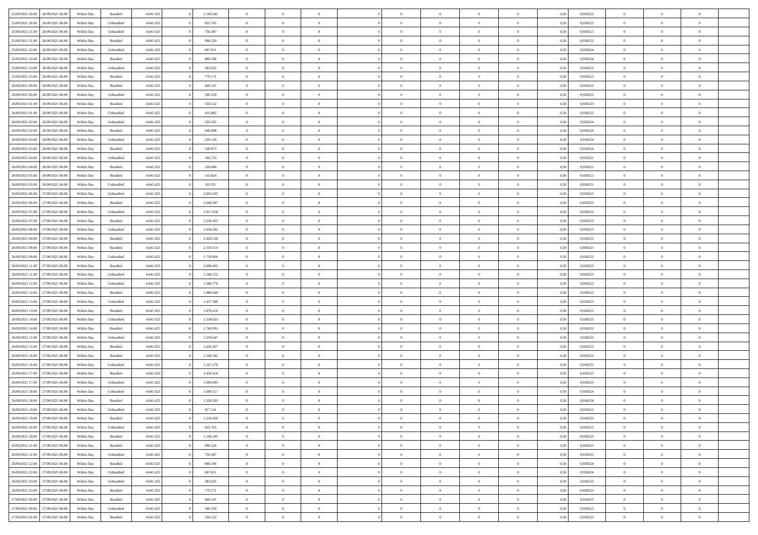| | | | | | | | | | | | | | | | | | | | | | |
|---|---|---|---|---|---|---|---|---|---|---|---|---|---|---|---|---|---|---|---|---|---|
| 25/09/2021 20:00 | 26/09/2021 06:00 | Within Day | Bundled | 4.641.625 | 0 | 1.100.245 | 0 | 0 | 0 | | 0 | 0 | 0 | 0 | 0 | 0,50 | 0,936523 | 0 | 0 | 0 | |
| 25/09/2021 20:00 | 26/09/2021 06:00 | Within Day | Unbundled | 4.641.625 | 0 | 833.765 | 0 | 0 | 0 | | 0 | 0 | 0 | 0 | 0 | 0,50 | 0,936523 | 0 | 0 | 0 | |
| 25/09/2021 21:00 | 26/09/2021 06:00 | Within Day | Unbundled | 4.641.625 | 0 | 750.387 | 0 | 0 | 0 | | 0 | 0 | 0 | 0 | 0 | 0,50 | 0,936523 | 0 | 0 | 0 | |
| 25/09/2021 21:00 | 26/09/2021 06:00 | Within Day | Bundled | 4.641.625 | 0 | 990.220 | 0 | 0 | 0 | | 0 | 0 | 0 | 0 | 0 | 0,50 | 0,936523 | 0 | 0 | 0 | |
| 25/09/2021 22:00 | 26/09/2021 06:00 | Within Day | Unbundled | 4.641.625 | 0 | 667.011 | 0 | 0 | 0 | | 0 | 0 | 0 | 0 | 0 | 0,50 | 0,936524 | 0 | 0 | 0 | |
| 25/09/2021 22:00 | 26/09/2021 06:00 | Within Day | Bundled | 4.641.625 | 0 | 880.196 | 0 | 0 | 0 | | 0 | 0 | 0 | 0 | 0 | 0,50 | 0,936524 | 0 | 0 | 0 | |
| 25/09/2021 23:00 | 26/09/2021 06:00 | Within Day | Unbundled | 4.641.625 | 0 | 583.635 | 0 | 0 | 0 | | 0 | 0 | 0 | 0 | 0 | 0,50 | 0,936523 | 0 | 0 | 0 | |
| 25/09/2021 23:00 | 26/09/2021 06:00 | Within Day | Bundled | 4.641.625 | 0 | 770.171 | 0 | 0 | 0 | | 0 | 0 | 0 | 0 | 0 | 0,50 | 0,936523 | 0 | 0 | 0 | |
| 26/09/2021 00:00 | 26/09/2021 06:00 | Within Day | Bundled | 4.641.625 | 0 | 660.147 | 0 | 0 | 0 | | 0 | 0 | 0 | 0 | 0 | 0,50 | 0,936523 | 0 | 0 | 0 | |
| 26/09/2021 00:00 | 26/09/2021 06:00 | Within Day | Unbundled | 4.641.625 | 0 | 500.259 | 0 | 0 | 0 | | 0 | 0 | 0 | 0 | 0 | 0,50 | 0,936523 | 0 | 0 | 0 | |
| 26/09/2021 01:00 | 26/09/2021 06:00 | Within Day | Bundled | 4.641.625 | 0 | 550.122 | 0 | 0 | 0 | | 0 | 0 | 0 | 0 | 0 | 0,50 | 0,936523 | 0 | 0 | 0 | |
| 26/09/2021 01:00 | 26/09/2021 06:00 | Within Day | Unbundled | 4.641.625 | 0 | 416.882 | 0 | 0 | 0 | | 0 | 0 | 0 | 0 | 0 | 0,50 | 0,936523 | 0 | 0 | 0 | |
| 26/09/2021 02:00 | 26/09/2021 06:00 | Within Day | Unbundled | 4.641.625 | 0 | 333.505 | 0 | 0 | 0 | | 0 | 0 | 0 | 0 | 0 | 0,50 | 0,936524 | 0 | 0 | 0 | |
| 26/09/2021 02:00 | 26/09/2021 06:00 | Within Day | Bundled | 4.641.625 | 0 | 440.098 | 0 | 0 | 0 | | 0 | 0 | 0 | 0 | 0 | 0,50 | 0,936524 | 0 | 0 | 0 | |
| 26/09/2021 03:00 | 26/09/2021 06:00 | Within Day | Unbundled | 4.641.625 | 0 | 250.129 | 0 | 0 | 0 | | 0 | 0 | 0 | 0 | 0 | 0,50 | 0,936524 | 0 | 0 | 0 | |
| 26/09/2021 03:00 | 26/09/2021 06:00 | Within Day | Bundled | 4.641.625 | 0 | 330.073 | 0 | 0 | 0 | | 0 | 0 | 0 | 0 | 0 | 0,50 | 0,936524 | 0 | 0 | 0 | |
| 26/09/2021 04:00 | 26/09/2021 06:00 | Within Day | Unbundled | 4.641.625 | 0 | 166.753 | 0 | 0 | 0 | | 0 | 0 | 0 | 0 | 0 | 0,50 | 0,936521 | 0 | 0 | 0 | |
| 26/09/2021 04:00 | 26/09/2021 06:00 | Within Day | Bundled | 4.641.625 | 0 | 220.049 | 0 | 0 | 0 | | 0 | 0 | 0 | 0 | 0 | 0,50 | 0,936521 | 0 | 0 | 0 | |
| 26/09/2021 05:00 | 26/09/2021 06:00 | Within Day | Bundled | 4.641.625 | 0 | 110.024 | 0 | 0 | 0 | | 0 | 0 | 0 | 0 | 0 | 0,50 | 0,936521 | 0 | 0 | 0 | |
| 26/09/2021 05:00 | 26/09/2021 06:00 | Within Day | Unbundled | 4.641.625 | 0 | 83.376 | 0 | 0 | 0 | | 0 | 0 | 0 | 0 | 0 | 0,50 | 0,936521 | 0 | 0 | 0 | |
| 26/09/2021 06:00 | 27/09/2021 06:00 | Within Day | Unbundled | 4.641.625 | 0 | 2.001.035 | 0 | 0 | 0 | | 0 | 0 | 0 | 0 | 0 | 0,50 | 0,936523 | 0 | 0 | 0 | |
| 26/09/2021 06:00 | 27/09/2021 06:00 | Within Day | Bundled | 4.641.625 | 0 | 2.640.587 | 0 | 0 | 0 | | 0 | 0 | 0 | 0 | 0 | 0,50 | 0,936523 | 0 | 0 | 0 | |
| 26/09/2021 07:00 | 27/09/2021 06:00 | Within Day | Unbundled | 4.641.625 | 0 | 1.917.658 | 0 | 0 | 0 | | 0 | 0 | 0 | 0 | 0 | 0,50 | 0,936523 | 0 | 0 | 0 | |
| 26/09/2021 07:00 | 27/09/2021 06:00 | Within Day | Bundled | 4.641.625 | 0 | 2.530.563 | 0 | 0 | 0 | | 0 | 0 | 0 | 0 | 0 | 0,50 | 0,936523 | 0 | 0 | 0 | |
| 26/09/2021 08:00 | 27/09/2021 06:00 | Within Day | Unbundled | 4.641.625 | 0 | 1.834.282 | 0 | 0 | 0 | | 0 | 0 | 0 | 0 | 0 | 0,50 | 0,936523 | 0 | 0 | 0 | |
| 26/09/2021 08:00 | 27/09/2021 06:00 | Within Day | Bundled | 4.641.625 | 0 | 2.420.538 | 0 | 0 | 0 | | 0 | 0 | 0 | 0 | 0 | 0,50 | 0,936523 | 0 | 0 | 0 | |
| 26/09/2021 09:00 | 27/09/2021 06:00 | Within Day | Bundled | 4.641.625 | 0 | 2.310.514 | 0 | 0 | 0 | | 0 | 0 | 0 | 0 | 0 | 0,50 | 0,936523 | 0 | 0 | 0 | |
| 26/09/2021 09:00 | 27/09/2021 06:00 | Within Day | Unbundled | 4.641.625 | 0 | 1.750.906 | 0 | 0 | 0 | | 0 | 0 | 0 | 0 | 0 | 0,50 | 0,936523 | 0 | 0 | 0 | |
| 26/09/2021 11:00 | 27/09/2021 06:00 | Within Day | Bundled | 4.641.625 | 0 | 2.090.465 | 0 | 0 | 0 | | 0 | 0 | 0 | 0 | 0 | 0,50 | 0,936523 | 0 | 0 | 0 | |
| 26/09/2021 11:00 | 27/09/2021 06:00 | Within Day | Unbundled | 4.641.625 | 0 | 1.584.152 | 0 | 0 | 0 | | 0 | 0 | 0 | 0 | 0 | 0,50 | 0,936523 | 0 | 0 | 0 | |
| 26/09/2021 12:00 | 27/09/2021 06:00 | Within Day | Unbundled | 4.641.625 | 0 | 1.500.776 | 0 | 0 | 0 | | 0 | 0 | 0 | 0 | 0 | 0,50 | 0,936523 | 0 | 0 | 0 | |
| 26/09/2021 12:00 | 27/09/2021 06:00 | Within Day | Bundled | 4.641.625 | 0 | 1.980.440 | 0 | 0 | 0 | | 0 | 0 | 0 | 0 | 0 | 0,50 | 0,936523 | 0 | 0 | 0 | |
| 26/09/2021 13:00 | 27/09/2021 06:00 | Within Day | Unbundled | 4.641.625 | 0 | 1.417.399 | 0 | 0 | 0 | | 0 | 0 | 0 | 0 | 0 | 0,50 | 0,936523 | 0 | 0 | 0 | |
| 26/09/2021 13:00 | 27/09/2021 06:00 | Within Day | Bundled | 4.641.625 | 0 | 1.870.416 | 0 | 0 | 0 | | 0 | 0 | 0 | 0 | 0 | 0,50 | 0,936523 | 0 | 0 | 0 | |
| 26/09/2021 14:00 | 27/09/2021 06:00 | Within Day | Unbundled | 4.641.625 | 0 | 1.334.023 | 0 | 0 | 0 | | 0 | 0 | 0 | 0 | 0 | 0,50 | 0,936523 | 0 | 0 | 0 | |
| 26/09/2021 14:00 | 27/09/2021 06:00 | Within Day | Bundled | 4.641.625 | 0 | 1.760.391 | 0 | 0 | 0 | | 0 | 0 | 0 | 0 | 0 | 0,50 | 0,936523 | 0 | 0 | 0 | |
| 26/09/2021 15:00 | 27/09/2021 06:00 | Within Day | Unbundled | 4.641.625 | 0 | 1.250.647 | 0 | 0 | 0 | | 0 | 0 | 0 | 0 | 0 | 0,50 | 0,936523 | 0 | 0 | 0 | |
| 26/09/2021 15:00 | 27/09/2021 06:00 | Within Day | Bundled | 4.641.625 | 0 | 1.650.367 | 0 | 0 | 0 | | 0 | 0 | 0 | 0 | 0 | 0,50 | 0,936523 | 0 | 0 | 0 | |
| 26/09/2021 16:00 | 27/09/2021 06:00 | Within Day | Bundled | 4.641.625 | 0 | 1.540.342 | 0 | 0 | 0 | | 0 | 0 | 0 | 0 | 0 | 0,50 | 0,936523 | 0 | 0 | 0 | |
| 26/09/2021 16:00 | 27/09/2021 06:00 | Within Day | Unbundled | 4.641.625 | 0 | 1.167.270 | 0 | 0 | 0 | | 0 | 0 | 0 | 0 | 0 | 0,50 | 0,936523 | 0 | 0 | 0 | |
| 26/09/2021 17:00 | 27/09/2021 06:00 | Within Day | Bundled | 4.641.625 | 0 | 1.430.318 | 0 | 0 | 0 | | 0 | 0 | 0 | 0 | 0 | 0,50 | 0,936523 | 0 | 0 | 0 | |
| 26/09/2021 17:00 | 27/09/2021 06:00 | Within Day | Unbundled | 4.641.625 | 0 | 1.083.893 | 0 | 0 | 0 | | 0 | 0 | 0 | 0 | 0 | 0,50 | 0,936523 | 0 | 0 | 0 | |
| 26/09/2021 18:00 | 27/09/2021 06:00 | Within Day | Unbundled | 4.641.625 | 0 | 1.000.517 | 0 | 0 | 0 | | 0 | 0 | 0 | 0 | 0 | 0,50 | 0,936524 | 0 | 0 | 0 | |
| 26/09/2021 18:00 | 27/09/2021 06:00 | Within Day | Bundled | 4.641.625 | 0 | 1.320.293 | 0 | 0 | 0 | | 0 | 0 | 0 | 0 | 0 | 0,50 | 0,936524 | 0 | 0 | 0 | |
| 26/09/2021 19:00 | 27/09/2021 06:00 | Within Day | Unbundled | 4.641.625 | 0 | 917.141 | 0 | 0 | 0 | | 0 | 0 | 0 | 0 | 0 | 0,50 | 0,936523 | 0 | 0 | 0 | |
| 26/09/2021 19:00 | 27/09/2021 06:00 | Within Day | Bundled | 4.641.625 | 0 | 1.210.269 | 0 | 0 | 0 | | 0 | 0 | 0 | 0 | 0 | 0,50 | 0,936523 | 0 | 0 | 0 | |
| 26/09/2021 20:00 | 27/09/2021 06:00 | Within Day | Unbundled | 4.641.625 | 0 | 833.765 | 0 | 0 | 0 | | 0 | 0 | 0 | 0 | 0 | 0,50 | 0,936523 | 0 | 0 | 0 | |
| 26/09/2021 20:00 | 27/09/2021 06:00 | Within Day | Bundled | 4.641.625 | 0 | 1.100.245 | 0 | 0 | 0 | | 0 | 0 | 0 | 0 | 0 | 0,50 | 0,936523 | 0 | 0 | 0 | |
| 26/09/2021 21:00 | 27/09/2021 06:00 | Within Day | Bundled | 4.641.625 | 0 | 990.220 | 0 | 0 | 0 | | 0 | 0 | 0 | 0 | 0 | 0,50 | 0,936523 | 0 | 0 | 0 | |
| 26/09/2021 21:00 | 27/09/2021 06:00 | Within Day | Unbundled | 4.641.625 | 0 | 750.387 | 0 | 0 | 0 | | 0 | 0 | 0 | 0 | 0 | 0,50 | 0,936523 | 0 | 0 | 0 | |
| 26/09/2021 22:00 | 27/09/2021 06:00 | Within Day | Bundled | 4.641.625 | 0 | 880.196 | 0 | 0 | 0 | | 0 | 0 | 0 | 0 | 0 | 0,50 | 0,936524 | 0 | 0 | 0 | |
| 26/09/2021 22:00 | 27/09/2021 06:00 | Within Day | Unbundled | 4.641.625 | 0 | 667.011 | 0 | 0 | 0 | | 0 | 0 | 0 | 0 | 0 | 0,50 | 0,936524 | 0 | 0 | 0 | |
| 26/09/2021 23:00 | 27/09/2021 06:00 | Within Day | Unbundled | 4.641.625 | 0 | 583.635 | 0 | 0 | 0 | | 0 | 0 | 0 | 0 | 0 | 0,50 | 0,936523 | 0 | 0 | 0 | |
| 26/09/2021 23:00 | 27/09/2021 06:00 | Within Day | Bundled | 4.641.625 | 0 | 770.171 | 0 | 0 | 0 | | 0 | 0 | 0 | 0 | 0 | 0,50 | 0,936523 | 0 | 0 | 0 | |
| 27/09/2021 00:00 | 27/09/2021 06:00 | Within Day | Bundled | 4.641.625 | 0 | 660.147 | 0 | 0 | 0 | | 0 | 0 | 0 | 0 | 0 | 0,50 | 0,936523 | 0 | 0 | 0 | |
| 27/09/2021 00:00 | 27/09/2021 06:00 | Within Day | Unbundled | 4.641.625 | 0 | 500.259 | 0 | 0 | 0 | | 0 | 0 | 0 | 0 | 0 | 0,50 | 0,936523 | 0 | 0 | 0 | |
| 27/09/2021 01:00 | 27/09/2021 06:00 | Within Day | Bundled | 4.641.625 | 0 | 550.122 | 0 | 0 | 0 | | 0 | 0 | 0 | 0 | 0 | 0,50 | 0,936523 | 0 | 0 | 0 | |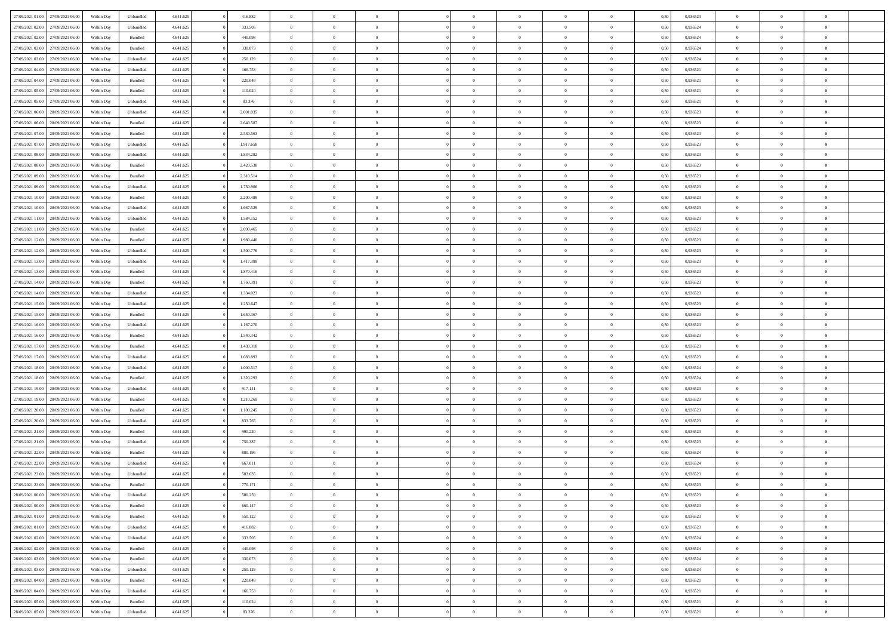| | | | | | | | | | | | | | | | | | | | | | |
|---|---|---|---|---|---|---|---|---|---|---|---|---|---|---|---|---|---|---|---|---|---|
| 27/09/2021 01:00 | 27/09/2021 06:00 | Within Day | Unbundled | 4.641.625 | 0 | 416.882 | 0 | 0 | 0 | | 0 | 0 | 0 | 0 | 0,50 | 0,936523 | 0 | 0 | 0 | |
| 27/09/2021 02:00 | 27/09/2021 06:00 | Within Day | Unbundled | 4.641.625 | 0 | 333.505 | 0 | 0 | 0 | | 0 | 0 | 0 | 0 | 0,50 | 0,936524 | 0 | 0 | 0 | |
| 27/09/2021 02:00 | 27/09/2021 06:00 | Within Day | Bundled | 4.641.625 | 0 | 440.098 | 0 | 0 | 0 | | 0 | 0 | 0 | 0 | 0,50 | 0,936524 | 0 | 0 | 0 | |
| 27/09/2021 03:00 | 27/09/2021 06:00 | Within Day | Bundled | 4.641.625 | 0 | 330.073 | 0 | 0 | 0 | | 0 | 0 | 0 | 0 | 0,50 | 0,936524 | 0 | 0 | 0 | |
| 27/09/2021 03:00 | 27/09/2021 06:00 | Within Day | Unbundled | 4.641.625 | 0 | 250.129 | 0 | 0 | 0 | | 0 | 0 | 0 | 0 | 0,50 | 0,936524 | 0 | 0 | 0 | |
| 27/09/2021 04:00 | 27/09/2021 06:00 | Within Day | Unbundled | 4.641.625 | 0 | 166.753 | 0 | 0 | 0 | | 0 | 0 | 0 | 0 | 0,50 | 0,936521 | 0 | 0 | 0 | |
| 27/09/2021 04:00 | 27/09/2021 06:00 | Within Day | Bundled | 4.641.625 | 0 | 220.049 | 0 | 0 | 0 | | 0 | 0 | 0 | 0 | 0,50 | 0,936521 | 0 | 0 | 0 | |
| 27/09/2021 05:00 | 27/09/2021 06:00 | Within Day | Bundled | 4.641.625 | 0 | 110.024 | 0 | 0 | 0 | | 0 | 0 | 0 | 0 | 0,50 | 0,936521 | 0 | 0 | 0 | |
| 27/09/2021 05:00 | 27/09/2021 06:00 | Within Day | Unbundled | 4.641.625 | 0 | 83.376 | 0 | 0 | 0 | | 0 | 0 | 0 | 0 | 0,50 | 0,936521 | 0 | 0 | 0 | |
| 27/09/2021 06:00 | 28/09/2021 06:00 | Within Day | Unbundled | 4.641.625 | 0 | 2.001.035 | 0 | 0 | 0 | | 0 | 0 | 0 | 0 | 0,50 | 0,936523 | 0 | 0 | 0 | |
| 27/09/2021 06:00 | 28/09/2021 06:00 | Within Day | Bundled | 4.641.625 | 0 | 2.640.587 | 0 | 0 | 0 | | 0 | 0 | 0 | 0 | 0,50 | 0,936523 | 0 | 0 | 0 | |
| 27/09/2021 07:00 | 28/09/2021 06:00 | Within Day | Bundled | 4.641.625 | 0 | 2.530.563 | 0 | 0 | 0 | | 0 | 0 | 0 | 0 | 0,50 | 0,936523 | 0 | 0 | 0 | |
| 27/09/2021 07:00 | 28/09/2021 06:00 | Within Day | Unbundled | 4.641.625 | 0 | 1.917.658 | 0 | 0 | 0 | | 0 | 0 | 0 | 0 | 0,50 | 0,936523 | 0 | 0 | 0 | |
| 27/09/2021 08:00 | 28/09/2021 06:00 | Within Day | Unbundled | 4.641.625 | 0 | 1.834.282 | 0 | 0 | 0 | | 0 | 0 | 0 | 0 | 0,50 | 0,936523 | 0 | 0 | 0 | |
| 27/09/2021 08:00 | 28/09/2021 06:00 | Within Day | Bundled | 4.641.625 | 0 | 2.420.538 | 0 | 0 | 0 | | 0 | 0 | 0 | 0 | 0,50 | 0,936523 | 0 | 0 | 0 | |
| 27/09/2021 09:00 | 28/09/2021 06:00 | Within Day | Bundled | 4.641.625 | 0 | 2.310.514 | 0 | 0 | 0 | | 0 | 0 | 0 | 0 | 0,50 | 0,936523 | 0 | 0 | 0 | |
| 27/09/2021 09:00 | 28/09/2021 06:00 | Within Day | Unbundled | 4.641.625 | 0 | 1.750.906 | 0 | 0 | 0 | | 0 | 0 | 0 | 0 | 0,50 | 0,936523 | 0 | 0 | 0 | |
| 27/09/2021 10:00 | 28/09/2021 06:00 | Within Day | Bundled | 4.641.625 | 0 | 2.200.489 | 0 | 0 | 0 | | 0 | 0 | 0 | 0 | 0,50 | 0,936523 | 0 | 0 | 0 | |
| 27/09/2021 10:00 | 28/09/2021 06:00 | Within Day | Unbundled | 4.641.625 | 0 | 1.667.529 | 0 | 0 | 0 | | 0 | 0 | 0 | 0 | 0,50 | 0,936523 | 0 | 0 | 0 | |
| 27/09/2021 11:00 | 28/09/2021 06:00 | Within Day | Unbundled | 4.641.625 | 0 | 1.584.152 | 0 | 0 | 0 | | 0 | 0 | 0 | 0 | 0,50 | 0,936523 | 0 | 0 | 0 | |
| 27/09/2021 11:00 | 28/09/2021 06:00 | Within Day | Bundled | 4.641.625 | 0 | 2.090.465 | 0 | 0 | 0 | | 0 | 0 | 0 | 0 | 0,50 | 0,936523 | 0 | 0 | 0 | |
| 27/09/2021 12:00 | 28/09/2021 06:00 | Within Day | Bundled | 4.641.625 | 0 | 1.980.440 | 0 | 0 | 0 | | 0 | 0 | 0 | 0 | 0,50 | 0,936523 | 0 | 0 | 0 | |
| 27/09/2021 12:00 | 28/09/2021 06:00 | Within Day | Unbundled | 4.641.625 | 0 | 1.500.776 | 0 | 0 | 0 | | 0 | 0 | 0 | 0 | 0,50 | 0,936523 | 0 | 0 | 0 | |
| 27/09/2021 13:00 | 28/09/2021 06:00 | Within Day | Unbundled | 4.641.625 | 0 | 1.417.399 | 0 | 0 | 0 | | 0 | 0 | 0 | 0 | 0,50 | 0,936523 | 0 | 0 | 0 | |
| 27/09/2021 13:00 | 28/09/2021 06:00 | Within Day | Bundled | 4.641.625 | 0 | 1.870.416 | 0 | 0 | 0 | | 0 | 0 | 0 | 0 | 0,50 | 0,936523 | 0 | 0 | 0 | |
| 27/09/2021 14:00 | 28/09/2021 06:00 | Within Day | Bundled | 4.641.625 | 0 | 1.760.391 | 0 | 0 | 0 | | 0 | 0 | 0 | 0 | 0,50 | 0,936523 | 0 | 0 | 0 | |
| 27/09/2021 14:00 | 28/09/2021 06:00 | Within Day | Unbundled | 4.641.625 | 0 | 1.334.023 | 0 | 0 | 0 | | 0 | 0 | 0 | 0 | 0,50 | 0,936523 | 0 | 0 | 0 | |
| 27/09/2021 15:00 | 28/09/2021 06:00 | Within Day | Unbundled | 4.641.625 | 0 | 1.250.647 | 0 | 0 | 0 | | 0 | 0 | 0 | 0 | 0,50 | 0,936523 | 0 | 0 | 0 | |
| 27/09/2021 15:00 | 28/09/2021 06:00 | Within Day | Bundled | 4.641.625 | 0 | 1.650.367 | 0 | 0 | 0 | | 0 | 0 | 0 | 0 | 0,50 | 0,936523 | 0 | 0 | 0 | |
| 27/09/2021 16:00 | 28/09/2021 06:00 | Within Day | Unbundled | 4.641.625 | 0 | 1.167.270 | 0 | 0 | 0 | | 0 | 0 | 0 | 0 | 0,50 | 0,936523 | 0 | 0 | 0 | |
| 27/09/2021 16:00 | 28/09/2021 06:00 | Within Day | Bundled | 4.641.625 | 0 | 1.540.342 | 0 | 0 | 0 | | 0 | 0 | 0 | 0 | 0,50 | 0,936523 | 0 | 0 | 0 | |
| 27/09/2021 17:00 | 28/09/2021 06:00 | Within Day | Bundled | 4.641.625 | 0 | 1.430.318 | 0 | 0 | 0 | | 0 | 0 | 0 | 0 | 0,50 | 0,936523 | 0 | 0 | 0 | |
| 27/09/2021 17:00 | 28/09/2021 06:00 | Within Day | Unbundled | 4.641.625 | 0 | 1.083.893 | 0 | 0 | 0 | | 0 | 0 | 0 | 0 | 0,50 | 0,936523 | 0 | 0 | 0 | |
| 27/09/2021 18:00 | 28/09/2021 06:00 | Within Day | Unbundled | 4.641.625 | 0 | 1.000.517 | 0 | 0 | 0 | | 0 | 0 | 0 | 0 | 0,50 | 0,936524 | 0 | 0 | 0 | |
| 27/09/2021 18:00 | 28/09/2021 06:00 | Within Day | Bundled | 4.641.625 | 0 | 1.320.293 | 0 | 0 | 0 | | 0 | 0 | 0 | 0 | 0,50 | 0,936524 | 0 | 0 | 0 | |
| 27/09/2021 19:00 | 28/09/2021 06:00 | Within Day | Unbundled | 4.641.625 | 0 | 917.141 | 0 | 0 | 0 | | 0 | 0 | 0 | 0 | 0,50 | 0,936523 | 0 | 0 | 0 | |
| 27/09/2021 19:00 | 28/09/2021 06:00 | Within Day | Bundled | 4.641.625 | 0 | 1.210.269 | 0 | 0 | 0 | | 0 | 0 | 0 | 0 | 0,50 | 0,936523 | 0 | 0 | 0 | |
| 27/09/2021 20:00 | 28/09/2021 06:00 | Within Day | Bundled | 4.641.625 | 0 | 1.100.245 | 0 | 0 | 0 | | 0 | 0 | 0 | 0 | 0,50 | 0,936523 | 0 | 0 | 0 | |
| 27/09/2021 20:00 | 28/09/2021 06:00 | Within Day | Unbundled | 4.641.625 | 0 | 833.765 | 0 | 0 | 0 | | 0 | 0 | 0 | 0 | 0,50 | 0,936523 | 0 | 0 | 0 | |
| 27/09/2021 21:00 | 28/09/2021 06:00 | Within Day | Bundled | 4.641.625 | 0 | 990.220 | 0 | 0 | 0 | | 0 | 0 | 0 | 0 | 0,50 | 0,936523 | 0 | 0 | 0 | |
| 27/09/2021 21:00 | 28/09/2021 06:00 | Within Day | Unbundled | 4.641.625 | 0 | 750.387 | 0 | 0 | 0 | | 0 | 0 | 0 | 0 | 0,50 | 0,936523 | 0 | 0 | 0 | |
| 27/09/2021 22:00 | 28/09/2021 06:00 | Within Day | Bundled | 4.641.625 | 0 | 880.196 | 0 | 0 | 0 | | 0 | 0 | 0 | 0 | 0,50 | 0,936524 | 0 | 0 | 0 | |
| 27/09/2021 22:00 | 28/09/2021 06:00 | Within Day | Unbundled | 4.641.625 | 0 | 667.011 | 0 | 0 | 0 | | 0 | 0 | 0 | 0 | 0,50 | 0,936524 | 0 | 0 | 0 | |
| 27/09/2021 23:00 | 28/09/2021 06:00 | Within Day | Unbundled | 4.641.625 | 0 | 583.635 | 0 | 0 | 0 | | 0 | 0 | 0 | 0 | 0,50 | 0,936523 | 0 | 0 | 0 | |
| 27/09/2021 23:00 | 28/09/2021 06:00 | Within Day | Bundled | 4.641.625 | 0 | 770.171 | 0 | 0 | 0 | | 0 | 0 | 0 | 0 | 0,50 | 0,936523 | 0 | 0 | 0 | |
| 28/09/2021 00:00 | 28/09/2021 06:00 | Within Day | Unbundled | 4.641.625 | 0 | 500.259 | 0 | 0 | 0 | | 0 | 0 | 0 | 0 | 0,50 | 0,936523 | 0 | 0 | 0 | |
| 28/09/2021 00:00 | 28/09/2021 06:00 | Within Day | Bundled | 4.641.625 | 0 | 660.147 | 0 | 0 | 0 | | 0 | 0 | 0 | 0 | 0,50 | 0,936523 | 0 | 0 | 0 | |
| 28/09/2021 01:00 | 28/09/2021 06:00 | Within Day | Bundled | 4.641.625 | 0 | 550.122 | 0 | 0 | 0 | | 0 | 0 | 0 | 0 | 0,50 | 0,936523 | 0 | 0 | 0 | |
| 28/09/2021 01:00 | 28/09/2021 06:00 | Within Day | Unbundled | 4.641.625 | 0 | 416.882 | 0 | 0 | 0 | | 0 | 0 | 0 | 0 | 0,50 | 0,936523 | 0 | 0 | 0 | |
| 28/09/2021 02:00 | 28/09/2021 06:00 | Within Day | Unbundled | 4.641.625 | 0 | 333.505 | 0 | 0 | 0 | | 0 | 0 | 0 | 0 | 0,50 | 0,936524 | 0 | 0 | 0 | |
| 28/09/2021 02:00 | 28/09/2021 06:00 | Within Day | Bundled | 4.641.625 | 0 | 440.098 | 0 | 0 | 0 | | 0 | 0 | 0 | 0 | 0,50 | 0,936524 | 0 | 0 | 0 | |
| 28/09/2021 03:00 | 28/09/2021 06:00 | Within Day | Bundled | 4.641.625 | 0 | 330.073 | 0 | 0 | 0 | | 0 | 0 | 0 | 0 | 0,50 | 0,936524 | 0 | 0 | 0 | |
| 28/09/2021 03:00 | 28/09/2021 06:00 | Within Day | Unbundled | 4.641.625 | 0 | 250.129 | 0 | 0 | 0 | | 0 | 0 | 0 | 0 | 0,50 | 0,936524 | 0 | 0 | 0 | |
| 28/09/2021 04:00 | 28/09/2021 06:00 | Within Day | Bundled | 4.641.625 | 0 | 220.049 | 0 | 0 | 0 | | 0 | 0 | 0 | 0 | 0,50 | 0,936521 | 0 | 0 | 0 | |
| 28/09/2021 04:00 | 28/09/2021 06:00 | Within Day | Unbundled | 4.641.625 | 0 | 166.753 | 0 | 0 | 0 | | 0 | 0 | 0 | 0 | 0,50 | 0,936521 | 0 | 0 | 0 | |
| 28/09/2021 05:00 | 28/09/2021 06:00 | Within Day | Bundled | 4.641.625 | 0 | 110.024 | 0 | 0 | 0 | | 0 | 0 | 0 | 0 | 0,50 | 0,936521 | 0 | 0 | 0 | |
| 28/09/2021 05:00 | 28/09/2021 06:00 | Within Day | Unbundled | 4.641.625 | 0 | 83.376 | 0 | 0 | 0 | | 0 | 0 | 0 | 0 | 0,50 | 0,936521 | 0 | 0 | 0 | |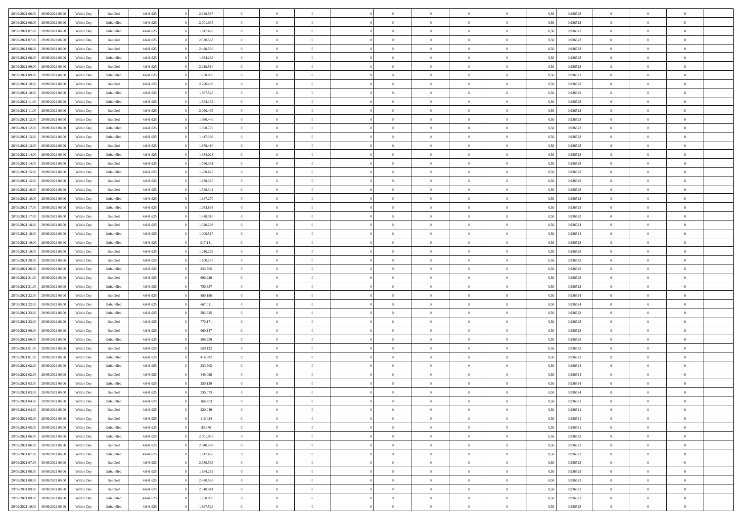| | | | | | | | | | | | | | | | | | | | | | |
|---|---|---|---|---|---|---|---|---|---|---|---|---|---|---|---|---|---|---|---|---|---|
| 28/09/2021 06:00 | 29/09/2021 06:00 | Within Day | Bundled | 4.641.625 | 0 | 2.640.587 | 0 | 0 | 0 | | 0 | 0 | 0 | 0 | 0,50 | 0,936523 | 0 | 0 | 0 | |
| 28/09/2021 06:00 | 29/09/2021 06:00 | Within Day | Unbundled | 4.641.625 | 0 | 2.001.035 | 0 | 0 | 0 | | 0 | 0 | 0 | 0 | 0,50 | 0,936523 | 0 | 0 | 0 | |
| 28/09/2021 07:00 | 29/09/2021 06:00 | Within Day | Unbundled | 4.641.625 | 0 | 1.917.658 | 0 | 0 | 0 | | 0 | 0 | 0 | 0 | 0,50 | 0,936523 | 0 | 0 | 0 | |
| 28/09/2021 07:00 | 29/09/2021 06:00 | Within Day | Bundled | 4.641.625 | 0 | 2.530.563 | 0 | 0 | 0 | | 0 | 0 | 0 | 0 | 0,50 | 0,936523 | 0 | 0 | 0 | |
| 28/09/2021 08:00 | 29/09/2021 06:00 | Within Day | Bundled | 4.641.625 | 0 | 2.420.538 | 0 | 0 | 0 | | 0 | 0 | 0 | 0 | 0,50 | 0,936523 | 0 | 0 | 0 | |
| 28/09/2021 08:00 | 29/09/2021 06:00 | Within Day | Unbundled | 4.641.625 | 0 | 1.834.282 | 0 | 0 | 0 | | 0 | 0 | 0 | 0 | 0,50 | 0,936523 | 0 | 0 | 0 | |
| 28/09/2021 09:00 | 29/09/2021 06:00 | Within Day | Bundled | 4.641.625 | 0 | 2.310.514 | 0 | 0 | 0 | | 0 | 0 | 0 | 0 | 0,50 | 0,936523 | 0 | 0 | 0 | |
| 28/09/2021 09:00 | 29/09/2021 06:00 | Within Day | Unbundled | 4.641.625 | 0 | 1.750.906 | 0 | 0 | 0 | | 0 | 0 | 0 | 0 | 0,50 | 0,936523 | 0 | 0 | 0 | |
| 28/09/2021 10:00 | 29/09/2021 06:00 | Within Day | Bundled | 4.641.625 | 0 | 2.200.489 | 0 | 0 | 0 | | 0 | 0 | 0 | 0 | 0,50 | 0,936523 | 0 | 0 | 0 | |
| 28/09/2021 10:00 | 29/09/2021 06:00 | Within Day | Unbundled | 4.641.625 | 0 | 1.667.529 | 0 | 0 | 0 | | 0 | 0 | 0 | 0 | 0,50 | 0,936523 | 0 | 0 | 0 | |
| 28/09/2021 11:00 | 29/09/2021 06:00 | Within Day | Unbundled | 4.641.625 | 0 | 1.584.152 | 0 | 0 | 0 | | 0 | 0 | 0 | 0 | 0,50 | 0,936523 | 0 | 0 | 0 | |
| 28/09/2021 11:00 | 29/09/2021 06:00 | Within Day | Bundled | 4.641.625 | 0 | 2.090.465 | 0 | 0 | 0 | | 0 | 0 | 0 | 0 | 0,50 | 0,936523 | 0 | 0 | 0 | |
| 28/09/2021 12:00 | 29/09/2021 06:00 | Within Day | Bundled | 4.641.625 | 0 | 1.980.440 | 0 | 0 | 0 | | 0 | 0 | 0 | 0 | 0,50 | 0,936523 | 0 | 0 | 0 | |
| 28/09/2021 12:00 | 29/09/2021 06:00 | Within Day | Unbundled | 4.641.625 | 0 | 1.500.776 | 0 | 0 | 0 | | 0 | 0 | 0 | 0 | 0,50 | 0,936523 | 0 | 0 | 0 | |
| 28/09/2021 13:00 | 29/09/2021 06:00 | Within Day | Unbundled | 4.641.625 | 0 | 1.417.399 | 0 | 0 | 0 | | 0 | 0 | 0 | 0 | 0,50 | 0,936523 | 0 | 0 | 0 | |
| 28/09/2021 13:00 | 29/09/2021 06:00 | Within Day | Bundled | 4.641.625 | 0 | 1.870.416 | 0 | 0 | 0 | | 0 | 0 | 0 | 0 | 0,50 | 0,936523 | 0 | 0 | 0 | |
| 28/09/2021 14:00 | 29/09/2021 06:00 | Within Day | Unbundled | 4.641.625 | 0 | 1.334.023 | 0 | 0 | 0 | | 0 | 0 | 0 | 0 | 0,50 | 0,936523 | 0 | 0 | 0 | |
| 28/09/2021 14:00 | 29/09/2021 06:00 | Within Day | Bundled | 4.641.625 | 0 | 1.760.391 | 0 | 0 | 0 | | 0 | 0 | 0 | 0 | 0,50 | 0,936523 | 0 | 0 | 0 | |
| 28/09/2021 15:00 | 29/09/2021 06:00 | Within Day | Unbundled | 4.641.625 | 0 | 1.250.647 | 0 | 0 | 0 | | 0 | 0 | 0 | 0 | 0,50 | 0,936523 | 0 | 0 | 0 | |
| 28/09/2021 15:00 | 29/09/2021 06:00 | Within Day | Bundled | 4.641.625 | 0 | 1.650.367 | 0 | 0 | 0 | | 0 | 0 | 0 | 0 | 0,50 | 0,936523 | 0 | 0 | 0 | |
| 28/09/2021 16:00 | 29/09/2021 06:00 | Within Day | Bundled | 4.641.625 | 0 | 1.540.342 | 0 | 0 | 0 | | 0 | 0 | 0 | 0 | 0,50 | 0,936523 | 0 | 0 | 0 | |
| 28/09/2021 16:00 | 29/09/2021 06:00 | Within Day | Unbundled | 4.641.625 | 0 | 1.167.270 | 0 | 0 | 0 | | 0 | 0 | 0 | 0 | 0,50 | 0,936523 | 0 | 0 | 0 | |
| 28/09/2021 17:00 | 29/09/2021 06:00 | Within Day | Unbundled | 4.641.625 | 0 | 1.083.893 | 0 | 0 | 0 | | 0 | 0 | 0 | 0 | 0,50 | 0,936523 | 0 | 0 | 0 | |
| 28/09/2021 17:00 | 29/09/2021 06:00 | Within Day | Bundled | 4.641.625 | 0 | 1.430.318 | 0 | 0 | 0 | | 0 | 0 | 0 | 0 | 0,50 | 0,936523 | 0 | 0 | 0 | |
| 28/09/2021 18:00 | 29/09/2021 06:00 | Within Day | Bundled | 4.641.625 | 0 | 1.320.293 | 0 | 0 | 0 | | 0 | 0 | 0 | 0 | 0,50 | 0,936524 | 0 | 0 | 0 | |
| 28/09/2021 18:00 | 29/09/2021 06:00 | Within Day | Unbundled | 4.641.625 | 0 | 1.000.517 | 0 | 0 | 0 | | 0 | 0 | 0 | 0 | 0,50 | 0,936524 | 0 | 0 | 0 | |
| 28/09/2021 19:00 | 29/09/2021 06:00 | Within Day | Unbundled | 4.641.625 | 0 | 917.141 | 0 | 0 | 0 | | 0 | 0 | 0 | 0 | 0,50 | 0,936523 | 0 | 0 | 0 | |
| 28/09/2021 19:00 | 29/09/2021 06:00 | Within Day | Bundled | 4.641.625 | 0 | 1.210.269 | 0 | 0 | 0 | | 0 | 0 | 0 | 0 | 0,50 | 0,936523 | 0 | 0 | 0 | |
| 28/09/2021 20:00 | 29/09/2021 06:00 | Within Day | Bundled | 4.641.625 | 0 | 1.100.245 | 0 | 0 | 0 | | 0 | 0 | 0 | 0 | 0,50 | 0,936523 | 0 | 0 | 0 | |
| 28/09/2021 20:00 | 29/09/2021 06:00 | Within Day | Unbundled | 4.641.625 | 0 | 833.765 | 0 | 0 | 0 | | 0 | 0 | 0 | 0 | 0,50 | 0,936523 | 0 | 0 | 0 | |
| 28/09/2021 21:00 | 29/09/2021 06:00 | Within Day | Bundled | 4.641.625 | 0 | 990.220 | 0 | 0 | 0 | | 0 | 0 | 0 | 0 | 0,50 | 0,936523 | 0 | 0 | 0 | |
| 28/09/2021 21:00 | 29/09/2021 06:00 | Within Day | Unbundled | 4.641.625 | 0 | 750.387 | 0 | 0 | 0 | | 0 | 0 | 0 | 0 | 0,50 | 0,936523 | 0 | 0 | 0 | |
| 28/09/2021 22:00 | 29/09/2021 06:00 | Within Day | Bundled | 4.641.625 | 0 | 880.196 | 0 | 0 | 0 | | 0 | 0 | 0 | 0 | 0,50 | 0,936524 | 0 | 0 | 0 | |
| 28/09/2021 22:00 | 29/09/2021 06:00 | Within Day | Unbundled | 4.641.625 | 0 | 667.011 | 0 | 0 | 0 | | 0 | 0 | 0 | 0 | 0,50 | 0,936524 | 0 | 0 | 0 | |
| 28/09/2021 23:00 | 29/09/2021 06:00 | Within Day | Unbundled | 4.641.625 | 0 | 583.635 | 0 | 0 | 0 | | 0 | 0 | 0 | 0 | 0,50 | 0,936523 | 0 | 0 | 0 | |
| 28/09/2021 23:00 | 29/09/2021 06:00 | Within Day | Bundled | 4.641.625 | 0 | 770.171 | 0 | 0 | 0 | | 0 | 0 | 0 | 0 | 0,50 | 0,936523 | 0 | 0 | 0 | |
| 29/09/2021 00:00 | 29/09/2021 06:00 | Within Day | Bundled | 4.641.625 | 0 | 660.147 | 0 | 0 | 0 | | 0 | 0 | 0 | 0 | 0,50 | 0,936523 | 0 | 0 | 0 | |
| 29/09/2021 00:00 | 29/09/2021 06:00 | Within Day | Unbundled | 4.641.625 | 0 | 500.259 | 0 | 0 | 0 | | 0 | 0 | 0 | 0 | 0,50 | 0,936523 | 0 | 0 | 0 | |
| 29/09/2021 01:00 | 29/09/2021 06:00 | Within Day | Bundled | 4.641.625 | 0 | 550.122 | 0 | 0 | 0 | | 0 | 0 | 0 | 0 | 0,50 | 0,936523 | 0 | 0 | 0 | |
| 29/09/2021 01:00 | 29/09/2021 06:00 | Within Day | Unbundled | 4.641.625 | 0 | 416.882 | 0 | 0 | 0 | | 0 | 0 | 0 | 0 | 0,50 | 0,936523 | 0 | 0 | 0 | |
| 29/09/2021 02:00 | 29/09/2021 06:00 | Within Day | Unbundled | 4.641.625 | 0 | 333.505 | 0 | 0 | 0 | | 0 | 0 | 0 | 0 | 0,50 | 0,936524 | 0 | 0 | 0 | |
| 29/09/2021 02:00 | 29/09/2021 06:00 | Within Day | Bundled | 4.641.625 | 0 | 440.098 | 0 | 0 | 0 | | 0 | 0 | 0 | 0 | 0,50 | 0,936524 | 0 | 0 | 0 | |
| 29/09/2021 03:00 | 29/09/2021 06:00 | Within Day | Unbundled | 4.641.625 | 0 | 250.129 | 0 | 0 | 0 | | 0 | 0 | 0 | 0 | 0,50 | 0,936524 | 0 | 0 | 0 | |
| 29/09/2021 03:00 | 29/09/2021 06:00 | Within Day | Bundled | 4.641.625 | 0 | 330.073 | 0 | 0 | 0 | | 0 | 0 | 0 | 0 | 0,50 | 0,936524 | 0 | 0 | 0 | |
| 29/09/2021 04:00 | 29/09/2021 06:00 | Within Day | Unbundled | 4.641.625 | 0 | 166.753 | 0 | 0 | 0 | | 0 | 0 | 0 | 0 | 0,50 | 0,936521 | 0 | 0 | 0 | |
| 29/09/2021 04:00 | 29/09/2021 06:00 | Within Day | Bundled | 4.641.625 | 0 | 220.049 | 0 | 0 | 0 | | 0 | 0 | 0 | 0 | 0,50 | 0,936521 | 0 | 0 | 0 | |
| 29/09/2021 05:00 | 29/09/2021 06:00 | Within Day | Bundled | 4.641.625 | 0 | 110.024 | 0 | 0 | 0 | | 0 | 0 | 0 | 0 | 0,50 | 0,936521 | 0 | 0 | 0 | |
| 29/09/2021 05:00 | 29/09/2021 06:00 | Within Day | Unbundled | 4.641.625 | 0 | 83.376 | 0 | 0 | 0 | | 0 | 0 | 0 | 0 | 0,50 | 0,936521 | 0 | 0 | 0 | |
| 29/09/2021 06:00 | 30/09/2021 06:00 | Within Day | Unbundled | 4.641.625 | 0 | 2.001.035 | 0 | 0 | 0 | | 0 | 0 | 0 | 0 | 0,50 | 0,936523 | 0 | 0 | 0 | |
| 29/09/2021 06:00 | 30/09/2021 06:00 | Within Day | Bundled | 4.641.625 | 0 | 2.640.587 | 0 | 0 | 0 | | 0 | 0 | 0 | 0 | 0,50 | 0,936523 | 0 | 0 | 0 | |
| 29/09/2021 07:00 | 30/09/2021 06:00 | Within Day | Unbundled | 4.641.625 | 0 | 1.917.658 | 0 | 0 | 0 | | 0 | 0 | 0 | 0 | 0,50 | 0,936523 | 0 | 0 | 0 | |
| 29/09/2021 07:00 | 30/09/2021 06:00 | Within Day | Bundled | 4.641.625 | 0 | 2.530.563 | 0 | 0 | 0 | | 0 | 0 | 0 | 0 | 0,50 | 0,936523 | 0 | 0 | 0 | |
| 29/09/2021 08:00 | 30/09/2021 06:00 | Within Day | Unbundled | 4.641.625 | 0 | 1.834.282 | 0 | 0 | 0 | | 0 | 0 | 0 | 0 | 0,50 | 0,936523 | 0 | 0 | 0 | |
| 29/09/2021 08:00 | 30/09/2021 06:00 | Within Day | Bundled | 4.641.625 | 0 | 2.420.538 | 0 | 0 | 0 | | 0 | 0 | 0 | 0 | 0,50 | 0,936523 | 0 | 0 | 0 | |
| 29/09/2021 09:00 | 30/09/2021 06:00 | Within Day | Bundled | 4.641.625 | 0 | 2.310.514 | 0 | 0 | 0 | | 0 | 0 | 0 | 0 | 0,50 | 0,936523 | 0 | 0 | 0 | |
| 29/09/2021 09:00 | 30/09/2021 06:00 | Within Day | Unbundled | 4.641.625 | 0 | 1.750.906 | 0 | 0 | 0 | | 0 | 0 | 0 | 0 | 0,50 | 0,936523 | 0 | 0 | 0 | |
| 29/09/2021 10:00 | 30/09/2021 06:00 | Within Day | Unbundled | 4.641.625 | 0 | 1.667.529 | 0 | 0 | 0 | | 0 | 0 | 0 | 0 | 0,50 | 0,936523 | 0 | 0 | 0 | |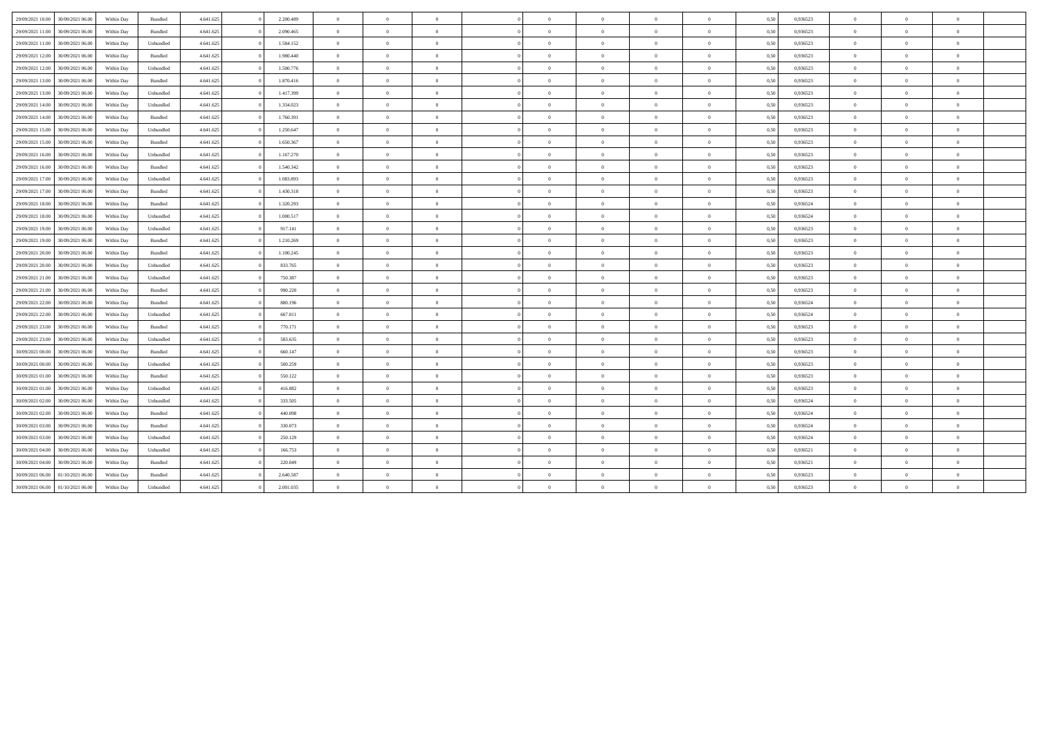| | | | | | | | | | | | | | | | | | | | | |
|---|---|---|---|---|---|---|---|---|---|---|---|---|---|---|---|---|---|---|---|---|
| 29/09/2021 10.00 | 30/09/2021 06.00 | Within Day | Bundled | 4.641.625 | 0 | 2.200.489 | 0 | 0 | 0 | 0 | 0 | 0 | 0 | 0 | 0,50 | 0,936523 | 0 | 0 | 0 | |
| 29/09/2021 11.00 | 30/09/2021 06.00 | Within Day | Bundled | 4.641.625 | 0 | 2.090.465 | 0 | 0 | 0 | 0 | 0 | 0 | 0 | 0 | 0,50 | 0,936523 | 0 | 0 | 0 | |
| 29/09/2021 11.00 | 30/09/2021 06.00 | Within Day | Unbundled | 4.641.625 | 0 | 1.584.152 | 0 | 0 | 0 | 0 | 0 | 0 | 0 | 0 | 0,50 | 0,936523 | 0 | 0 | 0 | |
| 29/09/2021 12.00 | 30/09/2021 06.00 | Within Day | Bundled | 4.641.625 | 0 | 1.980.440 | 0 | 0 | 0 | 0 | 0 | 0 | 0 | 0 | 0,50 | 0,936523 | 0 | 0 | 0 | |
| 29/09/2021 12.00 | 30/09/2021 06.00 | Within Day | Unbundled | 4.641.625 | 0 | 1.500.776 | 0 | 0 | 0 | 0 | 0 | 0 | 0 | 0 | 0,50 | 0,936523 | 0 | 0 | 0 | |
| 29/09/2021 13.00 | 30/09/2021 06.00 | Within Day | Bundled | 4.641.625 | 0 | 1.870.416 | 0 | 0 | 0 | 0 | 0 | 0 | 0 | 0 | 0,50 | 0,936523 | 0 | 0 | 0 | |
| 29/09/2021 13.00 | 30/09/2021 06.00 | Within Day | Unbundled | 4.641.625 | 0 | 1.417.399 | 0 | 0 | 0 | 0 | 0 | 0 | 0 | 0 | 0,50 | 0,936523 | 0 | 0 | 0 | |
| 29/09/2021 14.00 | 30/09/2021 06.00 | Within Day | Unbundled | 4.641.625 | 0 | 1.334.023 | 0 | 0 | 0 | 0 | 0 | 0 | 0 | 0 | 0,50 | 0,936523 | 0 | 0 | 0 | |
| 29/09/2021 14.00 | 30/09/2021 06.00 | Within Day | Bundled | 4.641.625 | 0 | 1.760.391 | 0 | 0 | 0 | 0 | 0 | 0 | 0 | 0 | 0,50 | 0,936523 | 0 | 0 | 0 | |
| 29/09/2021 15.00 | 30/09/2021 06.00 | Within Day | Unbundled | 4.641.625 | 0 | 1.250.647 | 0 | 0 | 0 | 0 | 0 | 0 | 0 | 0 | 0,50 | 0,936523 | 0 | 0 | 0 | |
| 29/09/2021 15.00 | 30/09/2021 06.00 | Within Day | Bundled | 4.641.625 | 0 | 1.650.367 | 0 | 0 | 0 | 0 | 0 | 0 | 0 | 0 | 0,50 | 0,936523 | 0 | 0 | 0 | |
| 29/09/2021 16.00 | 30/09/2021 06.00 | Within Day | Unbundled | 4.641.625 | 0 | 1.167.270 | 0 | 0 | 0 | 0 | 0 | 0 | 0 | 0 | 0,50 | 0,936523 | 0 | 0 | 0 | |
| 29/09/2021 16.00 | 30/09/2021 06.00 | Within Day | Bundled | 4.641.625 | 0 | 1.540.342 | 0 | 0 | 0 | 0 | 0 | 0 | 0 | 0 | 0,50 | 0,936523 | 0 | 0 | 0 | |
| 29/09/2021 17.00 | 30/09/2021 06.00 | Within Day | Unbundled | 4.641.625 | 0 | 1.083.893 | 0 | 0 | 0 | 0 | 0 | 0 | 0 | 0 | 0,50 | 0,936523 | 0 | 0 | 0 | |
| 29/09/2021 17.00 | 30/09/2021 06.00 | Within Day | Bundled | 4.641.625 | 0 | 1.430.318 | 0 | 0 | 0 | 0 | 0 | 0 | 0 | 0 | 0,50 | 0,936523 | 0 | 0 | 0 | |
| 29/09/2021 18.00 | 30/09/2021 06.00 | Within Day | Bundled | 4.641.625 | 0 | 1.320.293 | 0 | 0 | 0 | 0 | 0 | 0 | 0 | 0 | 0,50 | 0,936524 | 0 | 0 | 0 | |
| 29/09/2021 18.00 | 30/09/2021 06.00 | Within Day | Unbundled | 4.641.625 | 0 | 1.000.517 | 0 | 0 | 0 | 0 | 0 | 0 | 0 | 0 | 0,50 | 0,936524 | 0 | 0 | 0 | |
| 29/09/2021 19.00 | 30/09/2021 06.00 | Within Day | Unbundled | 4.641.625 | 0 | 917.141 | 0 | 0 | 0 | 0 | 0 | 0 | 0 | 0 | 0,50 | 0,936523 | 0 | 0 | 0 | |
| 29/09/2021 19.00 | 30/09/2021 06.00 | Within Day | Bundled | 4.641.625 | 0 | 1.210.269 | 0 | 0 | 0 | 0 | 0 | 0 | 0 | 0 | 0,50 | 0,936523 | 0 | 0 | 0 | |
| 29/09/2021 20.00 | 30/09/2021 06.00 | Within Day | Bundled | 4.641.625 | 0 | 1.100.245 | 0 | 0 | 0 | 0 | 0 | 0 | 0 | 0 | 0,50 | 0,936523 | 0 | 0 | 0 | |
| 29/09/2021 20.00 | 30/09/2021 06.00 | Within Day | Unbundled | 4.641.625 | 0 | 833.765 | 0 | 0 | 0 | 0 | 0 | 0 | 0 | 0 | 0,50 | 0,936523 | 0 | 0 | 0 | |
| 29/09/2021 21.00 | 30/09/2021 06.00 | Within Day | Unbundled | 4.641.625 | 0 | 750.387 | 0 | 0 | 0 | 0 | 0 | 0 | 0 | 0 | 0,50 | 0,936523 | 0 | 0 | 0 | |
| 29/09/2021 21.00 | 30/09/2021 06.00 | Within Day | Bundled | 4.641.625 | 0 | 990.220 | 0 | 0 | 0 | 0 | 0 | 0 | 0 | 0 | 0,50 | 0,936523 | 0 | 0 | 0 | |
| 29/09/2021 22.00 | 30/09/2021 06.00 | Within Day | Bundled | 4.641.625 | 0 | 880.196 | 0 | 0 | 0 | 0 | 0 | 0 | 0 | 0 | 0,50 | 0,936524 | 0 | 0 | 0 | |
| 29/09/2021 22.00 | 30/09/2021 06.00 | Within Day | Unbundled | 4.641.625 | 0 | 667.011 | 0 | 0 | 0 | 0 | 0 | 0 | 0 | 0 | 0,50 | 0,936524 | 0 | 0 | 0 | |
| 29/09/2021 23.00 | 30/09/2021 06.00 | Within Day | Bundled | 4.641.625 | 0 | 770.171 | 0 | 0 | 0 | 0 | 0 | 0 | 0 | 0 | 0,50 | 0,936523 | 0 | 0 | 0 | |
| 29/09/2021 23.00 | 30/09/2021 06.00 | Within Day | Unbundled | 4.641.625 | 0 | 583.635 | 0 | 0 | 0 | 0 | 0 | 0 | 0 | 0 | 0,50 | 0,936523 | 0 | 0 | 0 | |
| 30/09/2021 00.00 | 30/09/2021 06.00 | Within Day | Bundled | 4.641.625 | 0 | 660.147 | 0 | 0 | 0 | 0 | 0 | 0 | 0 | 0 | 0,50 | 0,936523 | 0 | 0 | 0 | |
| 30/09/2021 00.00 | 30/09/2021 06.00 | Within Day | Unbundled | 4.641.625 | 0 | 500.259 | 0 | 0 | 0 | 0 | 0 | 0 | 0 | 0 | 0,50 | 0,936523 | 0 | 0 | 0 | |
| 30/09/2021 01.00 | 30/09/2021 06.00 | Within Day | Bundled | 4.641.625 | 0 | 550.122 | 0 | 0 | 0 | 0 | 0 | 0 | 0 | 0 | 0,50 | 0,936523 | 0 | 0 | 0 | |
| 30/09/2021 01.00 | 30/09/2021 06.00 | Within Day | Unbundled | 4.641.625 | 0 | 416.882 | 0 | 0 | 0 | 0 | 0 | 0 | 0 | 0 | 0,50 | 0,936523 | 0 | 0 | 0 | |
| 30/09/2021 02.00 | 30/09/2021 06.00 | Within Day | Unbundled | 4.641.625 | 0 | 333.505 | 0 | 0 | 0 | 0 | 0 | 0 | 0 | 0 | 0,50 | 0,936524 | 0 | 0 | 0 | |
| 30/09/2021 02.00 | 30/09/2021 06.00 | Within Day | Bundled | 4.641.625 | 0 | 440.098 | 0 | 0 | 0 | 0 | 0 | 0 | 0 | 0 | 0,50 | 0,936524 | 0 | 0 | 0 | |
| 30/09/2021 03.00 | 30/09/2021 06.00 | Within Day | Bundled | 4.641.625 | 0 | 330.073 | 0 | 0 | 0 | 0 | 0 | 0 | 0 | 0 | 0,50 | 0,936524 | 0 | 0 | 0 | |
| 30/09/2021 03.00 | 30/09/2021 06.00 | Within Day | Unbundled | 4.641.625 | 0 | 250.129 | 0 | 0 | 0 | 0 | 0 | 0 | 0 | 0 | 0,50 | 0,936524 | 0 | 0 | 0 | |
| 30/09/2021 04.00 | 30/09/2021 06.00 | Within Day | Unbundled | 4.641.625 | 0 | 166.753 | 0 | 0 | 0 | 0 | 0 | 0 | 0 | 0 | 0,50 | 0,936521 | 0 | 0 | 0 | |
| 30/09/2021 04.00 | 30/09/2021 06.00 | Within Day | Bundled | 4.641.625 | 0 | 220.049 | 0 | 0 | 0 | 0 | 0 | 0 | 0 | 0 | 0,50 | 0,936521 | 0 | 0 | 0 | |
| 30/09/2021 06.00 | 01/10/2021 06.00 | Within Day | Bundled | 4.641.625 | 0 | 2.640.587 | 0 | 0 | 0 | 0 | 0 | 0 | 0 | 0 | 0,50 | 0,936523 | 0 | 0 | 0 | |
| 30/09/2021 06.00 | 01/10/2021 06.00 | Within Day | Unbundled | 4.641.625 | 0 | 2.001.035 | 0 | 0 | 0 | 0 | 0 | 0 | 0 | 0 | 0,50 | 0,936523 | 0 | 0 | 0 | |